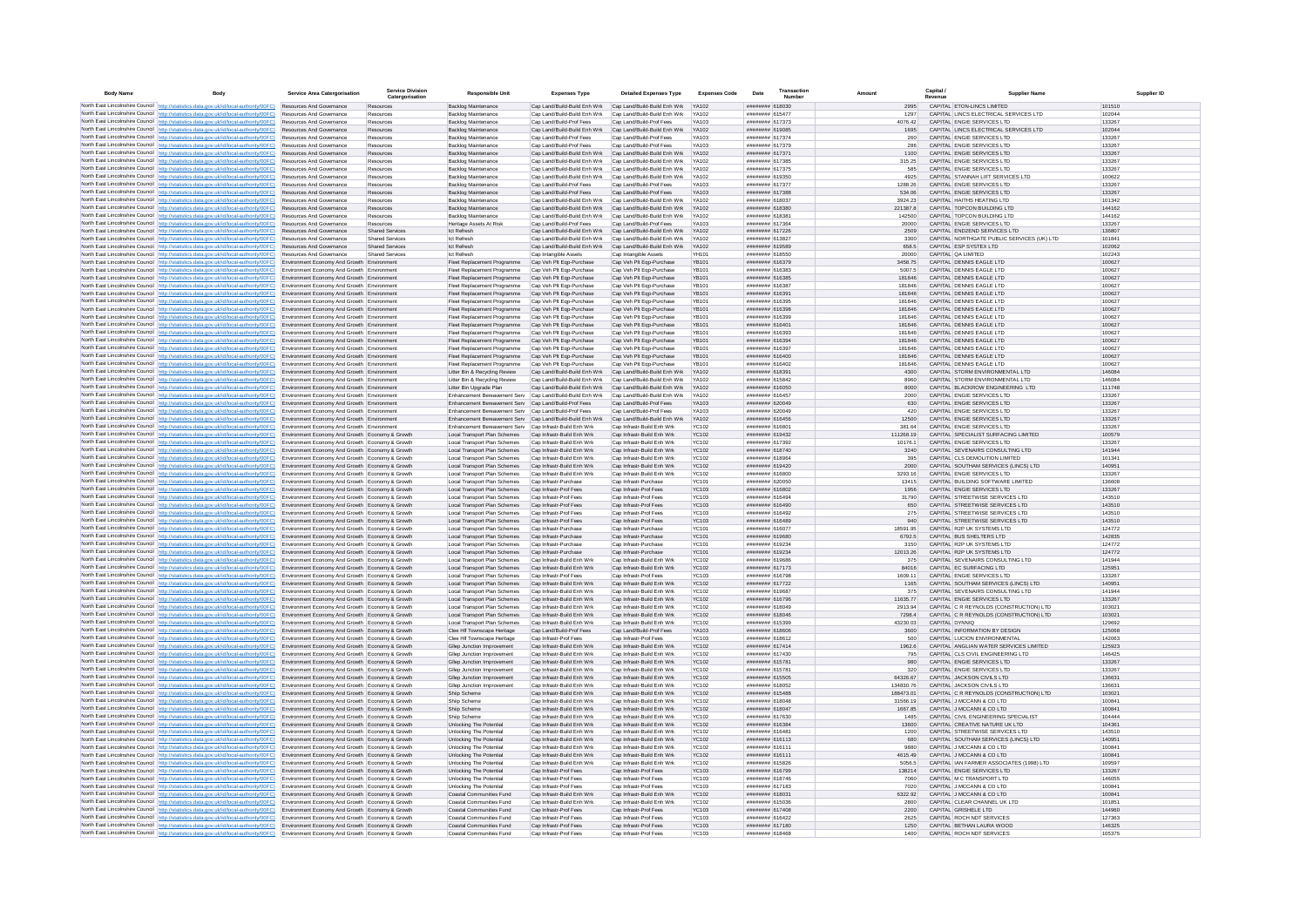| Body Name | Body | Service Area Catergorisation | Service Division Catergorisation | Responsible Unit | Expenses Type | Detailed Expenses Type | Expenses Code | Date | Transaction Number | Amount | Capital / Revenue | Supplier Name | Supplier ID |
|---|---|---|---|---|---|---|---|---|---|---|---|---|---|
| North East Lincolnshire Council | http://statistics.data.gov.uk/id/local-authority/00FC) | Resources And Governance | Resources | Backlog Maintenance | Cap Land/Build-Build Enh Wrk | Cap Land/Build-Build Enh Wrk | YA102 | ######## | 618030 | 2995 | CAPITAL | ETON-LINCS LIMITED | 101510 |
| North East Lincolnshire Council | http://statistics.data.gov.uk/id/local-authority/00FC) | Resources And Governance | Resources | Backlog Maintenance | Cap Land/Build-Build Enh Wrk | Cap Land/Build-Build Enh Wrk | YA102 | ######## | 615477 | 1297 | CAPITAL | LINCS ELECTRICAL SERVICES LTD | 102044 |
| North East Lincolnshire Council | http://statistics.data.gov.uk/id/local-authority/00FC) | Resources And Governance | Resources | Backlog Maintenance | Cap Land/Build-Prof Fees | Cap Land/Build-Prof Fees | YA103 | ######## | 617373 | 4076.42 | CAPITAL | ENGIE SERVICES LTD | 133267 |
| North East Lincolnshire Council | http://statistics.data.gov.uk/id/local-authority/00FC) | Resources And Governance | Resources | Backlog Maintenance | Cap Land/Build-Build Enh Wrk | Cap Land/Build-Build Enh Wrk | YA102 | ######## | 619085 | 1695 | CAPITAL | LINCS ELECTRICAL SERVICES LTD | 102044 |
| North East Lincolnshire Council | http://statistics.data.gov.uk/id/local-authority/00FC) | Resources And Governance | Resources | Backlog Maintenance | Cap Land/Build-Prof Fees | Cap Land/Build-Prof Fees | YA103 | ######## | 617374 | 260 | CAPITAL | ENGIE SERVICES LTD | 133267 |
| North East Lincolnshire Council | http://statistics.data.gov.uk/id/local-authority/00FC) | Resources And Governance | Resources | Backlog Maintenance | Cap Land/Build-Prof Fees | Cap Land/Build-Prof Fees | YA103 | ######## | 617379 | 286 | CAPITAL | ENGIE SERVICES LTD | 133267 |
| North East Lincolnshire Council | http://statistics.data.gov.uk/id/local-authority/00FC) | Resources And Governance | Resources | Backlog Maintenance | Cap Land/Build-Build Enh Wrk | Cap Land/Build-Build Enh Wrk | YA102 | ######## | 617371 | 1100 | CAPITAL | ENGIE SERVICES LTD | 133267 |
| North East Lincolnshire Council | http://statistics.data.gov.uk/id/local-authority/00FC) | Resources And Governance | Resources | Backlog Maintenance | Cap Land/Build-Build Enh Wrk | Cap Land/Build-Build Enh Wrk | YA102 | ######## | 617385 | 315.25 | CAPITAL | ENGIE SERVICES LTD | 133267 |
| North East Lincolnshire Council | http://statistics.data.gov.uk/id/local-authority/00FC) | Resources And Governance | Resources | Backlog Maintenance | Cap Land/Build-Build Enh Wrk | Cap Land/Build-Build Enh Wrk | YA102 | ######## | 617375 | 585 | CAPITAL | ENGIE SERVICES LTD | 133267 |
| North East Lincolnshire Council | http://statistics.data.gov.uk/id/local-authority/00FC) | Resources And Governance | Resources | Backlog Maintenance | Cap Land/Build-Build Enh Wrk | Cap Land/Build-Build Enh Wrk | YA102 | ######## | 619350 | 4925 | CAPITAL | STANNAH LIFT SERVICES LTD | 100622 |
| North East Lincolnshire Council | http://statistics.data.gov.uk/id/local-authority/00FC) | Resources And Governance | Resources | Backlog Maintenance | Cap Land/Build-Prof Fees | Cap Land/Build-Prof Fees | YA103 | ######## | 617377 | 1288.26 | CAPITAL | ENGIE SERVICES LTD | 133267 |
| North East Lincolnshire Council | http://statistics.data.gov.uk/id/local-authority/00FC) | Resources And Governance | Resources | Backlog Maintenance | Cap Land/Build-Prof Fees | Cap Land/Build-Prof Fees | YA103 | ######## | 617388 | 534.06 | CAPITAL | ENGIE SERVICES LTD | 133267 |
| North East Lincolnshire Council | http://statistics.data.gov.uk/id/local-authority/00FC) | Resources And Governance | Resources | Backlog Maintenance | Cap Land/Build-Build Enh Wrk | Cap Land/Build-Build Enh Wrk | YA102 | ######## | 618037 | 3924.23 | CAPITAL | HAITHS HEATING LTD | 101342 |
| North East Lincolnshire Council | http://statistics.data.gov.uk/id/local-authority/00FC) | Resources And Governance | Resources | Backlog Maintenance | Cap Land/Build-Build Enh Wrk | Cap Land/Build-Build Enh Wrk | YA102 | ######## | 618380 | 221387.8 | CAPITAL | TOPCON BUILDING LTD | 144162 |
| North East Lincolnshire Council | http://statistics.data.gov.uk/id/local-authority/00FC) | Resources And Governance | Resources | Backlog Maintenance | Cap Land/Build-Build Enh Wrk | Cap Land/Build-Build Enh Wrk | YA102 | ######## | 618381 | 142500 | CAPITAL | TOPCON BUILDING LTD | 144162 |
| North East Lincolnshire Council | http://statistics.data.gov.uk/id/local-authority/00FC) | Resources And Governance | Resources | Heritage Assets At Risk | Cap Land/Build-Prof Fees | Cap Land/Build-Prof Fees | YA103 | ######## | 617364 | 20000 | CAPITAL | ENGIE SERVICES LTD | 133267 |
| North East Lincolnshire Council | http://statistics.data.gov.uk/id/local-authority/00FC) | Resources And Governance | Shared Services | Ict Refresh | Cap Land/Build-Build Enh Wrk | Cap Land/Build-Build Enh Wrk | YA102 | ######## | 617226 | 2509 | CAPITAL | END2END SERVICES LTD | 136807 |
| North East Lincolnshire Council | http://statistics.data.gov.uk/id/local-authority/00FC) | Resources And Governance | Shared Services | Ict Refresh | Cap Land/Build-Build Enh Wrk | Cap Land/Build-Build Enh Wrk | YA102 | ######## | 613827 | 3300 | CAPITAL | NORTHGATE PUBLIC SERVICES (UK) LTD | 101841 |
| North East Lincolnshire Council | http://statistics.data.gov.uk/id/local-authority/00FC) | Resources And Governance | Shared Services | Ict Refresh | Cap Land/Build-Build Enh Wrk | Cap Land/Build-Build Enh Wrk | YA102 | ######## | 619589 | 658.5 | CAPITAL | ESP SYSTEX LTD | 102062 |
| North East Lincolnshire Council | http://statistics.data.gov.uk/id/local-authority/00FC) | Resources And Governance | Shared Services | Ict Refresh | Cap Intangible Assets | Cap Intangible Assets | YH101 | ######## | 618550 | 20000 | CAPITAL | QA LIMITED | 102243 |
| North East Lincolnshire Council | http://statistics.data.gov.uk/id/local-authority/00FC) | Environment Economy And Growth | Environment | Fleet Replacement Programme | Cap Veh Plt Eqp-Purchase | Cap Veh Plt Eqp-Purchase | YB101 | ######## | 616379 | 3458.75 | CAPITAL | DENNIS EAGLE LTD | 100627 |
| North East Lincolnshire Council | http://statistics.data.gov.uk/id/local-authority/00FC) | Environment Economy And Growth | Environment | Fleet Replacement Programme | Cap Veh Plt Eqp-Purchase | Cap Veh Plt Eqp-Purchase | YB101 | ######## | 616383 | 5007.5 | CAPITAL | DENNIS EAGLE LTD | 100627 |
| North East Lincolnshire Council | http://statistics.data.gov.uk/id/local-authority/00FC) | Environment Economy And Growth | Environment | Fleet Replacement Programme | Cap Veh Plt Eqp-Purchase | Cap Veh Plt Eqp-Purchase | YB101 | ######## | 616385 | 181846 | CAPITAL | DENNIS EAGLE LTD | 100627 |
| North East Lincolnshire Council | http://statistics.data.gov.uk/id/local-authority/00FC) | Environment Economy And Growth | Environment | Fleet Replacement Programme | Cap Veh Plt Eqp-Purchase | Cap Veh Plt Eqp-Purchase | YB101 | ######## | 616387 | 181846 | CAPITAL | DENNIS EAGLE LTD | 100627 |
| North East Lincolnshire Council | http://statistics.data.gov.uk/id/local-authority/00FC) | Environment Economy And Growth | Environment | Fleet Replacement Programme | Cap Veh Plt Eqp-Purchase | Cap Veh Plt Eqp-Purchase | YB101 | ######## | 616391 | 181846 | CAPITAL | DENNIS EAGLE LTD | 100627 |
| North East Lincolnshire Council | http://statistics.data.gov.uk/id/local-authority/00FC) | Environment Economy And Growth | Environment | Fleet Replacement Programme | Cap Veh Plt Eqp-Purchase | Cap Veh Plt Eqp-Purchase | YB101 | ######## | 616395 | 181846 | CAPITAL | DENNIS EAGLE LTD | 100627 |
| North East Lincolnshire Council | http://statistics.data.gov.uk/id/local-authority/00FC) | Environment Economy And Growth | Environment | Fleet Replacement Programme | Cap Veh Plt Eqp-Purchase | Cap Veh Plt Eqp-Purchase | YB101 | ######## | 616398 | 181846 | CAPITAL | DENNIS EAGLE LTD | 100627 |
| North East Lincolnshire Council | http://statistics.data.gov.uk/id/local-authority/00FC) | Environment Economy And Growth | Environment | Fleet Replacement Programme | Cap Veh Plt Eqp-Purchase | Cap Veh Plt Eqp-Purchase | YB101 | ######## | 616399 | 181846 | CAPITAL | DENNIS EAGLE LTD | 100627 |
| North East Lincolnshire Council | http://statistics.data.gov.uk/id/local-authority/00FC) | Environment Economy And Growth | Environment | Fleet Replacement Programme | Cap Veh Plt Eqp-Purchase | Cap Veh Plt Eqp-Purchase | YB101 | ######## | 616401 | 181846 | CAPITAL | DENNIS EAGLE LTD | 100627 |
| North East Lincolnshire Council | http://statistics.data.gov.uk/id/local-authority/00FC) | Environment Economy And Growth | Environment | Fleet Replacement Programme | Cap Veh Plt Eqp-Purchase | Cap Veh Plt Eqp-Purchase | YB101 | ######## | 616393 | 181846 | CAPITAL | DENNIS EAGLE LTD | 100627 |
| North East Lincolnshire Council | http://statistics.data.gov.uk/id/local-authority/00FC) | Environment Economy And Growth | Environment | Fleet Replacement Programme | Cap Veh Plt Eqp-Purchase | Cap Veh Plt Eqp-Purchase | YB101 | ######## | 616394 | 181846 | CAPITAL | DENNIS EAGLE LTD | 100627 |
| North East Lincolnshire Council | http://statistics.data.gov.uk/id/local-authority/00FC) | Environment Economy And Growth | Environment | Fleet Replacement Programme | Cap Veh Plt Eqp-Purchase | Cap Veh Plt Eqp-Purchase | YB101 | ######## | 616397 | 181846 | CAPITAL | DENNIS EAGLE LTD | 100627 |
| North East Lincolnshire Council | http://statistics.data.gov.uk/id/local-authority/00FC) | Environment Economy And Growth | Environment | Fleet Replacement Programme | Cap Veh Plt Eqp-Purchase | Cap Veh Plt Eqp-Purchase | YB101 | ######## | 616400 | 181846 | CAPITAL | DENNIS EAGLE LTD | 100627 |
| North East Lincolnshire Council | http://statistics.data.gov.uk/id/local-authority/00FC) | Environment Economy And Growth | Environment | Fleet Replacement Programme | Cap Veh Plt Eqp-Purchase | Cap Veh Plt Eqp-Purchase | YB101 | ######## | 616402 | 181846 | CAPITAL | DENNIS EAGLE LTD | 100627 |
| North East Lincolnshire Council | http://statistics.data.gov.uk/id/local-authority/00FC) | Environment Economy And Growth | Environment | Litter Bin & Recycling Review | Cap Land/Build-Build Enh Wrk | Cap Land/Build-Build Enh Wrk | YA102 | ######## | 618391 | 4300 | CAPITAL | STORM ENVIRONMENTAL LTD | 146084 |
| North East Lincolnshire Council | http://statistics.data.gov.uk/id/local-authority/00FC) | Environment Economy And Growth | Environment | Litter Bin & Recycling Review | Cap Land/Build-Build Enh Wrk | Cap Land/Build-Build Enh Wrk | YA102 | ######## | 615842 | 8960 | CAPITAL | STORM ENVIRONMENTAL LTD | 146084 |
| North East Lincolnshire Council | http://statistics.data.gov.uk/id/local-authority/00FC) | Environment Economy And Growth | Environment | Litter Bin Upgrade Plan | Cap Land/Build-Build Enh Wrk | Cap Land/Build-Build Enh Wrk | YA102 | ######## | 616050 | 8000 | CAPITAL | BLACKROW ENGINEERING LTD | 111748 |
| North East Lincolnshire Council | http://statistics.data.gov.uk/id/local-authority/00FC) | Environment Economy And Growth | Environment | Enhancement Bereavement Serv | Cap Land/Build-Build Enh Wrk | Cap Land/Build-Build Enh Wrk | YA102 | ######## | 616457 | 2000 | CAPITAL | ENGIE SERVICES LTD | 133267 |
| North East Lincolnshire Council | http://statistics.data.gov.uk/id/local-authority/00FC) | Environment Economy And Growth | Environment | Enhancement Bereavement Serv | Cap Land/Build-Prof Fees | Cap Land/Build-Prof Fees | YA103 | ######## | 620049 | 630 | CAPITAL | ENGIE SERVICES LTD | 133267 |
| North East Lincolnshire Council | http://statistics.data.gov.uk/id/local-authority/00FC) | Environment Economy And Growth | Environment | Enhancement Bereavement Serv | Cap Land/Build-Prof Fees | Cap Land/Build-Prof Fees | YA103 | ######## | 620049 | 420 | CAPITAL | ENGIE SERVICES LTD | 133267 |
| North East Lincolnshire Council | http://statistics.data.gov.uk/id/local-authority/00FC) | Environment Economy And Growth | Environment | Enhancement Bereavement Serv | Cap Land/Build-Build Enh Wrk | Cap Land/Build-Build Enh Wrk | YA102 | ######## | 616456 | 12500 | CAPITAL | ENGIE SERVICES LTD | 133267 |
| North East Lincolnshire Council | http://statistics.data.gov.uk/id/local-authority/00FC) | Environment Economy And Growth | Environment | Enhancement Bereavement Serv | Cap Infrastr-Build Enh Wrk | Cap Infrastr-Build Enh Wrk | YC102 | ######## | 616801 | 381.64 | CAPITAL | ENGIE SERVICES LTD | 133267 |
| North East Lincolnshire Council | http://statistics.data.gov.uk/id/local-authority/00FC) | Environment Economy And Growth | Economy & Growth | Local Transport Plan Schemes | Cap Infrastr-Build Enh Wrk | Cap Infrastr-Build Enh Wrk | YC102 | ######## | 619432 | 111268.19 | CAPITAL | SPECIALIST SURFACING LIMITED | 100579 |
| North East Lincolnshire Council | http://statistics.data.gov.uk/id/local-authority/00FC) | Environment Economy And Growth | Economy & Growth | Local Transport Plan Schemes | Cap Infrastr-Build Enh Wrk | Cap Infrastr-Build Enh Wrk | YC102 | ######## | 617392 | 10176.1 | CAPITAL | ENGIE SERVICES LTD | 133267 |
| North East Lincolnshire Council | http://statistics.data.gov.uk/id/local-authority/00FC) | Environment Economy And Growth | Economy & Growth | Local Transport Plan Schemes | Cap Infrastr-Build Enh Wrk | Cap Infrastr-Build Enh Wrk | YC102 | ######## | 618740 | 3240 | CAPITAL | SEVENAIRS CONSULTING LTD | 141944 |
| North East Lincolnshire Council | http://statistics.data.gov.uk/id/local-authority/00FC) | Environment Economy And Growth | Economy & Growth | Local Transport Plan Schemes | Cap Infrastr-Build Enh Wrk | Cap Infrastr-Build Enh Wrk | YC102 | ######## | 618964 | 395 | CAPITAL | CLS DEMOLITION LIMITED | 101341 |
| North East Lincolnshire Council | http://statistics.data.gov.uk/id/local-authority/00FC) | Environment Economy And Growth | Economy & Growth | Local Transport Plan Schemes | Cap Infrastr-Build Enh Wrk | Cap Infrastr-Build Enh Wrk | YC102 | ######## | 619420 | 2000 | CAPITAL | SOUTHAM SERVICES (LINCS) LTD | 140951 |
| North East Lincolnshire Council | http://statistics.data.gov.uk/id/local-authority/00FC) | Environment Economy And Growth | Economy & Growth | Local Transport Plan Schemes | Cap Infrastr-Build Enh Wrk | Cap Infrastr-Build Enh Wrk | YC102 | ######## | 616800 | 3293.16 | CAPITAL | ENGIE SERVICES LTD | 133267 |
| North East Lincolnshire Council | http://statistics.data.gov.uk/id/local-authority/00FC) | Environment Economy And Growth | Economy & Growth | Local Transport Plan Schemes | Cap Infrastr-Purchase | Cap Infrastr-Purchase | YC101 | ######## | 620050 | 13415 | CAPITAL | BUILDING SOFTWARE LIMITED | 136808 |
| North East Lincolnshire Council | http://statistics.data.gov.uk/id/local-authority/00FC) | Environment Economy And Growth | Economy & Growth | Local Transport Plan Schemes | Cap Infrastr-Prof Fees | Cap Infrastr-Prof Fees | YC103 | ######## | 616802 | 1956 | CAPITAL | ENGIE SERVICES LTD | 133267 |
| North East Lincolnshire Council | http://statistics.data.gov.uk/id/local-authority/00FC) | Environment Economy And Growth | Economy & Growth | Local Transport Plan Schemes | Cap Infrastr-Prof Fees | Cap Infrastr-Prof Fees | YC103 | ######## | 616494 | 31790 | CAPITAL | STREETWISE SERVICES LTD | 143510 |
| North East Lincolnshire Council | http://statistics.data.gov.uk/id/local-authority/00FC) | Environment Economy And Growth | Economy & Growth | Local Transport Plan Schemes | Cap Infrastr-Prof Fees | Cap Infrastr-Prof Fees | YC103 | ######## | 616490 | 650 | CAPITAL | STREETWISE SERVICES LTD | 143510 |
| North East Lincolnshire Council | http://statistics.data.gov.uk/id/local-authority/00FC) | Environment Economy And Growth | Economy & Growth | Local Transport Plan Schemes | Cap Infrastr-Prof Fees | Cap Infrastr-Prof Fees | YC103 | ######## | 616492 | 275 | CAPITAL | STREETWISE SERVICES LTD | 143510 |
| North East Lincolnshire Council | http://statistics.data.gov.uk/id/local-authority/00FC) | Environment Economy And Growth | Economy & Growth | Local Transport Plan Schemes | Cap Infrastr-Prof Fees | Cap Infrastr-Prof Fees | YC103 | ######## | 616489 | 940 | CAPITAL | STREETWISE SERVICES LTD | 143510 |
| North East Lincolnshire Council | http://statistics.data.gov.uk/id/local-authority/00FC) | Environment Economy And Growth | Economy & Growth | Local Transport Plan Schemes | Cap Infrastr-Purchase | Cap Infrastr-Purchase | YC101 | ######## | 616077 | 18591.95 | CAPITAL | R2P UK SYSTEMS LTD | 124772 |
| North East Lincolnshire Council | http://statistics.data.gov.uk/id/local-authority/00FC) | Environment Economy And Growth | Economy & Growth | Local Transport Plan Schemes | Cap Infrastr-Purchase | Cap Infrastr-Purchase | YC101 | ######## | 619680 | 6792.5 | CAPITAL | BUS SHELTERS LTD | 142835 |
| North East Lincolnshire Council | http://statistics.data.gov.uk/id/local-authority/00FC) | Environment Economy And Growth | Economy & Growth | Local Transport Plan Schemes | Cap Infrastr-Purchase | Cap Infrastr-Purchase | YC101 | ######## | 619234 | 3150 | CAPITAL | R2P UK SYSTEMS LTD | 124772 |
| North East Lincolnshire Council | http://statistics.data.gov.uk/id/local-authority/00FC) | Environment Economy And Growth | Economy & Growth | Local Transport Plan Schemes | Cap Infrastr-Purchase | Cap Infrastr-Purchase | YC101 | ######## | 619234 | 12013.26 | CAPITAL | R2P UK SYSTEMS LTD | 124772 |
| North East Lincolnshire Council | http://statistics.data.gov.uk/id/local-authority/00FC) | Environment Economy And Growth | Economy & Growth | Local Transport Plan Schemes | Cap Infrastr-Build Enh Wrk | Cap Infrastr-Build Enh Wrk | YC102 | ######## | 619686 | 375 | CAPITAL | SEVENAIRS CONSULTING LTD | 141944 |
| North East Lincolnshire Council | http://statistics.data.gov.uk/id/local-authority/00FC) | Environment Economy And Growth | Economy & Growth | Local Transport Plan Schemes | Cap Infrastr-Build Enh Wrk | Cap Infrastr-Build Enh Wrk | YC102 | ######## | 617173 | 84016 | CAPITAL | EC SURFACING LTD | 125951 |
| North East Lincolnshire Council | http://statistics.data.gov.uk/id/local-authority/00FC) | Environment Economy And Growth | Economy & Growth | Local Transport Plan Schemes | Cap Infrastr-Prof Fees | Cap Infrastr-Prof Fees | YC103 | ######## | 616798 | 1609.11 | CAPITAL | ENGIE SERVICES LTD | 133267 |
| North East Lincolnshire Council | http://statistics.data.gov.uk/id/local-authority/00FC) | Environment Economy And Growth | Economy & Growth | Local Transport Plan Schemes | Cap Infrastr-Build Enh Wrk | Cap Infrastr-Build Enh Wrk | YC102 | ######## | 617722 | 1165 | CAPITAL | SOUTHAM SERVICES (LINCS) LTD | 140951 |
| North East Lincolnshire Council | http://statistics.data.gov.uk/id/local-authority/00FC) | Environment Economy And Growth | Economy & Growth | Local Transport Plan Schemes | Cap Infrastr-Build Enh Wrk | Cap Infrastr-Build Enh Wrk | YC102 | ######## | 619687 | 375 | CAPITAL | SEVENAIRS CONSULTING LTD | 141944 |
| North East Lincolnshire Council | http://statistics.data.gov.uk/id/local-authority/00FC) | Environment Economy And Growth | Economy & Growth | Local Transport Plan Schemes | Cap Infrastr-Build Enh Wrk | Cap Infrastr-Build Enh Wrk | YC102 | ######## | 616796 | 11635.77 | CAPITAL | ENGIE SERVICES LTD | 133267 |
| North East Lincolnshire Council | http://statistics.data.gov.uk/id/local-authority/00FC) | Environment Economy And Growth | Economy & Growth | Local Transport Plan Schemes | Cap Infrastr-Build Enh Wrk | Cap Infrastr-Build Enh Wrk | YC102 | ######## | 618049 | 2913.94 | CAPITAL | C R REYNOLDS (CONSTRUCTION) LTD | 103021 |
| North East Lincolnshire Council | http://statistics.data.gov.uk/id/local-authority/00FC) | Environment Economy And Growth | Economy & Growth | Local Transport Plan Schemes | Cap Infrastr-Build Enh Wrk | Cap Infrastr-Build Enh Wrk | YC102 | ######## | 618046 | 7298.4 | CAPITAL | C R REYNOLDS (CONSTRUCTION) LTD | 103021 |
| North East Lincolnshire Council | http://statistics.data.gov.uk/id/local-authority/00FC) | Environment Economy And Growth | Economy & Growth | Local Transport Plan Schemes | Cap Infrastr-Build Enh Wrk | Cap Infrastr-Build Enh Wrk | YC102 | ######## | 615399 | 43230.03 | CAPITAL | DYNNIQ | 129692 |
| North East Lincolnshire Council | http://statistics.data.gov.uk/id/local-authority/00FC) | Environment Economy And Growth | Economy & Growth | Clee Hill Townscape Heritage | Cap Land/Build-Prof Fees | Cap Land/Build-Prof Fees | YA103 | ######## | 618606 | 3600 | CAPITAL | INFORMATION BY DESIGN | 125068 |
| North East Lincolnshire Council | http://statistics.data.gov.uk/id/local-authority/00FC) | Environment Economy And Growth | Economy & Growth | Clee Hill Townscape Heritage | Cap Infrastr-Prof Fees | Cap Infrastr-Prof Fees | YC103 | ######## | 618612 | 500 | CAPITAL | LUCION ENVIRONMENTAL | 142063 |
| North East Lincolnshire Council | http://statistics.data.gov.uk/id/local-authority/00FC) | Environment Economy And Growth | Economy & Growth | Gilep Junction Improvement | Cap Infrastr-Build Enh Wrk | Cap Infrastr-Build Enh Wrk | YC102 | ######## | 617414 | 1962.6 | CAPITAL | ANGLIAN WATER SERVICES LIMITED | 125923 |
| North East Lincolnshire Council | http://statistics.data.gov.uk/id/local-authority/00FC) | Environment Economy And Growth | Economy & Growth | Gilep Junction Improvement | Cap Infrastr-Build Enh Wrk | Cap Infrastr-Build Enh Wrk | YC102 | ######## | 617430 | 795 | CAPITAL | CLS CIVIL ENGINEERING LTD | 146425 |
| North East Lincolnshire Council | http://statistics.data.gov.uk/id/local-authority/00FC) | Environment Economy And Growth | Economy & Growth | Gilep Junction Improvement | Cap Infrastr-Build Enh Wrk | Cap Infrastr-Build Enh Wrk | YC102 | ######## | 615781 | 980 | CAPITAL | ENGIE SERVICES LTD | 133267 |
| North East Lincolnshire Council | http://statistics.data.gov.uk/id/local-authority/00FC) | Environment Economy And Growth | Economy & Growth | Gilep Junction Improvement | Cap Infrastr-Build Enh Wrk | Cap Infrastr-Build Enh Wrk | YC102 | ######## | 615781 | 320 | CAPITAL | ENGIE SERVICES LTD | 133267 |
| North East Lincolnshire Council | http://statistics.data.gov.uk/id/local-authority/00FC) | Environment Economy And Growth | Economy & Growth | Gilep Junction Improvement | Cap Infrastr-Build Enh Wrk | Cap Infrastr-Build Enh Wrk | YC102 | ######## | 615505 | 64326.67 | CAPITAL | JACKSON CIVILS LTD | 136631 |
| North East Lincolnshire Council | http://statistics.data.gov.uk/id/local-authority/00FC) | Environment Economy And Growth | Economy & Growth | Gilep Junction Improvement | Cap Infrastr-Build Enh Wrk | Cap Infrastr-Build Enh Wrk | YC102 | ######## | 618052 | 134830.76 | CAPITAL | JACKSON CIVILS LTD | 136631 |
| North East Lincolnshire Council | http://statistics.data.gov.uk/id/local-authority/00FC) | Environment Economy And Growth | Economy & Growth | Ship Scheme | Cap Infrastr-Build Enh Wrk | Cap Infrastr-Build Enh Wrk | YC102 | ######## | 615488 | 186473.01 | CAPITAL | C R REYNOLDS (CONSTRUCTION) LTD | 103021 |
| North East Lincolnshire Council | http://statistics.data.gov.uk/id/local-authority/00FC) | Environment Economy And Growth | Economy & Growth | Ship Scheme | Cap Infrastr-Build Enh Wrk | Cap Infrastr-Build Enh Wrk | YC102 | ######## | 618048 | 31566.19 | CAPITAL | J MCCANN & CO LTD | 100841 |
| North East Lincolnshire Council | http://statistics.data.gov.uk/id/local-authority/00FC) | Environment Economy And Growth | Economy & Growth | Ship Scheme | Cap Infrastr-Build Enh Wrk | Cap Infrastr-Build Enh Wrk | YC102 | ######## | 618047 | 1667.85 | CAPITAL | J MCCANN & CO LTD | 100841 |
| North East Lincolnshire Council | http://statistics.data.gov.uk/id/local-authority/00FC) | Environment Economy And Growth | Economy & Growth | Ship Scheme | Cap Infrastr-Build Enh Wrk | Cap Infrastr-Build Enh Wrk | YC102 | ######## | 617630 | 1485 | CAPITAL | CIVIL ENGINEERING SPECIALIST | 104444 |
| North East Lincolnshire Council | http://statistics.data.gov.uk/id/local-authority/00FC) | Environment Economy And Growth | Economy & Growth | Unlocking The Potential | Cap Infrastr-Build Enh Wrk | Cap Infrastr-Build Enh Wrk | YC102 | ######## | 616384 | 13600 | CAPITAL | CREATIVE NATURE UK LTD | 104361 |
| North East Lincolnshire Council | http://statistics.data.gov.uk/id/local-authority/00FC) | Environment Economy And Growth | Economy & Growth | Unlocking The Potential | Cap Infrastr-Build Enh Wrk | Cap Infrastr-Build Enh Wrk | YC102 | ######## | 616481 | 1200 | CAPITAL | STREETWISE SERVICES LTD | 143510 |
| North East Lincolnshire Council | http://statistics.data.gov.uk/id/local-authority/00FC) | Environment Economy And Growth | Economy & Growth | Unlocking The Potential | Cap Infrastr-Build Enh Wrk | Cap Infrastr-Build Enh Wrk | YC102 | ######## | 616113 | 680 | CAPITAL | SOUTHAM SERVICES (LINCS) LTD | 140951 |
| North East Lincolnshire Council | http://statistics.data.gov.uk/id/local-authority/00FC) | Environment Economy And Growth | Economy & Growth | Unlocking The Potential | Cap Infrastr-Build Enh Wrk | Cap Infrastr-Build Enh Wrk | YC102 | ######## | 616111 | 9880 | CAPITAL | J MCCANN & CO LTD | 100841 |
| North East Lincolnshire Council | http://statistics.data.gov.uk/id/local-authority/00FC) | Environment Economy And Growth | Economy & Growth | Unlocking The Potential | Cap Infrastr-Build Enh Wrk | Cap Infrastr-Build Enh Wrk | YC102 | ######## | 616111 | 4615.49 | CAPITAL | J MCCANN & CO LTD | 100841 |
| North East Lincolnshire Council | http://statistics.data.gov.uk/id/local-authority/00FC) | Environment Economy And Growth | Economy & Growth | Unlocking The Potential | Cap Infrastr-Build Enh Wrk | Cap Infrastr-Build Enh Wrk | YC102 | ######## | 615826 | 5056.5 | CAPITAL | IAN FARMER ASSOCIATES (1998) LTD | 109597 |
| North East Lincolnshire Council | http://statistics.data.gov.uk/id/local-authority/00FC) | Environment Economy And Growth | Economy & Growth | Unlocking The Potential | Cap Infrastr-Prof Fees | Cap Infrastr-Prof Fees | YC103 | ######## | 616799 | 138214 | CAPITAL | ENGIE SERVICES LTD | 133267 |
| North East Lincolnshire Council | http://statistics.data.gov.uk/id/local-authority/00FC) | Environment Economy And Growth | Economy & Growth | Unlocking The Potential | Cap Infrastr-Prof Fees | Cap Infrastr-Prof Fees | YC103 | ######## | 618746 | 7060 | CAPITAL | M C TRANSPORT LTD | 146055 |
| North East Lincolnshire Council | http://statistics.data.gov.uk/id/local-authority/00FC) | Environment Economy And Growth | Economy & Growth | Unlocking The Potential | Cap Infrastr-Prof Fees | Cap Infrastr-Prof Fees | YC103 | ######## | 617183 | 7020 | CAPITAL | J MCCANN & CO LTD | 100841 |
| North East Lincolnshire Council | http://statistics.data.gov.uk/id/local-authority/00FC) | Environment Economy And Growth | Economy & Growth | Coastal Communities Fund | Cap Infrastr-Build Enh Wrk | Cap Infrastr-Build Enh Wrk | YC102 | ######## | 618031 | 6322.92 | CAPITAL | J MCCANN & CO LTD | 100841 |
| North East Lincolnshire Council | http://statistics.data.gov.uk/id/local-authority/00FC) | Environment Economy And Growth | Economy & Growth | Coastal Communities Fund | Cap Infrastr-Build Enh Wrk | Cap Infrastr-Build Enh Wrk | YC102 | ######## | 615036 | 2800 | CAPITAL | CLEAR CHANNEL UK LTD | 101851 |
| North East Lincolnshire Council | http://statistics.data.gov.uk/id/local-authority/00FC) | Environment Economy And Growth | Economy & Growth | Coastal Communities Fund | Cap Infrastr-Prof Fees | Cap Infrastr-Prof Fees | YC103 | ######## | 617408 | 2200 | CAPITAL | GRISHELE LTD | 144960 |
| North East Lincolnshire Council | http://statistics.data.gov.uk/id/local-authority/00FC) | Environment Economy And Growth | Economy & Growth | Coastal Communities Fund | Cap Infrastr-Prof Fees | Cap Infrastr-Prof Fees | YC103 | ######## | 616422 | 2625 | CAPITAL | ROCH NDT SERVICES | 127363 |
| North East Lincolnshire Council | http://statistics.data.gov.uk/id/local-authority/00FC) | Environment Economy And Growth | Economy & Growth | Coastal Communities Fund | Cap Infrastr-Prof Fees | Cap Infrastr-Prof Fees | YC103 | ######## | 617180 | 1250 | CAPITAL | BETHAN LAURA WOOD | 146325 |
| North East Lincolnshire Council | http://statistics.data.gov.uk/id/local-authority/00FC) | Environment Economy And Growth | Economy & Growth | Coastal Communities Fund | Cap Infrastr-Prof Fees | Cap Infrastr-Prof Fees | YC103 | ######## | 618468 | 1400 | CAPITAL | ROCH NDT SERVICES | 105375 |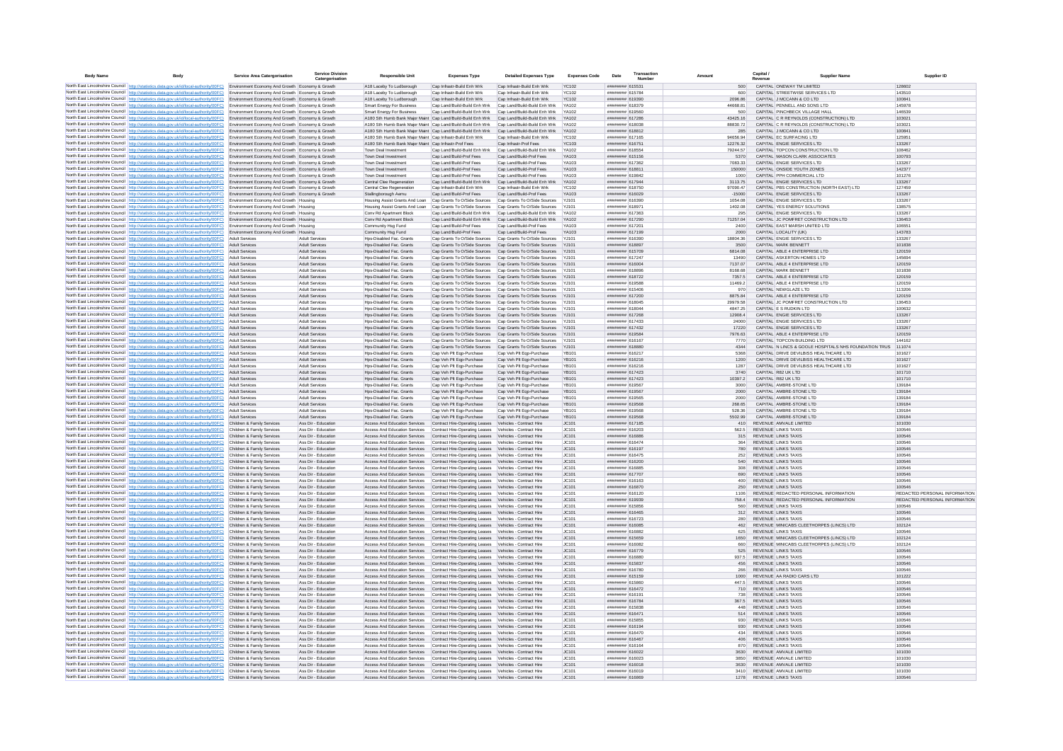| Body Name | Body | Service Area Catergorisation | Service Division Catergorisation | Responsible Unit | Expenses Type | Detailed Expenses Type | Expenses Code | Date | Transaction Number | Amount | Capital / Revenue | Supplier Name | Supplier ID |
|---|---|---|---|---|---|---|---|---|---|---|---|---|---|
| North East Lincolnshire Council | http://statistics.data.gov.uk/id/local-authority/00FC) | Environment Economy And Growth | Economy & Growth | A18 Laceby To Ludborough | Cap Infrastr-Build Enh Wrk | Cap Infrastr-Build Enh Wrk | YC102 | ######## | 615531 | 500 | CAPITAL | ONEWAY TM LIMITED | 128602 |
| North East Lincolnshire Council | http://statistics.data.gov.uk/id/local-authority/00FC) | Environment Economy And Growth | Economy & Growth | A18 Laceby To Ludborough | Cap Infrastr-Build Enh Wrk | Cap Infrastr-Build Enh Wrk | YC102 | ######## | 615784 | 600 | CAPITAL | STREETWISE SERVICES LTD | 143510 |
| North East Lincolnshire Council | http://statistics.data.gov.uk/id/local-authority/00FC) | Environment Economy And Growth | Economy & Growth | A18 Laceby To Ludborough | Cap Infrastr-Build Enh Wrk | Cap Infrastr-Build Enh Wrk | YC102 | ######## | 619390 | 2096.86 | CAPITAL | J MCCANN & CO LTD | 100841 |
| North East Lincolnshire Council | http://statistics.data.gov.uk/id/local-authority/00FC) | Environment Economy And Growth | Economy & Growth | Smart Energy For Business | Cap Land/Build-Build Enh Wrk | Cap Land/Build-Build Enh Wrk | YA102 | ######## | 618379 | 44668.81 | CAPITAL | PENNELL AND SONS LTD | 145978 |
| North East Lincolnshire Council | http://statistics.data.gov.uk/id/local-authority/00FC) | Environment Economy And Growth | Economy & Growth | Smart Energy For Business | Cap Land/Build-Build Enh Wrk | Cap Land/Build-Build Enh Wrk | YA102 | ######## | 619560 | 500 | CAPITAL | PINCHBECK VILLAGE HALL | 146539 |
| North East Lincolnshire Council | http://statistics.data.gov.uk/id/local-authority/00FC) | Environment Economy And Growth | Economy & Growth | A180 Sth Humb Bank Major Maint | Cap Land/Build-Build Enh Wrk | Cap Land/Build-Build Enh Wrk | YA102 | ######## | 617286 | 43425.16 | CAPITAL | C R REYNOLDS (CONSTRUCTION) LTD | 103021 |
| North East Lincolnshire Council | http://statistics.data.gov.uk/id/local-authority/00FC) | Environment Economy And Growth | Economy & Growth | A180 Sth Humb Bank Major Maint | Cap Land/Build-Build Enh Wrk | Cap Land/Build-Build Enh Wrk | YA102 | ######## | 618038 | 88830.72 | CAPITAL | C R REYNOLDS (CONSTRUCTION) LTD | 103021 |
| North East Lincolnshire Council | http://statistics.data.gov.uk/id/local-authority/00FC) | Environment Economy And Growth | Economy & Growth | A180 Sth Humb Bank Major Maint | Cap Land/Build-Build Enh Wrk | Cap Land/Build-Build Enh Wrk | YA102 | ######## | 618812 | 285 | CAPITAL | J MCCANN & CO LTD | 100841 |
| North East Lincolnshire Council | http://statistics.data.gov.uk/id/local-authority/00FC) | Environment Economy And Growth | Economy & Growth | A180 Sth Humb Bank Major Maint | Cap Infrastr-Build Enh Wrk | Cap Infrastr-Build Enh Wrk | YC102 | ######## | 617165 | 94656.94 | CAPITAL | EC SURFACING LTD | 125951 |
| North East Lincolnshire Council | http://statistics.data.gov.uk/id/local-authority/00FC) | Environment Economy And Growth | Economy & Growth | A180 Sth Humb Bank Major Maint | Cap Infrastr-Prof Fees | Cap Infrastr-Prof Fees | YC103 | ######## | 616751 | 12276.32 | CAPITAL | ENGIE SERVICES LTD | 133267 |
| North East Lincolnshire Council | http://statistics.data.gov.uk/id/local-authority/00FC) | Environment Economy And Growth | Economy & Growth | Town Deal Investment | Cap Land/Build-Build Enh Wrk | Cap Land/Build-Build Enh Wrk | YA102 | ######## | 618554 | 79244.57 | CAPITAL | TOPCON CONSTRUCTION LTD | 108462 |
| North East Lincolnshire Council | http://statistics.data.gov.uk/id/local-authority/00FC) | Environment Economy And Growth | Economy & Growth | Town Deal Investment | Cap Land/Build-Prof Fees | Cap Land/Build-Prof Fees | YA103 | ######## | 615156 | 5370 | CAPITAL | MASON CLARK ASSOCIATES | 100793 |
| North East Lincolnshire Council | http://statistics.data.gov.uk/id/local-authority/00FC) | Environment Economy And Growth | Economy & Growth | Town Deal Investment | Cap Land/Build-Prof Fees | Cap Land/Build-Prof Fees | YA103 | ######## | 617362 | 7083.33 | CAPITAL | ENGIE SERVICES LTD | 133267 |
| North East Lincolnshire Council | http://statistics.data.gov.uk/id/local-authority/00FC) | Environment Economy And Growth | Economy & Growth | Town Deal Investment | Cap Land/Build-Prof Fees | Cap Land/Build-Prof Fees | YA103 | ######## | 618811 | 150000 | CAPITAL | ONSIDE YOUTH ZONES | 142377 |
| North East Lincolnshire Council | http://statistics.data.gov.uk/id/local-authority/00FC) | Environment Economy And Growth | Economy & Growth | Town Deal Investment | Cap Land/Build-Prof Fees | Cap Land/Build-Prof Fees | YA103 | ######## | 619842 | 1000 | CAPITAL | PPH COMMERCIAL LTD | 101276 |
| North East Lincolnshire Council | http://statistics.data.gov.uk/id/local-authority/00FC) | Environment Economy And Growth | Economy & Growth | Central Clee Regeneration | Cap Land/Build-Build Enh Wrk | Cap Land/Build-Build Enh Wrk | YA102 | ######## | 617944 | 3113.75 | CAPITAL | ENGIE SERVICES LTD | 133267 |
| North East Lincolnshire Council | http://statistics.data.gov.uk/id/local-authority/00FC) | Environment Economy And Growth | Economy & Growth | Central Clee Regeneration | Cap Infrastr-Build Enh Wrk | Cap Infrastr-Build Enh Wrk | YC102 | ######## | 618750 | 97090.47 | CAPITAL | PBS CONSTRUCTION (NORTH EAST) LTD | 127459 |
| North East Lincolnshire Council | http://statistics.data.gov.uk/id/local-authority/00FC) | Environment Economy And Growth | Economy & Growth | Stallingborough Aemu | Cap Land/Build-Prof Fees | Cap Land/Build-Prof Fees | YA103 | ######## | 616029 | -15000 | CAPITAL | ENGIE SERVICES LTD | 133267 |
| North East Lincolnshire Council | http://statistics.data.gov.uk/id/local-authority/00FC) | Environment Economy And Growth | Housing | Housing Assist Grants And Loan | Cap Grants To O/Side Sources | Cap Grants To O/Side Sources | YJ101 | ######## | 616390 | 1054.08 | CAPITAL | ENGIE SERVICES LTD | 133267 |
| North East Lincolnshire Council | http://statistics.data.gov.uk/id/local-authority/00FC) | Environment Economy And Growth | Housing | Housing Assist Grants And Loan | Cap Grants To O/Side Sources | Cap Grants To O/Side Sources | YJ101 | ######## | 618971 | 1402.08 | CAPITAL | YES ENERGY SOLUTIONS | 138575 |
| North East Lincolnshire Council | http://statistics.data.gov.uk/id/local-authority/00FC) | Environment Economy And Growth | Housing | Conv Rd Apartment Block | Cap Land/Build-Build Enh Wrk | Cap Land/Build-Build Enh Wrk | YA102 | ######## | 617363 | 295 | CAPITAL | ENGIE SERVICES LTD | 133267 |
| North East Lincolnshire Council | http://statistics.data.gov.uk/id/local-authority/00FC) | Environment Economy And Growth | Housing | Conv Rd Apartment Block | Cap Land/Build-Build Enh Wrk | Cap Land/Build-Build Enh Wrk | YA102 | ######## | 617290 | 71257.04 | CAPITAL | JC POMFRET CONSTRUCTION LTD | 136453 |
| North East Lincolnshire Council | http://statistics.data.gov.uk/id/local-authority/00FC) | Environment Economy And Growth | Housing | Community Hsg Fund | Cap Land/Build-Prof Fees | Cap Land/Build-Prof Fees | YA103 | ######## | 617201 | 2400 | CAPITAL | EAST MARSH UNITED LTD | 106551 |
| North East Lincolnshire Council | http://statistics.data.gov.uk/id/local-authority/00FC) | Environment Economy And Growth | Housing | Community Hsg Fund | Cap Land/Build-Prof Fees | Cap Land/Build-Prof Fees | YA103 | ######## | 617199 | 2000 | CAPITAL | LOCALITY (UK) | 143783 |
| North East Lincolnshire Council | http://statistics.data.gov.uk/id/local-authority/00FC) | Adult Services | Adult Services | Hps-Disabled Fac. Grants | Cap Grants To O/Side Sources | Cap Grants To O/Side Sources | YJ101 | ######## | 616390 | 18804.36 | CAPITAL | ENGIE SERVICES LTD | 133267 |
| North East Lincolnshire Council | http://statistics.data.gov.uk/id/local-authority/00FC) | Adult Services | Adult Services | Hps-Disabled Fac. Grants | Cap Grants To O/Side Sources | Cap Grants To O/Side Sources | YJ101 | ######## | 618897 | 3500 | CAPITAL | MARK BENNETT | 101838 |
| North East Lincolnshire Council | http://statistics.data.gov.uk/id/local-authority/00FC) | Adult Services | Adult Services | Hps-Disabled Fac. Grants | Cap Grants To O/Side Sources | Cap Grants To O/Side Sources | YJ101 | ######## | 615709 | 6814.08 | CAPITAL | ABLE 4 ENTERPRISE LTD | 120159 |
| North East Lincolnshire Council | http://statistics.data.gov.uk/id/local-authority/00FC) | Adult Services | Adult Services | Hps-Disabled Fac. Grants | Cap Grants To O/Side Sources | Cap Grants To O/Side Sources | YJ101 | ######## | 617247 | 13490 | CAPITAL | ASKERTON HOMES LTD | 145694 |
| North East Lincolnshire Council | http://statistics.data.gov.uk/id/local-authority/00FC) | Adult Services | Adult Services | Hps-Disabled Fac. Grants | Cap Grants To O/Side Sources | Cap Grants To O/Side Sources | YJ101 | ######## | 616004 | 7137.07 | CAPITAL | ABLE 4 ENTERPRISE LTD | 120159 |
| North East Lincolnshire Council | http://statistics.data.gov.uk/id/local-authority/00FC) | Adult Services | Adult Services | Hps-Disabled Fac. Grants | Cap Grants To O/Side Sources | Cap Grants To O/Side Sources | YJ101 | ######## | 618896 | 8188.68 | CAPITAL | MARK BENNETT | 101838 |
| North East Lincolnshire Council | http://statistics.data.gov.uk/id/local-authority/00FC) | Adult Services | Adult Services | Hps-Disabled Fac. Grants | Cap Grants To O/Side Sources | Cap Grants To O/Side Sources | YJ101 | ######## | 618722 | 7357.5 | CAPITAL | ABLE 4 ENTERPRISE LTD | 120159 |
| North East Lincolnshire Council | http://statistics.data.gov.uk/id/local-authority/00FC) | Adult Services | Adult Services | Hps-Disabled Fac. Grants | Cap Grants To O/Side Sources | Cap Grants To O/Side Sources | YJ101 | ######## | 619588 | 11469.2 | CAPITAL | ABLE 4 ENTERPRISE LTD | 120159 |
| North East Lincolnshire Council | http://statistics.data.gov.uk/id/local-authority/00FC) | Adult Services | Adult Services | Hps-Disabled Fac. Grants | Cap Grants To O/Side Sources | Cap Grants To O/Side Sources | YJ101 | ######## | 615406 | 970 | CAPITAL | NEWGLAZE LTD | 113206 |
| North East Lincolnshire Council | http://statistics.data.gov.uk/id/local-authority/00FC) | Adult Services | Adult Services | Hps-Disabled Fac. Grants | Cap Grants To O/Side Sources | Cap Grants To O/Side Sources | YJ101 | ######## | 617200 | 8875.84 | CAPITAL | ABLE 4 ENTERPRISE LTD | 120159 |
| North East Lincolnshire Council | http://statistics.data.gov.uk/id/local-authority/00FC) | Adult Services | Adult Services | Hps-Disabled Fac. Grants | Cap Grants To O/Side Sources | Cap Grants To O/Side Sources | YJ101 | ######## | 618045 | 29979.58 | CAPITAL | JC POMFRET CONSTRUCTION LTD | 136453 |
| North East Lincolnshire Council | http://statistics.data.gov.uk/id/local-authority/00FC) | Adult Services | Adult Services | Hps-Disabled Fac. Grants | Cap Grants To O/Side Sources | Cap Grants To O/Side Sources | YJ101 | ######## | 618044 | 4847.25 | CAPITAL | E S RUDKIN LTD | 100632 |
| North East Lincolnshire Council | http://statistics.data.gov.uk/id/local-authority/00FC) | Adult Services | Adult Services | Hps-Disabled Fac. Grants | Cap Grants To O/Side Sources | Cap Grants To O/Side Sources | YJ101 | ######## | 617268 | 12908.4 | CAPITAL | ENGIE SERVICES LTD | 133267 |
| North East Lincolnshire Council | http://statistics.data.gov.uk/id/local-authority/00FC) | Adult Services | Adult Services | Hps-Disabled Fac. Grants | Cap Grants To O/Side Sources | Cap Grants To O/Side Sources | YJ101 | ######## | 617433 | 24000 | CAPITAL | ENGIE SERVICES LTD | 133267 |
| North East Lincolnshire Council | http://statistics.data.gov.uk/id/local-authority/00FC) | Adult Services | Adult Services | Hps-Disabled Fac. Grants | Cap Grants To O/Side Sources | Cap Grants To O/Side Sources | YJ101 | ######## | 617432 | 17220 | CAPITAL | ENGIE SERVICES LTD | 133267 |
| North East Lincolnshire Council | http://statistics.data.gov.uk/id/local-authority/00FC) | Adult Services | Adult Services | Hps-Disabled Fac. Grants | Cap Grants To O/Side Sources | Cap Grants To O/Side Sources | YJ101 | ######## | 619584 | 7976.63 | CAPITAL | ABLE 4 ENTERPRISE LTD | 120159 |
| North East Lincolnshire Council | http://statistics.data.gov.uk/id/local-authority/00FC) | Adult Services | Adult Services | Hps-Disabled Fac. Grants | Cap Grants To O/Side Sources | Cap Grants To O/Side Sources | YJ101 | ######## | 616167 | 7770 | CAPITAL | TOPCON BUILDING LTD | 144162 |
| North East Lincolnshire Council | http://statistics.data.gov.uk/id/local-authority/00FC) | Adult Services | Adult Services | Hps-Disabled Fac. Grants | Cap Grants To O/Side Sources | Cap Grants To O/Side Sources | YJ101 | ######## | 618880 | 4344 | CAPITAL | N LINCS & GOOLE HOSPITALS NHS FOUNDATION TRUS | 111074 |
| North East Lincolnshire Council | http://statistics.data.gov.uk/id/local-authority/00FC) | Adult Services | Adult Services | Hps-Disabled Fac. Grants | Cap Veh Plt Eqp-Purchase | Cap Veh Plt Eqp-Purchase | YB101 | ######## | 616217 | 5368 | CAPITAL | DRIVE DEVILBISS HEALTHCARE LTD | 101627 |
| North East Lincolnshire Council | http://statistics.data.gov.uk/id/local-authority/00FC) | Adult Services | Adult Services | Hps-Disabled Fac. Grants | Cap Veh Plt Eqp-Purchase | Cap Veh Plt Eqp-Purchase | YB101 | ######## | 616216 | 1200 | CAPITAL | DRIVE DEVILBISS HEALTHCARE LTD | 101627 |
| North East Lincolnshire Council | http://statistics.data.gov.uk/id/local-authority/00FC) | Adult Services | Adult Services | Hps-Disabled Fac. Grants | Cap Veh Plt Eqp-Purchase | Cap Veh Plt Eqp-Purchase | YB101 | ######## | 616216 | 1287 | CAPITAL | DRIVE DEVILBISS HEALTHCARE LTD | 101627 |
| North East Lincolnshire Council | http://statistics.data.gov.uk/id/local-authority/00FC) | Adult Services | Adult Services | Hps-Disabled Fac. Grants | Cap Veh Plt Eqp-Purchase | Cap Veh Plt Eqp-Purchase | YB101 | ######## | 617423 | 3740 | CAPITAL | R82 UK LTD | 101710 |
| North East Lincolnshire Council | http://statistics.data.gov.uk/id/local-authority/00FC) | Adult Services | Adult Services | Hps-Disabled Fac. Grants | Cap Veh Plt Eqp-Purchase | Cap Veh Plt Eqp-Purchase | YB101 | ######## | 617423 | 10397.2 | CAPITAL | R82 UK LTD | 101710 |
| North East Lincolnshire Council | http://statistics.data.gov.uk/id/local-authority/00FC) | Adult Services | Adult Services | Hps-Disabled Fac. Grants | Cap Veh Plt Eqp-Purchase | Cap Veh Plt Eqp-Purchase | YB101 | ######## | 619567 | 3000 | CAPITAL | AMBRE-STONE LTD | 139184 |
| North East Lincolnshire Council | http://statistics.data.gov.uk/id/local-authority/00FC) | Adult Services | Adult Services | Hps-Disabled Fac. Grants | Cap Veh Plt Eqp-Purchase | Cap Veh Plt Eqp-Purchase | YB101 | ######## | 619567 | 2000 | CAPITAL | AMBRE-STONE LTD | 139184 |
| North East Lincolnshire Council | http://statistics.data.gov.uk/id/local-authority/00FC) | Adult Services | Adult Services | Hps-Disabled Fac. Grants | Cap Veh Plt Eqp-Purchase | Cap Veh Plt Eqp-Purchase | YB101 | ######## | 619565 | 2000 | CAPITAL | AMBRE-STONE LTD | 139184 |
| North East Lincolnshire Council | http://statistics.data.gov.uk/id/local-authority/00FC) | Adult Services | Adult Services | Hps-Disabled Fac. Grants | Cap Veh Plt Eqp-Purchase | Cap Veh Plt Eqp-Purchase | YB101 | ######## | 619568 | 268.85 | CAPITAL | AMBRE-STONE LTD | 139184 |
| North East Lincolnshire Council | http://statistics.data.gov.uk/id/local-authority/00FC) | Adult Services | Adult Services | Hps-Disabled Fac. Grants | Cap Veh Plt Eqp-Purchase | Cap Veh Plt Eqp-Purchase | YB101 | ######## | 619568 | 528.36 | CAPITAL | AMBRE-STONE LTD | 139184 |
| North East Lincolnshire Council | http://statistics.data.gov.uk/id/local-authority/00FC) | Adult Services | Adult Services | Hps-Disabled Fac. Grants | Cap Veh Plt Eqp-Purchase | Cap Veh Plt Eqp-Purchase | YB101 | ######## | 619568 | 5502.99 | CAPITAL | AMBRE-STONE LTD | 139184 |
| North East Lincolnshire Council | http://statistics.data.gov.uk/id/local-authority/00FC) | Children & Family Services | Ass Dir - Education | Access And Education Services | Contract Hire-Operating Leases | Vehicles - Contract Hire | JC101 | ######## | 617185 | 410 | REVENUE | AMVALE LIMITED | 101030 |
| North East Lincolnshire Council | http://statistics.data.gov.uk/id/local-authority/00FC) | Children & Family Services | Ass Dir - Education | Access And Education Services | Contract Hire-Operating Leases | Vehicles - Contract Hire | JC101 | ######## | 616203 | 562.5 | REVENUE | LINKS TAXIS | 100546 |
| North East Lincolnshire Council | http://statistics.data.gov.uk/id/local-authority/00FC) | Children & Family Services | Ass Dir - Education | Access And Education Services | Contract Hire-Operating Leases | Vehicles - Contract Hire | JC101 | ######## | 616886 | 315 | REVENUE | LINKS TAXIS | 100546 |
| North East Lincolnshire Council | http://statistics.data.gov.uk/id/local-authority/00FC) | Children & Family Services | Ass Dir - Education | Access And Education Services | Contract Hire-Operating Leases | Vehicles - Contract Hire | JC101 | ######## | 616474 | 364 | REVENUE | LINKS TAXIS | 100546 |
| North East Lincolnshire Council | http://statistics.data.gov.uk/id/local-authority/00FC) | Children & Family Services | Ass Dir - Education | Access And Education Services | Contract Hire-Operating Leases | Vehicles - Contract Hire | JC101 | ######## | 616197 | 780 | REVENUE | LINKS TAXIS | 100546 |
| North East Lincolnshire Council | http://statistics.data.gov.uk/id/local-authority/00FC) | Children & Family Services | Ass Dir - Education | Access And Education Services | Contract Hire-Operating Leases | Vehicles - Contract Hire | JC101 | ######## | 616475 | 252 | REVENUE | LINKS TAXIS | 100546 |
| North East Lincolnshire Council | http://statistics.data.gov.uk/id/local-authority/00FC) | Children & Family Services | Ass Dir - Education | Access And Education Services | Contract Hire-Operating Leases | Vehicles - Contract Hire | JC101 | ######## | 616200 | 540 | REVENUE | LINKS TAXIS | 100546 |
| North East Lincolnshire Council | http://statistics.data.gov.uk/id/local-authority/00FC) | Children & Family Services | Ass Dir - Education | Access And Education Services | Contract Hire-Operating Leases | Vehicles - Contract Hire | JC101 | ######## | 616885 | 308 | REVENUE | LINKS TAXIS | 100546 |
| North East Lincolnshire Council | http://statistics.data.gov.uk/id/local-authority/00FC) | Children & Family Services | Ass Dir - Education | Access And Education Services | Contract Hire-Operating Leases | Vehicles - Contract Hire | JC101 | ######## | 617707 | 690 | REVENUE | LINKS TAXIS | 100546 |
| North East Lincolnshire Council | http://statistics.data.gov.uk/id/local-authority/00FC) | Children & Family Services | Ass Dir - Education | Access And Education Services | Contract Hire-Operating Leases | Vehicles - Contract Hire | JC101 | ######## | 616163 | 400 | REVENUE | LINKS TAXIS | 100546 |
| North East Lincolnshire Council | http://statistics.data.gov.uk/id/local-authority/00FC) | Children & Family Services | Ass Dir - Education | Access And Education Services | Contract Hire-Operating Leases | Vehicles - Contract Hire | JC101 | ######## | 616870 | 250 | REVENUE | LINKS TAXIS | 100546 |
| North East Lincolnshire Council | http://statistics.data.gov.uk/id/local-authority/00FC) | Children & Family Services | Ass Dir - Education | Access And Education Services | Contract Hire-Operating Leases | Vehicles - Contract Hire | JC101 | ######## | 616120 | 1106 | REVENUE | REDACTED PERSONAL INFORMATION | REDACTED PERSONAL INFORMATION |
| North East Lincolnshire Council | http://statistics.data.gov.uk/id/local-authority/00FC) | Children & Family Services | Ass Dir - Education | Access And Education Services | Contract Hire-Operating Leases | Vehicles - Contract Hire | JC101 | ######## | 619939 | 758.4 | REVENUE | REDACTED PERSONAL INFORMATION | REDACTED PERSONAL INFORMATION |
| North East Lincolnshire Council | http://statistics.data.gov.uk/id/local-authority/00FC) | Children & Family Services | Ass Dir - Education | Access And Education Services | Contract Hire-Operating Leases | Vehicles - Contract Hire | JC101 | ######## | 615856 | 560 | REVENUE | LINKS TAXIS | 100546 |
| North East Lincolnshire Council | http://statistics.data.gov.uk/id/local-authority/00FC) | Children & Family Services | Ass Dir - Education | Access And Education Services | Contract Hire-Operating Leases | Vehicles - Contract Hire | JC101 | ######## | 616465 | 312 | REVENUE | LINKS TAXIS | 100546 |
| North East Lincolnshire Council | http://statistics.data.gov.uk/id/local-authority/00FC) | Children & Family Services | Ass Dir - Education | Access And Education Services | Contract Hire-Operating Leases | Vehicles - Contract Hire | JC101 | ######## | 616723 | 280 | REVENUE | LINKS TAXIS | 100546 |
| North East Lincolnshire Council | http://statistics.data.gov.uk/id/local-authority/00FC) | Children & Family Services | Ass Dir - Education | Access And Education Services | Contract Hire-Operating Leases | Vehicles - Contract Hire | JC101 | ######## | 616085 | 462 | REVENUE | MINICABS CLEETHORPES (LINCS) LTD | 102124 |
| North East Lincolnshire Council | http://statistics.data.gov.uk/id/local-authority/00FC) | Children & Family Services | Ass Dir - Education | Access And Education Services | Contract Hire-Operating Leases | Vehicles - Contract Hire | JC101 | ######## | 616882 | 625 | REVENUE | LINKS TAXIS | 100546 |
| North East Lincolnshire Council | http://statistics.data.gov.uk/id/local-authority/00FC) | Children & Family Services | Ass Dir - Education | Access And Education Services | Contract Hire-Operating Leases | Vehicles - Contract Hire | JC101 | ######## | 615659 | 1650 | REVENUE | MINICABS CLEETHORPES (LINCS) LTD | 102124 |
| North East Lincolnshire Council | http://statistics.data.gov.uk/id/local-authority/00FC) | Children & Family Services | Ass Dir - Education | Access And Education Services | Contract Hire-Operating Leases | Vehicles - Contract Hire | JC101 | ######## | 616082 | 660 | REVENUE | MINICABS CLEETHORPES (LINCS) LTD | 102124 |
| North East Lincolnshire Council | http://statistics.data.gov.uk/id/local-authority/00FC) | Children & Family Services | Ass Dir - Education | Access And Education Services | Contract Hire-Operating Leases | Vehicles - Contract Hire | JC101 | ######## | 616779 | 525 | REVENUE | LINKS TAXIS | 100546 |
| North East Lincolnshire Council | http://statistics.data.gov.uk/id/local-authority/00FC) | Children & Family Services | Ass Dir - Education | Access And Education Services | Contract Hire-Operating Leases | Vehicles - Contract Hire | JC101 | ######## | 616880 | 937.5 | REVENUE | LINKS TAXIS | 100546 |
| North East Lincolnshire Council | http://statistics.data.gov.uk/id/local-authority/00FC) | Children & Family Services | Ass Dir - Education | Access And Education Services | Contract Hire-Operating Leases | Vehicles - Contract Hire | JC101 | ######## | 615837 | 456 | REVENUE | LINKS TAXIS | 100546 |
| North East Lincolnshire Council | http://statistics.data.gov.uk/id/local-authority/00FC) | Children & Family Services | Ass Dir - Education | Access And Education Services | Contract Hire-Operating Leases | Vehicles - Contract Hire | JC101 | ######## | 616780 | 266 | REVENUE | LINKS TAXIS | 100546 |
| North East Lincolnshire Council | http://statistics.data.gov.uk/id/local-authority/00FC) | Children & Family Services | Ass Dir - Education | Access And Education Services | Contract Hire-Operating Leases | Vehicles - Contract Hire | JC101 | ######## | 615159 | 1000 | REVENUE | AA RADIO CARS LTD | 101222 |
| North East Lincolnshire Council | http://statistics.data.gov.uk/id/local-authority/00FC) | Children & Family Services | Ass Dir - Education | Access And Education Services | Contract Hire-Operating Leases | Vehicles - Contract Hire | JC101 | ######## | 615860 | 447.5 | REVENUE | LINKS TAXIS | 100546 |
| North East Lincolnshire Council | http://statistics.data.gov.uk/id/local-authority/00FC) | Children & Family Services | Ass Dir - Education | Access And Education Services | Contract Hire-Operating Leases | Vehicles - Contract Hire | JC101 | ######## | 616472 | 710 | REVENUE | LINKS TAXIS | 100546 |
| North East Lincolnshire Council | http://statistics.data.gov.uk/id/local-authority/00FC) | Children & Family Services | Ass Dir - Education | Access And Education Services | Contract Hire-Operating Leases | Vehicles - Contract Hire | JC101 | ######## | 616191 | 738 | REVENUE | LINKS TAXIS | 100546 |
| North East Lincolnshire Council | http://statistics.data.gov.uk/id/local-authority/00FC) | Children & Family Services | Ass Dir - Education | Access And Education Services | Contract Hire-Operating Leases | Vehicles - Contract Hire | JC101 | ######## | 616784 | 367.5 | REVENUE | LINKS TAXIS | 100546 |
| North East Lincolnshire Council | http://statistics.data.gov.uk/id/local-authority/00FC) | Children & Family Services | Ass Dir - Education | Access And Education Services | Contract Hire-Operating Leases | Vehicles - Contract Hire | JC101 | ######## | 615838 | 448 | REVENUE | LINKS TAXIS | 100546 |
| North East Lincolnshire Council | http://statistics.data.gov.uk/id/local-authority/00FC) | Children & Family Services | Ass Dir - Education | Access And Education Services | Contract Hire-Operating Leases | Vehicles - Contract Hire | JC101 | ######## | 616471 | 514 | REVENUE | LINKS TAXIS | 100546 |
| North East Lincolnshire Council | http://statistics.data.gov.uk/id/local-authority/00FC) | Children & Family Services | Ass Dir - Education | Access And Education Services | Contract Hire-Operating Leases | Vehicles - Contract Hire | JC101 | ######## | 615855 | 930 | REVENUE | LINKS TAXIS | 100546 |
| North East Lincolnshire Council | http://statistics.data.gov.uk/id/local-authority/00FC) | Children & Family Services | Ass Dir - Education | Access And Education Services | Contract Hire-Operating Leases | Vehicles - Contract Hire | JC101 | ######## | 616194 | 930 | REVENUE | LINKS TAXIS | 100546 |
| North East Lincolnshire Council | http://statistics.data.gov.uk/id/local-authority/00FC) | Children & Family Services | Ass Dir - Education | Access And Education Services | Contract Hire-Operating Leases | Vehicles - Contract Hire | JC101 | ######## | 616470 | 434 | REVENUE | LINKS TAXIS | 100546 |
| North East Lincolnshire Council | http://statistics.data.gov.uk/id/local-authority/00FC) | Children & Family Services | Ass Dir - Education | Access And Education Services | Contract Hire-Operating Leases | Vehicles - Contract Hire | JC101 | ######## | 616467 | 406 | REVENUE | LINKS TAXIS | 100546 |
| North East Lincolnshire Council | http://statistics.data.gov.uk/id/local-authority/00FC) | Children & Family Services | Ass Dir - Education | Access And Education Services | Contract Hire-Operating Leases | Vehicles - Contract Hire | JC101 | ######## | 616164 | 870 | REVENUE | LINKS TAXIS | 100546 |
| North East Lincolnshire Council | http://statistics.data.gov.uk/id/local-authority/00FC) | Children & Family Services | Ass Dir - Education | Access And Education Services | Contract Hire-Operating Leases | Vehicles - Contract Hire | JC101 | ######## | 616022 | 3630 | REVENUE | AMVALE LIMITED | 101030 |
| North East Lincolnshire Council | http://statistics.data.gov.uk/id/local-authority/00FC) | Children & Family Services | Ass Dir - Education | Access And Education Services | Contract Hire-Operating Leases | Vehicles - Contract Hire | JC101 | ######## | 616023 | 3850 | REVENUE | AMVALE LIMITED | 101030 |
| North East Lincolnshire Council | http://statistics.data.gov.uk/id/local-authority/00FC) | Children & Family Services | Ass Dir - Education | Access And Education Services | Contract Hire-Operating Leases | Vehicles - Contract Hire | JC101 | ######## | 616018 | 3630 | REVENUE | AMVALE LIMITED | 101030 |
| North East Lincolnshire Council | http://statistics.data.gov.uk/id/local-authority/00FC) | Children & Family Services | Ass Dir - Education | Access And Education Services | Contract Hire-Operating Leases | Vehicles - Contract Hire | JC101 | ######## | 616019 | 3410 | REVENUE | AMVALE LIMITED | 101030 |
| North East Lincolnshire Council | http://statistics.data.gov.uk/id/local-authority/00FC) | Children & Family Services | Ass Dir - Education | Access And Education Services | Contract Hire-Operating Leases | Vehicles - Contract Hire | JC101 | ######## | 616869 | 1278 | REVENUE | LINKS TAXIS | 100546 |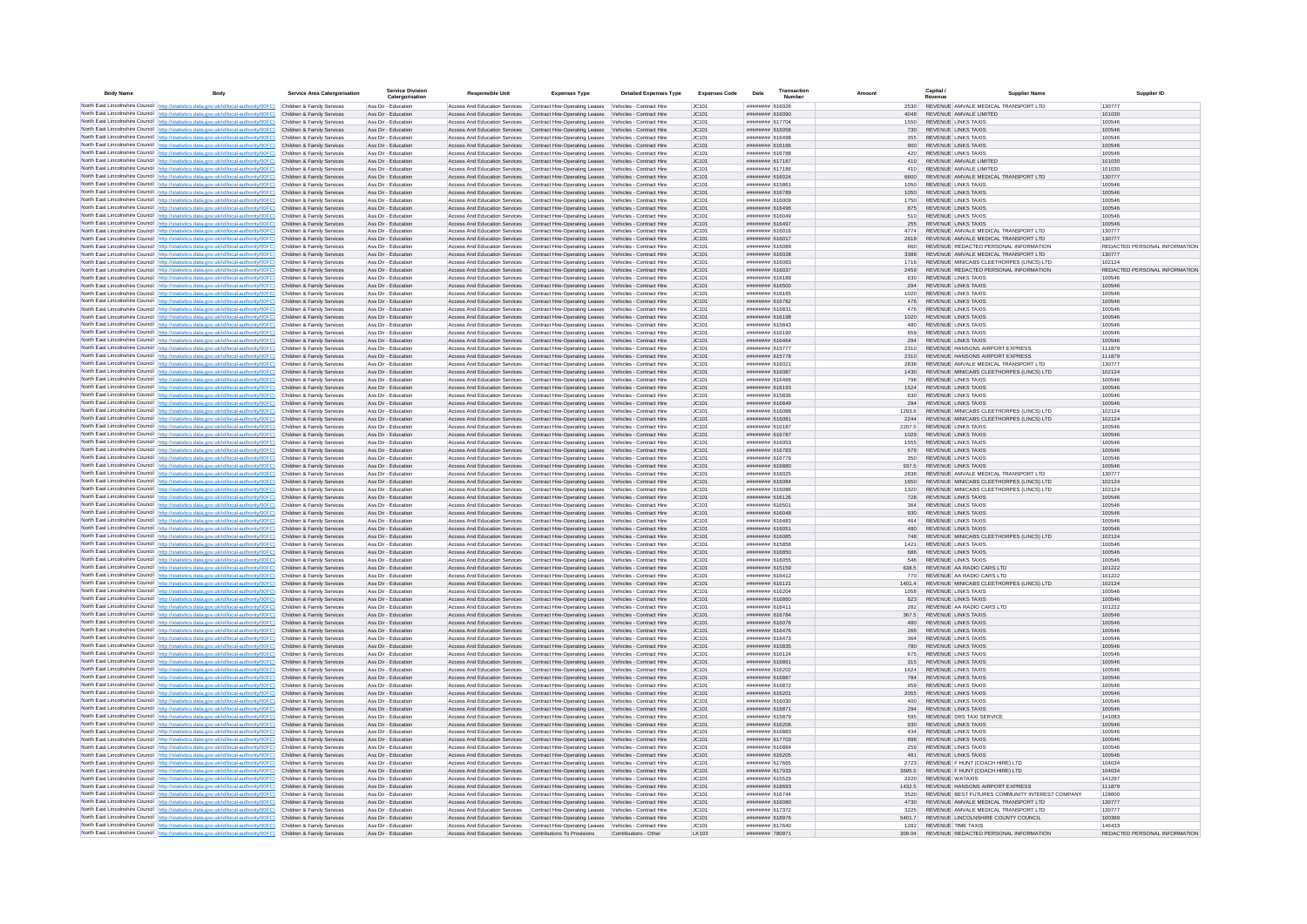| Body Name | Body | Service Area Catergorisation | Service Division Catergorisation | Responsible Unit | Expenses Type | Detailed Expenses Type | Expenses Code | Date | Transaction Number | Amount | Capital / Revenue | Supplier Name | Supplier ID |
|---|---|---|---|---|---|---|---|---|---|---|---|---|---|
| North East Lincolnshire Council | http://statistics.data.gov.uk/id/local-authority/00FC | Children & Family Services | Ass Dir - Education | Access And Education Services | Contract Hire-Operating Leases | Vehicles - Contract Hire | JC101 | ######## | 616026 | 2530 | REVENUE | AMVALE MEDICAL TRANSPORT LTD | 130777 |
| North East Lincolnshire Council | http://statistics.data.gov.uk/id/local-authority/00FC | Children & Family Services | Ass Dir - Education | Access And Education Services | Contract Hire-Operating Leases | Vehicles - Contract Hire | JC101 | ######## | 616090 | 4048 | REVENUE | AMVALE LIMITED | 101030 |
| North East Lincolnshire Council | http://statistics.data.gov.uk/id/local-authority/00FC | Children & Family Services | Ass Dir - Education | Access And Education Services | Contract Hire-Operating Leases | Vehicles - Contract Hire | JC101 | ######## | 617704 | 1550 | REVENUE | LINKS TAXIS | 100546 |
| North East Lincolnshire Council | http://statistics.data.gov.uk/id/local-authority/00FC | Children & Family Services | Ass Dir - Education | Access And Education Services | Contract Hire-Operating Leases | Vehicles - Contract Hire | JC101 | ######## | 616056 | 730 | REVENUE | LINKS TAXIS | 100546 |
| North East Lincolnshire Council | http://statistics.data.gov.uk/id/local-authority/00FC | Children & Family Services | Ass Dir - Education | Access And Education Services | Contract Hire-Operating Leases | Vehicles - Contract Hire | JC101 | ######## | 616498 | 355 | REVENUE | LINKS TAXIS | 100546 |
| North East Lincolnshire Council | http://statistics.data.gov.uk/id/local-authority/00FC | Children & Family Services | Ass Dir - Education | Access And Education Services | Contract Hire-Operating Leases | Vehicles - Contract Hire | JC101 | ######## | 616166 | 900 | REVENUE | LINKS TAXIS | 100546 |
| North East Lincolnshire Council | http://statistics.data.gov.uk/id/local-authority/00FC | Children & Family Services | Ass Dir - Education | Access And Education Services | Contract Hire-Operating Leases | Vehicles - Contract Hire | JC101 | ######## | 616788 | 420 | REVENUE | LINKS TAXIS | 100546 |
| North East Lincolnshire Council | http://statistics.data.gov.uk/id/local-authority/00FC | Children & Family Services | Ass Dir - Education | Access And Education Services | Contract Hire-Operating Leases | Vehicles - Contract Hire | JC101 | ######## | 617187 | 410 | REVENUE | AMVALE LIMITED | 101030 |
| North East Lincolnshire Council | http://statistics.data.gov.uk/id/local-authority/00FC | Children & Family Services | Ass Dir - Education | Access And Education Services | Contract Hire-Operating Leases | Vehicles - Contract Hire | JC101 | ######## | 617186 | 410 | REVENUE | AMVALE LIMITED | 101030 |
| North East Lincolnshire Council | http://statistics.data.gov.uk/id/local-authority/00FC | Children & Family Services | Ass Dir - Education | Access And Education Services | Contract Hire-Operating Leases | Vehicles - Contract Hire | JC101 | ######## | 616024 | 6600 | REVENUE | AMVALE MEDICAL TRANSPORT LTD | 130777 |
| North East Lincolnshire Council | http://statistics.data.gov.uk/id/local-authority/00FC | Children & Family Services | Ass Dir - Education | Access And Education Services | Contract Hire-Operating Leases | Vehicles - Contract Hire | JC101 | ######## | 615861 | 1050 | REVENUE | LINKS TAXIS | 100546 |
| North East Lincolnshire Council | http://statistics.data.gov.uk/id/local-authority/00FC | Children & Family Services | Ass Dir - Education | Access And Education Services | Contract Hire-Operating Leases | Vehicles - Contract Hire | JC101 | ######## | 616789 | 1050 | REVENUE | LINKS TAXIS | 100546 |
| North East Lincolnshire Council | http://statistics.data.gov.uk/id/local-authority/00FC | Children & Family Services | Ass Dir - Education | Access And Education Services | Contract Hire-Operating Leases | Vehicles - Contract Hire | JC101 | ######## | 616009 | 1750 | REVENUE | LINKS TAXIS | 100546 |
| North East Lincolnshire Council | http://statistics.data.gov.uk/id/local-authority/00FC | Children & Family Services | Ass Dir - Education | Access And Education Services | Contract Hire-Operating Leases | Vehicles - Contract Hire | JC101 | ######## | 616496 | 875 | REVENUE | LINKS TAXIS | 100546 |
| North East Lincolnshire Council | http://statistics.data.gov.uk/id/local-authority/00FC | Children & Family Services | Ass Dir - Education | Access And Education Services | Contract Hire-Operating Leases | Vehicles - Contract Hire | JC101 | ######## | 616049 | 510 | REVENUE | LINKS TAXIS | 100546 |
| North East Lincolnshire Council | http://statistics.data.gov.uk/id/local-authority/00FC | Children & Family Services | Ass Dir - Education | Access And Education Services | Contract Hire-Operating Leases | Vehicles - Contract Hire | JC101 | ######## | 616497 | 255 | REVENUE | LINKS TAXIS | 100546 |
| North East Lincolnshire Council | http://statistics.data.gov.uk/id/local-authority/00FC | Children & Family Services | Ass Dir - Education | Access And Education Services | Contract Hire-Operating Leases | Vehicles - Contract Hire | JC101 | ######## | 616015 | 4774 | REVENUE | AMVALE MEDICAL TRANSPORT LTD | 130777 |
| North East Lincolnshire Council | http://statistics.data.gov.uk/id/local-authority/00FC | Children & Family Services | Ass Dir - Education | Access And Education Services | Contract Hire-Operating Leases | Vehicles - Contract Hire | JC101 | ######## | 616017 | 2618 | REVENUE | AMVALE MEDICAL TRANSPORT LTD | 130777 |
| North East Lincolnshire Council | http://statistics.data.gov.uk/id/local-authority/00FC | Children & Family Services | Ass Dir - Education | Access And Education Services | Contract Hire-Operating Leases | Vehicles - Contract Hire | JC101 | ######## | 616089 | 660 | REVENUE | REDACTED PERSONAL INFORMATION | REDACTED PERSONAL INFORMATION |
| North East Lincolnshire Council | http://statistics.data.gov.uk/id/local-authority/00FC | Children & Family Services | Ass Dir - Education | Access And Education Services | Contract Hire-Operating Leases | Vehicles - Contract Hire | JC101 | ######## | 616028 | 3388 | REVENUE | AMVALE MEDICAL TRANSPORT LTD | 130777 |
| North East Lincolnshire Council | http://statistics.data.gov.uk/id/local-authority/00FC | Children & Family Services | Ass Dir - Education | Access And Education Services | Contract Hire-Operating Leases | Vehicles - Contract Hire | JC101 | ######## | 616083 | 1716 | REVENUE | MINICABS CLEETHORPES (LINCS) LTD | 102124 |
| North East Lincolnshire Council | http://statistics.data.gov.uk/id/local-authority/00FC | Children & Family Services | Ass Dir - Education | Access And Education Services | Contract Hire-Operating Leases | Vehicles - Contract Hire | JC101 | ######## | 616037 | 2459 | REVENUE | REDACTED PERSONAL INFORMATION | REDACTED PERSONAL INFORMATION |
| North East Lincolnshire Council | http://statistics.data.gov.uk/id/local-authority/00FC | Children & Family Services | Ass Dir - Education | Access And Education Services | Contract Hire-Operating Leases | Vehicles - Contract Hire | JC101 | ######## | 616189 | 630 | REVENUE | LINKS TAXIS | 100546 |
| North East Lincolnshire Council | http://statistics.data.gov.uk/id/local-authority/00FC | Children & Family Services | Ass Dir - Education | Access And Education Services | Contract Hire-Operating Leases | Vehicles - Contract Hire | JC101 | ######## | 616500 | 294 | REVENUE | LINKS TAXIS | 100546 |
| North East Lincolnshire Council | http://statistics.data.gov.uk/id/local-authority/00FC | Children & Family Services | Ass Dir - Education | Access And Education Services | Contract Hire-Operating Leases | Vehicles - Contract Hire | JC101 | ######## | 616165 | 1020 | REVENUE | LINKS TAXIS | 100546 |
| North East Lincolnshire Council | http://statistics.data.gov.uk/id/local-authority/00FC | Children & Family Services | Ass Dir - Education | Access And Education Services | Contract Hire-Operating Leases | Vehicles - Contract Hire | JC101 | ######## | 616782 | 476 | REVENUE | LINKS TAXIS | 100546 |
| North East Lincolnshire Council | http://statistics.data.gov.uk/id/local-authority/00FC | Children & Family Services | Ass Dir - Education | Access And Education Services | Contract Hire-Operating Leases | Vehicles - Contract Hire | JC101 | ######## | 616831 | 476 | REVENUE | LINKS TAXIS | 100546 |
| North East Lincolnshire Council | http://statistics.data.gov.uk/id/local-authority/00FC | Children & Family Services | Ass Dir - Education | Access And Education Services | Contract Hire-Operating Leases | Vehicles - Contract Hire | JC101 | ######## | 616198 | 1020 | REVENUE | LINKS TAXIS | 100546 |
| North East Lincolnshire Council | http://statistics.data.gov.uk/id/local-authority/00FC | Children & Family Services | Ass Dir - Education | Access And Education Services | Contract Hire-Operating Leases | Vehicles - Contract Hire | JC101 | ######## | 615843 | 480 | REVENUE | LINKS TAXIS | 100546 |
| North East Lincolnshire Council | http://statistics.data.gov.uk/id/local-authority/00FC | Children & Family Services | Ass Dir - Education | Access And Education Services | Contract Hire-Operating Leases | Vehicles - Contract Hire | JC101 | ######## | 616190 | 659 | REVENUE | LINKS TAXIS | 100546 |
| North East Lincolnshire Council | http://statistics.data.gov.uk/id/local-authority/00FC | Children & Family Services | Ass Dir - Education | Access And Education Services | Contract Hire-Operating Leases | Vehicles - Contract Hire | JC101 | ######## | 616464 | 294 | REVENUE | LINKS TAXIS | 100546 |
| North East Lincolnshire Council | http://statistics.data.gov.uk/id/local-authority/00FC | Children & Family Services | Ass Dir - Education | Access And Education Services | Contract Hire-Operating Leases | Vehicles - Contract Hire | JC101 | ######## | 615777 | 2310 | REVENUE | HANSONS AIRPORT EXPRESS | 111879 |
| North East Lincolnshire Council | http://statistics.data.gov.uk/id/local-authority/00FC | Children & Family Services | Ass Dir - Education | Access And Education Services | Contract Hire-Operating Leases | Vehicles - Contract Hire | JC101 | ######## | 615778 | 2310 | REVENUE | HANSONS AIRPORT EXPRESS | 111879 |
| North East Lincolnshire Council | http://statistics.data.gov.uk/id/local-authority/00FC | Children & Family Services | Ass Dir - Education | Access And Education Services | Contract Hire-Operating Leases | Vehicles - Contract Hire | JC101 | ######## | 616021 | 2838 | REVENUE | AMVALE MEDICAL TRANSPORT LTD | 130777 |
| North East Lincolnshire Council | http://statistics.data.gov.uk/id/local-authority/00FC | Children & Family Services | Ass Dir - Education | Access And Education Services | Contract Hire-Operating Leases | Vehicles - Contract Hire | JC101 | ######## | 616087 | 1430 | REVENUE | MINICABS CLEETHORPES (LINCS) LTD | 102124 |
| North East Lincolnshire Council | http://statistics.data.gov.uk/id/local-authority/00FC | Children & Family Services | Ass Dir - Education | Access And Education Services | Contract Hire-Operating Leases | Vehicles - Contract Hire | JC101 | ######## | 616466 | 798 | REVENUE | LINKS TAXIS | 100546 |
| North East Lincolnshire Council | http://statistics.data.gov.uk/id/local-authority/00FC | Children & Family Services | Ass Dir - Education | Access And Education Services | Contract Hire-Operating Leases | Vehicles - Contract Hire | JC101 | ######## | 616193 | 1524 | REVENUE | LINKS TAXIS | 100546 |
| North East Lincolnshire Council | http://statistics.data.gov.uk/id/local-authority/00FC | Children & Family Services | Ass Dir - Education | Access And Education Services | Contract Hire-Operating Leases | Vehicles - Contract Hire | JC101 | ######## | 615836 | 630 | REVENUE | LINKS TAXIS | 100546 |
| North East Lincolnshire Council | http://statistics.data.gov.uk/id/local-authority/00FC | Children & Family Services | Ass Dir - Education | Access And Education Services | Contract Hire-Operating Leases | Vehicles - Contract Hire | JC101 | ######## | 616849 | 294 | REVENUE | LINKS TAXIS | 100546 |
| North East Lincolnshire Council | http://statistics.data.gov.uk/id/local-authority/00FC | Children & Family Services | Ass Dir - Education | Access And Education Services | Contract Hire-Operating Leases | Vehicles - Contract Hire | JC101 | ######## | 616088 | 1293.6 | REVENUE | MINICABS CLEETHORPES (LINCS) LTD | 102124 |
| North East Lincolnshire Council | http://statistics.data.gov.uk/id/local-authority/00FC | Children & Family Services | Ass Dir - Education | Access And Education Services | Contract Hire-Operating Leases | Vehicles - Contract Hire | JC101 | ######## | 616081 | 2244 | REVENUE | MINICABS CLEETHORPES (LINCS) LTD | 102124 |
| North East Lincolnshire Council | http://statistics.data.gov.uk/id/local-authority/00FC | Children & Family Services | Ass Dir - Education | Access And Education Services | Contract Hire-Operating Leases | Vehicles - Contract Hire | JC101 | ######## | 616187 | 2207.5 | REVENUE | LINKS TAXIS | 100546 |
| North East Lincolnshire Council | http://statistics.data.gov.uk/id/local-authority/00FC | Children & Family Services | Ass Dir - Education | Access And Education Services | Contract Hire-Operating Leases | Vehicles - Contract Hire | JC101 | ######## | 616787 | 1029 | REVENUE | LINKS TAXIS | 100546 |
| North East Lincolnshire Council | http://statistics.data.gov.uk/id/local-authority/00FC | Children & Family Services | Ass Dir - Education | Access And Education Services | Contract Hire-Operating Leases | Vehicles - Contract Hire | JC101 | ######## | 616053 | 1555 | REVENUE | LINKS TAXIS | 100546 |
| North East Lincolnshire Council | http://statistics.data.gov.uk/id/local-authority/00FC | Children & Family Services | Ass Dir - Education | Access And Education Services | Contract Hire-Operating Leases | Vehicles - Contract Hire | JC101 | ######## | 616783 | 679 | REVENUE | LINKS TAXIS | 100546 |
| North East Lincolnshire Council | http://statistics.data.gov.uk/id/local-authority/00FC | Children & Family Services | Ass Dir - Education | Access And Education Services | Contract Hire-Operating Leases | Vehicles - Contract Hire | JC101 | ######## | 616779 | 350 | REVENUE | LINKS TAXIS | 100546 |
| North East Lincolnshire Council | http://statistics.data.gov.uk/id/local-authority/00FC | Children & Family Services | Ass Dir - Education | Access And Education Services | Contract Hire-Operating Leases | Vehicles - Contract Hire | JC101 | ######## | 616880 | 937.5 | REVENUE | LINKS TAXIS | 100546 |
| North East Lincolnshire Council | http://statistics.data.gov.uk/id/local-authority/00FC | Children & Family Services | Ass Dir - Education | Access And Education Services | Contract Hire-Operating Leases | Vehicles - Contract Hire | JC101 | ######## | 616025 | 2838 | REVENUE | AMVALE MEDICAL TRANSPORT LTD | 130777 |
| North East Lincolnshire Council | http://statistics.data.gov.uk/id/local-authority/00FC | Children & Family Services | Ass Dir - Education | Access And Education Services | Contract Hire-Operating Leases | Vehicles - Contract Hire | JC101 | ######## | 616084 | 1650 | REVENUE | MINICABS CLEETHORPES (LINCS) LTD | 102124 |
| North East Lincolnshire Council | http://statistics.data.gov.uk/id/local-authority/00FC | Children & Family Services | Ass Dir - Education | Access And Education Services | Contract Hire-Operating Leases | Vehicles - Contract Hire | JC101 | ######## | 616086 | 1320 | REVENUE | MINICABS CLEETHORPES (LINCS) LTD | 102124 |
| North East Lincolnshire Council | http://statistics.data.gov.uk/id/local-authority/00FC | Children & Family Services | Ass Dir - Education | Access And Education Services | Contract Hire-Operating Leases | Vehicles - Contract Hire | JC101 | ######## | 616126 | 728 | REVENUE | LINKS TAXIS | 100546 |
| North East Lincolnshire Council | http://statistics.data.gov.uk/id/local-authority/00FC | Children & Family Services | Ass Dir - Education | Access And Education Services | Contract Hire-Operating Leases | Vehicles - Contract Hire | JC101 | ######## | 616501 | 364 | REVENUE | LINKS TAXIS | 100546 |
| North East Lincolnshire Council | http://statistics.data.gov.uk/id/local-authority/00FC | Children & Family Services | Ass Dir - Education | Access And Education Services | Contract Hire-Operating Leases | Vehicles - Contract Hire | JC101 | ######## | 616048 | 930 | REVENUE | LINKS TAXIS | 100546 |
| North East Lincolnshire Council | http://statistics.data.gov.uk/id/local-authority/00FC | Children & Family Services | Ass Dir - Education | Access And Education Services | Contract Hire-Operating Leases | Vehicles - Contract Hire | JC101 | ######## | 616483 | 464 | REVENUE | LINKS TAXIS | 100546 |
| North East Lincolnshire Council | http://statistics.data.gov.uk/id/local-authority/00FC | Children & Family Services | Ass Dir - Education | Access And Education Services | Contract Hire-Operating Leases | Vehicles - Contract Hire | JC101 | ######## | 616051 | 480 | REVENUE | LINKS TAXIS | 100546 |
| North East Lincolnshire Council | http://statistics.data.gov.uk/id/local-authority/00FC | Children & Family Services | Ass Dir - Education | Access And Education Services | Contract Hire-Operating Leases | Vehicles - Contract Hire | JC101 | ######## | 616085 | 748 | REVENUE | MINICABS CLEETHORPES (LINCS) LTD | 102124 |
| North East Lincolnshire Council | http://statistics.data.gov.uk/id/local-authority/00FC | Children & Family Services | Ass Dir - Education | Access And Education Services | Contract Hire-Operating Leases | Vehicles - Contract Hire | JC101 | ######## | 615858 | 1421 | REVENUE | LINKS TAXIS | 100546 |
| North East Lincolnshire Council | http://statistics.data.gov.uk/id/local-authority/00FC | Children & Family Services | Ass Dir - Education | Access And Education Services | Contract Hire-Operating Leases | Vehicles - Contract Hire | JC101 | ######## | 616850 | 686 | REVENUE | LINKS TAXIS | 100546 |
| North East Lincolnshire Council | http://statistics.data.gov.uk/id/local-authority/00FC | Children & Family Services | Ass Dir - Education | Access And Education Services | Contract Hire-Operating Leases | Vehicles - Contract Hire | JC101 | ######## | 616055 | 546 | REVENUE | LINKS TAXIS | 100546 |
| North East Lincolnshire Council | http://statistics.data.gov.uk/id/local-authority/00FC | Children & Family Services | Ass Dir - Education | Access And Education Services | Contract Hire-Operating Leases | Vehicles - Contract Hire | JC101 | ######## | 615159 | 638.5 | REVENUE | AA RADIO CARS LTD | 101222 |
| North East Lincolnshire Council | http://statistics.data.gov.uk/id/local-authority/00FC | Children & Family Services | Ass Dir - Education | Access And Education Services | Contract Hire-Operating Leases | Vehicles - Contract Hire | JC101 | ######## | 616412 | 770 | REVENUE | AA RADIO CARS LTD | 101222 |
| North East Lincolnshire Council | http://statistics.data.gov.uk/id/local-authority/00FC | Children & Family Services | Ass Dir - Education | Access And Education Services | Contract Hire-Operating Leases | Vehicles - Contract Hire | JC101 | ######## | 616121 | 1401.4 | REVENUE | MINICABS CLEETHORPES (LINCS) LTD | 102124 |
| North East Lincolnshire Council | http://statistics.data.gov.uk/id/local-authority/00FC | Children & Family Services | Ass Dir - Education | Access And Education Services | Contract Hire-Operating Leases | Vehicles - Contract Hire | JC101 | ######## | 616204 | 1058 | REVENUE | LINKS TAXIS | 100546 |
| North East Lincolnshire Council | http://statistics.data.gov.uk/id/local-authority/00FC | Children & Family Services | Ass Dir - Education | Access And Education Services | Contract Hire-Operating Leases | Vehicles - Contract Hire | JC101 | ######## | 616860 | 623 | REVENUE | LINKS TAXIS | 100546 |
| North East Lincolnshire Council | http://statistics.data.gov.uk/id/local-authority/00FC | Children & Family Services | Ass Dir - Education | Access And Education Services | Contract Hire-Operating Leases | Vehicles - Contract Hire | JC101 | ######## | 616411 | 282 | REVENUE | AA RADIO CARS LTD | 101222 |
| North East Lincolnshire Council | http://statistics.data.gov.uk/id/local-authority/00FC | Children & Family Services | Ass Dir - Education | Access And Education Services | Contract Hire-Operating Leases | Vehicles - Contract Hire | JC101 | ######## | 616784 | 367.5 | REVENUE | LINKS TAXIS | 100546 |
| North East Lincolnshire Council | http://statistics.data.gov.uk/id/local-authority/00FC | Children & Family Services | Ass Dir - Education | Access And Education Services | Contract Hire-Operating Leases | Vehicles - Contract Hire | JC101 | ######## | 616076 | 480 | REVENUE | LINKS TAXIS | 100546 |
| North East Lincolnshire Council | http://statistics.data.gov.uk/id/local-authority/00FC | Children & Family Services | Ass Dir - Education | Access And Education Services | Contract Hire-Operating Leases | Vehicles - Contract Hire | JC101 | ######## | 616476 | 266 | REVENUE | LINKS TAXIS | 100546 |
| North East Lincolnshire Council | http://statistics.data.gov.uk/id/local-authority/00FC | Children & Family Services | Ass Dir - Education | Access And Education Services | Contract Hire-Operating Leases | Vehicles - Contract Hire | JC101 | ######## | 616473 | 364 | REVENUE | LINKS TAXIS | 100546 |
| North East Lincolnshire Council | http://statistics.data.gov.uk/id/local-authority/00FC | Children & Family Services | Ass Dir - Education | Access And Education Services | Contract Hire-Operating Leases | Vehicles - Contract Hire | JC101 | ######## | 615835 | 780 | REVENUE | LINKS TAXIS | 100546 |
| North East Lincolnshire Council | http://statistics.data.gov.uk/id/local-authority/00FC | Children & Family Services | Ass Dir - Education | Access And Education Services | Contract Hire-Operating Leases | Vehicles - Contract Hire | JC101 | ######## | 616124 | 675 | REVENUE | LINKS TAXIS | 100546 |
| North East Lincolnshire Council | http://statistics.data.gov.uk/id/local-authority/00FC | Children & Family Services | Ass Dir - Education | Access And Education Services | Contract Hire-Operating Leases | Vehicles - Contract Hire | JC101 | ######## | 616861 | 315 | REVENUE | LINKS TAXIS | 100546 |
| North East Lincolnshire Council | http://statistics.data.gov.uk/id/local-authority/00FC | Children & Family Services | Ass Dir - Education | Access And Education Services | Contract Hire-Operating Leases | Vehicles - Contract Hire | JC101 | ######## | 616202 | 1624 | REVENUE | LINKS TAXIS | 100546 |
| North East Lincolnshire Council | http://statistics.data.gov.uk/id/local-authority/00FC | Children & Family Services | Ass Dir - Education | Access And Education Services | Contract Hire-Operating Leases | Vehicles - Contract Hire | JC101 | ######## | 616867 | 784 | REVENUE | LINKS TAXIS | 100546 |
| North East Lincolnshire Council | http://statistics.data.gov.uk/id/local-authority/00FC | Children & Family Services | Ass Dir - Education | Access And Education Services | Contract Hire-Operating Leases | Vehicles - Contract Hire | JC101 | ######## | 616872 | 959 | REVENUE | LINKS TAXIS | 100546 |
| North East Lincolnshire Council | http://statistics.data.gov.uk/id/local-authority/00FC | Children & Family Services | Ass Dir - Education | Access And Education Services | Contract Hire-Operating Leases | Vehicles - Contract Hire | JC101 | ######## | 616201 | 2055 | REVENUE | LINKS TAXIS | 100546 |
| North East Lincolnshire Council | http://statistics.data.gov.uk/id/local-authority/00FC | Children & Family Services | Ass Dir - Education | Access And Education Services | Contract Hire-Operating Leases | Vehicles - Contract Hire | JC101 | ######## | 616030 | 400 | REVENUE | LINKS TAXIS | 100546 |
| North East Lincolnshire Council | http://statistics.data.gov.uk/id/local-authority/00FC | Children & Family Services | Ass Dir - Education | Access And Education Services | Contract Hire-Operating Leases | Vehicles - Contract Hire | JC101 | ######## | 616871 | 294 | REVENUE | LINKS TAXIS | 100546 |
| North East Lincolnshire Council | http://statistics.data.gov.uk/id/local-authority/00FC | Children & Family Services | Ass Dir - Education | Access And Education Services | Contract Hire-Operating Leases | Vehicles - Contract Hire | JC101 | ######## | 615879 | 595 | REVENUE | DRS TAXI SERVICE | 141083 |
| North East Lincolnshire Council | http://statistics.data.gov.uk/id/local-authority/00FC | Children & Family Services | Ass Dir - Education | Access And Education Services | Contract Hire-Operating Leases | Vehicles - Contract Hire | JC101 | ######## | 616206 | 930 | REVENUE | LINKS TAXIS | 100546 |
| North East Lincolnshire Council | http://statistics.data.gov.uk/id/local-authority/00FC | Children & Family Services | Ass Dir - Education | Access And Education Services | Contract Hire-Operating Leases | Vehicles - Contract Hire | JC101 | ######## | 616883 | 434 | REVENUE | LINKS TAXIS | 100546 |
| North East Lincolnshire Council | http://statistics.data.gov.uk/id/local-authority/00FC | Children & Family Services | Ass Dir - Education | Access And Education Services | Contract Hire-Operating Leases | Vehicles - Contract Hire | JC101 | ######## | 617703 | 898 | REVENUE | LINKS TAXIS | 100546 |
| North East Lincolnshire Council | http://statistics.data.gov.uk/id/local-authority/00FC | Children & Family Services | Ass Dir - Education | Access And Education Services | Contract Hire-Operating Leases | Vehicles - Contract Hire | JC101 | ######## | 616884 | 259 | REVENUE | LINKS TAXIS | 100546 |
| North East Lincolnshire Council | http://statistics.data.gov.uk/id/local-authority/00FC | Children & Family Services | Ass Dir - Education | Access And Education Services | Contract Hire-Operating Leases | Vehicles - Contract Hire | JC101 | ######## | 616205 | 481 | REVENUE | LINKS TAXIS | 100546 |
| North East Lincolnshire Council | http://statistics.data.gov.uk/id/local-authority/00FC | Children & Family Services | Ass Dir - Education | Access And Education Services | Contract Hire-Operating Leases | Vehicles - Contract Hire | JC101 | ######## | 617665 | 2723 | REVENUE | F HUNT (COACH HIRE) LTD | 104034 |
| North East Lincolnshire Council | http://statistics.data.gov.uk/id/local-authority/00FC | Children & Family Services | Ass Dir - Education | Access And Education Services | Contract Hire-Operating Leases | Vehicles - Contract Hire | JC101 | ######## | 617933 | 3695.5 | REVENUE | F HUNT (COACH HIRE) LTD | 104034 |
| North East Lincolnshire Council | http://statistics.data.gov.uk/id/local-authority/00FC | Children & Family Services | Ass Dir - Education | Access And Education Services | Contract Hire-Operating Leases | Vehicles - Contract Hire | JC101 | ######## | 615529 | 2220 | REVENUE | WATAXIS | 141297 |
| North East Lincolnshire Council | http://statistics.data.gov.uk/id/local-authority/00FC | Children & Family Services | Ass Dir - Education | Access And Education Services | Contract Hire-Operating Leases | Vehicles - Contract Hire | JC101 | ######## | 618693 | 1432.5 | REVENUE | HANSONS AIRPORT EXPRESS | 111879 |
| North East Lincolnshire Council | http://statistics.data.gov.uk/id/local-authority/00FC | Children & Family Services | Ass Dir - Education | Access And Education Services | Contract Hire-Operating Leases | Vehicles - Contract Hire | JC101 | ######## | 616744 | 3520 | REVENUE | BEST FUTURES COMMUNITY INTEREST COMPANY | 128600 |
| North East Lincolnshire Council | http://statistics.data.gov.uk/id/local-authority/00FC | Children & Family Services | Ass Dir - Education | Access And Education Services | Contract Hire-Operating Leases | Vehicles - Contract Hire | JC101 | ######## | 616080 | 4730 | REVENUE | AMVALE MEDICAL TRANSPORT LTD | 130777 |
| North East Lincolnshire Council | http://statistics.data.gov.uk/id/local-authority/00FC | Children & Family Services | Ass Dir - Education | Access And Education Services | Contract Hire-Operating Leases | Vehicles - Contract Hire | JC101 | ######## | 617372 | 3225 | REVENUE | AMVALE MEDICAL TRANSPORT LTD | 130777 |
| North East Lincolnshire Council | http://statistics.data.gov.uk/id/local-authority/00FC | Children & Family Services | Ass Dir - Education | Access And Education Services | Contract Hire-Operating Leases | Vehicles - Contract Hire | JC101 | ######## | 618976 | 5401.7 | REVENUE | LINCOLNSHIRE COUNTY COUNCIL | 100389 |
| North East Lincolnshire Council | http://statistics.data.gov.uk/id/local-authority/00FC | Children & Family Services | Ass Dir - Education | Access And Education Services | Contract Hire-Operating Leases | Vehicles - Contract Hire | JC101 | ######## | 617640 | 1292 | REVENUE | TIME TAXIS | 146433 |
| North East Lincolnshire Council | http://statistics.data.gov.uk/id/local-authority/00FC | Children & Family Services | Ass Dir - Education | Access And Education Services | Contributions To Provisions | Contributions - Other | LK103 | ######## | 780971 | 309.04 | REVENUE | REDACTED PERSONAL INFORMATION | REDACTED PERSONAL INFORMATION |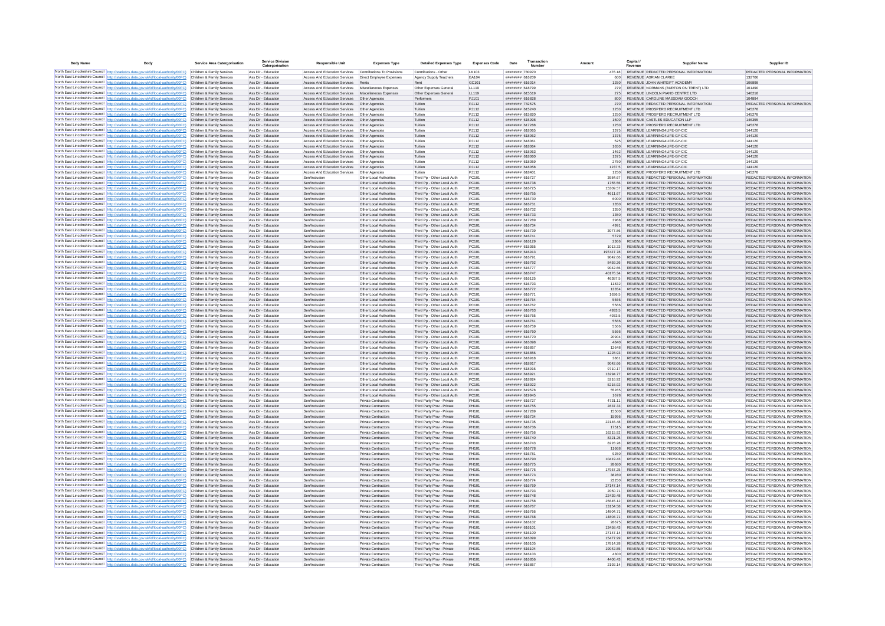| Body Name | Body | Service Area Catergorisation | Service Division Catergorisation | Responsible Unit | Expenses Type | Detailed Expenses Type | Expenses Code | Date | Transaction Number | Amount | Capital / Revenue | Supplier Name | Supplier ID |
|---|---|---|---|---|---|---|---|---|---|---|---|---|---|
| North East Lincolnshire Council | http://statistics.data.gov.uk/id/local-authority/00FC | Children & Family Services | Ass Dir - Education | Access And Education Services | Contributions To Provisions | Contributions - Other | LK103 | ######## | 780970 | 476.18 | REVENUE | REDACTED PERSONAL INFORMATION | REDACTED PERSONAL INFORMATION |
| North East Lincolnshire Council | http://statistics.data.gov.uk/id/local-authority/00FC | Children & Family Services | Ass Dir - Education | Access And Education Services | Direct Employee Expenses | Agency Supply Teachers | EA104 | ######## | 616209 | 600 | REVENUE | ADRIAN CLARKE | 132706 |
| North East Lincolnshire Council | http://statistics.data.gov.uk/id/local-authority/00FC | Children & Family Services | Ass Dir - Education | Access And Education Services | Rents | Rent | GC101 | ######## | 616014 | 1250 | REVENUE | JOHN WHITGIFT ACADEMY | 106898 |
| North East Lincolnshire Council | http://statistics.data.gov.uk/id/local-authority/00FC | Children & Family Services | Ass Dir - Education | Access And Education Services | Miscellaneous Expenses | Other Expenses General | LL119 | ######## | 618799 | 279 | REVENUE | NORMANS (BURTON ON TRENT) LTD | 101490 |
| North East Lincolnshire Council | http://statistics.data.gov.uk/id/local-authority/00FC | Children & Family Services | Ass Dir - Education | Access And Education Services | Miscellaneous Expenses | Other Expenses General | LL119 | ######## | 615519 | 275 | REVENUE | LINCOLN PIANO CENTRE LTD | 146218 |
| North East Lincolnshire Council | http://statistics.data.gov.uk/id/local-authority/00FC | Children & Family Services | Ass Dir - Education | Access And Education Services | Other Agencies | Performers | PJ101 | ######## | 616828 | 800 | REVENUE | CAROLINE MASSDAM GOOCH | 104894 |
| North East Lincolnshire Council | http://statistics.data.gov.uk/id/local-authority/00FC | Children & Family Services | Ass Dir - Education | Access And Education Services | Other Agencies | Tuition | PJ112 | ######## | 782575 | 270 | REVENUE | REDACTED PERSONAL INFORMATION | REDACTED PERSONAL INFORMATION |
| North East Lincolnshire Council | http://statistics.data.gov.uk/id/local-authority/00FC | Children & Family Services | Ass Dir - Education | Access And Education Services | Other Agencies | Tuition | PJ112 | ######## | 615240 | 1250 | REVENUE | PROSPERO RECRUITMENT LTD | 145278 |
| North East Lincolnshire Council | http://statistics.data.gov.uk/id/local-authority/00FC | Children & Family Services | Ass Dir - Education | Access And Education Services | Other Agencies | Tuition | PJ112 | ######## | 615820 | 1250 | REVENUE | PROSPERO RECRUITMENT LTD | 145278 |
| North East Lincolnshire Council | http://statistics.data.gov.uk/id/local-authority/00FC | Children & Family Services | Ass Dir - Education | Access And Education Services | Other Agencies | Tuition | PJ112 | ######## | 615998 | 1500 | REVENUE | CASTLES EDUCATION LLP | 146355 |
| North East Lincolnshire Council | http://statistics.data.gov.uk/id/local-authority/00FC | Children & Family Services | Ass Dir - Education | Access And Education Services | Other Agencies | Tuition | PJ112 | ######## | 617288 | 1250 | REVENUE | PROSPERO RECRUITMENT LTD | 145278 |
| North East Lincolnshire Council | http://statistics.data.gov.uk/id/local-authority/00FC | Children & Family Services | Ass Dir - Education | Access And Education Services | Other Agencies | Tuition | PJ112 | ######## | 618065 | 1375 | REVENUE | LEARNING4LIFE-GY-CIC | 144120 |
| North East Lincolnshire Council | http://statistics.data.gov.uk/id/local-authority/00FC | Children & Family Services | Ass Dir - Education | Access And Education Services | Other Agencies | Tuition | PJ112 | ######## | 618062 | 1375 | REVENUE | LEARNING4LIFE-GY-CIC | 144120 |
| North East Lincolnshire Council | http://statistics.data.gov.uk/id/local-authority/00FC | Children & Family Services | Ass Dir - Education | Access And Education Services | Other Agencies | Tuition | PJ112 | ######## | 618061 | 525 | REVENUE | LEARNING4LIFE-GY-CIC | 144120 |
| North East Lincolnshire Council | http://statistics.data.gov.uk/id/local-authority/00FC | Children & Family Services | Ass Dir - Education | Access And Education Services | Other Agencies | Tuition | PJ112 | ######## | 618064 | 1650 | REVENUE | LEARNING4LIFE-GY-CIC | 144120 |
| North East Lincolnshire Council | http://statistics.data.gov.uk/id/local-authority/00FC | Children & Family Services | Ass Dir - Education | Access And Education Services | Other Agencies | Tuition | PJ112 | ######## | 618063 | 1462 | REVENUE | LEARNING4LIFE-GY-CIC | 144120 |
| North East Lincolnshire Council | http://statistics.data.gov.uk/id/local-authority/00FC | Children & Family Services | Ass Dir - Education | Access And Education Services | Other Agencies | Tuition | PJ112 | ######## | 618060 | 1375 | REVENUE | LEARNING4LIFE-GY-CIC | 144120 |
| North East Lincolnshire Council | http://statistics.data.gov.uk/id/local-authority/00FC | Children & Family Services | Ass Dir - Education | Access And Education Services | Other Agencies | Tuition | PJ112 | ######## | 618059 | 2750 | REVENUE | LEARNING4LIFE-GY-CIC | 144120 |
| North East Lincolnshire Council | http://statistics.data.gov.uk/id/local-authority/00FC | Children & Family Services | Ass Dir - Education | Access And Education Services | Other Agencies | Tuition | PJ112 | ######## | 618058 | 1237.5 | REVENUE | LEARNING4LIFE-GY-CIC | 144120 |
| North East Lincolnshire Council | http://statistics.data.gov.uk/id/local-authority/00FC | Children & Family Services | Ass Dir - Education | Access And Education Services | Other Agencies | Tuition | PJ112 | ######## | 618401 | 1250 | REVENUE | PROSPERO RECRUITMENT LTD | 145278 |
| North East Lincolnshire Council | http://statistics.data.gov.uk/id/local-authority/00FC | Children & Family Services | Ass Dir - Education | Sen/Inclusion | Other Local Authorities | Third Pp - Other Local Auth | PC101 | ######## | 616727 | 3984.67 | REVENUE | REDACTED PERSONAL INFORMATION | REDACTED PERSONAL INFORMATION |
| North East Lincolnshire Council | http://statistics.data.gov.uk/id/local-authority/00FC | Children & Family Services | Ass Dir - Education | Sen/Inclusion | Other Local Authorities | Third Pp - Other Local Auth | PC101 | ######## | 616738 | 1755.56 | REVENUE | REDACTED PERSONAL INFORMATION | REDACTED PERSONAL INFORMATION |
| North East Lincolnshire Council | http://statistics.data.gov.uk/id/local-authority/00FC | Children & Family Services | Ass Dir - Education | Sen/Inclusion | Other Local Authorities | Third Pp - Other Local Auth | PC101 | ######## | 616725 | 15309.57 | REVENUE | REDACTED PERSONAL INFORMATION | REDACTED PERSONAL INFORMATION |
| North East Lincolnshire Council | http://statistics.data.gov.uk/id/local-authority/00FC | Children & Family Services | Ass Dir - Education | Sen/Inclusion | Other Local Authorities | Third Pp - Other Local Auth | PC101 | ######## | 616755 | 4611.67 | REVENUE | REDACTED PERSONAL INFORMATION | REDACTED PERSONAL INFORMATION |
| North East Lincolnshire Council | http://statistics.data.gov.uk/id/local-authority/00FC | Children & Family Services | Ass Dir - Education | Sen/Inclusion | Other Local Authorities | Third Pp - Other Local Auth | PC101 | ######## | 616730 | 6000 | REVENUE | REDACTED PERSONAL INFORMATION | REDACTED PERSONAL INFORMATION |
| North East Lincolnshire Council | http://statistics.data.gov.uk/id/local-authority/00FC | Children & Family Services | Ass Dir - Education | Sen/Inclusion | Other Local Authorities | Third Pp - Other Local Auth | PC101 | ######## | 616731 | 1350 | REVENUE | REDACTED PERSONAL INFORMATION | REDACTED PERSONAL INFORMATION |
| North East Lincolnshire Council | http://statistics.data.gov.uk/id/local-authority/00FC | Children & Family Services | Ass Dir - Education | Sen/Inclusion | Other Local Authorities | Third Pp - Other Local Auth | PC101 | ######## | 616732 | 1350 | REVENUE | REDACTED PERSONAL INFORMATION | REDACTED PERSONAL INFORMATION |
| North East Lincolnshire Council | http://statistics.data.gov.uk/id/local-authority/00FC | Children & Family Services | Ass Dir - Education | Sen/Inclusion | Other Local Authorities | Third Pp - Other Local Auth | PC101 | ######## | 616733 | 1350 | REVENUE | REDACTED PERSONAL INFORMATION | REDACTED PERSONAL INFORMATION |
| North East Lincolnshire Council | http://statistics.data.gov.uk/id/local-authority/00FC | Children & Family Services | Ass Dir - Education | Sen/Inclusion | Other Local Authorities | Third Pp - Other Local Auth | PC101 | ######## | 617289 | 3968 | REVENUE | REDACTED PERSONAL INFORMATION | REDACTED PERSONAL INFORMATION |
| North East Lincolnshire Council | http://statistics.data.gov.uk/id/local-authority/00FC | Children & Family Services | Ass Dir - Education | Sen/Inclusion | Other Local Authorities | Third Pp - Other Local Auth | PC101 | ######## | 616734 | 4991 | REVENUE | REDACTED PERSONAL INFORMATION | REDACTED PERSONAL INFORMATION |
| North East Lincolnshire Council | http://statistics.data.gov.uk/id/local-authority/00FC | Children & Family Services | Ass Dir - Education | Sen/Inclusion | Other Local Authorities | Third Pp - Other Local Auth | PC101 | ######## | 616739 | 3077.86 | REVENUE | REDACTED PERSONAL INFORMATION | REDACTED PERSONAL INFORMATION |
| North East Lincolnshire Council | http://statistics.data.gov.uk/id/local-authority/00FC | Children & Family Services | Ass Dir - Education | Sen/Inclusion | Other Local Authorities | Third Pp - Other Local Auth | PC101 | ######## | 616741 | 5729 | REVENUE | REDACTED PERSONAL INFORMATION | REDACTED PERSONAL INFORMATION |
| North East Lincolnshire Council | http://statistics.data.gov.uk/id/local-authority/00FC | Children & Family Services | Ass Dir - Education | Sen/Inclusion | Other Local Authorities | Third Pp - Other Local Auth | PC101 | ######## | 616129 | 2366 | REVENUE | REDACTED PERSONAL INFORMATION | REDACTED PERSONAL INFORMATION |
| North East Lincolnshire Council | http://statistics.data.gov.uk/id/local-authority/00FC | Children & Family Services | Ass Dir - Education | Sen/Inclusion | Other Local Authorities | Third Pp - Other Local Auth | PC101 | ######## | 615365 | 1013.33 | REVENUE | REDACTED PERSONAL INFORMATION | REDACTED PERSONAL INFORMATION |
| North East Lincolnshire Council | http://statistics.data.gov.uk/id/local-authority/00FC | Children & Family Services | Ass Dir - Education | Sen/Inclusion | Other Local Authorities | Third Pp - Other Local Auth | PC101 | ######## | 616913 | 197427.78 | REVENUE | REDACTED PERSONAL INFORMATION | REDACTED PERSONAL INFORMATION |
| North East Lincolnshire Council | http://statistics.data.gov.uk/id/local-authority/00FC | Children & Family Services | Ass Dir - Education | Sen/Inclusion | Other Local Authorities | Third Pp - Other Local Auth | PC101 | ######## | 616791 | 9042.66 | REVENUE | REDACTED PERSONAL INFORMATION | REDACTED PERSONAL INFORMATION |
| North East Lincolnshire Council | http://statistics.data.gov.uk/id/local-authority/00FC | Children & Family Services | Ass Dir - Education | Sen/Inclusion | Other Local Authorities | Third Pp - Other Local Auth | PC101 | ######## | 616792 | 8459.26 | REVENUE | REDACTED PERSONAL INFORMATION | REDACTED PERSONAL INFORMATION |
| North East Lincolnshire Council | http://statistics.data.gov.uk/id/local-authority/00FC | Children & Family Services | Ass Dir - Education | Sen/Inclusion | Other Local Authorities | Third Pp - Other Local Auth | PC101 | ######## | 616777 | 9042.66 | REVENUE | REDACTED PERSONAL INFORMATION | REDACTED PERSONAL INFORMATION |
| North East Lincolnshire Council | http://statistics.data.gov.uk/id/local-authority/00FC | Children & Family Services | Ass Dir - Education | Sen/Inclusion | Other Local Authorities | Third Pp - Other Local Auth | PC101 | ######## | 616747 | 40178.34 | REVENUE | REDACTED PERSONAL INFORMATION | REDACTED PERSONAL INFORMATION |
| North East Lincolnshire Council | http://statistics.data.gov.uk/id/local-authority/00FC | Children & Family Services | Ass Dir - Education | Sen/Inclusion | Other Local Authorities | Third Pp - Other Local Auth | PC101 | ######## | 616125 | 46387.5 | REVENUE | REDACTED PERSONAL INFORMATION | REDACTED PERSONAL INFORMATION |
| North East Lincolnshire Council | http://statistics.data.gov.uk/id/local-authority/00FC | Children & Family Services | Ass Dir - Education | Sen/Inclusion | Other Local Authorities | Third Pp - Other Local Auth | PC101 | ######## | 616793 | 11832 | REVENUE | REDACTED PERSONAL INFORMATION | REDACTED PERSONAL INFORMATION |
| North East Lincolnshire Council | http://statistics.data.gov.uk/id/local-authority/00FC | Children & Family Services | Ass Dir - Education | Sen/Inclusion | Other Local Authorities | Third Pp - Other Local Auth | PC101 | ######## | 616772 | 13354 | REVENUE | REDACTED PERSONAL INFORMATION | REDACTED PERSONAL INFORMATION |
| North East Lincolnshire Council | http://statistics.data.gov.uk/id/local-authority/00FC | Children & Family Services | Ass Dir - Education | Sen/Inclusion | Other Local Authorities | Third Pp - Other Local Auth | PC101 | ######## | 616771 | 1636.5 | REVENUE | REDACTED PERSONAL INFORMATION | REDACTED PERSONAL INFORMATION |
| North East Lincolnshire Council | http://statistics.data.gov.uk/id/local-authority/00FC | Children & Family Services | Ass Dir - Education | Sen/Inclusion | Other Local Authorities | Third Pp - Other Local Auth | PC101 | ######## | 616764 | 5566 | REVENUE | REDACTED PERSONAL INFORMATION | REDACTED PERSONAL INFORMATION |
| North East Lincolnshire Council | http://statistics.data.gov.uk/id/local-authority/00FC | Children & Family Services | Ass Dir - Education | Sen/Inclusion | Other Local Authorities | Third Pp - Other Local Auth | PC101 | ######## | 616762 | 5566 | REVENUE | REDACTED PERSONAL INFORMATION | REDACTED PERSONAL INFORMATION |
| North East Lincolnshire Council | http://statistics.data.gov.uk/id/local-authority/00FC | Children & Family Services | Ass Dir - Education | Sen/Inclusion | Other Local Authorities | Third Pp - Other Local Auth | PC101 | ######## | 616763 | 4933.5 | REVENUE | REDACTED PERSONAL INFORMATION | REDACTED PERSONAL INFORMATION |
| North East Lincolnshire Council | http://statistics.data.gov.uk/id/local-authority/00FC | Children & Family Services | Ass Dir - Education | Sen/Inclusion | Other Local Authorities | Third Pp - Other Local Auth | PC101 | ######## | 616765 | 4933.5 | REVENUE | REDACTED PERSONAL INFORMATION | REDACTED PERSONAL INFORMATION |
| North East Lincolnshire Council | http://statistics.data.gov.uk/id/local-authority/00FC | Children & Family Services | Ass Dir - Education | Sen/Inclusion | Other Local Authorities | Third Pp - Other Local Auth | PC101 | ######## | 616761 | 5566 | REVENUE | REDACTED PERSONAL INFORMATION | REDACTED PERSONAL INFORMATION |
| North East Lincolnshire Council | http://statistics.data.gov.uk/id/local-authority/00FC | Children & Family Services | Ass Dir - Education | Sen/Inclusion | Other Local Authorities | Third Pp - Other Local Auth | PC101 | ######## | 616759 | 5566 | REVENUE | REDACTED PERSONAL INFORMATION | REDACTED PERSONAL INFORMATION |
| North East Lincolnshire Council | http://statistics.data.gov.uk/id/local-authority/00FC | Children & Family Services | Ass Dir - Education | Sen/Inclusion | Other Local Authorities | Third Pp - Other Local Auth | PC101 | ######## | 616760 | 5566 | REVENUE | REDACTED PERSONAL INFORMATION | REDACTED PERSONAL INFORMATION |
| North East Lincolnshire Council | http://statistics.data.gov.uk/id/local-authority/00FC | Children & Family Services | Ass Dir - Education | Sen/Inclusion | Other Local Authorities | Third Pp - Other Local Auth | PC101 | ######## | 616770 | 20904 | REVENUE | REDACTED PERSONAL INFORMATION | REDACTED PERSONAL INFORMATION |
| North East Lincolnshire Council | http://statistics.data.gov.uk/id/local-authority/00FC | Children & Family Services | Ass Dir - Education | Sen/Inclusion | Other Local Authorities | Third Pp - Other Local Auth | PC101 | ######## | 616098 | 4840 | REVENUE | REDACTED PERSONAL INFORMATION | REDACTED PERSONAL INFORMATION |
| North East Lincolnshire Council | http://statistics.data.gov.uk/id/local-authority/00FC | Children & Family Services | Ass Dir - Education | Sen/Inclusion | Other Local Authorities | Third Pp - Other Local Auth | PC101 | ######## | 616857 | 12648 | REVENUE | REDACTED PERSONAL INFORMATION | REDACTED PERSONAL INFORMATION |
| North East Lincolnshire Council | http://statistics.data.gov.uk/id/local-authority/00FC | Children & Family Services | Ass Dir - Education | Sen/Inclusion | Other Local Authorities | Third Pp - Other Local Auth | PC101 | ######## | 616856 | 1228.93 | REVENUE | REDACTED PERSONAL INFORMATION | REDACTED PERSONAL INFORMATION |
| North East Lincolnshire Council | http://statistics.data.gov.uk/id/local-authority/00FC | Children & Family Services | Ass Dir - Education | Sen/Inclusion | Other Local Authorities | Third Pp - Other Local Auth | PC101 | ######## | 618918 | 3861 | REVENUE | REDACTED PERSONAL INFORMATION | REDACTED PERSONAL INFORMATION |
| North East Lincolnshire Council | http://statistics.data.gov.uk/id/local-authority/00FC | Children & Family Services | Ass Dir - Education | Sen/Inclusion | Other Local Authorities | Third Pp - Other Local Auth | PC101 | ######## | 618917 | 9042.66 | REVENUE | REDACTED PERSONAL INFORMATION | REDACTED PERSONAL INFORMATION |
| North East Lincolnshire Council | http://statistics.data.gov.uk/id/local-authority/00FC | Children & Family Services | Ass Dir - Education | Sen/Inclusion | Other Local Authorities | Third Pp - Other Local Auth | PC101 | ######## | 618916 | 9710.17 | REVENUE | REDACTED PERSONAL INFORMATION | REDACTED PERSONAL INFORMATION |
| North East Lincolnshire Council | http://statistics.data.gov.uk/id/local-authority/00FC | Children & Family Services | Ass Dir - Education | Sen/Inclusion | Other Local Authorities | Third Pp - Other Local Auth | PC101 | ######## | 618921 | 13294.77 | REVENUE | REDACTED PERSONAL INFORMATION | REDACTED PERSONAL INFORMATION |
| North East Lincolnshire Council | http://statistics.data.gov.uk/id/local-authority/00FC | Children & Family Services | Ass Dir - Education | Sen/Inclusion | Other Local Authorities | Third Pp - Other Local Auth | PC101 | ######## | 618924 | 5216.92 | REVENUE | REDACTED PERSONAL INFORMATION | REDACTED PERSONAL INFORMATION |
| North East Lincolnshire Council | http://statistics.data.gov.uk/id/local-authority/00FC | Children & Family Services | Ass Dir - Education | Sen/Inclusion | Other Local Authorities | Third Pp - Other Local Auth | PC101 | ######## | 618922 | 5216.92 | REVENUE | REDACTED PERSONAL INFORMATION | REDACTED PERSONAL INFORMATION |
| North East Lincolnshire Council | http://statistics.data.gov.uk/id/local-authority/00FC | Children & Family Services | Ass Dir - Education | Sen/Inclusion | Other Local Authorities | Third Pp - Other Local Auth | PC101 | ######## | 619578 | 55265 | REVENUE | REDACTED PERSONAL INFORMATION | REDACTED PERSONAL INFORMATION |
| North East Lincolnshire Council | http://statistics.data.gov.uk/id/local-authority/00FC | Children & Family Services | Ass Dir - Education | Sen/Inclusion | Other Local Authorities | Third Pp - Other Local Auth | PC101 | ######## | 619945 | 1678 | REVENUE | REDACTED PERSONAL INFORMATION | REDACTED PERSONAL INFORMATION |
| North East Lincolnshire Council | http://statistics.data.gov.uk/id/local-authority/00FC | Children & Family Services | Ass Dir - Education | Sen/Inclusion | Private Contractors | Third Party Prov - Private | PH101 | ######## | 616727 | 4731.11 | REVENUE | REDACTED PERSONAL INFORMATION | REDACTED PERSONAL INFORMATION |
| North East Lincolnshire Council | http://statistics.data.gov.uk/id/local-authority/00FC | Children & Family Services | Ass Dir - Education | Sen/Inclusion | Private Contractors | Third Party Prov - Private | PH101 | ######## | 616755 | 2837.33 | REVENUE | REDACTED PERSONAL INFORMATION | REDACTED PERSONAL INFORMATION |
| North East Lincolnshire Council | http://statistics.data.gov.uk/id/local-authority/00FC | Children & Family Services | Ass Dir - Education | Sen/Inclusion | Private Contractors | Third Party Prov - Private | PH101 | ######## | 617289 | 15500 | REVENUE | REDACTED PERSONAL INFORMATION | REDACTED PERSONAL INFORMATION |
| North East Lincolnshire Council | http://statistics.data.gov.uk/id/local-authority/00FC | Children & Family Services | Ass Dir - Education | Sen/Inclusion | Private Contractors | Third Party Prov - Private | PH101 | ######## | 616734 | 15998 | REVENUE | REDACTED PERSONAL INFORMATION | REDACTED PERSONAL INFORMATION |
| North East Lincolnshire Council | http://statistics.data.gov.uk/id/local-authority/00FC | Children & Family Services | Ass Dir - Education | Sen/Inclusion | Private Contractors | Third Party Prov - Private | PH101 | ######## | 616735 | 22146.48 | REVENUE | REDACTED PERSONAL INFORMATION | REDACTED PERSONAL INFORMATION |
| North East Lincolnshire Council | http://statistics.data.gov.uk/id/local-authority/00FC | Children & Family Services | Ass Dir - Education | Sen/Inclusion | Private Contractors | Third Party Prov - Private | PH101 | ######## | 616736 | 17515 | REVENUE | REDACTED PERSONAL INFORMATION | REDACTED PERSONAL INFORMATION |
| North East Lincolnshire Council | http://statistics.data.gov.uk/id/local-authority/00FC | Children & Family Services | Ass Dir - Education | Sen/Inclusion | Private Contractors | Third Party Prov - Private | PH101 | ######## | 616756 | 16215.92 | REVENUE | REDACTED PERSONAL INFORMATION | REDACTED PERSONAL INFORMATION |
| North East Lincolnshire Council | http://statistics.data.gov.uk/id/local-authority/00FC | Children & Family Services | Ass Dir - Education | Sen/Inclusion | Private Contractors | Third Party Prov - Private | PH101 | ######## | 616740 | 8321.25 | REVENUE | REDACTED PERSONAL INFORMATION | REDACTED PERSONAL INFORMATION |
| North East Lincolnshire Council | http://statistics.data.gov.uk/id/local-authority/00FC | Children & Family Services | Ass Dir - Education | Sen/Inclusion | Private Contractors | Third Party Prov - Private | PH101 | ######## | 616743 | 8228.28 | REVENUE | REDACTED PERSONAL INFORMATION | REDACTED PERSONAL INFORMATION |
| North East Lincolnshire Council | http://statistics.data.gov.uk/id/local-authority/00FC | Children & Family Services | Ass Dir - Education | Sen/Inclusion | Private Contractors | Third Party Prov - Private | PH101 | ######## | 616778 | 11668 | REVENUE | REDACTED PERSONAL INFORMATION | REDACTED PERSONAL INFORMATION |
| North East Lincolnshire Council | http://statistics.data.gov.uk/id/local-authority/00FC | Children & Family Services | Ass Dir - Education | Sen/Inclusion | Private Contractors | Third Party Prov - Private | PH101 | ######## | 616781 | 9250 | REVENUE | REDACTED PERSONAL INFORMATION | REDACTED PERSONAL INFORMATION |
| North East Lincolnshire Council | http://statistics.data.gov.uk/id/local-authority/00FC | Children & Family Services | Ass Dir - Education | Sen/Inclusion | Private Contractors | Third Party Prov - Private | PH101 | ######## | 616790 | 10419.43 | REVENUE | REDACTED PERSONAL INFORMATION | REDACTED PERSONAL INFORMATION |
| North East Lincolnshire Council | http://statistics.data.gov.uk/id/local-authority/00FC | Children & Family Services | Ass Dir - Education | Sen/Inclusion | Private Contractors | Third Party Prov - Private | PH101 | ######## | 616775 | 28680 | REVENUE | REDACTED PERSONAL INFORMATION | REDACTED PERSONAL INFORMATION |
| North East Lincolnshire Council | http://statistics.data.gov.uk/id/local-authority/00FC | Children & Family Services | Ass Dir - Education | Sen/Inclusion | Private Contractors | Third Party Prov - Private | PH101 | ######## | 616776 | 17957.25 | REVENUE | REDACTED PERSONAL INFORMATION | REDACTED PERSONAL INFORMATION |
| North East Lincolnshire Council | http://statistics.data.gov.uk/id/local-authority/00FC | Children & Family Services | Ass Dir - Education | Sen/Inclusion | Private Contractors | Third Party Prov - Private | PH101 | ######## | 616773 | 38280 | REVENUE | REDACTED PERSONAL INFORMATION | REDACTED PERSONAL INFORMATION |
| North East Lincolnshire Council | http://statistics.data.gov.uk/id/local-authority/00FC | Children & Family Services | Ass Dir - Education | Sen/Inclusion | Private Contractors | Third Party Prov - Private | PH101 | ######## | 616774 | 23250 | REVENUE | REDACTED PERSONAL INFORMATION | REDACTED PERSONAL INFORMATION |
| North East Lincolnshire Council | http://statistics.data.gov.uk/id/local-authority/00FC | Children & Family Services | Ass Dir - Education | Sen/Inclusion | Private Contractors | Third Party Prov - Private | PH101 | ######## | 616769 | 27147.14 | REVENUE | REDACTED PERSONAL INFORMATION | REDACTED PERSONAL INFORMATION |
| North East Lincolnshire Council | http://statistics.data.gov.uk/id/local-authority/00FC | Children & Family Services | Ass Dir - Education | Sen/Inclusion | Private Contractors | Third Party Prov - Private | PH101 | ######## | 616793 | 2050.71 | REVENUE | REDACTED PERSONAL INFORMATION | REDACTED PERSONAL INFORMATION |
| North East Lincolnshire Council | http://statistics.data.gov.uk/id/local-authority/00FC | Children & Family Services | Ass Dir - Education | Sen/Inclusion | Private Contractors | Third Party Prov - Private | PH101 | ######## | 616748 | 22439.48 | REVENUE | REDACTED PERSONAL INFORMATION | REDACTED PERSONAL INFORMATION |
| North East Lincolnshire Council | http://statistics.data.gov.uk/id/local-authority/00FC | Children & Family Services | Ass Dir - Education | Sen/Inclusion | Private Contractors | Third Party Prov - Private | PH101 | ######## | 616758 | 25645.12 | REVENUE | REDACTED PERSONAL INFORMATION | REDACTED PERSONAL INFORMATION |
| North East Lincolnshire Council | http://statistics.data.gov.uk/id/local-authority/00FC | Children & Family Services | Ass Dir - Education | Sen/Inclusion | Private Contractors | Third Party Prov - Private | PH101 | ######## | 616767 | 13154.58 | REVENUE | REDACTED PERSONAL INFORMATION | REDACTED PERSONAL INFORMATION |
| North East Lincolnshire Council | http://statistics.data.gov.uk/id/local-authority/00FC | Children & Family Services | Ass Dir - Education | Sen/Inclusion | Private Contractors | Third Party Prov - Private | PH101 | ######## | 616766 | 14804.71 | REVENUE | REDACTED PERSONAL INFORMATION | REDACTED PERSONAL INFORMATION |
| North East Lincolnshire Council | http://statistics.data.gov.uk/id/local-authority/00FC | Children & Family Services | Ass Dir - Education | Sen/Inclusion | Private Contractors | Third Party Prov - Private | PH101 | ######## | 616768 | 14804.71 | REVENUE | REDACTED PERSONAL INFORMATION | REDACTED PERSONAL INFORMATION |
| North East Lincolnshire Council | http://statistics.data.gov.uk/id/local-authority/00FC | Children & Family Services | Ass Dir - Education | Sen/Inclusion | Private Contractors | Third Party Prov - Private | PH101 | ######## | 616102 | 28675 | REVENUE | REDACTED PERSONAL INFORMATION | REDACTED PERSONAL INFORMATION |
| North East Lincolnshire Council | http://statistics.data.gov.uk/id/local-authority/00FC | Children & Family Services | Ass Dir - Education | Sen/Inclusion | Private Contractors | Third Party Prov - Private | PH101 | ######## | 616101 | 13458.43 | REVENUE | REDACTED PERSONAL INFORMATION | REDACTED PERSONAL INFORMATION |
| North East Lincolnshire Council | http://statistics.data.gov.uk/id/local-authority/00FC | Children & Family Services | Ass Dir - Education | Sen/Inclusion | Private Contractors | Third Party Prov - Private | PH101 | ######## | 616100 | 27147.14 | REVENUE | REDACTED PERSONAL INFORMATION | REDACTED PERSONAL INFORMATION |
| North East Lincolnshire Council | http://statistics.data.gov.uk/id/local-authority/00FC | Children & Family Services | Ass Dir - Education | Sen/Inclusion | Private Contractors | Third Party Prov - Private | PH101 | ######## | 616099 | 15477.99 | REVENUE | REDACTED PERSONAL INFORMATION | REDACTED PERSONAL INFORMATION |
| North East Lincolnshire Council | http://statistics.data.gov.uk/id/local-authority/00FC | Children & Family Services | Ass Dir - Education | Sen/Inclusion | Private Contractors | Third Party Prov - Private | PH101 | ######## | 616105 | 17814.28 | REVENUE | REDACTED PERSONAL INFORMATION | REDACTED PERSONAL INFORMATION |
| North East Lincolnshire Council | http://statistics.data.gov.uk/id/local-authority/00FC | Children & Family Services | Ass Dir - Education | Sen/Inclusion | Private Contractors | Third Party Prov - Private | PH101 | ######## | 616104 | 19042.85 | REVENUE | REDACTED PERSONAL INFORMATION | REDACTED PERSONAL INFORMATION |
| North East Lincolnshire Council | http://statistics.data.gov.uk/id/local-authority/00FC | Children & Family Services | Ass Dir - Education | Sen/Inclusion | Private Contractors | Third Party Prov - Private | PH101 | ######## | 616103 | 4300 | REVENUE | REDACTED PERSONAL INFORMATION | REDACTED PERSONAL INFORMATION |
| North East Lincolnshire Council | http://statistics.data.gov.uk/id/local-authority/00FC | Children & Family Services | Ass Dir - Education | Sen/Inclusion | Private Contractors | Third Party Prov - Private | PH101 | ######## | 616856 | 4406.43 | REVENUE | REDACTED PERSONAL INFORMATION | REDACTED PERSONAL INFORMATION |
| North East Lincolnshire Council | http://statistics.data.gov.uk/id/local-authority/00FC | Children & Family Services | Ass Dir - Education | Sen/Inclusion | Private Contractors | Third Party Prov - Private | PH101 | ######## | 616857 | 2192.14 | REVENUE | REDACTED PERSONAL INFORMATION | REDACTED PERSONAL INFORMATION |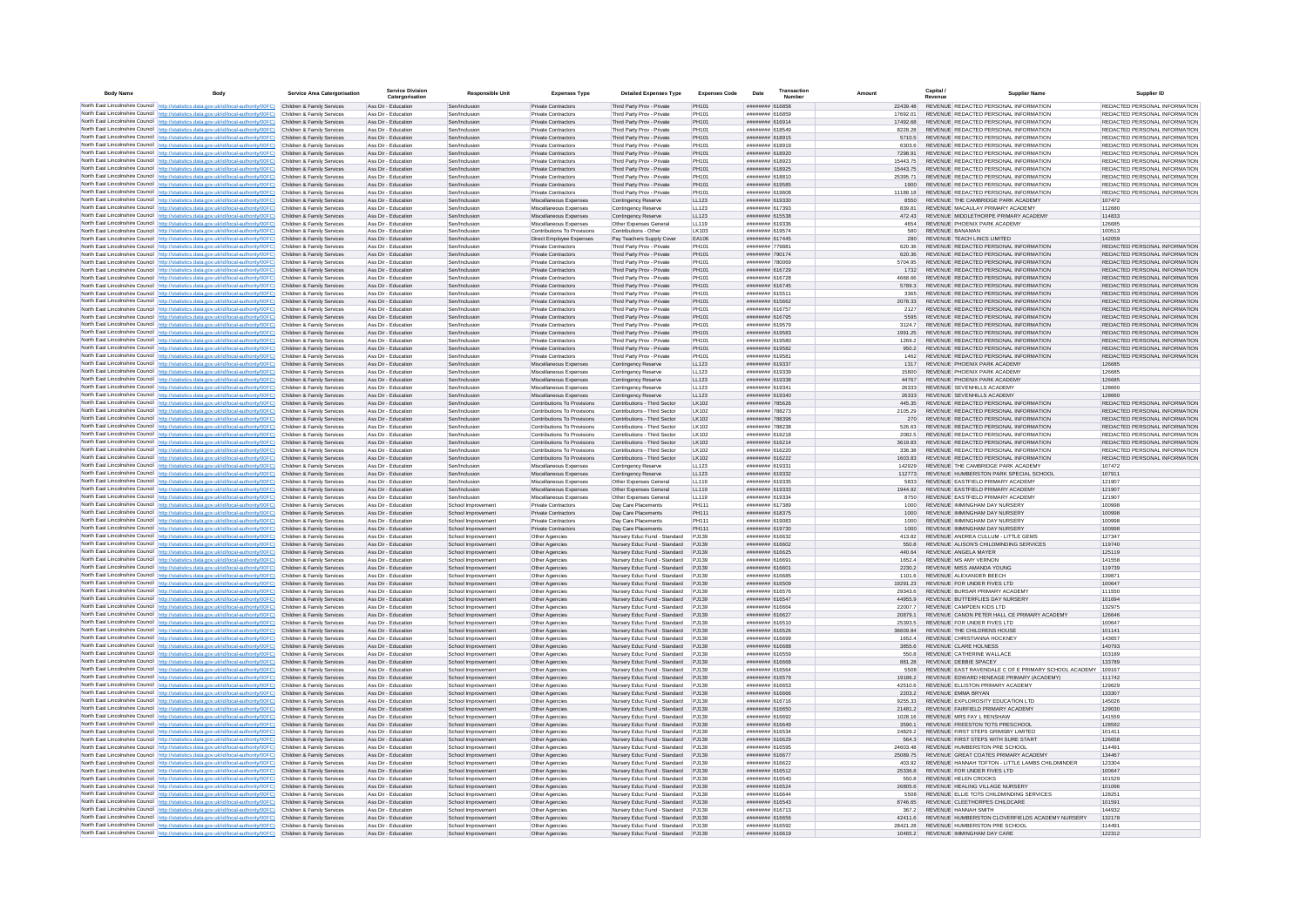| Body Name | Body | Service Area Catergorisation | Service Division Catergorisation | Responsible Unit | Expenses Type | Detailed Expenses Type | Expenses Code | Date | Transaction Number | Amount | Capital / Revenue | Supplier Name | Supplier ID |
|---|---|---|---|---|---|---|---|---|---|---|---|---|---|
| North East Lincolnshire Council | http://statistics.data.gov.uk/id/local-authority/00FC | Children & Family Services | Ass Dir - Education | Sen/Inclusion | Private Contractors | Third Party Prov - Private | PH101 | ######## | 616858 | 22439.48 | REVENUE | REDACTED PERSONAL INFORMATION | REDACTED PERSONAL INFORMATION |
| North East Lincolnshire Council | http://statistics.data.gov.uk/id/local-authority/00FC | Children & Family Services | Ass Dir - Education | Sen/Inclusion | Private Contractors | Third Party Prov - Private | PH101 | ######## | 616859 | 17692.01 | REVENUE | REDACTED PERSONAL INFORMATION | REDACTED PERSONAL INFORMATION |
| North East Lincolnshire Council | http://statistics.data.gov.uk/id/local-authority/00FC | Children & Family Services | Ass Dir - Education | Sen/Inclusion | Private Contractors | Third Party Prov - Private | PH101 | ######## | 616914 | 17492.68 | REVENUE | REDACTED PERSONAL INFORMATION | REDACTED PERSONAL INFORMATION |
| North East Lincolnshire Council | http://statistics.data.gov.uk/id/local-authority/00FC | Children & Family Services | Ass Dir - Education | Sen/Inclusion | Private Contractors | Third Party Prov - Private | PH101 | ######## | 618549 | 8228.28 | REVENUE | REDACTED PERSONAL INFORMATION | REDACTED PERSONAL INFORMATION |
| North East Lincolnshire Council | http://statistics.data.gov.uk/id/local-authority/00FC | Children & Family Services | Ass Dir - Education | Sen/Inclusion | Private Contractors | Third Party Prov - Private | PH101 | ######## | 618915 | 5710.5 | REVENUE | REDACTED PERSONAL INFORMATION | REDACTED PERSONAL INFORMATION |
| North East Lincolnshire Council | http://statistics.data.gov.uk/id/local-authority/00FC | Children & Family Services | Ass Dir - Education | Sen/Inclusion | Private Contractors | Third Party Prov - Private | PH101 | ######## | 618919 | 6303.6 | REVENUE | REDACTED PERSONAL INFORMATION | REDACTED PERSONAL INFORMATION |
| North East Lincolnshire Council | http://statistics.data.gov.uk/id/local-authority/00FC | Children & Family Services | Ass Dir - Education | Sen/Inclusion | Private Contractors | Third Party Prov - Private | PH101 | ######## | 618920 | 7298.91 | REVENUE | REDACTED PERSONAL INFORMATION | REDACTED PERSONAL INFORMATION |
| North East Lincolnshire Council | http://statistics.data.gov.uk/id/local-authority/00FC | Children & Family Services | Ass Dir - Education | Sen/Inclusion | Private Contractors | Third Party Prov - Private | PH101 | ######## | 618923 | 15443.75 | REVENUE | REDACTED PERSONAL INFORMATION | REDACTED PERSONAL INFORMATION |
| North East Lincolnshire Council | http://statistics.data.gov.uk/id/local-authority/00FC | Children & Family Services | Ass Dir - Education | Sen/Inclusion | Private Contractors | Third Party Prov - Private | PH101 | ######## | 618925 | 15443.75 | REVENUE | REDACTED PERSONAL INFORMATION | REDACTED PERSONAL INFORMATION |
| North East Lincolnshire Council | http://statistics.data.gov.uk/id/local-authority/00FC | Children & Family Services | Ass Dir - Education | Sen/Inclusion | Private Contractors | Third Party Prov - Private | PH101 | ######## | 618810 | 25395.71 | REVENUE | REDACTED PERSONAL INFORMATION | REDACTED PERSONAL INFORMATION |
| North East Lincolnshire Council | http://statistics.data.gov.uk/id/local-authority/00FC | Children & Family Services | Ass Dir - Education | Sen/Inclusion | Private Contractors | Third Party Prov - Private | PH101 | ######## | 619585 | 1900 | REVENUE | REDACTED PERSONAL INFORMATION | REDACTED PERSONAL INFORMATION |
| North East Lincolnshire Council | http://statistics.data.gov.uk/id/local-authority/00FC | Children & Family Services | Ass Dir - Education | Sen/Inclusion | Private Contractors | Third Party Prov - Private | PH101 | ######## | 619608 | 11188.18 | REVENUE | REDACTED PERSONAL INFORMATION | REDACTED PERSONAL INFORMATION |
| North East Lincolnshire Council | http://statistics.data.gov.uk/id/local-authority/00FC | Children & Family Services | Ass Dir - Education | Sen/Inclusion | Miscellaneous Expenses | Contingency Reserve | LL123 | ######## | 619330 | 8550 | REVENUE | THE CAMBRIDGE PARK ACADEMY | 107472 |
| North East Lincolnshire Council | http://statistics.data.gov.uk/id/local-authority/00FC | Children & Family Services | Ass Dir - Education | Sen/Inclusion | Miscellaneous Expenses | Contingency Reserve | LL123 | ######## | 617393 | 839.81 | REVENUE | MACAULAY PRIMARY ACADEMY | 112680 |
| North East Lincolnshire Council | http://statistics.data.gov.uk/id/local-authority/00FC | Children & Family Services | Ass Dir - Education | Sen/Inclusion | Miscellaneous Expenses | Contingency Reserve | LL123 | ######## | 615538 | 472.43 | REVENUE | MIDDLETHORPE PRIMARY ACADEMY | 114833 |
| North East Lincolnshire Council | http://statistics.data.gov.uk/id/local-authority/00FC | Children & Family Services | Ass Dir - Education | Sen/Inclusion | Miscellaneous Expenses | Other Expenses General | LL119 | ######## | 619336 | 4654 | REVENUE | PHOENIX PARK ACADEMY | 126685 |
| North East Lincolnshire Council | http://statistics.data.gov.uk/id/local-authority/00FC | Children & Family Services | Ass Dir - Education | Sen/Inclusion | Contributions To Provisions | Contributions - Other | LK103 | ######## | 619574 | 580 | REVENUE | BANAMAN | 100513 |
| North East Lincolnshire Council | http://statistics.data.gov.uk/id/local-authority/00FC | Children & Family Services | Ass Dir - Education | Sen/Inclusion | Direct Employee Expenses | Pay Teachers Supply Cover | EA106 | ######## | 617445 | 280 | REVENUE | TEACH LINCS LIMITED | 142059 |
| North East Lincolnshire Council | http://statistics.data.gov.uk/id/local-authority/00FC | Children & Family Services | Ass Dir - Education | Sen/Inclusion | Private Contractors | Third Party Prov - Private | PH101 | ######## | 779881 | 620.36 | REVENUE | REDACTED PERSONAL INFORMATION | REDACTED PERSONAL INFORMATION |
| North East Lincolnshire Council | http://statistics.data.gov.uk/id/local-authority/00FC | Children & Family Services | Ass Dir - Education | Sen/Inclusion | Private Contractors | Third Party Prov - Private | PH101 | ######## | 780174 | 620.36 | REVENUE | REDACTED PERSONAL INFORMATION | REDACTED PERSONAL INFORMATION |
| North East Lincolnshire Council | http://statistics.data.gov.uk/id/local-authority/00FC | Children & Family Services | Ass Dir - Education | Sen/Inclusion | Private Contractors | Third Party Prov - Private | PH101 | ######## | 780069 | 5704.95 | REVENUE | REDACTED PERSONAL INFORMATION | REDACTED PERSONAL INFORMATION |
| North East Lincolnshire Council | http://statistics.data.gov.uk/id/local-authority/00FC | Children & Family Services | Ass Dir - Education | Sen/Inclusion | Private Contractors | Third Party Prov - Private | PH101 | ######## | 616729 | 1732 | REVENUE | REDACTED PERSONAL INFORMATION | REDACTED PERSONAL INFORMATION |
| North East Lincolnshire Council | http://statistics.data.gov.uk/id/local-authority/00FC | Children & Family Services | Ass Dir - Education | Sen/Inclusion | Private Contractors | Third Party Prov - Private | PH101 | ######## | 616728 | 4668.66 | REVENUE | REDACTED PERSONAL INFORMATION | REDACTED PERSONAL INFORMATION |
| North East Lincolnshire Council | http://statistics.data.gov.uk/id/local-authority/00FC | Children & Family Services | Ass Dir - Education | Sen/Inclusion | Private Contractors | Third Party Prov - Private | PH101 | ######## | 616745 | 5789.3 | REVENUE | REDACTED PERSONAL INFORMATION | REDACTED PERSONAL INFORMATION |
| North East Lincolnshire Council | http://statistics.data.gov.uk/id/local-authority/00FC | Children & Family Services | Ass Dir - Education | Sen/Inclusion | Private Contractors | Third Party Prov - Private | PH101 | ######## | 615511 | 3365 | REVENUE | REDACTED PERSONAL INFORMATION | REDACTED PERSONAL INFORMATION |
| North East Lincolnshire Council | http://statistics.data.gov.uk/id/local-authority/00FC | Children & Family Services | Ass Dir - Education | Sen/Inclusion | Private Contractors | Third Party Prov - Private | PH101 | ######## | 615662 | 2078.33 | REVENUE | REDACTED PERSONAL INFORMATION | REDACTED PERSONAL INFORMATION |
| North East Lincolnshire Council | http://statistics.data.gov.uk/id/local-authority/00FC | Children & Family Services | Ass Dir - Education | Sen/Inclusion | Private Contractors | Third Party Prov - Private | PH101 | ######## | 616757 | 2127 | REVENUE | REDACTED PERSONAL INFORMATION | REDACTED PERSONAL INFORMATION |
| North East Lincolnshire Council | http://statistics.data.gov.uk/id/local-authority/00FC | Children & Family Services | Ass Dir - Education | Sen/Inclusion | Private Contractors | Third Party Prov - Private | PH101 | ######## | 616795 | 5595 | REVENUE | REDACTED PERSONAL INFORMATION | REDACTED PERSONAL INFORMATION |
| North East Lincolnshire Council | http://statistics.data.gov.uk/id/local-authority/00FC | Children & Family Services | Ass Dir - Education | Sen/Inclusion | Private Contractors | Third Party Prov - Private | PH101 | ######## | 619579 | 3124.7 | REVENUE | REDACTED PERSONAL INFORMATION | REDACTED PERSONAL INFORMATION |
| North East Lincolnshire Council | http://statistics.data.gov.uk/id/local-authority/00FC | Children & Family Services | Ass Dir - Education | Sen/Inclusion | Private Contractors | Third Party Prov - Private | PH101 | ######## | 619583 | 1991.25 | REVENUE | REDACTED PERSONAL INFORMATION | REDACTED PERSONAL INFORMATION |
| North East Lincolnshire Council | http://statistics.data.gov.uk/id/local-authority/00FC | Children & Family Services | Ass Dir - Education | Sen/Inclusion | Private Contractors | Third Party Prov - Private | PH101 | ######## | 619580 | 1269.2 | REVENUE | REDACTED PERSONAL INFORMATION | REDACTED PERSONAL INFORMATION |
| North East Lincolnshire Council | http://statistics.data.gov.uk/id/local-authority/00FC | Children & Family Services | Ass Dir - Education | Sen/Inclusion | Private Contractors | Third Party Prov - Private | PH101 | ######## | 619582 | 950.2 | REVENUE | REDACTED PERSONAL INFORMATION | REDACTED PERSONAL INFORMATION |
| North East Lincolnshire Council | http://statistics.data.gov.uk/id/local-authority/00FC | Children & Family Services | Ass Dir - Education | Sen/Inclusion | Private Contractors | Third Party Prov - Private | PH101 | ######## | 619581 | 1462 | REVENUE | REDACTED PERSONAL INFORMATION | REDACTED PERSONAL INFORMATION |
| North East Lincolnshire Council | http://statistics.data.gov.uk/id/local-authority/00FC | Children & Family Services | Ass Dir - Education | Sen/Inclusion | Miscellaneous Expenses | Contingency Reserve | LL123 | ######## | 619337 | 1317 | REVENUE | PHOENIX PARK ACADEMY | 126685 |
| North East Lincolnshire Council | http://statistics.data.gov.uk/id/local-authority/00FC | Children & Family Services | Ass Dir - Education | Sen/Inclusion | Miscellaneous Expenses | Contingency Reserve | LL123 | ######## | 619339 | 15800 | REVENUE | PHOENIX PARK ACADEMY | 126685 |
| North East Lincolnshire Council | http://statistics.data.gov.uk/id/local-authority/00FC | Children & Family Services | Ass Dir - Education | Sen/Inclusion | Miscellaneous Expenses | Contingency Reserve | LL123 | ######## | 619338 | 44767 | REVENUE | PHOENIX PARK ACADEMY | 126685 |
| North East Lincolnshire Council | http://statistics.data.gov.uk/id/local-authority/00FC | Children & Family Services | Ass Dir - Education | Sen/Inclusion | Miscellaneous Expenses | Contingency Reserve | LL123 | ######## | 619341 | 26333 | REVENUE | SEVENHILLS ACADEMY | 128660 |
| North East Lincolnshire Council | http://statistics.data.gov.uk/id/local-authority/00FC | Children & Family Services | Ass Dir - Education | Sen/Inclusion | Miscellaneous Expenses | Contingency Reserve | LL123 | ######## | 619340 | 26333 | REVENUE | SEVENHILLS ACADEMY | 128660 |
| North East Lincolnshire Council | http://statistics.data.gov.uk/id/local-authority/00FC | Children & Family Services | Ass Dir - Education | Sen/Inclusion | Contributions To Provisions | Contributions - Third Sector | LK102 | ######## | 785626 | 445.35 | REVENUE | REDACTED PERSONAL INFORMATION | REDACTED PERSONAL INFORMATION |
| North East Lincolnshire Council | http://statistics.data.gov.uk/id/local-authority/00FC | Children & Family Services | Ass Dir - Education | Sen/Inclusion | Contributions To Provisions | Contributions - Third Sector | LK102 | ######## | 786273 | 2105.29 | REVENUE | REDACTED PERSONAL INFORMATION | REDACTED PERSONAL INFORMATION |
| North East Lincolnshire Council | http://statistics.data.gov.uk/id/local-authority/00FC | Children & Family Services | Ass Dir - Education | Sen/Inclusion | Contributions To Provisions | Contributions - Third Sector | LK102 | ######## | 788398 | 270 | REVENUE | REDACTED PERSONAL INFORMATION | REDACTED PERSONAL INFORMATION |
| North East Lincolnshire Council | http://statistics.data.gov.uk/id/local-authority/00FC | Children & Family Services | Ass Dir - Education | Sen/Inclusion | Contributions To Provisions | Contributions - Third Sector | LK102 | ######## | 788238 | 526.63 | REVENUE | REDACTED PERSONAL INFORMATION | REDACTED PERSONAL INFORMATION |
| North East Lincolnshire Council | http://statistics.data.gov.uk/id/local-authority/00FC | Children & Family Services | Ass Dir - Education | Sen/Inclusion | Contributions To Provisions | Contributions - Third Sector | LK102 | ######## | 616218 | 2082.5 | REVENUE | REDACTED PERSONAL INFORMATION | REDACTED PERSONAL INFORMATION |
| North East Lincolnshire Council | http://statistics.data.gov.uk/id/local-authority/00FC | Children & Family Services | Ass Dir - Education | Sen/Inclusion | Contributions To Provisions | Contributions - Third Sector | LK102 | ######## | 616214 | 3619.83 | REVENUE | REDACTED PERSONAL INFORMATION | REDACTED PERSONAL INFORMATION |
| North East Lincolnshire Council | http://statistics.data.gov.uk/id/local-authority/00FC | Children & Family Services | Ass Dir - Education | Sen/Inclusion | Contributions To Provisions | Contributions - Third Sector | LK102 | ######## | 616220 | 336.38 | REVENUE | REDACTED PERSONAL INFORMATION | REDACTED PERSONAL INFORMATION |
| North East Lincolnshire Council | http://statistics.data.gov.uk/id/local-authority/00FC | Children & Family Services | Ass Dir - Education | Sen/Inclusion | Contributions To Provisions | Contributions - Third Sector | LK102 | ######## | 616222 | 1603.83 | REVENUE | REDACTED PERSONAL INFORMATION | REDACTED PERSONAL INFORMATION |
| North East Lincolnshire Council | http://statistics.data.gov.uk/id/local-authority/00FC | Children & Family Services | Ass Dir - Education | Sen/Inclusion | Miscellaneous Expenses | Contingency Reserve | LL123 | ######## | 619331 | 142929 | REVENUE | THE CAMBRIDGE PARK ACADEMY | 107472 |
| North East Lincolnshire Council | http://statistics.data.gov.uk/id/local-authority/00FC | Children & Family Services | Ass Dir - Education | Sen/Inclusion | Miscellaneous Expenses | Contingency Reserve | LL123 | ######## | 619332 | 112773 | REVENUE | HUMBERSTON PARK SPECIAL SCHOOL | 107911 |
| North East Lincolnshire Council | http://statistics.data.gov.uk/id/local-authority/00FC | Children & Family Services | Ass Dir - Education | Sen/Inclusion | Miscellaneous Expenses | Other Expenses General | LL119 | ######## | 619335 | 5833 | REVENUE | EASTFIELD PRIMARY ACADEMY | 121907 |
| North East Lincolnshire Council | http://statistics.data.gov.uk/id/local-authority/00FC | Children & Family Services | Ass Dir - Education | Sen/Inclusion | Miscellaneous Expenses | Other Expenses General | LL119 | ######## | 619333 | 1944.92 | REVENUE | EASTFIELD PRIMARY ACADEMY | 121907 |
| North East Lincolnshire Council | http://statistics.data.gov.uk/id/local-authority/00FC | Children & Family Services | Ass Dir - Education | Sen/Inclusion | Miscellaneous Expenses | Other Expenses General | LL119 | ######## | 619334 | 8750 | REVENUE | EASTFIELD PRIMARY ACADEMY | 121907 |
| North East Lincolnshire Council | http://statistics.data.gov.uk/id/local-authority/00FC | Children & Family Services | Ass Dir - Education | School Improvement | Private Contractors | Day Care Placements | PH111 | ######## | 617389 | 1000 | REVENUE | IMMINGHAM DAY NURSERY | 100998 |
| North East Lincolnshire Council | http://statistics.data.gov.uk/id/local-authority/00FC | Children & Family Services | Ass Dir - Education | School Improvement | Private Contractors | Day Care Placements | PH111 | ######## | 618375 | 1000 | REVENUE | IMMINGHAM DAY NURSERY | 100998 |
| North East Lincolnshire Council | http://statistics.data.gov.uk/id/local-authority/00FC | Children & Family Services | Ass Dir - Education | School Improvement | Private Contractors | Day Care Placements | PH111 | ######## | 619083 | 1000 | REVENUE | IMMINGHAM DAY NURSERY | 100998 |
| North East Lincolnshire Council | http://statistics.data.gov.uk/id/local-authority/00FC | Children & Family Services | Ass Dir - Education | School Improvement | Private Contractors | Day Care Placements | PH111 | ######## | 619730 | 1000 | REVENUE | IMMINGHAM DAY NURSERY | 100998 |
| North East Lincolnshire Council | http://statistics.data.gov.uk/id/local-authority/00FC | Children & Family Services | Ass Dir - Education | School Improvement | Other Agencies | Nursery Educ Fund - Standard | PJ139 | ######## | 616632 | 413.82 | REVENUE | ANDREA CULLUM - LITTLE GEMS | 127347 |
| North East Lincolnshire Council | http://statistics.data.gov.uk/id/local-authority/00FC | Children & Family Services | Ass Dir - Education | School Improvement | Other Agencies | Nursery Educ Fund - Standard | PJ139 | ######## | 616602 | 550.8 | REVENUE | ALISON'S CHILDMINDING SERVICES | 119740 |
| North East Lincolnshire Council | http://statistics.data.gov.uk/id/local-authority/00FC | Children & Family Services | Ass Dir - Education | School Improvement | Other Agencies | Nursery Educ Fund - Standard | PJ139 | ######## | 616625 | 440.64 | REVENUE | ANGELA MAYER | 125119 |
| North East Lincolnshire Council | http://statistics.data.gov.uk/id/local-authority/00FC | Children & Family Services | Ass Dir - Education | School Improvement | Other Agencies | Nursery Educ Fund - Standard | PJ139 | ######## | 616691 | 1652.4 | REVENUE | MS AMY VERNON | 141558 |
| North East Lincolnshire Council | http://statistics.data.gov.uk/id/local-authority/00FC | Children & Family Services | Ass Dir - Education | School Improvement | Other Agencies | Nursery Educ Fund - Standard | PJ139 | ######## | 616601 | 2230.2 | REVENUE | MISS AMANDA YOUNG | 119739 |
| North East Lincolnshire Council | http://statistics.data.gov.uk/id/local-authority/00FC | Children & Family Services | Ass Dir - Education | School Improvement | Other Agencies | Nursery Educ Fund - Standard | PJ139 | ######## | 616685 | 1101.6 | REVENUE | ALEXANDER BEECH | 139871 |
| North East Lincolnshire Council | http://statistics.data.gov.uk/id/local-authority/00FC | Children & Family Services | Ass Dir - Education | School Improvement | Other Agencies | Nursery Educ Fund - Standard | PJ139 | ######## | 616509 | 19291.23 | REVENUE | FOR UNDER FIVES LTD | 100647 |
| North East Lincolnshire Council | http://statistics.data.gov.uk/id/local-authority/00FC | Children & Family Services | Ass Dir - Education | School Improvement | Other Agencies | Nursery Educ Fund - Standard | PJ139 | ######## | 616576 | 29343.6 | REVENUE | BURSAR PRIMARY ACADEMY | 111550 |
| North East Lincolnshire Council | http://statistics.data.gov.uk/id/local-authority/00FC | Children & Family Services | Ass Dir - Education | School Improvement | Other Agencies | Nursery Educ Fund - Standard | PJ139 | ######## | 616547 | 44955.9 | REVENUE | BUTTERFLIES DAY NURSERY | 101694 |
| North East Lincolnshire Council | http://statistics.data.gov.uk/id/local-authority/00FC | Children & Family Services | Ass Dir - Education | School Improvement | Other Agencies | Nursery Educ Fund - Standard | PJ139 | ######## | 616664 | 22007.7 | REVENUE | CAMPDEN KIDS LTD | 132975 |
| North East Lincolnshire Council | http://statistics.data.gov.uk/id/local-authority/00FC | Children & Family Services | Ass Dir - Education | School Improvement | Other Agencies | Nursery Educ Fund - Standard | PJ139 | ######## | 616627 | 20879.1 | REVENUE | CANON PETER HALL CE PRIMARY ACADEMY | 126646 |
| North East Lincolnshire Council | http://statistics.data.gov.uk/id/local-authority/00FC | Children & Family Services | Ass Dir - Education | School Improvement | Other Agencies | Nursery Educ Fund - Standard | PJ139 | ######## | 616510 | 25393.5 | REVENUE | FOR UNDER FIVES LTD | 100647 |
| North East Lincolnshire Council | http://statistics.data.gov.uk/id/local-authority/00FC | Children & Family Services | Ass Dir - Education | School Improvement | Other Agencies | Nursery Educ Fund - Standard | PJ139 | ######## | 616526 | 36609.84 | REVENUE | THE CHILDRENS HOUSE | 101141 |
| North East Lincolnshire Council | http://statistics.data.gov.uk/id/local-authority/00FC | Children & Family Services | Ass Dir - Education | School Improvement | Other Agencies | Nursery Educ Fund - Standard | PJ139 | ######## | 616699 | 1652.4 | REVENUE | CHRISTIANNA HOCKNEY | 143657 |
| North East Lincolnshire Council | http://statistics.data.gov.uk/id/local-authority/00FC | Children & Family Services | Ass Dir - Education | School Improvement | Other Agencies | Nursery Educ Fund - Standard | PJ139 | ######## | 616688 | 3855.6 | REVENUE | CLARE HOLNESS | 140793 |
| North East Lincolnshire Council | http://statistics.data.gov.uk/id/local-authority/00FC | Children & Family Services | Ass Dir - Education | School Improvement | Other Agencies | Nursery Educ Fund - Standard | PJ139 | ######## | 616559 | 550.8 | REVENUE | CATHERINE WALLACE | 103189 |
| North East Lincolnshire Council | http://statistics.data.gov.uk/id/local-authority/00FC | Children & Family Services | Ass Dir - Education | School Improvement | Other Agencies | Nursery Educ Fund - Standard | PJ139 | ######## | 616668 | 881.28 | REVENUE | DEBBIE SPACEY | 133789 |
| North East Lincolnshire Council | http://statistics.data.gov.uk/id/local-authority/00FC | Children & Family Services | Ass Dir - Education | School Improvement | Other Agencies | Nursery Educ Fund - Standard | PJ139 | ######## | 616564 | 5508 | REVENUE | EAST RAVENDALE C OF E PRIMARY SCHOOL ACADEMY | 109167 |
| North East Lincolnshire Council | http://statistics.data.gov.uk/id/local-authority/00FC | Children & Family Services | Ass Dir - Education | School Improvement | Other Agencies | Nursery Educ Fund - Standard | PJ139 | ######## | 616579 | 19186.2 | REVENUE | EDWARD HENEAGE PRIMARY (ACADEMY) | 111742 |
| North East Lincolnshire Council | http://statistics.data.gov.uk/id/local-authority/00FC | Children & Family Services | Ass Dir - Education | School Improvement | Other Agencies | Nursery Educ Fund - Standard | PJ139 | ######## | 616653 | 42510.6 | REVENUE | ELLISTON PRIMARY ACADEMY | 129629 |
| North East Lincolnshire Council | http://statistics.data.gov.uk/id/local-authority/00FC | Children & Family Services | Ass Dir - Education | School Improvement | Other Agencies | Nursery Educ Fund - Standard | PJ139 | ######## | 616666 | 2203.2 | REVENUE | EMMA BRYAN | 133307 |
| North East Lincolnshire Council | http://statistics.data.gov.uk/id/local-authority/00FC | Children & Family Services | Ass Dir - Education | School Improvement | Other Agencies | Nursery Educ Fund - Standard | PJ139 | ######## | 616716 | 9255.33 | REVENUE | EXPLOROSITY EDUCATION LTD | 145026 |
| North East Lincolnshire Council | http://statistics.data.gov.uk/id/local-authority/00FC | Children & Family Services | Ass Dir - Education | School Improvement | Other Agencies | Nursery Educ Fund - Standard | PJ139 | ######## | 616650 | 21481.2 | REVENUE | FAIRFIELD PRIMARY ACADEMY | 129030 |
| North East Lincolnshire Council | http://statistics.data.gov.uk/id/local-authority/00FC | Children & Family Services | Ass Dir - Education | School Improvement | Other Agencies | Nursery Educ Fund - Standard | PJ139 | ######## | 616692 | 1028.16 | REVENUE | MRS FAY L RENSHAW | 141559 |
| North East Lincolnshire Council | http://statistics.data.gov.uk/id/local-authority/00FC | Children & Family Services | Ass Dir - Education | School Improvement | Other Agencies | Nursery Educ Fund - Standard | PJ139 | ######## | 616649 | 3590.1 | REVENUE | FREESTON TOTS PRESCHOOL | 128592 |
| North East Lincolnshire Council | http://statistics.data.gov.uk/id/local-authority/00FC | Children & Family Services | Ass Dir - Education | School Improvement | Other Agencies | Nursery Educ Fund - Standard | PJ139 | ######## | 616534 | 24829.2 | REVENUE | FIRST STEPS GRIMSBY LIMITED | 101411 |
| North East Lincolnshire Council | http://statistics.data.gov.uk/id/local-authority/00FC | Children & Family Services | Ass Dir - Education | School Improvement | Other Agencies | Nursery Educ Fund - Standard | PJ139 | ######## | 616629 | 564.3 | REVENUE | FIRST STEPS WITH SURE START | 126658 |
| North East Lincolnshire Council | http://statistics.data.gov.uk/id/local-authority/00FC | Children & Family Services | Ass Dir - Education | School Improvement | Other Agencies | Nursery Educ Fund - Standard | PJ139 | ######## | 616595 | 24603.48 | REVENUE | HUMBERSTON PRE SCHOOL | 114491 |
| North East Lincolnshire Council | http://statistics.data.gov.uk/id/local-authority/00FC | Children & Family Services | Ass Dir - Education | School Improvement | Other Agencies | Nursery Educ Fund - Standard | PJ139 | ######## | 616677 | 25089.75 | REVENUE | GREAT COATES PRIMARY ACADEMY | 134467 |
| North East Lincolnshire Council | http://statistics.data.gov.uk/id/local-authority/00FC | Children & Family Services | Ass Dir - Education | School Improvement | Other Agencies | Nursery Educ Fund - Standard | PJ139 | ######## | 616622 | 403.92 | REVENUE | HANNAH TOFTON - LITTLE LAMBS CHILDMINDER | 123304 |
| North East Lincolnshire Council | http://statistics.data.gov.uk/id/local-authority/00FC | Children & Family Services | Ass Dir - Education | School Improvement | Other Agencies | Nursery Educ Fund - Standard | PJ139 | ######## | 616512 | 25336.8 | REVENUE | FOR UNDER FIVES LTD | 100647 |
| North East Lincolnshire Council | http://statistics.data.gov.uk/id/local-authority/00FC | Children & Family Services | Ass Dir - Education | School Improvement | Other Agencies | Nursery Educ Fund - Standard | PJ139 | ######## | 616540 | 550.8 | REVENUE | HELEN CROOKS | 101529 |
| North East Lincolnshire Council | http://statistics.data.gov.uk/id/local-authority/00FC | Children & Family Services | Ass Dir - Education | School Improvement | Other Agencies | Nursery Educ Fund - Standard | PJ139 | ######## | 616524 | 26805.6 | REVENUE | HEALING VILLAGE NURSERY | 101096 |
| North East Lincolnshire Council | http://statistics.data.gov.uk/id/local-authority/00FC | Children & Family Services | Ass Dir - Education | School Improvement | Other Agencies | Nursery Educ Fund - Standard | PJ139 | ######## | 616644 | 5508 | REVENUE | ELLIE TOTS CHILDMINDING SERVICES | 128251 |
| North East Lincolnshire Council | http://statistics.data.gov.uk/id/local-authority/00FC | Children & Family Services | Ass Dir - Education | School Improvement | Other Agencies | Nursery Educ Fund - Standard | PJ139 | ######## | 616543 | 8746.65 | REVENUE | CLEETHORPES CHILDCARE | 101591 |
| North East Lincolnshire Council | http://statistics.data.gov.uk/id/local-authority/00FC | Children & Family Services | Ass Dir - Education | School Improvement | Other Agencies | Nursery Educ Fund - Standard | PJ139 | ######## | 616713 | 367.2 | REVENUE | HANNAH SMITH | 144932 |
| North East Lincolnshire Council | http://statistics.data.gov.uk/id/local-authority/00FC | Children & Family Services | Ass Dir - Education | School Improvement | Other Agencies | Nursery Educ Fund - Standard | PJ139 | ######## | 616656 | 42411.6 | REVENUE | HUMBERSTON CLOVERFIELDS ACADEMY NURSERY | 132178 |
| North East Lincolnshire Council | http://statistics.data.gov.uk/id/local-authority/00FC | Children & Family Services | Ass Dir - Education | School Improvement | Other Agencies | Nursery Educ Fund - Standard | PJ139 | ######## | 616592 | 28421.28 | REVENUE | HUMBERSTON PRE SCHOOL | 114491 |
| North East Lincolnshire Council | http://statistics.data.gov.uk/id/local-authority/00FC | Children & Family Services | Ass Dir - Education | School Improvement | Other Agencies | Nursery Educ Fund - Standard | PJ139 | ######## | 616619 | 10465.2 | REVENUE | IMMINGHAM DAY CARE | 122312 |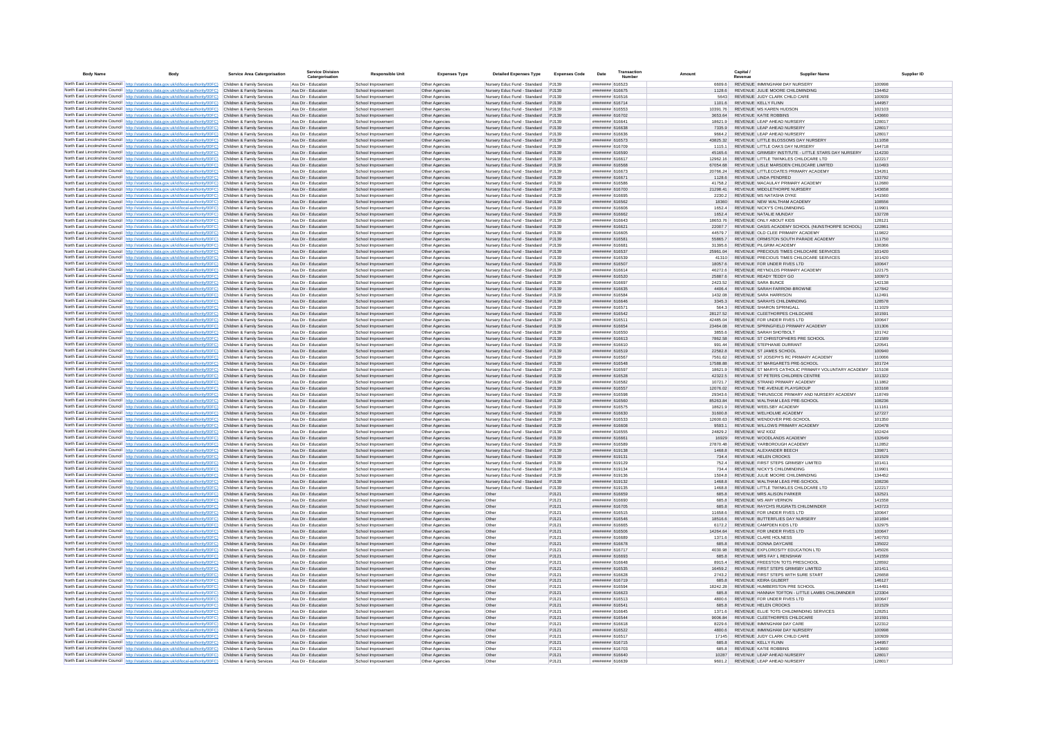| Body Name | Body | Service Area Catergorisation | Service Division Catergorisation | Responsible Unit | Expenses Type | Detailed Expenses Type | Expenses Code | Date | Transaction Number | Amount | Capital / Revenue | Supplier Name | Supplier ID |
|---|---|---|---|---|---|---|---|---|---|---|---|---|---|
| North East Lincolnshire Council | http://statistics.data.gov.uk/id/local-authority/00FC | Children & Family Services | Ass Dir - Education | School Improvement | Other Agencies | Nursery Educ Fund - Standard | PJ139 | ######## | 616523 | 6609.6 | REVENUE | IMMINGHAM DAY NURSERY | 100998 |
| North East Lincolnshire Council | http://statistics.data.gov.uk/id/local-authority/00FC | Children & Family Services | Ass Dir - Education | School Improvement | Other Agencies | Nursery Educ Fund - Standard | PJ139 | ######## | 616675 | 1128.6 | REVENUE | JULIE MOORE CHILDMINDING | 134452 |
| North East Lincolnshire Council | http://statistics.data.gov.uk/id/local-authority/00FC | Children & Family Services | Ass Dir - Education | School Improvement | Other Agencies | Nursery Educ Fund - Standard | PJ139 | ######## | 616516 | 5643 | REVENUE | JUDY CLARK CHILD CARE | 100939 |
| North East Lincolnshire Council | http://statistics.data.gov.uk/id/local-authority/00FC | Children & Family Services | Ass Dir - Education | School Improvement | Other Agencies | Nursery Educ Fund - Standard | PJ139 | ######## | 616714 | 1101.6 | REVENUE | KELLY FLINN | 144957 |
| North East Lincolnshire Council | http://statistics.data.gov.uk/id/local-authority/00FC | Children & Family Services | Ass Dir - Education | School Improvement | Other Agencies | Nursery Educ Fund - Standard | PJ139 | ######## | 616553 | 10391.76 | REVENUE | MS KAREN HUDSON | 102103 |
| North East Lincolnshire Council | http://statistics.data.gov.uk/id/local-authority/00FC | Children & Family Services | Ass Dir - Education | School Improvement | Other Agencies | Nursery Educ Fund - Standard | PJ139 | ######## | 616702 | 3653.64 | REVENUE | KATIE ROBBINS | 143660 |
| North East Lincolnshire Council | http://statistics.data.gov.uk/id/local-authority/00FC | Children & Family Services | Ass Dir - Education | School Improvement | Other Agencies | Nursery Educ Fund - Standard | PJ139 | ######## | 616641 | 18621.9 | REVENUE | LEAP AHEAD NURSERY | 128017 |
| North East Lincolnshire Council | http://statistics.data.gov.uk/id/local-authority/00FC | Children & Family Services | Ass Dir - Education | School Improvement | Other Agencies | Nursery Educ Fund - Standard | PJ139 | ######## | 616638 | 7335.9 | REVENUE | LEAP AHEAD NURSERY | 128017 |
| North East Lincolnshire Council | http://statistics.data.gov.uk/id/local-authority/00FC | Children & Family Services | Ass Dir - Education | School Improvement | Other Agencies | Nursery Educ Fund - Standard | PJ139 | ######## | 616636 | 9664.2 | REVENUE | LEAP AHEAD NURSERY | 128017 |
| North East Lincolnshire Council | http://statistics.data.gov.uk/id/local-authority/00FC | Children & Family Services | Ass Dir - Education | School Improvement | Other Agencies | Nursery Educ Fund - Standard | PJ139 | ######## | 616573 | 43825.32 | REVENUE | LITTLE BLOSSOMS DAY NURSERY | 111058 |
| North East Lincolnshire Council | http://statistics.data.gov.uk/id/local-authority/00FC | Children & Family Services | Ass Dir - Education | School Improvement | Other Agencies | Nursery Educ Fund - Standard | PJ139 | ######## | 616709 | 1115.1 | REVENUE | LITTLE OAKS DAY NURSERY | 144718 |
| North East Lincolnshire Council | http://statistics.data.gov.uk/id/local-authority/00FC | Children & Family Services | Ass Dir - Education | School Improvement | Other Agencies | Nursery Educ Fund - Standard | PJ139 | ######## | 616590 | 45165.6 | REVENUE | GRIMSBY INSTITUTE - LITTLE STARS DAY NURSERY | 114230 |
| North East Lincolnshire Council | http://statistics.data.gov.uk/id/local-authority/00FC | Children & Family Services | Ass Dir - Education | School Improvement | Other Agencies | Nursery Educ Fund - Standard | PJ139 | ######## | 616617 | 12962.16 | REVENUE | LITTLE TWINKLES CHILDCARE LTD | 122217 |
| North East Lincolnshire Council | http://statistics.data.gov.uk/id/local-authority/00FC | Children & Family Services | Ass Dir - Education | School Improvement | Other Agencies | Nursery Educ Fund - Standard | PJ139 | ######## | 616568 | 67054.68 | REVENUE | LISLE MARSDEN CHILDCARE LIMITED | 110493 |
| North East Lincolnshire Council | http://statistics.data.gov.uk/id/local-authority/00FC | Children & Family Services | Ass Dir - Education | School Improvement | Other Agencies | Nursery Educ Fund - Standard | PJ139 | ######## | 616673 | 20766.24 | REVENUE | LITTLECOATES PRIMARY ACADEMY | 134261 |
| North East Lincolnshire Council | http://statistics.data.gov.uk/id/local-authority/00FC | Children & Family Services | Ass Dir - Education | School Improvement | Other Agencies | Nursery Educ Fund - Standard | PJ139 | ######## | 616671 | 1128.6 | REVENUE | LINDA PENDRED | 133792 |
| North East Lincolnshire Council | http://statistics.data.gov.uk/id/local-authority/00FC | Children & Family Services | Ass Dir - Education | School Improvement | Other Agencies | Nursery Educ Fund - Standard | PJ139 | ######## | 616586 | 41758.2 | REVENUE | MACAULAY PRIMARY ACADEMY | 112680 |
| North East Lincolnshire Council | http://statistics.data.gov.uk/id/local-authority/00FC | Children & Family Services | Ass Dir - Education | School Improvement | Other Agencies | Nursery Educ Fund - Standard | PJ139 | ######## | 616700 | 21298.41 | REVENUE | MIDDLETHORPE NURSERY | 143658 |
| North East Lincolnshire Council | http://statistics.data.gov.uk/id/local-authority/00FC | Children & Family Services | Ass Dir - Education | School Improvement | Other Agencies | Nursery Educ Fund - Standard | PJ139 | ######## | 616695 | 2230.2 | REVENUE | MS NATASHA DYKE | 141560 |
| North East Lincolnshire Council | http://statistics.data.gov.uk/id/local-authority/00FC | Children & Family Services | Ass Dir - Education | School Improvement | Other Agencies | Nursery Educ Fund - Standard | PJ139 | ######## | 616562 | 18360 | REVENUE | NEW WALTHAM ACADEMY | 108556 |
| North East Lincolnshire Council | http://statistics.data.gov.uk/id/local-authority/00FC | Children & Family Services | Ass Dir - Education | School Improvement | Other Agencies | Nursery Educ Fund - Standard | PJ139 | ######## | 616606 | 1652.4 | REVENUE | NICKY'S CHILDMINDING | 119901 |
| North East Lincolnshire Council | http://statistics.data.gov.uk/id/local-authority/00FC | Children & Family Services | Ass Dir - Education | School Improvement | Other Agencies | Nursery Educ Fund - Standard | PJ139 | ######## | 616662 | 1652.4 | REVENUE | NATALIE MUNDAY | 132728 |
| North East Lincolnshire Council | http://statistics.data.gov.uk/id/local-authority/00FC | Children & Family Services | Ass Dir - Education | School Improvement | Other Agencies | Nursery Educ Fund - Standard | PJ139 | ######## | 616643 | 18653.76 | REVENUE | ONLY ABOUT KIDS | 128121 |
| North East Lincolnshire Council | http://statistics.data.gov.uk/id/local-authority/00FC | Children & Family Services | Ass Dir - Education | School Improvement | Other Agencies | Nursery Educ Fund - Standard | PJ139 | ######## | 616621 | 22007.7 | REVENUE | OASIS ACADEMY SCHOOL (NUNSTHORPE SCHOOL) | 122861 |
| North East Lincolnshire Council | http://statistics.data.gov.uk/id/local-authority/00FC | Children & Family Services | Ass Dir - Education | School Improvement | Other Agencies | Nursery Educ Fund - Standard | PJ139 | ######## | 616605 | 44579.7 | REVENUE | OLD CLEE PRIMARY ACADEMY | 119822 |
| North East Lincolnshire Council | http://statistics.data.gov.uk/id/local-authority/00FC | Children & Family Services | Ass Dir - Education | School Improvement | Other Agencies | Nursery Educ Fund - Standard | PJ139 | ######## | 616581 | 55865.7 | REVENUE | ORMISTON SOUTH PARADE ACADEMY | 111750 |
| North East Lincolnshire Council | http://statistics.data.gov.uk/id/local-authority/00FC | Children & Family Services | Ass Dir - Education | School Improvement | Other Agencies | Nursery Educ Fund - Standard | PJ139 | ######## | 616681 | 31395.6 | REVENUE | PILGRIM ACADEMY | 136366 |
| North East Lincolnshire Council | http://statistics.data.gov.uk/id/local-authority/00FC | Children & Family Services | Ass Dir - Education | School Improvement | Other Agencies | Nursery Educ Fund - Standard | PJ139 | ######## | 616537 | 25951.04 | REVENUE | PRECIOUS TIMES CHILDCARE SERVICES | 101420 |
| North East Lincolnshire Council | http://statistics.data.gov.uk/id/local-authority/00FC | Children & Family Services | Ass Dir - Education | School Improvement | Other Agencies | Nursery Educ Fund - Standard | PJ139 | ######## | 616539 | 41310 | REVENUE | PRECIOUS TIMES CHILDCARE SERVICES | 101420 |
| North East Lincolnshire Council | http://statistics.data.gov.uk/id/local-authority/00FC | Children & Family Services | Ass Dir - Education | School Improvement | Other Agencies | Nursery Educ Fund - Standard | PJ139 | ######## | 616507 | 18057.6 | REVENUE | FOR UNDER FIVES LTD | 100647 |
| North East Lincolnshire Council | http://statistics.data.gov.uk/id/local-authority/00FC | Children & Family Services | Ass Dir - Education | School Improvement | Other Agencies | Nursery Educ Fund - Standard | PJ139 | ######## | 616614 | 46272.6 | REVENUE | REYNOLDS PRIMARY ACADEMY | 122175 |
| North East Lincolnshire Council | http://statistics.data.gov.uk/id/local-authority/00FC | Children & Family Services | Ass Dir - Education | School Improvement | Other Agencies | Nursery Educ Fund - Standard | PJ139 | ######## | 616520 | 25887.6 | REVENUE | READY TEDDY GO | 100973 |
| North East Lincolnshire Council | http://statistics.data.gov.uk/id/local-authority/00FC | Children & Family Services | Ass Dir - Education | School Improvement | Other Agencies | Nursery Educ Fund - Standard | PJ139 | ######## | 616697 | 2423.52 | REVENUE | SARA BUNCE | 142138 |
| North East Lincolnshire Council | http://statistics.data.gov.uk/id/local-authority/00FC | Children & Family Services | Ass Dir - Education | School Improvement | Other Agencies | Nursery Educ Fund - Standard | PJ139 | ######## | 616635 | 4406.4 | REVENUE | SARAH FARROW-BROWNE | 127842 |
| North East Lincolnshire Council | http://statistics.data.gov.uk/id/local-authority/00FC | Children & Family Services | Ass Dir - Education | School Improvement | Other Agencies | Nursery Educ Fund - Standard | PJ139 | ######## | 616584 | 1432.08 | REVENUE | SARA HARRISON | 112491 |
| North East Lincolnshire Council | http://statistics.data.gov.uk/id/local-authority/00FC | Children & Family Services | Ass Dir - Education | School Improvement | Other Agencies | Nursery Educ Fund - Standard | PJ139 | ######## | 616646 | 3345.3 | REVENUE | SARAHS CHILDMINDING | 128578 |
| North East Lincolnshire Council | http://statistics.data.gov.uk/id/local-authority/00FC | Children & Family Services | Ass Dir - Education | School Improvement | Other Agencies | Nursery Educ Fund - Standard | PJ139 | ######## | 616571 | 564.3 | REVENUE | SHARON SPRINGALL | 111029 |
| North East Lincolnshire Council | http://statistics.data.gov.uk/id/local-authority/00FC | Children & Family Services | Ass Dir - Education | School Improvement | Other Agencies | Nursery Educ Fund - Standard | PJ139 | ######## | 616542 | 28127.52 | REVENUE | CLEETHORPES CHILDCARE | 101591 |
| North East Lincolnshire Council | http://statistics.data.gov.uk/id/local-authority/00FC | Children & Family Services | Ass Dir - Education | School Improvement | Other Agencies | Nursery Educ Fund - Standard | PJ139 | ######## | 616511 | 42485.04 | REVENUE | FOR UNDER FIVES LTD | 100647 |
| North East Lincolnshire Council | http://statistics.data.gov.uk/id/local-authority/00FC | Children & Family Services | Ass Dir - Education | School Improvement | Other Agencies | Nursery Educ Fund - Standard | PJ139 | ######## | 616654 | 23464.08 | REVENUE | SPRINGFIELD PRIMARY ACADEMY | 131306 |
| North East Lincolnshire Council | http://statistics.data.gov.uk/id/local-authority/00FC | Children & Family Services | Ass Dir - Education | School Improvement | Other Agencies | Nursery Educ Fund - Standard | PJ139 | ######## | 616550 | 3855.6 | REVENUE | SARAH SHOTBOLT | 101742 |
| North East Lincolnshire Council | http://statistics.data.gov.uk/id/local-authority/00FC | Children & Family Services | Ass Dir - Education | School Improvement | Other Agencies | Nursery Educ Fund - Standard | PJ139 | ######## | 616613 | 7802.58 | REVENUE | ST CHRISTOPHERS PRE SCHOOL | 121589 |
| North East Lincolnshire Council | http://statistics.data.gov.uk/id/local-authority/00FC | Children & Family Services | Ass Dir - Education | School Improvement | Other Agencies | Nursery Educ Fund - Standard | PJ139 | ######## | 616610 | 991.44 | REVENUE | STEPHANIE DURRANT | 120541 |
| North East Lincolnshire Council | http://statistics.data.gov.uk/id/local-authority/00FC | Children & Family Services | Ass Dir - Education | School Improvement | Other Agencies | Nursery Educ Fund - Standard | PJ139 | ######## | 616519 | 22582.8 | REVENUE | ST JAMES SCHOOL | 100940 |
| North East Lincolnshire Council | http://statistics.data.gov.uk/id/local-authority/00FC | Children & Family Services | Ass Dir - Education | School Improvement | Other Agencies | Nursery Educ Fund - Standard | PJ139 | ######## | 616567 | 7561.62 | REVENUE | ST JOSEPH'S RC PRIMARY ACADEMY | 110066 |
| North East Lincolnshire Council | http://statistics.data.gov.uk/id/local-authority/00FC | Children & Family Services | Ass Dir - Education | School Improvement | Other Agencies | Nursery Educ Fund - Standard | PJ139 | ######## | 616548 | 17588.88 | REVENUE | ST MARGARETS PRE-SCHOOL | 101724 |
| North East Lincolnshire Council | http://statistics.data.gov.uk/id/local-authority/00FC | Children & Family Services | Ass Dir - Education | School Improvement | Other Agencies | Nursery Educ Fund - Standard | PJ139 | ######## | 616597 | 18621.9 | REVENUE | ST MARYS CATHOLIC PRIMARY VOLUNTARY ACADEMY | 115108 |
| North East Lincolnshire Council | http://statistics.data.gov.uk/id/local-authority/00FC | Children & Family Services | Ass Dir - Education | School Improvement | Other Agencies | Nursery Educ Fund - Standard | PJ139 | ######## | 616528 | 42322.5 | REVENUE | ST PETERS CHILDREN CENTRE | 101322 |
| North East Lincolnshire Council | http://statistics.data.gov.uk/id/local-authority/00FC | Children & Family Services | Ass Dir - Education | School Improvement | Other Agencies | Nursery Educ Fund - Standard | PJ139 | ######## | 616582 | 10721.7 | REVENUE | STRAND PRIMARY ACADEMY | 111862 |
| North East Lincolnshire Council | http://statistics.data.gov.uk/id/local-authority/00FC | Children & Family Services | Ass Dir - Education | School Improvement | Other Agencies | Nursery Educ Fund - Standard | PJ139 | ######## | 616557 | 12076.02 | REVENUE | THE AVENUE PLAYGROUP | 103168 |
| North East Lincolnshire Council | http://statistics.data.gov.uk/id/local-authority/00FC | Children & Family Services | Ass Dir - Education | School Improvement | Other Agencies | Nursery Educ Fund - Standard | PJ139 | ######## | 616598 | 29343.6 | REVENUE | THRUNSCOE PRIMARY AND NURSERY ACADEMY | 118749 |
| North East Lincolnshire Council | http://statistics.data.gov.uk/id/local-authority/00FC | Children & Family Services | Ass Dir - Education | School Improvement | Other Agencies | Nursery Educ Fund - Standard | PJ139 | ######## | 616560 | 85263.84 | REVENUE | WALTHAM LEAS PRE-SCHOOL | 108236 |
| North East Lincolnshire Council | http://statistics.data.gov.uk/id/local-authority/00FC | Children & Family Services | Ass Dir - Education | School Improvement | Other Agencies | Nursery Educ Fund - Standard | PJ139 | ######## | 616575 | 18621.9 | REVENUE | WEELSBY ACADEMY | 111161 |
| North East Lincolnshire Council | http://statistics.data.gov.uk/id/local-authority/00FC | Children & Family Services | Ass Dir - Education | School Improvement | Other Agencies | Nursery Educ Fund - Standard | PJ139 | ######## | 616630 | 31600.8 | REVENUE | WELHOLME ACADEMY | 127227 |
| North East Lincolnshire Council | http://statistics.data.gov.uk/id/local-authority/00FC | Children & Family Services | Ass Dir - Education | School Improvement | Other Agencies | Nursery Educ Fund - Standard | PJ139 | ######## | 616533 | 12600.63 | REVENUE | WENDOVER PRE-SCHOOL | 101350 |
| North East Lincolnshire Council | http://statistics.data.gov.uk/id/local-authority/00FC | Children & Family Services | Ass Dir - Education | School Improvement | Other Agencies | Nursery Educ Fund - Standard | PJ139 | ######## | 616608 | 9593.1 | REVENUE | WILLOWS PRIMARY ACADEMY | 120478 |
| North East Lincolnshire Council | http://statistics.data.gov.uk/id/local-authority/00FC | Children & Family Services | Ass Dir - Education | School Improvement | Other Agencies | Nursery Educ Fund - Standard | PJ139 | ######## | 616555 | 24829.2 | REVENUE | WIZ KIDZ | 102424 |
| North East Lincolnshire Council | http://statistics.data.gov.uk/id/local-authority/00FC | Children & Family Services | Ass Dir - Education | School Improvement | Other Agencies | Nursery Educ Fund - Standard | PJ139 | ######## | 616661 | 16929 | REVENUE | WOODLANDS ACADEMY | 132849 |
| North East Lincolnshire Council | http://statistics.data.gov.uk/id/local-authority/00FC | Children & Family Services | Ass Dir - Education | School Improvement | Other Agencies | Nursery Educ Fund - Standard | PJ139 | ######## | 616589 | 27870.48 | REVENUE | YARBOROUGH ACADEMY | 112852 |
| North East Lincolnshire Council | http://statistics.data.gov.uk/id/local-authority/00FC | Children & Family Services | Ass Dir - Education | School Improvement | Other Agencies | Nursery Educ Fund - Standard | PJ139 | ######## | 619138 | 1468.8 | REVENUE | ALEXANDER BEECH | 139871 |
| North East Lincolnshire Council | http://statistics.data.gov.uk/id/local-authority/00FC | Children & Family Services | Ass Dir - Education | School Improvement | Other Agencies | Nursery Educ Fund - Standard | PJ139 | ######## | 619131 | 734.4 | REVENUE | HELEN CROOKS | 101529 |
| North East Lincolnshire Council | http://statistics.data.gov.uk/id/local-authority/00FC | Children & Family Services | Ass Dir - Education | School Improvement | Other Agencies | Nursery Educ Fund - Standard | PJ139 | ######## | 619129 | 752.4 | REVENUE | FIRST STEPS GRIMSBY LIMITED | 101411 |
| North East Lincolnshire Council | http://statistics.data.gov.uk/id/local-authority/00FC | Children & Family Services | Ass Dir - Education | School Improvement | Other Agencies | Nursery Educ Fund - Standard | PJ139 | ######## | 619134 | 734.4 | REVENUE | NICKY'S CHILDMINDING | 119901 |
| North East Lincolnshire Council | http://statistics.data.gov.uk/id/local-authority/00FC | Children & Family Services | Ass Dir - Education | School Improvement | Other Agencies | Nursery Educ Fund - Standard | PJ139 | ######## | 619136 | 1504.8 | REVENUE | JULIE MOORE CHILDMINDING | 134452 |
| North East Lincolnshire Council | http://statistics.data.gov.uk/id/local-authority/00FC | Children & Family Services | Ass Dir - Education | School Improvement | Other Agencies | Nursery Educ Fund - Standard | PJ139 | ######## | 619132 | 1468.8 | REVENUE | WALTHAM LEAS PRE-SCHOOL | 108236 |
| North East Lincolnshire Council | http://statistics.data.gov.uk/id/local-authority/00FC | Children & Family Services | Ass Dir - Education | School Improvement | Other Agencies | Nursery Educ Fund - Standard | PJ139 | ######## | 619135 | 1468.8 | REVENUE | LITTLE TWINKLES CHILDCARE LTD | 122217 |
| North East Lincolnshire Council | http://statistics.data.gov.uk/id/local-authority/00FC | Children & Family Services | Ass Dir - Education | School Improvement | Other Agencies | Other | PJ121 | ######## | 616659 | 685.8 | REVENUE | MRS ALISON PARKER | 132521 |
| North East Lincolnshire Council | http://statistics.data.gov.uk/id/local-authority/00FC | Children & Family Services | Ass Dir - Education | School Improvement | Other Agencies | Other | PJ121 | ######## | 616690 | 685.8 | REVENUE | MS AMY VERNON | 141558 |
| North East Lincolnshire Council | http://statistics.data.gov.uk/id/local-authority/00FC | Children & Family Services | Ass Dir - Education | School Improvement | Other Agencies | Other | PJ121 | ######## | 616705 | 685.8 | REVENUE | RAYCH'S RUGRATS CHILDMINDER | 143723 |
| North East Lincolnshire Council | http://statistics.data.gov.uk/id/local-authority/00FC | Children & Family Services | Ass Dir - Education | School Improvement | Other Agencies | Other | PJ121 | ######## | 616515 | 11658.6 | REVENUE | FOR UNDER FIVES LTD | 100647 |
| North East Lincolnshire Council | http://statistics.data.gov.uk/id/local-authority/00FC | Children & Family Services | Ass Dir - Education | School Improvement | Other Agencies | Other | PJ121 | ######## | 616546 | 18516.6 | REVENUE | BUTTERFLIES DAY NURSERY | 101694 |
| North East Lincolnshire Council | http://statistics.data.gov.uk/id/local-authority/00FC | Children & Family Services | Ass Dir - Education | School Improvement | Other Agencies | Other | PJ121 | ######## | 616665 | 6172.2 | REVENUE | CAMPDEN KIDS LTD | 132975 |
| North East Lincolnshire Council | http://statistics.data.gov.uk/id/local-authority/00FC | Children & Family Services | Ass Dir - Education | School Improvement | Other Agencies | Other | PJ121 | ######## | 616506 | 14264.64 | REVENUE | FOR UNDER FIVES LTD | 100647 |
| North East Lincolnshire Council | http://statistics.data.gov.uk/id/local-authority/00FC | Children & Family Services | Ass Dir - Education | School Improvement | Other Agencies | Other | PJ121 | ######## | 616689 | 1371.6 | REVENUE | CLARE HOLNESS | 140793 |
| North East Lincolnshire Council | http://statistics.data.gov.uk/id/local-authority/00FC | Children & Family Services | Ass Dir - Education | School Improvement | Other Agencies | Other | PJ121 | ######## | 616678 | 685.8 | REVENUE | DONNA DAYCARE | 135022 |
| North East Lincolnshire Council | http://statistics.data.gov.uk/id/local-authority/00FC | Children & Family Services | Ass Dir - Education | School Improvement | Other Agencies | Other | PJ121 | ######## | 616717 | 4030.98 | REVENUE | EXPLOROSITY EDUCATION LTD | 145026 |
| North East Lincolnshire Council | http://statistics.data.gov.uk/id/local-authority/00FC | Children & Family Services | Ass Dir - Education | School Improvement | Other Agencies | Other | PJ121 | ######## | 616693 | 685.8 | REVENUE | MRS FAY L RENSHAW | 141559 |
| North East Lincolnshire Council | http://statistics.data.gov.uk/id/local-authority/00FC | Children & Family Services | Ass Dir - Education | School Improvement | Other Agencies | Other | PJ121 | ######## | 616648 | 8915.4 | REVENUE | FREESTON TOTS PRESCHOOL | 128592 |
| North East Lincolnshire Council | http://statistics.data.gov.uk/id/local-authority/00FC | Children & Family Services | Ass Dir - Education | School Improvement | Other Agencies | Other | PJ121 | ######## | 616535 | 16459.2 | REVENUE | FIRST STEPS GRIMSBY LIMITED | 101411 |
| North East Lincolnshire Council | http://statistics.data.gov.uk/id/local-authority/00FC | Children & Family Services | Ass Dir - Education | School Improvement | Other Agencies | Other | PJ121 | ######## | 616628 | 2743.2 | REVENUE | FIRST STEPS WITH SURE START | 126658 |
| North East Lincolnshire Council | http://statistics.data.gov.uk/id/local-authority/00FC | Children & Family Services | Ass Dir - Education | School Improvement | Other Agencies | Other | PJ121 | ######## | 616719 | 685.8 | REVENUE | KEIRA GILBERT | 146127 |
| North East Lincolnshire Council | http://statistics.data.gov.uk/id/local-authority/00FC | Children & Family Services | Ass Dir - Education | School Improvement | Other Agencies | Other | PJ121 | ######## | 616594 | 18242.28 | REVENUE | HUMBERSTON PRE SCHOOL | 114491 |
| North East Lincolnshire Council | http://statistics.data.gov.uk/id/local-authority/00FC | Children & Family Services | Ass Dir - Education | School Improvement | Other Agencies | Other | PJ121 | ######## | 616623 | 685.8 | REVENUE | HANNAH TOFTON - LITTLE LAMBS CHILDMINDER | 123304 |
| North East Lincolnshire Council | http://statistics.data.gov.uk/id/local-authority/00FC | Children & Family Services | Ass Dir - Education | School Improvement | Other Agencies | Other | PJ121 | ######## | 616513 | 4800.6 | REVENUE | FOR UNDER FIVES LTD | 100647 |
| North East Lincolnshire Council | http://statistics.data.gov.uk/id/local-authority/00FC | Children & Family Services | Ass Dir - Education | School Improvement | Other Agencies | Other | PJ121 | ######## | 616541 | 685.8 | REVENUE | HELEN CROOKS | 101529 |
| North East Lincolnshire Council | http://statistics.data.gov.uk/id/local-authority/00FC | Children & Family Services | Ass Dir - Education | School Improvement | Other Agencies | Other | PJ121 | ######## | 616645 | 1371.6 | REVENUE | ELLIE TOTS CHILDMINDING SERVICES | 128251 |
| North East Lincolnshire Council | http://statistics.data.gov.uk/id/local-authority/00FC | Children & Family Services | Ass Dir - Education | School Improvement | Other Agencies | Other | PJ121 | ######## | 616544 | 9006.84 | REVENUE | CLEETHORPES CHILDCARE | 101591 |
| North East Lincolnshire Council | http://statistics.data.gov.uk/id/local-authority/00FC | Children & Family Services | Ass Dir - Education | School Improvement | Other Agencies | Other | PJ121 | ######## | 616618 | 8229.6 | REVENUE | IMMINGHAM DAY CARE | 122312 |
| North East Lincolnshire Council | http://statistics.data.gov.uk/id/local-authority/00FC | Children & Family Services | Ass Dir - Education | School Improvement | Other Agencies | Other | PJ121 | ######## | 616522 | 4800.6 | REVENUE | IMMINGHAM DAY NURSERY | 100998 |
| North East Lincolnshire Council | http://statistics.data.gov.uk/id/local-authority/00FC | Children & Family Services | Ass Dir - Education | School Improvement | Other Agencies | Other | PJ121 | ######## | 616517 | 17145 | REVENUE | JUDY CLARK CHILD CARE | 100939 |
| North East Lincolnshire Council | http://statistics.data.gov.uk/id/local-authority/00FC | Children & Family Services | Ass Dir - Education | School Improvement | Other Agencies | Other | PJ121 | ######## | 616715 | 685.8 | REVENUE | KELLY FLINN | 144957 |
| North East Lincolnshire Council | http://statistics.data.gov.uk/id/local-authority/00FC | Children & Family Services | Ass Dir - Education | School Improvement | Other Agencies | Other | PJ121 | ######## | 616703 | 685.8 | REVENUE | KATIE ROBBINS | 143660 |
| North East Lincolnshire Council | http://statistics.data.gov.uk/id/local-authority/00FC | Children & Family Services | Ass Dir - Education | School Improvement | Other Agencies | Other | PJ121 | ######## | 616640 | 10287 | REVENUE | LEAP AHEAD NURSERY | 128017 |
| North East Lincolnshire Council | http://statistics.data.gov.uk/id/local-authority/00FC | Children & Family Services | Ass Dir - Education | School Improvement | Other Agencies | Other | PJ121 | ######## | 616639 | 9601.2 | REVENUE | LEAP AHEAD NURSERY | 128017 |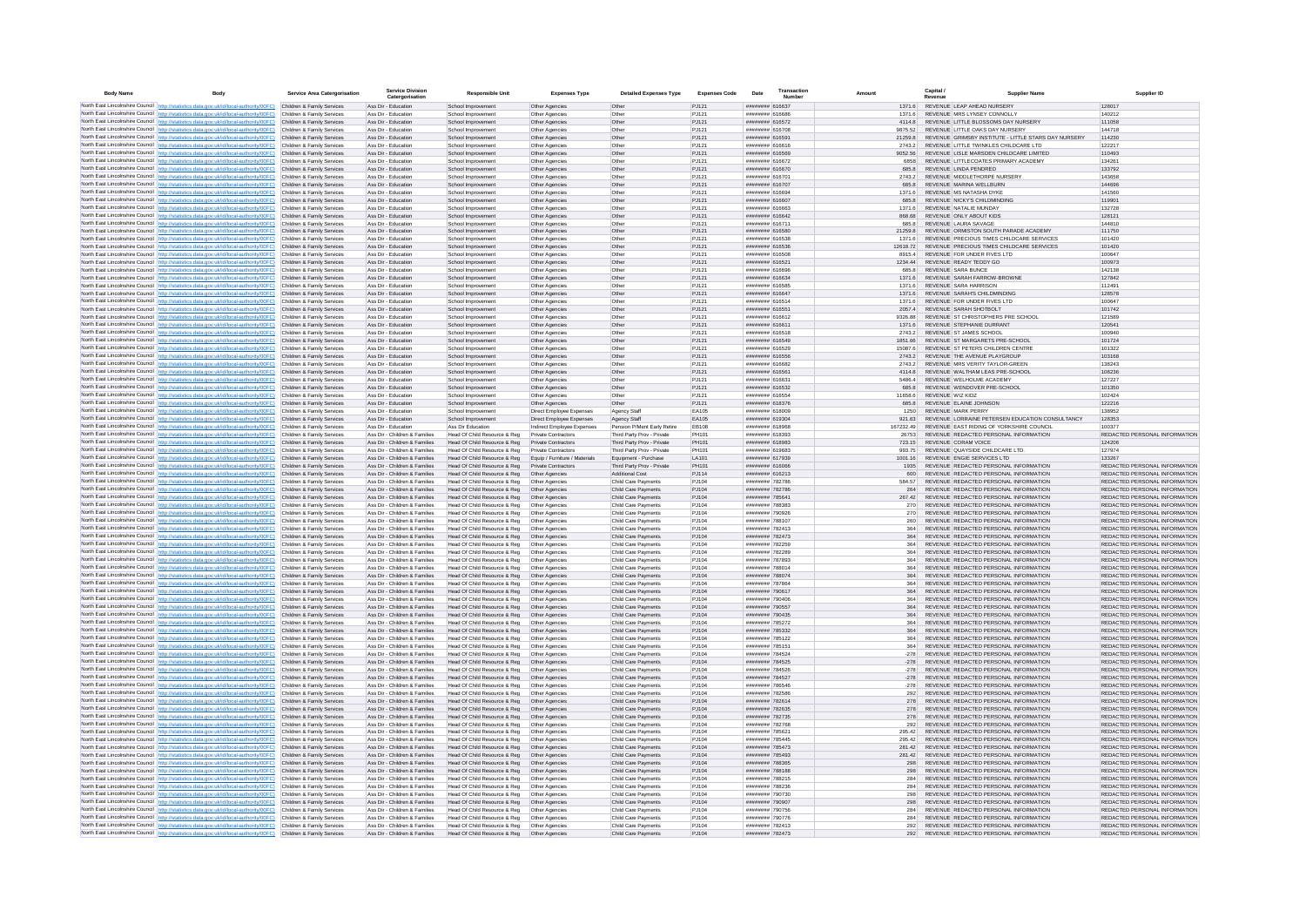| Body Name | Body | Service Area Catergorisation | Service Division Catergorisation | Responsible Unit | Expenses Type | Detailed Expenses Type | Expenses Code | Date | Transaction Number | Amount | Capital / Revenue | Supplier Name | Supplier ID |
|---|---|---|---|---|---|---|---|---|---|---|---|---|---|
| North East Lincolnshire Council | http://statistics.data.gov.uk/id/local-authority/00FC | Children & Family Services | Ass Dir - Education | School Improvement | Other Agencies | Other | PJ121 | ######## | 616637 | 1371.6 | REVENUE | LEAP AHEAD NURSERY | 128017 |
| North East Lincolnshire Council | http://statistics.data.gov.uk/id/local-authority/00FC | Children & Family Services | Ass Dir - Education | School Improvement | Other Agencies | Other | PJ121 | ######## | 616686 | 1371.6 | REVENUE | MRS LYNSEY CONNOLLY | 140212 |
| North East Lincolnshire Council | http://statistics.data.gov.uk/id/local-authority/00FC | Children & Family Services | Ass Dir - Education | School Improvement | Other Agencies | Other | PJ121 | ######## | 616572 | 4114.8 | REVENUE | LITTLE BLOSSOMS DAY NURSERY | 111058 |
| North East Lincolnshire Council | http://statistics.data.gov.uk/id/local-authority/00FC | Children & Family Services | Ass Dir - Education | School Improvement | Other Agencies | Other | PJ121 | ######## | 616708 | 9875.52 | REVENUE | LITTLE OAKS DAY NURSERY | 144718 |
| North East Lincolnshire Council | http://statistics.data.gov.uk/id/local-authority/00FC | Children & Family Services | Ass Dir - Education | School Improvement | Other Agencies | Other | PJ121 | ######## | 616591 | 21259.8 | REVENUE | GRIMSBY INSTITUTE - LITTLE STARS DAY NURSERY | 114230 |
| North East Lincolnshire Council | http://statistics.data.gov.uk/id/local-authority/00FC | Children & Family Services | Ass Dir - Education | School Improvement | Other Agencies | Other | PJ121 | ######## | 616616 | 2743.2 | REVENUE | LITTLE TWINKLES CHILDCARE LTD | 122217 |
| North East Lincolnshire Council | http://statistics.data.gov.uk/id/local-authority/00FC | Children & Family Services | Ass Dir - Education | School Improvement | Other Agencies | Other | PJ121 | ######## | 616569 | 9052.56 | REVENUE | LISLE MARSDEN CHILDCARE LIMITED | 110493 |
| North East Lincolnshire Council | http://statistics.data.gov.uk/id/local-authority/00FC | Children & Family Services | Ass Dir - Education | School Improvement | Other Agencies | Other | PJ121 | ######## | 616672 | 6858 | REVENUE | LITTLECOATES PRIMARY ACADEMY | 134261 |
| North East Lincolnshire Council | http://statistics.data.gov.uk/id/local-authority/00FC | Children & Family Services | Ass Dir - Education | School Improvement | Other Agencies | Other | PJ121 | ######## | 616670 | 685.8 | REVENUE | LINDA PENDRED | 133792 |
| North East Lincolnshire Council | http://statistics.data.gov.uk/id/local-authority/00FC | Children & Family Services | Ass Dir - Education | School Improvement | Other Agencies | Other | PJ121 | ######## | 616701 | 2743.2 | REVENUE | MIDDLETHORPE NURSERY | 143658 |
| North East Lincolnshire Council | http://statistics.data.gov.uk/id/local-authority/00FC | Children & Family Services | Ass Dir - Education | School Improvement | Other Agencies | Other | PJ121 | ######## | 616707 | 685.8 | REVENUE | MARINA WELLBURN | 144696 |
| North East Lincolnshire Council | http://statistics.data.gov.uk/id/local-authority/00FC | Children & Family Services | Ass Dir - Education | School Improvement | Other Agencies | Other | PJ121 | ######## | 616694 | 1371.6 | REVENUE | MS NATASHA DYKE | 141560 |
| North East Lincolnshire Council | http://statistics.data.gov.uk/id/local-authority/00FC | Children & Family Services | Ass Dir - Education | School Improvement | Other Agencies | Other | PJ121 | ######## | 616607 | 685.8 | REVENUE | NICKY'S CHILDMINDING | 119901 |
| North East Lincolnshire Council | http://statistics.data.gov.uk/id/local-authority/00FC | Children & Family Services | Ass Dir - Education | School Improvement | Other Agencies | Other | PJ121 | ######## | 616663 | 1371.6 | REVENUE | NATALIE MUNDAY | 132728 |
| North East Lincolnshire Council | http://statistics.data.gov.uk/id/local-authority/00FC | Children & Family Services | Ass Dir - Education | School Improvement | Other Agencies | Other | PJ121 | ######## | 616642 | 868.68 | REVENUE | ONLY ABOUT KIDS | 128121 |
| North East Lincolnshire Council | http://statistics.data.gov.uk/id/local-authority/00FC | Children & Family Services | Ass Dir - Education | School Improvement | Other Agencies | Other | PJ121 | ######## | 616711 | 685.8 | REVENUE | LAURA SAVAGE | 144810 |
| North East Lincolnshire Council | http://statistics.data.gov.uk/id/local-authority/00FC | Children & Family Services | Ass Dir - Education | School Improvement | Other Agencies | Other | PJ121 | ######## | 616580 | 21259.8 | REVENUE | ORMISTON SOUTH PARADE ACADEMY | 111750 |
| North East Lincolnshire Council | http://statistics.data.gov.uk/id/local-authority/00FC | Children & Family Services | Ass Dir - Education | School Improvement | Other Agencies | Other | PJ121 | ######## | 616538 | 1371.6 | REVENUE | PRECIOUS TIMES CHILDCARE SERVICES | 101420 |
| North East Lincolnshire Council | http://statistics.data.gov.uk/id/local-authority/00FC | Children & Family Services | Ass Dir - Education | School Improvement | Other Agencies | Other | PJ121 | ######## | 616536 | 12618.72 | REVENUE | PRECIOUS TIMES CHILDCARE SERVICES | 101420 |
| North East Lincolnshire Council | http://statistics.data.gov.uk/id/local-authority/00FC | Children & Family Services | Ass Dir - Education | School Improvement | Other Agencies | Other | PJ121 | ######## | 616508 | 8915.4 | REVENUE | FOR UNDER FIVES LTD | 100647 |
| North East Lincolnshire Council | http://statistics.data.gov.uk/id/local-authority/00FC | Children & Family Services | Ass Dir - Education | School Improvement | Other Agencies | Other | PJ121 | ######## | 616521 | 1234.44 | REVENUE | READY TEDDY GO | 100973 |
| North East Lincolnshire Council | http://statistics.data.gov.uk/id/local-authority/00FC | Children & Family Services | Ass Dir - Education | School Improvement | Other Agencies | Other | PJ121 | ######## | 616696 | 685.8 | REVENUE | SARA BUNCE | 142138 |
| North East Lincolnshire Council | http://statistics.data.gov.uk/id/local-authority/00FC | Children & Family Services | Ass Dir - Education | School Improvement | Other Agencies | Other | PJ121 | ######## | 616634 | 1371.6 | REVENUE | SARAH FARROW-BROWNE | 127842 |
| North East Lincolnshire Council | http://statistics.data.gov.uk/id/local-authority/00FC | Children & Family Services | Ass Dir - Education | School Improvement | Other Agencies | Other | PJ121 | ######## | 616585 | 1371.6 | REVENUE | SARA HARRISON | 112491 |
| North East Lincolnshire Council | http://statistics.data.gov.uk/id/local-authority/00FC | Children & Family Services | Ass Dir - Education | School Improvement | Other Agencies | Other | PJ121 | ######## | 616647 | 1371.6 | REVENUE | SARAH'S CHILDMINDING | 128578 |
| North East Lincolnshire Council | http://statistics.data.gov.uk/id/local-authority/00FC | Children & Family Services | Ass Dir - Education | School Improvement | Other Agencies | Other | PJ121 | ######## | 616514 | 1371.6 | REVENUE | FOR UNDER FIVES LTD | 100647 |
| North East Lincolnshire Council | http://statistics.data.gov.uk/id/local-authority/00FC | Children & Family Services | Ass Dir - Education | School Improvement | Other Agencies | Other | PJ121 | ######## | 616551 | 2057.4 | REVENUE | SARAH SHOTBOLT | 101742 |
| North East Lincolnshire Council | http://statistics.data.gov.uk/id/local-authority/00FC | Children & Family Services | Ass Dir - Education | School Improvement | Other Agencies | Other | PJ121 | ######## | 616612 | 9326.88 | REVENUE | ST CHRISTOPHERS PRE SCHOOL | 121589 |
| North East Lincolnshire Council | http://statistics.data.gov.uk/id/local-authority/00FC | Children & Family Services | Ass Dir - Education | School Improvement | Other Agencies | Other | PJ121 | ######## | 616611 | 1371.6 | REVENUE | STEPHANIE DURRANT | 120541 |
| North East Lincolnshire Council | http://statistics.data.gov.uk/id/local-authority/00FC | Children & Family Services | Ass Dir - Education | School Improvement | Other Agencies | Other | PJ121 | ######## | 616518 | 2743.2 | REVENUE | ST JAMES SCHOOL | 100940 |
| North East Lincolnshire Council | http://statistics.data.gov.uk/id/local-authority/00FC | Children & Family Services | Ass Dir - Education | School Improvement | Other Agencies | Other | PJ121 | ######## | 616549 | 1851.66 | REVENUE | ST MARGARETS PRE-SCHOOL | 101724 |
| North East Lincolnshire Council | http://statistics.data.gov.uk/id/local-authority/00FC | Children & Family Services | Ass Dir - Education | School Improvement | Other Agencies | Other | PJ121 | ######## | 616529 | 15087.6 | REVENUE | ST PETERS CHILDREN CENTRE | 101322 |
| North East Lincolnshire Council | http://statistics.data.gov.uk/id/local-authority/00FC | Children & Family Services | Ass Dir - Education | School Improvement | Other Agencies | Other | PJ121 | ######## | 616556 | 2743.2 | REVENUE | THE AVENUE PLAYGROUP | 103168 |
| North East Lincolnshire Council | http://statistics.data.gov.uk/id/local-authority/00FC | Children & Family Services | Ass Dir - Education | School Improvement | Other Agencies | Other | PJ121 | ######## | 616682 | 2743.2 | REVENUE | MRS VERITY TAYLOR-GREEN | 138243 |
| North East Lincolnshire Council | http://statistics.data.gov.uk/id/local-authority/00FC | Children & Family Services | Ass Dir - Education | School Improvement | Other Agencies | Other | PJ121 | ######## | 616561 | 4114.8 | REVENUE | WALTHAM LEAS PRE-SCHOOL | 108236 |
| North East Lincolnshire Council | http://statistics.data.gov.uk/id/local-authority/00FC | Children & Family Services | Ass Dir - Education | School Improvement | Other Agencies | Other | PJ121 | ######## | 616631 | 5486.4 | REVENUE | WELHOLME ACADEMY | 127227 |
| North East Lincolnshire Council | http://statistics.data.gov.uk/id/local-authority/00FC | Children & Family Services | Ass Dir - Education | School Improvement | Other Agencies | Other | PJ121 | ######## | 616532 | 685.8 | REVENUE | WENDOVER PRE-SCHOOL | 101350 |
| North East Lincolnshire Council | http://statistics.data.gov.uk/id/local-authority/00FC | Children & Family Services | Ass Dir - Education | School Improvement | Other Agencies | Other | PJ121 | ######## | 616554 | 11658.6 | REVENUE | WIZ KIDZ | 102424 |
| North East Lincolnshire Council | http://statistics.data.gov.uk/id/local-authority/00FC | Children & Family Services | Ass Dir - Education | School Improvement | Other Agencies | Other | PJ121 | ######## | 618376 | 685.8 | REVENUE | ELAINE JOHNSON | 122216 |
| North East Lincolnshire Council | http://statistics.data.gov.uk/id/local-authority/00FC | Children & Family Services | Ass Dir - Education | School Improvement | Direct Employee Expenses | Agency Staff | EA105 | ######## | 618009 | 1250 | REVENUE | MARK PERRY | 138952 |
| North East Lincolnshire Council | http://statistics.data.gov.uk/id/local-authority/00FC | Children & Family Services | Ass Dir - Education | School Improvement | Direct Employee Expenses | Agency Staff | EA105 | ######## | 619304 | 921.63 | REVENUE | LORRAINE PETERSEN EDUCATION CONSULTANCY | 128353 |
| North East Lincolnshire Council | http://statistics.data.gov.uk/id/local-authority/00FC | Children & Family Services | Ass Dir - Education | Ass Dir Education | Indirect Employee Expenses | Pension P/Ment Early Retire | EB108 | ######## | 618968 | 167232.49 | REVENUE | EAST RIDING OF YORKSHIRE COUNCIL | 100377 |
| North East Lincolnshire Council | http://statistics.data.gov.uk/id/local-authority/00FC | Children & Family Services | Ass Dir - Children & Families | Head Of Child Resource & Reg | Private Contractors | Third Party Prov - Private | PH101 | ######## | 618393 | 26753 | REVENUE | REDACTED PERSONAL INFORMATION | REDACTED PERSONAL INFORMATION |
| North East Lincolnshire Council | http://statistics.data.gov.uk/id/local-authority/00FC | Children & Family Services | Ass Dir - Children & Families | Head Of Child Resource & Reg | Private Contractors | Third Party Prov - Private | PH101 | ######## | 618983 | 723.15 | REVENUE | CORAM VOICE | 124206 |
| North East Lincolnshire Council | http://statistics.data.gov.uk/id/local-authority/00FC | Children & Family Services | Ass Dir - Children & Families | Head Of Child Resource & Reg | Private Contractors | Third Party Prov - Private | PH101 | ######## | 619683 | 993.75 | REVENUE | QUAYSIDE CHILDCARE LTD. | 127974 |
| North East Lincolnshire Council | http://statistics.data.gov.uk/id/local-authority/00FC | Children & Family Services | Ass Dir - Children & Families | Head Of Child Resource & Reg | Equip / Furniture / Materials | Equipment - Purchase | LA101 | ######## | 617939 | 1001.16 | REVENUE | ENGIE SERVICES LTD | 133267 |
| North East Lincolnshire Council | http://statistics.data.gov.uk/id/local-authority/00FC | Children & Family Services | Ass Dir - Children & Families | Head Of Child Resource & Reg | Private Contractors | Third Party Prov - Private | PH101 | ######## | 616066 | 1935 | REVENUE | REDACTED PERSONAL INFORMATION | REDACTED PERSONAL INFORMATION |
| North East Lincolnshire Council | http://statistics.data.gov.uk/id/local-authority/00FC | Children & Family Services | Ass Dir - Children & Families | Head Of Child Resource & Reg | Other Agencies | Additional Cost | PJ114 | ######## | 616213 | 600 | REVENUE | REDACTED PERSONAL INFORMATION | REDACTED PERSONAL INFORMATION |
| North East Lincolnshire Council | http://statistics.data.gov.uk/id/local-authority/00FC | Children & Family Services | Ass Dir - Children & Families | Head Of Child Resource & Reg | Other Agencies | Child Care Payments | PJ104 | ######## | 782786 | 584.57 | REVENUE | REDACTED PERSONAL INFORMATION | REDACTED PERSONAL INFORMATION |
| North East Lincolnshire Council | http://statistics.data.gov.uk/id/local-authority/00FC | Children & Family Services | Ass Dir - Children & Families | Head Of Child Resource & Reg | Other Agencies | Child Care Payments | PJ104 | ######## | 782786 | 264 | REVENUE | REDACTED PERSONAL INFORMATION | REDACTED PERSONAL INFORMATION |
| North East Lincolnshire Council | http://statistics.data.gov.uk/id/local-authority/00FC | Children & Family Services | Ass Dir - Children & Families | Head Of Child Resource & Reg | Other Agencies | Child Care Payments | PJ104 | ######## | 785641 | 267.42 | REVENUE | REDACTED PERSONAL INFORMATION | REDACTED PERSONAL INFORMATION |
| North East Lincolnshire Council | http://statistics.data.gov.uk/id/local-authority/00FC | Children & Family Services | Ass Dir - Children & Families | Head Of Child Resource & Reg | Other Agencies | Child Care Payments | PJ104 | ######## | 788383 | 270 | REVENUE | REDACTED PERSONAL INFORMATION | REDACTED PERSONAL INFORMATION |
| North East Lincolnshire Council | http://statistics.data.gov.uk/id/local-authority/00FC | Children & Family Services | Ass Dir - Children & Families | Head Of Child Resource & Reg | Other Agencies | Child Care Payments | PJ104 | ######## | 790926 | 270 | REVENUE | REDACTED PERSONAL INFORMATION | REDACTED PERSONAL INFORMATION |
| North East Lincolnshire Council | http://statistics.data.gov.uk/id/local-authority/00FC | Children & Family Services | Ass Dir - Children & Families | Head Of Child Resource & Reg | Other Agencies | Child Care Payments | PJ104 | ######## | 788107 | 260 | REVENUE | REDACTED PERSONAL INFORMATION | REDACTED PERSONAL INFORMATION |
| North East Lincolnshire Council | http://statistics.data.gov.uk/id/local-authority/00FC | Children & Family Services | Ass Dir - Children & Families | Head Of Child Resource & Reg | Other Agencies | Child Care Payments | PJ104 | ######## | 782413 | 364 | REVENUE | REDACTED PERSONAL INFORMATION | REDACTED PERSONAL INFORMATION |
| North East Lincolnshire Council | http://statistics.data.gov.uk/id/local-authority/00FC | Children & Family Services | Ass Dir - Children & Families | Head Of Child Resource & Reg | Other Agencies | Child Care Payments | PJ104 | ######## | 782473 | 364 | REVENUE | REDACTED PERSONAL INFORMATION | REDACTED PERSONAL INFORMATION |
| North East Lincolnshire Council | http://statistics.data.gov.uk/id/local-authority/00FC | Children & Family Services | Ass Dir - Children & Families | Head Of Child Resource & Reg | Other Agencies | Child Care Payments | PJ104 | ######## | 782259 | 364 | REVENUE | REDACTED PERSONAL INFORMATION | REDACTED PERSONAL INFORMATION |
| North East Lincolnshire Council | http://statistics.data.gov.uk/id/local-authority/00FC | Children & Family Services | Ass Dir - Children & Families | Head Of Child Resource & Reg | Other Agencies | Child Care Payments | PJ104 | ######## | 782289 | 364 | REVENUE | REDACTED PERSONAL INFORMATION | REDACTED PERSONAL INFORMATION |
| North East Lincolnshire Council | http://statistics.data.gov.uk/id/local-authority/00FC | Children & Family Services | Ass Dir - Children & Families | Head Of Child Resource & Reg | Other Agencies | Child Care Payments | PJ104 | ######## | 787893 | 364 | REVENUE | REDACTED PERSONAL INFORMATION | REDACTED PERSONAL INFORMATION |
| North East Lincolnshire Council | http://statistics.data.gov.uk/id/local-authority/00FC | Children & Family Services | Ass Dir - Children & Families | Head Of Child Resource & Reg | Other Agencies | Child Care Payments | PJ104 | ######## | 788014 | 364 | REVENUE | REDACTED PERSONAL INFORMATION | REDACTED PERSONAL INFORMATION |
| North East Lincolnshire Council | http://statistics.data.gov.uk/id/local-authority/00FC | Children & Family Services | Ass Dir - Children & Families | Head Of Child Resource & Reg | Other Agencies | Child Care Payments | PJ104 | ######## | 788074 | 364 | REVENUE | REDACTED PERSONAL INFORMATION | REDACTED PERSONAL INFORMATION |
| North East Lincolnshire Council | http://statistics.data.gov.uk/id/local-authority/00FC | Children & Family Services | Ass Dir - Children & Families | Head Of Child Resource & Reg | Other Agencies | Child Care Payments | PJ104 | ######## | 787864 | 364 | REVENUE | REDACTED PERSONAL INFORMATION | REDACTED PERSONAL INFORMATION |
| North East Lincolnshire Council | http://statistics.data.gov.uk/id/local-authority/00FC | Children & Family Services | Ass Dir - Children & Families | Head Of Child Resource & Reg | Other Agencies | Child Care Payments | PJ104 | ######## | 790617 | 364 | REVENUE | REDACTED PERSONAL INFORMATION | REDACTED PERSONAL INFORMATION |
| North East Lincolnshire Council | http://statistics.data.gov.uk/id/local-authority/00FC | Children & Family Services | Ass Dir - Children & Families | Head Of Child Resource & Reg | Other Agencies | Child Care Payments | PJ104 | ######## | 790406 | 364 | REVENUE | REDACTED PERSONAL INFORMATION | REDACTED PERSONAL INFORMATION |
| North East Lincolnshire Council | http://statistics.data.gov.uk/id/local-authority/00FC | Children & Family Services | Ass Dir - Children & Families | Head Of Child Resource & Reg | Other Agencies | Child Care Payments | PJ104 | ######## | 790557 | 364 | REVENUE | REDACTED PERSONAL INFORMATION | REDACTED PERSONAL INFORMATION |
| North East Lincolnshire Council | http://statistics.data.gov.uk/id/local-authority/00FC | Children & Family Services | Ass Dir - Children & Families | Head Of Child Resource & Reg | Other Agencies | Child Care Payments | PJ104 | ######## | 790435 | 364 | REVENUE | REDACTED PERSONAL INFORMATION | REDACTED PERSONAL INFORMATION |
| North East Lincolnshire Council | http://statistics.data.gov.uk/id/local-authority/00FC | Children & Family Services | Ass Dir - Children & Families | Head Of Child Resource & Reg | Other Agencies | Child Care Payments | PJ104 | ######## | 785272 | 364 | REVENUE | REDACTED PERSONAL INFORMATION | REDACTED PERSONAL INFORMATION |
| North East Lincolnshire Council | http://statistics.data.gov.uk/id/local-authority/00FC | Children & Family Services | Ass Dir - Children & Families | Head Of Child Resource & Reg | Other Agencies | Child Care Payments | PJ104 | ######## | 785332 | 364 | REVENUE | REDACTED PERSONAL INFORMATION | REDACTED PERSONAL INFORMATION |
| North East Lincolnshire Council | http://statistics.data.gov.uk/id/local-authority/00FC | Children & Family Services | Ass Dir - Children & Families | Head Of Child Resource & Reg | Other Agencies | Child Care Payments | PJ104 | ######## | 785122 | 364 | REVENUE | REDACTED PERSONAL INFORMATION | REDACTED PERSONAL INFORMATION |
| North East Lincolnshire Council | http://statistics.data.gov.uk/id/local-authority/00FC | Children & Family Services | Ass Dir - Children & Families | Head Of Child Resource & Reg | Other Agencies | Child Care Payments | PJ104 | ######## | 785151 | 364 | REVENUE | REDACTED PERSONAL INFORMATION | REDACTED PERSONAL INFORMATION |
| North East Lincolnshire Council | http://statistics.data.gov.uk/id/local-authority/00FC | Children & Family Services | Ass Dir - Children & Families | Head Of Child Resource & Reg | Other Agencies | Child Care Payments | PJ104 | ######## | 784524 | -278 | REVENUE | REDACTED PERSONAL INFORMATION | REDACTED PERSONAL INFORMATION |
| North East Lincolnshire Council | http://statistics.data.gov.uk/id/local-authority/00FC | Children & Family Services | Ass Dir - Children & Families | Head Of Child Resource & Reg | Other Agencies | Child Care Payments | PJ104 | ######## | 784525 | -278 | REVENUE | REDACTED PERSONAL INFORMATION | REDACTED PERSONAL INFORMATION |
| North East Lincolnshire Council | http://statistics.data.gov.uk/id/local-authority/00FC | Children & Family Services | Ass Dir - Children & Families | Head Of Child Resource & Reg | Other Agencies | Child Care Payments | PJ104 | ######## | 784526 | -278 | REVENUE | REDACTED PERSONAL INFORMATION | REDACTED PERSONAL INFORMATION |
| North East Lincolnshire Council | http://statistics.data.gov.uk/id/local-authority/00FC | Children & Family Services | Ass Dir - Children & Families | Head Of Child Resource & Reg | Other Agencies | Child Care Payments | PJ104 | ######## | 784527 | -278 | REVENUE | REDACTED PERSONAL INFORMATION | REDACTED PERSONAL INFORMATION |
| North East Lincolnshire Council | http://statistics.data.gov.uk/id/local-authority/00FC | Children & Family Services | Ass Dir - Children & Families | Head Of Child Resource & Reg | Other Agencies | Child Care Payments | PJ104 | ######## | 786546 | -278 | REVENUE | REDACTED PERSONAL INFORMATION | REDACTED PERSONAL INFORMATION |
| North East Lincolnshire Council | http://statistics.data.gov.uk/id/local-authority/00FC | Children & Family Services | Ass Dir - Children & Families | Head Of Child Resource & Reg | Other Agencies | Child Care Payments | PJ104 | ######## | 782586 | 292 | REVENUE | REDACTED PERSONAL INFORMATION | REDACTED PERSONAL INFORMATION |
| North East Lincolnshire Council | http://statistics.data.gov.uk/id/local-authority/00FC | Children & Family Services | Ass Dir - Children & Families | Head Of Child Resource & Reg | Other Agencies | Child Care Payments | PJ104 | ######## | 782614 | 278 | REVENUE | REDACTED PERSONAL INFORMATION | REDACTED PERSONAL INFORMATION |
| North East Lincolnshire Council | http://statistics.data.gov.uk/id/local-authority/00FC | Children & Family Services | Ass Dir - Children & Families | Head Of Child Resource & Reg | Other Agencies | Child Care Payments | PJ104 | ######## | 782635 | 278 | REVENUE | REDACTED PERSONAL INFORMATION | REDACTED PERSONAL INFORMATION |
| North East Lincolnshire Council | http://statistics.data.gov.uk/id/local-authority/00FC | Children & Family Services | Ass Dir - Children & Families | Head Of Child Resource & Reg | Other Agencies | Child Care Payments | PJ104 | ######## | 782735 | 278 | REVENUE | REDACTED PERSONAL INFORMATION | REDACTED PERSONAL INFORMATION |
| North East Lincolnshire Council | http://statistics.data.gov.uk/id/local-authority/00FC | Children & Family Services | Ass Dir - Children & Families | Head Of Child Resource & Reg | Other Agencies | Child Care Payments | PJ104 | ######## | 782768 | 292 | REVENUE | REDACTED PERSONAL INFORMATION | REDACTED PERSONAL INFORMATION |
| North East Lincolnshire Council | http://statistics.data.gov.uk/id/local-authority/00FC | Children & Family Services | Ass Dir - Children & Families | Head Of Child Resource & Reg | Other Agencies | Child Care Payments | PJ104 | ######## | 785621 | 295.42 | REVENUE | REDACTED PERSONAL INFORMATION | REDACTED PERSONAL INFORMATION |
| North East Lincolnshire Council | http://statistics.data.gov.uk/id/local-authority/00FC | Children & Family Services | Ass Dir - Children & Families | Head Of Child Resource & Reg | Other Agencies | Child Care Payments | PJ104 | ######## | 785445 | 295.42 | REVENUE | REDACTED PERSONAL INFORMATION | REDACTED PERSONAL INFORMATION |
| North East Lincolnshire Council | http://statistics.data.gov.uk/id/local-authority/00FC | Children & Family Services | Ass Dir - Children & Families | Head Of Child Resource & Reg | Other Agencies | Child Care Payments | PJ104 | ######## | 785473 | 281.42 | REVENUE | REDACTED PERSONAL INFORMATION | REDACTED PERSONAL INFORMATION |
| North East Lincolnshire Council | http://statistics.data.gov.uk/id/local-authority/00FC | Children & Family Services | Ass Dir - Children & Families | Head Of Child Resource & Reg | Other Agencies | Child Care Payments | PJ104 | ######## | 785493 | 281.42 | REVENUE | REDACTED PERSONAL INFORMATION | REDACTED PERSONAL INFORMATION |
| North East Lincolnshire Council | http://statistics.data.gov.uk/id/local-authority/00FC | Children & Family Services | Ass Dir - Children & Families | Head Of Child Resource & Reg | Other Agencies | Child Care Payments | PJ104 | ######## | 788365 | 298 | REVENUE | REDACTED PERSONAL INFORMATION | REDACTED PERSONAL INFORMATION |
| North East Lincolnshire Council | http://statistics.data.gov.uk/id/local-authority/00FC | Children & Family Services | Ass Dir - Children & Families | Head Of Child Resource & Reg | Other Agencies | Child Care Payments | PJ104 | ######## | 788188 | 298 | REVENUE | REDACTED PERSONAL INFORMATION | REDACTED PERSONAL INFORMATION |
| North East Lincolnshire Council | http://statistics.data.gov.uk/id/local-authority/00FC | Children & Family Services | Ass Dir - Children & Families | Head Of Child Resource & Reg | Other Agencies | Child Care Payments | PJ104 | ######## | 788215 | 284 | REVENUE | REDACTED PERSONAL INFORMATION | REDACTED PERSONAL INFORMATION |
| North East Lincolnshire Council | http://statistics.data.gov.uk/id/local-authority/00FC | Children & Family Services | Ass Dir - Children & Families | Head Of Child Resource & Reg | Other Agencies | Child Care Payments | PJ104 | ######## | 788236 | 284 | REVENUE | REDACTED PERSONAL INFORMATION | REDACTED PERSONAL INFORMATION |
| North East Lincolnshire Council | http://statistics.data.gov.uk/id/local-authority/00FC | Children & Family Services | Ass Dir - Children & Families | Head Of Child Resource & Reg | Other Agencies | Child Care Payments | PJ104 | ######## | 790730 | 298 | REVENUE | REDACTED PERSONAL INFORMATION | REDACTED PERSONAL INFORMATION |
| North East Lincolnshire Council | http://statistics.data.gov.uk/id/local-authority/00FC | Children & Family Services | Ass Dir - Children & Families | Head Of Child Resource & Reg | Other Agencies | Child Care Payments | PJ104 | ######## | 790907 | 298 | REVENUE | REDACTED PERSONAL INFORMATION | REDACTED PERSONAL INFORMATION |
| North East Lincolnshire Council | http://statistics.data.gov.uk/id/local-authority/00FC | Children & Family Services | Ass Dir - Children & Families | Head Of Child Resource & Reg | Other Agencies | Child Care Payments | PJ104 | ######## | 790756 | 284 | REVENUE | REDACTED PERSONAL INFORMATION | REDACTED PERSONAL INFORMATION |
| North East Lincolnshire Council | http://statistics.data.gov.uk/id/local-authority/00FC | Children & Family Services | Ass Dir - Children & Families | Head Of Child Resource & Reg | Other Agencies | Child Care Payments | PJ104 | ######## | 790776 | 284 | REVENUE | REDACTED PERSONAL INFORMATION | REDACTED PERSONAL INFORMATION |
| North East Lincolnshire Council | http://statistics.data.gov.uk/id/local-authority/00FC | Children & Family Services | Ass Dir - Children & Families | Head Of Child Resource & Reg | Other Agencies | Child Care Payments | PJ104 | ######## | 782413 | 292 | REVENUE | REDACTED PERSONAL INFORMATION | REDACTED PERSONAL INFORMATION |
| North East Lincolnshire Council | http://statistics.data.gov.uk/id/local-authority/00FC | Children & Family Services | Ass Dir - Children & Families | Head Of Child Resource & Reg | Other Agencies | Child Care Payments | PJ104 | ######## | 782473 | 292 | REVENUE | REDACTED PERSONAL INFORMATION | REDACTED PERSONAL INFORMATION |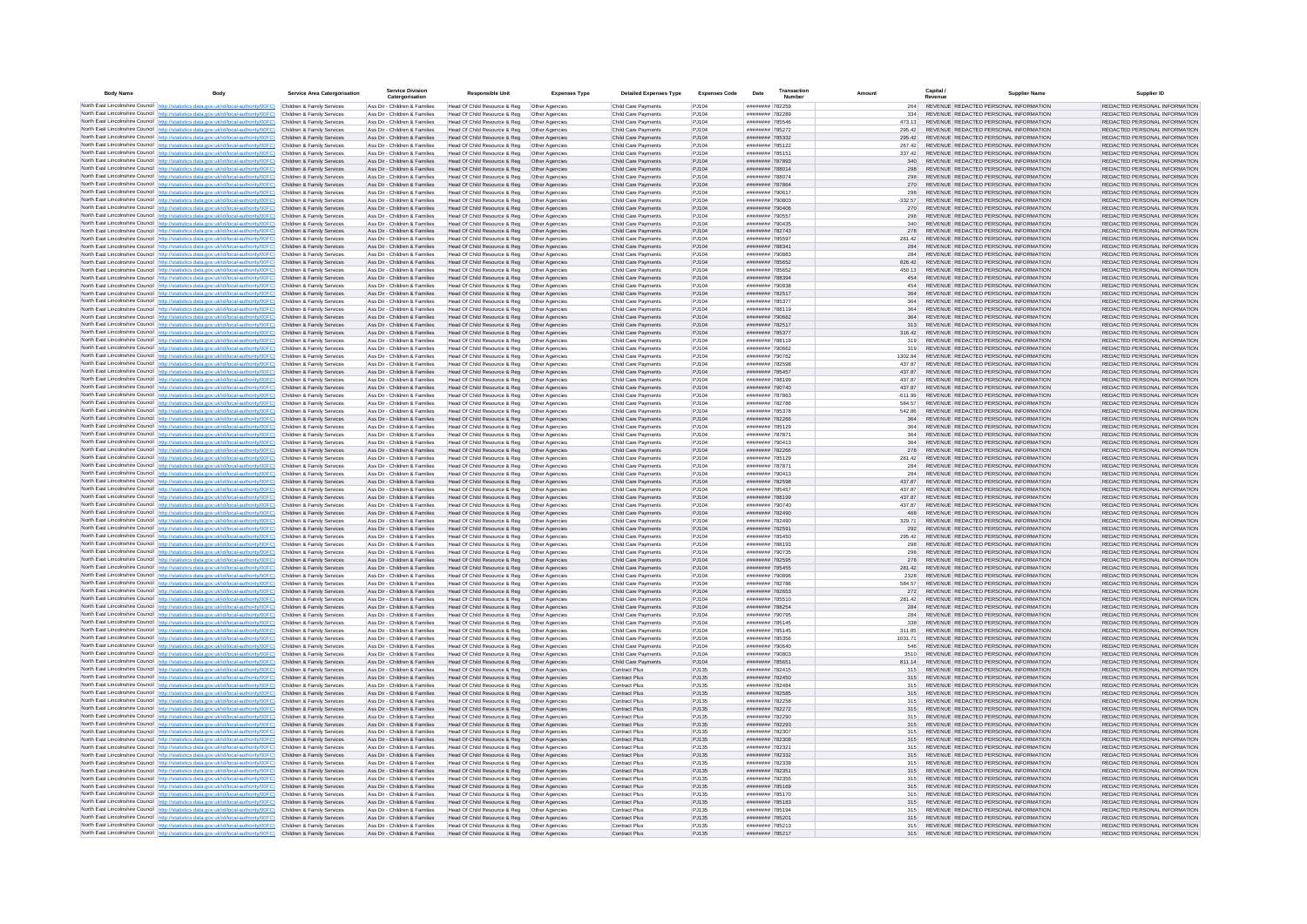| Body Name | Body | Service Area Catergorisation | Service Division Catergorisation | Responsible Unit | Expenses Type | Detailed Expenses Type | Expenses Code | Date | Transaction Number | Amount | Capital / Revenue | Supplier Name | Supplier ID |
|---|---|---|---|---|---|---|---|---|---|---|---|---|---|
| North East Lincolnshire Council | http://statistics.data.gov.uk/id/local-authority/00FC) | Children & Family Services | Ass Dir - Children & Families | Head Of Child Resource & Reg | Other Agencies | Child Care Payments | PJ104 | ######### | 782259 | 264 | REVENUE | REDACTED PERSONAL INFORMATION | REDACTED PERSONAL INFORMATION |
| North East Lincolnshire Council | http://statistics.data.gov.uk/id/local-authority/00FC) | Children & Family Services | Ass Dir - Children & Families | Head Of Child Resource & Reg | Other Agencies | Child Care Payments | PJ104 | ######### | 782289 | 334 | REVENUE | REDACTED PERSONAL INFORMATION | REDACTED PERSONAL INFORMATION |
| North East Lincolnshire Council | http://statistics.data.gov.uk/id/local-authority/00FC) | Children & Family Services | Ass Dir - Children & Families | Head Of Child Resource & Reg | Other Agencies | Child Care Payments | PJ104 | ######### | 785546 | 473.13 | REVENUE | REDACTED PERSONAL INFORMATION | REDACTED PERSONAL INFORMATION |
| North East Lincolnshire Council | http://statistics.data.gov.uk/id/local-authority/00FC) | Children & Family Services | Ass Dir - Children & Families | Head Of Child Resource & Reg | Other Agencies | Child Care Payments | PJ104 | ######### | 785272 | 295.42 | REVENUE | REDACTED PERSONAL INFORMATION | REDACTED PERSONAL INFORMATION |
| North East Lincolnshire Council | http://statistics.data.gov.uk/id/local-authority/00FC) | Children & Family Services | Ass Dir - Children & Families | Head Of Child Resource & Reg | Other Agencies | Child Care Payments | PJ104 | ######### | 785332 | 295.42 | REVENUE | REDACTED PERSONAL INFORMATION | REDACTED PERSONAL INFORMATION |
| North East Lincolnshire Council | http://statistics.data.gov.uk/id/local-authority/00FC) | Children & Family Services | Ass Dir - Children & Families | Head Of Child Resource & Reg | Other Agencies | Child Care Payments | PJ104 | ######### | 785122 | 267.42 | REVENUE | REDACTED PERSONAL INFORMATION | REDACTED PERSONAL INFORMATION |
| North East Lincolnshire Council | http://statistics.data.gov.uk/id/local-authority/00FC) | Children & Family Services | Ass Dir - Children & Families | Head Of Child Resource & Reg | Other Agencies | Child Care Payments | PJ104 | ######### | 785151 | 337.42 | REVENUE | REDACTED PERSONAL INFORMATION | REDACTED PERSONAL INFORMATION |
| North East Lincolnshire Council | http://statistics.data.gov.uk/id/local-authority/00FC) | Children & Family Services | Ass Dir - Children & Families | Head Of Child Resource & Reg | Other Agencies | Child Care Payments | PJ104 | ######### | 787893 | 340 | REVENUE | REDACTED PERSONAL INFORMATION | REDACTED PERSONAL INFORMATION |
| North East Lincolnshire Council | http://statistics.data.gov.uk/id/local-authority/00FC) | Children & Family Services | Ass Dir - Children & Families | Head Of Child Resource & Reg | Other Agencies | Child Care Payments | PJ104 | ######### | 788014 | 298 | REVENUE | REDACTED PERSONAL INFORMATION | REDACTED PERSONAL INFORMATION |
| North East Lincolnshire Council | http://statistics.data.gov.uk/id/local-authority/00FC) | Children & Family Services | Ass Dir - Children & Families | Head Of Child Resource & Reg | Other Agencies | Child Care Payments | PJ104 | ######### | 788074 | 298 | REVENUE | REDACTED PERSONAL INFORMATION | REDACTED PERSONAL INFORMATION |
| North East Lincolnshire Council | http://statistics.data.gov.uk/id/local-authority/00FC) | Children & Family Services | Ass Dir - Children & Families | Head Of Child Resource & Reg | Other Agencies | Child Care Payments | PJ104 | ######### | 787864 | 270 | REVENUE | REDACTED PERSONAL INFORMATION | REDACTED PERSONAL INFORMATION |
| North East Lincolnshire Council | http://statistics.data.gov.uk/id/local-authority/00FC) | Children & Family Services | Ass Dir - Children & Families | Head Of Child Resource & Reg | Other Agencies | Child Care Payments | PJ104 | ######### | 790617 | 298 | REVENUE | REDACTED PERSONAL INFORMATION | REDACTED PERSONAL INFORMATION |
| North East Lincolnshire Council | http://statistics.data.gov.uk/id/local-authority/00FC) | Children & Family Services | Ass Dir - Children & Families | Head Of Child Resource & Reg | Other Agencies | Child Care Payments | PJ104 | ######### | 790803 | -332.57 | REVENUE | REDACTED PERSONAL INFORMATION | REDACTED PERSONAL INFORMATION |
| North East Lincolnshire Council | http://statistics.data.gov.uk/id/local-authority/00FC) | Children & Family Services | Ass Dir - Children & Families | Head Of Child Resource & Reg | Other Agencies | Child Care Payments | PJ104 | ######### | 790406 | 270 | REVENUE | REDACTED PERSONAL INFORMATION | REDACTED PERSONAL INFORMATION |
| North East Lincolnshire Council | http://statistics.data.gov.uk/id/local-authority/00FC) | Children & Family Services | Ass Dir - Children & Families | Head Of Child Resource & Reg | Other Agencies | Child Care Payments | PJ104 | ######### | 790557 | 298 | REVENUE | REDACTED PERSONAL INFORMATION | REDACTED PERSONAL INFORMATION |
| North East Lincolnshire Council | http://statistics.data.gov.uk/id/local-authority/00FC) | Children & Family Services | Ass Dir - Children & Families | Head Of Child Resource & Reg | Other Agencies | Child Care Payments | PJ104 | ######### | 790435 | 340 | REVENUE | REDACTED PERSONAL INFORMATION | REDACTED PERSONAL INFORMATION |
| North East Lincolnshire Council | http://statistics.data.gov.uk/id/local-authority/00FC) | Children & Family Services | Ass Dir - Children & Families | Head Of Child Resource & Reg | Other Agencies | Child Care Payments | PJ104 | ######### | 782743 | 278 | REVENUE | REDACTED PERSONAL INFORMATION | REDACTED PERSONAL INFORMATION |
| North East Lincolnshire Council | http://statistics.data.gov.uk/id/local-authority/00FC) | Children & Family Services | Ass Dir - Children & Families | Head Of Child Resource & Reg | Other Agencies | Child Care Payments | PJ104 | ######### | 785597 | 281.42 | REVENUE | REDACTED PERSONAL INFORMATION | REDACTED PERSONAL INFORMATION |
| North East Lincolnshire Council | http://statistics.data.gov.uk/id/local-authority/00FC) | Children & Family Services | Ass Dir - Children & Families | Head Of Child Resource & Reg | Other Agencies | Child Care Payments | PJ104 | ######### | 788341 | 284 | REVENUE | REDACTED PERSONAL INFORMATION | REDACTED PERSONAL INFORMATION |
| North East Lincolnshire Council | http://statistics.data.gov.uk/id/local-authority/00FC) | Children & Family Services | Ass Dir - Children & Families | Head Of Child Resource & Reg | Other Agencies | Child Care Payments | PJ104 | ######### | 790883 | 284 | REVENUE | REDACTED PERSONAL INFORMATION | REDACTED PERSONAL INFORMATION |
| North East Lincolnshire Council | http://statistics.data.gov.uk/id/local-authority/00FC) | Children & Family Services | Ass Dir - Children & Families | Head Of Child Resource & Reg | Other Agencies | Child Care Payments | PJ104 | ######### | 785652 | 826.42 | REVENUE | REDACTED PERSONAL INFORMATION | REDACTED PERSONAL INFORMATION |
| North East Lincolnshire Council | http://statistics.data.gov.uk/id/local-authority/00FC) | Children & Family Services | Ass Dir - Children & Families | Head Of Child Resource & Reg | Other Agencies | Child Care Payments | PJ104 | ######### | 785652 | 450.13 | REVENUE | REDACTED PERSONAL INFORMATION | REDACTED PERSONAL INFORMATION |
| North East Lincolnshire Council | http://statistics.data.gov.uk/id/local-authority/00FC) | Children & Family Services | Ass Dir - Children & Families | Head Of Child Resource & Reg | Other Agencies | Child Care Payments | PJ104 | ######### | 788394 | 454 | REVENUE | REDACTED PERSONAL INFORMATION | REDACTED PERSONAL INFORMATION |
| North East Lincolnshire Council | http://statistics.data.gov.uk/id/local-authority/00FC) | Children & Family Services | Ass Dir - Children & Families | Head Of Child Resource & Reg | Other Agencies | Child Care Payments | PJ104 | ######### | 790938 | 454 | REVENUE | REDACTED PERSONAL INFORMATION | REDACTED PERSONAL INFORMATION |
| North East Lincolnshire Council | http://statistics.data.gov.uk/id/local-authority/00FC) | Children & Family Services | Ass Dir - Children & Families | Head Of Child Resource & Reg | Other Agencies | Child Care Payments | PJ104 | ######### | 782517 | 364 | REVENUE | REDACTED PERSONAL INFORMATION | REDACTED PERSONAL INFORMATION |
| North East Lincolnshire Council | http://statistics.data.gov.uk/id/local-authority/00FC) | Children & Family Services | Ass Dir - Children & Families | Head Of Child Resource & Reg | Other Agencies | Child Care Payments | PJ104 | ######### | 785377 | 364 | REVENUE | REDACTED PERSONAL INFORMATION | REDACTED PERSONAL INFORMATION |
| North East Lincolnshire Council | http://statistics.data.gov.uk/id/local-authority/00FC) | Children & Family Services | Ass Dir - Children & Families | Head Of Child Resource & Reg | Other Agencies | Child Care Payments | PJ104 | ######### | 788119 | 364 | REVENUE | REDACTED PERSONAL INFORMATION | REDACTED PERSONAL INFORMATION |
| North East Lincolnshire Council | http://statistics.data.gov.uk/id/local-authority/00FC) | Children & Family Services | Ass Dir - Children & Families | Head Of Child Resource & Reg | Other Agencies | Child Care Payments | PJ104 | ######### | 790662 | 364 | REVENUE | REDACTED PERSONAL INFORMATION | REDACTED PERSONAL INFORMATION |
| North East Lincolnshire Council | http://statistics.data.gov.uk/id/local-authority/00FC) | Children & Family Services | Ass Dir - Children & Families | Head Of Child Resource & Reg | Other Agencies | Child Care Payments | PJ104 | ######### | 782517 | 313 | REVENUE | REDACTED PERSONAL INFORMATION | REDACTED PERSONAL INFORMATION |
| North East Lincolnshire Council | http://statistics.data.gov.uk/id/local-authority/00FC) | Children & Family Services | Ass Dir - Children & Families | Head Of Child Resource & Reg | Other Agencies | Child Care Payments | PJ104 | ######### | 785377 | 316.42 | REVENUE | REDACTED PERSONAL INFORMATION | REDACTED PERSONAL INFORMATION |
| North East Lincolnshire Council | http://statistics.data.gov.uk/id/local-authority/00FC) | Children & Family Services | Ass Dir - Children & Families | Head Of Child Resource & Reg | Other Agencies | Child Care Payments | PJ104 | ######### | 788119 | 319 | REVENUE | REDACTED PERSONAL INFORMATION | REDACTED PERSONAL INFORMATION |
| North East Lincolnshire Council | http://statistics.data.gov.uk/id/local-authority/00FC) | Children & Family Services | Ass Dir - Children & Families | Head Of Child Resource & Reg | Other Agencies | Child Care Payments | PJ104 | ######### | 790662 | 319 | REVENUE | REDACTED PERSONAL INFORMATION | REDACTED PERSONAL INFORMATION |
| North East Lincolnshire Council | http://statistics.data.gov.uk/id/local-authority/00FC) | Children & Family Services | Ass Dir - Children & Families | Head Of Child Resource & Reg | Other Agencies | Child Care Payments | PJ104 | ######### | 790762 | 1302.84 | REVENUE | REDACTED PERSONAL INFORMATION | REDACTED PERSONAL INFORMATION |
| North East Lincolnshire Council | http://statistics.data.gov.uk/id/local-authority/00FC) | Children & Family Services | Ass Dir - Children & Families | Head Of Child Resource & Reg | Other Agencies | Child Care Payments | PJ104 | ######### | 782598 | 437.87 | REVENUE | REDACTED PERSONAL INFORMATION | REDACTED PERSONAL INFORMATION |
| North East Lincolnshire Council | http://statistics.data.gov.uk/id/local-authority/00FC) | Children & Family Services | Ass Dir - Children & Families | Head Of Child Resource & Reg | Other Agencies | Child Care Payments | PJ104 | ######### | 785457 | 437.87 | REVENUE | REDACTED PERSONAL INFORMATION | REDACTED PERSONAL INFORMATION |
| North East Lincolnshire Council | http://statistics.data.gov.uk/id/local-authority/00FC) | Children & Family Services | Ass Dir - Children & Families | Head Of Child Resource & Reg | Other Agencies | Child Care Payments | PJ104 | ######### | 788199 | 437.87 | REVENUE | REDACTED PERSONAL INFORMATION | REDACTED PERSONAL INFORMATION |
| North East Lincolnshire Council | http://statistics.data.gov.uk/id/local-authority/00FC) | Children & Family Services | Ass Dir - Children & Families | Head Of Child Resource & Reg | Other Agencies | Child Care Payments | PJ104 | ######### | 790740 | 437.87 | REVENUE | REDACTED PERSONAL INFORMATION | REDACTED PERSONAL INFORMATION |
| North East Lincolnshire Council | http://statistics.data.gov.uk/id/local-authority/00FC) | Children & Family Services | Ass Dir - Children & Families | Head Of Child Resource & Reg | Other Agencies | Child Care Payments | PJ104 | ######### | 787863 | -611.99 | REVENUE | REDACTED PERSONAL INFORMATION | REDACTED PERSONAL INFORMATION |
| North East Lincolnshire Council | http://statistics.data.gov.uk/id/local-authority/00FC) | Children & Family Services | Ass Dir - Children & Families | Head Of Child Resource & Reg | Other Agencies | Child Care Payments | PJ104 | ######### | 782786 | 584.57 | REVENUE | REDACTED PERSONAL INFORMATION | REDACTED PERSONAL INFORMATION |
| North East Lincolnshire Council | http://statistics.data.gov.uk/id/local-authority/00FC) | Children & Family Services | Ass Dir - Children & Families | Head Of Child Resource & Reg | Other Agencies | Child Care Payments | PJ104 | ######### | 785378 | 542.86 | REVENUE | REDACTED PERSONAL INFORMATION | REDACTED PERSONAL INFORMATION |
| North East Lincolnshire Council | http://statistics.data.gov.uk/id/local-authority/00FC) | Children & Family Services | Ass Dir - Children & Families | Head Of Child Resource & Reg | Other Agencies | Child Care Payments | PJ104 | ######### | 782266 | 364 | REVENUE | REDACTED PERSONAL INFORMATION | REDACTED PERSONAL INFORMATION |
| North East Lincolnshire Council | http://statistics.data.gov.uk/id/local-authority/00FC) | Children & Family Services | Ass Dir - Children & Families | Head Of Child Resource & Reg | Other Agencies | Child Care Payments | PJ104 | ######### | 785129 | 364 | REVENUE | REDACTED PERSONAL INFORMATION | REDACTED PERSONAL INFORMATION |
| North East Lincolnshire Council | http://statistics.data.gov.uk/id/local-authority/00FC) | Children & Family Services | Ass Dir - Children & Families | Head Of Child Resource & Reg | Other Agencies | Child Care Payments | PJ104 | ######### | 787871 | 364 | REVENUE | REDACTED PERSONAL INFORMATION | REDACTED PERSONAL INFORMATION |
| North East Lincolnshire Council | http://statistics.data.gov.uk/id/local-authority/00FC) | Children & Family Services | Ass Dir - Children & Families | Head Of Child Resource & Reg | Other Agencies | Child Care Payments | PJ104 | ######### | 790413 | 364 | REVENUE | REDACTED PERSONAL INFORMATION | REDACTED PERSONAL INFORMATION |
| North East Lincolnshire Council | http://statistics.data.gov.uk/id/local-authority/00FC) | Children & Family Services | Ass Dir - Children & Families | Head Of Child Resource & Reg | Other Agencies | Child Care Payments | PJ104 | ######### | 782266 | 278 | REVENUE | REDACTED PERSONAL INFORMATION | REDACTED PERSONAL INFORMATION |
| North East Lincolnshire Council | http://statistics.data.gov.uk/id/local-authority/00FC) | Children & Family Services | Ass Dir - Children & Families | Head Of Child Resource & Reg | Other Agencies | Child Care Payments | PJ104 | ######### | 785129 | 281.42 | REVENUE | REDACTED PERSONAL INFORMATION | REDACTED PERSONAL INFORMATION |
| North East Lincolnshire Council | http://statistics.data.gov.uk/id/local-authority/00FC) | Children & Family Services | Ass Dir - Children & Families | Head Of Child Resource & Reg | Other Agencies | Child Care Payments | PJ104 | ######### | 787871 | 284 | REVENUE | REDACTED PERSONAL INFORMATION | REDACTED PERSONAL INFORMATION |
| North East Lincolnshire Council | http://statistics.data.gov.uk/id/local-authority/00FC) | Children & Family Services | Ass Dir - Children & Families | Head Of Child Resource & Reg | Other Agencies | Child Care Payments | PJ104 | ######### | 790413 | 284 | REVENUE | REDACTED PERSONAL INFORMATION | REDACTED PERSONAL INFORMATION |
| North East Lincolnshire Council | http://statistics.data.gov.uk/id/local-authority/00FC) | Children & Family Services | Ass Dir - Children & Families | Head Of Child Resource & Reg | Other Agencies | Child Care Payments | PJ104 | ######### | 782598 | 437.87 | REVENUE | REDACTED PERSONAL INFORMATION | REDACTED PERSONAL INFORMATION |
| North East Lincolnshire Council | http://statistics.data.gov.uk/id/local-authority/00FC) | Children & Family Services | Ass Dir - Children & Families | Head Of Child Resource & Reg | Other Agencies | Child Care Payments | PJ104 | ######### | 785457 | 437.87 | REVENUE | REDACTED PERSONAL INFORMATION | REDACTED PERSONAL INFORMATION |
| North East Lincolnshire Council | http://statistics.data.gov.uk/id/local-authority/00FC) | Children & Family Services | Ass Dir - Children & Families | Head Of Child Resource & Reg | Other Agencies | Child Care Payments | PJ104 | ######### | 788199 | 437.87 | REVENUE | REDACTED PERSONAL INFORMATION | REDACTED PERSONAL INFORMATION |
| North East Lincolnshire Council | http://statistics.data.gov.uk/id/local-authority/00FC) | Children & Family Services | Ass Dir - Children & Families | Head Of Child Resource & Reg | Other Agencies | Child Care Payments | PJ104 | ######### | 790740 | 437.87 | REVENUE | REDACTED PERSONAL INFORMATION | REDACTED PERSONAL INFORMATION |
| North East Lincolnshire Council | http://statistics.data.gov.uk/id/local-authority/00FC) | Children & Family Services | Ass Dir - Children & Families | Head Of Child Resource & Reg | Other Agencies | Child Care Payments | PJ104 | ######### | 782490 | 468 | REVENUE | REDACTED PERSONAL INFORMATION | REDACTED PERSONAL INFORMATION |
| North East Lincolnshire Council | http://statistics.data.gov.uk/id/local-authority/00FC) | Children & Family Services | Ass Dir - Children & Families | Head Of Child Resource & Reg | Other Agencies | Child Care Payments | PJ104 | ######### | 782490 | 329.71 | REVENUE | REDACTED PERSONAL INFORMATION | REDACTED PERSONAL INFORMATION |
| North East Lincolnshire Council | http://statistics.data.gov.uk/id/local-authority/00FC) | Children & Family Services | Ass Dir - Children & Families | Head Of Child Resource & Reg | Other Agencies | Child Care Payments | PJ104 | ######### | 782591 | 292 | REVENUE | REDACTED PERSONAL INFORMATION | REDACTED PERSONAL INFORMATION |
| North East Lincolnshire Council | http://statistics.data.gov.uk/id/local-authority/00FC) | Children & Family Services | Ass Dir - Children & Families | Head Of Child Resource & Reg | Other Agencies | Child Care Payments | PJ104 | ######### | 785450 | 295.42 | REVENUE | REDACTED PERSONAL INFORMATION | REDACTED PERSONAL INFORMATION |
| North East Lincolnshire Council | http://statistics.data.gov.uk/id/local-authority/00FC) | Children & Family Services | Ass Dir - Children & Families | Head Of Child Resource & Reg | Other Agencies | Child Care Payments | PJ104 | ######### | 788193 | 298 | REVENUE | REDACTED PERSONAL INFORMATION | REDACTED PERSONAL INFORMATION |
| North East Lincolnshire Council | http://statistics.data.gov.uk/id/local-authority/00FC) | Children & Family Services | Ass Dir - Children & Families | Head Of Child Resource & Reg | Other Agencies | Child Care Payments | PJ104 | ######### | 790735 | 298 | REVENUE | REDACTED PERSONAL INFORMATION | REDACTED PERSONAL INFORMATION |
| North East Lincolnshire Council | http://statistics.data.gov.uk/id/local-authority/00FC) | Children & Family Services | Ass Dir - Children & Families | Head Of Child Resource & Reg | Other Agencies | Child Care Payments | PJ104 | ######### | 782595 | 278 | REVENUE | REDACTED PERSONAL INFORMATION | REDACTED PERSONAL INFORMATION |
| North East Lincolnshire Council | http://statistics.data.gov.uk/id/local-authority/00FC) | Children & Family Services | Ass Dir - Children & Families | Head Of Child Resource & Reg | Other Agencies | Child Care Payments | PJ104 | ######### | 785455 | 281.42 | REVENUE | REDACTED PERSONAL INFORMATION | REDACTED PERSONAL INFORMATION |
| North East Lincolnshire Council | http://statistics.data.gov.uk/id/local-authority/00FC) | Children & Family Services | Ass Dir - Children & Families | Head Of Child Resource & Reg | Other Agencies | Child Care Payments | PJ104 | ######### | 790896 | 2328 | REVENUE | REDACTED PERSONAL INFORMATION | REDACTED PERSONAL INFORMATION |
| North East Lincolnshire Council | http://statistics.data.gov.uk/id/local-authority/00FC) | Children & Family Services | Ass Dir - Children & Families | Head Of Child Resource & Reg | Other Agencies | Child Care Payments | PJ104 | ######### | 782786 | 584.57 | REVENUE | REDACTED PERSONAL INFORMATION | REDACTED PERSONAL INFORMATION |
| North East Lincolnshire Council | http://statistics.data.gov.uk/id/local-authority/00FC) | Children & Family Services | Ass Dir - Children & Families | Head Of Child Resource & Reg | Other Agencies | Child Care Payments | PJ104 | ######### | 782653 | 272 | REVENUE | REDACTED PERSONAL INFORMATION | REDACTED PERSONAL INFORMATION |
| North East Lincolnshire Council | http://statistics.data.gov.uk/id/local-authority/00FC) | Children & Family Services | Ass Dir - Children & Families | Head Of Child Resource & Reg | Other Agencies | Child Care Payments | PJ104 | ######### | 785510 | 281.42 | REVENUE | REDACTED PERSONAL INFORMATION | REDACTED PERSONAL INFORMATION |
| North East Lincolnshire Council | http://statistics.data.gov.uk/id/local-authority/00FC) | Children & Family Services | Ass Dir - Children & Families | Head Of Child Resource & Reg | Other Agencies | Child Care Payments | PJ104 | ######### | 788254 | 284 | REVENUE | REDACTED PERSONAL INFORMATION | REDACTED PERSONAL INFORMATION |
| North East Lincolnshire Council | http://statistics.data.gov.uk/id/local-authority/00FC) | Children & Family Services | Ass Dir - Children & Families | Head Of Child Resource & Reg | Other Agencies | Child Care Payments | PJ104 | ######### | 790795 | 284 | REVENUE | REDACTED PERSONAL INFORMATION | REDACTED PERSONAL INFORMATION |
| North East Lincolnshire Council | http://statistics.data.gov.uk/id/local-authority/00FC) | Children & Family Services | Ass Dir - Children & Families | Head Of Child Resource & Reg | Other Agencies | Child Care Payments | PJ104 | ######### | 785145 | 338 | REVENUE | REDACTED PERSONAL INFORMATION | REDACTED PERSONAL INFORMATION |
| North East Lincolnshire Council | http://statistics.data.gov.uk/id/local-authority/00FC) | Children & Family Services | Ass Dir - Children & Families | Head Of Child Resource & Reg | Other Agencies | Child Care Payments | PJ104 | ######### | 785145 | 311.85 | REVENUE | REDACTED PERSONAL INFORMATION | REDACTED PERSONAL INFORMATION |
| North East Lincolnshire Council | http://statistics.data.gov.uk/id/local-authority/00FC) | Children & Family Services | Ass Dir - Children & Families | Head Of Child Resource & Reg | Other Agencies | Child Care Payments | PJ104 | ######### | 785356 | 1031.71 | REVENUE | REDACTED PERSONAL INFORMATION | REDACTED PERSONAL INFORMATION |
| North East Lincolnshire Council | http://statistics.data.gov.uk/id/local-authority/00FC) | Children & Family Services | Ass Dir - Children & Families | Head Of Child Resource & Reg | Other Agencies | Child Care Payments | PJ104 | ######### | 790640 | 546 | REVENUE | REDACTED PERSONAL INFORMATION | REDACTED PERSONAL INFORMATION |
| North East Lincolnshire Council | http://statistics.data.gov.uk/id/local-authority/00FC) | Children & Family Services | Ass Dir - Children & Families | Head Of Child Resource & Reg | Other Agencies | Child Care Payments | PJ104 | ######### | 790803 | 3510 | REVENUE | REDACTED PERSONAL INFORMATION | REDACTED PERSONAL INFORMATION |
| North East Lincolnshire Council | http://statistics.data.gov.uk/id/local-authority/00FC) | Children & Family Services | Ass Dir - Children & Families | Head Of Child Resource & Reg | Other Agencies | Child Care Payments | PJ104 | ######### | 785651 | 811.14 | REVENUE | REDACTED PERSONAL INFORMATION | REDACTED PERSONAL INFORMATION |
| North East Lincolnshire Council | http://statistics.data.gov.uk/id/local-authority/00FC) | Children & Family Services | Ass Dir - Children & Families | Head Of Child Resource & Reg | Other Agencies | Contract Plus | PJ135 | ######### | 782415 | 315 | REVENUE | REDACTED PERSONAL INFORMATION | REDACTED PERSONAL INFORMATION |
| North East Lincolnshire Council | http://statistics.data.gov.uk/id/local-authority/00FC) | Children & Family Services | Ass Dir - Children & Families | Head Of Child Resource & Reg | Other Agencies | Contract Plus | PJ135 | ######### | 782450 | 315 | REVENUE | REDACTED PERSONAL INFORMATION | REDACTED PERSONAL INFORMATION |
| North East Lincolnshire Council | http://statistics.data.gov.uk/id/local-authority/00FC) | Children & Family Services | Ass Dir - Children & Families | Head Of Child Resource & Reg | Other Agencies | Contract Plus | PJ135 | ######### | 782484 | 315 | REVENUE | REDACTED PERSONAL INFORMATION | REDACTED PERSONAL INFORMATION |
| North East Lincolnshire Council | http://statistics.data.gov.uk/id/local-authority/00FC) | Children & Family Services | Ass Dir - Children & Families | Head Of Child Resource & Reg | Other Agencies | Contract Plus | PJ135 | ######### | 782585 | 315 | REVENUE | REDACTED PERSONAL INFORMATION | REDACTED PERSONAL INFORMATION |
| North East Lincolnshire Council | http://statistics.data.gov.uk/id/local-authority/00FC) | Children & Family Services | Ass Dir - Children & Families | Head Of Child Resource & Reg | Other Agencies | Contract Plus | PJ135 | ######### | 782258 | 315 | REVENUE | REDACTED PERSONAL INFORMATION | REDACTED PERSONAL INFORMATION |
| North East Lincolnshire Council | http://statistics.data.gov.uk/id/local-authority/00FC) | Children & Family Services | Ass Dir - Children & Families | Head Of Child Resource & Reg | Other Agencies | Contract Plus | PJ135 | ######### | 782272 | 315 | REVENUE | REDACTED PERSONAL INFORMATION | REDACTED PERSONAL INFORMATION |
| North East Lincolnshire Council | http://statistics.data.gov.uk/id/local-authority/00FC) | Children & Family Services | Ass Dir - Children & Families | Head Of Child Resource & Reg | Other Agencies | Contract Plus | PJ135 | ######### | 782290 | 315 | REVENUE | REDACTED PERSONAL INFORMATION | REDACTED PERSONAL INFORMATION |
| North East Lincolnshire Council | http://statistics.data.gov.uk/id/local-authority/00FC) | Children & Family Services | Ass Dir - Children & Families | Head Of Child Resource & Reg | Other Agencies | Contract Plus | PJ135 | ######### | 782293 | 315 | REVENUE | REDACTED PERSONAL INFORMATION | REDACTED PERSONAL INFORMATION |
| North East Lincolnshire Council | http://statistics.data.gov.uk/id/local-authority/00FC) | Children & Family Services | Ass Dir - Children & Families | Head Of Child Resource & Reg | Other Agencies | Contract Plus | PJ135 | ######### | 782307 | 315 | REVENUE | REDACTED PERSONAL INFORMATION | REDACTED PERSONAL INFORMATION |
| North East Lincolnshire Council | http://statistics.data.gov.uk/id/local-authority/00FC) | Children & Family Services | Ass Dir - Children & Families | Head Of Child Resource & Reg | Other Agencies | Contract Plus | PJ135 | ######### | 782308 | 315 | REVENUE | REDACTED PERSONAL INFORMATION | REDACTED PERSONAL INFORMATION |
| North East Lincolnshire Council | http://statistics.data.gov.uk/id/local-authority/00FC) | Children & Family Services | Ass Dir - Children & Families | Head Of Child Resource & Reg | Other Agencies | Contract Plus | PJ135 | ######### | 782321 | 315 | REVENUE | REDACTED PERSONAL INFORMATION | REDACTED PERSONAL INFORMATION |
| North East Lincolnshire Council | http://statistics.data.gov.uk/id/local-authority/00FC) | Children & Family Services | Ass Dir - Children & Families | Head Of Child Resource & Reg | Other Agencies | Contract Plus | PJ135 | ######### | 782332 | 315 | REVENUE | REDACTED PERSONAL INFORMATION | REDACTED PERSONAL INFORMATION |
| North East Lincolnshire Council | http://statistics.data.gov.uk/id/local-authority/00FC) | Children & Family Services | Ass Dir - Children & Families | Head Of Child Resource & Reg | Other Agencies | Contract Plus | PJ135 | ######### | 782339 | 315 | REVENUE | REDACTED PERSONAL INFORMATION | REDACTED PERSONAL INFORMATION |
| North East Lincolnshire Council | http://statistics.data.gov.uk/id/local-authority/00FC) | Children & Family Services | Ass Dir - Children & Families | Head Of Child Resource & Reg | Other Agencies | Contract Plus | PJ135 | ######### | 782351 | 315 | REVENUE | REDACTED PERSONAL INFORMATION | REDACTED PERSONAL INFORMATION |
| North East Lincolnshire Council | http://statistics.data.gov.uk/id/local-authority/00FC) | Children & Family Services | Ass Dir - Children & Families | Head Of Child Resource & Reg | Other Agencies | Contract Plus | PJ135 | ######### | 782355 | 315 | REVENUE | REDACTED PERSONAL INFORMATION | REDACTED PERSONAL INFORMATION |
| North East Lincolnshire Council | http://statistics.data.gov.uk/id/local-authority/00FC) | Children & Family Services | Ass Dir - Children & Families | Head Of Child Resource & Reg | Other Agencies | Contract Plus | PJ135 | ######### | 785169 | 315 | REVENUE | REDACTED PERSONAL INFORMATION | REDACTED PERSONAL INFORMATION |
| North East Lincolnshire Council | http://statistics.data.gov.uk/id/local-authority/00FC) | Children & Family Services | Ass Dir - Children & Families | Head Of Child Resource & Reg | Other Agencies | Contract Plus | PJ135 | ######### | 785170 | 315 | REVENUE | REDACTED PERSONAL INFORMATION | REDACTED PERSONAL INFORMATION |
| North East Lincolnshire Council | http://statistics.data.gov.uk/id/local-authority/00FC) | Children & Family Services | Ass Dir - Children & Families | Head Of Child Resource & Reg | Other Agencies | Contract Plus | PJ135 | ######### | 785183 | 315 | REVENUE | REDACTED PERSONAL INFORMATION | REDACTED PERSONAL INFORMATION |
| North East Lincolnshire Council | http://statistics.data.gov.uk/id/local-authority/00FC) | Children & Family Services | Ass Dir - Children & Families | Head Of Child Resource & Reg | Other Agencies | Contract Plus | PJ135 | ######### | 785194 | 315 | REVENUE | REDACTED PERSONAL INFORMATION | REDACTED PERSONAL INFORMATION |
| North East Lincolnshire Council | http://statistics.data.gov.uk/id/local-authority/00FC) | Children & Family Services | Ass Dir - Children & Families | Head Of Child Resource & Reg | Other Agencies | Contract Plus | PJ135 | ######### | 785201 | 315 | REVENUE | REDACTED PERSONAL INFORMATION | REDACTED PERSONAL INFORMATION |
| North East Lincolnshire Council | http://statistics.data.gov.uk/id/local-authority/00FC) | Children & Family Services | Ass Dir - Children & Families | Head Of Child Resource & Reg | Other Agencies | Contract Plus | PJ135 | ######### | 785213 | 315 | REVENUE | REDACTED PERSONAL INFORMATION | REDACTED PERSONAL INFORMATION |
| North East Lincolnshire Council | http://statistics.data.gov.uk/id/local-authority/00FC) | Children & Family Services | Ass Dir - Children & Families | Head Of Child Resource & Reg | Other Agencies | Contract Plus | PJ135 | ######### | 785217 | 315 | REVENUE | REDACTED PERSONAL INFORMATION | REDACTED PERSONAL INFORMATION |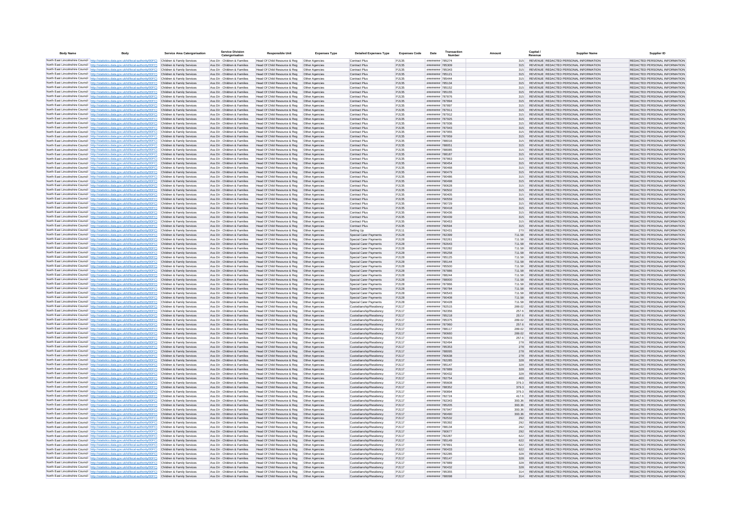| Body Name | Body | Service Area Catergorisation | Service Division Catergorisation | Responsible Unit | Expenses Type | Detailed Expenses Type | Expenses Code | Date | Transaction Number | Amount | Capital / Revenue | Supplier Name | Supplier ID |
|---|---|---|---|---|---|---|---|---|---|---|---|---|---|
| North East Lincolnshire Council | http://statistics.data.gov.uk/id/local-authority/00FC | Children & Family Services | Ass Dir - Children & Families | Head Of Child Resource & Reg | Other Agencies | Contract Plus | PJ135 | ######### | 785274 | 315 | REVENUE | REDACTED PERSONAL INFORMATION | REDACTED PERSONAL INFORMATION |
| North East Lincolnshire Council | http://statistics.data.gov.uk/id/local-authority/00FC | Children & Family Services | Ass Dir - Children & Families | Head Of Child Resource & Reg | Other Agencies | Contract Plus | PJ135 | ######### | 785309 | 315 | REVENUE | REDACTED PERSONAL INFORMATION | REDACTED PERSONAL INFORMATION |
| North East Lincolnshire Council | http://statistics.data.gov.uk/id/local-authority/00FC | Children & Family Services | Ass Dir - Children & Families | Head Of Child Resource & Reg | Other Agencies | Contract Plus | PJ135 | ######### | 785343 | 315 | REVENUE | REDACTED PERSONAL INFORMATION | REDACTED PERSONAL INFORMATION |
| North East Lincolnshire Council | http://statistics.data.gov.uk/id/local-authority/00FC | Children & Family Services | Ass Dir - Children & Families | Head Of Child Resource & Reg | Other Agencies | Contract Plus | PJ135 | ######### | 785121 | 315 | REVENUE | REDACTED PERSONAL INFORMATION | REDACTED PERSONAL INFORMATION |
| North East Lincolnshire Council | http://statistics.data.gov.uk/id/local-authority/00FC | Children & Family Services | Ass Dir - Children & Families | Head Of Child Resource & Reg | Other Agencies | Contract Plus | PJ135 | ######### | 785444 | 315 | REVENUE | REDACTED PERSONAL INFORMATION | REDACTED PERSONAL INFORMATION |
| North East Lincolnshire Council | http://statistics.data.gov.uk/id/local-authority/00FC | Children & Family Services | Ass Dir - Children & Families | Head Of Child Resource & Reg | Other Agencies | Contract Plus | PJ135 | ######### | 785134 | 315 | REVENUE | REDACTED PERSONAL INFORMATION | REDACTED PERSONAL INFORMATION |
| North East Lincolnshire Council | http://statistics.data.gov.uk/id/local-authority/00FC | Children & Family Services | Ass Dir - Children & Families | Head Of Child Resource & Reg | Other Agencies | Contract Plus | PJ135 | ######### | 785152 | 315 | REVENUE | REDACTED PERSONAL INFORMATION | REDACTED PERSONAL INFORMATION |
| North East Lincolnshire Council | http://statistics.data.gov.uk/id/local-authority/00FC | Children & Family Services | Ass Dir - Children & Families | Head Of Child Resource & Reg | Other Agencies | Contract Plus | PJ135 | ######### | 785155 | 315 | REVENUE | REDACTED PERSONAL INFORMATION | REDACTED PERSONAL INFORMATION |
| North East Lincolnshire Council | http://statistics.data.gov.uk/id/local-authority/00FC | Children & Family Services | Ass Dir - Children & Families | Head Of Child Resource & Reg | Other Agencies | Contract Plus | PJ135 | ######### | 787876 | 315 | REVENUE | REDACTED PERSONAL INFORMATION | REDACTED PERSONAL INFORMATION |
| North East Lincolnshire Council | http://statistics.data.gov.uk/id/local-authority/00FC | Children & Family Services | Ass Dir - Children & Families | Head Of Child Resource & Reg | Other Agencies | Contract Plus | PJ135 | ######### | 787894 | 315 | REVENUE | REDACTED PERSONAL INFORMATION | REDACTED PERSONAL INFORMATION |
| North East Lincolnshire Council | http://statistics.data.gov.uk/id/local-authority/00FC | Children & Family Services | Ass Dir - Children & Families | Head Of Child Resource & Reg | Other Agencies | Contract Plus | PJ135 | ######### | 787897 | 315 | REVENUE | REDACTED PERSONAL INFORMATION | REDACTED PERSONAL INFORMATION |
| North East Lincolnshire Council | http://statistics.data.gov.uk/id/local-authority/00FC | Children & Family Services | Ass Dir - Children & Families | Head Of Child Resource & Reg | Other Agencies | Contract Plus | PJ135 | ######### | 787911 | 315 | REVENUE | REDACTED PERSONAL INFORMATION | REDACTED PERSONAL INFORMATION |
| North East Lincolnshire Council | http://statistics.data.gov.uk/id/local-authority/00FC | Children & Family Services | Ass Dir - Children & Families | Head Of Child Resource & Reg | Other Agencies | Contract Plus | PJ135 | ######### | 787912 | 315 | REVENUE | REDACTED PERSONAL INFORMATION | REDACTED PERSONAL INFORMATION |
| North East Lincolnshire Council | http://statistics.data.gov.uk/id/local-authority/00FC | Children & Family Services | Ass Dir - Children & Families | Head Of Child Resource & Reg | Other Agencies | Contract Plus | PJ135 | ######### | 787925 | 315 | REVENUE | REDACTED PERSONAL INFORMATION | REDACTED PERSONAL INFORMATION |
| North East Lincolnshire Council | http://statistics.data.gov.uk/id/local-authority/00FC | Children & Family Services | Ass Dir - Children & Families | Head Of Child Resource & Reg | Other Agencies | Contract Plus | PJ135 | ######### | 787936 | 315 | REVENUE | REDACTED PERSONAL INFORMATION | REDACTED PERSONAL INFORMATION |
| North East Lincolnshire Council | http://statistics.data.gov.uk/id/local-authority/00FC | Children & Family Services | Ass Dir - Children & Families | Head Of Child Resource & Reg | Other Agencies | Contract Plus | PJ135 | ######### | 787943 | 315 | REVENUE | REDACTED PERSONAL INFORMATION | REDACTED PERSONAL INFORMATION |
| North East Lincolnshire Council | http://statistics.data.gov.uk/id/local-authority/00FC | Children & Family Services | Ass Dir - Children & Families | Head Of Child Resource & Reg | Other Agencies | Contract Plus | PJ135 | ######### | 787955 | 315 | REVENUE | REDACTED PERSONAL INFORMATION | REDACTED PERSONAL INFORMATION |
| North East Lincolnshire Council | http://statistics.data.gov.uk/id/local-authority/00FC | Children & Family Services | Ass Dir - Children & Families | Head Of Child Resource & Reg | Other Agencies | Contract Plus | PJ135 | ######### | 787959 | 315 | REVENUE | REDACTED PERSONAL INFORMATION | REDACTED PERSONAL INFORMATION |
| North East Lincolnshire Council | http://statistics.data.gov.uk/id/local-authority/00FC | Children & Family Services | Ass Dir - Children & Families | Head Of Child Resource & Reg | Other Agencies | Contract Plus | PJ135 | ######### | 788016 | 315 | REVENUE | REDACTED PERSONAL INFORMATION | REDACTED PERSONAL INFORMATION |
| North East Lincolnshire Council | http://statistics.data.gov.uk/id/local-authority/00FC | Children & Family Services | Ass Dir - Children & Families | Head Of Child Resource & Reg | Other Agencies | Contract Plus | PJ135 | ######### | 788051 | 315 | REVENUE | REDACTED PERSONAL INFORMATION | REDACTED PERSONAL INFORMATION |
| North East Lincolnshire Council | http://statistics.data.gov.uk/id/local-authority/00FC | Children & Family Services | Ass Dir - Children & Families | Head Of Child Resource & Reg | Other Agencies | Contract Plus | PJ135 | ######### | 788085 | 315 | REVENUE | REDACTED PERSONAL INFORMATION | REDACTED PERSONAL INFORMATION |
| North East Lincolnshire Council | http://statistics.data.gov.uk/id/local-authority/00FC | Children & Family Services | Ass Dir - Children & Families | Head Of Child Resource & Reg | Other Agencies | Contract Plus | PJ135 | ######### | 788187 | 315 | REVENUE | REDACTED PERSONAL INFORMATION | REDACTED PERSONAL INFORMATION |
| North East Lincolnshire Council | http://statistics.data.gov.uk/id/local-authority/00FC | Children & Family Services | Ass Dir - Children & Families | Head Of Child Resource & Reg | Other Agencies | Contract Plus | PJ135 | ######### | 787863 | 315 | REVENUE | REDACTED PERSONAL INFORMATION | REDACTED PERSONAL INFORMATION |
| North East Lincolnshire Council | http://statistics.data.gov.uk/id/local-authority/00FC | Children & Family Services | Ass Dir - Children & Families | Head Of Child Resource & Reg | Other Agencies | Contract Plus | PJ135 | ######### | 790454 | 315 | REVENUE | REDACTED PERSONAL INFORMATION | REDACTED PERSONAL INFORMATION |
| North East Lincolnshire Council | http://statistics.data.gov.uk/id/local-authority/00FC | Children & Family Services | Ass Dir - Children & Families | Head Of Child Resource & Reg | Other Agencies | Contract Plus | PJ135 | ######### | 790468 | 315 | REVENUE | REDACTED PERSONAL INFORMATION | REDACTED PERSONAL INFORMATION |
| North East Lincolnshire Council | http://statistics.data.gov.uk/id/local-authority/00FC | Children & Family Services | Ass Dir - Children & Families | Head Of Child Resource & Reg | Other Agencies | Contract Plus | PJ135 | ######### | 790479 | 315 | REVENUE | REDACTED PERSONAL INFORMATION | REDACTED PERSONAL INFORMATION |
| North East Lincolnshire Council | http://statistics.data.gov.uk/id/local-authority/00FC | Children & Family Services | Ass Dir - Children & Families | Head Of Child Resource & Reg | Other Agencies | Contract Plus | PJ135 | ######### | 790486 | 315 | REVENUE | REDACTED PERSONAL INFORMATION | REDACTED PERSONAL INFORMATION |
| North East Lincolnshire Council | http://statistics.data.gov.uk/id/local-authority/00FC | Children & Family Services | Ass Dir - Children & Families | Head Of Child Resource & Reg | Other Agencies | Contract Plus | PJ135 | ######### | 790498 | 315 | REVENUE | REDACTED PERSONAL INFORMATION | REDACTED PERSONAL INFORMATION |
| North East Lincolnshire Council | http://statistics.data.gov.uk/id/local-authority/00FC | Children & Family Services | Ass Dir - Children & Families | Head Of Child Resource & Reg | Other Agencies | Contract Plus | PJ135 | ######### | 790628 | 315 | REVENUE | REDACTED PERSONAL INFORMATION | REDACTED PERSONAL INFORMATION |
| North East Lincolnshire Council | http://statistics.data.gov.uk/id/local-authority/00FC | Children & Family Services | Ass Dir - Children & Families | Head Of Child Resource & Reg | Other Agencies | Contract Plus | PJ135 | ######### | 790502 | 315 | REVENUE | REDACTED PERSONAL INFORMATION | REDACTED PERSONAL INFORMATION |
| North East Lincolnshire Council | http://statistics.data.gov.uk/id/local-authority/00FC | Children & Family Services | Ass Dir - Children & Families | Head Of Child Resource & Reg | Other Agencies | Contract Plus | PJ135 | ######### | 790405 | 315 | REVENUE | REDACTED PERSONAL INFORMATION | REDACTED PERSONAL INFORMATION |
| North East Lincolnshire Council | http://statistics.data.gov.uk/id/local-authority/00FC | Children & Family Services | Ass Dir - Children & Families | Head Of Child Resource & Reg | Other Agencies | Contract Plus | PJ135 | ######### | 790559 | 315 | REVENUE | REDACTED PERSONAL INFORMATION | REDACTED PERSONAL INFORMATION |
| North East Lincolnshire Council | http://statistics.data.gov.uk/id/local-authority/00FC | Children & Family Services | Ass Dir - Children & Families | Head Of Child Resource & Reg | Other Agencies | Contract Plus | PJ135 | ######### | 790729 | 315 | REVENUE | REDACTED PERSONAL INFORMATION | REDACTED PERSONAL INFORMATION |
| North East Lincolnshire Council | http://statistics.data.gov.uk/id/local-authority/00FC | Children & Family Services | Ass Dir - Children & Families | Head Of Child Resource & Reg | Other Agencies | Contract Plus | PJ135 | ######### | 790418 | 315 | REVENUE | REDACTED PERSONAL INFORMATION | REDACTED PERSONAL INFORMATION |
| North East Lincolnshire Council | http://statistics.data.gov.uk/id/local-authority/00FC | Children & Family Services | Ass Dir - Children & Families | Head Of Child Resource & Reg | Other Agencies | Contract Plus | PJ135 | ######### | 790436 | 315 | REVENUE | REDACTED PERSONAL INFORMATION | REDACTED PERSONAL INFORMATION |
| North East Lincolnshire Council | http://statistics.data.gov.uk/id/local-authority/00FC | Children & Family Services | Ass Dir - Children & Families | Head Of Child Resource & Reg | Other Agencies | Contract Plus | PJ135 | ######### | 790439 | 315 | REVENUE | REDACTED PERSONAL INFORMATION | REDACTED PERSONAL INFORMATION |
| North East Lincolnshire Council | http://statistics.data.gov.uk/id/local-authority/00FC | Children & Family Services | Ass Dir - Children & Families | Head Of Child Resource & Reg | Other Agencies | Contract Plus | PJ135 | ######### | 790453 | 315 | REVENUE | REDACTED PERSONAL INFORMATION | REDACTED PERSONAL INFORMATION |
| North East Lincolnshire Council | http://statistics.data.gov.uk/id/local-authority/00FC | Children & Family Services | Ass Dir - Children & Families | Head Of Child Resource & Reg | Other Agencies | Contract Plus | PJ135 | ######### | 790594 | 315 | REVENUE | REDACTED PERSONAL INFORMATION | REDACTED PERSONAL INFORMATION |
| North East Lincolnshire Council | http://statistics.data.gov.uk/id/local-authority/00FC | Children & Family Services | Ass Dir - Children & Families | Head Of Child Resource & Reg | Other Agencies | Setting Up | PJ111 | ######### | 782431 | 270 | REVENUE | REDACTED PERSONAL INFORMATION | REDACTED PERSONAL INFORMATION |
| North East Lincolnshire Council | http://statistics.data.gov.uk/id/local-authority/00FC | Children & Family Services | Ass Dir - Children & Families | Head Of Child Resource & Reg | Other Agencies | Special Carer Payments | PJ128 | ######### | 782399 | 711.58 | REVENUE | REDACTED PERSONAL INFORMATION | REDACTED PERSONAL INFORMATION |
| North East Lincolnshire Council | http://statistics.data.gov.uk/id/local-authority/00FC | Children & Family Services | Ass Dir - Children & Families | Head Of Child Resource & Reg | Other Agencies | Special Carer Payments | PJ128 | ######### | 782261 | 711.58 | REVENUE | REDACTED PERSONAL INFORMATION | REDACTED PERSONAL INFORMATION |
| North East Lincolnshire Council | http://statistics.data.gov.uk/id/local-authority/00FC | Children & Family Services | Ass Dir - Children & Families | Head Of Child Resource & Reg | Other Agencies | Special Carer Payments | PJ128 | ######### | 782643 | 711.58 | REVENUE | REDACTED PERSONAL INFORMATION | REDACTED PERSONAL INFORMATION |
| North East Lincolnshire Council | http://statistics.data.gov.uk/id/local-authority/00FC | Children & Family Services | Ass Dir - Children & Families | Head Of Child Resource & Reg | Other Agencies | Special Carer Payments | PJ128 | ######### | 782282 | 711.58 | REVENUE | REDACTED PERSONAL INFORMATION | REDACTED PERSONAL INFORMATION |
| North East Lincolnshire Council | http://statistics.data.gov.uk/id/local-authority/00FC | Children & Family Services | Ass Dir - Children & Families | Head Of Child Resource & Reg | Other Agencies | Special Carer Payments | PJ128 | ######### | 785258 | 711.58 | REVENUE | REDACTED PERSONAL INFORMATION | REDACTED PERSONAL INFORMATION |
| North East Lincolnshire Council | http://statistics.data.gov.uk/id/local-authority/00FC | Children & Family Services | Ass Dir - Children & Families | Head Of Child Resource & Reg | Other Agencies | Special Carer Payments | PJ128 | ######### | 785125 | 711.58 | REVENUE | REDACTED PERSONAL INFORMATION | REDACTED PERSONAL INFORMATION |
| North East Lincolnshire Council | http://statistics.data.gov.uk/id/local-authority/00FC | Children & Family Services | Ass Dir - Children & Families | Head Of Child Resource & Reg | Other Agencies | Special Carer Payments | PJ128 | ######### | 785144 | 711.58 | REVENUE | REDACTED PERSONAL INFORMATION | REDACTED PERSONAL INFORMATION |
| North East Lincolnshire Council | http://statistics.data.gov.uk/id/local-authority/00FC | Children & Family Services | Ass Dir - Children & Families | Head Of Child Resource & Reg | Other Agencies | Special Carer Payments | PJ128 | ######### | 785500 | 711.58 | REVENUE | REDACTED PERSONAL INFORMATION | REDACTED PERSONAL INFORMATION |
| North East Lincolnshire Council | http://statistics.data.gov.uk/id/local-authority/00FC | Children & Family Services | Ass Dir - Children & Families | Head Of Child Resource & Reg | Other Agencies | Special Carer Payments | PJ128 | ######### | 787886 | 711.58 | REVENUE | REDACTED PERSONAL INFORMATION | REDACTED PERSONAL INFORMATION |
| North East Lincolnshire Council | http://statistics.data.gov.uk/id/local-authority/00FC | Children & Family Services | Ass Dir - Children & Families | Head Of Child Resource & Reg | Other Agencies | Special Carer Payments | PJ128 | ######### | 788244 | 711.58 | REVENUE | REDACTED PERSONAL INFORMATION | REDACTED PERSONAL INFORMATION |
| North East Lincolnshire Council | http://statistics.data.gov.uk/id/local-authority/00FC | Children & Family Services | Ass Dir - Children & Families | Head Of Child Resource & Reg | Other Agencies | Special Carer Payments | PJ128 | ######### | 788000 | 711.58 | REVENUE | REDACTED PERSONAL INFORMATION | REDACTED PERSONAL INFORMATION |
| North East Lincolnshire Council | http://statistics.data.gov.uk/id/local-authority/00FC | Children & Family Services | Ass Dir - Children & Families | Head Of Child Resource & Reg | Other Agencies | Special Carer Payments | PJ128 | ######### | 787866 | 711.58 | REVENUE | REDACTED PERSONAL INFORMATION | REDACTED PERSONAL INFORMATION |
| North East Lincolnshire Council | http://statistics.data.gov.uk/id/local-authority/00FC | Children & Family Services | Ass Dir - Children & Families | Head Of Child Resource & Reg | Other Agencies | Special Carer Payments | PJ128 | ######### | 790784 | 711.58 | REVENUE | REDACTED PERSONAL INFORMATION | REDACTED PERSONAL INFORMATION |
| North East Lincolnshire Council | http://statistics.data.gov.uk/id/local-authority/00FC | Children & Family Services | Ass Dir - Children & Families | Head Of Child Resource & Reg | Other Agencies | Special Carer Payments | PJ128 | ######### | 790543 | 711.58 | REVENUE | REDACTED PERSONAL INFORMATION | REDACTED PERSONAL INFORMATION |
| North East Lincolnshire Council | http://statistics.data.gov.uk/id/local-authority/00FC | Children & Family Services | Ass Dir - Children & Families | Head Of Child Resource & Reg | Other Agencies | Special Carer Payments | PJ128 | ######### | 790408 | 711.58 | REVENUE | REDACTED PERSONAL INFORMATION | REDACTED PERSONAL INFORMATION |
| North East Lincolnshire Council | http://statistics.data.gov.uk/id/local-authority/00FC | Children & Family Services | Ass Dir - Children & Families | Head Of Child Resource & Reg | Other Agencies | Special Carer Payments | PJ128 | ######### | 790428 | 711.58 | REVENUE | REDACTED PERSONAL INFORMATION | REDACTED PERSONAL INFORMATION |
| North East Lincolnshire Council | http://statistics.data.gov.uk/id/local-authority/00FC | Children & Family Services | Ass Dir - Children & Families | Head Of Child Resource & Reg | Other Agencies | Custodianship/Residency | PJ117 | ######### | 782515 | 289.02 | REVENUE | REDACTED PERSONAL INFORMATION | REDACTED PERSONAL INFORMATION |
| North East Lincolnshire Council | http://statistics.data.gov.uk/id/local-authority/00FC | Children & Family Services | Ass Dir - Children & Families | Head Of Child Resource & Reg | Other Agencies | Custodianship/Residency | PJ117 | ######### | 782356 | 257.6 | REVENUE | REDACTED PERSONAL INFORMATION | REDACTED PERSONAL INFORMATION |
| North East Lincolnshire Council | http://statistics.data.gov.uk/id/local-authority/00FC | Children & Family Services | Ass Dir - Children & Families | Head Of Child Resource & Reg | Other Agencies | Custodianship/Residency | PJ117 | ######### | 785218 | 257.6 | REVENUE | REDACTED PERSONAL INFORMATION | REDACTED PERSONAL INFORMATION |
| North East Lincolnshire Council | http://statistics.data.gov.uk/id/local-authority/00FC | Children & Family Services | Ass Dir - Children & Families | Head Of Child Resource & Reg | Other Agencies | Custodianship/Residency | PJ117 | ######### | 785375 | 289.02 | REVENUE | REDACTED PERSONAL INFORMATION | REDACTED PERSONAL INFORMATION |
| North East Lincolnshire Council | http://statistics.data.gov.uk/id/local-authority/00FC | Children & Family Services | Ass Dir - Children & Families | Head Of Child Resource & Reg | Other Agencies | Custodianship/Residency | PJ117 | ######### | 787960 | 257.6 | REVENUE | REDACTED PERSONAL INFORMATION | REDACTED PERSONAL INFORMATION |
| North East Lincolnshire Council | http://statistics.data.gov.uk/id/local-authority/00FC | Children & Family Services | Ass Dir - Children & Families | Head Of Child Resource & Reg | Other Agencies | Custodianship/Residency | PJ117 | ######### | 788117 | 289.02 | REVENUE | REDACTED PERSONAL INFORMATION | REDACTED PERSONAL INFORMATION |
| North East Lincolnshire Council | http://statistics.data.gov.uk/id/local-authority/00FC | Children & Family Services | Ass Dir - Children & Families | Head Of Child Resource & Reg | Other Agencies | Custodianship/Residency | PJ117 | ######### | 790660 | 289.02 | REVENUE | REDACTED PERSONAL INFORMATION | REDACTED PERSONAL INFORMATION |
| North East Lincolnshire Council | http://statistics.data.gov.uk/id/local-authority/00FC | Children & Family Services | Ass Dir - Children & Families | Head Of Child Resource & Reg | Other Agencies | Custodianship/Residency | PJ117 | ######### | 790503 | 257.6 | REVENUE | REDACTED PERSONAL INFORMATION | REDACTED PERSONAL INFORMATION |
| North East Lincolnshire Council | http://statistics.data.gov.uk/id/local-authority/00FC | Children & Family Services | Ass Dir - Children & Families | Head Of Child Resource & Reg | Other Agencies | Custodianship/Residency | PJ117 | ######### | 782494 | 278 | REVENUE | REDACTED PERSONAL INFORMATION | REDACTED PERSONAL INFORMATION |
| North East Lincolnshire Council | http://statistics.data.gov.uk/id/local-authority/00FC | Children & Family Services | Ass Dir - Children & Families | Head Of Child Resource & Reg | Other Agencies | Custodianship/Residency | PJ117 | ######### | 785353 | 278 | REVENUE | REDACTED PERSONAL INFORMATION | REDACTED PERSONAL INFORMATION |
| North East Lincolnshire Council | http://statistics.data.gov.uk/id/local-authority/00FC | Children & Family Services | Ass Dir - Children & Families | Head Of Child Resource & Reg | Other Agencies | Custodianship/Residency | PJ117 | ######### | 788095 | 278 | REVENUE | REDACTED PERSONAL INFORMATION | REDACTED PERSONAL INFORMATION |
| North East Lincolnshire Council | http://statistics.data.gov.uk/id/local-authority/00FC | Children & Family Services | Ass Dir - Children & Families | Head Of Child Resource & Reg | Other Agencies | Custodianship/Residency | PJ117 | ######### | 790638 | 278 | REVENUE | REDACTED PERSONAL INFORMATION | REDACTED PERSONAL INFORMATION |
| North East Lincolnshire Council | http://statistics.data.gov.uk/id/local-authority/00FC | Children & Family Services | Ass Dir - Children & Families | Head Of Child Resource & Reg | Other Agencies | Custodianship/Residency | PJ117 | ######### | 782285 | 328 | REVENUE | REDACTED PERSONAL INFORMATION | REDACTED PERSONAL INFORMATION |
| North East Lincolnshire Council | http://statistics.data.gov.uk/id/local-authority/00FC | Children & Family Services | Ass Dir - Children & Families | Head Of Child Resource & Reg | Other Agencies | Custodianship/Residency | PJ117 | ######### | 785147 | 328 | REVENUE | REDACTED PERSONAL INFORMATION | REDACTED PERSONAL INFORMATION |
| North East Lincolnshire Council | http://statistics.data.gov.uk/id/local-authority/00FC | Children & Family Services | Ass Dir - Children & Families | Head Of Child Resource & Reg | Other Agencies | Custodianship/Residency | PJ117 | ######### | 787880 | 328 | REVENUE | REDACTED PERSONAL INFORMATION | REDACTED PERSONAL INFORMATION |
| North East Lincolnshire Council | http://statistics.data.gov.uk/id/local-authority/00FC | Children & Family Services | Ass Dir - Children & Families | Head Of Child Resource & Reg | Other Agencies | Custodianship/Residency | PJ117 | ######### | 790432 | 328 | REVENUE | REDACTED PERSONAL INFORMATION | REDACTED PERSONAL INFORMATION |
| North East Lincolnshire Council | http://statistics.data.gov.uk/id/local-authority/00FC | Children & Family Services | Ass Dir - Children & Families | Head Of Child Resource & Reg | Other Agencies | Custodianship/Residency | PJ117 | ######### | 782754 | 400 | REVENUE | REDACTED PERSONAL INFORMATION | REDACTED PERSONAL INFORMATION |
| North East Lincolnshire Council | http://statistics.data.gov.uk/id/local-authority/00FC | Children & Family Services | Ass Dir - Children & Families | Head Of Child Resource & Reg | Other Agencies | Custodianship/Residency | PJ117 | ######### | 785608 | 379.3 | REVENUE | REDACTED PERSONAL INFORMATION | REDACTED PERSONAL INFORMATION |
| North East Lincolnshire Council | http://statistics.data.gov.uk/id/local-authority/00FC | Children & Family Services | Ass Dir - Children & Families | Head Of Child Resource & Reg | Other Agencies | Custodianship/Residency | PJ117 | ######### | 788352 | 379.3 | REVENUE | REDACTED PERSONAL INFORMATION | REDACTED PERSONAL INFORMATION |
| North East Lincolnshire Council | http://statistics.data.gov.uk/id/local-authority/00FC | Children & Family Services | Ass Dir - Children & Families | Head Of Child Resource & Reg | Other Agencies | Custodianship/Residency | PJ117 | ######### | 790894 | 379.3 | REVENUE | REDACTED PERSONAL INFORMATION | REDACTED PERSONAL INFORMATION |
| North East Lincolnshire Council | http://statistics.data.gov.uk/id/local-authority/00FC | Children & Family Services | Ass Dir - Children & Families | Head Of Child Resource & Reg | Other Agencies | Custodianship/Residency | PJ117 | ######### | 782724 | 417.6 | REVENUE | REDACTED PERSONAL INFORMATION | REDACTED PERSONAL INFORMATION |
| North East Lincolnshire Council | http://statistics.data.gov.uk/id/local-authority/00FC | Children & Family Services | Ass Dir - Children & Families | Head Of Child Resource & Reg | Other Agencies | Custodianship/Residency | PJ117 | ######### | 782343 | 393.36 | REVENUE | REDACTED PERSONAL INFORMATION | REDACTED PERSONAL INFORMATION |
| North East Lincolnshire Council | http://statistics.data.gov.uk/id/local-authority/00FC | Children & Family Services | Ass Dir - Children & Families | Head Of Child Resource & Reg | Other Agencies | Custodianship/Residency | PJ117 | ######### | 785205 | 393.36 | REVENUE | REDACTED PERSONAL INFORMATION | REDACTED PERSONAL INFORMATION |
| North East Lincolnshire Council | http://statistics.data.gov.uk/id/local-authority/00FC | Children & Family Services | Ass Dir - Children & Families | Head Of Child Resource & Reg | Other Agencies | Custodianship/Residency | PJ117 | ######### | 787947 | 393.36 | REVENUE | REDACTED PERSONAL INFORMATION | REDACTED PERSONAL INFORMATION |
| North East Lincolnshire Council | http://statistics.data.gov.uk/id/local-authority/00FC | Children & Family Services | Ass Dir - Children & Families | Head Of Child Resource & Reg | Other Agencies | Custodianship/Residency | PJ117 | ######### | 790490 | 393.36 | REVENUE | REDACTED PERSONAL INFORMATION | REDACTED PERSONAL INFORMATION |
| North East Lincolnshire Council | http://statistics.data.gov.uk/id/local-authority/00FC | Children & Family Services | Ass Dir - Children & Families | Head Of Child Resource & Reg | Other Agencies | Custodianship/Residency | PJ117 | ######### | 782532 | 292 | REVENUE | REDACTED PERSONAL INFORMATION | REDACTED PERSONAL INFORMATION |
| North East Lincolnshire Council | http://statistics.data.gov.uk/id/local-authority/00FC | Children & Family Services | Ass Dir - Children & Families | Head Of Child Resource & Reg | Other Agencies | Custodianship/Residency | PJ117 | ######### | 785392 | 292 | REVENUE | REDACTED PERSONAL INFORMATION | REDACTED PERSONAL INFORMATION |
| North East Lincolnshire Council | http://statistics.data.gov.uk/id/local-authority/00FC | Children & Family Services | Ass Dir - Children & Families | Head Of Child Resource & Reg | Other Agencies | Custodianship/Residency | PJ117 | ######### | 788134 | 292 | REVENUE | REDACTED PERSONAL INFORMATION | REDACTED PERSONAL INFORMATION |
| North East Lincolnshire Council | http://statistics.data.gov.uk/id/local-authority/00FC | Children & Family Services | Ass Dir - Children & Families | Head Of Child Resource & Reg | Other Agencies | Custodianship/Residency | PJ117 | ######### | 790677 | 292 | REVENUE | REDACTED PERSONAL INFORMATION | REDACTED PERSONAL INFORMATION |
| North East Lincolnshire Council | http://statistics.data.gov.uk/id/local-authority/00FC | Children & Family Services | Ass Dir - Children & Families | Head Of Child Resource & Reg | Other Agencies | Custodianship/Residency | PJ117 | ######### | 782287 | 622 | REVENUE | REDACTED PERSONAL INFORMATION | REDACTED PERSONAL INFORMATION |
| North East Lincolnshire Council | http://statistics.data.gov.uk/id/local-authority/00FC | Children & Family Services | Ass Dir - Children & Families | Head Of Child Resource & Reg | Other Agencies | Custodianship/Residency | PJ117 | ######### | 785149 | 622 | REVENUE | REDACTED PERSONAL INFORMATION | REDACTED PERSONAL INFORMATION |
| North East Lincolnshire Council | http://statistics.data.gov.uk/id/local-authority/00FC | Children & Family Services | Ass Dir - Children & Families | Head Of Child Resource & Reg | Other Agencies | Custodianship/Residency | PJ117 | ######### | 787891 | 622 | REVENUE | REDACTED PERSONAL INFORMATION | REDACTED PERSONAL INFORMATION |
| North East Lincolnshire Council | http://statistics.data.gov.uk/id/local-authority/00FC | Children & Family Services | Ass Dir - Children & Families | Head Of Child Resource & Reg | Other Agencies | Custodianship/Residency | PJ117 | ######### | 790433 | 622 | REVENUE | REDACTED PERSONAL INFORMATION | REDACTED PERSONAL INFORMATION |
| North East Lincolnshire Council | http://statistics.data.gov.uk/id/local-authority/00FC | Children & Family Services | Ass Dir - Children & Families | Head Of Child Resource & Reg | Other Agencies | Custodianship/Residency | PJ117 | ######### | 782285 | 328 | REVENUE | REDACTED PERSONAL INFORMATION | REDACTED PERSONAL INFORMATION |
| North East Lincolnshire Council | http://statistics.data.gov.uk/id/local-authority/00FC | Children & Family Services | Ass Dir - Children & Families | Head Of Child Resource & Reg | Other Agencies | Custodianship/Residency | PJ117 | ######### | 785147 | 328 | REVENUE | REDACTED PERSONAL INFORMATION | REDACTED PERSONAL INFORMATION |
| North East Lincolnshire Council | http://statistics.data.gov.uk/id/local-authority/00FC | Children & Family Services | Ass Dir - Children & Families | Head Of Child Resource & Reg | Other Agencies | Custodianship/Residency | PJ117 | ######### | 787889 | 328 | REVENUE | REDACTED PERSONAL INFORMATION | REDACTED PERSONAL INFORMATION |
| North East Lincolnshire Council | http://statistics.data.gov.uk/id/local-authority/00FC | Children & Family Services | Ass Dir - Children & Families | Head Of Child Resource & Reg | Other Agencies | Custodianship/Residency | PJ117 | ######### | 790432 | 328 | REVENUE | REDACTED PERSONAL INFORMATION | REDACTED PERSONAL INFORMATION |
| North East Lincolnshire Council | http://statistics.data.gov.uk/id/local-authority/00FC | Children & Family Services | Ass Dir - Children & Families | Head Of Child Resource & Reg | Other Agencies | Custodianship/Residency | PJ117 | ######### | 785355 | 314 | REVENUE | REDACTED PERSONAL INFORMATION | REDACTED PERSONAL INFORMATION |
| North East Lincolnshire Council | http://statistics.data.gov.uk/id/local-authority/00FC | Children & Family Services | Ass Dir - Children & Families | Head Of Child Resource & Reg | Other Agencies | Custodianship/Residency | PJ117 | ######### | 788098 | 314 | REVENUE | REDACTED PERSONAL INFORMATION | REDACTED PERSONAL INFORMATION |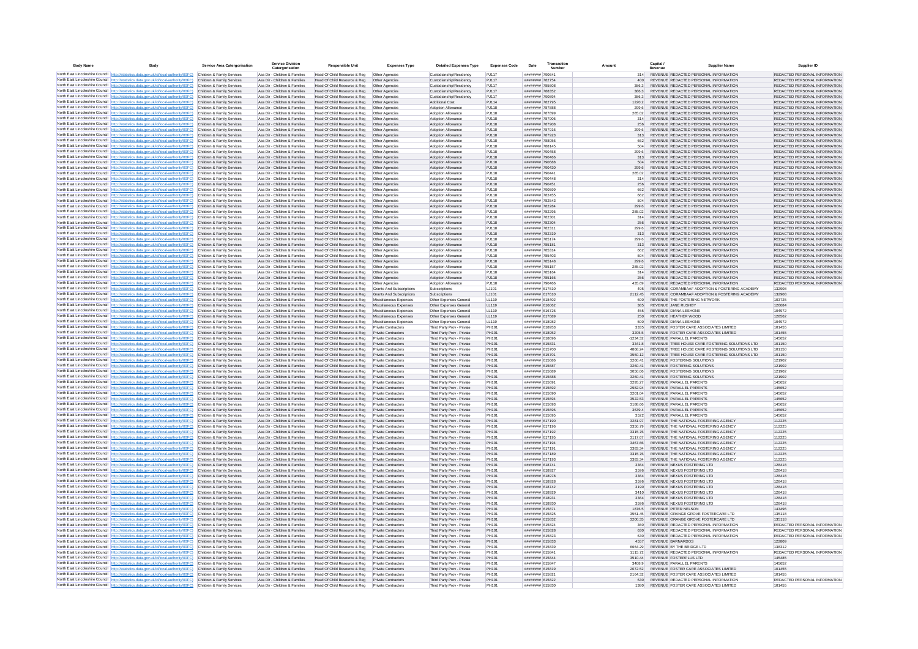| Body Name | Body | Service Area Catergorisation | Service Division Catergorisation | Responsible Unit | Expenses Type | Detailed Expenses Type | Expenses Code | Date | Transaction Number | Amount | Capital / Revenue | Supplier Name | Supplier ID |
|---|---|---|---|---|---|---|---|---|---|---|---|---|---|
| North East Lincolnshire Council | http://statistics.data.gov.uk/id/local-authority/00FC | Children & Family Services | Ass Dir - Children & Families | Head Of Child Resource & Reg | Other Agencies | Custodianship/Residency | PJ117 | ######## | 790641 | 314 | REVENUE | REDACTED PERSONAL INFORMATION | REDACTED PERSONAL INFORMATION |
| North East Lincolnshire Council | http://statistics.data.gov.uk/id/local-authority/00FC | Children & Family Services | Ass Dir - Children & Families | Head Of Child Resource & Reg | Other Agencies | Custodianship/Residency | PJ117 | ######## | 782754 | 400 | REVENUE | REDACTED PERSONAL INFORMATION | REDACTED PERSONAL INFORMATION |
| North East Lincolnshire Council | http://statistics.data.gov.uk/id/local-authority/00FC | Children & Family Services | Ass Dir - Children & Families | Head Of Child Resource & Reg | Other Agencies | Custodianship/Residency | PJ117 | ######## | 785608 | 386.3 | REVENUE | REDACTED PERSONAL INFORMATION | REDACTED PERSONAL INFORMATION |
| North East Lincolnshire Council | http://statistics.data.gov.uk/id/local-authority/00FC | Children & Family Services | Ass Dir - Children & Families | Head Of Child Resource & Reg | Other Agencies | Custodianship/Residency | PJ117 | ######## | 788352 | 386.3 | REVENUE | REDACTED PERSONAL INFORMATION | REDACTED PERSONAL INFORMATION |
| North East Lincolnshire Council | http://statistics.data.gov.uk/id/local-authority/00FC | Children & Family Services | Ass Dir - Children & Families | Head Of Child Resource & Reg | Other Agencies | Custodianship/Residency | PJ117 | ######## | 790894 | 386.3 | REVENUE | REDACTED PERSONAL INFORMATION | REDACTED PERSONAL INFORMATION |
| North East Lincolnshire Council | http://statistics.data.gov.uk/id/local-authority/00FC | Children & Family Services | Ass Dir - Children & Families | Head Of Child Resource & Reg | Other Agencies | Additional Cost | PJ114 | ######## | 782795 | 1220.2 | REVENUE | REDACTED PERSONAL INFORMATION | REDACTED PERSONAL INFORMATION |
| North East Lincolnshire Council | http://statistics.data.gov.uk/id/local-authority/00FC | Children & Family Services | Ass Dir - Children & Families | Head Of Child Resource & Reg | Other Agencies | Adoption Allowance | PJ118 | ######## | 787888 | 299.6 | REVENUE | REDACTED PERSONAL INFORMATION | REDACTED PERSONAL INFORMATION |
| North East Lincolnshire Council | http://statistics.data.gov.uk/id/local-authority/00FC | Children & Family Services | Ass Dir - Children & Families | Head Of Child Resource & Reg | Other Agencies | Adoption Allowance | PJ118 | ######## | 787899 | 285.02 | REVENUE | REDACTED PERSONAL INFORMATION | REDACTED PERSONAL INFORMATION |
| North East Lincolnshire Council | http://statistics.data.gov.uk/id/local-authority/00FC | Children & Family Services | Ass Dir - Children & Families | Head Of Child Resource & Reg | Other Agencies | Adoption Allowance | PJ118 | ######## | 787906 | 314 | REVENUE | REDACTED PERSONAL INFORMATION | REDACTED PERSONAL INFORMATION |
| North East Lincolnshire Council | http://statistics.data.gov.uk/id/local-authority/00FC | Children & Family Services | Ass Dir - Children & Families | Head Of Child Resource & Reg | Other Agencies | Adoption Allowance | PJ118 | ######## | 787908 | 256 | REVENUE | REDACTED PERSONAL INFORMATION | REDACTED PERSONAL INFORMATION |
| North East Lincolnshire Council | http://statistics.data.gov.uk/id/local-authority/00FC | Children & Family Services | Ass Dir - Children & Families | Head Of Child Resource & Reg | Other Agencies | Adoption Allowance | PJ118 | ######## | 787916 | 299.6 | REVENUE | REDACTED PERSONAL INFORMATION | REDACTED PERSONAL INFORMATION |
| North East Lincolnshire Council | http://statistics.data.gov.uk/id/local-authority/00FC | Children & Family Services | Ass Dir - Children & Families | Head Of Child Resource & Reg | Other Agencies | Adoption Allowance | PJ118 | ######## | 787923 | 313 | REVENUE | REDACTED PERSONAL INFORMATION | REDACTED PERSONAL INFORMATION |
| North East Lincolnshire Council | http://statistics.data.gov.uk/id/local-authority/00FC | Children & Family Services | Ass Dir - Children & Families | Head Of Child Resource & Reg | Other Agencies | Adoption Allowance | PJ118 | ######## | 788056 | 662 | REVENUE | REDACTED PERSONAL INFORMATION | REDACTED PERSONAL INFORMATION |
| North East Lincolnshire Council | http://statistics.data.gov.uk/id/local-authority/00FC | Children & Family Services | Ass Dir - Children & Families | Head Of Child Resource & Reg | Other Agencies | Adoption Allowance | PJ118 | ######## | 788145 | 504 | REVENUE | REDACTED PERSONAL INFORMATION | REDACTED PERSONAL INFORMATION |
| North East Lincolnshire Council | http://statistics.data.gov.uk/id/local-authority/00FC | Children & Family Services | Ass Dir - Children & Families | Head Of Child Resource & Reg | Other Agencies | Adoption Allowance | PJ118 | ######## | 790458 | 299.6 | REVENUE | REDACTED PERSONAL INFORMATION | REDACTED PERSONAL INFORMATION |
| North East Lincolnshire Council | http://statistics.data.gov.uk/id/local-authority/00FC | Children & Family Services | Ass Dir - Children & Families | Head Of Child Resource & Reg | Other Agencies | Adoption Allowance | PJ118 | ######## | 790466 | 313 | REVENUE | REDACTED PERSONAL INFORMATION | REDACTED PERSONAL INFORMATION |
| North East Lincolnshire Council | http://statistics.data.gov.uk/id/local-authority/00FC | Children & Family Services | Ass Dir - Children & Families | Head Of Child Resource & Reg | Other Agencies | Adoption Allowance | PJ118 | ######## | 790688 | 504 | REVENUE | REDACTED PERSONAL INFORMATION | REDACTED PERSONAL INFORMATION |
| North East Lincolnshire Council | http://statistics.data.gov.uk/id/local-authority/00FC | Children & Family Services | Ass Dir - Children & Families | Head Of Child Resource & Reg | Other Agencies | Adoption Allowance | PJ118 | ######## | 790430 | 299.6 | REVENUE | REDACTED PERSONAL INFORMATION | REDACTED PERSONAL INFORMATION |
| North East Lincolnshire Council | http://statistics.data.gov.uk/id/local-authority/00FC | Children & Family Services | Ass Dir - Children & Families | Head Of Child Resource & Reg | Other Agencies | Adoption Allowance | PJ118 | ######## | 790441 | 285.02 | REVENUE | REDACTED PERSONAL INFORMATION | REDACTED PERSONAL INFORMATION |
| North East Lincolnshire Council | http://statistics.data.gov.uk/id/local-authority/00FC | Children & Family Services | Ass Dir - Children & Families | Head Of Child Resource & Reg | Other Agencies | Adoption Allowance | PJ118 | ######## | 790448 | 314 | REVENUE | REDACTED PERSONAL INFORMATION | REDACTED PERSONAL INFORMATION |
| North East Lincolnshire Council | http://statistics.data.gov.uk/id/local-authority/00FC | Children & Family Services | Ass Dir - Children & Families | Head Of Child Resource & Reg | Other Agencies | Adoption Allowance | PJ118 | ######## | 790451 | 256 | REVENUE | REDACTED PERSONAL INFORMATION | REDACTED PERSONAL INFORMATION |
| North East Lincolnshire Council | http://statistics.data.gov.uk/id/local-authority/00FC | Children & Family Services | Ass Dir - Children & Families | Head Of Child Resource & Reg | Other Agencies | Adoption Allowance | PJ118 | ######## | 790599 | 662 | REVENUE | REDACTED PERSONAL INFORMATION | REDACTED PERSONAL INFORMATION |
| North East Lincolnshire Council | http://statistics.data.gov.uk/id/local-authority/00FC | Children & Family Services | Ass Dir - Children & Families | Head Of Child Resource & Reg | Other Agencies | Adoption Allowance | PJ118 | ######## | 782455 | 662 | REVENUE | REDACTED PERSONAL INFORMATION | REDACTED PERSONAL INFORMATION |
| North East Lincolnshire Council | http://statistics.data.gov.uk/id/local-authority/00FC | Children & Family Services | Ass Dir - Children & Families | Head Of Child Resource & Reg | Other Agencies | Adoption Allowance | PJ118 | ######## | 782543 | 504 | REVENUE | REDACTED PERSONAL INFORMATION | REDACTED PERSONAL INFORMATION |
| North East Lincolnshire Council | http://statistics.data.gov.uk/id/local-authority/00FC | Children & Family Services | Ass Dir - Children & Families | Head Of Child Resource & Reg | Other Agencies | Adoption Allowance | PJ118 | ######## | 782284 | 299.6 | REVENUE | REDACTED PERSONAL INFORMATION | REDACTED PERSONAL INFORMATION |
| North East Lincolnshire Council | http://statistics.data.gov.uk/id/local-authority/00FC | Children & Family Services | Ass Dir - Children & Families | Head Of Child Resource & Reg | Other Agencies | Adoption Allowance | PJ118 | ######## | 782295 | 285.02 | REVENUE | REDACTED PERSONAL INFORMATION | REDACTED PERSONAL INFORMATION |
| North East Lincolnshire Council | http://statistics.data.gov.uk/id/local-authority/00FC | Children & Family Services | Ass Dir - Children & Families | Head Of Child Resource & Reg | Other Agencies | Adoption Allowance | PJ118 | ######## | 782301 | 314 | REVENUE | REDACTED PERSONAL INFORMATION | REDACTED PERSONAL INFORMATION |
| North East Lincolnshire Council | http://statistics.data.gov.uk/id/local-authority/00FC | Children & Family Services | Ass Dir - Children & Families | Head Of Child Resource & Reg | Other Agencies | Adoption Allowance | PJ118 | ######## | 782304 | 256 | REVENUE | REDACTED PERSONAL INFORMATION | REDACTED PERSONAL INFORMATION |
| North East Lincolnshire Council | http://statistics.data.gov.uk/id/local-authority/00FC | Children & Family Services | Ass Dir - Children & Families | Head Of Child Resource & Reg | Other Agencies | Adoption Allowance | PJ118 | ######## | 782311 | 299.6 | REVENUE | REDACTED PERSONAL INFORMATION | REDACTED PERSONAL INFORMATION |
| North East Lincolnshire Council | http://statistics.data.gov.uk/id/local-authority/00FC | Children & Family Services | Ass Dir - Children & Families | Head Of Child Resource & Reg | Other Agencies | Adoption Allowance | PJ118 | ######## | 782319 | 313 | REVENUE | REDACTED PERSONAL INFORMATION | REDACTED PERSONAL INFORMATION |
| North East Lincolnshire Council | http://statistics.data.gov.uk/id/local-authority/00FC | Children & Family Services | Ass Dir - Children & Families | Head Of Child Resource & Reg | Other Agencies | Adoption Allowance | PJ118 | ######## | 785174 | 299.6 | REVENUE | REDACTED PERSONAL INFORMATION | REDACTED PERSONAL INFORMATION |
| North East Lincolnshire Council | http://statistics.data.gov.uk/id/local-authority/00FC | Children & Family Services | Ass Dir - Children & Families | Head Of Child Resource & Reg | Other Agencies | Adoption Allowance | PJ118 | ######## | 785181 | 313 | REVENUE | REDACTED PERSONAL INFORMATION | REDACTED PERSONAL INFORMATION |
| North East Lincolnshire Council | http://statistics.data.gov.uk/id/local-authority/00FC | Children & Family Services | Ass Dir - Children & Families | Head Of Child Resource & Reg | Other Agencies | Adoption Allowance | PJ118 | ######## | 785314 | 662 | REVENUE | REDACTED PERSONAL INFORMATION | REDACTED PERSONAL INFORMATION |
| North East Lincolnshire Council | http://statistics.data.gov.uk/id/local-authority/00FC | Children & Family Services | Ass Dir - Children & Families | Head Of Child Resource & Reg | Other Agencies | Adoption Allowance | PJ118 | ######## | 785403 | 504 | REVENUE | REDACTED PERSONAL INFORMATION | REDACTED PERSONAL INFORMATION |
| North East Lincolnshire Council | http://statistics.data.gov.uk/id/local-authority/00FC | Children & Family Services | Ass Dir - Children & Families | Head Of Child Resource & Reg | Other Agencies | Adoption Allowance | PJ118 | ######## | 785148 | 299.6 | REVENUE | REDACTED PERSONAL INFORMATION | REDACTED PERSONAL INFORMATION |
| North East Lincolnshire Council | http://statistics.data.gov.uk/id/local-authority/00FC | Children & Family Services | Ass Dir - Children & Families | Head Of Child Resource & Reg | Other Agencies | Adoption Allowance | PJ118 | ######## | 785157 | 285.02 | REVENUE | REDACTED PERSONAL INFORMATION | REDACTED PERSONAL INFORMATION |
| North East Lincolnshire Council | http://statistics.data.gov.uk/id/local-authority/00FC | Children & Family Services | Ass Dir - Children & Families | Head Of Child Resource & Reg | Other Agencies | Adoption Allowance | PJ118 | ######## | 785164 | 314 | REVENUE | REDACTED PERSONAL INFORMATION | REDACTED PERSONAL INFORMATION |
| North East Lincolnshire Council | http://statistics.data.gov.uk/id/local-authority/00FC | Children & Family Services | Ass Dir - Children & Families | Head Of Child Resource & Reg | Other Agencies | Adoption Allowance | PJ118 | ######## | 785166 | 256 | REVENUE | REDACTED PERSONAL INFORMATION | REDACTED PERSONAL INFORMATION |
| North East Lincolnshire Council | http://statistics.data.gov.uk/id/local-authority/00FC | Children & Family Services | Ass Dir - Children & Families | Head Of Child Resource & Reg | Other Agencies | Adoption Allowance | PJ118 | ######## | 790466 | 435.69 | REVENUE | REDACTED PERSONAL INFORMATION | REDACTED PERSONAL INFORMATION |
| North East Lincolnshire Council | http://statistics.data.gov.uk/id/local-authority/00FC | Children & Family Services | Ass Dir - Children & Families | Head Of Child Resource & Reg | Grants And Subscriptions | Subscriptions | LJ101 | ######## | 617610 | 495 | REVENUE | CORAMBAAF ADOPTION & FOSTERING ACADEMY | 132908 |
| North East Lincolnshire Council | http://statistics.data.gov.uk/id/local-authority/00FC | Children & Family Services | Ass Dir - Children & Families | Head Of Child Resource & Reg | Grants And Subscriptions | Subscriptions | LJ101 | ######## | 617610 | 2112.45 | REVENUE | CORAMBAAF ADOPTION & FOSTERING ACADEMY | 132908 |
| North East Lincolnshire Council | http://statistics.data.gov.uk/id/local-authority/00FC | Children & Family Services | Ass Dir - Children & Families | Head Of Child Resource & Reg | Miscellaneous Expenses | Other Expenses General | LL119 | ######## | 618402 | 600 | REVENUE | THE FOSTERING NETWORK | 103725 |
| North East Lincolnshire Council | http://statistics.data.gov.uk/id/local-authority/00FC | Children & Family Services | Ass Dir - Children & Families | Head Of Child Resource & Reg | Miscellaneous Expenses | Other Expenses General | LL119 | ######## | 616062 | 385 | REVENUE | JANE RUSHBY | 126084 |
| North East Lincolnshire Council | http://statistics.data.gov.uk/id/local-authority/00FC | Children & Family Services | Ass Dir - Children & Families | Head Of Child Resource & Reg | Miscellaneous Expenses | Other Expenses General | LL119 | ######## | 616726 | 455 | REVENUE | DIANA LESHONE | 104972 |
| North East Lincolnshire Council | http://statistics.data.gov.uk/id/local-authority/00FC | Children & Family Services | Ass Dir - Children & Families | Head Of Child Resource & Reg | Miscellaneous Expenses | Other Expenses General | LL119 | ######## | 617689 | 250 | REVENUE | HEATHER WOOD | 128562 |
| North East Lincolnshire Council | http://statistics.data.gov.uk/id/local-authority/00FC | Children & Family Services | Ass Dir - Children & Families | Head Of Child Resource & Reg | Miscellaneous Expenses | Other Expenses General | LL119 | ######## | 618982 | 500 | REVENUE | DIANA LESHONE | 104972 |
| North East Lincolnshire Council | http://statistics.data.gov.uk/id/local-authority/00FC | Children & Family Services | Ass Dir - Children & Families | Head Of Child Resource & Reg | Private Contractors | Third Party Prov - Private | PH101 | ######## | 618953 | 3335 | REVENUE | FOSTER CARE ASSOCIATES LIMITED | 101455 |
| North East Lincolnshire Council | http://statistics.data.gov.uk/id/local-authority/00FC | Children & Family Services | Ass Dir - Children & Families | Head Of Child Resource & Reg | Private Contractors | Third Party Prov - Private | PH101 | ######## | 618952 | 3205.5 | REVENUE | FOSTER CARE ASSOCIATES LIMITED | 101455 |
| North East Lincolnshire Council | http://statistics.data.gov.uk/id/local-authority/00FC | Children & Family Services | Ass Dir - Children & Families | Head Of Child Resource & Reg | Private Contractors | Third Party Prov - Private | PH101 | ######## | 618696 | -1234.32 | REVENUE | PARALLEL PARENTS | 145652 |
| North East Lincolnshire Council | http://statistics.data.gov.uk/id/local-authority/00FC | Children & Family Services | Ass Dir - Children & Families | Head Of Child Resource & Reg | Private Contractors | Third Party Prov - Private | PH101 | ######## | 615831 | 3341.8 | REVENUE | TREE HOUSE CARE FOSTERING SOLUTIONS LTD | 101150 |
| North East Lincolnshire Council | http://statistics.data.gov.uk/id/local-authority/00FC | Children & Family Services | Ass Dir - Children & Families | Head Of Child Resource & Reg | Private Contractors | Third Party Prov - Private | PH101 | ######## | 615700 | 4868.24 | REVENUE | TREE HOUSE CARE FOSTERING SOLUTIONS LTD | 101150 |
| North East Lincolnshire Council | http://statistics.data.gov.uk/id/local-authority/00FC | Children & Family Services | Ass Dir - Children & Families | Head Of Child Resource & Reg | Private Contractors | Third Party Prov - Private | PH101 | ######## | 615701 | 3550.12 | REVENUE | TREE HOUSE CARE FOSTERING SOLUTIONS LTD | 101150 |
| North East Lincolnshire Council | http://statistics.data.gov.uk/id/local-authority/00FC | Children & Family Services | Ass Dir - Children & Families | Head Of Child Resource & Reg | Private Contractors | Third Party Prov - Private | PH101 | ######## | 615686 | 3260.41 | REVENUE | FOSTERING SOLUTIONS | 121902 |
| North East Lincolnshire Council | http://statistics.data.gov.uk/id/local-authority/00FC | Children & Family Services | Ass Dir - Children & Families | Head Of Child Resource & Reg | Private Contractors | Third Party Prov - Private | PH101 | ######## | 615687 | 3260.41 | REVENUE | FOSTERING SOLUTIONS | 121902 |
| North East Lincolnshire Council | http://statistics.data.gov.uk/id/local-authority/00FC | Children & Family Services | Ass Dir - Children & Families | Head Of Child Resource & Reg | Private Contractors | Third Party Prov - Private | PH101 | ######## | 615689 | 3050.06 | REVENUE | FOSTERING SOLUTIONS | 121902 |
| North East Lincolnshire Council | http://statistics.data.gov.uk/id/local-authority/00FC | Children & Family Services | Ass Dir - Children & Families | Head Of Child Resource & Reg | Private Contractors | Third Party Prov - Private | PH101 | ######## | 615688 | 3260.41 | REVENUE | FOSTERING SOLUTIONS | 121902 |
| North East Lincolnshire Council | http://statistics.data.gov.uk/id/local-authority/00FC | Children & Family Services | Ass Dir - Children & Families | Head Of Child Resource & Reg | Private Contractors | Third Party Prov - Private | PH101 | ######## | 615691 | 3295.27 | REVENUE | PARALLEL PARENTS | 145652 |
| North East Lincolnshire Council | http://statistics.data.gov.uk/id/local-authority/00FC | Children & Family Services | Ass Dir - Children & Families | Head Of Child Resource & Reg | Private Contractors | Third Party Prov - Private | PH101 | ######## | 615692 | 2982.94 | REVENUE | PARALLEL PARENTS | 145652 |
| North East Lincolnshire Council | http://statistics.data.gov.uk/id/local-authority/00FC | Children & Family Services | Ass Dir - Children & Families | Head Of Child Resource & Reg | Private Contractors | Third Party Prov - Private | PH101 | ######## | 615690 | 3201.04 | REVENUE | PARALLEL PARENTS | 145652 |
| North East Lincolnshire Council | http://statistics.data.gov.uk/id/local-authority/00FC | Children & Family Services | Ass Dir - Children & Families | Head Of Child Resource & Reg | Private Contractors | Third Party Prov - Private | PH101 | ######## | 615694 | 3522.53 | REVENUE | PARALLEL PARENTS | 145652 |
| North East Lincolnshire Council | http://statistics.data.gov.uk/id/local-authority/00FC | Children & Family Services | Ass Dir - Children & Families | Head Of Child Resource & Reg | Private Contractors | Third Party Prov - Private | PH101 | ######## | 615693 | 3188.66 | REVENUE | PARALLEL PARENTS | 145652 |
| North East Lincolnshire Council | http://statistics.data.gov.uk/id/local-authority/00FC | Children & Family Services | Ass Dir - Children & Families | Head Of Child Resource & Reg | Private Contractors | Third Party Prov - Private | PH101 | ######## | 615696 | 3639.4 | REVENUE | PARALLEL PARENTS | 145652 |
| North East Lincolnshire Council | http://statistics.data.gov.uk/id/local-authority/00FC | Children & Family Services | Ass Dir - Children & Families | Head Of Child Resource & Reg | Private Contractors | Third Party Prov - Private | PH101 | ######## | 615695 | 3522 | REVENUE | PARALLEL PARENTS | 145652 |
| North East Lincolnshire Council | http://statistics.data.gov.uk/id/local-authority/00FC | Children & Family Services | Ass Dir - Children & Families | Head Of Child Resource & Reg | Private Contractors | Third Party Prov - Private | PH101 | ######## | 617190 | 3281.97 | REVENUE | THE NATIONAL FOSTERING AGENCY | 112225 |
| North East Lincolnshire Council | http://statistics.data.gov.uk/id/local-authority/00FC | Children & Family Services | Ass Dir - Children & Families | Head Of Child Resource & Reg | Private Contractors | Third Party Prov - Private | PH101 | ######## | 617196 | 3350.79 | REVENUE | THE NATIONAL FOSTERING AGENCY | 112225 |
| North East Lincolnshire Council | http://statistics.data.gov.uk/id/local-authority/00FC | Children & Family Services | Ass Dir - Children & Families | Head Of Child Resource & Reg | Private Contractors | Third Party Prov - Private | PH101 | ######## | 617192 | 3315.76 | REVENUE | THE NATIONAL FOSTERING AGENCY | 112225 |
| North East Lincolnshire Council | http://statistics.data.gov.uk/id/local-authority/00FC | Children & Family Services | Ass Dir - Children & Families | Head Of Child Resource & Reg | Private Contractors | Third Party Prov - Private | PH101 | ######## | 617195 | 3117.67 | REVENUE | THE NATIONAL FOSTERING AGENCY | 112225 |
| North East Lincolnshire Council | http://statistics.data.gov.uk/id/local-authority/00FC | Children & Family Services | Ass Dir - Children & Families | Head Of Child Resource & Reg | Private Contractors | Third Party Prov - Private | PH101 | ######## | 617194 | 3467.66 | REVENUE | THE NATIONAL FOSTERING AGENCY | 112225 |
| North East Lincolnshire Council | http://statistics.data.gov.uk/id/local-authority/00FC | Children & Family Services | Ass Dir - Children & Families | Head Of Child Resource & Reg | Private Contractors | Third Party Prov - Private | PH101 | ######## | 617191 | 3383.34 | REVENUE | THE NATIONAL FOSTERING AGENCY | 112225 |
| North East Lincolnshire Council | http://statistics.data.gov.uk/id/local-authority/00FC | Children & Family Services | Ass Dir - Children & Families | Head Of Child Resource & Reg | Private Contractors | Third Party Prov - Private | PH101 | ######## | 617189 | 3315.76 | REVENUE | THE NATIONAL FOSTERING AGENCY | 112225 |
| North East Lincolnshire Council | http://statistics.data.gov.uk/id/local-authority/00FC | Children & Family Services | Ass Dir - Children & Families | Head Of Child Resource & Reg | Private Contractors | Third Party Prov - Private | PH101 | ######## | 617193 | 3383.34 | REVENUE | THE NATIONAL FOSTERING AGENCY | 112225 |
| North East Lincolnshire Council | http://statistics.data.gov.uk/id/local-authority/00FC | Children & Family Services | Ass Dir - Children & Families | Head Of Child Resource & Reg | Private Contractors | Third Party Prov - Private | PH101 | ######## | 618741 | 3364 | REVENUE | NEXUS FOSTERING LTD | 128418 |
| North East Lincolnshire Council | http://statistics.data.gov.uk/id/local-authority/00FC | Children & Family Services | Ass Dir - Children & Families | Head Of Child Resource & Reg | Private Contractors | Third Party Prov - Private | PH101 | ######## | 618927 | 3596 | REVENUE | NEXUS FOSTERING LTD | 128418 |
| North East Lincolnshire Council | http://statistics.data.gov.uk/id/local-authority/00FC | Children & Family Services | Ass Dir - Children & Families | Head Of Child Resource & Reg | Private Contractors | Third Party Prov - Private | PH101 | ######## | 618978 | 3364 | REVENUE | NEXUS FOSTERING LTD | 128418 |
| North East Lincolnshire Council | http://statistics.data.gov.uk/id/local-authority/00FC | Children & Family Services | Ass Dir - Children & Families | Head Of Child Resource & Reg | Private Contractors | Third Party Prov - Private | PH101 | ######## | 618928 | 3596 | REVENUE | NEXUS FOSTERING LTD | 128418 |
| North East Lincolnshire Council | http://statistics.data.gov.uk/id/local-authority/00FC | Children & Family Services | Ass Dir - Children & Families | Head Of Child Resource & Reg | Private Contractors | Third Party Prov - Private | PH101 | ######## | 618742 | 3190 | REVENUE | NEXUS FOSTERING LTD | 128418 |
| North East Lincolnshire Council | http://statistics.data.gov.uk/id/local-authority/00FC | Children & Family Services | Ass Dir - Children & Families | Head Of Child Resource & Reg | Private Contractors | Third Party Prov - Private | PH101 | ######## | 618929 | 3410 | REVENUE | NEXUS FOSTERING LTD | 128418 |
| North East Lincolnshire Council | http://statistics.data.gov.uk/id/local-authority/00FC | Children & Family Services | Ass Dir - Children & Families | Head Of Child Resource & Reg | Private Contractors | Third Party Prov - Private | PH101 | ######## | 618931 | 3364 | REVENUE | NEXUS FOSTERING LTD | 128418 |
| North East Lincolnshire Council | http://statistics.data.gov.uk/id/local-authority/00FC | Children & Family Services | Ass Dir - Children & Families | Head Of Child Resource & Reg | Private Contractors | Third Party Prov - Private | PH101 | ######## | 618930 | 3596 | REVENUE | NEXUS FOSTERING LTD | 128418 |
| North East Lincolnshire Council | http://statistics.data.gov.uk/id/local-authority/00FC | Children & Family Services | Ass Dir - Children & Families | Head Of Child Resource & Reg | Private Contractors | Third Party Prov - Private | PH101 | ######## | 615871 | 1876.5 | REVENUE | PETER NELSON | 143496 |
| North East Lincolnshire Council | http://statistics.data.gov.uk/id/local-authority/00FC | Children & Family Services | Ass Dir - Children & Families | Head Of Child Resource & Reg | Private Contractors | Third Party Prov - Private | PH101 | ######## | 615825 | 3551.45 | REVENUE | ORANGE GROVE FOSTERCARE LTD | 135118 |
| North East Lincolnshire Council | http://statistics.data.gov.uk/id/local-authority/00FC | Children & Family Services | Ass Dir - Children & Families | Head Of Child Resource & Reg | Private Contractors | Third Party Prov - Private | PH101 | ######## | 615832 | 3200.35 | REVENUE | ORANGE GROVE FOSTERCARE LTD | 135118 |
| North East Lincolnshire Council | http://statistics.data.gov.uk/id/local-authority/00FC | Children & Family Services | Ass Dir - Children & Families | Head Of Child Resource & Reg | Private Contractors | Third Party Prov - Private | PH101 | ######## | 615824 | 360 | REVENUE | REDACTED PERSONAL INFORMATION | REDACTED PERSONAL INFORMATION |
| North East Lincolnshire Council | http://statistics.data.gov.uk/id/local-authority/00FC | Children & Family Services | Ass Dir - Children & Families | Head Of Child Resource & Reg | Private Contractors | Third Party Prov - Private | PH101 | ######## | 615828 | 630 | REVENUE | REDACTED PERSONAL INFORMATION | REDACTED PERSONAL INFORMATION |
| North East Lincolnshire Council | http://statistics.data.gov.uk/id/local-authority/00FC | Children & Family Services | Ass Dir - Children & Families | Head Of Child Resource & Reg | Private Contractors | Third Party Prov - Private | PH101 | ######## | 615823 | 630 | REVENUE | REDACTED PERSONAL INFORMATION | REDACTED PERSONAL INFORMATION |
| North East Lincolnshire Council | http://statistics.data.gov.uk/id/local-authority/00FC | Children & Family Services | Ass Dir - Children & Families | Head Of Child Resource & Reg | Private Contractors | Third Party Prov - Private | PH101 | ######## | 615833 | 4557 | REVENUE | BARNARDOS | 122809 |
| North East Lincolnshire Council | http://statistics.data.gov.uk/id/local-authority/00FC | Children & Family Services | Ass Dir - Children & Families | Head Of Child Resource & Reg | Private Contractors | Third Party Prov - Private | PH101 | ######## | 615839 | 6664.29 | REVENUE | BY THE BRIDGE LTD | 138312 |
| North East Lincolnshire Council | http://statistics.data.gov.uk/id/local-authority/00FC | Children & Family Services | Ass Dir - Children & Families | Head Of Child Resource & Reg | Private Contractors | Third Party Prov - Private | PH101 | ######## | 615841 | 1115.72 | REVENUE | REDACTED PERSONAL INFORMATION | REDACTED PERSONAL INFORMATION |
| North East Lincolnshire Council | http://statistics.data.gov.uk/id/local-authority/00FC | Children & Family Services | Ass Dir - Children & Families | Head Of Child Resource & Reg | Private Contractors | Third Party Prov - Private | PH101 | ######## | 615844 | 3510.44 | REVENUE | FOSTERPLUS LTD | 145485 |
| North East Lincolnshire Council | http://statistics.data.gov.uk/id/local-authority/00FC | Children & Family Services | Ass Dir - Children & Families | Head Of Child Resource & Reg | Private Contractors | Third Party Prov - Private | PH101 | ######## | 615847 | 3408.9 | REVENUE | PARALLEL PARENTS | 145652 |
| North East Lincolnshire Council | http://statistics.data.gov.uk/id/local-authority/00FC | Children & Family Services | Ass Dir - Children & Families | Head Of Child Resource & Reg | Private Contractors | Third Party Prov - Private | PH101 | ######## | 615819 | 2072.52 | REVENUE | FOSTER CARE ASSOCIATES LIMITED | 101455 |
| North East Lincolnshire Council | http://statistics.data.gov.uk/id/local-authority/00FC | Children & Family Services | Ass Dir - Children & Families | Head Of Child Resource & Reg | Private Contractors | Third Party Prov - Private | PH101 | ######## | 615821 | 2164.32 | REVENUE | FOSTER CARE ASSOCIATES LIMITED | 101455 |
| North East Lincolnshire Council | http://statistics.data.gov.uk/id/local-authority/00FC | Children & Family Services | Ass Dir - Children & Families | Head Of Child Resource & Reg | Private Contractors | Third Party Prov - Private | PH101 | ######## | 615822 | 630 | REVENUE | REDACTED PERSONAL INFORMATION | REDACTED PERSONAL INFORMATION |
| North East Lincolnshire Council | http://statistics.data.gov.uk/id/local-authority/00FC | Children & Family Services | Ass Dir - Children & Families | Head Of Child Resource & Reg | Private Contractors | Third Party Prov - Private | PH101 | ######## | 615830 | 1380 | REVENUE | FOSTER CARE ASSOCIATES LIMITED | 101455 |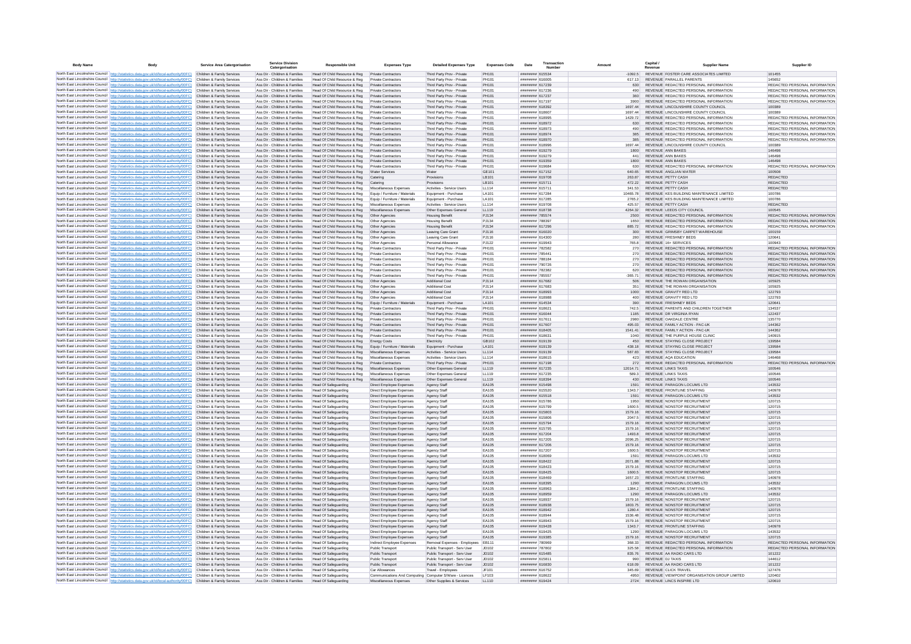| Body Name | Body | Service Area Catergorisation | Service Division Catergorisation | Responsible Unit | Expenses Type | Detailed Expenses Type | Expenses Code | Date | Transaction Number | Amount | Capital / Revenue | Supplier Name | Supplier ID |
|---|---|---|---|---|---|---|---|---|---|---|---|---|---|
| North East Lincolnshire Council | http://statistics.data.gov.uk/id/local-authority/00FC | Children & Family Services | Ass Dir - Children & Families | Head Of Child Resource & Reg | Private Contractors | Third Party Prov - Private | PH101 | ######## | 615534 | -1092.5 | REVENUE | FOSTER CARE ASSOCIATES LIMITED | 101455 |
| North East Lincolnshire Council | http://statistics.data.gov.uk/id/local-authority/00FC | Children & Family Services | Ass Dir - Children & Families | Head Of Child Resource & Reg | Private Contractors | Third Party Prov - Private | PH101 | ######## | 616005 | 617.13 | REVENUE | PARALLEL PARENTS | 145652 |
| North East Lincolnshire Council | http://statistics.data.gov.uk/id/local-authority/00FC | Children & Family Services | Ass Dir - Children & Families | Head Of Child Resource & Reg | Private Contractors | Third Party Prov - Private | PH101 | ######## | 617239 | 630 | REVENUE | REDACTED PERSONAL INFORMATION | REDACTED PERSONAL INFORMATION |
| North East Lincolnshire Council | http://statistics.data.gov.uk/id/local-authority/00FC | Children & Family Services | Ass Dir - Children & Families | Head Of Child Resource & Reg | Private Contractors | Third Party Prov - Private | PH101 | ######## | 617236 | 490 | REVENUE | REDACTED PERSONAL INFORMATION | REDACTED PERSONAL INFORMATION |
| North East Lincolnshire Council | http://statistics.data.gov.uk/id/local-authority/00FC | Children & Family Services | Ass Dir - Children & Families | Head Of Child Resource & Reg | Private Contractors | Third Party Prov - Private | PH101 | ######## | 617237 | 360 | REVENUE | REDACTED PERSONAL INFORMATION | REDACTED PERSONAL INFORMATION |
| North East Lincolnshire Council | http://statistics.data.gov.uk/id/local-authority/00FC | Children & Family Services | Ass Dir - Children & Families | Head Of Child Resource & Reg | Private Contractors | Third Party Prov - Private | PH101 | ######## | 617197 | 3900 | REVENUE | REDACTED PERSONAL INFORMATION | REDACTED PERSONAL INFORMATION |
| North East Lincolnshire Council | http://statistics.data.gov.uk/id/local-authority/00FC | Children & Family Services | Ass Dir - Children & Families | Head Of Child Resource & Reg | Private Contractors | Third Party Prov - Private | PH101 | ######## | 618392 | 1697.44 | REVENUE | LINCOLNSHIRE COUNTY COUNCIL | 100389 |
| North East Lincolnshire Council | http://statistics.data.gov.uk/id/local-authority/00FC | Children & Family Services | Ass Dir - Children & Families | Head Of Child Resource & Reg | Private Contractors | Third Party Prov - Private | PH101 | ######## | 618607 | 1697.44 | REVENUE | LINCOLNSHIRE COUNTY COUNCIL | 100389 |
| North East Lincolnshire Council | http://statistics.data.gov.uk/id/local-authority/00FC | Children & Family Services | Ass Dir - Children & Families | Head Of Child Resource & Reg | Private Contractors | Third Party Prov - Private | PH101 | ######## | 618995 | 1429.72 | REVENUE | REDACTED PERSONAL INFORMATION | REDACTED PERSONAL INFORMATION |
| North East Lincolnshire Council | http://statistics.data.gov.uk/id/local-authority/00FC | Children & Family Services | Ass Dir - Children & Families | Head Of Child Resource & Reg | Private Contractors | Third Party Prov - Private | PH101 | ######## | 618972 | 630 | REVENUE | REDACTED PERSONAL INFORMATION | REDACTED PERSONAL INFORMATION |
| North East Lincolnshire Council | http://statistics.data.gov.uk/id/local-authority/00FC | Children & Family Services | Ass Dir - Children & Families | Head Of Child Resource & Reg | Private Contractors | Third Party Prov - Private | PH101 | ######## | 618973 | 490 | REVENUE | REDACTED PERSONAL INFORMATION | REDACTED PERSONAL INFORMATION |
| North East Lincolnshire Council | http://statistics.data.gov.uk/id/local-authority/00FC | Children & Family Services | Ass Dir - Children & Families | Head Of Child Resource & Reg | Private Contractors | Third Party Prov - Private | PH101 | ######## | 618974 | 385 | REVENUE | REDACTED PERSONAL INFORMATION | REDACTED PERSONAL INFORMATION |
| North East Lincolnshire Council | http://statistics.data.gov.uk/id/local-authority/00FC | Children & Family Services | Ass Dir - Children & Families | Head Of Child Resource & Reg | Private Contractors | Third Party Prov - Private | PH101 | ######## | 618970 | 385 | REVENUE | REDACTED PERSONAL INFORMATION | REDACTED PERSONAL INFORMATION |
| North East Lincolnshire Council | http://statistics.data.gov.uk/id/local-authority/00FC | Children & Family Services | Ass Dir - Children & Families | Head Of Child Resource & Reg | Private Contractors | Third Party Prov - Private | PH101 | ######## | 618996 | 1697.44 | REVENUE | LINCOLNSHIRE COUNTY COUNCIL | 100389 |
| North East Lincolnshire Council | http://statistics.data.gov.uk/id/local-authority/00FC | Children & Family Services | Ass Dir - Children & Families | Head Of Child Resource & Reg | Private Contractors | Third Party Prov - Private | PH101 | ######## | 619279 | 1800 | REVENUE | ANN BAKES | 146498 |
| North East Lincolnshire Council | http://statistics.data.gov.uk/id/local-authority/00FC | Children & Family Services | Ass Dir - Children & Families | Head Of Child Resource & Reg | Private Contractors | Third Party Prov - Private | PH101 | ######## | 619279 | 441 | REVENUE | ANN BAKES | 146498 |
| North East Lincolnshire Council | http://statistics.data.gov.uk/id/local-authority/00FC | Children & Family Services | Ass Dir - Children & Families | Head Of Child Resource & Reg | Private Contractors | Third Party Prov - Private | PH101 | ######## | 619359 | 1800 | REVENUE | ANN BAKES | 146498 |
| North East Lincolnshire Council | http://statistics.data.gov.uk/id/local-authority/00FC | Children & Family Services | Ass Dir - Children & Families | Head Of Child Resource & Reg | Private Contractors | Third Party Prov - Private | PH101 | ######## | 619684 | 630 | REVENUE | REDACTED PERSONAL INFORMATION | REDACTED PERSONAL INFORMATION |
| North East Lincolnshire Council | http://statistics.data.gov.uk/id/local-authority/00FC | Children & Family Services | Ass Dir - Children & Families | Head Of Child Resource & Reg | Water Services | Water | GE101 | ######## | 617152 | 640.65 | REVENUE | ANGLIAN WATER | 100508 |
| North East Lincolnshire Council | http://statistics.data.gov.uk/id/local-authority/00FC | Children & Family Services | Ass Dir - Children & Families | Head Of Child Resource & Reg | Catering | Provisions | LB101 | ######## | 619708 | 263.87 | REVENUE | PETTY CASH | REDACTED |
| North East Lincolnshire Council | http://statistics.data.gov.uk/id/local-authority/00FC | Children & Family Services | Ass Dir - Children & Families | Head Of Child Resource & Reg | Catering | Provisions | LB101 | ######## | 615711 | 472.22 | REVENUE | PETTY CASH | REDACTED |
| North East Lincolnshire Council | http://statistics.data.gov.uk/id/local-authority/00FC | Children & Family Services | Ass Dir - Children & Families | Head Of Child Resource & Reg | Miscellaneous Expenses | Activities - Service Users | LL114 | ######## | 615711 | 341.53 | REVENUE | PETTY CASH | REDACTED |
| North East Lincolnshire Council | http://statistics.data.gov.uk/id/local-authority/00FC | Children & Family Services | Ass Dir - Children & Families | Head Of Child Resource & Reg | Equip / Furniture / Materials | Equipment - Purchase | LA101 | ######## | 617284 | 10465.78 | REVENUE | KES BUILDING MAINTENANCE LIMITED | 100786 |
| North East Lincolnshire Council | http://statistics.data.gov.uk/id/local-authority/00FC | Children & Family Services | Ass Dir - Children & Families | Head Of Child Resource & Reg | Equip / Furniture / Materials | Equipment - Purchase | LA101 | ######## | 617285 | 2765.2 | REVENUE | KES BUILDING MAINTENANCE LIMITED | 100786 |
| North East Lincolnshire Council | http://statistics.data.gov.uk/id/local-authority/00FC | Children & Family Services | Ass Dir - Children & Families | Head Of Child Resource & Reg | Miscellaneous Expenses | Activities - Service Users | LL114 | ######## | 619708 | 425.57 | REVENUE | PETTY CASH | REDACTED |
| North East Lincolnshire Council | http://statistics.data.gov.uk/id/local-authority/00FC | Children & Family Services | Ass Dir - Children & Families | Head Of Child Resource & Reg | Miscellaneous Expenses | Other Expenses General | LL119 | ######## | 618738 | 4264.32 | REVENUE | LEEDS CITY COUNCIL | 100545 |
| North East Lincolnshire Council | http://statistics.data.gov.uk/id/local-authority/00FC | Children & Family Services | Ass Dir - Children & Families | Head Of Child Resource & Reg | Other Agencies | Housing Benefit | PJ134 | ######## | 785574 | 2500 | REVENUE | REDACTED PERSONAL INFORMATION | REDACTED PERSONAL INFORMATION |
| North East Lincolnshire Council | http://statistics.data.gov.uk/id/local-authority/00FC | Children & Family Services | Ass Dir - Children & Families | Head Of Child Resource & Reg | Other Agencies | Housing Benefit | PJ134 | ######## | 788397 | 1650 | REVENUE | REDACTED PERSONAL INFORMATION | REDACTED PERSONAL INFORMATION |
| North East Lincolnshire Council | http://statistics.data.gov.uk/id/local-authority/00FC | Children & Family Services | Ass Dir - Children & Families | Head Of Child Resource & Reg | Other Agencies | Housing Benefit | PJ134 | ######## | 617296 | 885.72 | REVENUE | REDACTED PERSONAL INFORMATION | REDACTED PERSONAL INFORMATION |
| North East Lincolnshire Council | http://statistics.data.gov.uk/id/local-authority/00FC | Children & Family Services | Ass Dir - Children & Families | Head Of Child Resource & Reg | Other Agencies | Leaving Care Grant | PJ118 | ######## | 616020 | 300 | REVENUE | GRIMSBY CARPET WAREHOUSE | 100159 |
| North East Lincolnshire Council | http://statistics.data.gov.uk/id/local-authority/00FC | Children & Family Services | Ass Dir - Children & Families | Head Of Child Resource & Reg | Other Agencies | Leaving Care Grant | PJ118 | ######## | 614300 | 280 | REVENUE | FRESHNEY BEDS | 120641 |
| North East Lincolnshire Council | http://statistics.data.gov.uk/id/local-authority/00FC | Children & Family Services | Ass Dir - Children & Families | Head Of Child Resource & Reg | Other Agencies | Personal Allowance | PJ122 | ######## | 619943 | 765.8 | REVENUE | 16+ SERVICES | 100943 |
| North East Lincolnshire Council | http://statistics.data.gov.uk/id/local-authority/00FC | Children & Family Services | Ass Dir - Children & Families | Head Of Child Resource & Reg | Private Contractors | Third Party Prov - Private | PH101 | ######## | 782582 | 270 | REVENUE | REDACTED PERSONAL INFORMATION | REDACTED PERSONAL INFORMATION |
| North East Lincolnshire Council | http://statistics.data.gov.uk/id/local-authority/00FC | Children & Family Services | Ass Dir - Children & Families | Head Of Child Resource & Reg | Private Contractors | Third Party Prov - Private | PH101 | ######## | 785441 | 270 | REVENUE | REDACTED PERSONAL INFORMATION | REDACTED PERSONAL INFORMATION |
| North East Lincolnshire Council | http://statistics.data.gov.uk/id/local-authority/00FC | Children & Family Services | Ass Dir - Children & Families | Head Of Child Resource & Reg | Private Contractors | Third Party Prov - Private | PH101 | ######## | 788184 | 270 | REVENUE | REDACTED PERSONAL INFORMATION | REDACTED PERSONAL INFORMATION |
| North East Lincolnshire Council | http://statistics.data.gov.uk/id/local-authority/00FC | Children & Family Services | Ass Dir - Children & Families | Head Of Child Resource & Reg | Private Contractors | Third Party Prov - Private | PH101 | ######## | 790726 | 270 | REVENUE | REDACTED PERSONAL INFORMATION | REDACTED PERSONAL INFORMATION |
| North East Lincolnshire Council | http://statistics.data.gov.uk/id/local-authority/00FC | Children & Family Services | Ass Dir - Children & Families | Head Of Child Resource & Reg | Private Contractors | Third Party Prov - Private | PH101 | ######## | 782382 | 620 | REVENUE | REDACTED PERSONAL INFORMATION | REDACTED PERSONAL INFORMATION |
| North East Lincolnshire Council | http://statistics.data.gov.uk/id/local-authority/00FC | Children & Family Services | Ass Dir - Children & Families | Head Of Child Resource & Reg | Private Contractors | Third Party Prov - Private | PH101 | ######## | 785557 | -365.71 | REVENUE | REDACTED PERSONAL INFORMATION | REDACTED PERSONAL INFORMATION |
| North East Lincolnshire Council | http://statistics.data.gov.uk/id/local-authority/00FC | Children & Family Services | Ass Dir - Children & Families | Head Of Child Resource & Reg | Other Agencies | Additional Cost | PJ114 | ######## | 617682 | 506 | REVENUE | THE ROWAN ORGANISATION | 105925 |
| North East Lincolnshire Council | http://statistics.data.gov.uk/id/local-authority/00FC | Children & Family Services | Ass Dir - Children & Families | Head Of Child Resource & Reg | Other Agencies | Additional Cost | PJ114 | ######## | 617683 | 351 | REVENUE | THE ROWAN ORGANISATION | 105925 |
| North East Lincolnshire Council | http://statistics.data.gov.uk/id/local-authority/00FC | Children & Family Services | Ass Dir - Children & Families | Head Of Child Resource & Reg | Other Agencies | Additional Cost | PJ114 | ######## | 618993 | 1000 | REVENUE | GRAVITY RED LTD | 122793 |
| North East Lincolnshire Council | http://statistics.data.gov.uk/id/local-authority/00FC | Children & Family Services | Ass Dir - Children & Families | Head Of Child Resource & Reg | Other Agencies | Additional Cost | PJ114 | ######## | 618988 | 400 | REVENUE | GRAVITY RED LTD | 122793 |
| North East Lincolnshire Council | http://statistics.data.gov.uk/id/local-authority/00FC | Children & Family Services | Ass Dir - Children & Families | Head Of Child Resource & Reg | Equip / Furniture / Materials | Equipment - Purchase | LA101 | ######## | 614534 | 390 | REVENUE | FRESHNEY BEDS | 120641 |
| North East Lincolnshire Council | http://statistics.data.gov.uk/id/local-authority/00FC | Children & Family Services | Ass Dir - Children & Families | Head Of Child Resource & Reg | Private Contractors | Third Party Prov - Private | PH101 | ######## | 618621 | 742.5 | REVENUE | PARENTS AND CHILDREN TOGETHER | 134537 |
| North East Lincolnshire Council | http://statistics.data.gov.uk/id/local-authority/00FC | Children & Family Services | Ass Dir - Children & Families | Head Of Child Resource & Reg | Private Contractors | Third Party Prov - Private | PH101 | ######## | 616044 | 1185 | REVENUE | DR VIRGINIA RYAN | 122437 |
| North East Lincolnshire Council | http://statistics.data.gov.uk/id/local-authority/00FC | Children & Family Services | Ass Dir - Children & Families | Head Of Child Resource & Reg | Private Contractors | Third Party Prov - Private | PH101 | ######## | 617611 | 2980 | REVENUE | OAKDALE CENTRE | 135770 |
| North East Lincolnshire Council | http://statistics.data.gov.uk/id/local-authority/00FC | Children & Family Services | Ass Dir - Children & Families | Head Of Child Resource & Reg | Private Contractors | Third Party Prov - Private | PH101 | ######## | 617607 | 495.03 | REVENUE | FAMILY ACTION - PAC-UK | 144362 |
| North East Lincolnshire Council | http://statistics.data.gov.uk/id/local-authority/00FC | Children & Family Services | Ass Dir - Children & Families | Head Of Child Resource & Reg | Private Contractors | Third Party Prov - Private | PH101 | ######## | 618405 | 1541.41 | REVENUE | FAMILY ACTION - PAC-UK | 144362 |
| North East Lincolnshire Council | http://statistics.data.gov.uk/id/local-authority/00FC | Children & Family Services | Ass Dir - Children & Families | Head Of Child Resource & Reg | Private Contractors | Third Party Prov - Private | PH101 | ######## | 618631 | 1040 | REVENUE | THE PURPLE HOUSE CLINIC | 140915 |
| North East Lincolnshire Council | http://statistics.data.gov.uk/id/local-authority/00FC | Children & Family Services | Ass Dir - Children & Families | Head Of Child Resource & Reg | Energy Costs | Electricity | GB102 | ######## | 619139 | 450 | REVENUE | STAYING CLOSE PROJECT | 139584 |
| North East Lincolnshire Council | http://statistics.data.gov.uk/id/local-authority/00FC | Children & Family Services | Ass Dir - Children & Families | Head Of Child Resource & Reg | Equip / Furniture / Materials | Equipment - Purchase | LA101 | ######## | 619139 | 438.18 | REVENUE | STAYING CLOSE PROJECT | 139584 |
| North East Lincolnshire Council | http://statistics.data.gov.uk/id/local-authority/00FC | Children & Family Services | Ass Dir - Children & Families | Head Of Child Resource & Reg | Miscellaneous Expenses | Activities - Service Users | LL114 | ######## | 619139 | 587.83 | REVENUE | STAYING CLOSE PROJECT | 139584 |
| North East Lincolnshire Council | http://statistics.data.gov.uk/id/local-authority/00FC | Children & Family Services | Ass Dir - Children & Families | Head Of Child Resource & Reg | Miscellaneous Expenses | Activities - Service Users | LL114 | ######## | 618615 | 423 | REVENUE | AQA EDUCATION | 146468 |
| North East Lincolnshire Council | http://statistics.data.gov.uk/id/local-authority/00FC | Children & Family Services | Ass Dir - Children & Families | Head Of Child Resource & Reg | Private Contractors | Third Party Prov - Private | PH101 | ######## | 617198 | 272 | REVENUE | REDACTED PERSONAL INFORMATION | REDACTED PERSONAL INFORMATION |
| North East Lincolnshire Council | http://statistics.data.gov.uk/id/local-authority/00FC | Children & Family Services | Ass Dir - Children & Families | Head Of Child Resource & Reg | Miscellaneous Expenses | Other Expenses General | LL119 | ######## | 617235 | 12014.71 | REVENUE | LINKS TAXIS | 100546 |
| North East Lincolnshire Council | http://statistics.data.gov.uk/id/local-authority/00FC | Children & Family Services | Ass Dir - Children & Families | Head Of Child Resource & Reg | Miscellaneous Expenses | Other Expenses General | LL119 | ######## | 617235 | 589.3 | REVENUE | LINKS TAXIS | 100546 |
| North East Lincolnshire Council | http://statistics.data.gov.uk/id/local-authority/00FC | Children & Family Services | Ass Dir - Children & Families | Head Of Child Resource & Reg | Miscellaneous Expenses | Other Expenses General | LL119 | ######## | 618394 | 430 | REVENUE | LINKS TAXIS | 100546 |
| North East Lincolnshire Council | http://statistics.data.gov.uk/id/local-authority/00FC | Children & Family Services | Ass Dir - Children & Families | Head Of Safeguarding | Direct Employee Expenses | Agency Staff | EA105 | ######## | 615498 | 1591 | REVENUE | PARAGON LOCUMS LTD | 143532 |
| North East Lincolnshire Council | http://statistics.data.gov.uk/id/local-authority/00FC | Children & Family Services | Ass Dir - Children & Families | Head Of Safeguarding | Direct Employee Expenses | Agency Staff | EA105 | ######## | 615520 | 1343.7 | REVENUE | FRONTLINE STAFFING | 140978 |
| North East Lincolnshire Council | http://statistics.data.gov.uk/id/local-authority/00FC | Children & Family Services | Ass Dir - Children & Families | Head Of Safeguarding | Direct Employee Expenses | Agency Staff | EA105 | ######## | 615518 | 1591 | REVENUE | PARAGON LOCUMS LTD | 143532 |
| North East Lincolnshire Council | http://statistics.data.gov.uk/id/local-authority/00FC | Children & Family Services | Ass Dir - Children & Families | Head Of Safeguarding | Direct Employee Expenses | Agency Staff | EA105 | ######## | 615786 | 1950 | REVENUE | NONSTOP RECRUITMENT | 120715 |
| North East Lincolnshire Council | http://statistics.data.gov.uk/id/local-authority/00FC | Children & Family Services | Ass Dir - Children & Families | Head Of Safeguarding | Direct Employee Expenses | Agency Staff | EA105 | ######## | 615799 | 1600.5 | REVENUE | NONSTOP RECRUITMENT | 120715 |
| North East Lincolnshire Council | http://statistics.data.gov.uk/id/local-authority/00FC | Children & Family Services | Ass Dir - Children & Families | Head Of Safeguarding | Direct Employee Expenses | Agency Staff | EA105 | ######## | 615803 | 1579.16 | REVENUE | NONSTOP RECRUITMENT | 120715 |
| North East Lincolnshire Council | http://statistics.data.gov.uk/id/local-authority/00FC | Children & Family Services | Ass Dir - Children & Families | Head Of Safeguarding | Direct Employee Expenses | Agency Staff | EA105 | ######## | 615806 | 2047.5 | REVENUE | NONSTOP RECRUITMENT | 120715 |
| North East Lincolnshire Council | http://statistics.data.gov.uk/id/local-authority/00FC | Children & Family Services | Ass Dir - Children & Families | Head Of Safeguarding | Direct Employee Expenses | Agency Staff | EA105 | ######## | 615794 | 1579.16 | REVENUE | NONSTOP RECRUITMENT | 120715 |
| North East Lincolnshire Council | http://statistics.data.gov.uk/id/local-authority/00FC | Children & Family Services | Ass Dir - Children & Families | Head Of Safeguarding | Direct Employee Expenses | Agency Staff | EA105 | ######## | 615795 | 1579.16 | REVENUE | NONSTOP RECRUITMENT | 120715 |
| North East Lincolnshire Council | http://statistics.data.gov.uk/id/local-authority/00FC | Children & Family Services | Ass Dir - Children & Families | Head Of Safeguarding | Direct Employee Expenses | Agency Staff | EA105 | ######## | 617204 | 1493.8 | REVENUE | NONSTOP RECRUITMENT | 120715 |
| North East Lincolnshire Council | http://statistics.data.gov.uk/id/local-authority/00FC | Children & Family Services | Ass Dir - Children & Families | Head Of Safeguarding | Direct Employee Expenses | Agency Staff | EA105 | ######## | 617205 | 2096.25 | REVENUE | NONSTOP RECRUITMENT | 120715 |
| North East Lincolnshire Council | http://statistics.data.gov.uk/id/local-authority/00FC | Children & Family Services | Ass Dir - Children & Families | Head Of Safeguarding | Direct Employee Expenses | Agency Staff | EA105 | ######## | 617206 | 1579.16 | REVENUE | NONSTOP RECRUITMENT | 120715 |
| North East Lincolnshire Council | http://statistics.data.gov.uk/id/local-authority/00FC | Children & Family Services | Ass Dir - Children & Families | Head Of Safeguarding | Direct Employee Expenses | Agency Staff | EA105 | ######## | 617207 | 1600.5 | REVENUE | NONSTOP RECRUITMENT | 120715 |
| North East Lincolnshire Council | http://statistics.data.gov.uk/id/local-authority/00FC | Children & Family Services | Ass Dir - Children & Families | Head Of Safeguarding | Direct Employee Expenses | Agency Staff | EA105 | ######## | 618069 | 1591 | REVENUE | PARAGON LOCUMS LTD | 143532 |
| North East Lincolnshire Council | http://statistics.data.gov.uk/id/local-authority/00FC | Children & Family Services | Ass Dir - Children & Families | Head Of Safeguarding | Direct Employee Expenses | Agency Staff | EA105 | ######## | 618422 | 2071.88 | REVENUE | NONSTOP RECRUITMENT | 120715 |
| North East Lincolnshire Council | http://statistics.data.gov.uk/id/local-authority/00FC | Children & Family Services | Ass Dir - Children & Families | Head Of Safeguarding | Direct Employee Expenses | Agency Staff | EA105 | ######## | 618423 | 1579.16 | REVENUE | NONSTOP RECRUITMENT | 120715 |
| North East Lincolnshire Council | http://statistics.data.gov.uk/id/local-authority/00FC | Children & Family Services | Ass Dir - Children & Families | Head Of Safeguarding | Direct Employee Expenses | Agency Staff | EA105 | ######## | 618425 | 1600.5 | REVENUE | NONSTOP RECRUITMENT | 120715 |
| North East Lincolnshire Council | http://statistics.data.gov.uk/id/local-authority/00FC | Children & Family Services | Ass Dir - Children & Families | Head Of Safeguarding | Direct Employee Expenses | Agency Staff | EA105 | ######## | 618469 | 1657.23 | REVENUE | FRONTLINE STAFFING | 140978 |
| North East Lincolnshire Council | http://statistics.data.gov.uk/id/local-authority/00FC | Children & Family Services | Ass Dir - Children & Families | Head Of Safeguarding | Direct Employee Expenses | Agency Staff | EA105 | ######## | 618395 | 1290 | REVENUE | PARAGON LOCUMS LTD | 143532 |
| North East Lincolnshire Council | http://statistics.data.gov.uk/id/local-authority/00FC | Children & Family Services | Ass Dir - Children & Families | Head Of Safeguarding | Direct Employee Expenses | Agency Staff | EA105 | ######## | 618963 | 1384.2 | REVENUE | FRONTLINE STAFFING | 140978 |
| North East Lincolnshire Council | http://statistics.data.gov.uk/id/local-authority/00FC | Children & Family Services | Ass Dir - Children & Families | Head Of Safeguarding | Direct Employee Expenses | Agency Staff | EA105 | ######## | 618959 | 1290 | REVENUE | PARAGON LOCUMS LTD | 143532 |
| North East Lincolnshire Council | http://statistics.data.gov.uk/id/local-authority/00FC | Children & Family Services | Ass Dir - Children & Families | Head Of Safeguarding | Direct Employee Expenses | Agency Staff | EA105 | ######## | 618937 | 1579.16 | REVENUE | NONSTOP RECRUITMENT | 120715 |
| North East Lincolnshire Council | http://statistics.data.gov.uk/id/local-authority/00FC | Children & Family Services | Ass Dir - Children & Families | Head Of Safeguarding | Direct Employee Expenses | Agency Staff | EA105 | ######## | 618938 | 1803.75 | REVENUE | NONSTOP RECRUITMENT | 120715 |
| North East Lincolnshire Council | http://statistics.data.gov.uk/id/local-authority/00FC | Children & Family Services | Ass Dir - Children & Families | Head Of Safeguarding | Direct Employee Expenses | Agency Staff | EA105 | ######## | 618942 | 1280.4 | REVENUE | NONSTOP RECRUITMENT | 120715 |
| North East Lincolnshire Council | http://statistics.data.gov.uk/id/local-authority/00FC | Children & Family Services | Ass Dir - Children & Families | Head Of Safeguarding | Direct Employee Expenses | Agency Staff | EA105 | ######## | 618944 | 1536.48 | REVENUE | NONSTOP RECRUITMENT | 120715 |
| North East Lincolnshire Council | http://statistics.data.gov.uk/id/local-authority/00FC | Children & Family Services | Ass Dir - Children & Families | Head Of Safeguarding | Direct Employee Expenses | Agency Staff | EA105 | ######## | 618943 | 1579.16 | REVENUE | NONSTOP RECRUITMENT | 120715 |
| North East Lincolnshire Council | http://statistics.data.gov.uk/id/local-authority/00FC | Children & Family Services | Ass Dir - Children & Families | Head Of Safeguarding | Direct Employee Expenses | Agency Staff | EA105 | ######## | 619428 | 1343.7 | REVENUE | FRONTLINE STAFFING | 140978 |
| North East Lincolnshire Council | http://statistics.data.gov.uk/id/local-authority/00FC | Children & Family Services | Ass Dir - Children & Families | Head Of Safeguarding | Direct Employee Expenses | Agency Staff | EA105 | ######## | 619425 | 1290 | REVENUE | PARAGON LOCUMS LTD | 143532 |
| North East Lincolnshire Council | http://statistics.data.gov.uk/id/local-authority/00FC | Children & Family Services | Ass Dir - Children & Families | Head Of Safeguarding | Direct Employee Expenses | Agency Staff | EA105 | ######## | 619385 | 1579.16 | REVENUE | NONSTOP RECRUITMENT | 120715 |
| North East Lincolnshire Council | http://statistics.data.gov.uk/id/local-authority/00FC | Children & Family Services | Ass Dir - Children & Families | Head Of Safeguarding | Indirect Employee Expenses | Removal Expenses - Employees | EB111 | ######## | 780969 | 368.33 | REVENUE | REDACTED PERSONAL INFORMATION | REDACTED PERSONAL INFORMATION |
| North East Lincolnshire Council | http://statistics.data.gov.uk/id/local-authority/00FC | Children & Family Services | Ass Dir - Children & Families | Head Of Safeguarding | Public Transport | Public Transport - Serv User | JD102 | ######## | 787802 | 325.58 | REVENUE | REDACTED PERSONAL INFORMATION | REDACTED PERSONAL INFORMATION |
| North East Lincolnshire Council | http://statistics.data.gov.uk/id/local-authority/00FC | Children & Family Services | Ass Dir - Children & Families | Head Of Safeguarding | Public Transport | Public Transport - Serv User | JD102 | ######## | 615485 | 835.76 | REVENUE | AA RADIO CARS LTD | 101222 |
| North East Lincolnshire Council | http://statistics.data.gov.uk/id/local-authority/00FC | Children & Family Services | Ass Dir - Children & Families | Head Of Safeguarding | Public Transport | Public Transport - Serv User | JD102 | ######## | 615811 | 990 | REVENUE | DJ TAXIS | 144612 |
| North East Lincolnshire Council | http://statistics.data.gov.uk/id/local-authority/00FC | Children & Family Services | Ass Dir - Children & Families | Head Of Safeguarding | Public Transport | Public Transport - Serv User | JD102 | ######## | 616830 | 618.09 | REVENUE | AA RADIO CARS LTD | 101222 |
| North East Lincolnshire Council | http://statistics.data.gov.uk/id/local-authority/00FC | Children & Family Services | Ass Dir - Children & Families | Head Of Safeguarding | Car Allowances | Travel - Employees | JF101 | ######## | 616752 | 345.69 | REVENUE | CLICK TRAVEL | 127476 |
| North East Lincolnshire Council | http://statistics.data.gov.uk/id/local-authority/00FC | Children & Family Services | Ass Dir - Children & Families | Head Of Safeguarding | Communications And Computing | Computer S/Ware - Licences | LF103 | ######## | 618622 | 4950 | REVENUE | VIEWPOINT ORGANISATION GROUP LIMITED | 120402 |
| North East Lincolnshire Council | http://statistics.data.gov.uk/id/local-authority/00FC | Children & Family Services | Ass Dir - Children & Families | Head Of Safeguarding | Miscellaneous Expenses | Other Supplies & Services | LL110 | ######## | 619424 | 2724 | REVENUE | LINCS INSPIRE LTD | 120610 |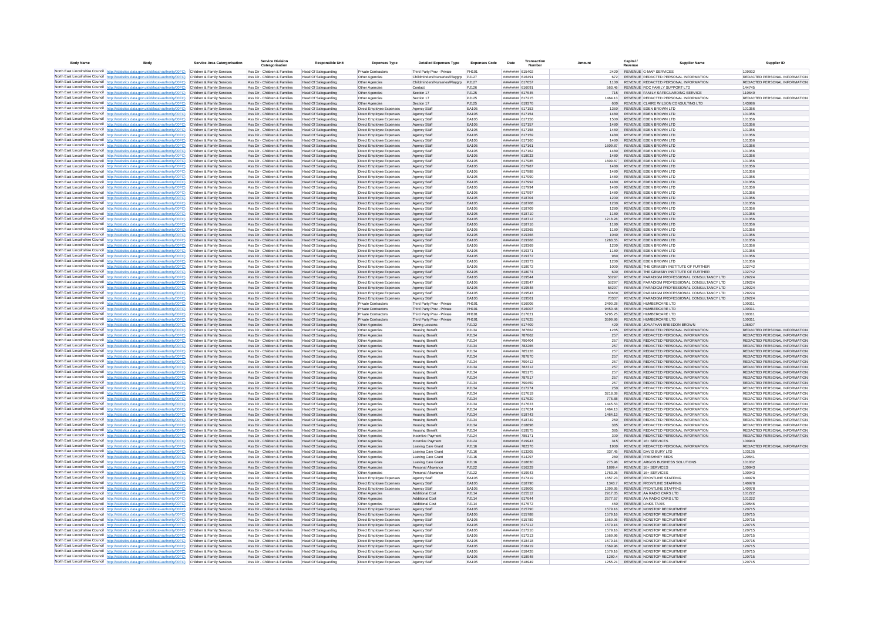| Body Name | Body | Service Area Catergorisation | Service Division Catergorisation | Responsible Unit | Expenses Type | Detailed Expenses Type | Expenses Code | Date | Transaction Number | Amount | Capital / Revenue | Supplier Name | Supplier ID |
|---|---|---|---|---|---|---|---|---|---|---|---|---|---|
| North East Lincolnshire Council | http://statistics.data.gov.uk/id/local-authority/00FC | Children & Family Services | Ass Dir - Children & Families | Head Of Safeguarding | Private Contractors | Third Party Prov - Private | PH101 | ######## | 615402 | 2420 | REVENUE | G-MAP SERVICES | 109932 |
| North East Lincolnshire Council | http://statistics.data.gov.uk/id/local-authority/00FC | Children & Family Services | Ass Dir - Children & Families | Head Of Safeguarding | Other Agencies | Childminders/Nurseries/Playgrp | PJ127 | ######## | 616491 | 672 | REVENUE | REDACTED PERSONAL INFORMATION | REDACTED PERSONAL INFORMATION |
| North East Lincolnshire Council | http://statistics.data.gov.uk/id/local-authority/00FC | Children & Family Services | Ass Dir - Children & Families | Head Of Safeguarding | Other Agencies | Childminders/Nurseries/Playgrp | PJ127 | ######## | 617657 | 1100 | REVENUE | REDACTED PERSONAL INFORMATION | REDACTED PERSONAL INFORMATION |
| North East Lincolnshire Council | http://statistics.data.gov.uk/id/local-authority/00FC | Children & Family Services | Ass Dir - Children & Families | Head Of Safeguarding | Other Agencies | Contact | PJ126 | ######## | 616091 | 563.46 | REVENUE | ROC FAMILY SUPPORT LTD | 144745 |
| North East Lincolnshire Council | http://statistics.data.gov.uk/id/local-authority/00FC | Children & Family Services | Ass Dir - Children & Families | Head Of Safeguarding | Other Agencies | Section 17 | PJ125 | ######## | 617645 | 715 | REVENUE | FAMILY SAFEGUARDING SERVICE | 110640 |
| North East Lincolnshire Council | http://statistics.data.gov.uk/id/local-authority/00FC | Children & Family Services | Ass Dir - Children & Families | Head Of Safeguarding | Other Agencies | Section 17 | PJ125 | ######## | 617215 | 1464.13 | REVENUE | REDACTED PERSONAL INFORMATION | REDACTED PERSONAL INFORMATION |
| North East Lincolnshire Council | http://statistics.data.gov.uk/id/local-authority/00FC | Children & Family Services | Ass Dir - Children & Families | Head Of Safeguarding | Other Agencies | Section 17 | PJ125 | ######## | 619376 | 600 | REVENUE | CLAIRE WILSON CONSULTING LTD | 143986 |
| North East Lincolnshire Council | http://statistics.data.gov.uk/id/local-authority/00FC | Children & Family Services | Ass Dir - Children & Families | Head Of Safeguarding | Direct Employee Expenses | Agency Staff | EA105 | ######## | 617153 | 1360 | REVENUE | EDEN BROWN LTD | 101356 |
| North East Lincolnshire Council | http://statistics.data.gov.uk/id/local-authority/00FC | Children & Family Services | Ass Dir - Children & Families | Head Of Safeguarding | Direct Employee Expenses | Agency Staff | EA105 | ######## | 617154 | 1480 | REVENUE | EDEN BROWN LTD | 101356 |
| North East Lincolnshire Council | http://statistics.data.gov.uk/id/local-authority/00FC | Children & Family Services | Ass Dir - Children & Families | Head Of Safeguarding | Direct Employee Expenses | Agency Staff | EA105 | ######## | 617156 | 1500 | REVENUE | EDEN BROWN LTD | 101356 |
| North East Lincolnshire Council | http://statistics.data.gov.uk/id/local-authority/00FC | Children & Family Services | Ass Dir - Children & Families | Head Of Safeguarding | Direct Employee Expenses | Agency Staff | EA105 | ######## | 617157 | 1480 | REVENUE | EDEN BROWN LTD | 101356 |
| North East Lincolnshire Council | http://statistics.data.gov.uk/id/local-authority/00FC | Children & Family Services | Ass Dir - Children & Families | Head Of Safeguarding | Direct Employee Expenses | Agency Staff | EA105 | ######## | 617158 | 1480 | REVENUE | EDEN BROWN LTD | 101356 |
| North East Lincolnshire Council | http://statistics.data.gov.uk/id/local-authority/00FC | Children & Family Services | Ass Dir - Children & Families | Head Of Safeguarding | Direct Employee Expenses | Agency Staff | EA105 | ######## | 617159 | 1480 | REVENUE | EDEN BROWN LTD | 101356 |
| North East Lincolnshire Council | http://statistics.data.gov.uk/id/local-authority/00FC | Children & Family Services | Ass Dir - Children & Families | Head Of Safeguarding | Direct Employee Expenses | Agency Staff | EA105 | ######## | 617160 | 1480 | REVENUE | EDEN BROWN LTD | 101356 |
| North East Lincolnshire Council | http://statistics.data.gov.uk/id/local-authority/00FC | Children & Family Services | Ass Dir - Children & Families | Head Of Safeguarding | Direct Employee Expenses | Agency Staff | EA105 | ######## | 617161 | 1609.87 | REVENUE | EDEN BROWN LTD | 101356 |
| North East Lincolnshire Council | http://statistics.data.gov.uk/id/local-authority/00FC | Children & Family Services | Ass Dir - Children & Families | Head Of Safeguarding | Direct Employee Expenses | Agency Staff | EA105 | ######## | 617162 | 1480 | REVENUE | EDEN BROWN LTD | 101356 |
| North East Lincolnshire Council | http://statistics.data.gov.uk/id/local-authority/00FC | Children & Family Services | Ass Dir - Children & Families | Head Of Safeguarding | Direct Employee Expenses | Agency Staff | EA105 | ######## | 618033 | 1480 | REVENUE | EDEN BROWN LTD | 101356 |
| North East Lincolnshire Council | http://statistics.data.gov.uk/id/local-authority/00FC | Children & Family Services | Ass Dir - Children & Families | Head Of Safeguarding | Direct Employee Expenses | Agency Staff | EA105 | ######## | 617985 | 1609.87 | REVENUE | EDEN BROWN LTD | 101356 |
| North East Lincolnshire Council | http://statistics.data.gov.uk/id/local-authority/00FC | Children & Family Services | Ass Dir - Children & Families | Head Of Safeguarding | Direct Employee Expenses | Agency Staff | EA105 | ######## | 617987 | 1480 | REVENUE | EDEN BROWN LTD | 101356 |
| North East Lincolnshire Council | http://statistics.data.gov.uk/id/local-authority/00FC | Children & Family Services | Ass Dir - Children & Families | Head Of Safeguarding | Direct Employee Expenses | Agency Staff | EA105 | ######## | 617988 | 1480 | REVENUE | EDEN BROWN LTD | 101356 |
| North East Lincolnshire Council | http://statistics.data.gov.uk/id/local-authority/00FC | Children & Family Services | Ass Dir - Children & Families | Head Of Safeguarding | Direct Employee Expenses | Agency Staff | EA105 | ######## | 617990 | 1480 | REVENUE | EDEN BROWN LTD | 101356 |
| North East Lincolnshire Council | http://statistics.data.gov.uk/id/local-authority/00FC | Children & Family Services | Ass Dir - Children & Families | Head Of Safeguarding | Direct Employee Expenses | Agency Staff | EA105 | ######## | 617992 | 1480 | REVENUE | EDEN BROWN LTD | 101356 |
| North East Lincolnshire Council | http://statistics.data.gov.uk/id/local-authority/00FC | Children & Family Services | Ass Dir - Children & Families | Head Of Safeguarding | Direct Employee Expenses | Agency Staff | EA105 | ######## | 617994 | 1480 | REVENUE | EDEN BROWN LTD | 101356 |
| North East Lincolnshire Council | http://statistics.data.gov.uk/id/local-authority/00FC | Children & Family Services | Ass Dir - Children & Families | Head Of Safeguarding | Direct Employee Expenses | Agency Staff | EA105 | ######## | 617997 | 1480 | REVENUE | EDEN BROWN LTD | 101356 |
| North East Lincolnshire Council | http://statistics.data.gov.uk/id/local-authority/00FC | Children & Family Services | Ass Dir - Children & Families | Head Of Safeguarding | Direct Employee Expenses | Agency Staff | EA105 | ######## | 618704 | 1200 | REVENUE | EDEN BROWN LTD | 101356 |
| North East Lincolnshire Council | http://statistics.data.gov.uk/id/local-authority/00FC | Children & Family Services | Ass Dir - Children & Families | Head Of Safeguarding | Direct Employee Expenses | Agency Staff | EA105 | ######## | 618708 | 1200 | REVENUE | EDEN BROWN LTD | 101356 |
| North East Lincolnshire Council | http://statistics.data.gov.uk/id/local-authority/00FC | Children & Family Services | Ass Dir - Children & Families | Head Of Safeguarding | Direct Employee Expenses | Agency Staff | EA105 | ######## | 618709 | 1280 | REVENUE | EDEN BROWN LTD | 101356 |
| North East Lincolnshire Council | http://statistics.data.gov.uk/id/local-authority/00FC | Children & Family Services | Ass Dir - Children & Families | Head Of Safeguarding | Direct Employee Expenses | Agency Staff | EA105 | ######## | 618710 | 1180 | REVENUE | EDEN BROWN LTD | 101356 |
| North East Lincolnshire Council | http://statistics.data.gov.uk/id/local-authority/00FC | Children & Family Services | Ass Dir - Children & Families | Head Of Safeguarding | Direct Employee Expenses | Agency Staff | EA105 | ######## | 618712 | 1218.28 | REVENUE | EDEN BROWN LTD | 101356 |
| North East Lincolnshire Council | http://statistics.data.gov.uk/id/local-authority/00FC | Children & Family Services | Ass Dir - Children & Families | Head Of Safeguarding | Direct Employee Expenses | Agency Staff | EA105 | ######## | 618716 | 1180 | REVENUE | EDEN BROWN LTD | 101356 |
| North East Lincolnshire Council | http://statistics.data.gov.uk/id/local-authority/00FC | Children & Family Services | Ass Dir - Children & Families | Head Of Safeguarding | Direct Employee Expenses | Agency Staff | EA105 | ######## | 619365 | 1180 | REVENUE | EDEN BROWN LTD | 101356 |
| North East Lincolnshire Council | http://statistics.data.gov.uk/id/local-authority/00FC | Children & Family Services | Ass Dir - Children & Families | Head Of Safeguarding | Direct Employee Expenses | Agency Staff | EA105 | ######## | 619366 | 1040 | REVENUE | EDEN BROWN LTD | 101356 |
| North East Lincolnshire Council | http://statistics.data.gov.uk/id/local-authority/00FC | Children & Family Services | Ass Dir - Children & Families | Head Of Safeguarding | Direct Employee Expenses | Agency Staff | EA105 | ######## | 619368 | 1283.55 | REVENUE | EDEN BROWN LTD | 101356 |
| North East Lincolnshire Council | http://statistics.data.gov.uk/id/local-authority/00FC | Children & Family Services | Ass Dir - Children & Families | Head Of Safeguarding | Direct Employee Expenses | Agency Staff | EA105 | ######## | 619369 | 1200 | REVENUE | EDEN BROWN LTD | 101356 |
| North East Lincolnshire Council | http://statistics.data.gov.uk/id/local-authority/00FC | Children & Family Services | Ass Dir - Children & Families | Head Of Safeguarding | Direct Employee Expenses | Agency Staff | EA105 | ######## | 619371 | 1180 | REVENUE | EDEN BROWN LTD | 101356 |
| North East Lincolnshire Council | http://statistics.data.gov.uk/id/local-authority/00FC | Children & Family Services | Ass Dir - Children & Families | Head Of Safeguarding | Direct Employee Expenses | Agency Staff | EA105 | ######## | 619372 | 960 | REVENUE | EDEN BROWN LTD | 101356 |
| North East Lincolnshire Council | http://statistics.data.gov.uk/id/local-authority/00FC | Children & Family Services | Ass Dir - Children & Families | Head Of Safeguarding | Direct Employee Expenses | Agency Staff | EA105 | ######## | 619373 | 1200 | REVENUE | EDEN BROWN LTD | 101356 |
| North East Lincolnshire Council | http://statistics.data.gov.uk/id/local-authority/00FC | Children & Family Services | Ass Dir - Children & Families | Head Of Safeguarding | Direct Employee Expenses | Agency Staff | EA105 | ######## | 618072 | 1000 | REVENUE | THE GRIMSBY INSTITUTE OF FURTHER | 102742 |
| North East Lincolnshire Council | http://statistics.data.gov.uk/id/local-authority/00FC | Children & Family Services | Ass Dir - Children & Families | Head Of Safeguarding | Direct Employee Expenses | Agency Staff | EA105 | ######## | 618074 | 600 | REVENUE | THE GRIMSBY INSTITUTE OF FURTHER | 102742 |
| North East Lincolnshire Council | http://statistics.data.gov.uk/id/local-authority/00FC | Children & Family Services | Ass Dir - Children & Families | Head Of Safeguarding | Direct Employee Expenses | Agency Staff | EA105 | ######## | 619544 | 58297 | REVENUE | PARADIGM PROFESSIONAL CONSULTANCY LTD | 129224 |
| North East Lincolnshire Council | http://statistics.data.gov.uk/id/local-authority/00FC | Children & Family Services | Ass Dir - Children & Families | Head Of Safeguarding | Direct Employee Expenses | Agency Staff | EA105 | ######## | 619547 | 58297 | REVENUE | PARADIGM PROFESSIONAL CONSULTANCY LTD | 129224 |
| North East Lincolnshire Council | http://statistics.data.gov.uk/id/local-authority/00FC | Children & Family Services | Ass Dir - Children & Families | Head Of Safeguarding | Direct Employee Expenses | Agency Staff | EA105 | ######## | 619548 | 58297 | REVENUE | PARADIGM PROFESSIONAL CONSULTANCY LTD | 129224 |
| North East Lincolnshire Council | http://statistics.data.gov.uk/id/local-authority/00FC | Children & Family Services | Ass Dir - Children & Families | Head Of Safeguarding | Direct Employee Expenses | Agency Staff | EA105 | ######## | 619543 | 63659 | REVENUE | PARADIGM PROFESSIONAL CONSULTANCY LTD | 129224 |
| North East Lincolnshire Council | http://statistics.data.gov.uk/id/local-authority/00FC | Children & Family Services | Ass Dir - Children & Families | Head Of Safeguarding | Direct Employee Expenses | Agency Staff | EA105 | ######## | 619561 | 70307 | REVENUE | PARADIGM PROFESSIONAL CONSULTANCY LTD | 129224 |
| North East Lincolnshire Council | http://statistics.data.gov.uk/id/local-authority/00FC | Children & Family Services | Ass Dir - Children & Families | Head Of Safeguarding | Private Contractors | Third Party Prov - Private | PH101 | ######## | 616006 | 2490.28 | REVENUE | HUMBERCARE LTD | 100311 |
| North East Lincolnshire Council | http://statistics.data.gov.uk/id/local-authority/00FC | Children & Family Services | Ass Dir - Children & Families | Head Of Safeguarding | Private Contractors | Third Party Prov - Private | PH101 | ######## | 616007 | 9450.48 | REVENUE | HUMBERCARE LTD | 100311 |
| North East Lincolnshire Council | http://statistics.data.gov.uk/id/local-authority/00FC | Children & Family Services | Ass Dir - Children & Families | Head Of Safeguarding | Private Contractors | Third Party Prov - Private | PH101 | ######## | 617621 | 5795.25 | REVENUE | HUMBERCARE LTD | 100311 |
| North East Lincolnshire Council | http://statistics.data.gov.uk/id/local-authority/00FC | Children & Family Services | Ass Dir - Children & Families | Head Of Safeguarding | Private Contractors | Third Party Prov - Private | PH101 | ######## | 617625 | 3599.86 | REVENUE | HUMBERCARE LTD | 100311 |
| North East Lincolnshire Council | http://statistics.data.gov.uk/id/local-authority/00FC | Children & Family Services | Ass Dir - Children & Families | Head Of Safeguarding | Other Agencies | Driving Lessons | PJ132 | ######## | 617409 | 420 | REVENUE | JONATHAN BREEDON BROWN | 136607 |
| North East Lincolnshire Council | http://statistics.data.gov.uk/id/local-authority/00FC | Children & Family Services | Ass Dir - Children & Families | Head Of Safeguarding | Other Agencies | Housing Benefit | PJ134 | ######## | 787862 | 1285 | REVENUE | REDACTED PERSONAL INFORMATION | REDACTED PERSONAL INFORMATION |
| North East Lincolnshire Council | http://statistics.data.gov.uk/id/local-authority/00FC | Children & Family Services | Ass Dir - Children & Families | Head Of Safeguarding | Other Agencies | Housing Benefit | PJ134 | ######## | 787862 | 257 | REVENUE | REDACTED PERSONAL INFORMATION | REDACTED PERSONAL INFORMATION |
| North East Lincolnshire Council | http://statistics.data.gov.uk/id/local-authority/00FC | Children & Family Services | Ass Dir - Children & Families | Head Of Safeguarding | Other Agencies | Housing Benefit | PJ134 | ######## | 790404 | 257 | REVENUE | REDACTED PERSONAL INFORMATION | REDACTED PERSONAL INFORMATION |
| North East Lincolnshire Council | http://statistics.data.gov.uk/id/local-authority/00FC | Children & Family Services | Ass Dir - Children & Families | Head Of Safeguarding | Other Agencies | Housing Benefit | PJ134 | ######## | 782265 | 257 | REVENUE | REDACTED PERSONAL INFORMATION | REDACTED PERSONAL INFORMATION |
| North East Lincolnshire Council | http://statistics.data.gov.uk/id/local-authority/00FC | Children & Family Services | Ass Dir - Children & Families | Head Of Safeguarding | Other Agencies | Housing Benefit | PJ134 | ######## | 785128 | 257 | REVENUE | REDACTED PERSONAL INFORMATION | REDACTED PERSONAL INFORMATION |
| North East Lincolnshire Council | http://statistics.data.gov.uk/id/local-authority/00FC | Children & Family Services | Ass Dir - Children & Families | Head Of Safeguarding | Other Agencies | Housing Benefit | PJ134 | ######## | 787870 | 257 | REVENUE | REDACTED PERSONAL INFORMATION | REDACTED PERSONAL INFORMATION |
| North East Lincolnshire Council | http://statistics.data.gov.uk/id/local-authority/00FC | Children & Family Services | Ass Dir - Children & Families | Head Of Safeguarding | Other Agencies | Housing Benefit | PJ134 | ######## | 790412 | 257 | REVENUE | REDACTED PERSONAL INFORMATION | REDACTED PERSONAL INFORMATION |
| North East Lincolnshire Council | http://statistics.data.gov.uk/id/local-authority/00FC | Children & Family Services | Ass Dir - Children & Families | Head Of Safeguarding | Other Agencies | Housing Benefit | PJ134 | ######## | 782312 | 257 | REVENUE | REDACTED PERSONAL INFORMATION | REDACTED PERSONAL INFORMATION |
| North East Lincolnshire Council | http://statistics.data.gov.uk/id/local-authority/00FC | Children & Family Services | Ass Dir - Children & Families | Head Of Safeguarding | Other Agencies | Housing Benefit | PJ134 | ######## | 785175 | 257 | REVENUE | REDACTED PERSONAL INFORMATION | REDACTED PERSONAL INFORMATION |
| North East Lincolnshire Council | http://statistics.data.gov.uk/id/local-authority/00FC | Children & Family Services | Ass Dir - Children & Families | Head Of Safeguarding | Other Agencies | Housing Benefit | PJ134 | ######## | 787917 | 257 | REVENUE | REDACTED PERSONAL INFORMATION | REDACTED PERSONAL INFORMATION |
| North East Lincolnshire Council | http://statistics.data.gov.uk/id/local-authority/00FC | Children & Family Services | Ass Dir - Children & Families | Head Of Safeguarding | Other Agencies | Housing Benefit | PJ134 | ######## | 790459 | 257 | REVENUE | REDACTED PERSONAL INFORMATION | REDACTED PERSONAL INFORMATION |
| North East Lincolnshire Council | http://statistics.data.gov.uk/id/local-authority/00FC | Children & Family Services | Ass Dir - Children & Families | Head Of Safeguarding | Other Agencies | Housing Benefit | PJ134 | ######## | 617274 | 250 | REVENUE | REDACTED PERSONAL INFORMATION | REDACTED PERSONAL INFORMATION |
| North East Lincolnshire Council | http://statistics.data.gov.uk/id/local-authority/00FC | Children & Family Services | Ass Dir - Children & Families | Head Of Safeguarding | Other Agencies | Housing Benefit | PJ134 | ######## | 617619 | 3218.08 | REVENUE | REDACTED PERSONAL INFORMATION | REDACTED PERSONAL INFORMATION |
| North East Lincolnshire Council | http://statistics.data.gov.uk/id/local-authority/00FC | Children & Family Services | Ass Dir - Children & Families | Head Of Safeguarding | Other Agencies | Housing Benefit | PJ134 | ######## | 617620 | 776.88 | REVENUE | REDACTED PERSONAL INFORMATION | REDACTED PERSONAL INFORMATION |
| North East Lincolnshire Council | http://statistics.data.gov.uk/id/local-authority/00FC | Children & Family Services | Ass Dir - Children & Families | Head Of Safeguarding | Other Agencies | Housing Benefit | PJ134 | ######## | 617623 | 1445.53 | REVENUE | REDACTED PERSONAL INFORMATION | REDACTED PERSONAL INFORMATION |
| North East Lincolnshire Council | http://statistics.data.gov.uk/id/local-authority/00FC | Children & Family Services | Ass Dir - Children & Families | Head Of Safeguarding | Other Agencies | Housing Benefit | PJ134 | ######## | 617624 | 1464.13 | REVENUE | REDACTED PERSONAL INFORMATION | REDACTED PERSONAL INFORMATION |
| North East Lincolnshire Council | http://statistics.data.gov.uk/id/local-authority/00FC | Children & Family Services | Ass Dir - Children & Families | Head Of Safeguarding | Other Agencies | Housing Benefit | PJ134 | ######## | 618743 | 1464.13 | REVENUE | REDACTED PERSONAL INFORMATION | REDACTED PERSONAL INFORMATION |
| North East Lincolnshire Council | http://statistics.data.gov.uk/id/local-authority/00FC | Children & Family Services | Ass Dir - Children & Families | Head Of Safeguarding | Other Agencies | Housing Benefit | PJ134 | ######## | 618749 | 250 | REVENUE | REDACTED PERSONAL INFORMATION | REDACTED PERSONAL INFORMATION |
| North East Lincolnshire Council | http://statistics.data.gov.uk/id/local-authority/00FC | Children & Family Services | Ass Dir - Children & Families | Head Of Safeguarding | Other Agencies | Housing Benefit | PJ134 | ######## | 618898 | 385 | REVENUE | REDACTED PERSONAL INFORMATION | REDACTED PERSONAL INFORMATION |
| North East Lincolnshire Council | http://statistics.data.gov.uk/id/local-authority/00FC | Children & Family Services | Ass Dir - Children & Families | Head Of Safeguarding | Other Agencies | Housing Benefit | PJ134 | ######## | 619575 | 385 | REVENUE | REDACTED PERSONAL INFORMATION | REDACTED PERSONAL INFORMATION |
| North East Lincolnshire Council | http://statistics.data.gov.uk/id/local-authority/00FC | Children & Family Services | Ass Dir - Children & Families | Head Of Safeguarding | Other Agencies | Incentive Payment | PJ124 | ######## | 785171 | 300 | REVENUE | REDACTED PERSONAL INFORMATION | REDACTED PERSONAL INFORMATION |
| North East Lincolnshire Council | http://statistics.data.gov.uk/id/local-authority/00FC | Children & Family Services | Ass Dir - Children & Families | Head Of Safeguarding | Other Agencies | Incentive Payment | PJ124 | ######## | 619943 | 315 | REVENUE | 16+ SERVICES | 100943 |
| North East Lincolnshire Council | http://statistics.data.gov.uk/id/local-authority/00FC | Children & Family Services | Ass Dir - Children & Families | Head Of Safeguarding | Other Agencies | Leaving Care Grant | PJ116 | ######## | 782376 | 1900 | REVENUE | REDACTED PERSONAL INFORMATION | REDACTED PERSONAL INFORMATION |
| North East Lincolnshire Council | http://statistics.data.gov.uk/id/local-authority/00FC | Children & Family Services | Ass Dir - Children & Families | Head Of Safeguarding | Other Agencies | Leaving Care Grant | PJ116 | ######## | 613205 | 337.45 | REVENUE | DAVID BURY LTD | 103135 |
| North East Lincolnshire Council | http://statistics.data.gov.uk/id/local-authority/00FC | Children & Family Services | Ass Dir - Children & Families | Head Of Safeguarding | Other Agencies | Leaving Care Grant | PJ116 | ######## | 614297 | 280 | REVENUE | FRESHNEY BEDS | 120641 |
| North East Lincolnshire Council | http://statistics.data.gov.uk/id/local-authority/00FC | Children & Family Services | Ass Dir - Children & Families | Head Of Safeguarding | Other Agencies | Leaving Care Grant | PJ116 | ######## | 618630 | 275.98 | REVENUE | ARGOS BUSINESS SOLUTIONS | 101032 |
| North East Lincolnshire Council | http://statistics.data.gov.uk/id/local-authority/00FC | Children & Family Services | Ass Dir - Children & Families | Head Of Safeguarding | Other Agencies | Personal Allowance | PJ122 | ######## | 616229 | 1899.4 | REVENUE | 16+ SERVICES | 100943 |
| North East Lincolnshire Council | http://statistics.data.gov.uk/id/local-authority/00FC | Children & Family Services | Ass Dir - Children & Families | Head Of Safeguarding | Other Agencies | Personal Allowance | PJ122 | ######## | 619943 | 1763.26 | REVENUE | 16+ SERVICES | 100943 |
| North East Lincolnshire Council | http://statistics.data.gov.uk/id/local-authority/00FC | Children & Family Services | Ass Dir - Children & Families | Head Of Safeguarding | Direct Employee Expenses | Agency Staff | EA105 | ######## | 617419 | 1657.23 | REVENUE | FRONTLINE STAFFING | 140978 |
| North East Lincolnshire Council | http://statistics.data.gov.uk/id/local-authority/00FC | Children & Family Services | Ass Dir - Children & Families | Head Of Safeguarding | Direct Employee Expenses | Agency Staff | EA105 | ######## | 618790 | 1343.7 | REVENUE | FRONTLINE STAFFING | 140978 |
| North East Lincolnshire Council | http://statistics.data.gov.uk/id/local-authority/00FC | Children & Family Services | Ass Dir - Children & Families | Head Of Safeguarding | Direct Employee Expenses | Agency Staff | EA105 | ######## | 619606 | 1399.95 | REVENUE | FRONTLINE STAFFING | 140978 |
| North East Lincolnshire Council | http://statistics.data.gov.uk/id/local-authority/00FC | Children & Family Services | Ass Dir - Children & Families | Head Of Safeguarding | Other Agencies | Additional Cost | PJ114 | ######## | 615512 | 2917.05 | REVENUE | AA RADIO CARS LTD | 101222 |
| North East Lincolnshire Council | http://statistics.data.gov.uk/id/local-authority/00FC | Children & Family Services | Ass Dir - Children & Families | Head Of Safeguarding | Other Agencies | Additional Cost | PJ114 | ######## | 617644 | 2577.57 | REVENUE | AA RADIO CARS LTD | 101222 |
| North East Lincolnshire Council | http://statistics.data.gov.uk/id/local-authority/00FC | Children & Family Services | Ass Dir - Children & Families | Head Of Safeguarding | Other Agencies | Additional Cost | PJ114 | ######## | 617672 | 450 | REVENUE | LINKS TAXIS | 100546 |
| North East Lincolnshire Council | http://statistics.data.gov.uk/id/local-authority/00FC | Children & Family Services | Ass Dir - Children & Families | Head Of Safeguarding | Direct Employee Expenses | Agency Staff | EA105 | ######## | 615790 | 1579.16 | REVENUE | NONSTOP RECRUITMENT | 120715 |
| North East Lincolnshire Council | http://statistics.data.gov.uk/id/local-authority/00FC | Children & Family Services | Ass Dir - Children & Families | Head Of Safeguarding | Direct Employee Expenses | Agency Staff | EA105 | ######## | 615788 | 1579.16 | REVENUE | NONSTOP RECRUITMENT | 120715 |
| North East Lincolnshire Council | http://statistics.data.gov.uk/id/local-authority/00FC | Children & Family Services | Ass Dir - Children & Families | Head Of Safeguarding | Direct Employee Expenses | Agency Staff | EA105 | ######## | 615789 | 1569.96 | REVENUE | NONSTOP RECRUITMENT | 120715 |
| North East Lincolnshire Council | http://statistics.data.gov.uk/id/local-authority/00FC | Children & Family Services | Ass Dir - Children & Families | Head Of Safeguarding | Direct Employee Expenses | Agency Staff | EA105 | ######## | 617212 | 1579.16 | REVENUE | NONSTOP RECRUITMENT | 120715 |
| North East Lincolnshire Council | http://statistics.data.gov.uk/id/local-authority/00FC | Children & Family Services | Ass Dir - Children & Families | Head Of Safeguarding | Direct Employee Expenses | Agency Staff | EA105 | ######## | 617210 | 1579.16 | REVENUE | NONSTOP RECRUITMENT | 120715 |
| North East Lincolnshire Council | http://statistics.data.gov.uk/id/local-authority/00FC | Children & Family Services | Ass Dir - Children & Families | Head Of Safeguarding | Direct Employee Expenses | Agency Staff | EA105 | ######## | 617213 | 1569.96 | REVENUE | NONSTOP RECRUITMENT | 120715 |
| North East Lincolnshire Council | http://statistics.data.gov.uk/id/local-authority/00FC | Children & Family Services | Ass Dir - Children & Families | Head Of Safeguarding | Direct Employee Expenses | Agency Staff | EA105 | ######## | 618418 | 1579.16 | REVENUE | NONSTOP RECRUITMENT | 120715 |
| North East Lincolnshire Council | http://statistics.data.gov.uk/id/local-authority/00FC | Children & Family Services | Ass Dir - Children & Families | Head Of Safeguarding | Direct Employee Expenses | Agency Staff | EA105 | ######## | 618419 | 1569.96 | REVENUE | NONSTOP RECRUITMENT | 120715 |
| North East Lincolnshire Council | http://statistics.data.gov.uk/id/local-authority/00FC | Children & Family Services | Ass Dir - Children & Families | Head Of Safeguarding | Direct Employee Expenses | Agency Staff | EA105 | ######## | 618426 | 1579.16 | REVENUE | NONSTOP RECRUITMENT | 120715 |
| North East Lincolnshire Council | http://statistics.data.gov.uk/id/local-authority/00FC | Children & Family Services | Ass Dir - Children & Families | Head Of Safeguarding | Direct Employee Expenses | Agency Staff | EA105 | ######## | 618948 | 1280.4 | REVENUE | NONSTOP RECRUITMENT | 120715 |
| North East Lincolnshire Council | http://statistics.data.gov.uk/id/local-authority/00FC | Children & Family Services | Ass Dir - Children & Families | Head Of Safeguarding | Direct Employee Expenses | Agency Staff | EA105 | ######## | 618949 | 1255.21 | REVENUE | NONSTOP RECRUITMENT | 120715 |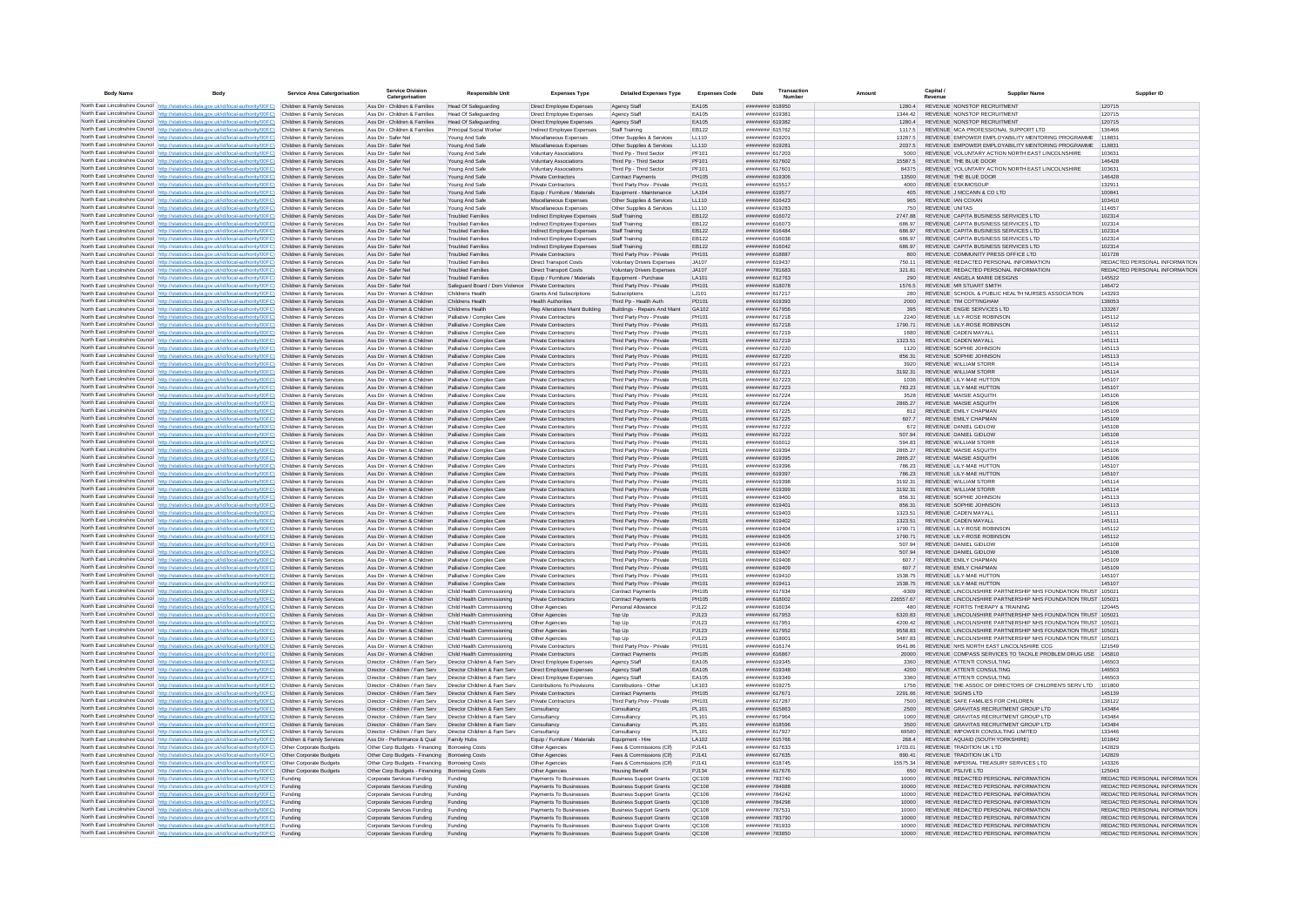| Body Name | Body | Service Area Catergorisation | Service Division Catergorisation | Responsible Unit | Expenses Type | Detailed Expenses Type | Expenses Code | Date | Transaction Number | Amount | Capital / Revenue | Supplier Name | Supplier ID |
|---|---|---|---|---|---|---|---|---|---|---|---|---|---|
| North East Lincolnshire Council | http://statistics.data.gov.uk/id/local-authority/00FC | Children & Family Services | Ass Dir - Children & Families | Head Of Safeguarding | Direct Employee Expenses | Agency Staff | EA105 | ######## | 618950 | 1280.4 | REVENUE | NONSTOP RECRUITMENT | 120715 |
| North East Lincolnshire Council | http://statistics.data.gov.uk/id/local-authority/00FC | Children & Family Services | Ass Dir - Children & Families | Head Of Safeguarding | Direct Employee Expenses | Agency Staff | EA105 | ######## | 619381 | 1344.42 | REVENUE | NONSTOP RECRUITMENT | 120715 |
| North East Lincolnshire Council | http://statistics.data.gov.uk/id/local-authority/00FC | Children & Family Services | Ass Dir - Children & Families | Head Of Safeguarding | Direct Employee Expenses | Agency Staff | EA105 | ######## | 619382 | 1280.4 | REVENUE | NONSTOP RECRUITMENT | 120715 |
| North East Lincolnshire Council | http://statistics.data.gov.uk/id/local-authority/00FC | Children & Family Services | Ass Dir - Children & Families | Principal Social Worker | Indirect Employee Expenses | Staff Training | EB122 | ######## | 615762 | 1117.5 | REVENUE | MCA PROFESSIONAL SUPPORT LTD | 136466 |
| North East Lincolnshire Council | http://statistics.data.gov.uk/id/local-authority/00FC | Children & Family Services | Ass Dir - Safer Nel | Young And Safe | Miscellaneous Expenses | Other Supplies & Services | LL110 | ######## | 619201 | 13287.5 | REVENUE | EMPOWER EMPLOYABILITY MENTORING PROGRAMME | 118831 |
| North East Lincolnshire Council | http://statistics.data.gov.uk/id/local-authority/00FC | Children & Family Services | Ass Dir - Safer Nel | Young And Safe | Miscellaneous Expenses | Other Supplies & Services | LL110 | ######## | 619281 | 2037.5 | REVENUE | EMPOWER EMPLOYABILITY MENTORING PROGRAMME | 118831 |
| North East Lincolnshire Council | http://statistics.data.gov.uk/id/local-authority/00FC | Children & Family Services | Ass Dir - Safer Nel | Young And Safe | Voluntary Associations | Third Pp - Third Sector | PF101 | ######## | 617203 | 5000 | REVENUE | VOLUNTARY ACTION NORTH EAST LINCOLNSHIRE | 103631 |
| North East Lincolnshire Council | http://statistics.data.gov.uk/id/local-authority/00FC | Children & Family Services | Ass Dir - Safer Nel | Young And Safe | Voluntary Associations | Third Pp - Third Sector | PF101 | ######## | 617602 | 15587.5 | REVENUE | THE BLUE DOOR | 146428 |
| North East Lincolnshire Council | http://statistics.data.gov.uk/id/local-authority/00FC | Children & Family Services | Ass Dir - Safer Nel | Young And Safe | Voluntary Associations | Third Pp - Third Sector | PF101 | ######## | 617601 | 84375 | REVENUE | VOLUNTARY ACTION NORTH EAST LINCOLNSHIRE | 103631 |
| North East Lincolnshire Council | http://statistics.data.gov.uk/id/local-authority/00FC | Children & Family Services | Ass Dir - Safer Nel | Young And Safe | Private Contractors | Contract Payments | PH105 | ######## | 619306 | 13500 | REVENUE | THE BLUE DOOR | 146428 |
| North East Lincolnshire Council | http://statistics.data.gov.uk/id/local-authority/00FC | Children & Family Services | Ass Dir - Safer Nel | Young And Safe | Private Contractors | Third Party Prov - Private | PH101 | ######## | 615517 | 4000 | REVENUE | ESKIMOSOUP | 132911 |
| North East Lincolnshire Council | http://statistics.data.gov.uk/id/local-authority/00FC | Children & Family Services | Ass Dir - Safer Nel | Young And Safe | Equip / Furniture / Materials | Equipment - Maintenance | LA104 | ######## | 619577 | 405 | REVENUE | J MCCANN & CO LTD | 100841 |
| North East Lincolnshire Council | http://statistics.data.gov.uk/id/local-authority/00FC | Children & Family Services | Ass Dir - Safer Nel | Young And Safe | Miscellaneous Expenses | Other Supplies & Services | LL110 | ######## | 616423 | 965 | REVENUE | IAN COXAN | 103410 |
| North East Lincolnshire Council | http://statistics.data.gov.uk/id/local-authority/00FC | Children & Family Services | Ass Dir - Safer Nel | Young And Safe | Miscellaneous Expenses | Other Supplies & Services | LL110 | ######## | 619283 | 750 | REVENUE | UNITAS | 114657 |
| North East Lincolnshire Council | http://statistics.data.gov.uk/id/local-authority/00FC | Children & Family Services | Ass Dir - Safer Nel | Troubled Families | Indirect Employee Expenses | Staff Training | EB122 | ######## | 616072 | 2747.88 | REVENUE | CAPITA BUSINESS SERVICES LTD | 102314 |
| North East Lincolnshire Council | http://statistics.data.gov.uk/id/local-authority/00FC | Children & Family Services | Ass Dir - Safer Nel | Troubled Families | Indirect Employee Expenses | Staff Training | EB122 | ######## | 616073 | 686.97 | REVENUE | CAPITA BUSINESS SERVICES LTD | 102314 |
| North East Lincolnshire Council | http://statistics.data.gov.uk/id/local-authority/00FC | Children & Family Services | Ass Dir - Safer Nel | Troubled Families | Indirect Employee Expenses | Staff Training | EB122 | ######## | 616484 | 686.97 | REVENUE | CAPITA BUSINESS SERVICES LTD | 102314 |
| North East Lincolnshire Council | http://statistics.data.gov.uk/id/local-authority/00FC | Children & Family Services | Ass Dir - Safer Nel | Troubled Families | Indirect Employee Expenses | Staff Training | EB122 | ######## | 616038 | 686.97 | REVENUE | CAPITA BUSINESS SERVICES LTD | 102314 |
| North East Lincolnshire Council | http://statistics.data.gov.uk/id/local-authority/00FC | Children & Family Services | Ass Dir - Safer Nel | Troubled Families | Indirect Employee Expenses | Staff Training | EB122 | ######## | 616042 | 686.97 | REVENUE | CAPITA BUSINESS SERVICES LTD | 102314 |
| North East Lincolnshire Council | http://statistics.data.gov.uk/id/local-authority/00FC | Children & Family Services | Ass Dir - Safer Nel | Troubled Families | Private Contractors | Third Party Prov - Private | PH101 | ######## | 618887 | 800 | REVENUE | COMMUNITY PRESS OFFICE LTD | 101728 |
| North East Lincolnshire Council | http://statistics.data.gov.uk/id/local-authority/00FC | Children & Family Services | Ass Dir - Safer Nel | Troubled Families | Direct Transport Costs | Voluntary Drivers Expenses | JA107 | ######## | 619437 | 750.11 | REVENUE | REDACTED PERSONAL INFORMATION | REDACTED PERSONAL INFORMATION |
| North East Lincolnshire Council | http://statistics.data.gov.uk/id/local-authority/00FC | Children & Family Services | Ass Dir - Safer Nel | Troubled Families | Direct Transport Costs | Voluntary Drivers Expenses | JA107 | ######## | 781683 | 321.81 | REVENUE | REDACTED PERSONAL INFORMATION | REDACTED PERSONAL INFORMATION |
| North East Lincolnshire Council | http://statistics.data.gov.uk/id/local-authority/00FC | Children & Family Services | Ass Dir - Safer Nel | Troubled Families | Equip / Furniture / Materials | Equipment - Purchase | LA101 | ######## | 612763 | 290 | REVENUE | ANGELA MARIE DESIGNS | 145522 |
| North East Lincolnshire Council | http://statistics.data.gov.uk/id/local-authority/00FC | Children & Family Services | Ass Dir - Safer Nel | Safeguard Board / Dom Violence | Private Contractors | Third Party Prov - Private | PH101 | ######## | 618078 | 1576.5 | REVENUE | MR STUART SMITH | 146472 |
| North East Lincolnshire Council | http://statistics.data.gov.uk/id/local-authority/00FC | Children & Family Services | Ass Dir - Women & Children | Childrens Health | Grants And Subscriptions | Subscriptions | LJ101 | ######## | 617217 | 280 | REVENUE | SCHOOL & PUBLIC HEALTH NURSES ASSOCIATION | 143293 |
| North East Lincolnshire Council | http://statistics.data.gov.uk/id/local-authority/00FC | Children & Family Services | Ass Dir - Women & Children | Childrens Health | Health Authorities | Third Pp - Health Auth | PD101 | ######## | 619393 | 2000 | REVENUE | TIM COTTINGHAM | 138053 |
| North East Lincolnshire Council | http://statistics.data.gov.uk/id/local-authority/00FC | Children & Family Services | Ass Dir - Women & Children | Childrens Health | Rep Alterations Maint Building | Buildings - Repairs And Maint | GA102 | ######## | 617956 | 395 | REVENUE | ENGIE SERVICES LTD | 133267 |
| North East Lincolnshire Council | http://statistics.data.gov.uk/id/local-authority/00FC | Children & Family Services | Ass Dir - Women & Children | Palliative / Complex Care | Private Contractors | Third Party Prov - Private | PH101 | ######## | 617218 | 2240 | REVENUE | LILY-ROSE ROBINSON | 145112 |
| North East Lincolnshire Council | http://statistics.data.gov.uk/id/local-authority/00FC | Children & Family Services | Ass Dir - Women & Children | Palliative / Complex Care | Private Contractors | Third Party Prov - Private | PH101 | ######## | 617218 | 1790.71 | REVENUE | LILY-ROSE ROBINSON | 145112 |
| North East Lincolnshire Council | http://statistics.data.gov.uk/id/local-authority/00FC | Children & Family Services | Ass Dir - Women & Children | Palliative / Complex Care | Private Contractors | Third Party Prov - Private | PH101 | ######## | 617219 | 1680 | REVENUE | CADEN MAYALL | 145111 |
| North East Lincolnshire Council | http://statistics.data.gov.uk/id/local-authority/00FC | Children & Family Services | Ass Dir - Women & Children | Palliative / Complex Care | Private Contractors | Third Party Prov - Private | PH101 | ######## | 617219 | 1323.51 | REVENUE | CADEN MAYALL | 145111 |
| North East Lincolnshire Council | http://statistics.data.gov.uk/id/local-authority/00FC | Children & Family Services | Ass Dir - Women & Children | Palliative / Complex Care | Private Contractors | Third Party Prov - Private | PH101 | ######## | 617220 | 1120 | REVENUE | SOPHIE JOHNSON | 145113 |
| North East Lincolnshire Council | http://statistics.data.gov.uk/id/local-authority/00FC | Children & Family Services | Ass Dir - Women & Children | Palliative / Complex Care | Private Contractors | Third Party Prov - Private | PH101 | ######## | 617220 | 856.31 | REVENUE | SOPHIE JOHNSON | 145113 |
| North East Lincolnshire Council | http://statistics.data.gov.uk/id/local-authority/00FC | Children & Family Services | Ass Dir - Women & Children | Palliative / Complex Care | Private Contractors | Third Party Prov - Private | PH101 | ######## | 617221 | 3920 | REVENUE | WILLIAM STORR | 145114 |
| North East Lincolnshire Council | http://statistics.data.gov.uk/id/local-authority/00FC | Children & Family Services | Ass Dir - Women & Children | Palliative / Complex Care | Private Contractors | Third Party Prov - Private | PH101 | ######## | 617221 | 3192.31 | REVENUE | WILLIAM STORR | 145114 |
| North East Lincolnshire Council | http://statistics.data.gov.uk/id/local-authority/00FC | Children & Family Services | Ass Dir - Women & Children | Palliative / Complex Care | Private Contractors | Third Party Prov - Private | PH101 | ######## | 617223 | 1036 | REVENUE | LILY-MAE HUTTON | 145107 |
| North East Lincolnshire Council | http://statistics.data.gov.uk/id/local-authority/00FC | Children & Family Services | Ass Dir - Women & Children | Palliative / Complex Care | Private Contractors | Third Party Prov - Private | PH101 | ######## | 617223 | 783.23 | REVENUE | LILY-MAE HUTTON | 145107 |
| North East Lincolnshire Council | http://statistics.data.gov.uk/id/local-authority/00FC | Children & Family Services | Ass Dir - Women & Children | Palliative / Complex Care | Private Contractors | Third Party Prov - Private | PH101 | ######## | 617224 | 3528 | REVENUE | MAISIE ASQUITH | 145106 |
| North East Lincolnshire Council | http://statistics.data.gov.uk/id/local-authority/00FC | Children & Family Services | Ass Dir - Women & Children | Palliative / Complex Care | Private Contractors | Third Party Prov - Private | PH101 | ######## | 617224 | 2865.27 | REVENUE | MAISIE ASQUITH | 145106 |
| North East Lincolnshire Council | http://statistics.data.gov.uk/id/local-authority/00FC | Children & Family Services | Ass Dir - Women & Children | Palliative / Complex Care | Private Contractors | Third Party Prov - Private | PH101 | ######## | 617225 | 812 | REVENUE | EMILY CHAPMAN | 145109 |
| North East Lincolnshire Council | http://statistics.data.gov.uk/id/local-authority/00FC | Children & Family Services | Ass Dir - Women & Children | Palliative / Complex Care | Private Contractors | Third Party Prov - Private | PH101 | ######## | 617225 | 607.7 | REVENUE | EMILY CHAPMAN | 145109 |
| North East Lincolnshire Council | http://statistics.data.gov.uk/id/local-authority/00FC | Children & Family Services | Ass Dir - Women & Children | Palliative / Complex Care | Private Contractors | Third Party Prov - Private | PH101 | ######## | 617222 | 672 | REVENUE | DANIEL GIDLOW | 145108 |
| North East Lincolnshire Council | http://statistics.data.gov.uk/id/local-authority/00FC | Children & Family Services | Ass Dir - Women & Children | Palliative / Complex Care | Private Contractors | Third Party Prov - Private | PH101 | ######## | 617222 | 507.94 | REVENUE | DANIEL GIDLOW | 145108 |
| North East Lincolnshire Council | http://statistics.data.gov.uk/id/local-authority/00FC | Children & Family Services | Ass Dir - Women & Children | Palliative / Complex Care | Private Contractors | Third Party Prov - Private | PH101 | ######## | 616012 | 594.83 | REVENUE | WILLIAM STORR | 145114 |
| North East Lincolnshire Council | http://statistics.data.gov.uk/id/local-authority/00FC | Children & Family Services | Ass Dir - Women & Children | Palliative / Complex Care | Private Contractors | Third Party Prov - Private | PH101 | ######## | 619394 | 2865.27 | REVENUE | MAISIE ASQUITH | 145106 |
| North East Lincolnshire Council | http://statistics.data.gov.uk/id/local-authority/00FC | Children & Family Services | Ass Dir - Women & Children | Palliative / Complex Care | Private Contractors | Third Party Prov - Private | PH101 | ######## | 619395 | 2865.27 | REVENUE | MAISIE ASQUITH | 145106 |
| North East Lincolnshire Council | http://statistics.data.gov.uk/id/local-authority/00FC | Children & Family Services | Ass Dir - Women & Children | Palliative / Complex Care | Private Contractors | Third Party Prov - Private | PH101 | ######## | 619396 | 786.23 | REVENUE | LILY-MAE HUTTON | 145107 |
| North East Lincolnshire Council | http://statistics.data.gov.uk/id/local-authority/00FC | Children & Family Services | Ass Dir - Women & Children | Palliative / Complex Care | Private Contractors | Third Party Prov - Private | PH101 | ######## | 619397 | 786.23 | REVENUE | LILY-MAE HUTTON | 145107 |
| North East Lincolnshire Council | http://statistics.data.gov.uk/id/local-authority/00FC | Children & Family Services | Ass Dir - Women & Children | Palliative / Complex Care | Private Contractors | Third Party Prov - Private | PH101 | ######## | 619398 | 3192.31 | REVENUE | WILLIAM STORR | 145114 |
| North East Lincolnshire Council | http://statistics.data.gov.uk/id/local-authority/00FC | Children & Family Services | Ass Dir - Women & Children | Palliative / Complex Care | Private Contractors | Third Party Prov - Private | PH101 | ######## | 619399 | 3192.31 | REVENUE | WILLIAM STORR | 145114 |
| North East Lincolnshire Council | http://statistics.data.gov.uk/id/local-authority/00FC | Children & Family Services | Ass Dir - Women & Children | Palliative / Complex Care | Private Contractors | Third Party Prov - Private | PH101 | ######## | 619400 | 856.31 | REVENUE | SOPHIE JOHNSON | 145113 |
| North East Lincolnshire Council | http://statistics.data.gov.uk/id/local-authority/00FC | Children & Family Services | Ass Dir - Women & Children | Palliative / Complex Care | Private Contractors | Third Party Prov - Private | PH101 | ######## | 619401 | 856.31 | REVENUE | SOPHIE JOHNSON | 145113 |
| North East Lincolnshire Council | http://statistics.data.gov.uk/id/local-authority/00FC | Children & Family Services | Ass Dir - Women & Children | Palliative / Complex Care | Private Contractors | Third Party Prov - Private | PH101 | ######## | 619403 | 1323.51 | REVENUE | CADEN MAYALL | 145111 |
| North East Lincolnshire Council | http://statistics.data.gov.uk/id/local-authority/00FC | Children & Family Services | Ass Dir - Women & Children | Palliative / Complex Care | Private Contractors | Third Party Prov - Private | PH101 | ######## | 619402 | 1323.51 | REVENUE | CADEN MAYALL | 145111 |
| North East Lincolnshire Council | http://statistics.data.gov.uk/id/local-authority/00FC | Children & Family Services | Ass Dir - Women & Children | Palliative / Complex Care | Private Contractors | Third Party Prov - Private | PH101 | ######## | 619404 | 1790.71 | REVENUE | LILY-ROSE ROBINSON | 145112 |
| North East Lincolnshire Council | http://statistics.data.gov.uk/id/local-authority/00FC | Children & Family Services | Ass Dir - Women & Children | Palliative / Complex Care | Private Contractors | Third Party Prov - Private | PH101 | ######## | 619405 | 1790.71 | REVENUE | LILY-ROSE ROBINSON | 145112 |
| North East Lincolnshire Council | http://statistics.data.gov.uk/id/local-authority/00FC | Children & Family Services | Ass Dir - Women & Children | Palliative / Complex Care | Private Contractors | Third Party Prov - Private | PH101 | ######## | 619406 | 507.94 | REVENUE | DANIEL GIDLOW | 145108 |
| North East Lincolnshire Council | http://statistics.data.gov.uk/id/local-authority/00FC | Children & Family Services | Ass Dir - Women & Children | Palliative / Complex Care | Private Contractors | Third Party Prov - Private | PH101 | ######## | 619407 | 507.94 | REVENUE | DANIEL GIDLOW | 145108 |
| North East Lincolnshire Council | http://statistics.data.gov.uk/id/local-authority/00FC | Children & Family Services | Ass Dir - Women & Children | Palliative / Complex Care | Private Contractors | Third Party Prov - Private | PH101 | ######## | 619408 | 607.7 | REVENUE | EMILY CHAPMAN | 145109 |
| North East Lincolnshire Council | http://statistics.data.gov.uk/id/local-authority/00FC | Children & Family Services | Ass Dir - Women & Children | Palliative / Complex Care | Private Contractors | Third Party Prov - Private | PH101 | ######## | 619409 | 607.7 | REVENUE | EMILY CHAPMAN | 145109 |
| North East Lincolnshire Council | http://statistics.data.gov.uk/id/local-authority/00FC | Children & Family Services | Ass Dir - Women & Children | Palliative / Complex Care | Private Contractors | Third Party Prov - Private | PH101 | ######## | 619410 | 1538.75 | REVENUE | LILY-MAE HUTTON | 145107 |
| North East Lincolnshire Council | http://statistics.data.gov.uk/id/local-authority/00FC | Children & Family Services | Ass Dir - Women & Children | Palliative / Complex Care | Private Contractors | Third Party Prov - Private | PH101 | ######## | 619411 | 1538.75 | REVENUE | LILY-MAE HUTTON | 145107 |
| North East Lincolnshire Council | http://statistics.data.gov.uk/id/local-authority/00FC | Children & Family Services | Ass Dir - Women & Children | Child Health Commissioning | Private Contractors | Contract Payments | PH105 | ######## | 617934 | -9309 | REVENUE | LINCOLNSHIRE PARTNERSHIP NHS FOUNDATION TRUST | 105021 |
| North East Lincolnshire Council | http://statistics.data.gov.uk/id/local-authority/00FC | Children & Family Services | Ass Dir - Women & Children | Child Health Commissioning | Private Contractors | Contract Payments | PH105 | ######## | 618002 | 226557.67 | REVENUE | LINCOLNSHIRE PARTNERSHIP NHS FOUNDATION TRUST | 105021 |
| North East Lincolnshire Council | http://statistics.data.gov.uk/id/local-authority/00FC | Children & Family Services | Ass Dir - Women & Children | Child Health Commissioning | Other Agencies | Personal Allowance | PJ122 | ######## | 616034 | 480 | REVENUE | FORTIS THERAPY & TRAINING | 120445 |
| North East Lincolnshire Council | http://statistics.data.gov.uk/id/local-authority/00FC | Children & Family Services | Ass Dir - Women & Children | Child Health Commissioning | Other Agencies | Top Up | PJ123 | ######## | 617953 | 6320.83 | REVENUE | LINCOLNSHIRE PARTNERSHIP NHS FOUNDATION TRUST | 105021 |
| North East Lincolnshire Council | http://statistics.data.gov.uk/id/local-authority/00FC | Children & Family Services | Ass Dir - Women & Children | Child Health Commissioning | Other Agencies | Top Up | PJ123 | ######## | 617951 | 4200.42 | REVENUE | LINCOLNSHIRE PARTNERSHIP NHS FOUNDATION TRUST | 105021 |
| North East Lincolnshire Council | http://statistics.data.gov.uk/id/local-authority/00FC | Children & Family Services | Ass Dir - Women & Children | Child Health Commissioning | Other Agencies | Top Up | PJ123 | ######## | 617952 | 9558.83 | REVENUE | LINCOLNSHIRE PARTNERSHIP NHS FOUNDATION TRUST | 105021 |
| North East Lincolnshire Council | http://statistics.data.gov.uk/id/local-authority/00FC | Children & Family Services | Ass Dir - Women & Children | Child Health Commissioning | Other Agencies | Top Up | PJ123 | ######## | 618001 | 3487.83 | REVENUE | LINCOLNSHIRE PARTNERSHIP NHS FOUNDATION TRUST | 105021 |
| North East Lincolnshire Council | http://statistics.data.gov.uk/id/local-authority/00FC | Children & Family Services | Ass Dir - Women & Children | Child Health Commissioning | Private Contractors | Third Party Prov - Private | PH101 | ######## | 616174 | 9541.86 | REVENUE | NHS NORTH EAST LINCOLNSHIRE CCG | 121549 |
| North East Lincolnshire Council | http://statistics.data.gov.uk/id/local-authority/00FC | Children & Family Services | Ass Dir - Women & Children | Child Health Commissioning | Private Contractors | Contract Payments | PH105 | ######## | 616867 | 20000 | REVENUE | COMPASS SERVICES TO TACKLE PROBLEM DRUG USE | 145810 |
| North East Lincolnshire Council | http://statistics.data.gov.uk/id/local-authority/00FC | Children & Family Services | Director - Children / Fam Serv | Director Children & Fam Serv | Direct Employee Expenses | Agency Staff | EA105 | ######## | 619345 | 3360 | REVENUE | ATTENTI CONSULTING | 146503 |
| North East Lincolnshire Council | http://statistics.data.gov.uk/id/local-authority/00FC | Children & Family Services | Director - Children / Fam Serv | Director Children & Fam Serv | Direct Employee Expenses | Agency Staff | EA105 | ######## | 619348 | 4200 | REVENUE | ATTENTI CONSULTING | 146503 |
| North East Lincolnshire Council | http://statistics.data.gov.uk/id/local-authority/00FC | Children & Family Services | Director - Children / Fam Serv | Director Children & Fam Serv | Direct Employee Expenses | Agency Staff | EA105 | ######## | 619349 | 3360 | REVENUE | ATTENTI CONSULTING | 146503 |
| North East Lincolnshire Council | http://statistics.data.gov.uk/id/local-authority/00FC | Children & Family Services | Director - Children / Fam Serv | Director Children & Fam Serv | Contributions To Provisions | Contributions - Other | LK103 | ######## | 619275 | 1756 | REVENUE | THE ASSOC OF DIRECTORS OF CHILDREN'S SERV LTD | 101800 |
| North East Lincolnshire Council | http://statistics.data.gov.uk/id/local-authority/00FC | Children & Family Services | Director - Children / Fam Serv | Director Children & Fam Serv | Private Contractors | Contract Payments | PH105 | ######## | 617671 | 2291.66 | REVENUE | SIGNIS LTD | 145139 |
| North East Lincolnshire Council | http://statistics.data.gov.uk/id/local-authority/00FC | Children & Family Services | Director - Children / Fam Serv | Director Children & Fam Serv | Private Contractors | Third Party Prov - Private | PH101 | ######## | 617287 | 7500 | REVENUE | SAFE FAMILIES FOR CHILDREN | 138122 |
| North East Lincolnshire Council | http://statistics.data.gov.uk/id/local-authority/00FC | Children & Family Services | Director - Children / Fam Serv | Director Children & Fam Serv | Consultancy | Consultancy | PL101 | ######## | 615863 | 2500 | REVENUE | GRAVITAS RECRUITMENT GROUP LTD | 143484 |
| North East Lincolnshire Council | http://statistics.data.gov.uk/id/local-authority/00FC | Children & Family Services | Director - Children / Fam Serv | Director Children & Fam Serv | Consultancy | Consultancy | PL101 | ######## | 617964 | 1000 | REVENUE | GRAVITAS RECRUITMENT GROUP LTD | 143484 |
| North East Lincolnshire Council | http://statistics.data.gov.uk/id/local-authority/00FC | Children & Family Services | Director - Children / Fam Serv | Director Children & Fam Serv | Consultancy | Consultancy | PL101 | ######## | 618596 | 3500 | REVENUE | GRAVITAS RECRUITMENT GROUP LTD | 143484 |
| North East Lincolnshire Council | http://statistics.data.gov.uk/id/local-authority/00FC | Children & Family Services | Director - Children / Fam Serv | Director Children & Fam Serv | Consultancy | Consultancy | PL101 | ######## | 617927 | 69580 | REVENUE | IMPOWER CONSULTING LIMITED | 133446 |
| North East Lincolnshire Council | http://statistics.data.gov.uk/id/local-authority/00FC | Children & Family Services | Ass Dir - Performance & Qual | Family Hubs | Equip / Furniture / Materials | Equipment - Hire | LA102 | ######## | 615766 | 268.4 | REVENUE | AQUAID (SOUTH YORKSHIRE) | 101842 |
| North East Lincolnshire Council | http://statistics.data.gov.uk/id/local-authority/00FC | Other Corporate Budgets | Other Corp Budgets - Financing | Borrowing Costs | Other Agencies | Fees & Commissions (Cff) | PJ141 | ######## | 617633 | 1703.01 | REVENUE | TRADITION UK LTD | 142829 |
| North East Lincolnshire Council | http://statistics.data.gov.uk/id/local-authority/00FC | Other Corporate Budgets | Other Corp Budgets - Financing | Borrowing Costs | Other Agencies | Fees & Commissions (Cff) | PJ141 | ######## | 617635 | 890.41 | REVENUE | TRADITION UK LTD | 142829 |
| North East Lincolnshire Council | http://statistics.data.gov.uk/id/local-authority/00FC | Other Corporate Budgets | Other Corp Budgets - Financing | Borrowing Costs | Other Agencies | Fees & Commissions (Cff) | PJ141 | ######## | 618745 | 15575.34 | REVENUE | IMPERIAL TREASURY SERVICES LTD | 143326 |
| North East Lincolnshire Council | http://statistics.data.gov.uk/id/local-authority/00FC | Other Corporate Budgets | Other Corp Budgets - Financing | Borrowing Costs | Other Agencies | Housing Benefit | PJ134 | ######## | 617676 | 650 | REVENUE | PSLIVE LTD | 125043 |
| North East Lincolnshire Council | http://statistics.data.gov.uk/id/local-authority/00FC | Funding | Corporate Services Funding | Funding | Payments To Businesses | Business Support Grants | QC108 | ######## | 783740 | 10000 | REVENUE | REDACTED PERSONAL INFORMATION | REDACTED PERSONAL INFORMATION |
| North East Lincolnshire Council | http://statistics.data.gov.uk/id/local-authority/00FC | Funding | Corporate Services Funding | Funding | Payments To Businesses | Business Support Grants | QC108 | ######## | 784888 | 10000 | REVENUE | REDACTED PERSONAL INFORMATION | REDACTED PERSONAL INFORMATION |
| North East Lincolnshire Council | http://statistics.data.gov.uk/id/local-authority/00FC | Funding | Corporate Services Funding | Funding | Payments To Businesses | Business Support Grants | QC108 | ######## | 784242 | 10000 | REVENUE | REDACTED PERSONAL INFORMATION | REDACTED PERSONAL INFORMATION |
| North East Lincolnshire Council | http://statistics.data.gov.uk/id/local-authority/00FC | Funding | Corporate Services Funding | Funding | Payments To Businesses | Business Support Grants | QC108 | ######## | 784298 | 10000 | REVENUE | REDACTED PERSONAL INFORMATION | REDACTED PERSONAL INFORMATION |
| North East Lincolnshire Council | http://statistics.data.gov.uk/id/local-authority/00FC | Funding | Corporate Services Funding | Funding | Payments To Businesses | Business Support Grants | QC108 | ######## | 787531 | 10000 | REVENUE | REDACTED PERSONAL INFORMATION | REDACTED PERSONAL INFORMATION |
| North East Lincolnshire Council | http://statistics.data.gov.uk/id/local-authority/00FC | Funding | Corporate Services Funding | Funding | Payments To Businesses | Business Support Grants | QC108 | ######## | 783790 | 10000 | REVENUE | REDACTED PERSONAL INFORMATION | REDACTED PERSONAL INFORMATION |
| North East Lincolnshire Council | http://statistics.data.gov.uk/id/local-authority/00FC | Funding | Corporate Services Funding | Funding | Payments To Businesses | Business Support Grants | QC108 | ######## | 781933 | 10000 | REVENUE | REDACTED PERSONAL INFORMATION | REDACTED PERSONAL INFORMATION |
| North East Lincolnshire Council | http://statistics.data.gov.uk/id/local-authority/00FC | Funding | Corporate Services Funding | Funding | Payments To Businesses | Business Support Grants | QC108 | ######## | 783850 | 10000 | REVENUE | REDACTED PERSONAL INFORMATION | REDACTED PERSONAL INFORMATION |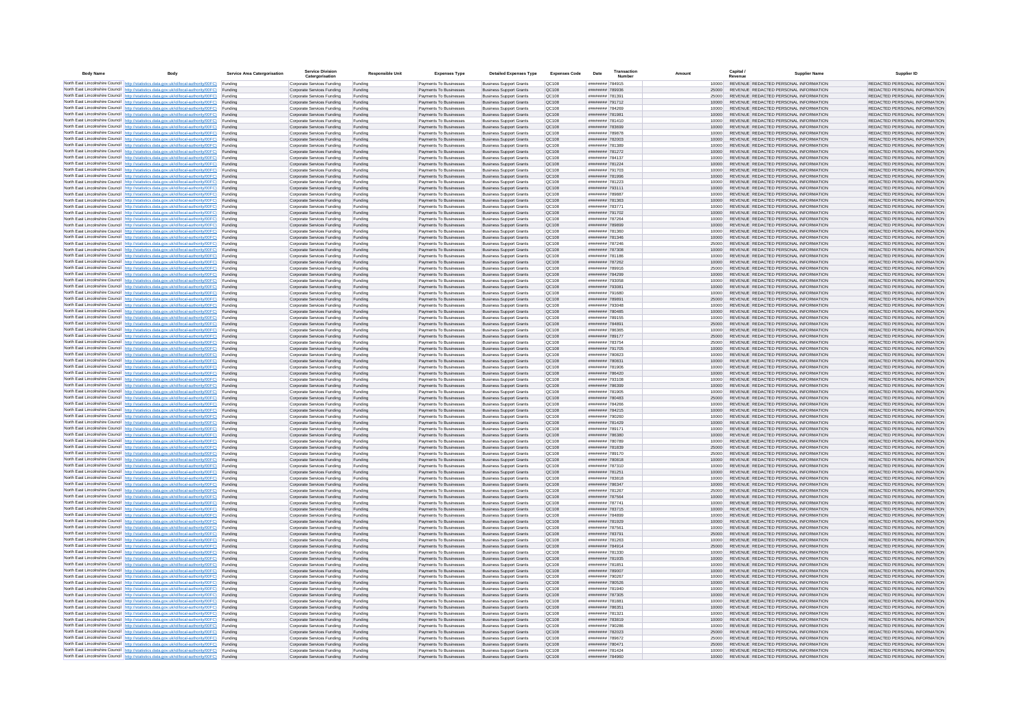| Body Name | Body | Service Area Catergorisation | Service Division Catergorisation | Responsible Unit | Expenses Type | Detailed Expenses Type | Expenses Code | Date | Transaction Number | Amount | Capital / Revenue | Supplier Name | Supplier ID |
|---|---|---|---|---|---|---|---|---|---|---|---|---|---|
| North East Lincolnshire Council | http://statistics.data.gov.uk/id/local-authority/00FC | Funding | Corporate Services Funding | Funding | Payments To Businesses | Business Support Grants | QC108 | ######## | 784915 | 10000 | REVENUE | REDACTED PERSONAL INFORMATION | REDACTED PERSONAL INFORMATION |
| North East Lincolnshire Council | http://statistics.data.gov.uk/id/local-authority/00FC | Funding | Corporate Services Funding | Funding | Payments To Businesses | Business Support Grants | QC108 | ######## | 789936 | 25000 | REVENUE | REDACTED PERSONAL INFORMATION | REDACTED PERSONAL INFORMATION |
| North East Lincolnshire Council | http://statistics.data.gov.uk/id/local-authority/00FC | Funding | Corporate Services Funding | Funding | Payments To Businesses | Business Support Grants | QC108 | ######## | 781391 | 25000 | REVENUE | REDACTED PERSONAL INFORMATION | REDACTED PERSONAL INFORMATION |
| North East Lincolnshire Council | http://statistics.data.gov.uk/id/local-authority/00FC | Funding | Corporate Services Funding | Funding | Payments To Businesses | Business Support Grants | QC108 | ######## | 791712 | 10000 | REVENUE | REDACTED PERSONAL INFORMATION | REDACTED PERSONAL INFORMATION |
| North East Lincolnshire Council | http://statistics.data.gov.uk/id/local-authority/00FC | Funding | Corporate Services Funding | Funding | Payments To Businesses | Business Support Grants | QC108 | ######## | 784269 | 10000 | REVENUE | REDACTED PERSONAL INFORMATION | REDACTED PERSONAL INFORMATION |
| North East Lincolnshire Council | http://statistics.data.gov.uk/id/local-authority/00FC | Funding | Corporate Services Funding | Funding | Payments To Businesses | Business Support Grants | QC108 | ######## | 781981 | 10000 | REVENUE | REDACTED PERSONAL INFORMATION | REDACTED PERSONAL INFORMATION |
| North East Lincolnshire Council | http://statistics.data.gov.uk/id/local-authority/00FC | Funding | Corporate Services Funding | Funding | Payments To Businesses | Business Support Grants | QC108 | ######## | 781410 | 10000 | REVENUE | REDACTED PERSONAL INFORMATION | REDACTED PERSONAL INFORMATION |
| North East Lincolnshire Council | http://statistics.data.gov.uk/id/local-authority/00FC | Funding | Corporate Services Funding | Funding | Payments To Businesses | Business Support Grants | QC108 | ######## | 783699 | 10000 | REVENUE | REDACTED PERSONAL INFORMATION | REDACTED PERSONAL INFORMATION |
| North East Lincolnshire Council | http://statistics.data.gov.uk/id/local-authority/00FC | Funding | Corporate Services Funding | Funding | Payments To Businesses | Business Support Grants | QC108 | ######## | 789878 | 10000 | REVENUE | REDACTED PERSONAL INFORMATION | REDACTED PERSONAL INFORMATION |
| North East Lincolnshire Council | http://statistics.data.gov.uk/id/local-authority/00FC | Funding | Corporate Services Funding | Funding | Payments To Businesses | Business Support Grants | QC108 | ######## | 782003 | 10000 | REVENUE | REDACTED PERSONAL INFORMATION | REDACTED PERSONAL INFORMATION |
| North East Lincolnshire Council | http://statistics.data.gov.uk/id/local-authority/00FC | Funding | Corporate Services Funding | Funding | Payments To Businesses | Business Support Grants | QC108 | ######## | 781389 | 10000 | REVENUE | REDACTED PERSONAL INFORMATION | REDACTED PERSONAL INFORMATION |
| North East Lincolnshire Council | http://statistics.data.gov.uk/id/local-authority/00FC | Funding | Corporate Services Funding | Funding | Payments To Businesses | Business Support Grants | QC108 | ######## | 781272 | 10000 | REVENUE | REDACTED PERSONAL INFORMATION | REDACTED PERSONAL INFORMATION |
| North East Lincolnshire Council | http://statistics.data.gov.uk/id/local-authority/00FC | Funding | Corporate Services Funding | Funding | Payments To Businesses | Business Support Grants | QC108 | ######## | 784137 | 10000 | REVENUE | REDACTED PERSONAL INFORMATION | REDACTED PERSONAL INFORMATION |
| North East Lincolnshire Council | http://statistics.data.gov.uk/id/local-authority/00FC | Funding | Corporate Services Funding | Funding | Payments To Businesses | Business Support Grants | QC108 | ######## | 781224 | 10000 | REVENUE | REDACTED PERSONAL INFORMATION | REDACTED PERSONAL INFORMATION |
| North East Lincolnshire Council | http://statistics.data.gov.uk/id/local-authority/00FC | Funding | Corporate Services Funding | Funding | Payments To Businesses | Business Support Grants | QC108 | ######## | 791703 | 10000 | REVENUE | REDACTED PERSONAL INFORMATION | REDACTED PERSONAL INFORMATION |
| North East Lincolnshire Council | http://statistics.data.gov.uk/id/local-authority/00FC | Funding | Corporate Services Funding | Funding | Payments To Businesses | Business Support Grants | QC108 | ######## | 781996 | 10000 | REVENUE | REDACTED PERSONAL INFORMATION | REDACTED PERSONAL INFORMATION |
| North East Lincolnshire Council | http://statistics.data.gov.uk/id/local-authority/00FC | Funding | Corporate Services Funding | Funding | Payments To Businesses | Business Support Grants | QC108 | ######## | 781223 | 10000 | REVENUE | REDACTED PERSONAL INFORMATION | REDACTED PERSONAL INFORMATION |
| North East Lincolnshire Council | http://statistics.data.gov.uk/id/local-authority/00FC | Funding | Corporate Services Funding | Funding | Payments To Businesses | Business Support Grants | QC108 | ######## | 793111 | 10000 | REVENUE | REDACTED PERSONAL INFORMATION | REDACTED PERSONAL INFORMATION |
| North East Lincolnshire Council | http://statistics.data.gov.uk/id/local-authority/00FC | Funding | Corporate Services Funding | Funding | Payments To Businesses | Business Support Grants | QC108 | ######## | 789887 | 10000 | REVENUE | REDACTED PERSONAL INFORMATION | REDACTED PERSONAL INFORMATION |
| North East Lincolnshire Council | http://statistics.data.gov.uk/id/local-authority/00FC | Funding | Corporate Services Funding | Funding | Payments To Businesses | Business Support Grants | QC108 | ######## | 781363 | 10000 | REVENUE | REDACTED PERSONAL INFORMATION | REDACTED PERSONAL INFORMATION |
| North East Lincolnshire Council | http://statistics.data.gov.uk/id/local-authority/00FC | Funding | Corporate Services Funding | Funding | Payments To Businesses | Business Support Grants | QC108 | ######## | 783771 | 10000 | REVENUE | REDACTED PERSONAL INFORMATION | REDACTED PERSONAL INFORMATION |
| North East Lincolnshire Council | http://statistics.data.gov.uk/id/local-authority/00FC | Funding | Corporate Services Funding | Funding | Payments To Businesses | Business Support Grants | QC108 | ######## | 791702 | 10000 | REVENUE | REDACTED PERSONAL INFORMATION | REDACTED PERSONAL INFORMATION |
| North East Lincolnshire Council | http://statistics.data.gov.uk/id/local-authority/00FC | Funding | Corporate Services Funding | Funding | Payments To Businesses | Business Support Grants | QC108 | ######## | 787264 | 10000 | REVENUE | REDACTED PERSONAL INFORMATION | REDACTED PERSONAL INFORMATION |
| North East Lincolnshire Council | http://statistics.data.gov.uk/id/local-authority/00FC | Funding | Corporate Services Funding | Funding | Payments To Businesses | Business Support Grants | QC108 | ######## | 789899 | 10000 | REVENUE | REDACTED PERSONAL INFORMATION | REDACTED PERSONAL INFORMATION |
| North East Lincolnshire Council | http://statistics.data.gov.uk/id/local-authority/00FC | Funding | Corporate Services Funding | Funding | Payments To Businesses | Business Support Grants | QC108 | ######## | 781360 | 10000 | REVENUE | REDACTED PERSONAL INFORMATION | REDACTED PERSONAL INFORMATION |
| North East Lincolnshire Council | http://statistics.data.gov.uk/id/local-authority/00FC | Funding | Corporate Services Funding | Funding | Payments To Businesses | Business Support Grants | QC108 | ######## | 781346 | 10000 | REVENUE | REDACTED PERSONAL INFORMATION | REDACTED PERSONAL INFORMATION |
| North East Lincolnshire Council | http://statistics.data.gov.uk/id/local-authority/00FC | Funding | Corporate Services Funding | Funding | Payments To Businesses | Business Support Grants | QC108 | ######## | 787246 | 25000 | REVENUE | REDACTED PERSONAL INFORMATION | REDACTED PERSONAL INFORMATION |
| North East Lincolnshire Council | http://statistics.data.gov.uk/id/local-authority/00FC | Funding | Corporate Services Funding | Funding | Payments To Businesses | Business Support Grants | QC108 | ######## | 787308 | 10000 | REVENUE | REDACTED PERSONAL INFORMATION | REDACTED PERSONAL INFORMATION |
| North East Lincolnshire Council | http://statistics.data.gov.uk/id/local-authority/00FC | Funding | Corporate Services Funding | Funding | Payments To Businesses | Business Support Grants | QC108 | ######## | 781186 | 10000 | REVENUE | REDACTED PERSONAL INFORMATION | REDACTED PERSONAL INFORMATION |
| North East Lincolnshire Council | http://statistics.data.gov.uk/id/local-authority/00FC | Funding | Corporate Services Funding | Funding | Payments To Businesses | Business Support Grants | QC108 | ######## | 787262 | 10000 | REVENUE | REDACTED PERSONAL INFORMATION | REDACTED PERSONAL INFORMATION |
| North East Lincolnshire Council | http://statistics.data.gov.uk/id/local-authority/00FC | Funding | Corporate Services Funding | Funding | Payments To Businesses | Business Support Grants | QC108 | ######## | 789916 | 25000 | REVENUE | REDACTED PERSONAL INFORMATION | REDACTED PERSONAL INFORMATION |
| North East Lincolnshire Council | http://statistics.data.gov.uk/id/local-authority/00FC | Funding | Corporate Services Funding | Funding | Payments To Businesses | Business Support Grants | QC108 | ######## | 784299 | 10000 | REVENUE | REDACTED PERSONAL INFORMATION | REDACTED PERSONAL INFORMATION |
| North East Lincolnshire Council | http://statistics.data.gov.uk/id/local-authority/00FC | Funding | Corporate Services Funding | Funding | Payments To Businesses | Business Support Grants | QC108 | ######## | 793058 | 10000 | REVENUE | REDACTED PERSONAL INFORMATION | REDACTED PERSONAL INFORMATION |
| North East Lincolnshire Council | http://statistics.data.gov.uk/id/local-authority/00FC | Funding | Corporate Services Funding | Funding | Payments To Businesses | Business Support Grants | QC108 | ######## | 793081 | 10000 | REVENUE | REDACTED PERSONAL INFORMATION | REDACTED PERSONAL INFORMATION |
| North East Lincolnshire Council | http://statistics.data.gov.uk/id/local-authority/00FC | Funding | Corporate Services Funding | Funding | Payments To Businesses | Business Support Grants | QC108 | ######## | 791680 | 10000 | REVENUE | REDACTED PERSONAL INFORMATION | REDACTED PERSONAL INFORMATION |
| North East Lincolnshire Council | http://statistics.data.gov.uk/id/local-authority/00FC | Funding | Corporate Services Funding | Funding | Payments To Businesses | Business Support Grants | QC108 | ######## | 789891 | 25000 | REVENUE | REDACTED PERSONAL INFORMATION | REDACTED PERSONAL INFORMATION |
| North East Lincolnshire Council | http://statistics.data.gov.uk/id/local-authority/00FC | Funding | Corporate Services Funding | Funding | Payments To Businesses | Business Support Grants | QC108 | ######## | 793048 | 10000 | REVENUE | REDACTED PERSONAL INFORMATION | REDACTED PERSONAL INFORMATION |
| North East Lincolnshire Council | http://statistics.data.gov.uk/id/local-authority/00FC | Funding | Corporate Services Funding | Funding | Payments To Businesses | Business Support Grants | QC108 | ######## | 780485 | 10000 | REVENUE | REDACTED PERSONAL INFORMATION | REDACTED PERSONAL INFORMATION |
| North East Lincolnshire Council | http://statistics.data.gov.uk/id/local-authority/00FC | Funding | Corporate Services Funding | Funding | Payments To Businesses | Business Support Grants | QC108 | ######## | 789155 | 10000 | REVENUE | REDACTED PERSONAL INFORMATION | REDACTED PERSONAL INFORMATION |
| North East Lincolnshire Council | http://statistics.data.gov.uk/id/local-authority/00FC | Funding | Corporate Services Funding | Funding | Payments To Businesses | Business Support Grants | QC108 | ######## | 784891 | 25000 | REVENUE | REDACTED PERSONAL INFORMATION | REDACTED PERSONAL INFORMATION |
| North East Lincolnshire Council | http://statistics.data.gov.uk/id/local-authority/00FC | Funding | Corporate Services Funding | Funding | Payments To Businesses | Business Support Grants | QC108 | ######## | 786365 | 10000 | REVENUE | REDACTED PERSONAL INFORMATION | REDACTED PERSONAL INFORMATION |
| North East Lincolnshire Council | http://statistics.data.gov.uk/id/local-authority/00FC | Funding | Corporate Services Funding | Funding | Payments To Businesses | Business Support Grants | QC108 | ######## | 789177 | 25000 | REVENUE | REDACTED PERSONAL INFORMATION | REDACTED PERSONAL INFORMATION |
| North East Lincolnshire Council | http://statistics.data.gov.uk/id/local-authority/00FC | Funding | Corporate Services Funding | Funding | Payments To Businesses | Business Support Grants | QC108 | ######## | 783754 | 25000 | REVENUE | REDACTED PERSONAL INFORMATION | REDACTED PERSONAL INFORMATION |
| North East Lincolnshire Council | http://statistics.data.gov.uk/id/local-authority/00FC | Funding | Corporate Services Funding | Funding | Payments To Businesses | Business Support Grants | QC108 | ######## | 791705 | 10000 | REVENUE | REDACTED PERSONAL INFORMATION | REDACTED PERSONAL INFORMATION |
| North East Lincolnshire Council | http://statistics.data.gov.uk/id/local-authority/00FC | Funding | Corporate Services Funding | Funding | Payments To Businesses | Business Support Grants | QC108 | ######## | 790823 | 10000 | REVENUE | REDACTED PERSONAL INFORMATION | REDACTED PERSONAL INFORMATION |
| North East Lincolnshire Council | http://statistics.data.gov.uk/id/local-authority/00FC | Funding | Corporate Services Funding | Funding | Payments To Businesses | Business Support Grants | QC108 | ######## | 780831 | 10000 | REVENUE | REDACTED PERSONAL INFORMATION | REDACTED PERSONAL INFORMATION |
| North East Lincolnshire Council | http://statistics.data.gov.uk/id/local-authority/00FC | Funding | Corporate Services Funding | Funding | Payments To Businesses | Business Support Grants | QC108 | ######## | 781906 | 10000 | REVENUE | REDACTED PERSONAL INFORMATION | REDACTED PERSONAL INFORMATION |
| North East Lincolnshire Council | http://statistics.data.gov.uk/id/local-authority/00FC | Funding | Corporate Services Funding | Funding | Payments To Businesses | Business Support Grants | QC108 | ######## | 786420 | 10000 | REVENUE | REDACTED PERSONAL INFORMATION | REDACTED PERSONAL INFORMATION |
| North East Lincolnshire Council | http://statistics.data.gov.uk/id/local-authority/00FC | Funding | Corporate Services Funding | Funding | Payments To Businesses | Business Support Grants | QC108 | ######## | 793108 | 10000 | REVENUE | REDACTED PERSONAL INFORMATION | REDACTED PERSONAL INFORMATION |
| North East Lincolnshire Council | http://statistics.data.gov.uk/id/local-authority/00FC | Funding | Corporate Services Funding | Funding | Payments To Businesses | Business Support Grants | QC108 | ######## | 786399 | 10000 | REVENUE | REDACTED PERSONAL INFORMATION | REDACTED PERSONAL INFORMATION |
| North East Lincolnshire Council | http://statistics.data.gov.uk/id/local-authority/00FC | Funding | Corporate Services Funding | Funding | Payments To Businesses | Business Support Grants | QC108 | ######## | 781905 | 10000 | REVENUE | REDACTED PERSONAL INFORMATION | REDACTED PERSONAL INFORMATION |
| North East Lincolnshire Council | http://statistics.data.gov.uk/id/local-authority/00FC | Funding | Corporate Services Funding | Funding | Payments To Businesses | Business Support Grants | QC108 | ######## | 780483 | 25000 | REVENUE | REDACTED PERSONAL INFORMATION | REDACTED PERSONAL INFORMATION |
| North East Lincolnshire Council | http://statistics.data.gov.uk/id/local-authority/00FC | Funding | Corporate Services Funding | Funding | Payments To Businesses | Business Support Grants | QC108 | ######## | 784266 | 10000 | REVENUE | REDACTED PERSONAL INFORMATION | REDACTED PERSONAL INFORMATION |
| North East Lincolnshire Council | http://statistics.data.gov.uk/id/local-authority/00FC | Funding | Corporate Services Funding | Funding | Payments To Businesses | Business Support Grants | QC108 | ######## | 784215 | 10000 | REVENUE | REDACTED PERSONAL INFORMATION | REDACTED PERSONAL INFORMATION |
| North East Lincolnshire Council | http://statistics.data.gov.uk/id/local-authority/00FC | Funding | Corporate Services Funding | Funding | Payments To Businesses | Business Support Grants | QC108 | ######## | 790260 | 10000 | REVENUE | REDACTED PERSONAL INFORMATION | REDACTED PERSONAL INFORMATION |
| North East Lincolnshire Council | http://statistics.data.gov.uk/id/local-authority/00FC | Funding | Corporate Services Funding | Funding | Payments To Businesses | Business Support Grants | QC108 | ######## | 781429 | 10000 | REVENUE | REDACTED PERSONAL INFORMATION | REDACTED PERSONAL INFORMATION |
| North East Lincolnshire Council | http://statistics.data.gov.uk/id/local-authority/00FC | Funding | Corporate Services Funding | Funding | Payments To Businesses | Business Support Grants | QC108 | ######## | 789171 | 10000 | REVENUE | REDACTED PERSONAL INFORMATION | REDACTED PERSONAL INFORMATION |
| North East Lincolnshire Council | http://statistics.data.gov.uk/id/local-authority/00FC | Funding | Corporate Services Funding | Funding | Payments To Businesses | Business Support Grants | QC108 | ######## | 786380 | 10000 | REVENUE | REDACTED PERSONAL INFORMATION | REDACTED PERSONAL INFORMATION |
| North East Lincolnshire Council | http://statistics.data.gov.uk/id/local-authority/00FC | Funding | Corporate Services Funding | Funding | Payments To Businesses | Business Support Grants | QC108 | ######## | 780789 | 10000 | REVENUE | REDACTED PERSONAL INFORMATION | REDACTED PERSONAL INFORMATION |
| North East Lincolnshire Council | http://statistics.data.gov.uk/id/local-authority/00FC | Funding | Corporate Services Funding | Funding | Payments To Businesses | Business Support Grants | QC108 | ######## | 781839 | 25000 | REVENUE | REDACTED PERSONAL INFORMATION | REDACTED PERSONAL INFORMATION |
| North East Lincolnshire Council | http://statistics.data.gov.uk/id/local-authority/00FC | Funding | Corporate Services Funding | Funding | Payments To Businesses | Business Support Grants | QC108 | ######## | 789170 | 25000 | REVENUE | REDACTED PERSONAL INFORMATION | REDACTED PERSONAL INFORMATION |
| North East Lincolnshire Council | http://statistics.data.gov.uk/id/local-authority/00FC | Funding | Corporate Services Funding | Funding | Payments To Businesses | Business Support Grants | QC108 | ######## | 780818 | 10000 | REVENUE | REDACTED PERSONAL INFORMATION | REDACTED PERSONAL INFORMATION |
| North East Lincolnshire Council | http://statistics.data.gov.uk/id/local-authority/00FC | Funding | Corporate Services Funding | Funding | Payments To Businesses | Business Support Grants | QC108 | ######## | 787310 | 10000 | REVENUE | REDACTED PERSONAL INFORMATION | REDACTED PERSONAL INFORMATION |
| North East Lincolnshire Council | http://statistics.data.gov.uk/id/local-authority/00FC | Funding | Corporate Services Funding | Funding | Payments To Businesses | Business Support Grants | QC108 | ######## | 781251 | 10000 | REVENUE | REDACTED PERSONAL INFORMATION | REDACTED PERSONAL INFORMATION |
| North East Lincolnshire Council | http://statistics.data.gov.uk/id/local-authority/00FC | Funding | Corporate Services Funding | Funding | Payments To Businesses | Business Support Grants | QC108 | ######## | 783818 | 10000 | REVENUE | REDACTED PERSONAL INFORMATION | REDACTED PERSONAL INFORMATION |
| North East Lincolnshire Council | http://statistics.data.gov.uk/id/local-authority/00FC | Funding | Corporate Services Funding | Funding | Payments To Businesses | Business Support Grants | QC108 | ######## | 786347 | 10000 | REVENUE | REDACTED PERSONAL INFORMATION | REDACTED PERSONAL INFORMATION |
| North East Lincolnshire Council | http://statistics.data.gov.uk/id/local-authority/00FC | Funding | Corporate Services Funding | Funding | Payments To Businesses | Business Support Grants | QC108 | ######## | 781267 | 25000 | REVENUE | REDACTED PERSONAL INFORMATION | REDACTED PERSONAL INFORMATION |
| North East Lincolnshire Council | http://statistics.data.gov.uk/id/local-authority/00FC | Funding | Corporate Services Funding | Funding | Payments To Businesses | Business Support Grants | QC108 | ######## | 787564 | 10000 | REVENUE | REDACTED PERSONAL INFORMATION | REDACTED PERSONAL INFORMATION |
| North East Lincolnshire Council | http://statistics.data.gov.uk/id/local-authority/00FC | Funding | Corporate Services Funding | Funding | Payments To Businesses | Business Support Grants | QC108 | ######## | 787741 | 10000 | REVENUE | REDACTED PERSONAL INFORMATION | REDACTED PERSONAL INFORMATION |
| North East Lincolnshire Council | http://statistics.data.gov.uk/id/local-authority/00FC | Funding | Corporate Services Funding | Funding | Payments To Businesses | Business Support Grants | QC108 | ######## | 783715 | 10000 | REVENUE | REDACTED PERSONAL INFORMATION | REDACTED PERSONAL INFORMATION |
| North East Lincolnshire Council | http://statistics.data.gov.uk/id/local-authority/00FC | Funding | Corporate Services Funding | Funding | Payments To Businesses | Business Support Grants | QC108 | ######## | 784899 | 10000 | REVENUE | REDACTED PERSONAL INFORMATION | REDACTED PERSONAL INFORMATION |
| North East Lincolnshire Council | http://statistics.data.gov.uk/id/local-authority/00FC | Funding | Corporate Services Funding | Funding | Payments To Businesses | Business Support Grants | QC108 | ######## | 781929 | 10000 | REVENUE | REDACTED PERSONAL INFORMATION | REDACTED PERSONAL INFORMATION |
| North East Lincolnshire Council | http://statistics.data.gov.uk/id/local-authority/00FC | Funding | Corporate Services Funding | Funding | Payments To Businesses | Business Support Grants | QC108 | ######## | 787561 | 10000 | REVENUE | REDACTED PERSONAL INFORMATION | REDACTED PERSONAL INFORMATION |
| North East Lincolnshire Council | http://statistics.data.gov.uk/id/local-authority/00FC | Funding | Corporate Services Funding | Funding | Payments To Businesses | Business Support Grants | QC108 | ######## | 783791 | 25000 | REVENUE | REDACTED PERSONAL INFORMATION | REDACTED PERSONAL INFORMATION |
| North East Lincolnshire Council | http://statistics.data.gov.uk/id/local-authority/00FC | Funding | Corporate Services Funding | Funding | Payments To Businesses | Business Support Grants | QC108 | ######## | 781263 | 10000 | REVENUE | REDACTED PERSONAL INFORMATION | REDACTED PERSONAL INFORMATION |
| North East Lincolnshire Council | http://statistics.data.gov.uk/id/local-authority/00FC | Funding | Corporate Services Funding | Funding | Payments To Businesses | Business Support Grants | QC108 | ######## | 784914 | 25000 | REVENUE | REDACTED PERSONAL INFORMATION | REDACTED PERSONAL INFORMATION |
| North East Lincolnshire Council | http://statistics.data.gov.uk/id/local-authority/00FC | Funding | Corporate Services Funding | Funding | Payments To Businesses | Business Support Grants | QC108 | ######## | 781330 | 10000 | REVENUE | REDACTED PERSONAL INFORMATION | REDACTED PERSONAL INFORMATION |
| North East Lincolnshire Council | http://statistics.data.gov.uk/id/local-authority/00FC | Funding | Corporate Services Funding | Funding | Payments To Businesses | Business Support Grants | QC108 | ######## | 781935 | 10000 | REVENUE | REDACTED PERSONAL INFORMATION | REDACTED PERSONAL INFORMATION |
| North East Lincolnshire Council | http://statistics.data.gov.uk/id/local-authority/00FC | Funding | Corporate Services Funding | Funding | Payments To Businesses | Business Support Grants | QC108 | ######## | 781851 | 10000 | REVENUE | REDACTED PERSONAL INFORMATION | REDACTED PERSONAL INFORMATION |
| North East Lincolnshire Council | http://statistics.data.gov.uk/id/local-authority/00FC | Funding | Corporate Services Funding | Funding | Payments To Businesses | Business Support Grants | QC108 | ######## | 789007 | 10000 | REVENUE | REDACTED PERSONAL INFORMATION | REDACTED PERSONAL INFORMATION |
| North East Lincolnshire Council | http://statistics.data.gov.uk/id/local-authority/00FC | Funding | Corporate Services Funding | Funding | Payments To Businesses | Business Support Grants | QC108 | ######## | 790267 | 10000 | REVENUE | REDACTED PERSONAL INFORMATION | REDACTED PERSONAL INFORMATION |
| North East Lincolnshire Council | http://statistics.data.gov.uk/id/local-authority/00FC | Funding | Corporate Services Funding | Funding | Payments To Businesses | Business Support Grants | QC108 | ######## | 780526 | 10000 | REVENUE | REDACTED PERSONAL INFORMATION | REDACTED PERSONAL INFORMATION |
| North East Lincolnshire Council | http://statistics.data.gov.uk/id/local-authority/00FC | Funding | Corporate Services Funding | Funding | Payments To Businesses | Business Support Grants | QC108 | ######## | 781940 | 10000 | REVENUE | REDACTED PERSONAL INFORMATION | REDACTED PERSONAL INFORMATION |
| North East Lincolnshire Council | http://statistics.data.gov.uk/id/local-authority/00FC | Funding | Corporate Services Funding | Funding | Payments To Businesses | Business Support Grants | QC108 | ######## | 787305 | 10000 | REVENUE | REDACTED PERSONAL INFORMATION | REDACTED PERSONAL INFORMATION |
| North East Lincolnshire Council | http://statistics.data.gov.uk/id/local-authority/00FC | Funding | Corporate Services Funding | Funding | Payments To Businesses | Business Support Grants | QC108 | ######## | 781881 | 10000 | REVENUE | REDACTED PERSONAL INFORMATION | REDACTED PERSONAL INFORMATION |
| North East Lincolnshire Council | http://statistics.data.gov.uk/id/local-authority/00FC | Funding | Corporate Services Funding | Funding | Payments To Businesses | Business Support Grants | QC108 | ######## | 786351 | 10000 | REVENUE | REDACTED PERSONAL INFORMATION | REDACTED PERSONAL INFORMATION |
| North East Lincolnshire Council | http://statistics.data.gov.uk/id/local-authority/00FC | Funding | Corporate Services Funding | Funding | Payments To Businesses | Business Support Grants | QC108 | ######## | 781321 | 10000 | REVENUE | REDACTED PERSONAL INFORMATION | REDACTED PERSONAL INFORMATION |
| North East Lincolnshire Council | http://statistics.data.gov.uk/id/local-authority/00FC | Funding | Corporate Services Funding | Funding | Payments To Businesses | Business Support Grants | QC108 | ######## | 783819 | 10000 | REVENUE | REDACTED PERSONAL INFORMATION | REDACTED PERSONAL INFORMATION |
| North East Lincolnshire Council | http://statistics.data.gov.uk/id/local-authority/00FC | Funding | Corporate Services Funding | Funding | Payments To Businesses | Business Support Grants | QC108 | ######## | 790286 | 10000 | REVENUE | REDACTED PERSONAL INFORMATION | REDACTED PERSONAL INFORMATION |
| North East Lincolnshire Council | http://statistics.data.gov.uk/id/local-authority/00FC | Funding | Corporate Services Funding | Funding | Payments To Businesses | Business Support Grants | QC108 | ######## | 782023 | 25000 | REVENUE | REDACTED PERSONAL INFORMATION | REDACTED PERSONAL INFORMATION |
| North East Lincolnshire Council | http://statistics.data.gov.uk/id/local-authority/00FC | Funding | Corporate Services Funding | Funding | Payments To Businesses | Business Support Grants | QC108 | ######## | 789672 | 25000 | REVENUE | REDACTED PERSONAL INFORMATION | REDACTED PERSONAL INFORMATION |
| North East Lincolnshire Council | http://statistics.data.gov.uk/id/local-authority/00FC | Funding | Corporate Services Funding | Funding | Payments To Businesses | Business Support Grants | QC108 | ######## | 780471 | 25000 | REVENUE | REDACTED PERSONAL INFORMATION | REDACTED PERSONAL INFORMATION |
| North East Lincolnshire Council | http://statistics.data.gov.uk/id/local-authority/00FC | Funding | Corporate Services Funding | Funding | Payments To Businesses | Business Support Grants | QC108 | ######## | 781424 | 10000 | REVENUE | REDACTED PERSONAL INFORMATION | REDACTED PERSONAL INFORMATION |
| North East Lincolnshire Council | http://statistics.data.gov.uk/id/local-authority/00FC | Funding | Corporate Services Funding | Funding | Payments To Businesses | Business Support Grants | QC108 | ######## | 784960 | 10000 | REVENUE | REDACTED PERSONAL INFORMATION | REDACTED PERSONAL INFORMATION |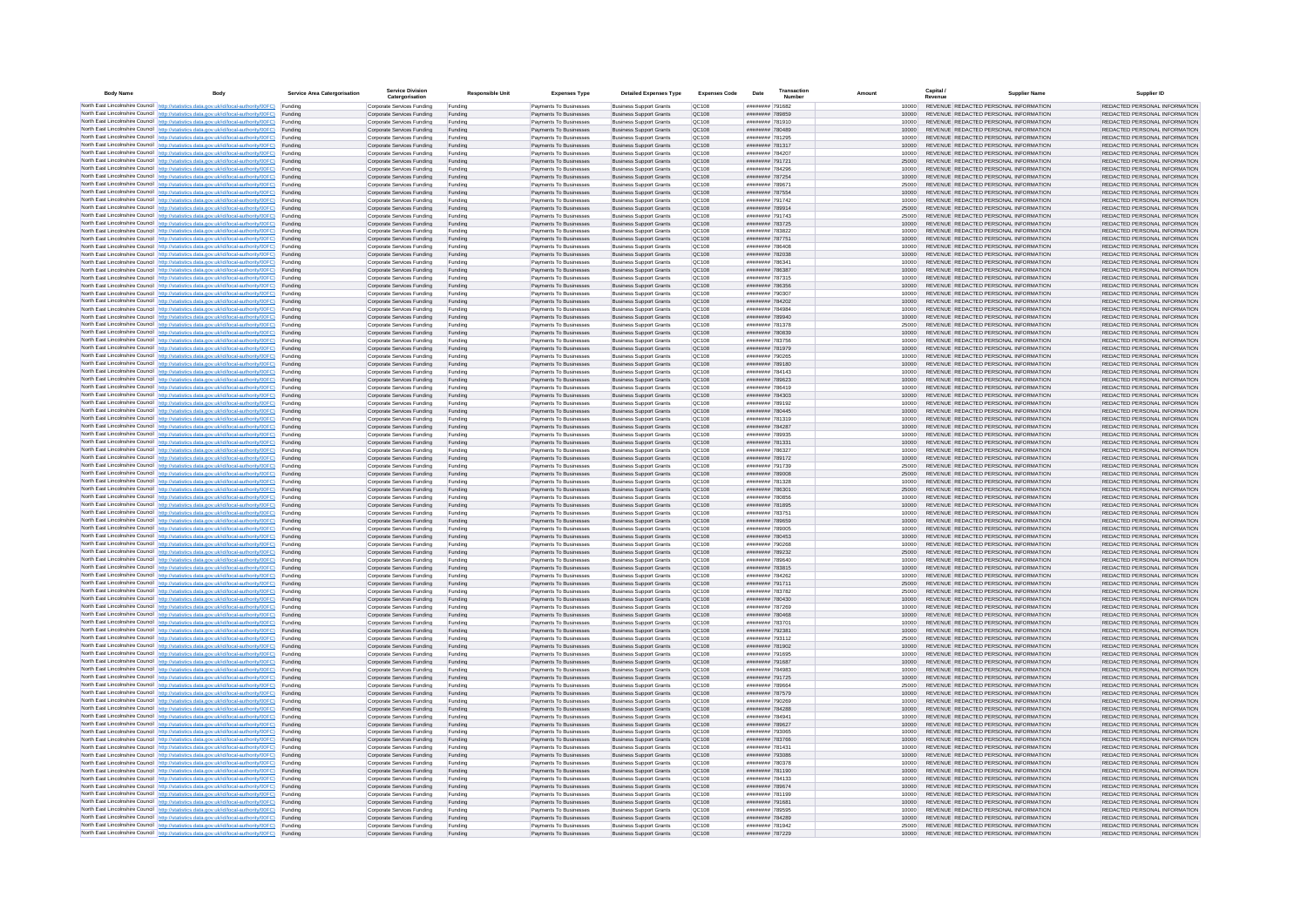| Body Name | Body | Service Area Catergorisation | Service Division Catergorisation | Responsible Unit | Expenses Type | Detailed Expenses Type | Expenses Code | Date | Transaction Number | Amount | Capital / Revenue | Supplier Name | Supplier ID |
|---|---|---|---|---|---|---|---|---|---|---|---|---|---|
| North East Lincolnshire Council | http://statistics.data.gov.uk/id/local-authority/00FC) | Funding | Corporate Services Funding | Funding | Payments To Businesses | Business Support Grants | QC108 | ######## | 791682 | 10000 | REVENUE | REDACTED PERSONAL INFORMATION | REDACTED PERSONAL INFORMATION |
| North East Lincolnshire Council | http://statistics.data.gov.uk/id/local-authority/00FC) | Funding | Corporate Services Funding | Funding | Payments To Businesses | Business Support Grants | QC108 | ######## | 789859 | 10000 | REVENUE | REDACTED PERSONAL INFORMATION | REDACTED PERSONAL INFORMATION |
| North East Lincolnshire Council | http://statistics.data.gov.uk/id/local-authority/00FC) | Funding | Corporate Services Funding | Funding | Payments To Businesses | Business Support Grants | QC108 | ######## | 781910 | 10000 | REVENUE | REDACTED PERSONAL INFORMATION | REDACTED PERSONAL INFORMATION |
| North East Lincolnshire Council | http://statistics.data.gov.uk/id/local-authority/00FC) | Funding | Corporate Services Funding | Funding | Payments To Businesses | Business Support Grants | QC108 | ######## | 780489 | 10000 | REVENUE | REDACTED PERSONAL INFORMATION | REDACTED PERSONAL INFORMATION |
| North East Lincolnshire Council | http://statistics.data.gov.uk/id/local-authority/00FC) | Funding | Corporate Services Funding | Funding | Payments To Businesses | Business Support Grants | QC108 | ######## | 781295 | 10000 | REVENUE | REDACTED PERSONAL INFORMATION | REDACTED PERSONAL INFORMATION |
| North East Lincolnshire Council | http://statistics.data.gov.uk/id/local-authority/00FC) | Funding | Corporate Services Funding | Funding | Payments To Businesses | Business Support Grants | QC108 | ######## | 781317 | 10000 | REVENUE | REDACTED PERSONAL INFORMATION | REDACTED PERSONAL INFORMATION |
| North East Lincolnshire Council | http://statistics.data.gov.uk/id/local-authority/00FC) | Funding | Corporate Services Funding | Funding | Payments To Businesses | Business Support Grants | QC108 | ######## | 784207 | 10000 | REVENUE | REDACTED PERSONAL INFORMATION | REDACTED PERSONAL INFORMATION |
| North East Lincolnshire Council | http://statistics.data.gov.uk/id/local-authority/00FC) | Funding | Corporate Services Funding | Funding | Payments To Businesses | Business Support Grants | QC108 | ######## | 791721 | 25000 | REVENUE | REDACTED PERSONAL INFORMATION | REDACTED PERSONAL INFORMATION |
| North East Lincolnshire Council | http://statistics.data.gov.uk/id/local-authority/00FC) | Funding | Corporate Services Funding | Funding | Payments To Businesses | Business Support Grants | QC108 | ######## | 784296 | 10000 | REVENUE | REDACTED PERSONAL INFORMATION | REDACTED PERSONAL INFORMATION |
| North East Lincolnshire Council | http://statistics.data.gov.uk/id/local-authority/00FC) | Funding | Corporate Services Funding | Funding | Payments To Businesses | Business Support Grants | QC108 | ######## | 787254 | 10000 | REVENUE | REDACTED PERSONAL INFORMATION | REDACTED PERSONAL INFORMATION |
| North East Lincolnshire Council | http://statistics.data.gov.uk/id/local-authority/00FC) | Funding | Corporate Services Funding | Funding | Payments To Businesses | Business Support Grants | QC108 | ######## | 789671 | 25000 | REVENUE | REDACTED PERSONAL INFORMATION | REDACTED PERSONAL INFORMATION |
| North East Lincolnshire Council | http://statistics.data.gov.uk/id/local-authority/00FC) | Funding | Corporate Services Funding | Funding | Payments To Businesses | Business Support Grants | QC108 | ######## | 787554 | 10000 | REVENUE | REDACTED PERSONAL INFORMATION | REDACTED PERSONAL INFORMATION |
| North East Lincolnshire Council | http://statistics.data.gov.uk/id/local-authority/00FC) | Funding | Corporate Services Funding | Funding | Payments To Businesses | Business Support Grants | QC108 | ######## | 791742 | 10000 | REVENUE | REDACTED PERSONAL INFORMATION | REDACTED PERSONAL INFORMATION |
| North East Lincolnshire Council | http://statistics.data.gov.uk/id/local-authority/00FC) | Funding | Corporate Services Funding | Funding | Payments To Businesses | Business Support Grants | QC108 | ######## | 789914 | 25000 | REVENUE | REDACTED PERSONAL INFORMATION | REDACTED PERSONAL INFORMATION |
| North East Lincolnshire Council | http://statistics.data.gov.uk/id/local-authority/00FC) | Funding | Corporate Services Funding | Funding | Payments To Businesses | Business Support Grants | QC108 | ######## | 791743 | 25000 | REVENUE | REDACTED PERSONAL INFORMATION | REDACTED PERSONAL INFORMATION |
| North East Lincolnshire Council | http://statistics.data.gov.uk/id/local-authority/00FC) | Funding | Corporate Services Funding | Funding | Payments To Businesses | Business Support Grants | QC108 | ######## | 783725 | 10000 | REVENUE | REDACTED PERSONAL INFORMATION | REDACTED PERSONAL INFORMATION |
| North East Lincolnshire Council | http://statistics.data.gov.uk/id/local-authority/00FC) | Funding | Corporate Services Funding | Funding | Payments To Businesses | Business Support Grants | QC108 | ######## | 783822 | 10000 | REVENUE | REDACTED PERSONAL INFORMATION | REDACTED PERSONAL INFORMATION |
| North East Lincolnshire Council | http://statistics.data.gov.uk/id/local-authority/00FC) | Funding | Corporate Services Funding | Funding | Payments To Businesses | Business Support Grants | QC108 | ######## | 787751 | 10000 | REVENUE | REDACTED PERSONAL INFORMATION | REDACTED PERSONAL INFORMATION |
| North East Lincolnshire Council | http://statistics.data.gov.uk/id/local-authority/00FC) | Funding | Corporate Services Funding | Funding | Payments To Businesses | Business Support Grants | QC108 | ######## | 786408 | 10000 | REVENUE | REDACTED PERSONAL INFORMATION | REDACTED PERSONAL INFORMATION |
| North East Lincolnshire Council | http://statistics.data.gov.uk/id/local-authority/00FC) | Funding | Corporate Services Funding | Funding | Payments To Businesses | Business Support Grants | QC108 | ######## | 782038 | 10000 | REVENUE | REDACTED PERSONAL INFORMATION | REDACTED PERSONAL INFORMATION |
| North East Lincolnshire Council | http://statistics.data.gov.uk/id/local-authority/00FC) | Funding | Corporate Services Funding | Funding | Payments To Businesses | Business Support Grants | QC108 | ######## | 786341 | 10000 | REVENUE | REDACTED PERSONAL INFORMATION | REDACTED PERSONAL INFORMATION |
| North East Lincolnshire Council | http://statistics.data.gov.uk/id/local-authority/00FC) | Funding | Corporate Services Funding | Funding | Payments To Businesses | Business Support Grants | QC108 | ######## | 786387 | 10000 | REVENUE | REDACTED PERSONAL INFORMATION | REDACTED PERSONAL INFORMATION |
| North East Lincolnshire Council | http://statistics.data.gov.uk/id/local-authority/00FC) | Funding | Corporate Services Funding | Funding | Payments To Businesses | Business Support Grants | QC108 | ######## | 787315 | 10000 | REVENUE | REDACTED PERSONAL INFORMATION | REDACTED PERSONAL INFORMATION |
| North East Lincolnshire Council | http://statistics.data.gov.uk/id/local-authority/00FC) | Funding | Corporate Services Funding | Funding | Payments To Businesses | Business Support Grants | QC108 | ######## | 786356 | 10000 | REVENUE | REDACTED PERSONAL INFORMATION | REDACTED PERSONAL INFORMATION |
| North East Lincolnshire Council | http://statistics.data.gov.uk/id/local-authority/00FC) | Funding | Corporate Services Funding | Funding | Payments To Businesses | Business Support Grants | QC108 | ######## | 790307 | 10000 | REVENUE | REDACTED PERSONAL INFORMATION | REDACTED PERSONAL INFORMATION |
| North East Lincolnshire Council | http://statistics.data.gov.uk/id/local-authority/00FC) | Funding | Corporate Services Funding | Funding | Payments To Businesses | Business Support Grants | QC108 | ######## | 784202 | 10000 | REVENUE | REDACTED PERSONAL INFORMATION | REDACTED PERSONAL INFORMATION |
| North East Lincolnshire Council | http://statistics.data.gov.uk/id/local-authority/00FC) | Funding | Corporate Services Funding | Funding | Payments To Businesses | Business Support Grants | QC108 | ######## | 784984 | 10000 | REVENUE | REDACTED PERSONAL INFORMATION | REDACTED PERSONAL INFORMATION |
| North East Lincolnshire Council | http://statistics.data.gov.uk/id/local-authority/00FC) | Funding | Corporate Services Funding | Funding | Payments To Businesses | Business Support Grants | QC108 | ######## | 789940 | 10000 | REVENUE | REDACTED PERSONAL INFORMATION | REDACTED PERSONAL INFORMATION |
| North East Lincolnshire Council | http://statistics.data.gov.uk/id/local-authority/00FC) | Funding | Corporate Services Funding | Funding | Payments To Businesses | Business Support Grants | QC108 | ######## | 781378 | 25000 | REVENUE | REDACTED PERSONAL INFORMATION | REDACTED PERSONAL INFORMATION |
| North East Lincolnshire Council | http://statistics.data.gov.uk/id/local-authority/00FC) | Funding | Corporate Services Funding | Funding | Payments To Businesses | Business Support Grants | QC108 | ######## | 780839 | 10000 | REVENUE | REDACTED PERSONAL INFORMATION | REDACTED PERSONAL INFORMATION |
| North East Lincolnshire Council | http://statistics.data.gov.uk/id/local-authority/00FC) | Funding | Corporate Services Funding | Funding | Payments To Businesses | Business Support Grants | QC108 | ######## | 783756 | 10000 | REVENUE | REDACTED PERSONAL INFORMATION | REDACTED PERSONAL INFORMATION |
| North East Lincolnshire Council | http://statistics.data.gov.uk/id/local-authority/00FC) | Funding | Corporate Services Funding | Funding | Payments To Businesses | Business Support Grants | QC108 | ######## | 781979 | 10000 | REVENUE | REDACTED PERSONAL INFORMATION | REDACTED PERSONAL INFORMATION |
| North East Lincolnshire Council | http://statistics.data.gov.uk/id/local-authority/00FC) | Funding | Corporate Services Funding | Funding | Payments To Businesses | Business Support Grants | QC108 | ######## | 790265 | 10000 | REVENUE | REDACTED PERSONAL INFORMATION | REDACTED PERSONAL INFORMATION |
| North East Lincolnshire Council | http://statistics.data.gov.uk/id/local-authority/00FC) | Funding | Corporate Services Funding | Funding | Payments To Businesses | Business Support Grants | QC108 | ######## | 789180 | 10000 | REVENUE | REDACTED PERSONAL INFORMATION | REDACTED PERSONAL INFORMATION |
| North East Lincolnshire Council | http://statistics.data.gov.uk/id/local-authority/00FC) | Funding | Corporate Services Funding | Funding | Payments To Businesses | Business Support Grants | QC108 | ######## | 784143 | 10000 | REVENUE | REDACTED PERSONAL INFORMATION | REDACTED PERSONAL INFORMATION |
| North East Lincolnshire Council | http://statistics.data.gov.uk/id/local-authority/00FC) | Funding | Corporate Services Funding | Funding | Payments To Businesses | Business Support Grants | QC108 | ######## | 789623 | 10000 | REVENUE | REDACTED PERSONAL INFORMATION | REDACTED PERSONAL INFORMATION |
| North East Lincolnshire Council | http://statistics.data.gov.uk/id/local-authority/00FC) | Funding | Corporate Services Funding | Funding | Payments To Businesses | Business Support Grants | QC108 | ######## | 786419 | 10000 | REVENUE | REDACTED PERSONAL INFORMATION | REDACTED PERSONAL INFORMATION |
| North East Lincolnshire Council | http://statistics.data.gov.uk/id/local-authority/00FC) | Funding | Corporate Services Funding | Funding | Payments To Businesses | Business Support Grants | QC108 | ######## | 784303 | 10000 | REVENUE | REDACTED PERSONAL INFORMATION | REDACTED PERSONAL INFORMATION |
| North East Lincolnshire Council | http://statistics.data.gov.uk/id/local-authority/00FC) | Funding | Corporate Services Funding | Funding | Payments To Businesses | Business Support Grants | QC108 | ######## | 789192 | 10000 | REVENUE | REDACTED PERSONAL INFORMATION | REDACTED PERSONAL INFORMATION |
| North East Lincolnshire Council | http://statistics.data.gov.uk/id/local-authority/00FC) | Funding | Corporate Services Funding | Funding | Payments To Businesses | Business Support Grants | QC108 | ######## | 780445 | 10000 | REVENUE | REDACTED PERSONAL INFORMATION | REDACTED PERSONAL INFORMATION |
| North East Lincolnshire Council | http://statistics.data.gov.uk/id/local-authority/00FC) | Funding | Corporate Services Funding | Funding | Payments To Businesses | Business Support Grants | QC108 | ######## | 781319 | 10000 | REVENUE | REDACTED PERSONAL INFORMATION | REDACTED PERSONAL INFORMATION |
| North East Lincolnshire Council | http://statistics.data.gov.uk/id/local-authority/00FC) | Funding | Corporate Services Funding | Funding | Payments To Businesses | Business Support Grants | QC108 | ######## | 784287 | 10000 | REVENUE | REDACTED PERSONAL INFORMATION | REDACTED PERSONAL INFORMATION |
| North East Lincolnshire Council | http://statistics.data.gov.uk/id/local-authority/00FC) | Funding | Corporate Services Funding | Funding | Payments To Businesses | Business Support Grants | QC108 | ######## | 789935 | 10000 | REVENUE | REDACTED PERSONAL INFORMATION | REDACTED PERSONAL INFORMATION |
| North East Lincolnshire Council | http://statistics.data.gov.uk/id/local-authority/00FC) | Funding | Corporate Services Funding | Funding | Payments To Businesses | Business Support Grants | QC108 | ######## | 781331 | 10000 | REVENUE | REDACTED PERSONAL INFORMATION | REDACTED PERSONAL INFORMATION |
| North East Lincolnshire Council | http://statistics.data.gov.uk/id/local-authority/00FC) | Funding | Corporate Services Funding | Funding | Payments To Businesses | Business Support Grants | QC108 | ######## | 786327 | 10000 | REVENUE | REDACTED PERSONAL INFORMATION | REDACTED PERSONAL INFORMATION |
| North East Lincolnshire Council | http://statistics.data.gov.uk/id/local-authority/00FC) | Funding | Corporate Services Funding | Funding | Payments To Businesses | Business Support Grants | QC108 | ######## | 789172 | 10000 | REVENUE | REDACTED PERSONAL INFORMATION | REDACTED PERSONAL INFORMATION |
| North East Lincolnshire Council | http://statistics.data.gov.uk/id/local-authority/00FC) | Funding | Corporate Services Funding | Funding | Payments To Businesses | Business Support Grants | QC108 | ######## | 791739 | 25000 | REVENUE | REDACTED PERSONAL INFORMATION | REDACTED PERSONAL INFORMATION |
| North East Lincolnshire Council | http://statistics.data.gov.uk/id/local-authority/00FC) | Funding | Corporate Services Funding | Funding | Payments To Businesses | Business Support Grants | QC108 | ######## | 789008 | 25000 | REVENUE | REDACTED PERSONAL INFORMATION | REDACTED PERSONAL INFORMATION |
| North East Lincolnshire Council | http://statistics.data.gov.uk/id/local-authority/00FC) | Funding | Corporate Services Funding | Funding | Payments To Businesses | Business Support Grants | QC108 | ######## | 781328 | 10000 | REVENUE | REDACTED PERSONAL INFORMATION | REDACTED PERSONAL INFORMATION |
| North East Lincolnshire Council | http://statistics.data.gov.uk/id/local-authority/00FC) | Funding | Corporate Services Funding | Funding | Payments To Businesses | Business Support Grants | QC108 | ######## | 786301 | 25000 | REVENUE | REDACTED PERSONAL INFORMATION | REDACTED PERSONAL INFORMATION |
| North East Lincolnshire Council | http://statistics.data.gov.uk/id/local-authority/00FC) | Funding | Corporate Services Funding | Funding | Payments To Businesses | Business Support Grants | QC108 | ######## | 790856 | 10000 | REVENUE | REDACTED PERSONAL INFORMATION | REDACTED PERSONAL INFORMATION |
| North East Lincolnshire Council | http://statistics.data.gov.uk/id/local-authority/00FC) | Funding | Corporate Services Funding | Funding | Payments To Businesses | Business Support Grants | QC108 | ######## | 781895 | 10000 | REVENUE | REDACTED PERSONAL INFORMATION | REDACTED PERSONAL INFORMATION |
| North East Lincolnshire Council | http://statistics.data.gov.uk/id/local-authority/00FC) | Funding | Corporate Services Funding | Funding | Payments To Businesses | Business Support Grants | QC108 | ######## | 783751 | 10000 | REVENUE | REDACTED PERSONAL INFORMATION | REDACTED PERSONAL INFORMATION |
| North East Lincolnshire Council | http://statistics.data.gov.uk/id/local-authority/00FC) | Funding | Corporate Services Funding | Funding | Payments To Businesses | Business Support Grants | QC108 | ######## | 789659 | 10000 | REVENUE | REDACTED PERSONAL INFORMATION | REDACTED PERSONAL INFORMATION |
| North East Lincolnshire Council | http://statistics.data.gov.uk/id/local-authority/00FC) | Funding | Corporate Services Funding | Funding | Payments To Businesses | Business Support Grants | QC108 | ######## | 789005 | 10000 | REVENUE | REDACTED PERSONAL INFORMATION | REDACTED PERSONAL INFORMATION |
| North East Lincolnshire Council | http://statistics.data.gov.uk/id/local-authority/00FC) | Funding | Corporate Services Funding | Funding | Payments To Businesses | Business Support Grants | QC108 | ######## | 780453 | 10000 | REVENUE | REDACTED PERSONAL INFORMATION | REDACTED PERSONAL INFORMATION |
| North East Lincolnshire Council | http://statistics.data.gov.uk/id/local-authority/00FC) | Funding | Corporate Services Funding | Funding | Payments To Businesses | Business Support Grants | QC108 | ######## | 790268 | 10000 | REVENUE | REDACTED PERSONAL INFORMATION | REDACTED PERSONAL INFORMATION |
| North East Lincolnshire Council | http://statistics.data.gov.uk/id/local-authority/00FC) | Funding | Corporate Services Funding | Funding | Payments To Businesses | Business Support Grants | QC108 | ######## | 789232 | 25000 | REVENUE | REDACTED PERSONAL INFORMATION | REDACTED PERSONAL INFORMATION |
| North East Lincolnshire Council | http://statistics.data.gov.uk/id/local-authority/00FC) | Funding | Corporate Services Funding | Funding | Payments To Businesses | Business Support Grants | QC108 | ######## | 780640 | 10000 | REVENUE | REDACTED PERSONAL INFORMATION | REDACTED PERSONAL INFORMATION |
| North East Lincolnshire Council | http://statistics.data.gov.uk/id/local-authority/00FC) | Funding | Corporate Services Funding | Funding | Payments To Businesses | Business Support Grants | QC108 | ######## | 783815 | 10000 | REVENUE | REDACTED PERSONAL INFORMATION | REDACTED PERSONAL INFORMATION |
| North East Lincolnshire Council | http://statistics.data.gov.uk/id/local-authority/00FC) | Funding | Corporate Services Funding | Funding | Payments To Businesses | Business Support Grants | QC108 | ######## | 784262 | 10000 | REVENUE | REDACTED PERSONAL INFORMATION | REDACTED PERSONAL INFORMATION |
| North East Lincolnshire Council | http://statistics.data.gov.uk/id/local-authority/00FC) | Funding | Corporate Services Funding | Funding | Payments To Businesses | Business Support Grants | QC108 | ######## | 791711 | 25000 | REVENUE | REDACTED PERSONAL INFORMATION | REDACTED PERSONAL INFORMATION |
| North East Lincolnshire Council | http://statistics.data.gov.uk/id/local-authority/00FC) | Funding | Corporate Services Funding | Funding | Payments To Businesses | Business Support Grants | QC108 | ######## | 783782 | 25000 | REVENUE | REDACTED PERSONAL INFORMATION | REDACTED PERSONAL INFORMATION |
| North East Lincolnshire Council | http://statistics.data.gov.uk/id/local-authority/00FC) | Funding | Corporate Services Funding | Funding | Payments To Businesses | Business Support Grants | QC108 | ######## | 780430 | 10000 | REVENUE | REDACTED PERSONAL INFORMATION | REDACTED PERSONAL INFORMATION |
| North East Lincolnshire Council | http://statistics.data.gov.uk/id/local-authority/00FC) | Funding | Corporate Services Funding | Funding | Payments To Businesses | Business Support Grants | QC108 | ######## | 787269 | 10000 | REVENUE | REDACTED PERSONAL INFORMATION | REDACTED PERSONAL INFORMATION |
| North East Lincolnshire Council | http://statistics.data.gov.uk/id/local-authority/00FC) | Funding | Corporate Services Funding | Funding | Payments To Businesses | Business Support Grants | QC108 | ######## | 780468 | 10000 | REVENUE | REDACTED PERSONAL INFORMATION | REDACTED PERSONAL INFORMATION |
| North East Lincolnshire Council | http://statistics.data.gov.uk/id/local-authority/00FC) | Funding | Corporate Services Funding | Funding | Payments To Businesses | Business Support Grants | QC108 | ######## | 783701 | 10000 | REVENUE | REDACTED PERSONAL INFORMATION | REDACTED PERSONAL INFORMATION |
| North East Lincolnshire Council | http://statistics.data.gov.uk/id/local-authority/00FC) | Funding | Corporate Services Funding | Funding | Payments To Businesses | Business Support Grants | QC108 | ######## | 782381 | 10000 | REVENUE | REDACTED PERSONAL INFORMATION | REDACTED PERSONAL INFORMATION |
| North East Lincolnshire Council | http://statistics.data.gov.uk/id/local-authority/00FC) | Funding | Corporate Services Funding | Funding | Payments To Businesses | Business Support Grants | QC108 | ######## | 793112 | 25000 | REVENUE | REDACTED PERSONAL INFORMATION | REDACTED PERSONAL INFORMATION |
| North East Lincolnshire Council | http://statistics.data.gov.uk/id/local-authority/00FC) | Funding | Corporate Services Funding | Funding | Payments To Businesses | Business Support Grants | QC108 | ######## | 781902 | 10000 | REVENUE | REDACTED PERSONAL INFORMATION | REDACTED PERSONAL INFORMATION |
| North East Lincolnshire Council | http://statistics.data.gov.uk/id/local-authority/00FC) | Funding | Corporate Services Funding | Funding | Payments To Businesses | Business Support Grants | QC108 | ######## | 791695 | 10000 | REVENUE | REDACTED PERSONAL INFORMATION | REDACTED PERSONAL INFORMATION |
| North East Lincolnshire Council | http://statistics.data.gov.uk/id/local-authority/00FC) | Funding | Corporate Services Funding | Funding | Payments To Businesses | Business Support Grants | QC108 | ######## | 791687 | 10000 | REVENUE | REDACTED PERSONAL INFORMATION | REDACTED PERSONAL INFORMATION |
| North East Lincolnshire Council | http://statistics.data.gov.uk/id/local-authority/00FC) | Funding | Corporate Services Funding | Funding | Payments To Businesses | Business Support Grants | QC108 | ######## | 784983 | 10000 | REVENUE | REDACTED PERSONAL INFORMATION | REDACTED PERSONAL INFORMATION |
| North East Lincolnshire Council | http://statistics.data.gov.uk/id/local-authority/00FC) | Funding | Corporate Services Funding | Funding | Payments To Businesses | Business Support Grants | QC108 | ######## | 791725 | 10000 | REVENUE | REDACTED PERSONAL INFORMATION | REDACTED PERSONAL INFORMATION |
| North East Lincolnshire Council | http://statistics.data.gov.uk/id/local-authority/00FC) | Funding | Corporate Services Funding | Funding | Payments To Businesses | Business Support Grants | QC108 | ######## | 789664 | 25000 | REVENUE | REDACTED PERSONAL INFORMATION | REDACTED PERSONAL INFORMATION |
| North East Lincolnshire Council | http://statistics.data.gov.uk/id/local-authority/00FC) | Funding | Corporate Services Funding | Funding | Payments To Businesses | Business Support Grants | QC108 | ######## | 787579 | 10000 | REVENUE | REDACTED PERSONAL INFORMATION | REDACTED PERSONAL INFORMATION |
| North East Lincolnshire Council | http://statistics.data.gov.uk/id/local-authority/00FC) | Funding | Corporate Services Funding | Funding | Payments To Businesses | Business Support Grants | QC108 | ######## | 790269 | 10000 | REVENUE | REDACTED PERSONAL INFORMATION | REDACTED PERSONAL INFORMATION |
| North East Lincolnshire Council | http://statistics.data.gov.uk/id/local-authority/00FC) | Funding | Corporate Services Funding | Funding | Payments To Businesses | Business Support Grants | QC108 | ######## | 784288 | 10000 | REVENUE | REDACTED PERSONAL INFORMATION | REDACTED PERSONAL INFORMATION |
| North East Lincolnshire Council | http://statistics.data.gov.uk/id/local-authority/00FC) | Funding | Corporate Services Funding | Funding | Payments To Businesses | Business Support Grants | QC108 | ######## | 784941 | 10000 | REVENUE | REDACTED PERSONAL INFORMATION | REDACTED PERSONAL INFORMATION |
| North East Lincolnshire Council | http://statistics.data.gov.uk/id/local-authority/00FC) | Funding | Corporate Services Funding | Funding | Payments To Businesses | Business Support Grants | QC108 | ######## | 789627 | 10000 | REVENUE | REDACTED PERSONAL INFORMATION | REDACTED PERSONAL INFORMATION |
| North East Lincolnshire Council | http://statistics.data.gov.uk/id/local-authority/00FC) | Funding | Corporate Services Funding | Funding | Payments To Businesses | Business Support Grants | QC108 | ######## | 793065 | 10000 | REVENUE | REDACTED PERSONAL INFORMATION | REDACTED PERSONAL INFORMATION |
| North East Lincolnshire Council | http://statistics.data.gov.uk/id/local-authority/00FC) | Funding | Corporate Services Funding | Funding | Payments To Businesses | Business Support Grants | QC108 | ######## | 783766 | 10000 | REVENUE | REDACTED PERSONAL INFORMATION | REDACTED PERSONAL INFORMATION |
| North East Lincolnshire Council | http://statistics.data.gov.uk/id/local-authority/00FC) | Funding | Corporate Services Funding | Funding | Payments To Businesses | Business Support Grants | QC108 | ######## | 781431 | 10000 | REVENUE | REDACTED PERSONAL INFORMATION | REDACTED PERSONAL INFORMATION |
| North East Lincolnshire Council | http://statistics.data.gov.uk/id/local-authority/00FC) | Funding | Corporate Services Funding | Funding | Payments To Businesses | Business Support Grants | QC108 | ######## | 793086 | 10000 | REVENUE | REDACTED PERSONAL INFORMATION | REDACTED PERSONAL INFORMATION |
| North East Lincolnshire Council | http://statistics.data.gov.uk/id/local-authority/00FC) | Funding | Corporate Services Funding | Funding | Payments To Businesses | Business Support Grants | QC108 | ######## | 780378 | 10000 | REVENUE | REDACTED PERSONAL INFORMATION | REDACTED PERSONAL INFORMATION |
| North East Lincolnshire Council | http://statistics.data.gov.uk/id/local-authority/00FC) | Funding | Corporate Services Funding | Funding | Payments To Businesses | Business Support Grants | QC108 | ######## | 781190 | 10000 | REVENUE | REDACTED PERSONAL INFORMATION | REDACTED PERSONAL INFORMATION |
| North East Lincolnshire Council | http://statistics.data.gov.uk/id/local-authority/00FC) | Funding | Corporate Services Funding | Funding | Payments To Businesses | Business Support Grants | QC108 | ######## | 784133 | 10000 | REVENUE | REDACTED PERSONAL INFORMATION | REDACTED PERSONAL INFORMATION |
| North East Lincolnshire Council | http://statistics.data.gov.uk/id/local-authority/00FC) | Funding | Corporate Services Funding | Funding | Payments To Businesses | Business Support Grants | QC108 | ######## | 789674 | 10000 | REVENUE | REDACTED PERSONAL INFORMATION | REDACTED PERSONAL INFORMATION |
| North East Lincolnshire Council | http://statistics.data.gov.uk/id/local-authority/00FC) | Funding | Corporate Services Funding | Funding | Payments To Businesses | Business Support Grants | QC108 | ######## | 781199 | 10000 | REVENUE | REDACTED PERSONAL INFORMATION | REDACTED PERSONAL INFORMATION |
| North East Lincolnshire Council | http://statistics.data.gov.uk/id/local-authority/00FC) | Funding | Corporate Services Funding | Funding | Payments To Businesses | Business Support Grants | QC108 | ######## | 791681 | 10000 | REVENUE | REDACTED PERSONAL INFORMATION | REDACTED PERSONAL INFORMATION |
| North East Lincolnshire Council | http://statistics.data.gov.uk/id/local-authority/00FC) | Funding | Corporate Services Funding | Funding | Payments To Businesses | Business Support Grants | QC108 | ######## | 789595 | 10000 | REVENUE | REDACTED PERSONAL INFORMATION | REDACTED PERSONAL INFORMATION |
| North East Lincolnshire Council | http://statistics.data.gov.uk/id/local-authority/00FC) | Funding | Corporate Services Funding | Funding | Payments To Businesses | Business Support Grants | QC108 | ######## | 784289 | 10000 | REVENUE | REDACTED PERSONAL INFORMATION | REDACTED PERSONAL INFORMATION |
| North East Lincolnshire Council | http://statistics.data.gov.uk/id/local-authority/00FC) | Funding | Corporate Services Funding | Funding | Payments To Businesses | Business Support Grants | QC108 | ######## | 791942 | 25000 | REVENUE | REDACTED PERSONAL INFORMATION | REDACTED PERSONAL INFORMATION |
| North East Lincolnshire Council | http://statistics.data.gov.uk/id/local-authority/00FC) | Funding | Corporate Services Funding | Funding | Payments To Businesses | Business Support Grants | QC108 | ######## | 787229 | 10000 | REVENUE | REDACTED PERSONAL INFORMATION | REDACTED PERSONAL INFORMATION |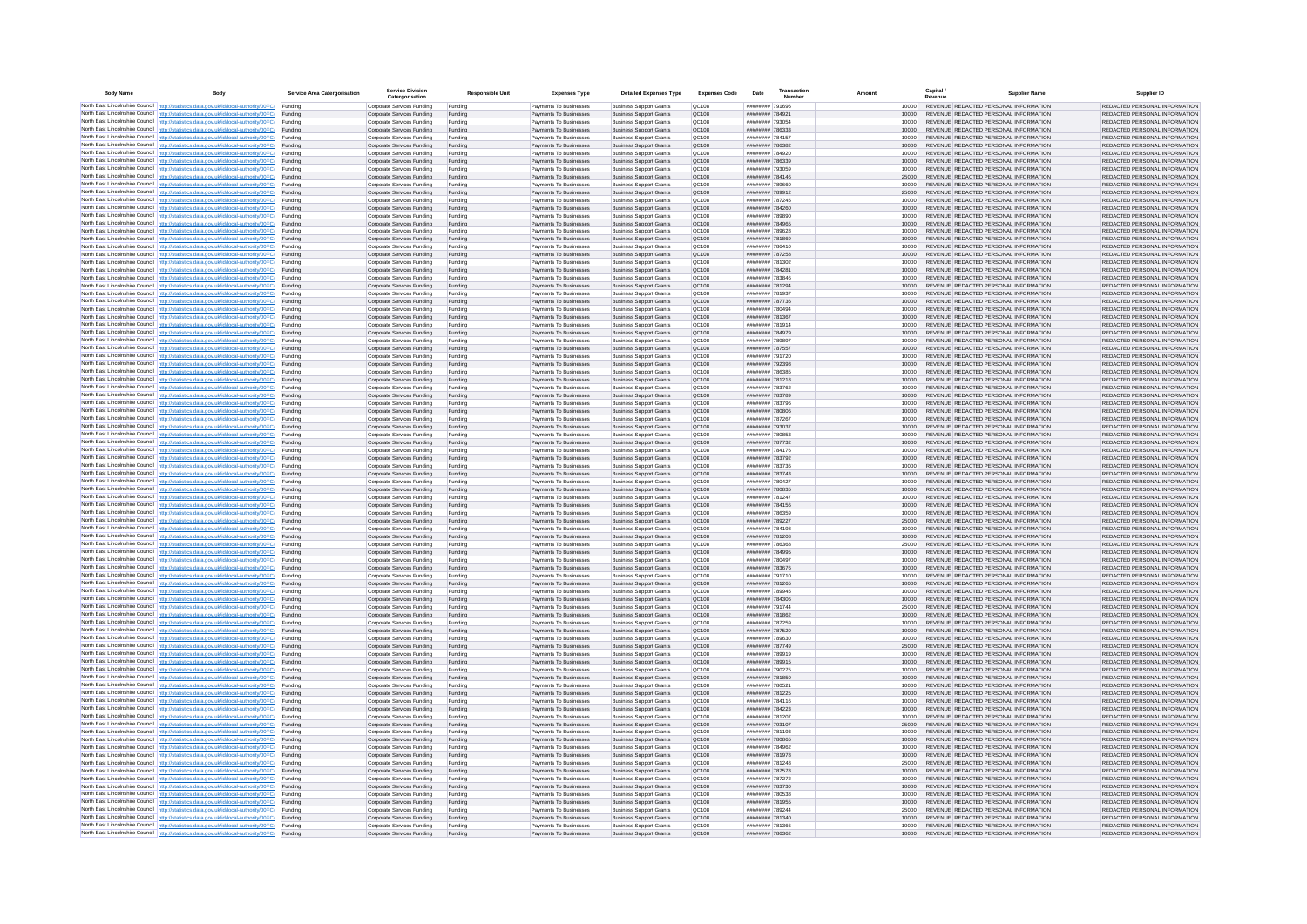| Body Name | Body | Service Area Catergorisation | Service Division Catergorisation | Responsible Unit | Expenses Type | Detailed Expenses Type | Expenses Code | Date | Transaction Number | Amount | Capital / Revenue | Supplier Name | Supplier ID |
|---|---|---|---|---|---|---|---|---|---|---|---|---|---|
| North East Lincolnshire Council | http://statistics.data.gov.uk/id/local-authority/00FC | Funding | Corporate Services Funding | Funding | Payments To Businesses | Business Support Grants | QC108 | ######## | 791696 | 10000 | REVENUE | REDACTED PERSONAL INFORMATION | REDACTED PERSONAL INFORMATION |
| North East Lincolnshire Council | http://statistics.data.gov.uk/id/local-authority/00FC | Funding | Corporate Services Funding | Funding | Payments To Businesses | Business Support Grants | QC108 | ######## | 784921 | 10000 | REVENUE | REDACTED PERSONAL INFORMATION | REDACTED PERSONAL INFORMATION |
| North East Lincolnshire Council | http://statistics.data.gov.uk/id/local-authority/00FC | Funding | Corporate Services Funding | Funding | Payments To Businesses | Business Support Grants | QC108 | ######## | 793054 | 10000 | REVENUE | REDACTED PERSONAL INFORMATION | REDACTED PERSONAL INFORMATION |
| North East Lincolnshire Council | http://statistics.data.gov.uk/id/local-authority/00FC | Funding | Corporate Services Funding | Funding | Payments To Businesses | Business Support Grants | QC108 | ######## | 786333 | 10000 | REVENUE | REDACTED PERSONAL INFORMATION | REDACTED PERSONAL INFORMATION |
| North East Lincolnshire Council | http://statistics.data.gov.uk/id/local-authority/00FC | Funding | Corporate Services Funding | Funding | Payments To Businesses | Business Support Grants | QC108 | ######## | 784157 | 10000 | REVENUE | REDACTED PERSONAL INFORMATION | REDACTED PERSONAL INFORMATION |
| North East Lincolnshire Council | http://statistics.data.gov.uk/id/local-authority/00FC | Funding | Corporate Services Funding | Funding | Payments To Businesses | Business Support Grants | QC108 | ######## | 786382 | 10000 | REVENUE | REDACTED PERSONAL INFORMATION | REDACTED PERSONAL INFORMATION |
| North East Lincolnshire Council | http://statistics.data.gov.uk/id/local-authority/00FC | Funding | Corporate Services Funding | Funding | Payments To Businesses | Business Support Grants | QC108 | ######## | 784920 | 10000 | REVENUE | REDACTED PERSONAL INFORMATION | REDACTED PERSONAL INFORMATION |
| North East Lincolnshire Council | http://statistics.data.gov.uk/id/local-authority/00FC | Funding | Corporate Services Funding | Funding | Payments To Businesses | Business Support Grants | QC108 | ######## | 786339 | 10000 | REVENUE | REDACTED PERSONAL INFORMATION | REDACTED PERSONAL INFORMATION |
| North East Lincolnshire Council | http://statistics.data.gov.uk/id/local-authority/00FC | Funding | Corporate Services Funding | Funding | Payments To Businesses | Business Support Grants | QC108 | ######## | 793059 | 10000 | REVENUE | REDACTED PERSONAL INFORMATION | REDACTED PERSONAL INFORMATION |
| North East Lincolnshire Council | http://statistics.data.gov.uk/id/local-authority/00FC | Funding | Corporate Services Funding | Funding | Payments To Businesses | Business Support Grants | QC108 | ######## | 784146 | 25000 | REVENUE | REDACTED PERSONAL INFORMATION | REDACTED PERSONAL INFORMATION |
| North East Lincolnshire Council | http://statistics.data.gov.uk/id/local-authority/00FC | Funding | Corporate Services Funding | Funding | Payments To Businesses | Business Support Grants | QC108 | ######## | 789660 | 10000 | REVENUE | REDACTED PERSONAL INFORMATION | REDACTED PERSONAL INFORMATION |
| North East Lincolnshire Council | http://statistics.data.gov.uk/id/local-authority/00FC | Funding | Corporate Services Funding | Funding | Payments To Businesses | Business Support Grants | QC108 | ######## | 789912 | 25000 | REVENUE | REDACTED PERSONAL INFORMATION | REDACTED PERSONAL INFORMATION |
| North East Lincolnshire Council | http://statistics.data.gov.uk/id/local-authority/00FC | Funding | Corporate Services Funding | Funding | Payments To Businesses | Business Support Grants | QC108 | ######## | 787245 | 10000 | REVENUE | REDACTED PERSONAL INFORMATION | REDACTED PERSONAL INFORMATION |
| North East Lincolnshire Council | http://statistics.data.gov.uk/id/local-authority/00FC | Funding | Corporate Services Funding | Funding | Payments To Businesses | Business Support Grants | QC108 | ######## | 784260 | 10000 | REVENUE | REDACTED PERSONAL INFORMATION | REDACTED PERSONAL INFORMATION |
| North East Lincolnshire Council | http://statistics.data.gov.uk/id/local-authority/00FC | Funding | Corporate Services Funding | Funding | Payments To Businesses | Business Support Grants | QC108 | ######## | 789890 | 10000 | REVENUE | REDACTED PERSONAL INFORMATION | REDACTED PERSONAL INFORMATION |
| North East Lincolnshire Council | http://statistics.data.gov.uk/id/local-authority/00FC | Funding | Corporate Services Funding | Funding | Payments To Businesses | Business Support Grants | QC108 | ######## | 784965 | 10000 | REVENUE | REDACTED PERSONAL INFORMATION | REDACTED PERSONAL INFORMATION |
| North East Lincolnshire Council | http://statistics.data.gov.uk/id/local-authority/00FC | Funding | Corporate Services Funding | Funding | Payments To Businesses | Business Support Grants | QC108 | ######## | 789628 | 10000 | REVENUE | REDACTED PERSONAL INFORMATION | REDACTED PERSONAL INFORMATION |
| North East Lincolnshire Council | http://statistics.data.gov.uk/id/local-authority/00FC | Funding | Corporate Services Funding | Funding | Payments To Businesses | Business Support Grants | QC108 | ######## | 781869 | 10000 | REVENUE | REDACTED PERSONAL INFORMATION | REDACTED PERSONAL INFORMATION |
| North East Lincolnshire Council | http://statistics.data.gov.uk/id/local-authority/00FC | Funding | Corporate Services Funding | Funding | Payments To Businesses | Business Support Grants | QC108 | ######## | 786410 | 10000 | REVENUE | REDACTED PERSONAL INFORMATION | REDACTED PERSONAL INFORMATION |
| North East Lincolnshire Council | http://statistics.data.gov.uk/id/local-authority/00FC | Funding | Corporate Services Funding | Funding | Payments To Businesses | Business Support Grants | QC108 | ######## | 787258 | 10000 | REVENUE | REDACTED PERSONAL INFORMATION | REDACTED PERSONAL INFORMATION |
| North East Lincolnshire Council | http://statistics.data.gov.uk/id/local-authority/00FC | Funding | Corporate Services Funding | Funding | Payments To Businesses | Business Support Grants | QC108 | ######## | 781302 | 10000 | REVENUE | REDACTED PERSONAL INFORMATION | REDACTED PERSONAL INFORMATION |
| North East Lincolnshire Council | http://statistics.data.gov.uk/id/local-authority/00FC | Funding | Corporate Services Funding | Funding | Payments To Businesses | Business Support Grants | QC108 | ######## | 784281 | 10000 | REVENUE | REDACTED PERSONAL INFORMATION | REDACTED PERSONAL INFORMATION |
| North East Lincolnshire Council | http://statistics.data.gov.uk/id/local-authority/00FC | Funding | Corporate Services Funding | Funding | Payments To Businesses | Business Support Grants | QC108 | ######## | 783846 | 10000 | REVENUE | REDACTED PERSONAL INFORMATION | REDACTED PERSONAL INFORMATION |
| North East Lincolnshire Council | http://statistics.data.gov.uk/id/local-authority/00FC | Funding | Corporate Services Funding | Funding | Payments To Businesses | Business Support Grants | QC108 | ######## | 781294 | 10000 | REVENUE | REDACTED PERSONAL INFORMATION | REDACTED PERSONAL INFORMATION |
| North East Lincolnshire Council | http://statistics.data.gov.uk/id/local-authority/00FC | Funding | Corporate Services Funding | Funding | Payments To Businesses | Business Support Grants | QC108 | ######## | 781937 | 10000 | REVENUE | REDACTED PERSONAL INFORMATION | REDACTED PERSONAL INFORMATION |
| North East Lincolnshire Council | http://statistics.data.gov.uk/id/local-authority/00FC | Funding | Corporate Services Funding | Funding | Payments To Businesses | Business Support Grants | QC108 | ######## | 787736 | 10000 | REVENUE | REDACTED PERSONAL INFORMATION | REDACTED PERSONAL INFORMATION |
| North East Lincolnshire Council | http://statistics.data.gov.uk/id/local-authority/00FC | Funding | Corporate Services Funding | Funding | Payments To Businesses | Business Support Grants | QC108 | ######## | 780494 | 10000 | REVENUE | REDACTED PERSONAL INFORMATION | REDACTED PERSONAL INFORMATION |
| North East Lincolnshire Council | http://statistics.data.gov.uk/id/local-authority/00FC | Funding | Corporate Services Funding | Funding | Payments To Businesses | Business Support Grants | QC108 | ######## | 781367 | 10000 | REVENUE | REDACTED PERSONAL INFORMATION | REDACTED PERSONAL INFORMATION |
| North East Lincolnshire Council | http://statistics.data.gov.uk/id/local-authority/00FC | Funding | Corporate Services Funding | Funding | Payments To Businesses | Business Support Grants | QC108 | ######## | 781914 | 10000 | REVENUE | REDACTED PERSONAL INFORMATION | REDACTED PERSONAL INFORMATION |
| North East Lincolnshire Council | http://statistics.data.gov.uk/id/local-authority/00FC | Funding | Corporate Services Funding | Funding | Payments To Businesses | Business Support Grants | QC108 | ######## | 784979 | 10000 | REVENUE | REDACTED PERSONAL INFORMATION | REDACTED PERSONAL INFORMATION |
| North East Lincolnshire Council | http://statistics.data.gov.uk/id/local-authority/00FC | Funding | Corporate Services Funding | Funding | Payments To Businesses | Business Support Grants | QC108 | ######## | 789897 | 10000 | REVENUE | REDACTED PERSONAL INFORMATION | REDACTED PERSONAL INFORMATION |
| North East Lincolnshire Council | http://statistics.data.gov.uk/id/local-authority/00FC | Funding | Corporate Services Funding | Funding | Payments To Businesses | Business Support Grants | QC108 | ######## | 787557 | 10000 | REVENUE | REDACTED PERSONAL INFORMATION | REDACTED PERSONAL INFORMATION |
| North East Lincolnshire Council | http://statistics.data.gov.uk/id/local-authority/00FC | Funding | Corporate Services Funding | Funding | Payments To Businesses | Business Support Grants | QC108 | ######## | 791720 | 10000 | REVENUE | REDACTED PERSONAL INFORMATION | REDACTED PERSONAL INFORMATION |
| North East Lincolnshire Council | http://statistics.data.gov.uk/id/local-authority/00FC | Funding | Corporate Services Funding | Funding | Payments To Businesses | Business Support Grants | QC108 | ######## | 792398 | 10000 | REVENUE | REDACTED PERSONAL INFORMATION | REDACTED PERSONAL INFORMATION |
| North East Lincolnshire Council | http://statistics.data.gov.uk/id/local-authority/00FC | Funding | Corporate Services Funding | Funding | Payments To Businesses | Business Support Grants | QC108 | ######## | 786385 | 10000 | REVENUE | REDACTED PERSONAL INFORMATION | REDACTED PERSONAL INFORMATION |
| North East Lincolnshire Council | http://statistics.data.gov.uk/id/local-authority/00FC | Funding | Corporate Services Funding | Funding | Payments To Businesses | Business Support Grants | QC108 | ######## | 781218 | 10000 | REVENUE | REDACTED PERSONAL INFORMATION | REDACTED PERSONAL INFORMATION |
| North East Lincolnshire Council | http://statistics.data.gov.uk/id/local-authority/00FC | Funding | Corporate Services Funding | Funding | Payments To Businesses | Business Support Grants | QC108 | ######## | 783762 | 10000 | REVENUE | REDACTED PERSONAL INFORMATION | REDACTED PERSONAL INFORMATION |
| North East Lincolnshire Council | http://statistics.data.gov.uk/id/local-authority/00FC | Funding | Corporate Services Funding | Funding | Payments To Businesses | Business Support Grants | QC108 | ######## | 783789 | 10000 | REVENUE | REDACTED PERSONAL INFORMATION | REDACTED PERSONAL INFORMATION |
| North East Lincolnshire Council | http://statistics.data.gov.uk/id/local-authority/00FC | Funding | Corporate Services Funding | Funding | Payments To Businesses | Business Support Grants | QC108 | ######## | 783796 | 10000 | REVENUE | REDACTED PERSONAL INFORMATION | REDACTED PERSONAL INFORMATION |
| North East Lincolnshire Council | http://statistics.data.gov.uk/id/local-authority/00FC | Funding | Corporate Services Funding | Funding | Payments To Businesses | Business Support Grants | QC108 | ######## | 780806 | 10000 | REVENUE | REDACTED PERSONAL INFORMATION | REDACTED PERSONAL INFORMATION |
| North East Lincolnshire Council | http://statistics.data.gov.uk/id/local-authority/00FC | Funding | Corporate Services Funding | Funding | Payments To Businesses | Business Support Grants | QC108 | ######## | 787267 | 10000 | REVENUE | REDACTED PERSONAL INFORMATION | REDACTED PERSONAL INFORMATION |
| North East Lincolnshire Council | http://statistics.data.gov.uk/id/local-authority/00FC | Funding | Corporate Services Funding | Funding | Payments To Businesses | Business Support Grants | QC108 | ######## | 793037 | 10000 | REVENUE | REDACTED PERSONAL INFORMATION | REDACTED PERSONAL INFORMATION |
| North East Lincolnshire Council | http://statistics.data.gov.uk/id/local-authority/00FC | Funding | Corporate Services Funding | Funding | Payments To Businesses | Business Support Grants | QC108 | ######## | 780853 | 10000 | REVENUE | REDACTED PERSONAL INFORMATION | REDACTED PERSONAL INFORMATION |
| North East Lincolnshire Council | http://statistics.data.gov.uk/id/local-authority/00FC | Funding | Corporate Services Funding | Funding | Payments To Businesses | Business Support Grants | QC108 | ######## | 787732 | 10000 | REVENUE | REDACTED PERSONAL INFORMATION | REDACTED PERSONAL INFORMATION |
| North East Lincolnshire Council | http://statistics.data.gov.uk/id/local-authority/00FC | Funding | Corporate Services Funding | Funding | Payments To Businesses | Business Support Grants | QC108 | ######## | 784176 | 10000 | REVENUE | REDACTED PERSONAL INFORMATION | REDACTED PERSONAL INFORMATION |
| North East Lincolnshire Council | http://statistics.data.gov.uk/id/local-authority/00FC | Funding | Corporate Services Funding | Funding | Payments To Businesses | Business Support Grants | QC108 | ######## | 783792 | 10000 | REVENUE | REDACTED PERSONAL INFORMATION | REDACTED PERSONAL INFORMATION |
| North East Lincolnshire Council | http://statistics.data.gov.uk/id/local-authority/00FC | Funding | Corporate Services Funding | Funding | Payments To Businesses | Business Support Grants | QC108 | ######## | 783736 | 10000 | REVENUE | REDACTED PERSONAL INFORMATION | REDACTED PERSONAL INFORMATION |
| North East Lincolnshire Council | http://statistics.data.gov.uk/id/local-authority/00FC | Funding | Corporate Services Funding | Funding | Payments To Businesses | Business Support Grants | QC108 | ######## | 783743 | 10000 | REVENUE | REDACTED PERSONAL INFORMATION | REDACTED PERSONAL INFORMATION |
| North East Lincolnshire Council | http://statistics.data.gov.uk/id/local-authority/00FC | Funding | Corporate Services Funding | Funding | Payments To Businesses | Business Support Grants | QC108 | ######## | 780427 | 10000 | REVENUE | REDACTED PERSONAL INFORMATION | REDACTED PERSONAL INFORMATION |
| North East Lincolnshire Council | http://statistics.data.gov.uk/id/local-authority/00FC | Funding | Corporate Services Funding | Funding | Payments To Businesses | Business Support Grants | QC108 | ######## | 780835 | 10000 | REVENUE | REDACTED PERSONAL INFORMATION | REDACTED PERSONAL INFORMATION |
| North East Lincolnshire Council | http://statistics.data.gov.uk/id/local-authority/00FC | Funding | Corporate Services Funding | Funding | Payments To Businesses | Business Support Grants | QC108 | ######## | 781247 | 10000 | REVENUE | REDACTED PERSONAL INFORMATION | REDACTED PERSONAL INFORMATION |
| North East Lincolnshire Council | http://statistics.data.gov.uk/id/local-authority/00FC | Funding | Corporate Services Funding | Funding | Payments To Businesses | Business Support Grants | QC108 | ######## | 784156 | 10000 | REVENUE | REDACTED PERSONAL INFORMATION | REDACTED PERSONAL INFORMATION |
| North East Lincolnshire Council | http://statistics.data.gov.uk/id/local-authority/00FC | Funding | Corporate Services Funding | Funding | Payments To Businesses | Business Support Grants | QC108 | ######## | 786359 | 10000 | REVENUE | REDACTED PERSONAL INFORMATION | REDACTED PERSONAL INFORMATION |
| North East Lincolnshire Council | http://statistics.data.gov.uk/id/local-authority/00FC | Funding | Corporate Services Funding | Funding | Payments To Businesses | Business Support Grants | QC108 | ######## | 789227 | 25000 | REVENUE | REDACTED PERSONAL INFORMATION | REDACTED PERSONAL INFORMATION |
| North East Lincolnshire Council | http://statistics.data.gov.uk/id/local-authority/00FC | Funding | Corporate Services Funding | Funding | Payments To Businesses | Business Support Grants | QC108 | ######## | 784198 | 10000 | REVENUE | REDACTED PERSONAL INFORMATION | REDACTED PERSONAL INFORMATION |
| North East Lincolnshire Council | http://statistics.data.gov.uk/id/local-authority/00FC | Funding | Corporate Services Funding | Funding | Payments To Businesses | Business Support Grants | QC108 | ######## | 781208 | 10000 | REVENUE | REDACTED PERSONAL INFORMATION | REDACTED PERSONAL INFORMATION |
| North East Lincolnshire Council | http://statistics.data.gov.uk/id/local-authority/00FC | Funding | Corporate Services Funding | Funding | Payments To Businesses | Business Support Grants | QC108 | ######## | 786368 | 25000 | REVENUE | REDACTED PERSONAL INFORMATION | REDACTED PERSONAL INFORMATION |
| North East Lincolnshire Council | http://statistics.data.gov.uk/id/local-authority/00FC | Funding | Corporate Services Funding | Funding | Payments To Businesses | Business Support Grants | QC108 | ######## | 784995 | 10000 | REVENUE | REDACTED PERSONAL INFORMATION | REDACTED PERSONAL INFORMATION |
| North East Lincolnshire Council | http://statistics.data.gov.uk/id/local-authority/00FC | Funding | Corporate Services Funding | Funding | Payments To Businesses | Business Support Grants | QC108 | ######## | 780497 | 10000 | REVENUE | REDACTED PERSONAL INFORMATION | REDACTED PERSONAL INFORMATION |
| North East Lincolnshire Council | http://statistics.data.gov.uk/id/local-authority/00FC | Funding | Corporate Services Funding | Funding | Payments To Businesses | Business Support Grants | QC108 | ######## | 783676 | 10000 | REVENUE | REDACTED PERSONAL INFORMATION | REDACTED PERSONAL INFORMATION |
| North East Lincolnshire Council | http://statistics.data.gov.uk/id/local-authority/00FC | Funding | Corporate Services Funding | Funding | Payments To Businesses | Business Support Grants | QC108 | ######## | 791710 | 10000 | REVENUE | REDACTED PERSONAL INFORMATION | REDACTED PERSONAL INFORMATION |
| North East Lincolnshire Council | http://statistics.data.gov.uk/id/local-authority/00FC | Funding | Corporate Services Funding | Funding | Payments To Businesses | Business Support Grants | QC108 | ######## | 781265 | 10000 | REVENUE | REDACTED PERSONAL INFORMATION | REDACTED PERSONAL INFORMATION |
| North East Lincolnshire Council | http://statistics.data.gov.uk/id/local-authority/00FC | Funding | Corporate Services Funding | Funding | Payments To Businesses | Business Support Grants | QC108 | ######## | 789945 | 10000 | REVENUE | REDACTED PERSONAL INFORMATION | REDACTED PERSONAL INFORMATION |
| North East Lincolnshire Council | http://statistics.data.gov.uk/id/local-authority/00FC | Funding | Corporate Services Funding | Funding | Payments To Businesses | Business Support Grants | QC108 | ######## | 784306 | 10000 | REVENUE | REDACTED PERSONAL INFORMATION | REDACTED PERSONAL INFORMATION |
| North East Lincolnshire Council | http://statistics.data.gov.uk/id/local-authority/00FC | Funding | Corporate Services Funding | Funding | Payments To Businesses | Business Support Grants | QC108 | ######## | 791744 | 25000 | REVENUE | REDACTED PERSONAL INFORMATION | REDACTED PERSONAL INFORMATION |
| North East Lincolnshire Council | http://statistics.data.gov.uk/id/local-authority/00FC | Funding | Corporate Services Funding | Funding | Payments To Businesses | Business Support Grants | QC108 | ######## | 781862 | 10000 | REVENUE | REDACTED PERSONAL INFORMATION | REDACTED PERSONAL INFORMATION |
| North East Lincolnshire Council | http://statistics.data.gov.uk/id/local-authority/00FC | Funding | Corporate Services Funding | Funding | Payments To Businesses | Business Support Grants | QC108 | ######## | 787259 | 10000 | REVENUE | REDACTED PERSONAL INFORMATION | REDACTED PERSONAL INFORMATION |
| North East Lincolnshire Council | http://statistics.data.gov.uk/id/local-authority/00FC | Funding | Corporate Services Funding | Funding | Payments To Businesses | Business Support Grants | QC108 | ######## | 787520 | 10000 | REVENUE | REDACTED PERSONAL INFORMATION | REDACTED PERSONAL INFORMATION |
| North East Lincolnshire Council | http://statistics.data.gov.uk/id/local-authority/00FC | Funding | Corporate Services Funding | Funding | Payments To Businesses | Business Support Grants | QC108 | ######## | 789630 | 10000 | REVENUE | REDACTED PERSONAL INFORMATION | REDACTED PERSONAL INFORMATION |
| North East Lincolnshire Council | http://statistics.data.gov.uk/id/local-authority/00FC | Funding | Corporate Services Funding | Funding | Payments To Businesses | Business Support Grants | QC108 | ######## | 787749 | 25000 | REVENUE | REDACTED PERSONAL INFORMATION | REDACTED PERSONAL INFORMATION |
| North East Lincolnshire Council | http://statistics.data.gov.uk/id/local-authority/00FC | Funding | Corporate Services Funding | Funding | Payments To Businesses | Business Support Grants | QC108 | ######## | 789919 | 10000 | REVENUE | REDACTED PERSONAL INFORMATION | REDACTED PERSONAL INFORMATION |
| North East Lincolnshire Council | http://statistics.data.gov.uk/id/local-authority/00FC | Funding | Corporate Services Funding | Funding | Payments To Businesses | Business Support Grants | QC108 | ######## | 789915 | 10000 | REVENUE | REDACTED PERSONAL INFORMATION | REDACTED PERSONAL INFORMATION |
| North East Lincolnshire Council | http://statistics.data.gov.uk/id/local-authority/00FC | Funding | Corporate Services Funding | Funding | Payments To Businesses | Business Support Grants | QC108 | ######## | 790275 | 10000 | REVENUE | REDACTED PERSONAL INFORMATION | REDACTED PERSONAL INFORMATION |
| North East Lincolnshire Council | http://statistics.data.gov.uk/id/local-authority/00FC | Funding | Corporate Services Funding | Funding | Payments To Businesses | Business Support Grants | QC108 | ######## | 781850 | 10000 | REVENUE | REDACTED PERSONAL INFORMATION | REDACTED PERSONAL INFORMATION |
| North East Lincolnshire Council | http://statistics.data.gov.uk/id/local-authority/00FC | Funding | Corporate Services Funding | Funding | Payments To Businesses | Business Support Grants | QC108 | ######## | 780521 | 10000 | REVENUE | REDACTED PERSONAL INFORMATION | REDACTED PERSONAL INFORMATION |
| North East Lincolnshire Council | http://statistics.data.gov.uk/id/local-authority/00FC | Funding | Corporate Services Funding | Funding | Payments To Businesses | Business Support Grants | QC108 | ######## | 781225 | 10000 | REVENUE | REDACTED PERSONAL INFORMATION | REDACTED PERSONAL INFORMATION |
| North East Lincolnshire Council | http://statistics.data.gov.uk/id/local-authority/00FC | Funding | Corporate Services Funding | Funding | Payments To Businesses | Business Support Grants | QC108 | ######## | 784116 | 10000 | REVENUE | REDACTED PERSONAL INFORMATION | REDACTED PERSONAL INFORMATION |
| North East Lincolnshire Council | http://statistics.data.gov.uk/id/local-authority/00FC | Funding | Corporate Services Funding | Funding | Payments To Businesses | Business Support Grants | QC108 | ######## | 784223 | 10000 | REVENUE | REDACTED PERSONAL INFORMATION | REDACTED PERSONAL INFORMATION |
| North East Lincolnshire Council | http://statistics.data.gov.uk/id/local-authority/00FC | Funding | Corporate Services Funding | Funding | Payments To Businesses | Business Support Grants | QC108 | ######## | 781207 | 10000 | REVENUE | REDACTED PERSONAL INFORMATION | REDACTED PERSONAL INFORMATION |
| North East Lincolnshire Council | http://statistics.data.gov.uk/id/local-authority/00FC | Funding | Corporate Services Funding | Funding | Payments To Businesses | Business Support Grants | QC108 | ######## | 793107 | 25000 | REVENUE | REDACTED PERSONAL INFORMATION | REDACTED PERSONAL INFORMATION |
| North East Lincolnshire Council | http://statistics.data.gov.uk/id/local-authority/00FC | Funding | Corporate Services Funding | Funding | Payments To Businesses | Business Support Grants | QC108 | ######## | 781193 | 10000 | REVENUE | REDACTED PERSONAL INFORMATION | REDACTED PERSONAL INFORMATION |
| North East Lincolnshire Council | http://statistics.data.gov.uk/id/local-authority/00FC | Funding | Corporate Services Funding | Funding | Payments To Businesses | Business Support Grants | QC108 | ######## | 780865 | 10000 | REVENUE | REDACTED PERSONAL INFORMATION | REDACTED PERSONAL INFORMATION |
| North East Lincolnshire Council | http://statistics.data.gov.uk/id/local-authority/00FC | Funding | Corporate Services Funding | Funding | Payments To Businesses | Business Support Grants | QC108 | ######## | 784962 | 10000 | REVENUE | REDACTED PERSONAL INFORMATION | REDACTED PERSONAL INFORMATION |
| North East Lincolnshire Council | http://statistics.data.gov.uk/id/local-authority/00FC | Funding | Corporate Services Funding | Funding | Payments To Businesses | Business Support Grants | QC108 | ######## | 781978 | 10000 | REVENUE | REDACTED PERSONAL INFORMATION | REDACTED PERSONAL INFORMATION |
| North East Lincolnshire Council | http://statistics.data.gov.uk/id/local-authority/00FC | Funding | Corporate Services Funding | Funding | Payments To Businesses | Business Support Grants | QC108 | ######## | 781248 | 25000 | REVENUE | REDACTED PERSONAL INFORMATION | REDACTED PERSONAL INFORMATION |
| North East Lincolnshire Council | http://statistics.data.gov.uk/id/local-authority/00FC | Funding | Corporate Services Funding | Funding | Payments To Businesses | Business Support Grants | QC108 | ######## | 787578 | 10000 | REVENUE | REDACTED PERSONAL INFORMATION | REDACTED PERSONAL INFORMATION |
| North East Lincolnshire Council | http://statistics.data.gov.uk/id/local-authority/00FC | Funding | Corporate Services Funding | Funding | Payments To Businesses | Business Support Grants | QC108 | ######## | 787272 | 10000 | REVENUE | REDACTED PERSONAL INFORMATION | REDACTED PERSONAL INFORMATION |
| North East Lincolnshire Council | http://statistics.data.gov.uk/id/local-authority/00FC | Funding | Corporate Services Funding | Funding | Payments To Businesses | Business Support Grants | QC108 | ######## | 783730 | 10000 | REVENUE | REDACTED PERSONAL INFORMATION | REDACTED PERSONAL INFORMATION |
| North East Lincolnshire Council | http://statistics.data.gov.uk/id/local-authority/00FC | Funding | Corporate Services Funding | Funding | Payments To Businesses | Business Support Grants | QC108 | ######## | 780538 | 10000 | REVENUE | REDACTED PERSONAL INFORMATION | REDACTED PERSONAL INFORMATION |
| North East Lincolnshire Council | http://statistics.data.gov.uk/id/local-authority/00FC | Funding | Corporate Services Funding | Funding | Payments To Businesses | Business Support Grants | QC108 | ######## | 781955 | 10000 | REVENUE | REDACTED PERSONAL INFORMATION | REDACTED PERSONAL INFORMATION |
| North East Lincolnshire Council | http://statistics.data.gov.uk/id/local-authority/00FC | Funding | Corporate Services Funding | Funding | Payments To Businesses | Business Support Grants | QC108 | ######## | 789244 | 25000 | REVENUE | REDACTED PERSONAL INFORMATION | REDACTED PERSONAL INFORMATION |
| North East Lincolnshire Council | http://statistics.data.gov.uk/id/local-authority/00FC | Funding | Corporate Services Funding | Funding | Payments To Businesses | Business Support Grants | QC108 | ######## | 781340 | 10000 | REVENUE | REDACTED PERSONAL INFORMATION | REDACTED PERSONAL INFORMATION |
| North East Lincolnshire Council | http://statistics.data.gov.uk/id/local-authority/00FC | Funding | Corporate Services Funding | Funding | Payments To Businesses | Business Support Grants | QC108 | ######## | 781366 | 10000 | REVENUE | REDACTED PERSONAL INFORMATION | REDACTED PERSONAL INFORMATION |
| North East Lincolnshire Council | http://statistics.data.gov.uk/id/local-authority/00FC | Funding | Corporate Services Funding | Funding | Payments To Businesses | Business Support Grants | QC108 | ######## | 786362 | 10000 | REVENUE | REDACTED PERSONAL INFORMATION | REDACTED PERSONAL INFORMATION |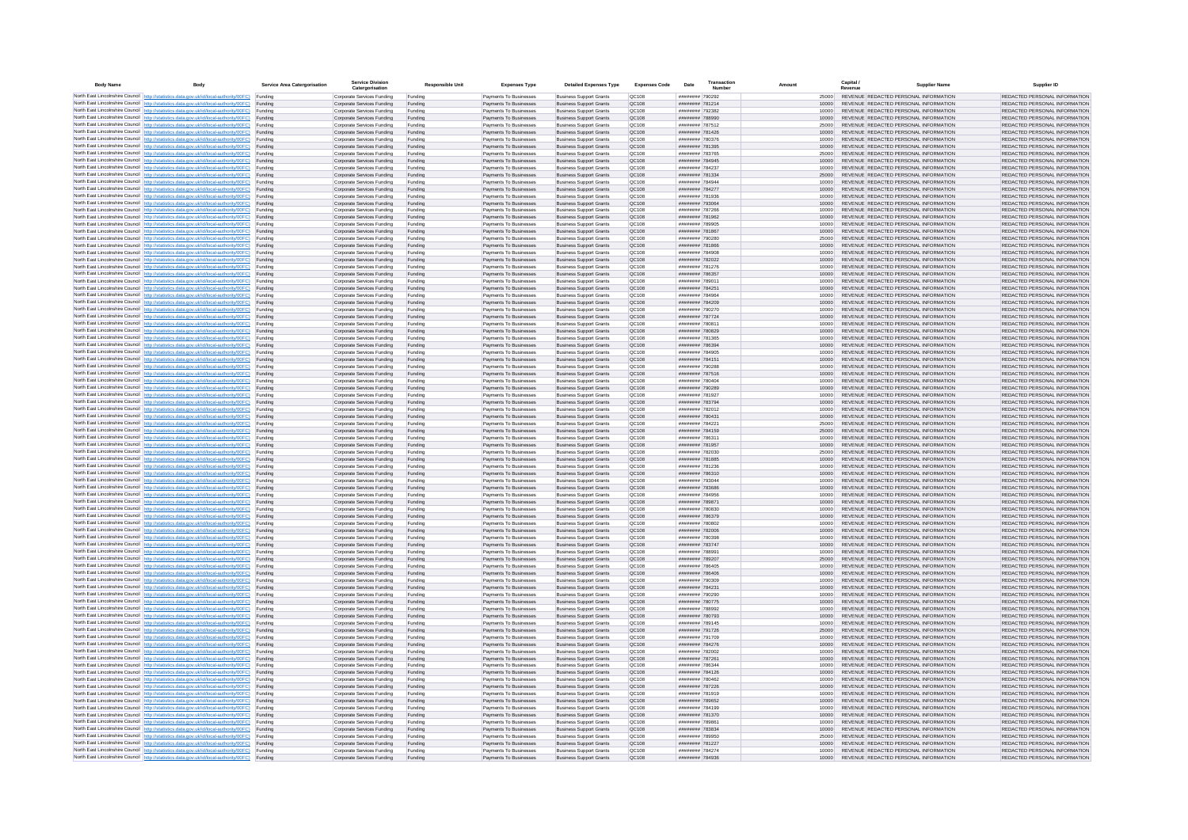| Body Name | Body | Service Area Catergorisation | Service Division Catergorisation | Responsible Unit | Expenses Type | Detailed Expenses Type | Expenses Code | Date | Transaction Number | Amount | Capital / Revenue | Supplier Name | Supplier ID |
|---|---|---|---|---|---|---|---|---|---|---|---|---|---|
| North East Lincolnshire Council | http://statistics.data.gov.uk/id/local-authority/00FC | Funding | Corporate Services Funding | Funding | Payments To Businesses | Business Support Grants | QC108 | ######### | 790292 | 25000 | REVENUE | REDACTED PERSONAL INFORMATION | REDACTED PERSONAL INFORMATION |
| North East Lincolnshire Council | http://statistics.data.gov.uk/id/local-authority/00FC | Funding | Corporate Services Funding | Funding | Payments To Businesses | Business Support Grants | QC108 | ######### | 781214 | 10000 | REVENUE | REDACTED PERSONAL INFORMATION | REDACTED PERSONAL INFORMATION |
| North East Lincolnshire Council | http://statistics.data.gov.uk/id/local-authority/00FC | Funding | Corporate Services Funding | Funding | Payments To Businesses | Business Support Grants | QC108 | ######### | 792382 | 10000 | REVENUE | REDACTED PERSONAL INFORMATION | REDACTED PERSONAL INFORMATION |
| North East Lincolnshire Council | http://statistics.data.gov.uk/id/local-authority/00FC | Funding | Corporate Services Funding | Funding | Payments To Businesses | Business Support Grants | QC108 | ######### | 788990 | 10000 | REVENUE | REDACTED PERSONAL INFORMATION | REDACTED PERSONAL INFORMATION |
| North East Lincolnshire Council | http://statistics.data.gov.uk/id/local-authority/00FC | Funding | Corporate Services Funding | Funding | Payments To Businesses | Business Support Grants | QC108 | ######### | 787512 | 25000 | REVENUE | REDACTED PERSONAL INFORMATION | REDACTED PERSONAL INFORMATION |
| North East Lincolnshire Council | http://statistics.data.gov.uk/id/local-authority/00FC | Funding | Corporate Services Funding | Funding | Payments To Businesses | Business Support Grants | QC108 | ######### | 781426 | 10000 | REVENUE | REDACTED PERSONAL INFORMATION | REDACTED PERSONAL INFORMATION |
| North East Lincolnshire Council | http://statistics.data.gov.uk/id/local-authority/00FC | Funding | Corporate Services Funding | Funding | Payments To Businesses | Business Support Grants | QC108 | ######### | 780376 | 10000 | REVENUE | REDACTED PERSONAL INFORMATION | REDACTED PERSONAL INFORMATION |
| North East Lincolnshire Council | http://statistics.data.gov.uk/id/local-authority/00FC | Funding | Corporate Services Funding | Funding | Payments To Businesses | Business Support Grants | QC108 | ######### | 781395 | 10000 | REVENUE | REDACTED PERSONAL INFORMATION | REDACTED PERSONAL INFORMATION |
| North East Lincolnshire Council | http://statistics.data.gov.uk/id/local-authority/00FC | Funding | Corporate Services Funding | Funding | Payments To Businesses | Business Support Grants | QC108 | ######### | 783765 | 25000 | REVENUE | REDACTED PERSONAL INFORMATION | REDACTED PERSONAL INFORMATION |
| North East Lincolnshire Council | http://statistics.data.gov.uk/id/local-authority/00FC | Funding | Corporate Services Funding | Funding | Payments To Businesses | Business Support Grants | QC108 | ######### | 784945 | 10000 | REVENUE | REDACTED PERSONAL INFORMATION | REDACTED PERSONAL INFORMATION |
| North East Lincolnshire Council | http://statistics.data.gov.uk/id/local-authority/00FC | Funding | Corporate Services Funding | Funding | Payments To Businesses | Business Support Grants | QC108 | ######### | 784237 | 10000 | REVENUE | REDACTED PERSONAL INFORMATION | REDACTED PERSONAL INFORMATION |
| North East Lincolnshire Council | http://statistics.data.gov.uk/id/local-authority/00FC | Funding | Corporate Services Funding | Funding | Payments To Businesses | Business Support Grants | QC108 | ######### | 781334 | 25000 | REVENUE | REDACTED PERSONAL INFORMATION | REDACTED PERSONAL INFORMATION |
| North East Lincolnshire Council | http://statistics.data.gov.uk/id/local-authority/00FC | Funding | Corporate Services Funding | Funding | Payments To Businesses | Business Support Grants | QC108 | ######### | 784944 | 10000 | REVENUE | REDACTED PERSONAL INFORMATION | REDACTED PERSONAL INFORMATION |
| North East Lincolnshire Council | http://statistics.data.gov.uk/id/local-authority/00FC | Funding | Corporate Services Funding | Funding | Payments To Businesses | Business Support Grants | QC108 | ######### | 784277 | 10000 | REVENUE | REDACTED PERSONAL INFORMATION | REDACTED PERSONAL INFORMATION |
| North East Lincolnshire Council | http://statistics.data.gov.uk/id/local-authority/00FC | Funding | Corporate Services Funding | Funding | Payments To Businesses | Business Support Grants | QC108 | ######### | 791936 | 10000 | REVENUE | REDACTED PERSONAL INFORMATION | REDACTED PERSONAL INFORMATION |
| North East Lincolnshire Council | http://statistics.data.gov.uk/id/local-authority/00FC | Funding | Corporate Services Funding | Funding | Payments To Businesses | Business Support Grants | QC108 | ######### | 793064 | 10000 | REVENUE | REDACTED PERSONAL INFORMATION | REDACTED PERSONAL INFORMATION |
| North East Lincolnshire Council | http://statistics.data.gov.uk/id/local-authority/00FC | Funding | Corporate Services Funding | Funding | Payments To Businesses | Business Support Grants | QC108 | ######### | 787266 | 10000 | REVENUE | REDACTED PERSONAL INFORMATION | REDACTED PERSONAL INFORMATION |
| North East Lincolnshire Council | http://statistics.data.gov.uk/id/local-authority/00FC | Funding | Corporate Services Funding | Funding | Payments To Businesses | Business Support Grants | QC108 | ######### | 781962 | 10000 | REVENUE | REDACTED PERSONAL INFORMATION | REDACTED PERSONAL INFORMATION |
| North East Lincolnshire Council | http://statistics.data.gov.uk/id/local-authority/00FC | Funding | Corporate Services Funding | Funding | Payments To Businesses | Business Support Grants | QC108 | ######### | 789905 | 10000 | REVENUE | REDACTED PERSONAL INFORMATION | REDACTED PERSONAL INFORMATION |
| North East Lincolnshire Council | http://statistics.data.gov.uk/id/local-authority/00FC | Funding | Corporate Services Funding | Funding | Payments To Businesses | Business Support Grants | QC108 | ######### | 781867 | 10000 | REVENUE | REDACTED PERSONAL INFORMATION | REDACTED PERSONAL INFORMATION |
| North East Lincolnshire Council | http://statistics.data.gov.uk/id/local-authority/00FC | Funding | Corporate Services Funding | Funding | Payments To Businesses | Business Support Grants | QC108 | ######### | 790280 | 25000 | REVENUE | REDACTED PERSONAL INFORMATION | REDACTED PERSONAL INFORMATION |
| North East Lincolnshire Council | http://statistics.data.gov.uk/id/local-authority/00FC | Funding | Corporate Services Funding | Funding | Payments To Businesses | Business Support Grants | QC108 | ######### | 781866 | 10000 | REVENUE | REDACTED PERSONAL INFORMATION | REDACTED PERSONAL INFORMATION |
| North East Lincolnshire Council | http://statistics.data.gov.uk/id/local-authority/00FC | Funding | Corporate Services Funding | Funding | Payments To Businesses | Business Support Grants | QC108 | ######### | 794908 | 10000 | REVENUE | REDACTED PERSONAL INFORMATION | REDACTED PERSONAL INFORMATION |
| North East Lincolnshire Council | http://statistics.data.gov.uk/id/local-authority/00FC | Funding | Corporate Services Funding | Funding | Payments To Businesses | Business Support Grants | QC108 | ######### | 782022 | 10000 | REVENUE | REDACTED PERSONAL INFORMATION | REDACTED PERSONAL INFORMATION |
| North East Lincolnshire Council | http://statistics.data.gov.uk/id/local-authority/00FC | Funding | Corporate Services Funding | Funding | Payments To Businesses | Business Support Grants | QC108 | ######### | 781276 | 10000 | REVENUE | REDACTED PERSONAL INFORMATION | REDACTED PERSONAL INFORMATION |
| North East Lincolnshire Council | http://statistics.data.gov.uk/id/local-authority/00FC | Funding | Corporate Services Funding | Funding | Payments To Businesses | Business Support Grants | QC108 | ######### | 786357 | 10000 | REVENUE | REDACTED PERSONAL INFORMATION | REDACTED PERSONAL INFORMATION |
| North East Lincolnshire Council | http://statistics.data.gov.uk/id/local-authority/00FC | Funding | Corporate Services Funding | Funding | Payments To Businesses | Business Support Grants | QC108 | ######### | 789011 | 10000 | REVENUE | REDACTED PERSONAL INFORMATION | REDACTED PERSONAL INFORMATION |
| North East Lincolnshire Council | http://statistics.data.gov.uk/id/local-authority/00FC | Funding | Corporate Services Funding | Funding | Payments To Businesses | Business Support Grants | QC108 | ######### | 784251 | 10000 | REVENUE | REDACTED PERSONAL INFORMATION | REDACTED PERSONAL INFORMATION |
| North East Lincolnshire Council | http://statistics.data.gov.uk/id/local-authority/00FC | Funding | Corporate Services Funding | Funding | Payments To Businesses | Business Support Grants | QC108 | ######### | 794964 | 10000 | REVENUE | REDACTED PERSONAL INFORMATION | REDACTED PERSONAL INFORMATION |
| North East Lincolnshire Council | http://statistics.data.gov.uk/id/local-authority/00FC | Funding | Corporate Services Funding | Funding | Payments To Businesses | Business Support Grants | QC108 | ######### | 784209 | 10000 | REVENUE | REDACTED PERSONAL INFORMATION | REDACTED PERSONAL INFORMATION |
| North East Lincolnshire Council | http://statistics.data.gov.uk/id/local-authority/00FC | Funding | Corporate Services Funding | Funding | Payments To Businesses | Business Support Grants | QC108 | ######### | 790270 | 10000 | REVENUE | REDACTED PERSONAL INFORMATION | REDACTED PERSONAL INFORMATION |
| North East Lincolnshire Council | http://statistics.data.gov.uk/id/local-authority/00FC | Funding | Corporate Services Funding | Funding | Payments To Businesses | Business Support Grants | QC108 | ######### | 787724 | 10000 | REVENUE | REDACTED PERSONAL INFORMATION | REDACTED PERSONAL INFORMATION |
| North East Lincolnshire Council | http://statistics.data.gov.uk/id/local-authority/00FC | Funding | Corporate Services Funding | Funding | Payments To Businesses | Business Support Grants | QC108 | ######### | 780811 | 10000 | REVENUE | REDACTED PERSONAL INFORMATION | REDACTED PERSONAL INFORMATION |
| North East Lincolnshire Council | http://statistics.data.gov.uk/id/local-authority/00FC | Funding | Corporate Services Funding | Funding | Payments To Businesses | Business Support Grants | QC108 | ######### | 780829 | 10000 | REVENUE | REDACTED PERSONAL INFORMATION | REDACTED PERSONAL INFORMATION |
| North East Lincolnshire Council | http://statistics.data.gov.uk/id/local-authority/00FC | Funding | Corporate Services Funding | Funding | Payments To Businesses | Business Support Grants | QC108 | ######### | 781365 | 10000 | REVENUE | REDACTED PERSONAL INFORMATION | REDACTED PERSONAL INFORMATION |
| North East Lincolnshire Council | http://statistics.data.gov.uk/id/local-authority/00FC | Funding | Corporate Services Funding | Funding | Payments To Businesses | Business Support Grants | QC108 | ######### | 786394 | 10000 | REVENUE | REDACTED PERSONAL INFORMATION | REDACTED PERSONAL INFORMATION |
| North East Lincolnshire Council | http://statistics.data.gov.uk/id/local-authority/00FC | Funding | Corporate Services Funding | Funding | Payments To Businesses | Business Support Grants | QC108 | ######### | 784905 | 10000 | REVENUE | REDACTED PERSONAL INFORMATION | REDACTED PERSONAL INFORMATION |
| North East Lincolnshire Council | http://statistics.data.gov.uk/id/local-authority/00FC | Funding | Corporate Services Funding | Funding | Payments To Businesses | Business Support Grants | QC108 | ######### | 784151 | 10000 | REVENUE | REDACTED PERSONAL INFORMATION | REDACTED PERSONAL INFORMATION |
| North East Lincolnshire Council | http://statistics.data.gov.uk/id/local-authority/00FC | Funding | Corporate Services Funding | Funding | Payments To Businesses | Business Support Grants | QC108 | ######### | 790288 | 10000 | REVENUE | REDACTED PERSONAL INFORMATION | REDACTED PERSONAL INFORMATION |
| North East Lincolnshire Council | http://statistics.data.gov.uk/id/local-authority/00FC | Funding | Corporate Services Funding | Funding | Payments To Businesses | Business Support Grants | QC108 | ######### | 787516 | 10000 | REVENUE | REDACTED PERSONAL INFORMATION | REDACTED PERSONAL INFORMATION |
| North East Lincolnshire Council | http://statistics.data.gov.uk/id/local-authority/00FC | Funding | Corporate Services Funding | Funding | Payments To Businesses | Business Support Grants | QC108 | ######### | 780404 | 10000 | REVENUE | REDACTED PERSONAL INFORMATION | REDACTED PERSONAL INFORMATION |
| North East Lincolnshire Council | http://statistics.data.gov.uk/id/local-authority/00FC | Funding | Corporate Services Funding | Funding | Payments To Businesses | Business Support Grants | QC108 | ######### | 790289 | 10000 | REVENUE | REDACTED PERSONAL INFORMATION | REDACTED PERSONAL INFORMATION |
| North East Lincolnshire Council | http://statistics.data.gov.uk/id/local-authority/00FC | Funding | Corporate Services Funding | Funding | Payments To Businesses | Business Support Grants | QC108 | ######### | 781927 | 10000 | REVENUE | REDACTED PERSONAL INFORMATION | REDACTED PERSONAL INFORMATION |
| North East Lincolnshire Council | http://statistics.data.gov.uk/id/local-authority/00FC | Funding | Corporate Services Funding | Funding | Payments To Businesses | Business Support Grants | QC108 | ######### | 783794 | 10000 | REVENUE | REDACTED PERSONAL INFORMATION | REDACTED PERSONAL INFORMATION |
| North East Lincolnshire Council | http://statistics.data.gov.uk/id/local-authority/00FC | Funding | Corporate Services Funding | Funding | Payments To Businesses | Business Support Grants | QC108 | ######### | 782012 | 10000 | REVENUE | REDACTED PERSONAL INFORMATION | REDACTED PERSONAL INFORMATION |
| North East Lincolnshire Council | http://statistics.data.gov.uk/id/local-authority/00FC | Funding | Corporate Services Funding | Funding | Payments To Businesses | Business Support Grants | QC108 | ######### | 780431 | 10000 | REVENUE | REDACTED PERSONAL INFORMATION | REDACTED PERSONAL INFORMATION |
| North East Lincolnshire Council | http://statistics.data.gov.uk/id/local-authority/00FC | Funding | Corporate Services Funding | Funding | Payments To Businesses | Business Support Grants | QC108 | ######### | 784221 | 25000 | REVENUE | REDACTED PERSONAL INFORMATION | REDACTED PERSONAL INFORMATION |
| North East Lincolnshire Council | http://statistics.data.gov.uk/id/local-authority/00FC | Funding | Corporate Services Funding | Funding | Payments To Businesses | Business Support Grants | QC108 | ######### | 784159 | 25000 | REVENUE | REDACTED PERSONAL INFORMATION | REDACTED PERSONAL INFORMATION |
| North East Lincolnshire Council | http://statistics.data.gov.uk/id/local-authority/00FC | Funding | Corporate Services Funding | Funding | Payments To Businesses | Business Support Grants | QC108 | ######### | 786311 | 10000 | REVENUE | REDACTED PERSONAL INFORMATION | REDACTED PERSONAL INFORMATION |
| North East Lincolnshire Council | http://statistics.data.gov.uk/id/local-authority/00FC | Funding | Corporate Services Funding | Funding | Payments To Businesses | Business Support Grants | QC108 | ######### | 781957 | 10000 | REVENUE | REDACTED PERSONAL INFORMATION | REDACTED PERSONAL INFORMATION |
| North East Lincolnshire Council | http://statistics.data.gov.uk/id/local-authority/00FC | Funding | Corporate Services Funding | Funding | Payments To Businesses | Business Support Grants | QC108 | ######### | 782030 | 25000 | REVENUE | REDACTED PERSONAL INFORMATION | REDACTED PERSONAL INFORMATION |
| North East Lincolnshire Council | http://statistics.data.gov.uk/id/local-authority/00FC | Funding | Corporate Services Funding | Funding | Payments To Businesses | Business Support Grants | QC108 | ######### | 781885 | 10000 | REVENUE | REDACTED PERSONAL INFORMATION | REDACTED PERSONAL INFORMATION |
| North East Lincolnshire Council | http://statistics.data.gov.uk/id/local-authority/00FC | Funding | Corporate Services Funding | Funding | Payments To Businesses | Business Support Grants | QC108 | ######### | 781236 | 10000 | REVENUE | REDACTED PERSONAL INFORMATION | REDACTED PERSONAL INFORMATION |
| North East Lincolnshire Council | http://statistics.data.gov.uk/id/local-authority/00FC | Funding | Corporate Services Funding | Funding | Payments To Businesses | Business Support Grants | QC108 | ######### | 786310 | 10000 | REVENUE | REDACTED PERSONAL INFORMATION | REDACTED PERSONAL INFORMATION |
| North East Lincolnshire Council | http://statistics.data.gov.uk/id/local-authority/00FC | Funding | Corporate Services Funding | Funding | Payments To Businesses | Business Support Grants | QC108 | ######### | 793044 | 10000 | REVENUE | REDACTED PERSONAL INFORMATION | REDACTED PERSONAL INFORMATION |
| North East Lincolnshire Council | http://statistics.data.gov.uk/id/local-authority/00FC | Funding | Corporate Services Funding | Funding | Payments To Businesses | Business Support Grants | QC108 | ######### | 783686 | 10000 | REVENUE | REDACTED PERSONAL INFORMATION | REDACTED PERSONAL INFORMATION |
| North East Lincolnshire Council | http://statistics.data.gov.uk/id/local-authority/00FC | Funding | Corporate Services Funding | Funding | Payments To Businesses | Business Support Grants | QC108 | ######### | 784956 | 10000 | REVENUE | REDACTED PERSONAL INFORMATION | REDACTED PERSONAL INFORMATION |
| North East Lincolnshire Council | http://statistics.data.gov.uk/id/local-authority/00FC | Funding | Corporate Services Funding | Funding | Payments To Businesses | Business Support Grants | QC108 | ######### | 789871 | 10000 | REVENUE | REDACTED PERSONAL INFORMATION | REDACTED PERSONAL INFORMATION |
| North East Lincolnshire Council | http://statistics.data.gov.uk/id/local-authority/00FC | Funding | Corporate Services Funding | Funding | Payments To Businesses | Business Support Grants | QC108 | ######### | 780830 | 10000 | REVENUE | REDACTED PERSONAL INFORMATION | REDACTED PERSONAL INFORMATION |
| North East Lincolnshire Council | http://statistics.data.gov.uk/id/local-authority/00FC | Funding | Corporate Services Funding | Funding | Payments To Businesses | Business Support Grants | QC108 | ######### | 786379 | 10000 | REVENUE | REDACTED PERSONAL INFORMATION | REDACTED PERSONAL INFORMATION |
| North East Lincolnshire Council | http://statistics.data.gov.uk/id/local-authority/00FC | Funding | Corporate Services Funding | Funding | Payments To Businesses | Business Support Grants | QC108 | ######### | 790802 | 10000 | REVENUE | REDACTED PERSONAL INFORMATION | REDACTED PERSONAL INFORMATION |
| North East Lincolnshire Council | http://statistics.data.gov.uk/id/local-authority/00FC | Funding | Corporate Services Funding | Funding | Payments To Businesses | Business Support Grants | QC108 | ######### | 782006 | 10000 | REVENUE | REDACTED PERSONAL INFORMATION | REDACTED PERSONAL INFORMATION |
| North East Lincolnshire Council | http://statistics.data.gov.uk/id/local-authority/00FC | Funding | Corporate Services Funding | Funding | Payments To Businesses | Business Support Grants | QC108 | ######### | 780398 | 10000 | REVENUE | REDACTED PERSONAL INFORMATION | REDACTED PERSONAL INFORMATION |
| North East Lincolnshire Council | http://statistics.data.gov.uk/id/local-authority/00FC | Funding | Corporate Services Funding | Funding | Payments To Businesses | Business Support Grants | QC108 | ######### | 783747 | 10000 | REVENUE | REDACTED PERSONAL INFORMATION | REDACTED PERSONAL INFORMATION |
| North East Lincolnshire Council | http://statistics.data.gov.uk/id/local-authority/00FC | Funding | Corporate Services Funding | Funding | Payments To Businesses | Business Support Grants | QC108 | ######### | 788991 | 10000 | REVENUE | REDACTED PERSONAL INFORMATION | REDACTED PERSONAL INFORMATION |
| North East Lincolnshire Council | http://statistics.data.gov.uk/id/local-authority/00FC | Funding | Corporate Services Funding | Funding | Payments To Businesses | Business Support Grants | QC108 | ######### | 789207 | 25000 | REVENUE | REDACTED PERSONAL INFORMATION | REDACTED PERSONAL INFORMATION |
| North East Lincolnshire Council | http://statistics.data.gov.uk/id/local-authority/00FC | Funding | Corporate Services Funding | Funding | Payments To Businesses | Business Support Grants | QC108 | ######### | 786405 | 10000 | REVENUE | REDACTED PERSONAL INFORMATION | REDACTED PERSONAL INFORMATION |
| North East Lincolnshire Council | http://statistics.data.gov.uk/id/local-authority/00FC | Funding | Corporate Services Funding | Funding | Payments To Businesses | Business Support Grants | QC108 | ######### | 786406 | 10000 | REVENUE | REDACTED PERSONAL INFORMATION | REDACTED PERSONAL INFORMATION |
| North East Lincolnshire Council | http://statistics.data.gov.uk/id/local-authority/00FC | Funding | Corporate Services Funding | Funding | Payments To Businesses | Business Support Grants | QC108 | ######### | 790309 | 10000 | REVENUE | REDACTED PERSONAL INFORMATION | REDACTED PERSONAL INFORMATION |
| North East Lincolnshire Council | http://statistics.data.gov.uk/id/local-authority/00FC | Funding | Corporate Services Funding | Funding | Payments To Businesses | Business Support Grants | QC108 | ######### | 784231 | 10000 | REVENUE | REDACTED PERSONAL INFORMATION | REDACTED PERSONAL INFORMATION |
| North East Lincolnshire Council | http://statistics.data.gov.uk/id/local-authority/00FC | Funding | Corporate Services Funding | Funding | Payments To Businesses | Business Support Grants | QC108 | ######### | 790290 | 10000 | REVENUE | REDACTED PERSONAL INFORMATION | REDACTED PERSONAL INFORMATION |
| North East Lincolnshire Council | http://statistics.data.gov.uk/id/local-authority/00FC | Funding | Corporate Services Funding | Funding | Payments To Businesses | Business Support Grants | QC108 | ######### | 780775 | 10000 | REVENUE | REDACTED PERSONAL INFORMATION | REDACTED PERSONAL INFORMATION |
| North East Lincolnshire Council | http://statistics.data.gov.uk/id/local-authority/00FC | Funding | Corporate Services Funding | Funding | Payments To Businesses | Business Support Grants | QC108 | ######### | 788992 | 10000 | REVENUE | REDACTED PERSONAL INFORMATION | REDACTED PERSONAL INFORMATION |
| North East Lincolnshire Council | http://statistics.data.gov.uk/id/local-authority/00FC | Funding | Corporate Services Funding | Funding | Payments To Businesses | Business Support Grants | QC108 | ######### | 780793 | 10000 | REVENUE | REDACTED PERSONAL INFORMATION | REDACTED PERSONAL INFORMATION |
| North East Lincolnshire Council | http://statistics.data.gov.uk/id/local-authority/00FC | Funding | Corporate Services Funding | Funding | Payments To Businesses | Business Support Grants | QC108 | ######### | 789145 | 10000 | REVENUE | REDACTED PERSONAL INFORMATION | REDACTED PERSONAL INFORMATION |
| North East Lincolnshire Council | http://statistics.data.gov.uk/id/local-authority/00FC | Funding | Corporate Services Funding | Funding | Payments To Businesses | Business Support Grants | QC108 | ######### | 791726 | 25000 | REVENUE | REDACTED PERSONAL INFORMATION | REDACTED PERSONAL INFORMATION |
| North East Lincolnshire Council | http://statistics.data.gov.uk/id/local-authority/00FC | Funding | Corporate Services Funding | Funding | Payments To Businesses | Business Support Grants | QC108 | ######### | 791709 | 10000 | REVENUE | REDACTED PERSONAL INFORMATION | REDACTED PERSONAL INFORMATION |
| North East Lincolnshire Council | http://statistics.data.gov.uk/id/local-authority/00FC | Funding | Corporate Services Funding | Funding | Payments To Businesses | Business Support Grants | QC108 | ######### | 784276 | 10000 | REVENUE | REDACTED PERSONAL INFORMATION | REDACTED PERSONAL INFORMATION |
| North East Lincolnshire Council | http://statistics.data.gov.uk/id/local-authority/00FC | Funding | Corporate Services Funding | Funding | Payments To Businesses | Business Support Grants | QC108 | ######### | 782002 | 10000 | REVENUE | REDACTED PERSONAL INFORMATION | REDACTED PERSONAL INFORMATION |
| North East Lincolnshire Council | http://statistics.data.gov.uk/id/local-authority/00FC | Funding | Corporate Services Funding | Funding | Payments To Businesses | Business Support Grants | QC108 | ######### | 787261 | 10000 | REVENUE | REDACTED PERSONAL INFORMATION | REDACTED PERSONAL INFORMATION |
| North East Lincolnshire Council | http://statistics.data.gov.uk/id/local-authority/00FC | Funding | Corporate Services Funding | Funding | Payments To Businesses | Business Support Grants | QC108 | ######### | 786344 | 10000 | REVENUE | REDACTED PERSONAL INFORMATION | REDACTED PERSONAL INFORMATION |
| North East Lincolnshire Council | http://statistics.data.gov.uk/id/local-authority/00FC | Funding | Corporate Services Funding | Funding | Payments To Businesses | Business Support Grants | QC108 | ######### | 784126 | 10000 | REVENUE | REDACTED PERSONAL INFORMATION | REDACTED PERSONAL INFORMATION |
| North East Lincolnshire Council | http://statistics.data.gov.uk/id/local-authority/00FC | Funding | Corporate Services Funding | Funding | Payments To Businesses | Business Support Grants | QC108 | ######### | 780462 | 10000 | REVENUE | REDACTED PERSONAL INFORMATION | REDACTED PERSONAL INFORMATION |
| North East Lincolnshire Council | http://statistics.data.gov.uk/id/local-authority/00FC | Funding | Corporate Services Funding | Funding | Payments To Businesses | Business Support Grants | QC108 | ######### | 787226 | 10000 | REVENUE | REDACTED PERSONAL INFORMATION | REDACTED PERSONAL INFORMATION |
| North East Lincolnshire Council | http://statistics.data.gov.uk/id/local-authority/00FC | Funding | Corporate Services Funding | Funding | Payments To Businesses | Business Support Grants | QC108 | ######### | 781919 | 10000 | REVENUE | REDACTED PERSONAL INFORMATION | REDACTED PERSONAL INFORMATION |
| North East Lincolnshire Council | http://statistics.data.gov.uk/id/local-authority/00FC | Funding | Corporate Services Funding | Funding | Payments To Businesses | Business Support Grants | QC108 | ######### | 789652 | 10000 | REVENUE | REDACTED PERSONAL INFORMATION | REDACTED PERSONAL INFORMATION |
| North East Lincolnshire Council | http://statistics.data.gov.uk/id/local-authority/00FC | Funding | Corporate Services Funding | Funding | Payments To Businesses | Business Support Grants | QC108 | ######### | 784199 | 10000 | REVENUE | REDACTED PERSONAL INFORMATION | REDACTED PERSONAL INFORMATION |
| North East Lincolnshire Council | http://statistics.data.gov.uk/id/local-authority/00FC | Funding | Corporate Services Funding | Funding | Payments To Businesses | Business Support Grants | QC108 | ######### | 781370 | 10000 | REVENUE | REDACTED PERSONAL INFORMATION | REDACTED PERSONAL INFORMATION |
| North East Lincolnshire Council | http://statistics.data.gov.uk/id/local-authority/00FC | Funding | Corporate Services Funding | Funding | Payments To Businesses | Business Support Grants | QC108 | ######### | 789861 | 10000 | REVENUE | REDACTED PERSONAL INFORMATION | REDACTED PERSONAL INFORMATION |
| North East Lincolnshire Council | http://statistics.data.gov.uk/id/local-authority/00FC | Funding | Corporate Services Funding | Funding | Payments To Businesses | Business Support Grants | QC108 | ######### | 783834 | 10000 | REVENUE | REDACTED PERSONAL INFORMATION | REDACTED PERSONAL INFORMATION |
| North East Lincolnshire Council | http://statistics.data.gov.uk/id/local-authority/00FC | Funding | Corporate Services Funding | Funding | Payments To Businesses | Business Support Grants | QC108 | ######### | 789950 | 25000 | REVENUE | REDACTED PERSONAL INFORMATION | REDACTED PERSONAL INFORMATION |
| North East Lincolnshire Council | http://statistics.data.gov.uk/id/local-authority/00FC | Funding | Corporate Services Funding | Funding | Payments To Businesses | Business Support Grants | QC108 | ######### | 781227 | 10000 | REVENUE | REDACTED PERSONAL INFORMATION | REDACTED PERSONAL INFORMATION |
| North East Lincolnshire Council | http://statistics.data.gov.uk/id/local-authority/00FC | Funding | Corporate Services Funding | Funding | Payments To Businesses | Business Support Grants | QC108 | ######### | 784274 | 10000 | REVENUE | REDACTED PERSONAL INFORMATION | REDACTED PERSONAL INFORMATION |
| North East Lincolnshire Council | http://statistics.data.gov.uk/id/local-authority/00FC | Funding | Corporate Services Funding | Funding | Payments To Businesses | Business Support Grants | QC108 | ######### | 784936 | 10000 | REVENUE | REDACTED PERSONAL INFORMATION | REDACTED PERSONAL INFORMATION |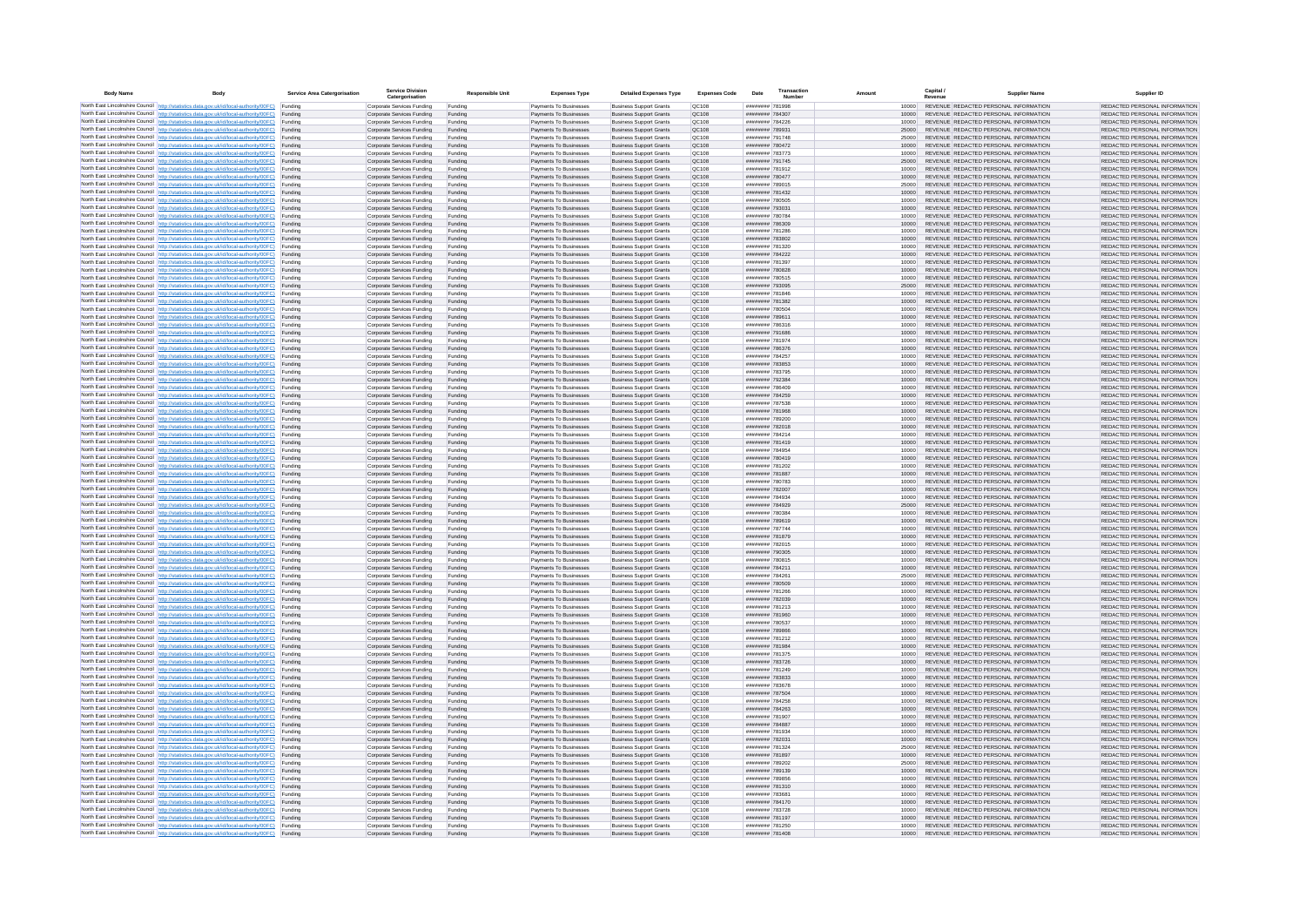| Body Name | Body | Service Area Catergorisation | Service Division Catergorisation | Responsible Unit | Expenses Type | Detailed Expenses Type | Expenses Code | Date | Transaction Number | Amount | Capital / Revenue | Supplier Name | Supplier ID |
|---|---|---|---|---|---|---|---|---|---|---|---|---|---|
| North East Lincolnshire Council | http://statistics.data.gov.uk/id/local-authority/00FC | Funding | Corporate Services Funding | Funding | Payments To Businesses | Business Support Grants | QC108 | ######## | 781996 | 10000 | REVENUE | REDACTED PERSONAL INFORMATION | REDACTED PERSONAL INFORMATION |
| North East Lincolnshire Council | http://statistics.data.gov.uk/id/local-authority/00FC | Funding | Corporate Services Funding | Funding | Payments To Businesses | Business Support Grants | QC108 | ######## | 784307 | 10000 | REVENUE | REDACTED PERSONAL INFORMATION | REDACTED PERSONAL INFORMATION |
| North East Lincolnshire Council | http://statistics.data.gov.uk/id/local-authority/00FC | Funding | Corporate Services Funding | Funding | Payments To Businesses | Business Support Grants | QC108 | ######## | 784226 | 10000 | REVENUE | REDACTED PERSONAL INFORMATION | REDACTED PERSONAL INFORMATION |
| North East Lincolnshire Council | http://statistics.data.gov.uk/id/local-authority/00FC | Funding | Corporate Services Funding | Funding | Payments To Businesses | Business Support Grants | QC108 | ######## | 789931 | 25000 | REVENUE | REDACTED PERSONAL INFORMATION | REDACTED PERSONAL INFORMATION |
| North East Lincolnshire Council | http://statistics.data.gov.uk/id/local-authority/00FC | Funding | Corporate Services Funding | Funding | Payments To Businesses | Business Support Grants | QC108 | ######## | 791748 | 25000 | REVENUE | REDACTED PERSONAL INFORMATION | REDACTED PERSONAL INFORMATION |
| North East Lincolnshire Council | http://statistics.data.gov.uk/id/local-authority/00FC | Funding | Corporate Services Funding | Funding | Payments To Businesses | Business Support Grants | QC108 | ######## | 780472 | 10000 | REVENUE | REDACTED PERSONAL INFORMATION | REDACTED PERSONAL INFORMATION |
| North East Lincolnshire Council | http://statistics.data.gov.uk/id/local-authority/00FC | Funding | Corporate Services Funding | Funding | Payments To Businesses | Business Support Grants | QC108 | ######## | 783773 | 10000 | REVENUE | REDACTED PERSONAL INFORMATION | REDACTED PERSONAL INFORMATION |
| North East Lincolnshire Council | http://statistics.data.gov.uk/id/local-authority/00FC | Funding | Corporate Services Funding | Funding | Payments To Businesses | Business Support Grants | QC108 | ######## | 791745 | 25000 | REVENUE | REDACTED PERSONAL INFORMATION | REDACTED PERSONAL INFORMATION |
| North East Lincolnshire Council | http://statistics.data.gov.uk/id/local-authority/00FC | Funding | Corporate Services Funding | Funding | Payments To Businesses | Business Support Grants | QC108 | ######## | 781912 | 10000 | REVENUE | REDACTED PERSONAL INFORMATION | REDACTED PERSONAL INFORMATION |
| North East Lincolnshire Council | http://statistics.data.gov.uk/id/local-authority/00FC | Funding | Corporate Services Funding | Funding | Payments To Businesses | Business Support Grants | QC108 | ######## | 780477 | 10000 | REVENUE | REDACTED PERSONAL INFORMATION | REDACTED PERSONAL INFORMATION |
| North East Lincolnshire Council | http://statistics.data.gov.uk/id/local-authority/00FC | Funding | Corporate Services Funding | Funding | Payments To Businesses | Business Support Grants | QC108 | ######## | 789015 | 25000 | REVENUE | REDACTED PERSONAL INFORMATION | REDACTED PERSONAL INFORMATION |
| North East Lincolnshire Council | http://statistics.data.gov.uk/id/local-authority/00FC | Funding | Corporate Services Funding | Funding | Payments To Businesses | Business Support Grants | QC108 | ######## | 781432 | 10000 | REVENUE | REDACTED PERSONAL INFORMATION | REDACTED PERSONAL INFORMATION |
| North East Lincolnshire Council | http://statistics.data.gov.uk/id/local-authority/00FC | Funding | Corporate Services Funding | Funding | Payments To Businesses | Business Support Grants | QC108 | ######## | 780505 | 10000 | REVENUE | REDACTED PERSONAL INFORMATION | REDACTED PERSONAL INFORMATION |
| North East Lincolnshire Council | http://statistics.data.gov.uk/id/local-authority/00FC | Funding | Corporate Services Funding | Funding | Payments To Businesses | Business Support Grants | QC108 | ######## | 793031 | 10000 | REVENUE | REDACTED PERSONAL INFORMATION | REDACTED PERSONAL INFORMATION |
| North East Lincolnshire Council | http://statistics.data.gov.uk/id/local-authority/00FC | Funding | Corporate Services Funding | Funding | Payments To Businesses | Business Support Grants | QC108 | ######## | 780784 | 10000 | REVENUE | REDACTED PERSONAL INFORMATION | REDACTED PERSONAL INFORMATION |
| North East Lincolnshire Council | http://statistics.data.gov.uk/id/local-authority/00FC | Funding | Corporate Services Funding | Funding | Payments To Businesses | Business Support Grants | QC108 | ######## | 786309 | 10000 | REVENUE | REDACTED PERSONAL INFORMATION | REDACTED PERSONAL INFORMATION |
| North East Lincolnshire Council | http://statistics.data.gov.uk/id/local-authority/00FC | Funding | Corporate Services Funding | Funding | Payments To Businesses | Business Support Grants | QC108 | ######## | 781286 | 10000 | REVENUE | REDACTED PERSONAL INFORMATION | REDACTED PERSONAL INFORMATION |
| North East Lincolnshire Council | http://statistics.data.gov.uk/id/local-authority/00FC | Funding | Corporate Services Funding | Funding | Payments To Businesses | Business Support Grants | QC108 | ######## | 783802 | 10000 | REVENUE | REDACTED PERSONAL INFORMATION | REDACTED PERSONAL INFORMATION |
| North East Lincolnshire Council | http://statistics.data.gov.uk/id/local-authority/00FC | Funding | Corporate Services Funding | Funding | Payments To Businesses | Business Support Grants | QC108 | ######## | 781320 | 10000 | REVENUE | REDACTED PERSONAL INFORMATION | REDACTED PERSONAL INFORMATION |
| North East Lincolnshire Council | http://statistics.data.gov.uk/id/local-authority/00FC | Funding | Corporate Services Funding | Funding | Payments To Businesses | Business Support Grants | QC108 | ######## | 784222 | 10000 | REVENUE | REDACTED PERSONAL INFORMATION | REDACTED PERSONAL INFORMATION |
| North East Lincolnshire Council | http://statistics.data.gov.uk/id/local-authority/00FC | Funding | Corporate Services Funding | Funding | Payments To Businesses | Business Support Grants | QC108 | ######## | 781397 | 10000 | REVENUE | REDACTED PERSONAL INFORMATION | REDACTED PERSONAL INFORMATION |
| North East Lincolnshire Council | http://statistics.data.gov.uk/id/local-authority/00FC | Funding | Corporate Services Funding | Funding | Payments To Businesses | Business Support Grants | QC108 | ######## | 780828 | 10000 | REVENUE | REDACTED PERSONAL INFORMATION | REDACTED PERSONAL INFORMATION |
| North East Lincolnshire Council | http://statistics.data.gov.uk/id/local-authority/00FC | Funding | Corporate Services Funding | Funding | Payments To Businesses | Business Support Grants | QC108 | ######## | 780515 | 10000 | REVENUE | REDACTED PERSONAL INFORMATION | REDACTED PERSONAL INFORMATION |
| North East Lincolnshire Council | http://statistics.data.gov.uk/id/local-authority/00FC | Funding | Corporate Services Funding | Funding | Payments To Businesses | Business Support Grants | QC108 | ######## | 793095 | 25000 | REVENUE | REDACTED PERSONAL INFORMATION | REDACTED PERSONAL INFORMATION |
| North East Lincolnshire Council | http://statistics.data.gov.uk/id/local-authority/00FC | Funding | Corporate Services Funding | Funding | Payments To Businesses | Business Support Grants | QC108 | ######## | 781846 | 10000 | REVENUE | REDACTED PERSONAL INFORMATION | REDACTED PERSONAL INFORMATION |
| North East Lincolnshire Council | http://statistics.data.gov.uk/id/local-authority/00FC | Funding | Corporate Services Funding | Funding | Payments To Businesses | Business Support Grants | QC108 | ######## | 781382 | 10000 | REVENUE | REDACTED PERSONAL INFORMATION | REDACTED PERSONAL INFORMATION |
| North East Lincolnshire Council | http://statistics.data.gov.uk/id/local-authority/00FC | Funding | Corporate Services Funding | Funding | Payments To Businesses | Business Support Grants | QC108 | ######## | 780504 | 10000 | REVENUE | REDACTED PERSONAL INFORMATION | REDACTED PERSONAL INFORMATION |
| North East Lincolnshire Council | http://statistics.data.gov.uk/id/local-authority/00FC | Funding | Corporate Services Funding | Funding | Payments To Businesses | Business Support Grants | QC108 | ######## | 789611 | 10000 | REVENUE | REDACTED PERSONAL INFORMATION | REDACTED PERSONAL INFORMATION |
| North East Lincolnshire Council | http://statistics.data.gov.uk/id/local-authority/00FC | Funding | Corporate Services Funding | Funding | Payments To Businesses | Business Support Grants | QC108 | ######## | 786316 | 10000 | REVENUE | REDACTED PERSONAL INFORMATION | REDACTED PERSONAL INFORMATION |
| North East Lincolnshire Council | http://statistics.data.gov.uk/id/local-authority/00FC | Funding | Corporate Services Funding | Funding | Payments To Businesses | Business Support Grants | QC108 | ######## | 791888 | 10000 | REVENUE | REDACTED PERSONAL INFORMATION | REDACTED PERSONAL INFORMATION |
| North East Lincolnshire Council | http://statistics.data.gov.uk/id/local-authority/00FC | Funding | Corporate Services Funding | Funding | Payments To Businesses | Business Support Grants | QC108 | ######## | 781974 | 10000 | REVENUE | REDACTED PERSONAL INFORMATION | REDACTED PERSONAL INFORMATION |
| North East Lincolnshire Council | http://statistics.data.gov.uk/id/local-authority/00FC | Funding | Corporate Services Funding | Funding | Payments To Businesses | Business Support Grants | QC108 | ######## | 786376 | 10000 | REVENUE | REDACTED PERSONAL INFORMATION | REDACTED PERSONAL INFORMATION |
| North East Lincolnshire Council | http://statistics.data.gov.uk/id/local-authority/00FC | Funding | Corporate Services Funding | Funding | Payments To Businesses | Business Support Grants | QC108 | ######## | 784257 | 10000 | REVENUE | REDACTED PERSONAL INFORMATION | REDACTED PERSONAL INFORMATION |
| North East Lincolnshire Council | http://statistics.data.gov.uk/id/local-authority/00FC | Funding | Corporate Services Funding | Funding | Payments To Businesses | Business Support Grants | QC108 | ######## | 783853 | 10000 | REVENUE | REDACTED PERSONAL INFORMATION | REDACTED PERSONAL INFORMATION |
| North East Lincolnshire Council | http://statistics.data.gov.uk/id/local-authority/00FC | Funding | Corporate Services Funding | Funding | Payments To Businesses | Business Support Grants | QC108 | ######## | 783795 | 10000 | REVENUE | REDACTED PERSONAL INFORMATION | REDACTED PERSONAL INFORMATION |
| North East Lincolnshire Council | http://statistics.data.gov.uk/id/local-authority/00FC | Funding | Corporate Services Funding | Funding | Payments To Businesses | Business Support Grants | QC108 | ######## | 792384 | 10000 | REVENUE | REDACTED PERSONAL INFORMATION | REDACTED PERSONAL INFORMATION |
| North East Lincolnshire Council | http://statistics.data.gov.uk/id/local-authority/00FC | Funding | Corporate Services Funding | Funding | Payments To Businesses | Business Support Grants | QC108 | ######## | 786409 | 10000 | REVENUE | REDACTED PERSONAL INFORMATION | REDACTED PERSONAL INFORMATION |
| North East Lincolnshire Council | http://statistics.data.gov.uk/id/local-authority/00FC | Funding | Corporate Services Funding | Funding | Payments To Businesses | Business Support Grants | QC108 | ######## | 784259 | 10000 | REVENUE | REDACTED PERSONAL INFORMATION | REDACTED PERSONAL INFORMATION |
| North East Lincolnshire Council | http://statistics.data.gov.uk/id/local-authority/00FC | Funding | Corporate Services Funding | Funding | Payments To Businesses | Business Support Grants | QC108 | ######## | 787538 | 10000 | REVENUE | REDACTED PERSONAL INFORMATION | REDACTED PERSONAL INFORMATION |
| North East Lincolnshire Council | http://statistics.data.gov.uk/id/local-authority/00FC | Funding | Corporate Services Funding | Funding | Payments To Businesses | Business Support Grants | QC108 | ######## | 781968 | 10000 | REVENUE | REDACTED PERSONAL INFORMATION | REDACTED PERSONAL INFORMATION |
| North East Lincolnshire Council | http://statistics.data.gov.uk/id/local-authority/00FC | Funding | Corporate Services Funding | Funding | Payments To Businesses | Business Support Grants | QC108 | ######## | 789200 | 10000 | REVENUE | REDACTED PERSONAL INFORMATION | REDACTED PERSONAL INFORMATION |
| North East Lincolnshire Council | http://statistics.data.gov.uk/id/local-authority/00FC | Funding | Corporate Services Funding | Funding | Payments To Businesses | Business Support Grants | QC108 | ######## | 782018 | 10000 | REVENUE | REDACTED PERSONAL INFORMATION | REDACTED PERSONAL INFORMATION |
| North East Lincolnshire Council | http://statistics.data.gov.uk/id/local-authority/00FC | Funding | Corporate Services Funding | Funding | Payments To Businesses | Business Support Grants | QC108 | ######## | 784214 | 10000 | REVENUE | REDACTED PERSONAL INFORMATION | REDACTED PERSONAL INFORMATION |
| North East Lincolnshire Council | http://statistics.data.gov.uk/id/local-authority/00FC | Funding | Corporate Services Funding | Funding | Payments To Businesses | Business Support Grants | QC108 | ######## | 781419 | 10000 | REVENUE | REDACTED PERSONAL INFORMATION | REDACTED PERSONAL INFORMATION |
| North East Lincolnshire Council | http://statistics.data.gov.uk/id/local-authority/00FC | Funding | Corporate Services Funding | Funding | Payments To Businesses | Business Support Grants | QC108 | ######## | 784954 | 10000 | REVENUE | REDACTED PERSONAL INFORMATION | REDACTED PERSONAL INFORMATION |
| North East Lincolnshire Council | http://statistics.data.gov.uk/id/local-authority/00FC | Funding | Corporate Services Funding | Funding | Payments To Businesses | Business Support Grants | QC108 | ######## | 780419 | 10000 | REVENUE | REDACTED PERSONAL INFORMATION | REDACTED PERSONAL INFORMATION |
| North East Lincolnshire Council | http://statistics.data.gov.uk/id/local-authority/00FC | Funding | Corporate Services Funding | Funding | Payments To Businesses | Business Support Grants | QC108 | ######## | 781202 | 10000 | REVENUE | REDACTED PERSONAL INFORMATION | REDACTED PERSONAL INFORMATION |
| North East Lincolnshire Council | http://statistics.data.gov.uk/id/local-authority/00FC | Funding | Corporate Services Funding | Funding | Payments To Businesses | Business Support Grants | QC108 | ######## | 781887 | 10000 | REVENUE | REDACTED PERSONAL INFORMATION | REDACTED PERSONAL INFORMATION |
| North East Lincolnshire Council | http://statistics.data.gov.uk/id/local-authority/00FC | Funding | Corporate Services Funding | Funding | Payments To Businesses | Business Support Grants | QC108 | ######## | 780783 | 10000 | REVENUE | REDACTED PERSONAL INFORMATION | REDACTED PERSONAL INFORMATION |
| North East Lincolnshire Council | http://statistics.data.gov.uk/id/local-authority/00FC | Funding | Corporate Services Funding | Funding | Payments To Businesses | Business Support Grants | QC108 | ######## | 782007 | 10000 | REVENUE | REDACTED PERSONAL INFORMATION | REDACTED PERSONAL INFORMATION |
| North East Lincolnshire Council | http://statistics.data.gov.uk/id/local-authority/00FC | Funding | Corporate Services Funding | Funding | Payments To Businesses | Business Support Grants | QC108 | ######## | 784934 | 10000 | REVENUE | REDACTED PERSONAL INFORMATION | REDACTED PERSONAL INFORMATION |
| North East Lincolnshire Council | http://statistics.data.gov.uk/id/local-authority/00FC | Funding | Corporate Services Funding | Funding | Payments To Businesses | Business Support Grants | QC108 | ######## | 784929 | 25000 | REVENUE | REDACTED PERSONAL INFORMATION | REDACTED PERSONAL INFORMATION |
| North East Lincolnshire Council | http://statistics.data.gov.uk/id/local-authority/00FC | Funding | Corporate Services Funding | Funding | Payments To Businesses | Business Support Grants | QC108 | ######## | 780384 | 10000 | REVENUE | REDACTED PERSONAL INFORMATION | REDACTED PERSONAL INFORMATION |
| North East Lincolnshire Council | http://statistics.data.gov.uk/id/local-authority/00FC | Funding | Corporate Services Funding | Funding | Payments To Businesses | Business Support Grants | QC108 | ######## | 789619 | 10000 | REVENUE | REDACTED PERSONAL INFORMATION | REDACTED PERSONAL INFORMATION |
| North East Lincolnshire Council | http://statistics.data.gov.uk/id/local-authority/00FC | Funding | Corporate Services Funding | Funding | Payments To Businesses | Business Support Grants | QC108 | ######## | 787744 | 10000 | REVENUE | REDACTED PERSONAL INFORMATION | REDACTED PERSONAL INFORMATION |
| North East Lincolnshire Council | http://statistics.data.gov.uk/id/local-authority/00FC | Funding | Corporate Services Funding | Funding | Payments To Businesses | Business Support Grants | QC108 | ######## | 781879 | 10000 | REVENUE | REDACTED PERSONAL INFORMATION | REDACTED PERSONAL INFORMATION |
| North East Lincolnshire Council | http://statistics.data.gov.uk/id/local-authority/00FC | Funding | Corporate Services Funding | Funding | Payments To Businesses | Business Support Grants | QC108 | ######## | 782015 | 10000 | REVENUE | REDACTED PERSONAL INFORMATION | REDACTED PERSONAL INFORMATION |
| North East Lincolnshire Council | http://statistics.data.gov.uk/id/local-authority/00FC | Funding | Corporate Services Funding | Funding | Payments To Businesses | Business Support Grants | QC108 | ######## | 790305 | 10000 | REVENUE | REDACTED PERSONAL INFORMATION | REDACTED PERSONAL INFORMATION |
| North East Lincolnshire Council | http://statistics.data.gov.uk/id/local-authority/00FC | Funding | Corporate Services Funding | Funding | Payments To Businesses | Business Support Grants | QC108 | ######## | 780815 | 10000 | REVENUE | REDACTED PERSONAL INFORMATION | REDACTED PERSONAL INFORMATION |
| North East Lincolnshire Council | http://statistics.data.gov.uk/id/local-authority/00FC | Funding | Corporate Services Funding | Funding | Payments To Businesses | Business Support Grants | QC108 | ######## | 784211 | 10000 | REVENUE | REDACTED PERSONAL INFORMATION | REDACTED PERSONAL INFORMATION |
| North East Lincolnshire Council | http://statistics.data.gov.uk/id/local-authority/00FC | Funding | Corporate Services Funding | Funding | Payments To Businesses | Business Support Grants | QC108 | ######## | 784261 | 25000 | REVENUE | REDACTED PERSONAL INFORMATION | REDACTED PERSONAL INFORMATION |
| North East Lincolnshire Council | http://statistics.data.gov.uk/id/local-authority/00FC | Funding | Corporate Services Funding | Funding | Payments To Businesses | Business Support Grants | QC108 | ######## | 780509 | 10000 | REVENUE | REDACTED PERSONAL INFORMATION | REDACTED PERSONAL INFORMATION |
| North East Lincolnshire Council | http://statistics.data.gov.uk/id/local-authority/00FC | Funding | Corporate Services Funding | Funding | Payments To Businesses | Business Support Grants | QC108 | ######## | 781266 | 10000 | REVENUE | REDACTED PERSONAL INFORMATION | REDACTED PERSONAL INFORMATION |
| North East Lincolnshire Council | http://statistics.data.gov.uk/id/local-authority/00FC | Funding | Corporate Services Funding | Funding | Payments To Businesses | Business Support Grants | QC108 | ######## | 782039 | 10000 | REVENUE | REDACTED PERSONAL INFORMATION | REDACTED PERSONAL INFORMATION |
| North East Lincolnshire Council | http://statistics.data.gov.uk/id/local-authority/00FC | Funding | Corporate Services Funding | Funding | Payments To Businesses | Business Support Grants | QC108 | ######## | 781213 | 10000 | REVENUE | REDACTED PERSONAL INFORMATION | REDACTED PERSONAL INFORMATION |
| North East Lincolnshire Council | http://statistics.data.gov.uk/id/local-authority/00FC | Funding | Corporate Services Funding | Funding | Payments To Businesses | Business Support Grants | QC108 | ######## | 781960 | 10000 | REVENUE | REDACTED PERSONAL INFORMATION | REDACTED PERSONAL INFORMATION |
| North East Lincolnshire Council | http://statistics.data.gov.uk/id/local-authority/00FC | Funding | Corporate Services Funding | Funding | Payments To Businesses | Business Support Grants | QC108 | ######## | 780537 | 10000 | REVENUE | REDACTED PERSONAL INFORMATION | REDACTED PERSONAL INFORMATION |
| North East Lincolnshire Council | http://statistics.data.gov.uk/id/local-authority/00FC | Funding | Corporate Services Funding | Funding | Payments To Businesses | Business Support Grants | QC108 | ######## | 789866 | 10000 | REVENUE | REDACTED PERSONAL INFORMATION | REDACTED PERSONAL INFORMATION |
| North East Lincolnshire Council | http://statistics.data.gov.uk/id/local-authority/00FC | Funding | Corporate Services Funding | Funding | Payments To Businesses | Business Support Grants | QC108 | ######## | 781212 | 10000 | REVENUE | REDACTED PERSONAL INFORMATION | REDACTED PERSONAL INFORMATION |
| North East Lincolnshire Council | http://statistics.data.gov.uk/id/local-authority/00FC | Funding | Corporate Services Funding | Funding | Payments To Businesses | Business Support Grants | QC108 | ######## | 781984 | 10000 | REVENUE | REDACTED PERSONAL INFORMATION | REDACTED PERSONAL INFORMATION |
| North East Lincolnshire Council | http://statistics.data.gov.uk/id/local-authority/00FC | Funding | Corporate Services Funding | Funding | Payments To Businesses | Business Support Grants | QC108 | ######## | 781375 | 10000 | REVENUE | REDACTED PERSONAL INFORMATION | REDACTED PERSONAL INFORMATION |
| North East Lincolnshire Council | http://statistics.data.gov.uk/id/local-authority/00FC | Funding | Corporate Services Funding | Funding | Payments To Businesses | Business Support Grants | QC108 | ######## | 783726 | 10000 | REVENUE | REDACTED PERSONAL INFORMATION | REDACTED PERSONAL INFORMATION |
| North East Lincolnshire Council | http://statistics.data.gov.uk/id/local-authority/00FC | Funding | Corporate Services Funding | Funding | Payments To Businesses | Business Support Grants | QC108 | ######## | 781249 | 10000 | REVENUE | REDACTED PERSONAL INFORMATION | REDACTED PERSONAL INFORMATION |
| North East Lincolnshire Council | http://statistics.data.gov.uk/id/local-authority/00FC | Funding | Corporate Services Funding | Funding | Payments To Businesses | Business Support Grants | QC108 | ######## | 783833 | 10000 | REVENUE | REDACTED PERSONAL INFORMATION | REDACTED PERSONAL INFORMATION |
| North East Lincolnshire Council | http://statistics.data.gov.uk/id/local-authority/00FC | Funding | Corporate Services Funding | Funding | Payments To Businesses | Business Support Grants | QC108 | ######## | 783678 | 10000 | REVENUE | REDACTED PERSONAL INFORMATION | REDACTED PERSONAL INFORMATION |
| North East Lincolnshire Council | http://statistics.data.gov.uk/id/local-authority/00FC | Funding | Corporate Services Funding | Funding | Payments To Businesses | Business Support Grants | QC108 | ######## | 787504 | 10000 | REVENUE | REDACTED PERSONAL INFORMATION | REDACTED PERSONAL INFORMATION |
| North East Lincolnshire Council | http://statistics.data.gov.uk/id/local-authority/00FC | Funding | Corporate Services Funding | Funding | Payments To Businesses | Business Support Grants | QC108 | ######## | 784258 | 10000 | REVENUE | REDACTED PERSONAL INFORMATION | REDACTED PERSONAL INFORMATION |
| North East Lincolnshire Council | http://statistics.data.gov.uk/id/local-authority/00FC | Funding | Corporate Services Funding | Funding | Payments To Businesses | Business Support Grants | QC108 | ######## | 784263 | 10000 | REVENUE | REDACTED PERSONAL INFORMATION | REDACTED PERSONAL INFORMATION |
| North East Lincolnshire Council | http://statistics.data.gov.uk/id/local-authority/00FC | Funding | Corporate Services Funding | Funding | Payments To Businesses | Business Support Grants | QC108 | ######## | 781907 | 10000 | REVENUE | REDACTED PERSONAL INFORMATION | REDACTED PERSONAL INFORMATION |
| North East Lincolnshire Council | http://statistics.data.gov.uk/id/local-authority/00FC | Funding | Corporate Services Funding | Funding | Payments To Businesses | Business Support Grants | QC108 | ######## | 784887 | 10000 | REVENUE | REDACTED PERSONAL INFORMATION | REDACTED PERSONAL INFORMATION |
| North East Lincolnshire Council | http://statistics.data.gov.uk/id/local-authority/00FC | Funding | Corporate Services Funding | Funding | Payments To Businesses | Business Support Grants | QC108 | ######## | 781934 | 10000 | REVENUE | REDACTED PERSONAL INFORMATION | REDACTED PERSONAL INFORMATION |
| North East Lincolnshire Council | http://statistics.data.gov.uk/id/local-authority/00FC | Funding | Corporate Services Funding | Funding | Payments To Businesses | Business Support Grants | QC108 | ######## | 782031 | 10000 | REVENUE | REDACTED PERSONAL INFORMATION | REDACTED PERSONAL INFORMATION |
| North East Lincolnshire Council | http://statistics.data.gov.uk/id/local-authority/00FC | Funding | Corporate Services Funding | Funding | Payments To Businesses | Business Support Grants | QC108 | ######## | 781324 | 25000 | REVENUE | REDACTED PERSONAL INFORMATION | REDACTED PERSONAL INFORMATION |
| North East Lincolnshire Council | http://statistics.data.gov.uk/id/local-authority/00FC | Funding | Corporate Services Funding | Funding | Payments To Businesses | Business Support Grants | QC108 | ######## | 781897 | 10000 | REVENUE | REDACTED PERSONAL INFORMATION | REDACTED PERSONAL INFORMATION |
| North East Lincolnshire Council | http://statistics.data.gov.uk/id/local-authority/00FC | Funding | Corporate Services Funding | Funding | Payments To Businesses | Business Support Grants | QC108 | ######## | 789202 | 25000 | REVENUE | REDACTED PERSONAL INFORMATION | REDACTED PERSONAL INFORMATION |
| North East Lincolnshire Council | http://statistics.data.gov.uk/id/local-authority/00FC | Funding | Corporate Services Funding | Funding | Payments To Businesses | Business Support Grants | QC108 | ######## | 789139 | 10000 | REVENUE | REDACTED PERSONAL INFORMATION | REDACTED PERSONAL INFORMATION |
| North East Lincolnshire Council | http://statistics.data.gov.uk/id/local-authority/00FC | Funding | Corporate Services Funding | Funding | Payments To Businesses | Business Support Grants | QC108 | ######## | 789856 | 10000 | REVENUE | REDACTED PERSONAL INFORMATION | REDACTED PERSONAL INFORMATION |
| North East Lincolnshire Council | http://statistics.data.gov.uk/id/local-authority/00FC | Funding | Corporate Services Funding | Funding | Payments To Businesses | Business Support Grants | QC108 | ######## | 781310 | 10000 | REVENUE | REDACTED PERSONAL INFORMATION | REDACTED PERSONAL INFORMATION |
| North East Lincolnshire Council | http://statistics.data.gov.uk/id/local-authority/00FC | Funding | Corporate Services Funding | Funding | Payments To Businesses | Business Support Grants | QC108 | ######## | 783681 | 10000 | REVENUE | REDACTED PERSONAL INFORMATION | REDACTED PERSONAL INFORMATION |
| North East Lincolnshire Council | http://statistics.data.gov.uk/id/local-authority/00FC | Funding | Corporate Services Funding | Funding | Payments To Businesses | Business Support Grants | QC108 | ######## | 784170 | 10000 | REVENUE | REDACTED PERSONAL INFORMATION | REDACTED PERSONAL INFORMATION |
| North East Lincolnshire Council | http://statistics.data.gov.uk/id/local-authority/00FC | Funding | Corporate Services Funding | Funding | Payments To Businesses | Business Support Grants | QC108 | ######## | 783728 | 10000 | REVENUE | REDACTED PERSONAL INFORMATION | REDACTED PERSONAL INFORMATION |
| North East Lincolnshire Council | http://statistics.data.gov.uk/id/local-authority/00FC | Funding | Corporate Services Funding | Funding | Payments To Businesses | Business Support Grants | QC108 | ######## | 781197 | 10000 | REVENUE | REDACTED PERSONAL INFORMATION | REDACTED PERSONAL INFORMATION |
| North East Lincolnshire Council | http://statistics.data.gov.uk/id/local-authority/00FC | Funding | Corporate Services Funding | Funding | Payments To Businesses | Business Support Grants | QC108 | ######## | 781250 | 10000 | REVENUE | REDACTED PERSONAL INFORMATION | REDACTED PERSONAL INFORMATION |
| North East Lincolnshire Council | http://statistics.data.gov.uk/id/local-authority/00FC | Funding | Corporate Services Funding | Funding | Payments To Businesses | Business Support Grants | QC108 | ######## | 781408 | 10000 | REVENUE | REDACTED PERSONAL INFORMATION | REDACTED PERSONAL INFORMATION |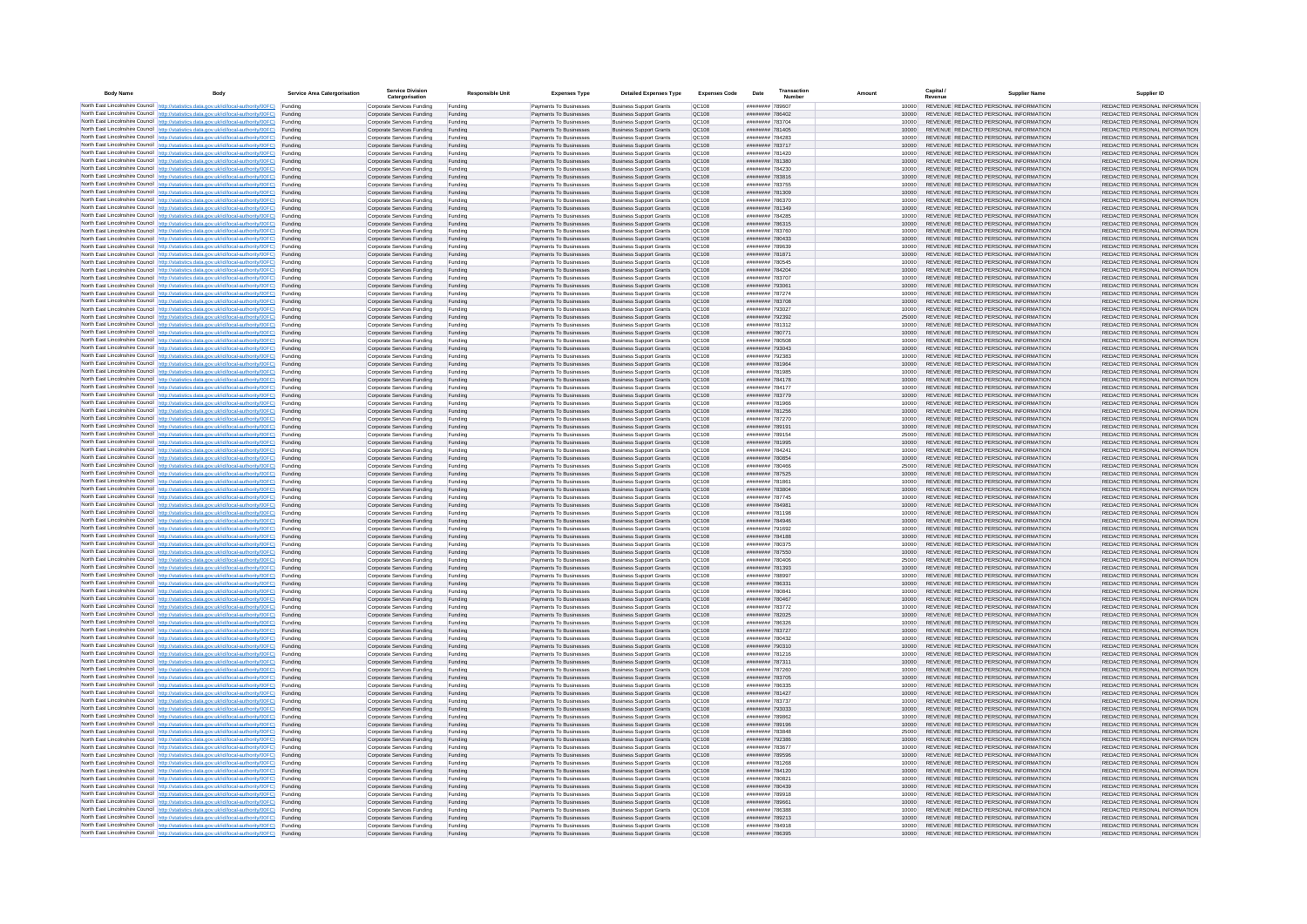| Body Name | Body | Service Area Catergorisation | Service Division Catergorisation | Responsible Unit | Expenses Type | Detailed Expenses Type | Expenses Code | Date | Transaction Number | Amount | Capital / Revenue | Supplier Name | Supplier ID |
|---|---|---|---|---|---|---|---|---|---|---|---|---|---|
| North East Lincolnshire Council | http://statistics.data.gov.uk/id/local-authority/00FC) | Funding | Corporate Services Funding | Funding | Payments To Businesses | Business Support Grants | QC108 | ######## | 789607 | 10000 | REVENUE | REDACTED PERSONAL INFORMATION | REDACTED PERSONAL INFORMATION |
| North East Lincolnshire Council | http://statistics.data.gov.uk/id/local-authority/00FC) | Funding | Corporate Services Funding | Funding | Payments To Businesses | Business Support Grants | QC108 | ######## | 786402 | 10000 | REVENUE | REDACTED PERSONAL INFORMATION | REDACTED PERSONAL INFORMATION |
| North East Lincolnshire Council | http://statistics.data.gov.uk/id/local-authority/00FC) | Funding | Corporate Services Funding | Funding | Payments To Businesses | Business Support Grants | QC108 | ######## | 783704 | 10000 | REVENUE | REDACTED PERSONAL INFORMATION | REDACTED PERSONAL INFORMATION |
| North East Lincolnshire Council | http://statistics.data.gov.uk/id/local-authority/00FC) | Funding | Corporate Services Funding | Funding | Payments To Businesses | Business Support Grants | QC108 | ######## | 781405 | 10000 | REVENUE | REDACTED PERSONAL INFORMATION | REDACTED PERSONAL INFORMATION |
| North East Lincolnshire Council | http://statistics.data.gov.uk/id/local-authority/00FC) | Funding | Corporate Services Funding | Funding | Payments To Businesses | Business Support Grants | QC108 | ######## | 784283 | 10000 | REVENUE | REDACTED PERSONAL INFORMATION | REDACTED PERSONAL INFORMATION |
| North East Lincolnshire Council | http://statistics.data.gov.uk/id/local-authority/00FC) | Funding | Corporate Services Funding | Funding | Payments To Businesses | Business Support Grants | QC108 | ######## | 783717 | 10000 | REVENUE | REDACTED PERSONAL INFORMATION | REDACTED PERSONAL INFORMATION |
| North East Lincolnshire Council | http://statistics.data.gov.uk/id/local-authority/00FC) | Funding | Corporate Services Funding | Funding | Payments To Businesses | Business Support Grants | QC108 | ######## | 781420 | 10000 | REVENUE | REDACTED PERSONAL INFORMATION | REDACTED PERSONAL INFORMATION |
| North East Lincolnshire Council | http://statistics.data.gov.uk/id/local-authority/00FC) | Funding | Corporate Services Funding | Funding | Payments To Businesses | Business Support Grants | QC108 | ######## | 781380 | 10000 | REVENUE | REDACTED PERSONAL INFORMATION | REDACTED PERSONAL INFORMATION |
| North East Lincolnshire Council | http://statistics.data.gov.uk/id/local-authority/00FC) | Funding | Corporate Services Funding | Funding | Payments To Businesses | Business Support Grants | QC108 | ######## | 784230 | 10000 | REVENUE | REDACTED PERSONAL INFORMATION | REDACTED PERSONAL INFORMATION |
| North East Lincolnshire Council | http://statistics.data.gov.uk/id/local-authority/00FC) | Funding | Corporate Services Funding | Funding | Payments To Businesses | Business Support Grants | QC108 | ######## | 783816 | 10000 | REVENUE | REDACTED PERSONAL INFORMATION | REDACTED PERSONAL INFORMATION |
| North East Lincolnshire Council | http://statistics.data.gov.uk/id/local-authority/00FC) | Funding | Corporate Services Funding | Funding | Payments To Businesses | Business Support Grants | QC108 | ######## | 783755 | 10000 | REVENUE | REDACTED PERSONAL INFORMATION | REDACTED PERSONAL INFORMATION |
| North East Lincolnshire Council | http://statistics.data.gov.uk/id/local-authority/00FC) | Funding | Corporate Services Funding | Funding | Payments To Businesses | Business Support Grants | QC108 | ######## | 781309 | 10000 | REVENUE | REDACTED PERSONAL INFORMATION | REDACTED PERSONAL INFORMATION |
| North East Lincolnshire Council | http://statistics.data.gov.uk/id/local-authority/00FC) | Funding | Corporate Services Funding | Funding | Payments To Businesses | Business Support Grants | QC108 | ######## | 786370 | 10000 | REVENUE | REDACTED PERSONAL INFORMATION | REDACTED PERSONAL INFORMATION |
| North East Lincolnshire Council | http://statistics.data.gov.uk/id/local-authority/00FC) | Funding | Corporate Services Funding | Funding | Payments To Businesses | Business Support Grants | QC108 | ######## | 781349 | 10000 | REVENUE | REDACTED PERSONAL INFORMATION | REDACTED PERSONAL INFORMATION |
| North East Lincolnshire Council | http://statistics.data.gov.uk/id/local-authority/00FC) | Funding | Corporate Services Funding | Funding | Payments To Businesses | Business Support Grants | QC108 | ######## | 784285 | 10000 | REVENUE | REDACTED PERSONAL INFORMATION | REDACTED PERSONAL INFORMATION |
| North East Lincolnshire Council | http://statistics.data.gov.uk/id/local-authority/00FC) | Funding | Corporate Services Funding | Funding | Payments To Businesses | Business Support Grants | QC108 | ######## | 786315 | 10000 | REVENUE | REDACTED PERSONAL INFORMATION | REDACTED PERSONAL INFORMATION |
| North East Lincolnshire Council | http://statistics.data.gov.uk/id/local-authority/00FC) | Funding | Corporate Services Funding | Funding | Payments To Businesses | Business Support Grants | QC108 | ######## | 783760 | 10000 | REVENUE | REDACTED PERSONAL INFORMATION | REDACTED PERSONAL INFORMATION |
| North East Lincolnshire Council | http://statistics.data.gov.uk/id/local-authority/00FC) | Funding | Corporate Services Funding | Funding | Payments To Businesses | Business Support Grants | QC108 | ######## | 780433 | 10000 | REVENUE | REDACTED PERSONAL INFORMATION | REDACTED PERSONAL INFORMATION |
| North East Lincolnshire Council | http://statistics.data.gov.uk/id/local-authority/00FC) | Funding | Corporate Services Funding | Funding | Payments To Businesses | Business Support Grants | QC108 | ######## | 789639 | 10000 | REVENUE | REDACTED PERSONAL INFORMATION | REDACTED PERSONAL INFORMATION |
| North East Lincolnshire Council | http://statistics.data.gov.uk/id/local-authority/00FC) | Funding | Corporate Services Funding | Funding | Payments To Businesses | Business Support Grants | QC108 | ######## | 781871 | 10000 | REVENUE | REDACTED PERSONAL INFORMATION | REDACTED PERSONAL INFORMATION |
| North East Lincolnshire Council | http://statistics.data.gov.uk/id/local-authority/00FC) | Funding | Corporate Services Funding | Funding | Payments To Businesses | Business Support Grants | QC108 | ######## | 780545 | 10000 | REVENUE | REDACTED PERSONAL INFORMATION | REDACTED PERSONAL INFORMATION |
| North East Lincolnshire Council | http://statistics.data.gov.uk/id/local-authority/00FC) | Funding | Corporate Services Funding | Funding | Payments To Businesses | Business Support Grants | QC108 | ######## | 784204 | 10000 | REVENUE | REDACTED PERSONAL INFORMATION | REDACTED PERSONAL INFORMATION |
| North East Lincolnshire Council | http://statistics.data.gov.uk/id/local-authority/00FC) | Funding | Corporate Services Funding | Funding | Payments To Businesses | Business Support Grants | QC108 | ######## | 783707 | 10000 | REVENUE | REDACTED PERSONAL INFORMATION | REDACTED PERSONAL INFORMATION |
| North East Lincolnshire Council | http://statistics.data.gov.uk/id/local-authority/00FC) | Funding | Corporate Services Funding | Funding | Payments To Businesses | Business Support Grants | QC108 | ######## | 793061 | 10000 | REVENUE | REDACTED PERSONAL INFORMATION | REDACTED PERSONAL INFORMATION |
| North East Lincolnshire Council | http://statistics.data.gov.uk/id/local-authority/00FC) | Funding | Corporate Services Funding | Funding | Payments To Businesses | Business Support Grants | QC108 | ######## | 787274 | 10000 | REVENUE | REDACTED PERSONAL INFORMATION | REDACTED PERSONAL INFORMATION |
| North East Lincolnshire Council | http://statistics.data.gov.uk/id/local-authority/00FC) | Funding | Corporate Services Funding | Funding | Payments To Businesses | Business Support Grants | QC108 | ######## | 783708 | 10000 | REVENUE | REDACTED PERSONAL INFORMATION | REDACTED PERSONAL INFORMATION |
| North East Lincolnshire Council | http://statistics.data.gov.uk/id/local-authority/00FC) | Funding | Corporate Services Funding | Funding | Payments To Businesses | Business Support Grants | QC108 | ######## | 793027 | 10000 | REVENUE | REDACTED PERSONAL INFORMATION | REDACTED PERSONAL INFORMATION |
| North East Lincolnshire Council | http://statistics.data.gov.uk/id/local-authority/00FC) | Funding | Corporate Services Funding | Funding | Payments To Businesses | Business Support Grants | QC108 | ######## | 792392 | 25000 | REVENUE | REDACTED PERSONAL INFORMATION | REDACTED PERSONAL INFORMATION |
| North East Lincolnshire Council | http://statistics.data.gov.uk/id/local-authority/00FC) | Funding | Corporate Services Funding | Funding | Payments To Businesses | Business Support Grants | QC108 | ######## | 781312 | 10000 | REVENUE | REDACTED PERSONAL INFORMATION | REDACTED PERSONAL INFORMATION |
| North East Lincolnshire Council | http://statistics.data.gov.uk/id/local-authority/00FC) | Funding | Corporate Services Funding | Funding | Payments To Businesses | Business Support Grants | QC108 | ######## | 780771 | 10000 | REVENUE | REDACTED PERSONAL INFORMATION | REDACTED PERSONAL INFORMATION |
| North East Lincolnshire Council | http://statistics.data.gov.uk/id/local-authority/00FC) | Funding | Corporate Services Funding | Funding | Payments To Businesses | Business Support Grants | QC108 | ######## | 780508 | 10000 | REVENUE | REDACTED PERSONAL INFORMATION | REDACTED PERSONAL INFORMATION |
| North East Lincolnshire Council | http://statistics.data.gov.uk/id/local-authority/00FC) | Funding | Corporate Services Funding | Funding | Payments To Businesses | Business Support Grants | QC108 | ######## | 793043 | 10000 | REVENUE | REDACTED PERSONAL INFORMATION | REDACTED PERSONAL INFORMATION |
| North East Lincolnshire Council | http://statistics.data.gov.uk/id/local-authority/00FC) | Funding | Corporate Services Funding | Funding | Payments To Businesses | Business Support Grants | QC108 | ######## | 792383 | 10000 | REVENUE | REDACTED PERSONAL INFORMATION | REDACTED PERSONAL INFORMATION |
| North East Lincolnshire Council | http://statistics.data.gov.uk/id/local-authority/00FC) | Funding | Corporate Services Funding | Funding | Payments To Businesses | Business Support Grants | QC108 | ######## | 781964 | 10000 | REVENUE | REDACTED PERSONAL INFORMATION | REDACTED PERSONAL INFORMATION |
| North East Lincolnshire Council | http://statistics.data.gov.uk/id/local-authority/00FC) | Funding | Corporate Services Funding | Funding | Payments To Businesses | Business Support Grants | QC108 | ######## | 781985 | 10000 | REVENUE | REDACTED PERSONAL INFORMATION | REDACTED PERSONAL INFORMATION |
| North East Lincolnshire Council | http://statistics.data.gov.uk/id/local-authority/00FC) | Funding | Corporate Services Funding | Funding | Payments To Businesses | Business Support Grants | QC108 | ######## | 784178 | 10000 | REVENUE | REDACTED PERSONAL INFORMATION | REDACTED PERSONAL INFORMATION |
| North East Lincolnshire Council | http://statistics.data.gov.uk/id/local-authority/00FC) | Funding | Corporate Services Funding | Funding | Payments To Businesses | Business Support Grants | QC108 | ######## | 784177 | 10000 | REVENUE | REDACTED PERSONAL INFORMATION | REDACTED PERSONAL INFORMATION |
| North East Lincolnshire Council | http://statistics.data.gov.uk/id/local-authority/00FC) | Funding | Corporate Services Funding | Funding | Payments To Businesses | Business Support Grants | QC108 | ######## | 783779 | 10000 | REVENUE | REDACTED PERSONAL INFORMATION | REDACTED PERSONAL INFORMATION |
| North East Lincolnshire Council | http://statistics.data.gov.uk/id/local-authority/00FC) | Funding | Corporate Services Funding | Funding | Payments To Businesses | Business Support Grants | QC108 | ######## | 781966 | 10000 | REVENUE | REDACTED PERSONAL INFORMATION | REDACTED PERSONAL INFORMATION |
| North East Lincolnshire Council | http://statistics.data.gov.uk/id/local-authority/00FC) | Funding | Corporate Services Funding | Funding | Payments To Businesses | Business Support Grants | QC108 | ######## | 781256 | 10000 | REVENUE | REDACTED PERSONAL INFORMATION | REDACTED PERSONAL INFORMATION |
| North East Lincolnshire Council | http://statistics.data.gov.uk/id/local-authority/00FC) | Funding | Corporate Services Funding | Funding | Payments To Businesses | Business Support Grants | QC108 | ######## | 787270 | 10000 | REVENUE | REDACTED PERSONAL INFORMATION | REDACTED PERSONAL INFORMATION |
| North East Lincolnshire Council | http://statistics.data.gov.uk/id/local-authority/00FC) | Funding | Corporate Services Funding | Funding | Payments To Businesses | Business Support Grants | QC108 | ######## | 789191 | 10000 | REVENUE | REDACTED PERSONAL INFORMATION | REDACTED PERSONAL INFORMATION |
| North East Lincolnshire Council | http://statistics.data.gov.uk/id/local-authority/00FC) | Funding | Corporate Services Funding | Funding | Payments To Businesses | Business Support Grants | QC108 | ######## | 789154 | 25000 | REVENUE | REDACTED PERSONAL INFORMATION | REDACTED PERSONAL INFORMATION |
| North East Lincolnshire Council | http://statistics.data.gov.uk/id/local-authority/00FC) | Funding | Corporate Services Funding | Funding | Payments To Businesses | Business Support Grants | QC108 | ######## | 781995 | 10000 | REVENUE | REDACTED PERSONAL INFORMATION | REDACTED PERSONAL INFORMATION |
| North East Lincolnshire Council | http://statistics.data.gov.uk/id/local-authority/00FC) | Funding | Corporate Services Funding | Funding | Payments To Businesses | Business Support Grants | QC108 | ######## | 784241 | 10000 | REVENUE | REDACTED PERSONAL INFORMATION | REDACTED PERSONAL INFORMATION |
| North East Lincolnshire Council | http://statistics.data.gov.uk/id/local-authority/00FC) | Funding | Corporate Services Funding | Funding | Payments To Businesses | Business Support Grants | QC108 | ######## | 780854 | 10000 | REVENUE | REDACTED PERSONAL INFORMATION | REDACTED PERSONAL INFORMATION |
| North East Lincolnshire Council | http://statistics.data.gov.uk/id/local-authority/00FC) | Funding | Corporate Services Funding | Funding | Payments To Businesses | Business Support Grants | QC108 | ######## | 780466 | 25000 | REVENUE | REDACTED PERSONAL INFORMATION | REDACTED PERSONAL INFORMATION |
| North East Lincolnshire Council | http://statistics.data.gov.uk/id/local-authority/00FC) | Funding | Corporate Services Funding | Funding | Payments To Businesses | Business Support Grants | QC108 | ######## | 787525 | 10000 | REVENUE | REDACTED PERSONAL INFORMATION | REDACTED PERSONAL INFORMATION |
| North East Lincolnshire Council | http://statistics.data.gov.uk/id/local-authority/00FC) | Funding | Corporate Services Funding | Funding | Payments To Businesses | Business Support Grants | QC108 | ######## | 781861 | 10000 | REVENUE | REDACTED PERSONAL INFORMATION | REDACTED PERSONAL INFORMATION |
| North East Lincolnshire Council | http://statistics.data.gov.uk/id/local-authority/00FC) | Funding | Corporate Services Funding | Funding | Payments To Businesses | Business Support Grants | QC108 | ######## | 783804 | 10000 | REVENUE | REDACTED PERSONAL INFORMATION | REDACTED PERSONAL INFORMATION |
| North East Lincolnshire Council | http://statistics.data.gov.uk/id/local-authority/00FC) | Funding | Corporate Services Funding | Funding | Payments To Businesses | Business Support Grants | QC108 | ######## | 787745 | 10000 | REVENUE | REDACTED PERSONAL INFORMATION | REDACTED PERSONAL INFORMATION |
| North East Lincolnshire Council | http://statistics.data.gov.uk/id/local-authority/00FC) | Funding | Corporate Services Funding | Funding | Payments To Businesses | Business Support Grants | QC108 | ######## | 784981 | 10000 | REVENUE | REDACTED PERSONAL INFORMATION | REDACTED PERSONAL INFORMATION |
| North East Lincolnshire Council | http://statistics.data.gov.uk/id/local-authority/00FC) | Funding | Corporate Services Funding | Funding | Payments To Businesses | Business Support Grants | QC108 | ######## | 781198 | 10000 | REVENUE | REDACTED PERSONAL INFORMATION | REDACTED PERSONAL INFORMATION |
| North East Lincolnshire Council | http://statistics.data.gov.uk/id/local-authority/00FC) | Funding | Corporate Services Funding | Funding | Payments To Businesses | Business Support Grants | QC108 | ######## | 784946 | 10000 | REVENUE | REDACTED PERSONAL INFORMATION | REDACTED PERSONAL INFORMATION |
| North East Lincolnshire Council | http://statistics.data.gov.uk/id/local-authority/00FC) | Funding | Corporate Services Funding | Funding | Payments To Businesses | Business Support Grants | QC108 | ######## | 791692 | 10000 | REVENUE | REDACTED PERSONAL INFORMATION | REDACTED PERSONAL INFORMATION |
| North East Lincolnshire Council | http://statistics.data.gov.uk/id/local-authority/00FC) | Funding | Corporate Services Funding | Funding | Payments To Businesses | Business Support Grants | QC108 | ######## | 784188 | 10000 | REVENUE | REDACTED PERSONAL INFORMATION | REDACTED PERSONAL INFORMATION |
| North East Lincolnshire Council | http://statistics.data.gov.uk/id/local-authority/00FC) | Funding | Corporate Services Funding | Funding | Payments To Businesses | Business Support Grants | QC108 | ######## | 786375 | 10000 | REVENUE | REDACTED PERSONAL INFORMATION | REDACTED PERSONAL INFORMATION |
| North East Lincolnshire Council | http://statistics.data.gov.uk/id/local-authority/00FC) | Funding | Corporate Services Funding | Funding | Payments To Businesses | Business Support Grants | QC108 | ######## | 787550 | 10000 | REVENUE | REDACTED PERSONAL INFORMATION | REDACTED PERSONAL INFORMATION |
| North East Lincolnshire Council | http://statistics.data.gov.uk/id/local-authority/00FC) | Funding | Corporate Services Funding | Funding | Payments To Businesses | Business Support Grants | QC108 | ######## | 780406 | 25000 | REVENUE | REDACTED PERSONAL INFORMATION | REDACTED PERSONAL INFORMATION |
| North East Lincolnshire Council | http://statistics.data.gov.uk/id/local-authority/00FC) | Funding | Corporate Services Funding | Funding | Payments To Businesses | Business Support Grants | QC108 | ######## | 781393 | 10000 | REVENUE | REDACTED PERSONAL INFORMATION | REDACTED PERSONAL INFORMATION |
| North East Lincolnshire Council | http://statistics.data.gov.uk/id/local-authority/00FC) | Funding | Corporate Services Funding | Funding | Payments To Businesses | Business Support Grants | QC108 | ######## | 788997 | 10000 | REVENUE | REDACTED PERSONAL INFORMATION | REDACTED PERSONAL INFORMATION |
| North East Lincolnshire Council | http://statistics.data.gov.uk/id/local-authority/00FC) | Funding | Corporate Services Funding | Funding | Payments To Businesses | Business Support Grants | QC108 | ######## | 786331 | 10000 | REVENUE | REDACTED PERSONAL INFORMATION | REDACTED PERSONAL INFORMATION |
| North East Lincolnshire Council | http://statistics.data.gov.uk/id/local-authority/00FC) | Funding | Corporate Services Funding | Funding | Payments To Businesses | Business Support Grants | QC108 | ######## | 780841 | 10000 | REVENUE | REDACTED PERSONAL INFORMATION | REDACTED PERSONAL INFORMATION |
| North East Lincolnshire Council | http://statistics.data.gov.uk/id/local-authority/00FC) | Funding | Corporate Services Funding | Funding | Payments To Businesses | Business Support Grants | QC108 | ######## | 780467 | 10000 | REVENUE | REDACTED PERSONAL INFORMATION | REDACTED PERSONAL INFORMATION |
| North East Lincolnshire Council | http://statistics.data.gov.uk/id/local-authority/00FC) | Funding | Corporate Services Funding | Funding | Payments To Businesses | Business Support Grants | QC108 | ######## | 783772 | 10000 | REVENUE | REDACTED PERSONAL INFORMATION | REDACTED PERSONAL INFORMATION |
| North East Lincolnshire Council | http://statistics.data.gov.uk/id/local-authority/00FC) | Funding | Corporate Services Funding | Funding | Payments To Businesses | Business Support Grants | QC108 | ######## | 782025 | 10000 | REVENUE | REDACTED PERSONAL INFORMATION | REDACTED PERSONAL INFORMATION |
| North East Lincolnshire Council | http://statistics.data.gov.uk/id/local-authority/00FC) | Funding | Corporate Services Funding | Funding | Payments To Businesses | Business Support Grants | QC108 | ######## | 786326 | 10000 | REVENUE | REDACTED PERSONAL INFORMATION | REDACTED PERSONAL INFORMATION |
| North East Lincolnshire Council | http://statistics.data.gov.uk/id/local-authority/00FC) | Funding | Corporate Services Funding | Funding | Payments To Businesses | Business Support Grants | QC108 | ######## | 783727 | 10000 | REVENUE | REDACTED PERSONAL INFORMATION | REDACTED PERSONAL INFORMATION |
| North East Lincolnshire Council | http://statistics.data.gov.uk/id/local-authority/00FC) | Funding | Corporate Services Funding | Funding | Payments To Businesses | Business Support Grants | QC108 | ######## | 780432 | 10000 | REVENUE | REDACTED PERSONAL INFORMATION | REDACTED PERSONAL INFORMATION |
| North East Lincolnshire Council | http://statistics.data.gov.uk/id/local-authority/00FC) | Funding | Corporate Services Funding | Funding | Payments To Businesses | Business Support Grants | QC108 | ######## | 790310 | 10000 | REVENUE | REDACTED PERSONAL INFORMATION | REDACTED PERSONAL INFORMATION |
| North East Lincolnshire Council | http://statistics.data.gov.uk/id/local-authority/00FC) | Funding | Corporate Services Funding | Funding | Payments To Businesses | Business Support Grants | QC108 | ######## | 781216 | 10000 | REVENUE | REDACTED PERSONAL INFORMATION | REDACTED PERSONAL INFORMATION |
| North East Lincolnshire Council | http://statistics.data.gov.uk/id/local-authority/00FC) | Funding | Corporate Services Funding | Funding | Payments To Businesses | Business Support Grants | QC108 | ######## | 787311 | 10000 | REVENUE | REDACTED PERSONAL INFORMATION | REDACTED PERSONAL INFORMATION |
| North East Lincolnshire Council | http://statistics.data.gov.uk/id/local-authority/00FC) | Funding | Corporate Services Funding | Funding | Payments To Businesses | Business Support Grants | QC108 | ######## | 787260 | 10000 | REVENUE | REDACTED PERSONAL INFORMATION | REDACTED PERSONAL INFORMATION |
| North East Lincolnshire Council | http://statistics.data.gov.uk/id/local-authority/00FC) | Funding | Corporate Services Funding | Funding | Payments To Businesses | Business Support Grants | QC108 | ######## | 783705 | 10000 | REVENUE | REDACTED PERSONAL INFORMATION | REDACTED PERSONAL INFORMATION |
| North East Lincolnshire Council | http://statistics.data.gov.uk/id/local-authority/00FC) | Funding | Corporate Services Funding | Funding | Payments To Businesses | Business Support Grants | QC108 | ######## | 786335 | 10000 | REVENUE | REDACTED PERSONAL INFORMATION | REDACTED PERSONAL INFORMATION |
| North East Lincolnshire Council | http://statistics.data.gov.uk/id/local-authority/00FC) | Funding | Corporate Services Funding | Funding | Payments To Businesses | Business Support Grants | QC108 | ######## | 781427 | 10000 | REVENUE | REDACTED PERSONAL INFORMATION | REDACTED PERSONAL INFORMATION |
| North East Lincolnshire Council | http://statistics.data.gov.uk/id/local-authority/00FC) | Funding | Corporate Services Funding | Funding | Payments To Businesses | Business Support Grants | QC108 | ######## | 783737 | 10000 | REVENUE | REDACTED PERSONAL INFORMATION | REDACTED PERSONAL INFORMATION |
| North East Lincolnshire Council | http://statistics.data.gov.uk/id/local-authority/00FC) | Funding | Corporate Services Funding | Funding | Payments To Businesses | Business Support Grants | QC108 | ######## | 793033 | 10000 | REVENUE | REDACTED PERSONAL INFORMATION | REDACTED PERSONAL INFORMATION |
| North East Lincolnshire Council | http://statistics.data.gov.uk/id/local-authority/00FC) | Funding | Corporate Services Funding | Funding | Payments To Businesses | Business Support Grants | QC108 | ######## | 789862 | 10000 | REVENUE | REDACTED PERSONAL INFORMATION | REDACTED PERSONAL INFORMATION |
| North East Lincolnshire Council | http://statistics.data.gov.uk/id/local-authority/00FC) | Funding | Corporate Services Funding | Funding | Payments To Businesses | Business Support Grants | QC108 | ######## | 789196 | 10000 | REVENUE | REDACTED PERSONAL INFORMATION | REDACTED PERSONAL INFORMATION |
| North East Lincolnshire Council | http://statistics.data.gov.uk/id/local-authority/00FC) | Funding | Corporate Services Funding | Funding | Payments To Businesses | Business Support Grants | QC108 | ######## | 783848 | 25000 | REVENUE | REDACTED PERSONAL INFORMATION | REDACTED PERSONAL INFORMATION |
| North East Lincolnshire Council | http://statistics.data.gov.uk/id/local-authority/00FC) | Funding | Corporate Services Funding | Funding | Payments To Businesses | Business Support Grants | QC108 | ######## | 792386 | 10000 | REVENUE | REDACTED PERSONAL INFORMATION | REDACTED PERSONAL INFORMATION |
| North East Lincolnshire Council | http://statistics.data.gov.uk/id/local-authority/00FC) | Funding | Corporate Services Funding | Funding | Payments To Businesses | Business Support Grants | QC108 | ######## | 783677 | 10000 | REVENUE | REDACTED PERSONAL INFORMATION | REDACTED PERSONAL INFORMATION |
| North East Lincolnshire Council | http://statistics.data.gov.uk/id/local-authority/00FC) | Funding | Corporate Services Funding | Funding | Payments To Businesses | Business Support Grants | QC108 | ######## | 789596 | 10000 | REVENUE | REDACTED PERSONAL INFORMATION | REDACTED PERSONAL INFORMATION |
| North East Lincolnshire Council | http://statistics.data.gov.uk/id/local-authority/00FC) | Funding | Corporate Services Funding | Funding | Payments To Businesses | Business Support Grants | QC108 | ######## | 781268 | 10000 | REVENUE | REDACTED PERSONAL INFORMATION | REDACTED PERSONAL INFORMATION |
| North East Lincolnshire Council | http://statistics.data.gov.uk/id/local-authority/00FC) | Funding | Corporate Services Funding | Funding | Payments To Businesses | Business Support Grants | QC108 | ######## | 784120 | 10000 | REVENUE | REDACTED PERSONAL INFORMATION | REDACTED PERSONAL INFORMATION |
| North East Lincolnshire Council | http://statistics.data.gov.uk/id/local-authority/00FC) | Funding | Corporate Services Funding | Funding | Payments To Businesses | Business Support Grants | QC108 | ######## | 780821 | 10000 | REVENUE | REDACTED PERSONAL INFORMATION | REDACTED PERSONAL INFORMATION |
| North East Lincolnshire Council | http://statistics.data.gov.uk/id/local-authority/00FC) | Funding | Corporate Services Funding | Funding | Payments To Businesses | Business Support Grants | QC108 | ######## | 780439 | 10000 | REVENUE | REDACTED PERSONAL INFORMATION | REDACTED PERSONAL INFORMATION |
| North East Lincolnshire Council | http://statistics.data.gov.uk/id/local-authority/00FC) | Funding | Corporate Services Funding | Funding | Payments To Businesses | Business Support Grants | QC108 | ######## | 789918 | 10000 | REVENUE | REDACTED PERSONAL INFORMATION | REDACTED PERSONAL INFORMATION |
| North East Lincolnshire Council | http://statistics.data.gov.uk/id/local-authority/00FC) | Funding | Corporate Services Funding | Funding | Payments To Businesses | Business Support Grants | QC108 | ######## | 786661 | 10000 | REVENUE | REDACTED PERSONAL INFORMATION | REDACTED PERSONAL INFORMATION |
| North East Lincolnshire Council | http://statistics.data.gov.uk/id/local-authority/00FC) | Funding | Corporate Services Funding | Funding | Payments To Businesses | Business Support Grants | QC108 | ######## | 786388 | 10000 | REVENUE | REDACTED PERSONAL INFORMATION | REDACTED PERSONAL INFORMATION |
| North East Lincolnshire Council | http://statistics.data.gov.uk/id/local-authority/00FC) | Funding | Corporate Services Funding | Funding | Payments To Businesses | Business Support Grants | QC108 | ######## | 789213 | 10000 | REVENUE | REDACTED PERSONAL INFORMATION | REDACTED PERSONAL INFORMATION |
| North East Lincolnshire Council | http://statistics.data.gov.uk/id/local-authority/00FC) | Funding | Corporate Services Funding | Funding | Payments To Businesses | Business Support Grants | QC108 | ######## | 784918 | 10000 | REVENUE | REDACTED PERSONAL INFORMATION | REDACTED PERSONAL INFORMATION |
| North East Lincolnshire Council | http://statistics.data.gov.uk/id/local-authority/00FC) | Funding | Corporate Services Funding | Funding | Payments To Businesses | Business Support Grants | QC108 | ######## | 786395 | 10000 | REVENUE | REDACTED PERSONAL INFORMATION | REDACTED PERSONAL INFORMATION |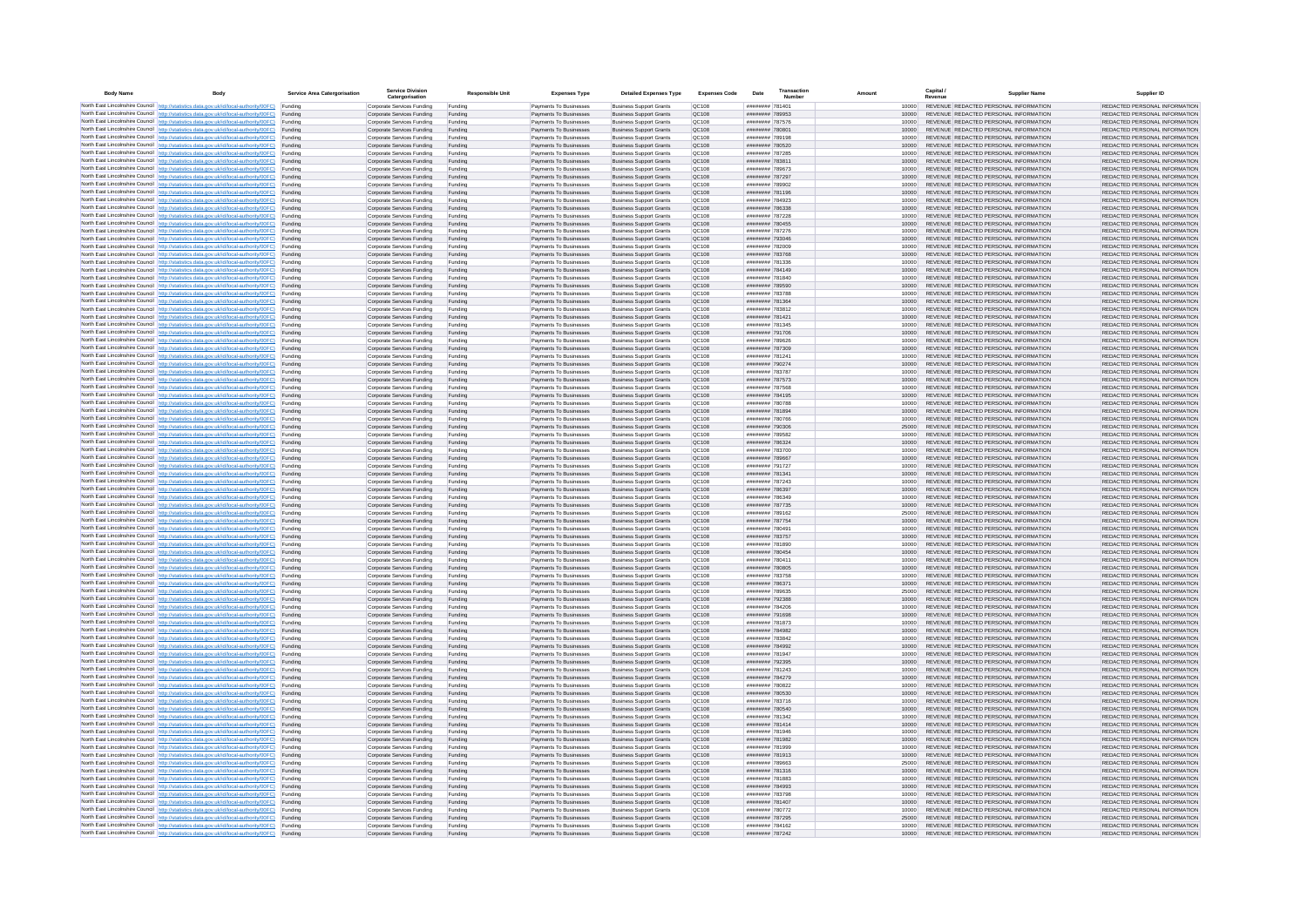| Body Name | Body | Service Area Catergorisation | Service Division Catergorisation | Responsible Unit | Expenses Type | Detailed Expenses Type | Expenses Code | Date | Transaction Number | Amount | Capital / Revenue | Supplier Name | Supplier ID |
|---|---|---|---|---|---|---|---|---|---|---|---|---|---|
| North East Lincolnshire Council | http://statistics.data.gov.uk/id/local-authority/00FC | Funding | Corporate Services Funding | Funding | Payments To Businesses | Business Support Grants | QC108 | ######## | 781401 | 10000 | REVENUE | REDACTED PERSONAL INFORMATION | REDACTED PERSONAL INFORMATION |
| North East Lincolnshire Council | http://statistics.data.gov.uk/id/local-authority/00FC | Funding | Corporate Services Funding | Funding | Payments To Businesses | Business Support Grants | QC108 | ######## | 789953 | 10000 | REVENUE | REDACTED PERSONAL INFORMATION | REDACTED PERSONAL INFORMATION |
| North East Lincolnshire Council | http://statistics.data.gov.uk/id/local-authority/00FC | Funding | Corporate Services Funding | Funding | Payments To Businesses | Business Support Grants | QC108 | ######## | 787576 | 10000 | REVENUE | REDACTED PERSONAL INFORMATION | REDACTED PERSONAL INFORMATION |
| North East Lincolnshire Council | http://statistics.data.gov.uk/id/local-authority/00FC | Funding | Corporate Services Funding | Funding | Payments To Businesses | Business Support Grants | QC108 | ######## | 780801 | 10000 | REVENUE | REDACTED PERSONAL INFORMATION | REDACTED PERSONAL INFORMATION |
| North East Lincolnshire Council | http://statistics.data.gov.uk/id/local-authority/00FC | Funding | Corporate Services Funding | Funding | Payments To Businesses | Business Support Grants | QC108 | ######## | 789198 | 10000 | REVENUE | REDACTED PERSONAL INFORMATION | REDACTED PERSONAL INFORMATION |
| North East Lincolnshire Council | http://statistics.data.gov.uk/id/local-authority/00FC | Funding | Corporate Services Funding | Funding | Payments To Businesses | Business Support Grants | QC108 | ######## | 780520 | 10000 | REVENUE | REDACTED PERSONAL INFORMATION | REDACTED PERSONAL INFORMATION |
| North East Lincolnshire Council | http://statistics.data.gov.uk/id/local-authority/00FC | Funding | Corporate Services Funding | Funding | Payments To Businesses | Business Support Grants | QC108 | ######## | 787285 | 10000 | REVENUE | REDACTED PERSONAL INFORMATION | REDACTED PERSONAL INFORMATION |
| North East Lincolnshire Council | http://statistics.data.gov.uk/id/local-authority/00FC | Funding | Corporate Services Funding | Funding | Payments To Businesses | Business Support Grants | QC108 | ######## | 783811 | 10000 | REVENUE | REDACTED PERSONAL INFORMATION | REDACTED PERSONAL INFORMATION |
| North East Lincolnshire Council | http://statistics.data.gov.uk/id/local-authority/00FC | Funding | Corporate Services Funding | Funding | Payments To Businesses | Business Support Grants | QC108 | ######## | 786673 | 10000 | REVENUE | REDACTED PERSONAL INFORMATION | REDACTED PERSONAL INFORMATION |
| North East Lincolnshire Council | http://statistics.data.gov.uk/id/local-authority/00FC | Funding | Corporate Services Funding | Funding | Payments To Businesses | Business Support Grants | QC108 | ######## | 787297 | 10000 | REVENUE | REDACTED PERSONAL INFORMATION | REDACTED PERSONAL INFORMATION |
| North East Lincolnshire Council | http://statistics.data.gov.uk/id/local-authority/00FC | Funding | Corporate Services Funding | Funding | Payments To Businesses | Business Support Grants | QC108 | ######## | 789902 | 10000 | REVENUE | REDACTED PERSONAL INFORMATION | REDACTED PERSONAL INFORMATION |
| North East Lincolnshire Council | http://statistics.data.gov.uk/id/local-authority/00FC | Funding | Corporate Services Funding | Funding | Payments To Businesses | Business Support Grants | QC108 | ######## | 781196 | 10000 | REVENUE | REDACTED PERSONAL INFORMATION | REDACTED PERSONAL INFORMATION |
| North East Lincolnshire Council | http://statistics.data.gov.uk/id/local-authority/00FC | Funding | Corporate Services Funding | Funding | Payments To Businesses | Business Support Grants | QC108 | ######## | 784923 | 10000 | REVENUE | REDACTED PERSONAL INFORMATION | REDACTED PERSONAL INFORMATION |
| North East Lincolnshire Council | http://statistics.data.gov.uk/id/local-authority/00FC | Funding | Corporate Services Funding | Funding | Payments To Businesses | Business Support Grants | QC108 | ######## | 786338 | 10000 | REVENUE | REDACTED PERSONAL INFORMATION | REDACTED PERSONAL INFORMATION |
| North East Lincolnshire Council | http://statistics.data.gov.uk/id/local-authority/00FC | Funding | Corporate Services Funding | Funding | Payments To Businesses | Business Support Grants | QC108 | ######## | 787228 | 10000 | REVENUE | REDACTED PERSONAL INFORMATION | REDACTED PERSONAL INFORMATION |
| North East Lincolnshire Council | http://statistics.data.gov.uk/id/local-authority/00FC | Funding | Corporate Services Funding | Funding | Payments To Businesses | Business Support Grants | QC108 | ######## | 780455 | 10000 | REVENUE | REDACTED PERSONAL INFORMATION | REDACTED PERSONAL INFORMATION |
| North East Lincolnshire Council | http://statistics.data.gov.uk/id/local-authority/00FC | Funding | Corporate Services Funding | Funding | Payments To Businesses | Business Support Grants | QC108 | ######## | 787276 | 10000 | REVENUE | REDACTED PERSONAL INFORMATION | REDACTED PERSONAL INFORMATION |
| North East Lincolnshire Council | http://statistics.data.gov.uk/id/local-authority/00FC | Funding | Corporate Services Funding | Funding | Payments To Businesses | Business Support Grants | QC108 | ######## | 793046 | 10000 | REVENUE | REDACTED PERSONAL INFORMATION | REDACTED PERSONAL INFORMATION |
| North East Lincolnshire Council | http://statistics.data.gov.uk/id/local-authority/00FC | Funding | Corporate Services Funding | Funding | Payments To Businesses | Business Support Grants | QC108 | ######## | 782009 | 10000 | REVENUE | REDACTED PERSONAL INFORMATION | REDACTED PERSONAL INFORMATION |
| North East Lincolnshire Council | http://statistics.data.gov.uk/id/local-authority/00FC | Funding | Corporate Services Funding | Funding | Payments To Businesses | Business Support Grants | QC108 | ######## | 783768 | 10000 | REVENUE | REDACTED PERSONAL INFORMATION | REDACTED PERSONAL INFORMATION |
| North East Lincolnshire Council | http://statistics.data.gov.uk/id/local-authority/00FC | Funding | Corporate Services Funding | Funding | Payments To Businesses | Business Support Grants | QC108 | ######## | 781336 | 10000 | REVENUE | REDACTED PERSONAL INFORMATION | REDACTED PERSONAL INFORMATION |
| North East Lincolnshire Council | http://statistics.data.gov.uk/id/local-authority/00FC | Funding | Corporate Services Funding | Funding | Payments To Businesses | Business Support Grants | QC108 | ######## | 784149 | 10000 | REVENUE | REDACTED PERSONAL INFORMATION | REDACTED PERSONAL INFORMATION |
| North East Lincolnshire Council | http://statistics.data.gov.uk/id/local-authority/00FC | Funding | Corporate Services Funding | Funding | Payments To Businesses | Business Support Grants | QC108 | ######## | 781840 | 10000 | REVENUE | REDACTED PERSONAL INFORMATION | REDACTED PERSONAL INFORMATION |
| North East Lincolnshire Council | http://statistics.data.gov.uk/id/local-authority/00FC | Funding | Corporate Services Funding | Funding | Payments To Businesses | Business Support Grants | QC108 | ######## | 789590 | 10000 | REVENUE | REDACTED PERSONAL INFORMATION | REDACTED PERSONAL INFORMATION |
| North East Lincolnshire Council | http://statistics.data.gov.uk/id/local-authority/00FC | Funding | Corporate Services Funding | Funding | Payments To Businesses | Business Support Grants | QC108 | ######## | 783788 | 10000 | REVENUE | REDACTED PERSONAL INFORMATION | REDACTED PERSONAL INFORMATION |
| North East Lincolnshire Council | http://statistics.data.gov.uk/id/local-authority/00FC | Funding | Corporate Services Funding | Funding | Payments To Businesses | Business Support Grants | QC108 | ######## | 781364 | 10000 | REVENUE | REDACTED PERSONAL INFORMATION | REDACTED PERSONAL INFORMATION |
| North East Lincolnshire Council | http://statistics.data.gov.uk/id/local-authority/00FC | Funding | Corporate Services Funding | Funding | Payments To Businesses | Business Support Grants | QC108 | ######## | 783812 | 10000 | REVENUE | REDACTED PERSONAL INFORMATION | REDACTED PERSONAL INFORMATION |
| North East Lincolnshire Council | http://statistics.data.gov.uk/id/local-authority/00FC | Funding | Corporate Services Funding | Funding | Payments To Businesses | Business Support Grants | QC108 | ######## | 781421 | 10000 | REVENUE | REDACTED PERSONAL INFORMATION | REDACTED PERSONAL INFORMATION |
| North East Lincolnshire Council | http://statistics.data.gov.uk/id/local-authority/00FC | Funding | Corporate Services Funding | Funding | Payments To Businesses | Business Support Grants | QC108 | ######## | 781345 | 10000 | REVENUE | REDACTED PERSONAL INFORMATION | REDACTED PERSONAL INFORMATION |
| North East Lincolnshire Council | http://statistics.data.gov.uk/id/local-authority/00FC | Funding | Corporate Services Funding | Funding | Payments To Businesses | Business Support Grants | QC108 | ######## | 791706 | 10000 | REVENUE | REDACTED PERSONAL INFORMATION | REDACTED PERSONAL INFORMATION |
| North East Lincolnshire Council | http://statistics.data.gov.uk/id/local-authority/00FC | Funding | Corporate Services Funding | Funding | Payments To Businesses | Business Support Grants | QC108 | ######## | 789626 | 10000 | REVENUE | REDACTED PERSONAL INFORMATION | REDACTED PERSONAL INFORMATION |
| North East Lincolnshire Council | http://statistics.data.gov.uk/id/local-authority/00FC | Funding | Corporate Services Funding | Funding | Payments To Businesses | Business Support Grants | QC108 | ######## | 787309 | 10000 | REVENUE | REDACTED PERSONAL INFORMATION | REDACTED PERSONAL INFORMATION |
| North East Lincolnshire Council | http://statistics.data.gov.uk/id/local-authority/00FC | Funding | Corporate Services Funding | Funding | Payments To Businesses | Business Support Grants | QC108 | ######## | 781241 | 10000 | REVENUE | REDACTED PERSONAL INFORMATION | REDACTED PERSONAL INFORMATION |
| North East Lincolnshire Council | http://statistics.data.gov.uk/id/local-authority/00FC | Funding | Corporate Services Funding | Funding | Payments To Businesses | Business Support Grants | QC108 | ######## | 790274 | 10000 | REVENUE | REDACTED PERSONAL INFORMATION | REDACTED PERSONAL INFORMATION |
| North East Lincolnshire Council | http://statistics.data.gov.uk/id/local-authority/00FC | Funding | Corporate Services Funding | Funding | Payments To Businesses | Business Support Grants | QC108 | ######## | 783787 | 10000 | REVENUE | REDACTED PERSONAL INFORMATION | REDACTED PERSONAL INFORMATION |
| North East Lincolnshire Council | http://statistics.data.gov.uk/id/local-authority/00FC | Funding | Corporate Services Funding | Funding | Payments To Businesses | Business Support Grants | QC108 | ######## | 787573 | 10000 | REVENUE | REDACTED PERSONAL INFORMATION | REDACTED PERSONAL INFORMATION |
| North East Lincolnshire Council | http://statistics.data.gov.uk/id/local-authority/00FC | Funding | Corporate Services Funding | Funding | Payments To Businesses | Business Support Grants | QC108 | ######## | 787568 | 10000 | REVENUE | REDACTED PERSONAL INFORMATION | REDACTED PERSONAL INFORMATION |
| North East Lincolnshire Council | http://statistics.data.gov.uk/id/local-authority/00FC | Funding | Corporate Services Funding | Funding | Payments To Businesses | Business Support Grants | QC108 | ######## | 784195 | 10000 | REVENUE | REDACTED PERSONAL INFORMATION | REDACTED PERSONAL INFORMATION |
| North East Lincolnshire Council | http://statistics.data.gov.uk/id/local-authority/00FC | Funding | Corporate Services Funding | Funding | Payments To Businesses | Business Support Grants | QC108 | ######## | 780788 | 10000 | REVENUE | REDACTED PERSONAL INFORMATION | REDACTED PERSONAL INFORMATION |
| North East Lincolnshire Council | http://statistics.data.gov.uk/id/local-authority/00FC | Funding | Corporate Services Funding | Funding | Payments To Businesses | Business Support Grants | QC108 | ######## | 781894 | 10000 | REVENUE | REDACTED PERSONAL INFORMATION | REDACTED PERSONAL INFORMATION |
| North East Lincolnshire Council | http://statistics.data.gov.uk/id/local-authority/00FC | Funding | Corporate Services Funding | Funding | Payments To Businesses | Business Support Grants | QC108 | ######## | 780766 | 10000 | REVENUE | REDACTED PERSONAL INFORMATION | REDACTED PERSONAL INFORMATION |
| North East Lincolnshire Council | http://statistics.data.gov.uk/id/local-authority/00FC | Funding | Corporate Services Funding | Funding | Payments To Businesses | Business Support Grants | QC108 | ######## | 790306 | 25000 | REVENUE | REDACTED PERSONAL INFORMATION | REDACTED PERSONAL INFORMATION |
| North East Lincolnshire Council | http://statistics.data.gov.uk/id/local-authority/00FC | Funding | Corporate Services Funding | Funding | Payments To Businesses | Business Support Grants | QC108 | ######## | 789582 | 10000 | REVENUE | REDACTED PERSONAL INFORMATION | REDACTED PERSONAL INFORMATION |
| North East Lincolnshire Council | http://statistics.data.gov.uk/id/local-authority/00FC | Funding | Corporate Services Funding | Funding | Payments To Businesses | Business Support Grants | QC108 | ######## | 786324 | 10000 | REVENUE | REDACTED PERSONAL INFORMATION | REDACTED PERSONAL INFORMATION |
| North East Lincolnshire Council | http://statistics.data.gov.uk/id/local-authority/00FC | Funding | Corporate Services Funding | Funding | Payments To Businesses | Business Support Grants | QC108 | ######## | 783700 | 10000 | REVENUE | REDACTED PERSONAL INFORMATION | REDACTED PERSONAL INFORMATION |
| North East Lincolnshire Council | http://statistics.data.gov.uk/id/local-authority/00FC | Funding | Corporate Services Funding | Funding | Payments To Businesses | Business Support Grants | QC108 | ######## | 789667 | 10000 | REVENUE | REDACTED PERSONAL INFORMATION | REDACTED PERSONAL INFORMATION |
| North East Lincolnshire Council | http://statistics.data.gov.uk/id/local-authority/00FC | Funding | Corporate Services Funding | Funding | Payments To Businesses | Business Support Grants | QC108 | ######## | 791727 | 10000 | REVENUE | REDACTED PERSONAL INFORMATION | REDACTED PERSONAL INFORMATION |
| North East Lincolnshire Council | http://statistics.data.gov.uk/id/local-authority/00FC | Funding | Corporate Services Funding | Funding | Payments To Businesses | Business Support Grants | QC108 | ######## | 781341 | 10000 | REVENUE | REDACTED PERSONAL INFORMATION | REDACTED PERSONAL INFORMATION |
| North East Lincolnshire Council | http://statistics.data.gov.uk/id/local-authority/00FC | Funding | Corporate Services Funding | Funding | Payments To Businesses | Business Support Grants | QC108 | ######## | 787243 | 10000 | REVENUE | REDACTED PERSONAL INFORMATION | REDACTED PERSONAL INFORMATION |
| North East Lincolnshire Council | http://statistics.data.gov.uk/id/local-authority/00FC | Funding | Corporate Services Funding | Funding | Payments To Businesses | Business Support Grants | QC108 | ######## | 786397 | 10000 | REVENUE | REDACTED PERSONAL INFORMATION | REDACTED PERSONAL INFORMATION |
| North East Lincolnshire Council | http://statistics.data.gov.uk/id/local-authority/00FC | Funding | Corporate Services Funding | Funding | Payments To Businesses | Business Support Grants | QC108 | ######## | 786349 | 10000 | REVENUE | REDACTED PERSONAL INFORMATION | REDACTED PERSONAL INFORMATION |
| North East Lincolnshire Council | http://statistics.data.gov.uk/id/local-authority/00FC | Funding | Corporate Services Funding | Funding | Payments To Businesses | Business Support Grants | QC108 | ######## | 787735 | 10000 | REVENUE | REDACTED PERSONAL INFORMATION | REDACTED PERSONAL INFORMATION |
| North East Lincolnshire Council | http://statistics.data.gov.uk/id/local-authority/00FC | Funding | Corporate Services Funding | Funding | Payments To Businesses | Business Support Grants | QC108 | ######## | 789162 | 25000 | REVENUE | REDACTED PERSONAL INFORMATION | REDACTED PERSONAL INFORMATION |
| North East Lincolnshire Council | http://statistics.data.gov.uk/id/local-authority/00FC | Funding | Corporate Services Funding | Funding | Payments To Businesses | Business Support Grants | QC108 | ######## | 787754 | 10000 | REVENUE | REDACTED PERSONAL INFORMATION | REDACTED PERSONAL INFORMATION |
| North East Lincolnshire Council | http://statistics.data.gov.uk/id/local-authority/00FC | Funding | Corporate Services Funding | Funding | Payments To Businesses | Business Support Grants | QC108 | ######## | 780491 | 10000 | REVENUE | REDACTED PERSONAL INFORMATION | REDACTED PERSONAL INFORMATION |
| North East Lincolnshire Council | http://statistics.data.gov.uk/id/local-authority/00FC | Funding | Corporate Services Funding | Funding | Payments To Businesses | Business Support Grants | QC108 | ######## | 783757 | 10000 | REVENUE | REDACTED PERSONAL INFORMATION | REDACTED PERSONAL INFORMATION |
| North East Lincolnshire Council | http://statistics.data.gov.uk/id/local-authority/00FC | Funding | Corporate Services Funding | Funding | Payments To Businesses | Business Support Grants | QC108 | ######## | 781890 | 10000 | REVENUE | REDACTED PERSONAL INFORMATION | REDACTED PERSONAL INFORMATION |
| North East Lincolnshire Council | http://statistics.data.gov.uk/id/local-authority/00FC | Funding | Corporate Services Funding | Funding | Payments To Businesses | Business Support Grants | QC108 | ######## | 780454 | 10000 | REVENUE | REDACTED PERSONAL INFORMATION | REDACTED PERSONAL INFORMATION |
| North East Lincolnshire Council | http://statistics.data.gov.uk/id/local-authority/00FC | Funding | Corporate Services Funding | Funding | Payments To Businesses | Business Support Grants | QC108 | ######## | 780411 | 10000 | REVENUE | REDACTED PERSONAL INFORMATION | REDACTED PERSONAL INFORMATION |
| North East Lincolnshire Council | http://statistics.data.gov.uk/id/local-authority/00FC | Funding | Corporate Services Funding | Funding | Payments To Businesses | Business Support Grants | QC108 | ######## | 780805 | 10000 | REVENUE | REDACTED PERSONAL INFORMATION | REDACTED PERSONAL INFORMATION |
| North East Lincolnshire Council | http://statistics.data.gov.uk/id/local-authority/00FC | Funding | Corporate Services Funding | Funding | Payments To Businesses | Business Support Grants | QC108 | ######## | 783758 | 10000 | REVENUE | REDACTED PERSONAL INFORMATION | REDACTED PERSONAL INFORMATION |
| North East Lincolnshire Council | http://statistics.data.gov.uk/id/local-authority/00FC | Funding | Corporate Services Funding | Funding | Payments To Businesses | Business Support Grants | QC108 | ######## | 786371 | 10000 | REVENUE | REDACTED PERSONAL INFORMATION | REDACTED PERSONAL INFORMATION |
| North East Lincolnshire Council | http://statistics.data.gov.uk/id/local-authority/00FC | Funding | Corporate Services Funding | Funding | Payments To Businesses | Business Support Grants | QC108 | ######## | 789635 | 25000 | REVENUE | REDACTED PERSONAL INFORMATION | REDACTED PERSONAL INFORMATION |
| North East Lincolnshire Council | http://statistics.data.gov.uk/id/local-authority/00FC | Funding | Corporate Services Funding | Funding | Payments To Businesses | Business Support Grants | QC108 | ######## | 792388 | 10000 | REVENUE | REDACTED PERSONAL INFORMATION | REDACTED PERSONAL INFORMATION |
| North East Lincolnshire Council | http://statistics.data.gov.uk/id/local-authority/00FC | Funding | Corporate Services Funding | Funding | Payments To Businesses | Business Support Grants | QC108 | ######## | 784206 | 10000 | REVENUE | REDACTED PERSONAL INFORMATION | REDACTED PERSONAL INFORMATION |
| North East Lincolnshire Council | http://statistics.data.gov.uk/id/local-authority/00FC | Funding | Corporate Services Funding | Funding | Payments To Businesses | Business Support Grants | QC108 | ######## | 791698 | 10000 | REVENUE | REDACTED PERSONAL INFORMATION | REDACTED PERSONAL INFORMATION |
| North East Lincolnshire Council | http://statistics.data.gov.uk/id/local-authority/00FC | Funding | Corporate Services Funding | Funding | Payments To Businesses | Business Support Grants | QC108 | ######## | 781873 | 10000 | REVENUE | REDACTED PERSONAL INFORMATION | REDACTED PERSONAL INFORMATION |
| North East Lincolnshire Council | http://statistics.data.gov.uk/id/local-authority/00FC | Funding | Corporate Services Funding | Funding | Payments To Businesses | Business Support Grants | QC108 | ######## | 784982 | 10000 | REVENUE | REDACTED PERSONAL INFORMATION | REDACTED PERSONAL INFORMATION |
| North East Lincolnshire Council | http://statistics.data.gov.uk/id/local-authority/00FC | Funding | Corporate Services Funding | Funding | Payments To Businesses | Business Support Grants | QC108 | ######## | 783842 | 10000 | REVENUE | REDACTED PERSONAL INFORMATION | REDACTED PERSONAL INFORMATION |
| North East Lincolnshire Council | http://statistics.data.gov.uk/id/local-authority/00FC | Funding | Corporate Services Funding | Funding | Payments To Businesses | Business Support Grants | QC108 | ######## | 784992 | 10000 | REVENUE | REDACTED PERSONAL INFORMATION | REDACTED PERSONAL INFORMATION |
| North East Lincolnshire Council | http://statistics.data.gov.uk/id/local-authority/00FC | Funding | Corporate Services Funding | Funding | Payments To Businesses | Business Support Grants | QC108 | ######## | 781947 | 10000 | REVENUE | REDACTED PERSONAL INFORMATION | REDACTED PERSONAL INFORMATION |
| North East Lincolnshire Council | http://statistics.data.gov.uk/id/local-authority/00FC | Funding | Corporate Services Funding | Funding | Payments To Businesses | Business Support Grants | QC108 | ######## | 792395 | 10000 | REVENUE | REDACTED PERSONAL INFORMATION | REDACTED PERSONAL INFORMATION |
| North East Lincolnshire Council | http://statistics.data.gov.uk/id/local-authority/00FC | Funding | Corporate Services Funding | Funding | Payments To Businesses | Business Support Grants | QC108 | ######## | 781243 | 10000 | REVENUE | REDACTED PERSONAL INFORMATION | REDACTED PERSONAL INFORMATION |
| North East Lincolnshire Council | http://statistics.data.gov.uk/id/local-authority/00FC | Funding | Corporate Services Funding | Funding | Payments To Businesses | Business Support Grants | QC108 | ######## | 784279 | 10000 | REVENUE | REDACTED PERSONAL INFORMATION | REDACTED PERSONAL INFORMATION |
| North East Lincolnshire Council | http://statistics.data.gov.uk/id/local-authority/00FC | Funding | Corporate Services Funding | Funding | Payments To Businesses | Business Support Grants | QC108 | ######## | 780822 | 10000 | REVENUE | REDACTED PERSONAL INFORMATION | REDACTED PERSONAL INFORMATION |
| North East Lincolnshire Council | http://statistics.data.gov.uk/id/local-authority/00FC | Funding | Corporate Services Funding | Funding | Payments To Businesses | Business Support Grants | QC108 | ######## | 780530 | 10000 | REVENUE | REDACTED PERSONAL INFORMATION | REDACTED PERSONAL INFORMATION |
| North East Lincolnshire Council | http://statistics.data.gov.uk/id/local-authority/00FC | Funding | Corporate Services Funding | Funding | Payments To Businesses | Business Support Grants | QC108 | ######## | 783716 | 10000 | REVENUE | REDACTED PERSONAL INFORMATION | REDACTED PERSONAL INFORMATION |
| North East Lincolnshire Council | http://statistics.data.gov.uk/id/local-authority/00FC | Funding | Corporate Services Funding | Funding | Payments To Businesses | Business Support Grants | QC108 | ######## | 780540 | 10000 | REVENUE | REDACTED PERSONAL INFORMATION | REDACTED PERSONAL INFORMATION |
| North East Lincolnshire Council | http://statistics.data.gov.uk/id/local-authority/00FC | Funding | Corporate Services Funding | Funding | Payments To Businesses | Business Support Grants | QC108 | ######## | 781342 | 10000 | REVENUE | REDACTED PERSONAL INFORMATION | REDACTED PERSONAL INFORMATION |
| North East Lincolnshire Council | http://statistics.data.gov.uk/id/local-authority/00FC | Funding | Corporate Services Funding | Funding | Payments To Businesses | Business Support Grants | QC108 | ######## | 781414 | 10000 | REVENUE | REDACTED PERSONAL INFORMATION | REDACTED PERSONAL INFORMATION |
| North East Lincolnshire Council | http://statistics.data.gov.uk/id/local-authority/00FC | Funding | Corporate Services Funding | Funding | Payments To Businesses | Business Support Grants | QC108 | ######## | 781946 | 10000 | REVENUE | REDACTED PERSONAL INFORMATION | REDACTED PERSONAL INFORMATION |
| North East Lincolnshire Council | http://statistics.data.gov.uk/id/local-authority/00FC | Funding | Corporate Services Funding | Funding | Payments To Businesses | Business Support Grants | QC108 | ######## | 781982 | 10000 | REVENUE | REDACTED PERSONAL INFORMATION | REDACTED PERSONAL INFORMATION |
| North East Lincolnshire Council | http://statistics.data.gov.uk/id/local-authority/00FC | Funding | Corporate Services Funding | Funding | Payments To Businesses | Business Support Grants | QC108 | ######## | 781999 | 10000 | REVENUE | REDACTED PERSONAL INFORMATION | REDACTED PERSONAL INFORMATION |
| North East Lincolnshire Council | http://statistics.data.gov.uk/id/local-authority/00FC | Funding | Corporate Services Funding | Funding | Payments To Businesses | Business Support Grants | QC108 | ######## | 781913 | 10000 | REVENUE | REDACTED PERSONAL INFORMATION | REDACTED PERSONAL INFORMATION |
| North East Lincolnshire Council | http://statistics.data.gov.uk/id/local-authority/00FC | Funding | Corporate Services Funding | Funding | Payments To Businesses | Business Support Grants | QC108 | ######## | 789663 | 25000 | REVENUE | REDACTED PERSONAL INFORMATION | REDACTED PERSONAL INFORMATION |
| North East Lincolnshire Council | http://statistics.data.gov.uk/id/local-authority/00FC | Funding | Corporate Services Funding | Funding | Payments To Businesses | Business Support Grants | QC108 | ######## | 781316 | 10000 | REVENUE | REDACTED PERSONAL INFORMATION | REDACTED PERSONAL INFORMATION |
| North East Lincolnshire Council | http://statistics.data.gov.uk/id/local-authority/00FC | Funding | Corporate Services Funding | Funding | Payments To Businesses | Business Support Grants | QC108 | ######## | 781883 | 10000 | REVENUE | REDACTED PERSONAL INFORMATION | REDACTED PERSONAL INFORMATION |
| North East Lincolnshire Council | http://statistics.data.gov.uk/id/local-authority/00FC | Funding | Corporate Services Funding | Funding | Payments To Businesses | Business Support Grants | QC108 | ######## | 784993 | 10000 | REVENUE | REDACTED PERSONAL INFORMATION | REDACTED PERSONAL INFORMATION |
| North East Lincolnshire Council | http://statistics.data.gov.uk/id/local-authority/00FC | Funding | Corporate Services Funding | Funding | Payments To Businesses | Business Support Grants | QC108 | ######## | 783796 | 10000 | REVENUE | REDACTED PERSONAL INFORMATION | REDACTED PERSONAL INFORMATION |
| North East Lincolnshire Council | http://statistics.data.gov.uk/id/local-authority/00FC | Funding | Corporate Services Funding | Funding | Payments To Businesses | Business Support Grants | QC108 | ######## | 781407 | 10000 | REVENUE | REDACTED PERSONAL INFORMATION | REDACTED PERSONAL INFORMATION |
| North East Lincolnshire Council | http://statistics.data.gov.uk/id/local-authority/00FC | Funding | Corporate Services Funding | Funding | Payments To Businesses | Business Support Grants | QC108 | ######## | 780772 | 10000 | REVENUE | REDACTED PERSONAL INFORMATION | REDACTED PERSONAL INFORMATION |
| North East Lincolnshire Council | http://statistics.data.gov.uk/id/local-authority/00FC | Funding | Corporate Services Funding | Funding | Payments To Businesses | Business Support Grants | QC108 | ######## | 787295 | 25000 | REVENUE | REDACTED PERSONAL INFORMATION | REDACTED PERSONAL INFORMATION |
| North East Lincolnshire Council | http://statistics.data.gov.uk/id/local-authority/00FC | Funding | Corporate Services Funding | Funding | Payments To Businesses | Business Support Grants | QC108 | ######## | 784162 | 10000 | REVENUE | REDACTED PERSONAL INFORMATION | REDACTED PERSONAL INFORMATION |
| North East Lincolnshire Council | http://statistics.data.gov.uk/id/local-authority/00FC | Funding | Corporate Services Funding | Funding | Payments To Businesses | Business Support Grants | QC108 | ######## | 787242 | 10000 | REVENUE | REDACTED PERSONAL INFORMATION | REDACTED PERSONAL INFORMATION |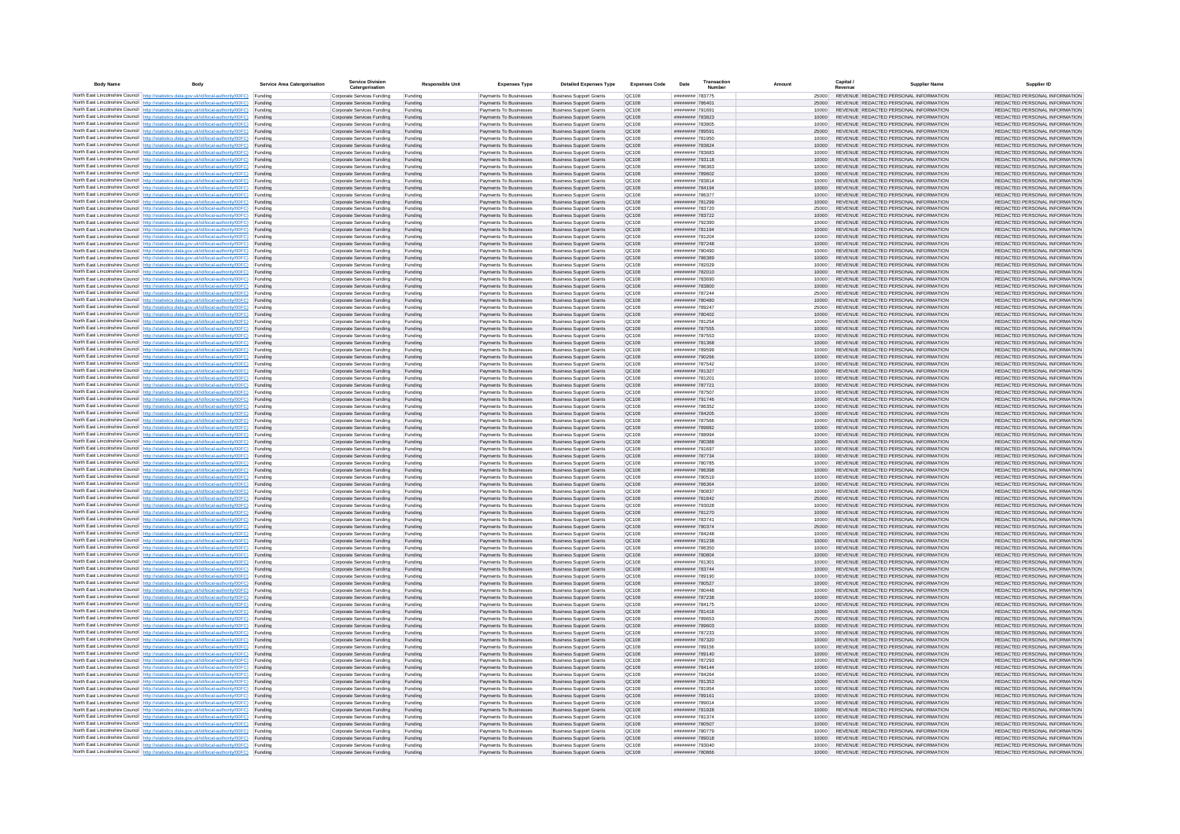| Body Name | Body | Service Area Catergorisation | Service Division Catergorisation | Responsible Unit | Expenses Type | Detailed Expenses Type | Expenses Code | Date | Transaction Number | Amount | Capital / Revenue | Supplier Name | Supplier ID |
|---|---|---|---|---|---|---|---|---|---|---|---|---|---|
| North East Lincolnshire Council | http://statistics.data.gov.uk/id/local-authority/00FC | Funding | Corporate Services Funding | Funding | Payments To Businesses | Business Support Grants | QC108 | ######## | 783775 | 25000 | REVENUE | REDACTED PERSONAL INFORMATION | REDACTED PERSONAL INFORMATION |
| North East Lincolnshire Council | http://statistics.data.gov.uk/id/local-authority/00FC | Funding | Corporate Services Funding | Funding | Payments To Businesses | Business Support Grants | QC108 | ######## | 786401 | 25000 | REVENUE | REDACTED PERSONAL INFORMATION | REDACTED PERSONAL INFORMATION |
| North East Lincolnshire Council | http://statistics.data.gov.uk/id/local-authority/00FC | Funding | Corporate Services Funding | Funding | Payments To Businesses | Business Support Grants | QC108 | ######## | 791691 | 10000 | REVENUE | REDACTED PERSONAL INFORMATION | REDACTED PERSONAL INFORMATION |
| North East Lincolnshire Council | http://statistics.data.gov.uk/id/local-authority/00FC | Funding | Corporate Services Funding | Funding | Payments To Businesses | Business Support Grants | QC108 | ######## | 783823 | 10000 | REVENUE | REDACTED PERSONAL INFORMATION | REDACTED PERSONAL INFORMATION |
| North East Lincolnshire Council | http://statistics.data.gov.uk/id/local-authority/00FC | Funding | Corporate Services Funding | Funding | Payments To Businesses | Business Support Grants | QC108 | ######## | 783805 | 10000 | REVENUE | REDACTED PERSONAL INFORMATION | REDACTED PERSONAL INFORMATION |
| North East Lincolnshire Council | http://statistics.data.gov.uk/id/local-authority/00FC | Funding | Corporate Services Funding | Funding | Payments To Businesses | Business Support Grants | QC108 | ######## | 789591 | 25000 | REVENUE | REDACTED PERSONAL INFORMATION | REDACTED PERSONAL INFORMATION |
| North East Lincolnshire Council | http://statistics.data.gov.uk/id/local-authority/00FC | Funding | Corporate Services Funding | Funding | Payments To Businesses | Business Support Grants | QC108 | ######## | 781950 | 10000 | REVENUE | REDACTED PERSONAL INFORMATION | REDACTED PERSONAL INFORMATION |
| North East Lincolnshire Council | http://statistics.data.gov.uk/id/local-authority/00FC | Funding | Corporate Services Funding | Funding | Payments To Businesses | Business Support Grants | QC108 | ######## | 783824 | 10000 | REVENUE | REDACTED PERSONAL INFORMATION | REDACTED PERSONAL INFORMATION |
| North East Lincolnshire Council | http://statistics.data.gov.uk/id/local-authority/00FC | Funding | Corporate Services Funding | Funding | Payments To Businesses | Business Support Grants | QC108 | ######## | 783683 | 10000 | REVENUE | REDACTED PERSONAL INFORMATION | REDACTED PERSONAL INFORMATION |
| North East Lincolnshire Council | http://statistics.data.gov.uk/id/local-authority/00FC | Funding | Corporate Services Funding | Funding | Payments To Businesses | Business Support Grants | QC108 | ######## | 793118 | 10000 | REVENUE | REDACTED PERSONAL INFORMATION | REDACTED PERSONAL INFORMATION |
| North East Lincolnshire Council | http://statistics.data.gov.uk/id/local-authority/00FC | Funding | Corporate Services Funding | Funding | Payments To Businesses | Business Support Grants | QC108 | ######## | 786363 | 10000 | REVENUE | REDACTED PERSONAL INFORMATION | REDACTED PERSONAL INFORMATION |
| North East Lincolnshire Council | http://statistics.data.gov.uk/id/local-authority/00FC | Funding | Corporate Services Funding | Funding | Payments To Businesses | Business Support Grants | QC108 | ######## | 789602 | 10000 | REVENUE | REDACTED PERSONAL INFORMATION | REDACTED PERSONAL INFORMATION |
| North East Lincolnshire Council | http://statistics.data.gov.uk/id/local-authority/00FC | Funding | Corporate Services Funding | Funding | Payments To Businesses | Business Support Grants | QC108 | ######## | 783814 | 10000 | REVENUE | REDACTED PERSONAL INFORMATION | REDACTED PERSONAL INFORMATION |
| North East Lincolnshire Council | http://statistics.data.gov.uk/id/local-authority/00FC | Funding | Corporate Services Funding | Funding | Payments To Businesses | Business Support Grants | QC108 | ######## | 784194 | 10000 | REVENUE | REDACTED PERSONAL INFORMATION | REDACTED PERSONAL INFORMATION |
| North East Lincolnshire Council | http://statistics.data.gov.uk/id/local-authority/00FC | Funding | Corporate Services Funding | Funding | Payments To Businesses | Business Support Grants | QC108 | ######## | 786377 | 10000 | REVENUE | REDACTED PERSONAL INFORMATION | REDACTED PERSONAL INFORMATION |
| North East Lincolnshire Council | http://statistics.data.gov.uk/id/local-authority/00FC | Funding | Corporate Services Funding | Funding | Payments To Businesses | Business Support Grants | QC108 | ######## | 781299 | 10000 | REVENUE | REDACTED PERSONAL INFORMATION | REDACTED PERSONAL INFORMATION |
| North East Lincolnshire Council | http://statistics.data.gov.uk/id/local-authority/00FC | Funding | Corporate Services Funding | Funding | Payments To Businesses | Business Support Grants | QC108 | ######## | 783720 | 25000 | REVENUE | REDACTED PERSONAL INFORMATION | REDACTED PERSONAL INFORMATION |
| North East Lincolnshire Council | http://statistics.data.gov.uk/id/local-authority/00FC | Funding | Corporate Services Funding | Funding | Payments To Businesses | Business Support Grants | QC108 | ######## | 783722 | 10000 | REVENUE | REDACTED PERSONAL INFORMATION | REDACTED PERSONAL INFORMATION |
| North East Lincolnshire Council | http://statistics.data.gov.uk/id/local-authority/00FC | Funding | Corporate Services Funding | Funding | Payments To Businesses | Business Support Grants | QC108 | ######## | 792390 | 10000 | REVENUE | REDACTED PERSONAL INFORMATION | REDACTED PERSONAL INFORMATION |
| North East Lincolnshire Council | http://statistics.data.gov.uk/id/local-authority/00FC | Funding | Corporate Services Funding | Funding | Payments To Businesses | Business Support Grants | QC108 | ######## | 781194 | 10000 | REVENUE | REDACTED PERSONAL INFORMATION | REDACTED PERSONAL INFORMATION |
| North East Lincolnshire Council | http://statistics.data.gov.uk/id/local-authority/00FC | Funding | Corporate Services Funding | Funding | Payments To Businesses | Business Support Grants | QC108 | ######## | 781204 | 10000 | REVENUE | REDACTED PERSONAL INFORMATION | REDACTED PERSONAL INFORMATION |
| North East Lincolnshire Council | http://statistics.data.gov.uk/id/local-authority/00FC | Funding | Corporate Services Funding | Funding | Payments To Businesses | Business Support Grants | QC108 | ######## | 787248 | 10000 | REVENUE | REDACTED PERSONAL INFORMATION | REDACTED PERSONAL INFORMATION |
| North East Lincolnshire Council | http://statistics.data.gov.uk/id/local-authority/00FC | Funding | Corporate Services Funding | Funding | Payments To Businesses | Business Support Grants | QC108 | ######## | 780490 | 10000 | REVENUE | REDACTED PERSONAL INFORMATION | REDACTED PERSONAL INFORMATION |
| North East Lincolnshire Council | http://statistics.data.gov.uk/id/local-authority/00FC | Funding | Corporate Services Funding | Funding | Payments To Businesses | Business Support Grants | QC108 | ######## | 786389 | 10000 | REVENUE | REDACTED PERSONAL INFORMATION | REDACTED PERSONAL INFORMATION |
| North East Lincolnshire Council | http://statistics.data.gov.uk/id/local-authority/00FC | Funding | Corporate Services Funding | Funding | Payments To Businesses | Business Support Grants | QC108 | ######## | 782029 | 10000 | REVENUE | REDACTED PERSONAL INFORMATION | REDACTED PERSONAL INFORMATION |
| North East Lincolnshire Council | http://statistics.data.gov.uk/id/local-authority/00FC | Funding | Corporate Services Funding | Funding | Payments To Businesses | Business Support Grants | QC108 | ######## | 782010 | 10000 | REVENUE | REDACTED PERSONAL INFORMATION | REDACTED PERSONAL INFORMATION |
| North East Lincolnshire Council | http://statistics.data.gov.uk/id/local-authority/00FC | Funding | Corporate Services Funding | Funding | Payments To Businesses | Business Support Grants | QC108 | ######## | 783690 | 10000 | REVENUE | REDACTED PERSONAL INFORMATION | REDACTED PERSONAL INFORMATION |
| North East Lincolnshire Council | http://statistics.data.gov.uk/id/local-authority/00FC | Funding | Corporate Services Funding | Funding | Payments To Businesses | Business Support Grants | QC108 | ######## | 783800 | 10000 | REVENUE | REDACTED PERSONAL INFORMATION | REDACTED PERSONAL INFORMATION |
| North East Lincolnshire Council | http://statistics.data.gov.uk/id/local-authority/00FC | Funding | Corporate Services Funding | Funding | Payments To Businesses | Business Support Grants | QC108 | ######## | 787244 | 25000 | REVENUE | REDACTED PERSONAL INFORMATION | REDACTED PERSONAL INFORMATION |
| North East Lincolnshire Council | http://statistics.data.gov.uk/id/local-authority/00FC | Funding | Corporate Services Funding | Funding | Payments To Businesses | Business Support Grants | QC108 | ######## | 780480 | 10000 | REVENUE | REDACTED PERSONAL INFORMATION | REDACTED PERSONAL INFORMATION |
| North East Lincolnshire Council | http://statistics.data.gov.uk/id/local-authority/00FC | Funding | Corporate Services Funding | Funding | Payments To Businesses | Business Support Grants | QC108 | ######## | 789247 | 25000 | REVENUE | REDACTED PERSONAL INFORMATION | REDACTED PERSONAL INFORMATION |
| North East Lincolnshire Council | http://statistics.data.gov.uk/id/local-authority/00FC | Funding | Corporate Services Funding | Funding | Payments To Businesses | Business Support Grants | QC108 | ######## | 780402 | 10000 | REVENUE | REDACTED PERSONAL INFORMATION | REDACTED PERSONAL INFORMATION |
| North East Lincolnshire Council | http://statistics.data.gov.uk/id/local-authority/00FC | Funding | Corporate Services Funding | Funding | Payments To Businesses | Business Support Grants | QC108 | ######## | 781254 | 10000 | REVENUE | REDACTED PERSONAL INFORMATION | REDACTED PERSONAL INFORMATION |
| North East Lincolnshire Council | http://statistics.data.gov.uk/id/local-authority/00FC | Funding | Corporate Services Funding | Funding | Payments To Businesses | Business Support Grants | QC108 | ######## | 787555 | 10000 | REVENUE | REDACTED PERSONAL INFORMATION | REDACTED PERSONAL INFORMATION |
| North East Lincolnshire Council | http://statistics.data.gov.uk/id/local-authority/00FC | Funding | Corporate Services Funding | Funding | Payments To Businesses | Business Support Grants | QC108 | ######## | 787553 | 10000 | REVENUE | REDACTED PERSONAL INFORMATION | REDACTED PERSONAL INFORMATION |
| North East Lincolnshire Council | http://statistics.data.gov.uk/id/local-authority/00FC | Funding | Corporate Services Funding | Funding | Payments To Businesses | Business Support Grants | QC108 | ######## | 781368 | 10000 | REVENUE | REDACTED PERSONAL INFORMATION | REDACTED PERSONAL INFORMATION |
| North East Lincolnshire Council | http://statistics.data.gov.uk/id/local-authority/00FC | Funding | Corporate Services Funding | Funding | Payments To Businesses | Business Support Grants | QC108 | ######## | 789599 | 10000 | REVENUE | REDACTED PERSONAL INFORMATION | REDACTED PERSONAL INFORMATION |
| North East Lincolnshire Council | http://statistics.data.gov.uk/id/local-authority/00FC | Funding | Corporate Services Funding | Funding | Payments To Businesses | Business Support Grants | QC108 | ######## | 790266 | 10000 | REVENUE | REDACTED PERSONAL INFORMATION | REDACTED PERSONAL INFORMATION |
| North East Lincolnshire Council | http://statistics.data.gov.uk/id/local-authority/00FC | Funding | Corporate Services Funding | Funding | Payments To Businesses | Business Support Grants | QC108 | ######## | 787542 | 10000 | REVENUE | REDACTED PERSONAL INFORMATION | REDACTED PERSONAL INFORMATION |
| North East Lincolnshire Council | http://statistics.data.gov.uk/id/local-authority/00FC | Funding | Corporate Services Funding | Funding | Payments To Businesses | Business Support Grants | QC108 | ######## | 781327 | 10000 | REVENUE | REDACTED PERSONAL INFORMATION | REDACTED PERSONAL INFORMATION |
| North East Lincolnshire Council | http://statistics.data.gov.uk/id/local-authority/00FC | Funding | Corporate Services Funding | Funding | Payments To Businesses | Business Support Grants | QC108 | ######## | 781201 | 10000 | REVENUE | REDACTED PERSONAL INFORMATION | REDACTED PERSONAL INFORMATION |
| North East Lincolnshire Council | http://statistics.data.gov.uk/id/local-authority/00FC | Funding | Corporate Services Funding | Funding | Payments To Businesses | Business Support Grants | QC108 | ######## | 787721 | 10000 | REVENUE | REDACTED PERSONAL INFORMATION | REDACTED PERSONAL INFORMATION |
| North East Lincolnshire Council | http://statistics.data.gov.uk/id/local-authority/00FC | Funding | Corporate Services Funding | Funding | Payments To Businesses | Business Support Grants | QC108 | ######## | 787507 | 10000 | REVENUE | REDACTED PERSONAL INFORMATION | REDACTED PERSONAL INFORMATION |
| North East Lincolnshire Council | http://statistics.data.gov.uk/id/local-authority/00FC | Funding | Corporate Services Funding | Funding | Payments To Businesses | Business Support Grants | QC108 | ######## | 791746 | 10000 | REVENUE | REDACTED PERSONAL INFORMATION | REDACTED PERSONAL INFORMATION |
| North East Lincolnshire Council | http://statistics.data.gov.uk/id/local-authority/00FC | Funding | Corporate Services Funding | Funding | Payments To Businesses | Business Support Grants | QC108 | ######## | 786352 | 10000 | REVENUE | REDACTED PERSONAL INFORMATION | REDACTED PERSONAL INFORMATION |
| North East Lincolnshire Council | http://statistics.data.gov.uk/id/local-authority/00FC | Funding | Corporate Services Funding | Funding | Payments To Businesses | Business Support Grants | QC108 | ######## | 784205 | 10000 | REVENUE | REDACTED PERSONAL INFORMATION | REDACTED PERSONAL INFORMATION |
| North East Lincolnshire Council | http://statistics.data.gov.uk/id/local-authority/00FC | Funding | Corporate Services Funding | Funding | Payments To Businesses | Business Support Grants | QC108 | ######## | 787566 | 10000 | REVENUE | REDACTED PERSONAL INFORMATION | REDACTED PERSONAL INFORMATION |
| North East Lincolnshire Council | http://statistics.data.gov.uk/id/local-authority/00FC | Funding | Corporate Services Funding | Funding | Payments To Businesses | Business Support Grants | QC108 | ######## | 789882 | 10000 | REVENUE | REDACTED PERSONAL INFORMATION | REDACTED PERSONAL INFORMATION |
| North East Lincolnshire Council | http://statistics.data.gov.uk/id/local-authority/00FC | Funding | Corporate Services Funding | Funding | Payments To Businesses | Business Support Grants | QC108 | ######## | 788994 | 10000 | REVENUE | REDACTED PERSONAL INFORMATION | REDACTED PERSONAL INFORMATION |
| North East Lincolnshire Council | http://statistics.data.gov.uk/id/local-authority/00FC | Funding | Corporate Services Funding | Funding | Payments To Businesses | Business Support Grants | QC108 | ######## | 780388 | 10000 | REVENUE | REDACTED PERSONAL INFORMATION | REDACTED PERSONAL INFORMATION |
| North East Lincolnshire Council | http://statistics.data.gov.uk/id/local-authority/00FC | Funding | Corporate Services Funding | Funding | Payments To Businesses | Business Support Grants | QC108 | ######## | 791697 | 10000 | REVENUE | REDACTED PERSONAL INFORMATION | REDACTED PERSONAL INFORMATION |
| North East Lincolnshire Council | http://statistics.data.gov.uk/id/local-authority/00FC | Funding | Corporate Services Funding | Funding | Payments To Businesses | Business Support Grants | QC108 | ######## | 787734 | 10000 | REVENUE | REDACTED PERSONAL INFORMATION | REDACTED PERSONAL INFORMATION |
| North East Lincolnshire Council | http://statistics.data.gov.uk/id/local-authority/00FC | Funding | Corporate Services Funding | Funding | Payments To Businesses | Business Support Grants | QC108 | ######## | 780785 | 10000 | REVENUE | REDACTED PERSONAL INFORMATION | REDACTED PERSONAL INFORMATION |
| North East Lincolnshire Council | http://statistics.data.gov.uk/id/local-authority/00FC | Funding | Corporate Services Funding | Funding | Payments To Businesses | Business Support Grants | QC108 | ######## | 786398 | 10000 | REVENUE | REDACTED PERSONAL INFORMATION | REDACTED PERSONAL INFORMATION |
| North East Lincolnshire Council | http://statistics.data.gov.uk/id/local-authority/00FC | Funding | Corporate Services Funding | Funding | Payments To Businesses | Business Support Grants | QC108 | ######## | 780519 | 10000 | REVENUE | REDACTED PERSONAL INFORMATION | REDACTED PERSONAL INFORMATION |
| North East Lincolnshire Council | http://statistics.data.gov.uk/id/local-authority/00FC | Funding | Corporate Services Funding | Funding | Payments To Businesses | Business Support Grants | QC108 | ######## | 786364 | 10000 | REVENUE | REDACTED PERSONAL INFORMATION | REDACTED PERSONAL INFORMATION |
| North East Lincolnshire Council | http://statistics.data.gov.uk/id/local-authority/00FC | Funding | Corporate Services Funding | Funding | Payments To Businesses | Business Support Grants | QC108 | ######## | 780837 | 10000 | REVENUE | REDACTED PERSONAL INFORMATION | REDACTED PERSONAL INFORMATION |
| North East Lincolnshire Council | http://statistics.data.gov.uk/id/local-authority/00FC | Funding | Corporate Services Funding | Funding | Payments To Businesses | Business Support Grants | QC108 | ######## | 781842 | 25000 | REVENUE | REDACTED PERSONAL INFORMATION | REDACTED PERSONAL INFORMATION |
| North East Lincolnshire Council | http://statistics.data.gov.uk/id/local-authority/00FC | Funding | Corporate Services Funding | Funding | Payments To Businesses | Business Support Grants | QC108 | ######## | 793028 | 10000 | REVENUE | REDACTED PERSONAL INFORMATION | REDACTED PERSONAL INFORMATION |
| North East Lincolnshire Council | http://statistics.data.gov.uk/id/local-authority/00FC | Funding | Corporate Services Funding | Funding | Payments To Businesses | Business Support Grants | QC108 | ######## | 781270 | 10000 | REVENUE | REDACTED PERSONAL INFORMATION | REDACTED PERSONAL INFORMATION |
| North East Lincolnshire Council | http://statistics.data.gov.uk/id/local-authority/00FC | Funding | Corporate Services Funding | Funding | Payments To Businesses | Business Support Grants | QC108 | ######## | 783741 | 10000 | REVENUE | REDACTED PERSONAL INFORMATION | REDACTED PERSONAL INFORMATION |
| North East Lincolnshire Council | http://statistics.data.gov.uk/id/local-authority/00FC | Funding | Corporate Services Funding | Funding | Payments To Businesses | Business Support Grants | QC108 | ######## | 780374 | 25000 | REVENUE | REDACTED PERSONAL INFORMATION | REDACTED PERSONAL INFORMATION |
| North East Lincolnshire Council | http://statistics.data.gov.uk/id/local-authority/00FC | Funding | Corporate Services Funding | Funding | Payments To Businesses | Business Support Grants | QC108 | ######## | 784248 | 10000 | REVENUE | REDACTED PERSONAL INFORMATION | REDACTED PERSONAL INFORMATION |
| North East Lincolnshire Council | http://statistics.data.gov.uk/id/local-authority/00FC | Funding | Corporate Services Funding | Funding | Payments To Businesses | Business Support Grants | QC108 | ######## | 781238 | 10000 | REVENUE | REDACTED PERSONAL INFORMATION | REDACTED PERSONAL INFORMATION |
| North East Lincolnshire Council | http://statistics.data.gov.uk/id/local-authority/00FC | Funding | Corporate Services Funding | Funding | Payments To Businesses | Business Support Grants | QC108 | ######## | 786350 | 10000 | REVENUE | REDACTED PERSONAL INFORMATION | REDACTED PERSONAL INFORMATION |
| North East Lincolnshire Council | http://statistics.data.gov.uk/id/local-authority/00FC | Funding | Corporate Services Funding | Funding | Payments To Businesses | Business Support Grants | QC108 | ######## | 780804 | 10000 | REVENUE | REDACTED PERSONAL INFORMATION | REDACTED PERSONAL INFORMATION |
| North East Lincolnshire Council | http://statistics.data.gov.uk/id/local-authority/00FC | Funding | Corporate Services Funding | Funding | Payments To Businesses | Business Support Grants | QC108 | ######## | 781301 | 10000 | REVENUE | REDACTED PERSONAL INFORMATION | REDACTED PERSONAL INFORMATION |
| North East Lincolnshire Council | http://statistics.data.gov.uk/id/local-authority/00FC | Funding | Corporate Services Funding | Funding | Payments To Businesses | Business Support Grants | QC108 | ######## | 783744 | 10000 | REVENUE | REDACTED PERSONAL INFORMATION | REDACTED PERSONAL INFORMATION |
| North East Lincolnshire Council | http://statistics.data.gov.uk/id/local-authority/00FC | Funding | Corporate Services Funding | Funding | Payments To Businesses | Business Support Grants | QC108 | ######## | 789190 | 10000 | REVENUE | REDACTED PERSONAL INFORMATION | REDACTED PERSONAL INFORMATION |
| North East Lincolnshire Council | http://statistics.data.gov.uk/id/local-authority/00FC | Funding | Corporate Services Funding | Funding | Payments To Businesses | Business Support Grants | QC108 | ######## | 780527 | 10000 | REVENUE | REDACTED PERSONAL INFORMATION | REDACTED PERSONAL INFORMATION |
| North East Lincolnshire Council | http://statistics.data.gov.uk/id/local-authority/00FC | Funding | Corporate Services Funding | Funding | Payments To Businesses | Business Support Grants | QC108 | ######## | 780448 | 10000 | REVENUE | REDACTED PERSONAL INFORMATION | REDACTED PERSONAL INFORMATION |
| North East Lincolnshire Council | http://statistics.data.gov.uk/id/local-authority/00FC | Funding | Corporate Services Funding | Funding | Payments To Businesses | Business Support Grants | QC108 | ######## | 787238 | 10000 | REVENUE | REDACTED PERSONAL INFORMATION | REDACTED PERSONAL INFORMATION |
| North East Lincolnshire Council | http://statistics.data.gov.uk/id/local-authority/00FC | Funding | Corporate Services Funding | Funding | Payments To Businesses | Business Support Grants | QC108 | ######## | 784175 | 10000 | REVENUE | REDACTED PERSONAL INFORMATION | REDACTED PERSONAL INFORMATION |
| North East Lincolnshire Council | http://statistics.data.gov.uk/id/local-authority/00FC | Funding | Corporate Services Funding | Funding | Payments To Businesses | Business Support Grants | QC108 | ######## | 781416 | 10000 | REVENUE | REDACTED PERSONAL INFORMATION | REDACTED PERSONAL INFORMATION |
| North East Lincolnshire Council | http://statistics.data.gov.uk/id/local-authority/00FC | Funding | Corporate Services Funding | Funding | Payments To Businesses | Business Support Grants | QC108 | ######## | 789653 | 25000 | REVENUE | REDACTED PERSONAL INFORMATION | REDACTED PERSONAL INFORMATION |
| North East Lincolnshire Council | http://statistics.data.gov.uk/id/local-authority/00FC | Funding | Corporate Services Funding | Funding | Payments To Businesses | Business Support Grants | QC108 | ######## | 789603 | 10000 | REVENUE | REDACTED PERSONAL INFORMATION | REDACTED PERSONAL INFORMATION |
| North East Lincolnshire Council | http://statistics.data.gov.uk/id/local-authority/00FC | Funding | Corporate Services Funding | Funding | Payments To Businesses | Business Support Grants | QC108 | ######## | 787233 | 10000 | REVENUE | REDACTED PERSONAL INFORMATION | REDACTED PERSONAL INFORMATION |
| North East Lincolnshire Council | http://statistics.data.gov.uk/id/local-authority/00FC | Funding | Corporate Services Funding | Funding | Payments To Businesses | Business Support Grants | QC108 | ######## | 787320 | 10000 | REVENUE | REDACTED PERSONAL INFORMATION | REDACTED PERSONAL INFORMATION |
| North East Lincolnshire Council | http://statistics.data.gov.uk/id/local-authority/00FC | Funding | Corporate Services Funding | Funding | Payments To Businesses | Business Support Grants | QC108 | ######## | 789156 | 10000 | REVENUE | REDACTED PERSONAL INFORMATION | REDACTED PERSONAL INFORMATION |
| North East Lincolnshire Council | http://statistics.data.gov.uk/id/local-authority/00FC | Funding | Corporate Services Funding | Funding | Payments To Businesses | Business Support Grants | QC108 | ######## | 789140 | 10000 | REVENUE | REDACTED PERSONAL INFORMATION | REDACTED PERSONAL INFORMATION |
| North East Lincolnshire Council | http://statistics.data.gov.uk/id/local-authority/00FC | Funding | Corporate Services Funding | Funding | Payments To Businesses | Business Support Grants | QC108 | ######## | 787293 | 10000 | REVENUE | REDACTED PERSONAL INFORMATION | REDACTED PERSONAL INFORMATION |
| North East Lincolnshire Council | http://statistics.data.gov.uk/id/local-authority/00FC | Funding | Corporate Services Funding | Funding | Payments To Businesses | Business Support Grants | QC108 | ######## | 784144 | 10000 | REVENUE | REDACTED PERSONAL INFORMATION | REDACTED PERSONAL INFORMATION |
| North East Lincolnshire Council | http://statistics.data.gov.uk/id/local-authority/00FC | Funding | Corporate Services Funding | Funding | Payments To Businesses | Business Support Grants | QC108 | ######## | 784264 | 10000 | REVENUE | REDACTED PERSONAL INFORMATION | REDACTED PERSONAL INFORMATION |
| North East Lincolnshire Council | http://statistics.data.gov.uk/id/local-authority/00FC | Funding | Corporate Services Funding | Funding | Payments To Businesses | Business Support Grants | QC108 | ######## | 781353 | 10000 | REVENUE | REDACTED PERSONAL INFORMATION | REDACTED PERSONAL INFORMATION |
| North East Lincolnshire Council | http://statistics.data.gov.uk/id/local-authority/00FC | Funding | Corporate Services Funding | Funding | Payments To Businesses | Business Support Grants | QC108 | ######## | 781954 | 10000 | REVENUE | REDACTED PERSONAL INFORMATION | REDACTED PERSONAL INFORMATION |
| North East Lincolnshire Council | http://statistics.data.gov.uk/id/local-authority/00FC | Funding | Corporate Services Funding | Funding | Payments To Businesses | Business Support Grants | QC108 | ######## | 789161 | 10000 | REVENUE | REDACTED PERSONAL INFORMATION | REDACTED PERSONAL INFORMATION |
| North East Lincolnshire Council | http://statistics.data.gov.uk/id/local-authority/00FC | Funding | Corporate Services Funding | Funding | Payments To Businesses | Business Support Grants | QC108 | ######## | 789614 | 10000 | REVENUE | REDACTED PERSONAL INFORMATION | REDACTED PERSONAL INFORMATION |
| North East Lincolnshire Council | http://statistics.data.gov.uk/id/local-authority/00FC | Funding | Corporate Services Funding | Funding | Payments To Businesses | Business Support Grants | QC108 | ######## | 781928 | 10000 | REVENUE | REDACTED PERSONAL INFORMATION | REDACTED PERSONAL INFORMATION |
| North East Lincolnshire Council | http://statistics.data.gov.uk/id/local-authority/00FC | Funding | Corporate Services Funding | Funding | Payments To Businesses | Business Support Grants | QC108 | ######## | 781374 | 10000 | REVENUE | REDACTED PERSONAL INFORMATION | REDACTED PERSONAL INFORMATION |
| North East Lincolnshire Council | http://statistics.data.gov.uk/id/local-authority/00FC | Funding | Corporate Services Funding | Funding | Payments To Businesses | Business Support Grants | QC108 | ######## | 780507 | 10000 | REVENUE | REDACTED PERSONAL INFORMATION | REDACTED PERSONAL INFORMATION |
| North East Lincolnshire Council | http://statistics.data.gov.uk/id/local-authority/00FC | Funding | Corporate Services Funding | Funding | Payments To Businesses | Business Support Grants | QC108 | ######## | 780779 | 10000 | REVENUE | REDACTED PERSONAL INFORMATION | REDACTED PERSONAL INFORMATION |
| North East Lincolnshire Council | http://statistics.data.gov.uk/id/local-authority/00FC | Funding | Corporate Services Funding | Funding | Payments To Businesses | Business Support Grants | QC108 | ######## | 789018 | 10000 | REVENUE | REDACTED PERSONAL INFORMATION | REDACTED PERSONAL INFORMATION |
| North East Lincolnshire Council | http://statistics.data.gov.uk/id/local-authority/00FC | Funding | Corporate Services Funding | Funding | Payments To Businesses | Business Support Grants | QC108 | ######## | 793040 | 10000 | REVENUE | REDACTED PERSONAL INFORMATION | REDACTED PERSONAL INFORMATION |
| North East Lincolnshire Council | http://statistics.data.gov.uk/id/local-authority/00FC | Funding | Corporate Services Funding | Funding | Payments To Businesses | Business Support Grants | QC108 | ######## | 780866 | 10000 | REVENUE | REDACTED PERSONAL INFORMATION | REDACTED PERSONAL INFORMATION |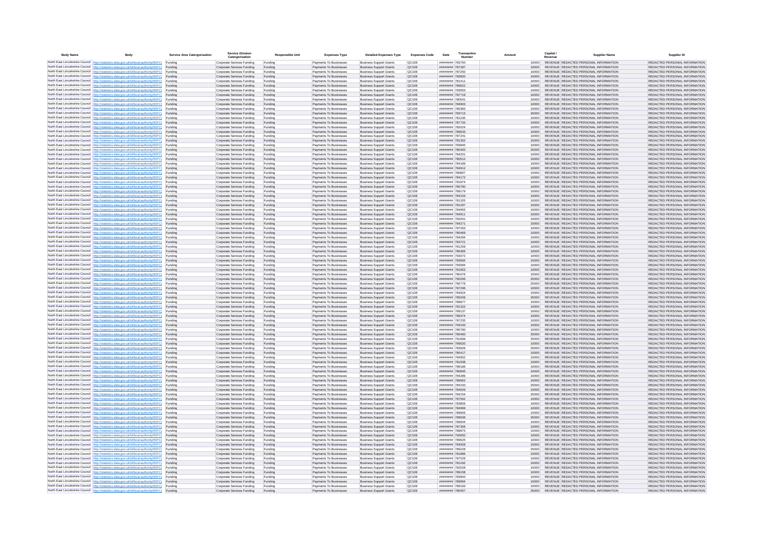| Body Name | Body | Service Area Catergorisation | Service Division Catergorisation | Responsible Unit | Expenses Type | Detailed Expenses Type | Expenses Code | Date | Transaction Number | Amount | Capital / Revenue | Supplier Name | Supplier ID |
|---|---|---|---|---|---|---|---|---|---|---|---|---|---|
| North East Lincolnshire Council | http://statistics.data.gov.uk/id/local-authority/00FC | Funding | Corporate Services Funding | Funding | Payments To Businesses | Business Support Grants | QC108 | ######## | 783750 | 10000 | REVENUE | REDACTED PERSONAL INFORMATION | REDACTED PERSONAL INFORMATION |
| North East Lincolnshire Council | http://statistics.data.gov.uk/id/local-authority/00FC | Funding | Corporate Services Funding | Funding | Payments To Businesses | Business Support Grants | QC108 | ######## | 787287 | 10000 | REVENUE | REDACTED PERSONAL INFORMATION | REDACTED PERSONAL INFORMATION |
| North East Lincolnshire Council | http://statistics.data.gov.uk/id/local-authority/00FC | Funding | Corporate Services Funding | Funding | Payments To Businesses | Business Support Grants | QC108 | ######## | 787250 | 10000 | REVENUE | REDACTED PERSONAL INFORMATION | REDACTED PERSONAL INFORMATION |
| North East Lincolnshire Council | http://statistics.data.gov.uk/id/local-authority/00FC | Funding | Corporate Services Funding | Funding | Payments To Businesses | Business Support Grants | QC108 | ######## | 783820 | 10000 | REVENUE | REDACTED PERSONAL INFORMATION | REDACTED PERSONAL INFORMATION |
| North East Lincolnshire Council | http://statistics.data.gov.uk/id/local-authority/00FC | Funding | Corporate Services Funding | Funding | Payments To Businesses | Business Support Grants | QC108 | ######## | 781411 | 10000 | REVENUE | REDACTED PERSONAL INFORMATION | REDACTED PERSONAL INFORMATION |
| North East Lincolnshire Council | http://statistics.data.gov.uk/id/local-authority/00FC | Funding | Corporate Services Funding | Funding | Payments To Businesses | Business Support Grants | QC108 | ######## | 789622 | 10000 | REVENUE | REDACTED PERSONAL INFORMATION | REDACTED PERSONAL INFORMATION |
| North East Lincolnshire Council | http://statistics.data.gov.uk/id/local-authority/00FC | Funding | Corporate Services Funding | Funding | Payments To Businesses | Business Support Grants | QC108 | ######## | 793053 | 10000 | REVENUE | REDACTED PERSONAL INFORMATION | REDACTED PERSONAL INFORMATION |
| North East Lincolnshire Council | http://statistics.data.gov.uk/id/local-authority/00FC | Funding | Corporate Services Funding | Funding | Payments To Businesses | Business Support Grants | QC108 | ######## | 787719 | 10000 | REVENUE | REDACTED PERSONAL INFORMATION | REDACTED PERSONAL INFORMATION |
| North East Lincolnshire Council | http://statistics.data.gov.uk/id/local-authority/00FC | Funding | Corporate Services Funding | Funding | Payments To Businesses | Business Support Grants | QC108 | ######## | 780541 | 10000 | REVENUE | REDACTED PERSONAL INFORMATION | REDACTED PERSONAL INFORMATION |
| North East Lincolnshire Council | http://statistics.data.gov.uk/id/local-authority/00FC | Funding | Corporate Services Funding | Funding | Payments To Businesses | Business Support Grants | QC108 | ######## | 784903 | 10000 | REVENUE | REDACTED PERSONAL INFORMATION | REDACTED PERSONAL INFORMATION |
| North East Lincolnshire Council | http://statistics.data.gov.uk/id/local-authority/00FC | Funding | Corporate Services Funding | Funding | Payments To Businesses | Business Support Grants | QC108 | ######## | 780383 | 10000 | REVENUE | REDACTED PERSONAL INFORMATION | REDACTED PERSONAL INFORMATION |
| North East Lincolnshire Council | http://statistics.data.gov.uk/id/local-authority/00FC | Funding | Corporate Services Funding | Funding | Payments To Businesses | Business Support Grants | QC108 | ######## | 783713 | 25000 | REVENUE | REDACTED PERSONAL INFORMATION | REDACTED PERSONAL INFORMATION |
| North East Lincolnshire Council | http://statistics.data.gov.uk/id/local-authority/00FC | Funding | Corporate Services Funding | Funding | Payments To Businesses | Business Support Grants | QC108 | ######## | 781235 | 10000 | REVENUE | REDACTED PERSONAL INFORMATION | REDACTED PERSONAL INFORMATION |
| North East Lincolnshire Council | http://statistics.data.gov.uk/id/local-authority/00FC | Funding | Corporate Services Funding | Funding | Payments To Businesses | Business Support Grants | QC108 | ######## | 787720 | 10000 | REVENUE | REDACTED PERSONAL INFORMATION | REDACTED PERSONAL INFORMATION |
| North East Lincolnshire Council | http://statistics.data.gov.uk/id/local-authority/00FC | Funding | Corporate Services Funding | Funding | Payments To Businesses | Business Support Grants | QC108 | ######## | 782024 | 10000 | REVENUE | REDACTED PERSONAL INFORMATION | REDACTED PERSONAL INFORMATION |
| North East Lincolnshire Council | http://statistics.data.gov.uk/id/local-authority/00FC | Funding | Corporate Services Funding | Funding | Payments To Businesses | Business Support Grants | QC108 | ######## | 789633 | 10000 | REVENUE | REDACTED PERSONAL INFORMATION | REDACTED PERSONAL INFORMATION |
| North East Lincolnshire Council | http://statistics.data.gov.uk/id/local-authority/00FC | Funding | Corporate Services Funding | Funding | Payments To Businesses | Business Support Grants | QC108 | ######## | 787241 | 10000 | REVENUE | REDACTED PERSONAL INFORMATION | REDACTED PERSONAL INFORMATION |
| North East Lincolnshire Council | http://statistics.data.gov.uk/id/local-authority/00FC | Funding | Corporate Services Funding | Funding | Payments To Businesses | Business Support Grants | QC108 | ######## | 781352 | 10000 | REVENUE | REDACTED PERSONAL INFORMATION | REDACTED PERSONAL INFORMATION |
| North East Lincolnshire Council | http://statistics.data.gov.uk/id/local-authority/00FC | Funding | Corporate Services Funding | Funding | Payments To Businesses | Business Support Grants | QC108 | ######## | 783845 | 10000 | REVENUE | REDACTED PERSONAL INFORMATION | REDACTED PERSONAL INFORMATION |
| North East Lincolnshire Council | http://statistics.data.gov.uk/id/local-authority/00FC | Funding | Corporate Services Funding | Funding | Payments To Businesses | Business Support Grants | QC108 | ######## | 780400 | 25000 | REVENUE | REDACTED PERSONAL INFORMATION | REDACTED PERSONAL INFORMATION |
| North East Lincolnshire Council | http://statistics.data.gov.uk/id/local-authority/00FC | Funding | Corporate Services Funding | Funding | Payments To Businesses | Business Support Grants | QC108 | ######## | 784201 | 10000 | REVENUE | REDACTED PERSONAL INFORMATION | REDACTED PERSONAL INFORMATION |
| North East Lincolnshire Council | http://statistics.data.gov.uk/id/local-authority/00FC | Funding | Corporate Services Funding | Funding | Payments To Businesses | Business Support Grants | QC108 | ######## | 780512 | 10000 | REVENUE | REDACTED PERSONAL INFORMATION | REDACTED PERSONAL INFORMATION |
| North East Lincolnshire Council | http://statistics.data.gov.uk/id/local-authority/00FC | Funding | Corporate Services Funding | Funding | Payments To Businesses | Business Support Grants | QC108 | ######## | 784189 | 10000 | REVENUE | REDACTED PERSONAL INFORMATION | REDACTED PERSONAL INFORMATION |
| North East Lincolnshire Council | http://statistics.data.gov.uk/id/local-authority/00FC | Funding | Corporate Services Funding | Funding | Payments To Businesses | Business Support Grants | QC108 | ######## | 784912 | 10000 | REVENUE | REDACTED PERSONAL INFORMATION | REDACTED PERSONAL INFORMATION |
| North East Lincolnshire Council | http://statistics.data.gov.uk/id/local-authority/00FC | Funding | Corporate Services Funding | Funding | Payments To Businesses | Business Support Grants | QC108 | ######## | 780807 | 10000 | REVENUE | REDACTED PERSONAL INFORMATION | REDACTED PERSONAL INFORMATION |
| North East Lincolnshire Council | http://statistics.data.gov.uk/id/local-authority/00FC | Funding | Corporate Services Funding | Funding | Payments To Businesses | Business Support Grants | QC108 | ######## | 784172 | 10000 | REVENUE | REDACTED PERSONAL INFORMATION | REDACTED PERSONAL INFORMATION |
| North East Lincolnshire Council | http://statistics.data.gov.uk/id/local-authority/00FC | Funding | Corporate Services Funding | Funding | Payments To Businesses | Business Support Grants | QC108 | ######## | 781874 | 10000 | REVENUE | REDACTED PERSONAL INFORMATION | REDACTED PERSONAL INFORMATION |
| North East Lincolnshire Council | http://statistics.data.gov.uk/id/local-authority/00FC | Funding | Corporate Services Funding | Funding | Payments To Businesses | Business Support Grants | QC108 | ######## | 780790 | 10000 | REVENUE | REDACTED PERSONAL INFORMATION | REDACTED PERSONAL INFORMATION |
| North East Lincolnshire Council | http://statistics.data.gov.uk/id/local-authority/00FC | Funding | Corporate Services Funding | Funding | Payments To Businesses | Business Support Grants | QC108 | ######## | 789179 | 10000 | REVENUE | REDACTED PERSONAL INFORMATION | REDACTED PERSONAL INFORMATION |
| North East Lincolnshire Council | http://statistics.data.gov.uk/id/local-authority/00FC | Funding | Corporate Services Funding | Funding | Payments To Businesses | Business Support Grants | QC108 | ######## | 784153 | 10000 | REVENUE | REDACTED PERSONAL INFORMATION | REDACTED PERSONAL INFORMATION |
| North East Lincolnshire Council | http://statistics.data.gov.uk/id/local-authority/00FC | Funding | Corporate Services Funding | Funding | Payments To Businesses | Business Support Grants | QC108 | ######## | 781325 | 10000 | REVENUE | REDACTED PERSONAL INFORMATION | REDACTED PERSONAL INFORMATION |
| North East Lincolnshire Council | http://statistics.data.gov.uk/id/local-authority/00FC | Funding | Corporate Services Funding | Funding | Payments To Businesses | Business Support Grants | QC108 | ######## | 781297 | 10000 | REVENUE | REDACTED PERSONAL INFORMATION | REDACTED PERSONAL INFORMATION |
| North East Lincolnshire Council | http://statistics.data.gov.uk/id/local-authority/00FC | Funding | Corporate Services Funding | Funding | Payments To Businesses | Business Support Grants | QC108 | ######## | 784955 | 10000 | REVENUE | REDACTED PERSONAL INFORMATION | REDACTED PERSONAL INFORMATION |
| North East Lincolnshire Council | http://statistics.data.gov.uk/id/local-authority/00FC | Funding | Corporate Services Funding | Funding | Payments To Businesses | Business Support Grants | QC108 | ######## | 784911 | 10000 | REVENUE | REDACTED PERSONAL INFORMATION | REDACTED PERSONAL INFORMATION |
| North East Lincolnshire Council | http://statistics.data.gov.uk/id/local-authority/00FC | Funding | Corporate Services Funding | Funding | Payments To Businesses | Business Support Grants | QC108 | ######## | 782041 | 10000 | REVENUE | REDACTED PERSONAL INFORMATION | REDACTED PERSONAL INFORMATION |
| North East Lincolnshire Council | http://statistics.data.gov.uk/id/local-authority/00FC | Funding | Corporate Services Funding | Funding | Payments To Businesses | Business Support Grants | QC108 | ######## | 784271 | 10000 | REVENUE | REDACTED PERSONAL INFORMATION | REDACTED PERSONAL INFORMATION |
| North East Lincolnshire Council | http://statistics.data.gov.uk/id/local-authority/00FC | Funding | Corporate Services Funding | Funding | Payments To Businesses | Business Support Grants | QC108 | ######## | 787263 | 10000 | REVENUE | REDACTED PERSONAL INFORMATION | REDACTED PERSONAL INFORMATION |
| North East Lincolnshire Council | http://statistics.data.gov.uk/id/local-authority/00FC | Funding | Corporate Services Funding | Funding | Payments To Businesses | Business Support Grants | QC108 | ######## | 780469 | 10000 | REVENUE | REDACTED PERSONAL INFORMATION | REDACTED PERSONAL INFORMATION |
| North East Lincolnshire Council | http://statistics.data.gov.uk/id/local-authority/00FC | Funding | Corporate Services Funding | Funding | Payments To Businesses | Business Support Grants | QC108 | ######## | 784284 | 10000 | REVENUE | REDACTED PERSONAL INFORMATION | REDACTED PERSONAL INFORMATION |
| North East Lincolnshire Council | http://statistics.data.gov.uk/id/local-authority/00FC | Funding | Corporate Services Funding | Funding | Payments To Businesses | Business Support Grants | QC108 | ######## | 783721 | 10000 | REVENUE | REDACTED PERSONAL INFORMATION | REDACTED PERSONAL INFORMATION |
| North East Lincolnshire Council | http://statistics.data.gov.uk/id/local-authority/00FC | Funding | Corporate Services Funding | Funding | Payments To Businesses | Business Support Grants | QC108 | ######## | 781259 | 10000 | REVENUE | REDACTED PERSONAL INFORMATION | REDACTED PERSONAL INFORMATION |
| North East Lincolnshire Council | http://statistics.data.gov.uk/id/local-authority/00FC | Funding | Corporate Services Funding | Funding | Payments To Businesses | Business Support Grants | QC108 | ######## | 786366 | 10000 | REVENUE | REDACTED PERSONAL INFORMATION | REDACTED PERSONAL INFORMATION |
| North East Lincolnshire Council | http://statistics.data.gov.uk/id/local-authority/00FC | Funding | Corporate Services Funding | Funding | Payments To Businesses | Business Support Grants | QC108 | ######## | 793072 | 10000 | REVENUE | REDACTED PERSONAL INFORMATION | REDACTED PERSONAL INFORMATION |
| North East Lincolnshire Council | http://statistics.data.gov.uk/id/local-authority/00FC | Funding | Corporate Services Funding | Funding | Payments To Businesses | Business Support Grants | QC108 | ######## | 783694 | 10000 | REVENUE | REDACTED PERSONAL INFORMATION | REDACTED PERSONAL INFORMATION |
| North East Lincolnshire Council | http://statistics.data.gov.uk/id/local-authority/00FC | Funding | Corporate Services Funding | Funding | Payments To Businesses | Business Support Grants | QC108 | ######## | 793084 | 10000 | REVENUE | REDACTED PERSONAL INFORMATION | REDACTED PERSONAL INFORMATION |
| North East Lincolnshire Council | http://statistics.data.gov.uk/id/local-authority/00FC | Funding | Corporate Services Funding | Funding | Payments To Businesses | Business Support Grants | QC108 | ######## | 781953 | 10000 | REVENUE | REDACTED PERSONAL INFORMATION | REDACTED PERSONAL INFORMATION |
| North East Lincolnshire Council | http://statistics.data.gov.uk/id/local-authority/00FC | Funding | Corporate Services Funding | Funding | Payments To Businesses | Business Support Grants | QC108 | ######## | 780476 | 10000 | REVENUE | REDACTED PERSONAL INFORMATION | REDACTED PERSONAL INFORMATION |
| North East Lincolnshire Council | http://statistics.data.gov.uk/id/local-authority/00FC | Funding | Corporate Services Funding | Funding | Payments To Businesses | Business Support Grants | QC108 | ######## | 780296 | 25000 | REVENUE | REDACTED PERSONAL INFORMATION | REDACTED PERSONAL INFORMATION |
| North East Lincolnshire Council | http://statistics.data.gov.uk/id/local-authority/00FC | Funding | Corporate Services Funding | Funding | Payments To Businesses | Business Support Grants | QC108 | ######## | 780778 | 25000 | REVENUE | REDACTED PERSONAL INFORMATION | REDACTED PERSONAL INFORMATION |
| North East Lincolnshire Council | http://statistics.data.gov.uk/id/local-authority/00FC | Funding | Corporate Services Funding | Funding | Payments To Businesses | Business Support Grants | QC108 | ######## | 787296 | 10000 | REVENUE | REDACTED PERSONAL INFORMATION | REDACTED PERSONAL INFORMATION |
| North East Lincolnshire Council | http://statistics.data.gov.uk/id/local-authority/00FC | Funding | Corporate Services Funding | Funding | Payments To Businesses | Business Support Grants | QC108 | ######## | 784924 | 10000 | REVENUE | REDACTED PERSONAL INFORMATION | REDACTED PERSONAL INFORMATION |
| North East Lincolnshire Council | http://statistics.data.gov.uk/id/local-authority/00FC | Funding | Corporate Services Funding | Funding | Payments To Businesses | Business Support Grants | QC108 | ######## | 789206 | 25000 | REVENUE | REDACTED PERSONAL INFORMATION | REDACTED PERSONAL INFORMATION |
| North East Lincolnshire Council | http://statistics.data.gov.uk/id/local-authority/00FC | Funding | Corporate Services Funding | Funding | Payments To Businesses | Business Support Grants | QC108 | ######## | 789877 | 10000 | REVENUE | REDACTED PERSONAL INFORMATION | REDACTED PERSONAL INFORMATION |
| North East Lincolnshire Council | http://statistics.data.gov.uk/id/local-authority/00FC | Funding | Corporate Services Funding | Funding | Payments To Businesses | Business Support Grants | QC108 | ######## | 781322 | 10000 | REVENUE | REDACTED PERSONAL INFORMATION | REDACTED PERSONAL INFORMATION |
| North East Lincolnshire Council | http://statistics.data.gov.uk/id/local-authority/00FC | Funding | Corporate Services Funding | Funding | Payments To Businesses | Business Support Grants | QC108 | ######## | 789137 | 10000 | REVENUE | REDACTED PERSONAL INFORMATION | REDACTED PERSONAL INFORMATION |
| North East Lincolnshire Council | http://statistics.data.gov.uk/id/local-authority/00FC | Funding | Corporate Services Funding | Funding | Payments To Businesses | Business Support Grants | QC108 | ######## | 786374 | 10000 | REVENUE | REDACTED PERSONAL INFORMATION | REDACTED PERSONAL INFORMATION |
| North East Lincolnshire Council | http://statistics.data.gov.uk/id/local-authority/00FC | Funding | Corporate Services Funding | Funding | Payments To Businesses | Business Support Grants | QC108 | ######## | 787235 | 10000 | REVENUE | REDACTED PERSONAL INFORMATION | REDACTED PERSONAL INFORMATION |
| North East Lincolnshire Council | http://statistics.data.gov.uk/id/local-authority/00FC | Funding | Corporate Services Funding | Funding | Payments To Businesses | Business Support Grants | QC108 | ######## | 793100 | 10000 | REVENUE | REDACTED PERSONAL INFORMATION | REDACTED PERSONAL INFORMATION |
| North East Lincolnshire Council | http://statistics.data.gov.uk/id/local-authority/00FC | Funding | Corporate Services Funding | Funding | Payments To Businesses | Business Support Grants | QC108 | ######## | 780780 | 10000 | REVENUE | REDACTED PERSONAL INFORMATION | REDACTED PERSONAL INFORMATION |
| North East Lincolnshire Council | http://statistics.data.gov.uk/id/local-authority/00FC | Funding | Corporate Services Funding | Funding | Payments To Businesses | Business Support Grants | QC108 | ######## | 780460 | 25000 | REVENUE | REDACTED PERSONAL INFORMATION | REDACTED PERSONAL INFORMATION |
| North East Lincolnshire Council | http://statistics.data.gov.uk/id/local-authority/00FC | Funding | Corporate Services Funding | Funding | Payments To Businesses | Business Support Grants | QC108 | ######## | 791699 | 25000 | REVENUE | REDACTED PERSONAL INFORMATION | REDACTED PERSONAL INFORMATION |
| North East Lincolnshire Council | http://statistics.data.gov.uk/id/local-authority/00FC | Funding | Corporate Services Funding | Funding | Payments To Businesses | Business Support Grants | QC108 | ######## | 789620 | 10000 | REVENUE | REDACTED PERSONAL INFORMATION | REDACTED PERSONAL INFORMATION |
| North East Lincolnshire Council | http://statistics.data.gov.uk/id/local-authority/00FC | Funding | Corporate Services Funding | Funding | Payments To Businesses | Business Support Grants | QC108 | ######## | 783826 | 25000 | REVENUE | REDACTED PERSONAL INFORMATION | REDACTED PERSONAL INFORMATION |
| North East Lincolnshire Council | http://statistics.data.gov.uk/id/local-authority/00FC | Funding | Corporate Services Funding | Funding | Payments To Businesses | Business Support Grants | QC108 | ######## | 780417 | 10000 | REVENUE | REDACTED PERSONAL INFORMATION | REDACTED PERSONAL INFORMATION |
| North East Lincolnshire Council | http://statistics.data.gov.uk/id/local-authority/00FC | Funding | Corporate Services Funding | Funding | Payments To Businesses | Business Support Grants | QC108 | ######## | 784952 | 10000 | REVENUE | REDACTED PERSONAL INFORMATION | REDACTED PERSONAL INFORMATION |
| North East Lincolnshire Council | http://statistics.data.gov.uk/id/local-authority/00FC | Funding | Corporate Services Funding | Funding | Payments To Businesses | Business Support Grants | QC108 | ######## | 781938 | 10000 | REVENUE | REDACTED PERSONAL INFORMATION | REDACTED PERSONAL INFORMATION |
| North East Lincolnshire Council | http://statistics.data.gov.uk/id/local-authority/00FC | Funding | Corporate Services Funding | Funding | Payments To Businesses | Business Support Grants | QC108 | ######## | 789186 | 10000 | REVENUE | REDACTED PERSONAL INFORMATION | REDACTED PERSONAL INFORMATION |
| North East Lincolnshire Council | http://statistics.data.gov.uk/id/local-authority/00FC | Funding | Corporate Services Funding | Funding | Payments To Businesses | Business Support Grants | QC108 | ######## | 780845 | 10000 | REVENUE | REDACTED PERSONAL INFORMATION | REDACTED PERSONAL INFORMATION |
| North East Lincolnshire Council | http://statistics.data.gov.uk/id/local-authority/00FC | Funding | Corporate Services Funding | Funding | Payments To Businesses | Business Support Grants | QC108 | ######## | 784286 | 10000 | REVENUE | REDACTED PERSONAL INFORMATION | REDACTED PERSONAL INFORMATION |
| North East Lincolnshire Council | http://statistics.data.gov.uk/id/local-authority/00FC | Funding | Corporate Services Funding | Funding | Payments To Businesses | Business Support Grants | QC108 | ######## | 789952 | 10000 | REVENUE | REDACTED PERSONAL INFORMATION | REDACTED PERSONAL INFORMATION |
| North East Lincolnshire Council | http://statistics.data.gov.uk/id/local-authority/00FC | Funding | Corporate Services Funding | Funding | Payments To Businesses | Business Support Grants | QC108 | ######## | 784150 | 25000 | REVENUE | REDACTED PERSONAL INFORMATION | REDACTED PERSONAL INFORMATION |
| North East Lincolnshire Council | http://statistics.data.gov.uk/id/local-authority/00FC | Funding | Corporate Services Funding | Funding | Payments To Businesses | Business Support Grants | QC108 | ######## | 784926 | 10000 | REVENUE | REDACTED PERSONAL INFORMATION | REDACTED PERSONAL INFORMATION |
| North East Lincolnshire Council | http://statistics.data.gov.uk/id/local-authority/00FC | Funding | Corporate Services Funding | Funding | Payments To Businesses | Business Support Grants | QC108 | ######## | 784154 | 25000 | REVENUE | REDACTED PERSONAL INFORMATION | REDACTED PERSONAL INFORMATION |
| North East Lincolnshire Council | http://statistics.data.gov.uk/id/local-authority/00FC | Funding | Corporate Services Funding | Funding | Payments To Businesses | Business Support Grants | QC108 | ######## | 787562 | 10000 | REVENUE | REDACTED PERSONAL INFORMATION | REDACTED PERSONAL INFORMATION |
| North East Lincolnshire Council | http://statistics.data.gov.uk/id/local-authority/00FC | Funding | Corporate Services Funding | Funding | Payments To Businesses | Business Support Grants | QC108 | ######## | 783806 | 10000 | REVENUE | REDACTED PERSONAL INFORMATION | REDACTED PERSONAL INFORMATION |
| North East Lincolnshire Council | http://statistics.data.gov.uk/id/local-authority/00FC | Funding | Corporate Services Funding | Funding | Payments To Businesses | Business Support Grants | QC108 | ######## | 784999 | 10000 | REVENUE | REDACTED PERSONAL INFORMATION | REDACTED PERSONAL INFORMATION |
| North East Lincolnshire Council | http://statistics.data.gov.uk/id/local-authority/00FC | Funding | Corporate Services Funding | Funding | Payments To Businesses | Business Support Grants | QC108 | ######## | 789655 | 10000 | REVENUE | REDACTED PERSONAL INFORMATION | REDACTED PERSONAL INFORMATION |
| North East Lincolnshire Council | http://statistics.data.gov.uk/id/local-authority/00FC | Funding | Corporate Services Funding | Funding | Payments To Businesses | Business Support Grants | QC108 | ######## | 789636 | 25000 | REVENUE | REDACTED PERSONAL INFORMATION | REDACTED PERSONAL INFORMATION |
| North East Lincolnshire Council | http://statistics.data.gov.uk/id/local-authority/00FC | Funding | Corporate Services Funding | Funding | Payments To Businesses | Business Support Grants | QC108 | ######## | 789004 | 10000 | REVENUE | REDACTED PERSONAL INFORMATION | REDACTED PERSONAL INFORMATION |
| North East Lincolnshire Council | http://statistics.data.gov.uk/id/local-authority/00FC | Funding | Corporate Services Funding | Funding | Payments To Businesses | Business Support Grants | QC108 | ######## | 787306 | 10000 | REVENUE | REDACTED PERSONAL INFORMATION | REDACTED PERSONAL INFORMATION |
| North East Lincolnshire Council | http://statistics.data.gov.uk/id/local-authority/00FC | Funding | Corporate Services Funding | Funding | Payments To Businesses | Business Support Grants | QC108 | ######## | 789875 | 10000 | REVENUE | REDACTED PERSONAL INFORMATION | REDACTED PERSONAL INFORMATION |
| North East Lincolnshire Council | http://statistics.data.gov.uk/id/local-authority/00FC | Funding | Corporate Services Funding | Funding | Payments To Businesses | Business Support Grants | QC108 | ######## | 793050 | 10000 | REVENUE | REDACTED PERSONAL INFORMATION | REDACTED PERSONAL INFORMATION |
| North East Lincolnshire Council | http://statistics.data.gov.uk/id/local-authority/00FC | Funding | Corporate Services Funding | Funding | Payments To Businesses | Business Support Grants | QC108 | ######## | 789625 | 10000 | REVENUE | REDACTED PERSONAL INFORMATION | REDACTED PERSONAL INFORMATION |
| North East Lincolnshire Council | http://statistics.data.gov.uk/id/local-authority/00FC | Funding | Corporate Services Funding | Funding | Payments To Businesses | Business Support Grants | QC108 | ######## | 784928 | 10000 | REVENUE | REDACTED PERSONAL INFORMATION | REDACTED PERSONAL INFORMATION |
| North East Lincolnshire Council | http://statistics.data.gov.uk/id/local-authority/00FC | Funding | Corporate Services Funding | Funding | Payments To Businesses | Business Support Grants | QC108 | ######## | 789228 | 25000 | REVENUE | REDACTED PERSONAL INFORMATION | REDACTED PERSONAL INFORMATION |
| North East Lincolnshire Council | http://statistics.data.gov.uk/id/local-authority/00FC | Funding | Corporate Services Funding | Funding | Payments To Businesses | Business Support Grants | QC108 | ######## | 781886 | 10000 | REVENUE | REDACTED PERSONAL INFORMATION | REDACTED PERSONAL INFORMATION |
| North East Lincolnshire Council | http://statistics.data.gov.uk/id/local-authority/00FC | Funding | Corporate Services Funding | Funding | Payments To Businesses | Business Support Grants | QC108 | ######## | 787529 | 10000 | REVENUE | REDACTED PERSONAL INFORMATION | REDACTED PERSONAL INFORMATION |
| North East Lincolnshire Council | http://statistics.data.gov.uk/id/local-authority/00FC | Funding | Corporate Services Funding | Funding | Payments To Businesses | Business Support Grants | QC108 | ######## | 781292 | 10000 | REVENUE | REDACTED PERSONAL INFORMATION | REDACTED PERSONAL INFORMATION |
| North East Lincolnshire Council | http://statistics.data.gov.uk/id/local-authority/00FC | Funding | Corporate Services Funding | Funding | Payments To Businesses | Business Support Grants | QC108 | ######## | 782028 | 10000 | REVENUE | REDACTED PERSONAL INFORMATION | REDACTED PERSONAL INFORMATION |
| North East Lincolnshire Council | http://statistics.data.gov.uk/id/local-authority/00FC | Funding | Corporate Services Funding | Funding | Payments To Businesses | Business Support Grants | QC108 | ######## | 789158 | 10000 | REVENUE | REDACTED PERSONAL INFORMATION | REDACTED PERSONAL INFORMATION |
| North East Lincolnshire Council | http://statistics.data.gov.uk/id/local-authority/00FC | Funding | Corporate Services Funding | Funding | Payments To Businesses | Business Support Grants | QC108 | ######## | 783843 | 10000 | REVENUE | REDACTED PERSONAL INFORMATION | REDACTED PERSONAL INFORMATION |
| North East Lincolnshire Council | http://statistics.data.gov.uk/id/local-authority/00FC | Funding | Corporate Services Funding | Funding | Payments To Businesses | Business Support Grants | QC108 | ######## | 789894 | 10000 | REVENUE | REDACTED PERSONAL INFORMATION | REDACTED PERSONAL INFORMATION |
| North East Lincolnshire Council | http://statistics.data.gov.uk/id/local-authority/00FC | Funding | Corporate Services Funding | Funding | Payments To Businesses | Business Support Grants | QC108 | ######## | 789193 | 10000 | REVENUE | REDACTED PERSONAL INFORMATION | REDACTED PERSONAL INFORMATION |
| North East Lincolnshire Council | http://statistics.data.gov.uk/id/local-authority/00FC | Funding | Corporate Services Funding | Funding | Payments To Businesses | Business Support Grants | QC108 | ######## | 780457 | 25000 | REVENUE | REDACTED PERSONAL INFORMATION | REDACTED PERSONAL INFORMATION |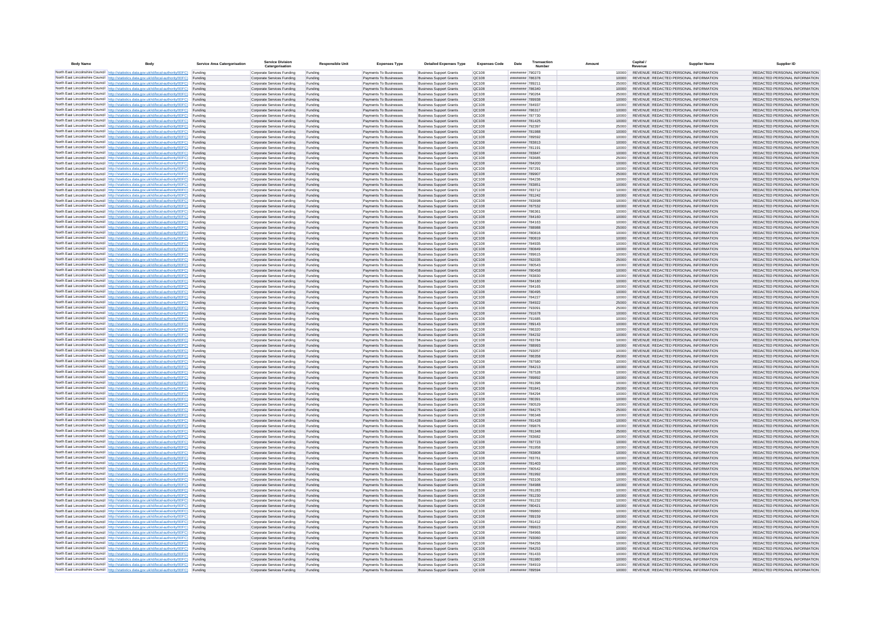| Body Name | Body | Service Area Catergorisation | Service Division Catergorisation | Responsible Unit | Expenses Type | Detailed Expenses Type | Expenses Code | Date | Transaction Number | Amount | Capital / Revenue | Supplier Name | Supplier ID |
|---|---|---|---|---|---|---|---|---|---|---|---|---|---|
| North East Lincolnshire Council | http://statistics.data.gov.uk/id/local-authority/00FC | Funding | Corporate Services Funding | Funding | Payments To Businesses | Business Support Grants | QC108 | ######## | 790273 | 10000 | REVENUE | REDACTED PERSONAL INFORMATION | REDACTED PERSONAL INFORMATION |
| North East Lincolnshire Council | http://statistics.data.gov.uk/id/local-authority/00FC | Funding | Corporate Services Funding | Funding | Payments To Businesses | Business Support Grants | QC108 | ######## | 786378 | 10000 | REVENUE | REDACTED PERSONAL INFORMATION | REDACTED PERSONAL INFORMATION |
| North East Lincolnshire Council | http://statistics.data.gov.uk/id/local-authority/00FC | Funding | Corporate Services Funding | Funding | Payments To Businesses | Business Support Grants | QC108 | ######## | 789211 | 25000 | REVENUE | REDACTED PERSONAL INFORMATION | REDACTED PERSONAL INFORMATION |
| North East Lincolnshire Council | http://statistics.data.gov.uk/id/local-authority/00FC | Funding | Corporate Services Funding | Funding | Payments To Businesses | Business Support Grants | QC108 | ######## | 786340 | 10000 | REVENUE | REDACTED PERSONAL INFORMATION | REDACTED PERSONAL INFORMATION |
| North East Lincolnshire Council | http://statistics.data.gov.uk/id/local-authority/00FC | Funding | Corporate Services Funding | Funding | Payments To Businesses | Business Support Grants | QC108 | ######## | 790264 | 25000 | REVENUE | REDACTED PERSONAL INFORMATION | REDACTED PERSONAL INFORMATION |
| North East Lincolnshire Council | http://statistics.data.gov.uk/id/local-authority/00FC | Funding | Corporate Services Funding | Funding | Payments To Businesses | Business Support Grants | QC108 | ######## | 789938 | 10000 | REVENUE | REDACTED PERSONAL INFORMATION | REDACTED PERSONAL INFORMATION |
| North East Lincolnshire Council | http://statistics.data.gov.uk/id/local-authority/00FC | Funding | Corporate Services Funding | Funding | Payments To Businesses | Business Support Grants | QC108 | ######## | 784937 | 10000 | REVENUE | REDACTED PERSONAL INFORMATION | REDACTED PERSONAL INFORMATION |
| North East Lincolnshire Council | http://statistics.data.gov.uk/id/local-authority/00FC | Funding | Corporate Services Funding | Funding | Payments To Businesses | Business Support Grants | QC108 | ######## | 786317 | 10000 | REVENUE | REDACTED PERSONAL INFORMATION | REDACTED PERSONAL INFORMATION |
| North East Lincolnshire Council | http://statistics.data.gov.uk/id/local-authority/00FC | Funding | Corporate Services Funding | Funding | Payments To Businesses | Business Support Grants | QC108 | ######## | 787730 | 10000 | REVENUE | REDACTED PERSONAL INFORMATION | REDACTED PERSONAL INFORMATION |
| North East Lincolnshire Council | http://statistics.data.gov.uk/id/local-authority/00FC | Funding | Corporate Services Funding | Funding | Payments To Businesses | Business Support Grants | QC108 | ######## | 781425 | 10000 | REVENUE | REDACTED PERSONAL INFORMATION | REDACTED PERSONAL INFORMATION |
| North East Lincolnshire Council | http://statistics.data.gov.uk/id/local-authority/00FC | Funding | Corporate Services Funding | Funding | Payments To Businesses | Business Support Grants | QC108 | ######## | 792397 | 25000 | REVENUE | REDACTED PERSONAL INFORMATION | REDACTED PERSONAL INFORMATION |
| North East Lincolnshire Council | http://statistics.data.gov.uk/id/local-authority/00FC | Funding | Corporate Services Funding | Funding | Payments To Businesses | Business Support Grants | QC108 | ######## | 781988 | 10000 | REVENUE | REDACTED PERSONAL INFORMATION | REDACTED PERSONAL INFORMATION |
| North East Lincolnshire Council | http://statistics.data.gov.uk/id/local-authority/00FC | Funding | Corporate Services Funding | Funding | Payments To Businesses | Business Support Grants | QC108 | ######## | 789592 | 10000 | REVENUE | REDACTED PERSONAL INFORMATION | REDACTED PERSONAL INFORMATION |
| North East Lincolnshire Council | http://statistics.data.gov.uk/id/local-authority/00FC | Funding | Corporate Services Funding | Funding | Payments To Businesses | Business Support Grants | QC108 | ######## | 783813 | 10000 | REVENUE | REDACTED PERSONAL INFORMATION | REDACTED PERSONAL INFORMATION |
| North East Lincolnshire Council | http://statistics.data.gov.uk/id/local-authority/00FC | Funding | Corporate Services Funding | Funding | Payments To Businesses | Business Support Grants | QC108 | ######## | 781191 | 10000 | REVENUE | REDACTED PERSONAL INFORMATION | REDACTED PERSONAL INFORMATION |
| North East Lincolnshire Council | http://statistics.data.gov.uk/id/local-authority/00FC | Funding | Corporate Services Funding | Funding | Payments To Businesses | Business Support Grants | QC108 | ######## | 783847 | 10000 | REVENUE | REDACTED PERSONAL INFORMATION | REDACTED PERSONAL INFORMATION |
| North East Lincolnshire Council | http://statistics.data.gov.uk/id/local-authority/00FC | Funding | Corporate Services Funding | Funding | Payments To Businesses | Business Support Grants | QC108 | ######## | 783685 | 25000 | REVENUE | REDACTED PERSONAL INFORMATION | REDACTED PERSONAL INFORMATION |
| North East Lincolnshire Council | http://statistics.data.gov.uk/id/local-authority/00FC | Funding | Corporate Services Funding | Funding | Payments To Businesses | Business Support Grants | QC108 | ######## | 784200 | 10000 | REVENUE | REDACTED PERSONAL INFORMATION | REDACTED PERSONAL INFORMATION |
| North East Lincolnshire Council | http://statistics.data.gov.uk/id/local-authority/00FC | Funding | Corporate Services Funding | Funding | Payments To Businesses | Business Support Grants | QC108 | ######## | 787291 | 10000 | REVENUE | REDACTED PERSONAL INFORMATION | REDACTED PERSONAL INFORMATION |
| North East Lincolnshire Council | http://statistics.data.gov.uk/id/local-authority/00FC | Funding | Corporate Services Funding | Funding | Payments To Businesses | Business Support Grants | QC108 | ######## | 789907 | 25000 | REVENUE | REDACTED PERSONAL INFORMATION | REDACTED PERSONAL INFORMATION |
| North East Lincolnshire Council | http://statistics.data.gov.uk/id/local-authority/00FC | Funding | Corporate Services Funding | Funding | Payments To Businesses | Business Support Grants | QC108 | ######## | 784236 | 10000 | REVENUE | REDACTED PERSONAL INFORMATION | REDACTED PERSONAL INFORMATION |
| North East Lincolnshire Council | http://statistics.data.gov.uk/id/local-authority/00FC | Funding | Corporate Services Funding | Funding | Payments To Businesses | Business Support Grants | QC108 | ######## | 783851 | 10000 | REVENUE | REDACTED PERSONAL INFORMATION | REDACTED PERSONAL INFORMATION |
| North East Lincolnshire Council | http://statistics.data.gov.uk/id/local-authority/00FC | Funding | Corporate Services Funding | Funding | Payments To Businesses | Business Support Grants | QC108 | ######## | 783712 | 10000 | REVENUE | REDACTED PERSONAL INFORMATION | REDACTED PERSONAL INFORMATION |
| North East Lincolnshire Council | http://statistics.data.gov.uk/id/local-authority/00FC | Funding | Corporate Services Funding | Funding | Payments To Businesses | Business Support Grants | QC108 | ######## | 781242 | 10000 | REVENUE | REDACTED PERSONAL INFORMATION | REDACTED PERSONAL INFORMATION |
| North East Lincolnshire Council | http://statistics.data.gov.uk/id/local-authority/00FC | Funding | Corporate Services Funding | Funding | Payments To Businesses | Business Support Grants | QC108 | ######## | 783698 | 10000 | REVENUE | REDACTED PERSONAL INFORMATION | REDACTED PERSONAL INFORMATION |
| North East Lincolnshire Council | http://statistics.data.gov.uk/id/local-authority/00FC | Funding | Corporate Services Funding | Funding | Payments To Businesses | Business Support Grants | QC108 | ######## | 787532 | 10000 | REVENUE | REDACTED PERSONAL INFORMATION | REDACTED PERSONAL INFORMATION |
| North East Lincolnshire Council | http://statistics.data.gov.uk/id/local-authority/00FC | Funding | Corporate Services Funding | Funding | Payments To Businesses | Business Support Grants | QC108 | ######## | 786361 | 10000 | REVENUE | REDACTED PERSONAL INFORMATION | REDACTED PERSONAL INFORMATION |
| North East Lincolnshire Council | http://statistics.data.gov.uk/id/local-authority/00FC | Funding | Corporate Services Funding | Funding | Payments To Businesses | Business Support Grants | QC108 | ######## | 784160 | 10000 | REVENUE | REDACTED PERSONAL INFORMATION | REDACTED PERSONAL INFORMATION |
| North East Lincolnshire Council | http://statistics.data.gov.uk/id/local-authority/00FC | Funding | Corporate Services Funding | Funding | Payments To Businesses | Business Support Grants | QC108 | ######## | 784163 | 10000 | REVENUE | REDACTED PERSONAL INFORMATION | REDACTED PERSONAL INFORMATION |
| North East Lincolnshire Council | http://statistics.data.gov.uk/id/local-authority/00FC | Funding | Corporate Services Funding | Funding | Payments To Businesses | Business Support Grants | QC108 | ######## | 788988 | 25000 | REVENUE | REDACTED PERSONAL INFORMATION | REDACTED PERSONAL INFORMATION |
| North East Lincolnshire Council | http://statistics.data.gov.uk/id/local-authority/00FC | Funding | Corporate Services Funding | Funding | Payments To Businesses | Business Support Grants | QC108 | ######## | 790816 | 10000 | REVENUE | REDACTED PERSONAL INFORMATION | REDACTED PERSONAL INFORMATION |
| North East Lincolnshire Council | http://statistics.data.gov.uk/id/local-authority/00FC | Funding | Corporate Services Funding | Funding | Payments To Businesses | Business Support Grants | QC108 | ######## | 780819 | 10000 | REVENUE | REDACTED PERSONAL INFORMATION | REDACTED PERSONAL INFORMATION |
| North East Lincolnshire Council | http://statistics.data.gov.uk/id/local-authority/00FC | Funding | Corporate Services Funding | Funding | Payments To Businesses | Business Support Grants | QC108 | ######## | 784935 | 10000 | REVENUE | REDACTED PERSONAL INFORMATION | REDACTED PERSONAL INFORMATION |
| North East Lincolnshire Council | http://statistics.data.gov.uk/id/local-authority/00FC | Funding | Corporate Services Funding | Funding | Payments To Businesses | Business Support Grants | QC108 | ######## | 780849 | 10000 | REVENUE | REDACTED PERSONAL INFORMATION | REDACTED PERSONAL INFORMATION |
| North East Lincolnshire Council | http://statistics.data.gov.uk/id/local-authority/00FC | Funding | Corporate Services Funding | Funding | Payments To Businesses | Business Support Grants | QC108 | ######## | 789615 | 10000 | REVENUE | REDACTED PERSONAL INFORMATION | REDACTED PERSONAL INFORMATION |
| North East Lincolnshire Council | http://statistics.data.gov.uk/id/local-authority/00FC | Funding | Corporate Services Funding | Funding | Payments To Businesses | Business Support Grants | QC108 | ######## | 782035 | 25000 | REVENUE | REDACTED PERSONAL INFORMATION | REDACTED PERSONAL INFORMATION |
| North East Lincolnshire Council | http://statistics.data.gov.uk/id/local-authority/00FC | Funding | Corporate Services Funding | Funding | Payments To Businesses | Business Support Grants | QC108 | ######## | 790543 | 10000 | REVENUE | REDACTED PERSONAL INFORMATION | REDACTED PERSONAL INFORMATION |
| North East Lincolnshire Council | http://statistics.data.gov.uk/id/local-authority/00FC | Funding | Corporate Services Funding | Funding | Payments To Businesses | Business Support Grants | QC108 | ######## | 780458 | 10000 | REVENUE | REDACTED PERSONAL INFORMATION | REDACTED PERSONAL INFORMATION |
| North East Lincolnshire Council | http://statistics.data.gov.uk/id/local-authority/00FC | Funding | Corporate Services Funding | Funding | Payments To Businesses | Business Support Grants | QC108 | ######## | 783830 | 10000 | REVENUE | REDACTED PERSONAL INFORMATION | REDACTED PERSONAL INFORMATION |
| North East Lincolnshire Council | http://statistics.data.gov.uk/id/local-authority/00FC | Funding | Corporate Services Funding | Funding | Payments To Businesses | Business Support Grants | QC108 | ######## | 784180 | 10000 | REVENUE | REDACTED PERSONAL INFORMATION | REDACTED PERSONAL INFORMATION |
| North East Lincolnshire Council | http://statistics.data.gov.uk/id/local-authority/00FC | Funding | Corporate Services Funding | Funding | Payments To Businesses | Business Support Grants | QC108 | ######## | 784165 | 10000 | REVENUE | REDACTED PERSONAL INFORMATION | REDACTED PERSONAL INFORMATION |
| North East Lincolnshire Council | http://statistics.data.gov.uk/id/local-authority/00FC | Funding | Corporate Services Funding | Funding | Payments To Businesses | Business Support Grants | QC108 | ######## | 780495 | 10000 | REVENUE | REDACTED PERSONAL INFORMATION | REDACTED PERSONAL INFORMATION |
| North East Lincolnshire Council | http://statistics.data.gov.uk/id/local-authority/00FC | Funding | Corporate Services Funding | Funding | Payments To Businesses | Business Support Grants | QC108 | ######## | 784227 | 10000 | REVENUE | REDACTED PERSONAL INFORMATION | REDACTED PERSONAL INFORMATION |
| North East Lincolnshire Council | http://statistics.data.gov.uk/id/local-authority/00FC | Funding | Corporate Services Funding | Funding | Payments To Businesses | Business Support Grants | QC108 | ######## | 784922 | 25000 | REVENUE | REDACTED PERSONAL INFORMATION | REDACTED PERSONAL INFORMATION |
| North East Lincolnshire Council | http://statistics.data.gov.uk/id/local-authority/00FC | Funding | Corporate Services Funding | Funding | Payments To Businesses | Business Support Grants | QC108 | ######## | 793091 | 25000 | REVENUE | REDACTED PERSONAL INFORMATION | REDACTED PERSONAL INFORMATION |
| North East Lincolnshire Council | http://statistics.data.gov.uk/id/local-authority/00FC | Funding | Corporate Services Funding | Funding | Payments To Businesses | Business Support Grants | QC108 | ######## | 791678 | 10000 | REVENUE | REDACTED PERSONAL INFORMATION | REDACTED PERSONAL INFORMATION |
| North East Lincolnshire Council | http://statistics.data.gov.uk/id/local-authority/00FC | Funding | Corporate Services Funding | Funding | Payments To Businesses | Business Support Grants | QC108 | ######## | 791685 | 10000 | REVENUE | REDACTED PERSONAL INFORMATION | REDACTED PERSONAL INFORMATION |
| North East Lincolnshire Council | http://statistics.data.gov.uk/id/local-authority/00FC | Funding | Corporate Services Funding | Funding | Payments To Businesses | Business Support Grants | QC108 | ######## | 789143 | 10000 | REVENUE | REDACTED PERSONAL INFORMATION | REDACTED PERSONAL INFORMATION |
| North East Lincolnshire Council | http://statistics.data.gov.uk/id/local-authority/00FC | Funding | Corporate Services Funding | Funding | Payments To Businesses | Business Support Grants | QC108 | ######## | 786320 | 10000 | REVENUE | REDACTED PERSONAL INFORMATION | REDACTED PERSONAL INFORMATION |
| North East Lincolnshire Council | http://statistics.data.gov.uk/id/local-authority/00FC | Funding | Corporate Services Funding | Funding | Payments To Businesses | Business Support Grants | QC108 | ######## | 784232 | 10000 | REVENUE | REDACTED PERSONAL INFORMATION | REDACTED PERSONAL INFORMATION |
| North East Lincolnshire Council | http://statistics.data.gov.uk/id/local-authority/00FC | Funding | Corporate Services Funding | Funding | Payments To Businesses | Business Support Grants | QC108 | ######## | 783784 | 10000 | REVENUE | REDACTED PERSONAL INFORMATION | REDACTED PERSONAL INFORMATION |
| North East Lincolnshire Council | http://statistics.data.gov.uk/id/local-authority/00FC | Funding | Corporate Services Funding | Funding | Payments To Businesses | Business Support Grants | QC108 | ######## | 788993 | 10000 | REVENUE | REDACTED PERSONAL INFORMATION | REDACTED PERSONAL INFORMATION |
| North East Lincolnshire Council | http://statistics.data.gov.uk/id/local-authority/00FC | Funding | Corporate Services Funding | Funding | Payments To Businesses | Business Support Grants | QC108 | ######## | 793057 | 10000 | REVENUE | REDACTED PERSONAL INFORMATION | REDACTED PERSONAL INFORMATION |
| North East Lincolnshire Council | http://statistics.data.gov.uk/id/local-authority/00FC | Funding | Corporate Services Funding | Funding | Payments To Businesses | Business Support Grants | QC108 | ######## | 786358 | 25000 | REVENUE | REDACTED PERSONAL INFORMATION | REDACTED PERSONAL INFORMATION |
| North East Lincolnshire Council | http://statistics.data.gov.uk/id/local-authority/00FC | Funding | Corporate Services Funding | Funding | Payments To Businesses | Business Support Grants | QC108 | ######## | 787580 | 10000 | REVENUE | REDACTED PERSONAL INFORMATION | REDACTED PERSONAL INFORMATION |
| North East Lincolnshire Council | http://statistics.data.gov.uk/id/local-authority/00FC | Funding | Corporate Services Funding | Funding | Payments To Businesses | Business Support Grants | QC108 | ######## | 784213 | 10000 | REVENUE | REDACTED PERSONAL INFORMATION | REDACTED PERSONAL INFORMATION |
| North East Lincolnshire Council | http://statistics.data.gov.uk/id/local-authority/00FC | Funding | Corporate Services Funding | Funding | Payments To Businesses | Business Support Grants | QC108 | ######## | 787528 | 10000 | REVENUE | REDACTED PERSONAL INFORMATION | REDACTED PERSONAL INFORMATION |
| North East Lincolnshire Council | http://statistics.data.gov.uk/id/local-authority/00FC | Funding | Corporate Services Funding | Funding | Payments To Businesses | Business Support Grants | QC108 | ######## | 789892 | 10000 | REVENUE | REDACTED PERSONAL INFORMATION | REDACTED PERSONAL INFORMATION |
| North East Lincolnshire Council | http://statistics.data.gov.uk/id/local-authority/00FC | Funding | Corporate Services Funding | Funding | Payments To Businesses | Business Support Grants | QC108 | ######## | 781396 | 10000 | REVENUE | REDACTED PERSONAL INFORMATION | REDACTED PERSONAL INFORMATION |
| North East Lincolnshire Council | http://statistics.data.gov.uk/id/local-authority/00FC | Funding | Corporate Services Funding | Funding | Payments To Businesses | Business Support Grants | QC108 | ######## | 781841 | 25000 | REVENUE | REDACTED PERSONAL INFORMATION | REDACTED PERSONAL INFORMATION |
| North East Lincolnshire Council | http://statistics.data.gov.uk/id/local-authority/00FC | Funding | Corporate Services Funding | Funding | Payments To Businesses | Business Support Grants | QC108 | ######## | 784294 | 10000 | REVENUE | REDACTED PERSONAL INFORMATION | REDACTED PERSONAL INFORMATION |
| North East Lincolnshire Council | http://statistics.data.gov.uk/id/local-authority/00FC | Funding | Corporate Services Funding | Funding | Payments To Businesses | Business Support Grants | QC108 | ######## | 780391 | 10000 | REVENUE | REDACTED PERSONAL INFORMATION | REDACTED PERSONAL INFORMATION |
| North East Lincolnshire Council | http://statistics.data.gov.uk/id/local-authority/00FC | Funding | Corporate Services Funding | Funding | Payments To Businesses | Business Support Grants | QC108 | ######## | 780529 | 10000 | REVENUE | REDACTED PERSONAL INFORMATION | REDACTED PERSONAL INFORMATION |
| North East Lincolnshire Council | http://statistics.data.gov.uk/id/local-authority/00FC | Funding | Corporate Services Funding | Funding | Payments To Businesses | Business Support Grants | QC108 | ######## | 784275 | 25000 | REVENUE | REDACTED PERSONAL INFORMATION | REDACTED PERSONAL INFORMATION |
| North East Lincolnshire Council | http://statistics.data.gov.uk/id/local-authority/00FC | Funding | Corporate Services Funding | Funding | Payments To Businesses | Business Support Grants | QC108 | ######## | 786348 | 10000 | REVENUE | REDACTED PERSONAL INFORMATION | REDACTED PERSONAL INFORMATION |
| North East Lincolnshire Council | http://statistics.data.gov.uk/id/local-authority/00FC | Funding | Corporate Services Funding | Funding | Payments To Businesses | Business Support Grants | QC108 | ######## | 781428 | 10000 | REVENUE | REDACTED PERSONAL INFORMATION | REDACTED PERSONAL INFORMATION |
| North East Lincolnshire Council | http://statistics.data.gov.uk/id/local-authority/00FC | Funding | Corporate Services Funding | Funding | Payments To Businesses | Business Support Grants | QC108 | ######## | 789876 | 10000 | REVENUE | REDACTED PERSONAL INFORMATION | REDACTED PERSONAL INFORMATION |
| North East Lincolnshire Council | http://statistics.data.gov.uk/id/local-authority/00FC | Funding | Corporate Services Funding | Funding | Payments To Businesses | Business Support Grants | QC108 | ######## | 781348 | 25000 | REVENUE | REDACTED PERSONAL INFORMATION | REDACTED PERSONAL INFORMATION |
| North East Lincolnshire Council | http://statistics.data.gov.uk/id/local-authority/00FC | Funding | Corporate Services Funding | Funding | Payments To Businesses | Business Support Grants | QC108 | ######## | 783682 | 10000 | REVENUE | REDACTED PERSONAL INFORMATION | REDACTED PERSONAL INFORMATION |
| North East Lincolnshire Council | http://statistics.data.gov.uk/id/local-authority/00FC | Funding | Corporate Services Funding | Funding | Payments To Businesses | Business Support Grants | QC108 | ######## | 787723 | 10000 | REVENUE | REDACTED PERSONAL INFORMATION | REDACTED PERSONAL INFORMATION |
| North East Lincolnshire Council | http://statistics.data.gov.uk/id/local-authority/00FC | Funding | Corporate Services Funding | Funding | Payments To Businesses | Business Support Grants | QC108 | ######## | 781958 | 10000 | REVENUE | REDACTED PERSONAL INFORMATION | REDACTED PERSONAL INFORMATION |
| North East Lincolnshire Council | http://statistics.data.gov.uk/id/local-authority/00FC | Funding | Corporate Services Funding | Funding | Payments To Businesses | Business Support Grants | QC108 | ######## | 783808 | 10000 | REVENUE | REDACTED PERSONAL INFORMATION | REDACTED PERSONAL INFORMATION |
| North East Lincolnshire Council | http://statistics.data.gov.uk/id/local-authority/00FC | Funding | Corporate Services Funding | Funding | Payments To Businesses | Business Support Grants | QC108 | ######## | 783761 | 10000 | REVENUE | REDACTED PERSONAL INFORMATION | REDACTED PERSONAL INFORMATION |
| North East Lincolnshire Council | http://statistics.data.gov.uk/id/local-authority/00FC | Funding | Corporate Services Funding | Funding | Payments To Businesses | Business Support Grants | QC108 | ######## | 781403 | 10000 | REVENUE | REDACTED PERSONAL INFORMATION | REDACTED PERSONAL INFORMATION |
| North East Lincolnshire Council | http://statistics.data.gov.uk/id/local-authority/00FC | Funding | Corporate Services Funding | Funding | Payments To Businesses | Business Support Grants | QC108 | ######## | 790542 | 10000 | REVENUE | REDACTED PERSONAL INFORMATION | REDACTED PERSONAL INFORMATION |
| North East Lincolnshire Council | http://statistics.data.gov.uk/id/local-authority/00FC | Funding | Corporate Services Funding | Funding | Payments To Businesses | Business Support Grants | QC108 | ######## | 781992 | 10000 | REVENUE | REDACTED PERSONAL INFORMATION | REDACTED PERSONAL INFORMATION |
| North East Lincolnshire Council | http://statistics.data.gov.uk/id/local-authority/00FC | Funding | Corporate Services Funding | Funding | Payments To Businesses | Business Support Grants | QC108 | ######## | 793106 | 10000 | REVENUE | REDACTED PERSONAL INFORMATION | REDACTED PERSONAL INFORMATION |
| North East Lincolnshire Council | http://statistics.data.gov.uk/id/local-authority/00FC | Funding | Corporate Services Funding | Funding | Payments To Businesses | Business Support Grants | QC108 | ######## | 784988 | 10000 | REVENUE | REDACTED PERSONAL INFORMATION | REDACTED PERSONAL INFORMATION |
| North East Lincolnshire Council | http://statistics.data.gov.uk/id/local-authority/00FC | Funding | Corporate Services Funding | Funding | Payments To Businesses | Business Support Grants | QC108 | ######## | 781283 | 10000 | REVENUE | REDACTED PERSONAL INFORMATION | REDACTED PERSONAL INFORMATION |
| North East Lincolnshire Council | http://statistics.data.gov.uk/id/local-authority/00FC | Funding | Corporate Services Funding | Funding | Payments To Businesses | Business Support Grants | QC108 | ######## | 781230 | 10000 | REVENUE | REDACTED PERSONAL INFORMATION | REDACTED PERSONAL INFORMATION |
| North East Lincolnshire Council | http://statistics.data.gov.uk/id/local-authority/00FC | Funding | Corporate Services Funding | Funding | Payments To Businesses | Business Support Grants | QC108 | ######## | 781232 | 10000 | REVENUE | REDACTED PERSONAL INFORMATION | REDACTED PERSONAL INFORMATION |
| North East Lincolnshire Council | http://statistics.data.gov.uk/id/local-authority/00FC | Funding | Corporate Services Funding | Funding | Payments To Businesses | Business Support Grants | QC108 | ######## | 780421 | 10000 | REVENUE | REDACTED PERSONAL INFORMATION | REDACTED PERSONAL INFORMATION |
| North East Lincolnshire Council | http://statistics.data.gov.uk/id/local-authority/00FC | Funding | Corporate Services Funding | Funding | Payments To Businesses | Business Support Grants | QC108 | ######## | 789860 | 10000 | REVENUE | REDACTED PERSONAL INFORMATION | REDACTED PERSONAL INFORMATION |
| North East Lincolnshire Council | http://statistics.data.gov.uk/id/local-authority/00FC | Funding | Corporate Services Funding | Funding | Payments To Businesses | Business Support Grants | QC108 | ######## | 789159 | 10000 | REVENUE | REDACTED PERSONAL INFORMATION | REDACTED PERSONAL INFORMATION |
| North East Lincolnshire Council | http://statistics.data.gov.uk/id/local-authority/00FC | Funding | Corporate Services Funding | Funding | Payments To Businesses | Business Support Grants | QC108 | ######## | 781412 | 10000 | REVENUE | REDACTED PERSONAL INFORMATION | REDACTED PERSONAL INFORMATION |
| North East Lincolnshire Council | http://statistics.data.gov.uk/id/local-authority/00FC | Funding | Corporate Services Funding | Funding | Payments To Businesses | Business Support Grants | QC108 | ######## | 789923 | 25000 | REVENUE | REDACTED PERSONAL INFORMATION | REDACTED PERSONAL INFORMATION |
| North East Lincolnshire Council | http://statistics.data.gov.uk/id/local-authority/00FC | Funding | Corporate Services Funding | Funding | Payments To Businesses | Business Support Grants | QC108 | ######## | 784966 | 10000 | REVENUE | REDACTED PERSONAL INFORMATION | REDACTED PERSONAL INFORMATION |
| North East Lincolnshire Council | http://statistics.data.gov.uk/id/local-authority/00FC | Funding | Corporate Services Funding | Funding | Payments To Businesses | Business Support Grants | QC108 | ######## | 793060 | 10000 | REVENUE | REDACTED PERSONAL INFORMATION | REDACTED PERSONAL INFORMATION |
| North East Lincolnshire Council | http://statistics.data.gov.uk/id/local-authority/00FC | Funding | Corporate Services Funding | Funding | Payments To Businesses | Business Support Grants | QC108 | ######## | 784256 | 10000 | REVENUE | REDACTED PERSONAL INFORMATION | REDACTED PERSONAL INFORMATION |
| North East Lincolnshire Council | http://statistics.data.gov.uk/id/local-authority/00FC | Funding | Corporate Services Funding | Funding | Payments To Businesses | Business Support Grants | QC108 | ######## | 784253 | 10000 | REVENUE | REDACTED PERSONAL INFORMATION | REDACTED PERSONAL INFORMATION |
| North East Lincolnshire Council | http://statistics.data.gov.uk/id/local-authority/00FC | Funding | Corporate Services Funding | Funding | Payments To Businesses | Business Support Grants | QC108 | ######## | 781433 | 10000 | REVENUE | REDACTED PERSONAL INFORMATION | REDACTED PERSONAL INFORMATION |
| North East Lincolnshire Council | http://statistics.data.gov.uk/id/local-authority/00FC | Funding | Corporate Services Funding | Funding | Payments To Businesses | Business Support Grants | QC108 | ######## | 781980 | 10000 | REVENUE | REDACTED PERSONAL INFORMATION | REDACTED PERSONAL INFORMATION |
| North East Lincolnshire Council | http://statistics.data.gov.uk/id/local-authority/00FC | Funding | Corporate Services Funding | Funding | Payments To Businesses | Business Support Grants | QC108 | ######## | 784919 | 10000 | REVENUE | REDACTED PERSONAL INFORMATION | REDACTED PERSONAL INFORMATION |
| North East Lincolnshire Council | http://statistics.data.gov.uk/id/local-authority/00FC | Funding | Corporate Services Funding | Funding | Payments To Businesses | Business Support Grants | QC108 | ######## | 789594 | 10000 | REVENUE | REDACTED PERSONAL INFORMATION | REDACTED PERSONAL INFORMATION |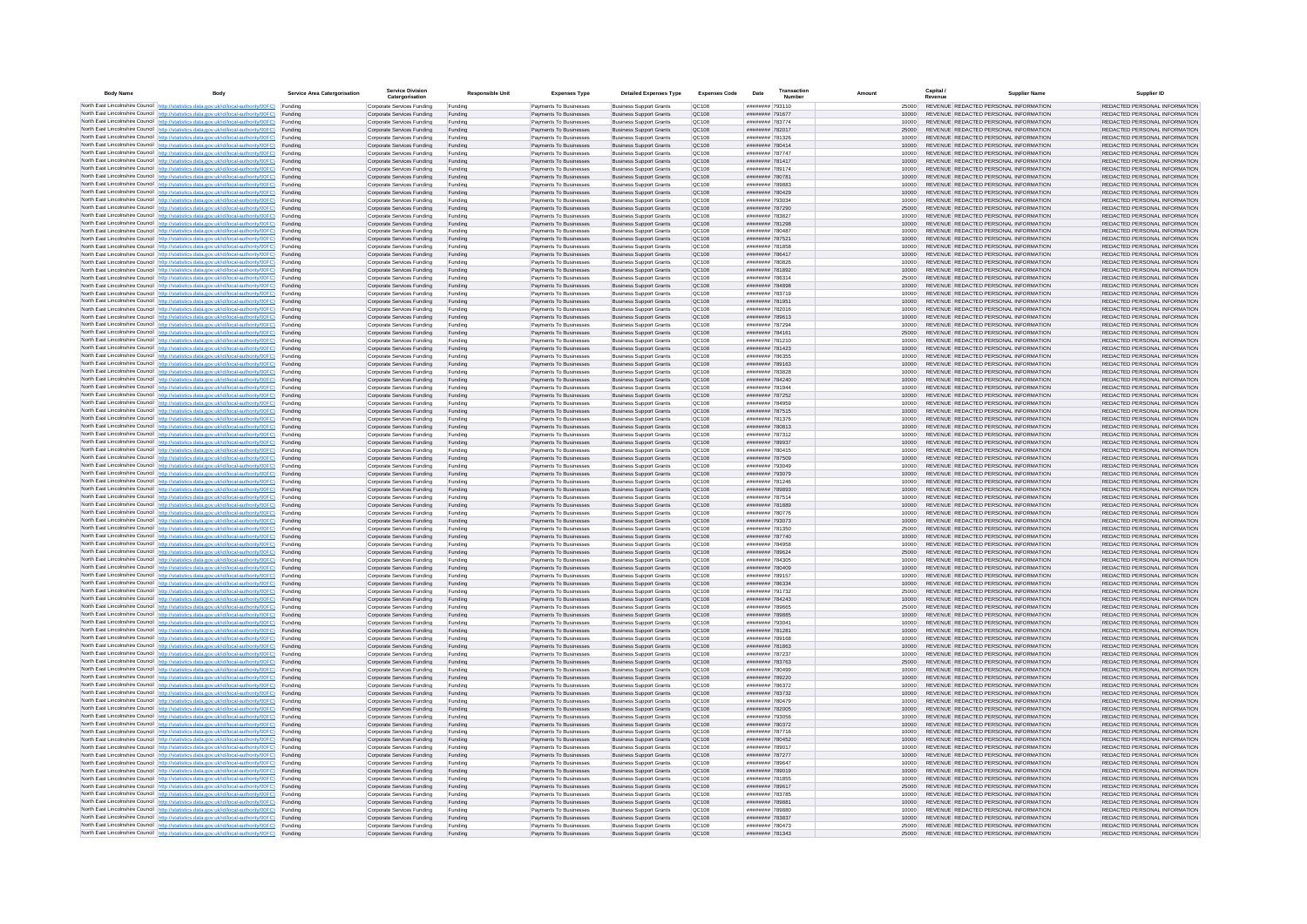| Body Name | Body | Service Area Catergorisation | Service Division Catergorisation | Responsible Unit | Expenses Type | Detailed Expenses Type | Expenses Code | Date | Transaction Number | Amount | Capital / Revenue | Supplier Name | Supplier ID |
|---|---|---|---|---|---|---|---|---|---|---|---|---|---|
| North East Lincolnshire Council | http://statistics.data.gov.uk/id/local-authority/00FC) | Funding | Corporate Services Funding | Funding | Payments To Businesses | Business Support Grants | QC108 | ######## | 793110 | 25000 | REVENUE | REDACTED PERSONAL INFORMATION | REDACTED PERSONAL INFORMATION |
| North East Lincolnshire Council | http://statistics.data.gov.uk/id/local-authority/00FC) | Funding | Corporate Services Funding | Funding | Payments To Businesses | Business Support Grants | QC108 | ######## | 791677 | 10000 | REVENUE | REDACTED PERSONAL INFORMATION | REDACTED PERSONAL INFORMATION |
| North East Lincolnshire Council | http://statistics.data.gov.uk/id/local-authority/00FC) | Funding | Corporate Services Funding | Funding | Payments To Businesses | Business Support Grants | QC108 | ######## | 783774 | 10000 | REVENUE | REDACTED PERSONAL INFORMATION | REDACTED PERSONAL INFORMATION |
| North East Lincolnshire Council | http://statistics.data.gov.uk/id/local-authority/00FC) | Funding | Corporate Services Funding | Funding | Payments To Businesses | Business Support Grants | QC108 | ######## | 782017 | 25000 | REVENUE | REDACTED PERSONAL INFORMATION | REDACTED PERSONAL INFORMATION |
| North East Lincolnshire Council | http://statistics.data.gov.uk/id/local-authority/00FC) | Funding | Corporate Services Funding | Funding | Payments To Businesses | Business Support Grants | QC108 | ######## | 781326 | 10000 | REVENUE | REDACTED PERSONAL INFORMATION | REDACTED PERSONAL INFORMATION |
| North East Lincolnshire Council | http://statistics.data.gov.uk/id/local-authority/00FC) | Funding | Corporate Services Funding | Funding | Payments To Businesses | Business Support Grants | QC108 | ######## | 780414 | 10000 | REVENUE | REDACTED PERSONAL INFORMATION | REDACTED PERSONAL INFORMATION |
| North East Lincolnshire Council | http://statistics.data.gov.uk/id/local-authority/00FC) | Funding | Corporate Services Funding | Funding | Payments To Businesses | Business Support Grants | QC108 | ######## | 787747 | 10000 | REVENUE | REDACTED PERSONAL INFORMATION | REDACTED PERSONAL INFORMATION |
| North East Lincolnshire Council | http://statistics.data.gov.uk/id/local-authority/00FC) | Funding | Corporate Services Funding | Funding | Payments To Businesses | Business Support Grants | QC108 | ######## | 781417 | 10000 | REVENUE | REDACTED PERSONAL INFORMATION | REDACTED PERSONAL INFORMATION |
| North East Lincolnshire Council | http://statistics.data.gov.uk/id/local-authority/00FC) | Funding | Corporate Services Funding | Funding | Payments To Businesses | Business Support Grants | QC108 | ######## | 789174 | 10000 | REVENUE | REDACTED PERSONAL INFORMATION | REDACTED PERSONAL INFORMATION |
| North East Lincolnshire Council | http://statistics.data.gov.uk/id/local-authority/00FC) | Funding | Corporate Services Funding | Funding | Payments To Businesses | Business Support Grants | QC108 | ######## | 780781 | 10000 | REVENUE | REDACTED PERSONAL INFORMATION | REDACTED PERSONAL INFORMATION |
| North East Lincolnshire Council | http://statistics.data.gov.uk/id/local-authority/00FC) | Funding | Corporate Services Funding | Funding | Payments To Businesses | Business Support Grants | QC108 | ######## | 789883 | 10000 | REVENUE | REDACTED PERSONAL INFORMATION | REDACTED PERSONAL INFORMATION |
| North East Lincolnshire Council | http://statistics.data.gov.uk/id/local-authority/00FC) | Funding | Corporate Services Funding | Funding | Payments To Businesses | Business Support Grants | QC108 | ######## | 780429 | 10000 | REVENUE | REDACTED PERSONAL INFORMATION | REDACTED PERSONAL INFORMATION |
| North East Lincolnshire Council | http://statistics.data.gov.uk/id/local-authority/00FC) | Funding | Corporate Services Funding | Funding | Payments To Businesses | Business Support Grants | QC108 | ######## | 793034 | 10000 | REVENUE | REDACTED PERSONAL INFORMATION | REDACTED PERSONAL INFORMATION |
| North East Lincolnshire Council | http://statistics.data.gov.uk/id/local-authority/00FC) | Funding | Corporate Services Funding | Funding | Payments To Businesses | Business Support Grants | QC108 | ######## | 787290 | 25000 | REVENUE | REDACTED PERSONAL INFORMATION | REDACTED PERSONAL INFORMATION |
| North East Lincolnshire Council | http://statistics.data.gov.uk/id/local-authority/00FC) | Funding | Corporate Services Funding | Funding | Payments To Businesses | Business Support Grants | QC108 | ######## | 783827 | 10000 | REVENUE | REDACTED PERSONAL INFORMATION | REDACTED PERSONAL INFORMATION |
| North East Lincolnshire Council | http://statistics.data.gov.uk/id/local-authority/00FC) | Funding | Corporate Services Funding | Funding | Payments To Businesses | Business Support Grants | QC108 | ######## | 781298 | 10000 | REVENUE | REDACTED PERSONAL INFORMATION | REDACTED PERSONAL INFORMATION |
| North East Lincolnshire Council | http://statistics.data.gov.uk/id/local-authority/00FC) | Funding | Corporate Services Funding | Funding | Payments To Businesses | Business Support Grants | QC108 | ######## | 780487 | 10000 | REVENUE | REDACTED PERSONAL INFORMATION | REDACTED PERSONAL INFORMATION |
| North East Lincolnshire Council | http://statistics.data.gov.uk/id/local-authority/00FC) | Funding | Corporate Services Funding | Funding | Payments To Businesses | Business Support Grants | QC108 | ######## | 787521 | 10000 | REVENUE | REDACTED PERSONAL INFORMATION | REDACTED PERSONAL INFORMATION |
| North East Lincolnshire Council | http://statistics.data.gov.uk/id/local-authority/00FC) | Funding | Corporate Services Funding | Funding | Payments To Businesses | Business Support Grants | QC108 | ######## | 781858 | 10000 | REVENUE | REDACTED PERSONAL INFORMATION | REDACTED PERSONAL INFORMATION |
| North East Lincolnshire Council | http://statistics.data.gov.uk/id/local-authority/00FC) | Funding | Corporate Services Funding | Funding | Payments To Businesses | Business Support Grants | QC108 | ######## | 786417 | 10000 | REVENUE | REDACTED PERSONAL INFORMATION | REDACTED PERSONAL INFORMATION |
| North East Lincolnshire Council | http://statistics.data.gov.uk/id/local-authority/00FC) | Funding | Corporate Services Funding | Funding | Payments To Businesses | Business Support Grants | QC108 | ######## | 780826 | 10000 | REVENUE | REDACTED PERSONAL INFORMATION | REDACTED PERSONAL INFORMATION |
| North East Lincolnshire Council | http://statistics.data.gov.uk/id/local-authority/00FC) | Funding | Corporate Services Funding | Funding | Payments To Businesses | Business Support Grants | QC108 | ######## | 781892 | 10000 | REVENUE | REDACTED PERSONAL INFORMATION | REDACTED PERSONAL INFORMATION |
| North East Lincolnshire Council | http://statistics.data.gov.uk/id/local-authority/00FC) | Funding | Corporate Services Funding | Funding | Payments To Businesses | Business Support Grants | QC108 | ######## | 786314 | 25000 | REVENUE | REDACTED PERSONAL INFORMATION | REDACTED PERSONAL INFORMATION |
| North East Lincolnshire Council | http://statistics.data.gov.uk/id/local-authority/00FC) | Funding | Corporate Services Funding | Funding | Payments To Businesses | Business Support Grants | QC108 | ######## | 784898 | 10000 | REVENUE | REDACTED PERSONAL INFORMATION | REDACTED PERSONAL INFORMATION |
| North East Lincolnshire Council | http://statistics.data.gov.uk/id/local-authority/00FC) | Funding | Corporate Services Funding | Funding | Payments To Businesses | Business Support Grants | QC108 | ######## | 783719 | 10000 | REVENUE | REDACTED PERSONAL INFORMATION | REDACTED PERSONAL INFORMATION |
| North East Lincolnshire Council | http://statistics.data.gov.uk/id/local-authority/00FC) | Funding | Corporate Services Funding | Funding | Payments To Businesses | Business Support Grants | QC108 | ######## | 781951 | 10000 | REVENUE | REDACTED PERSONAL INFORMATION | REDACTED PERSONAL INFORMATION |
| North East Lincolnshire Council | http://statistics.data.gov.uk/id/local-authority/00FC) | Funding | Corporate Services Funding | Funding | Payments To Businesses | Business Support Grants | QC108 | ######## | 782016 | 10000 | REVENUE | REDACTED PERSONAL INFORMATION | REDACTED PERSONAL INFORMATION |
| North East Lincolnshire Council | http://statistics.data.gov.uk/id/local-authority/00FC) | Funding | Corporate Services Funding | Funding | Payments To Businesses | Business Support Grants | QC108 | ######## | 789613 | 10000 | REVENUE | REDACTED PERSONAL INFORMATION | REDACTED PERSONAL INFORMATION |
| North East Lincolnshire Council | http://statistics.data.gov.uk/id/local-authority/00FC) | Funding | Corporate Services Funding | Funding | Payments To Businesses | Business Support Grants | QC108 | ######## | 787294 | 10000 | REVENUE | REDACTED PERSONAL INFORMATION | REDACTED PERSONAL INFORMATION |
| North East Lincolnshire Council | http://statistics.data.gov.uk/id/local-authority/00FC) | Funding | Corporate Services Funding | Funding | Payments To Businesses | Business Support Grants | QC108 | ######## | 784161 | 25000 | REVENUE | REDACTED PERSONAL INFORMATION | REDACTED PERSONAL INFORMATION |
| North East Lincolnshire Council | http://statistics.data.gov.uk/id/local-authority/00FC) | Funding | Corporate Services Funding | Funding | Payments To Businesses | Business Support Grants | QC108 | ######## | 781210 | 10000 | REVENUE | REDACTED PERSONAL INFORMATION | REDACTED PERSONAL INFORMATION |
| North East Lincolnshire Council | http://statistics.data.gov.uk/id/local-authority/00FC) | Funding | Corporate Services Funding | Funding | Payments To Businesses | Business Support Grants | QC108 | ######## | 781423 | 10000 | REVENUE | REDACTED PERSONAL INFORMATION | REDACTED PERSONAL INFORMATION |
| North East Lincolnshire Council | http://statistics.data.gov.uk/id/local-authority/00FC) | Funding | Corporate Services Funding | Funding | Payments To Businesses | Business Support Grants | QC108 | ######## | 786355 | 10000 | REVENUE | REDACTED PERSONAL INFORMATION | REDACTED PERSONAL INFORMATION |
| North East Lincolnshire Council | http://statistics.data.gov.uk/id/local-authority/00FC) | Funding | Corporate Services Funding | Funding | Payments To Businesses | Business Support Grants | QC108 | ######## | 789163 | 10000 | REVENUE | REDACTED PERSONAL INFORMATION | REDACTED PERSONAL INFORMATION |
| North East Lincolnshire Council | http://statistics.data.gov.uk/id/local-authority/00FC) | Funding | Corporate Services Funding | Funding | Payments To Businesses | Business Support Grants | QC108 | ######## | 783828 | 10000 | REVENUE | REDACTED PERSONAL INFORMATION | REDACTED PERSONAL INFORMATION |
| North East Lincolnshire Council | http://statistics.data.gov.uk/id/local-authority/00FC) | Funding | Corporate Services Funding | Funding | Payments To Businesses | Business Support Grants | QC108 | ######## | 784240 | 10000 | REVENUE | REDACTED PERSONAL INFORMATION | REDACTED PERSONAL INFORMATION |
| North East Lincolnshire Council | http://statistics.data.gov.uk/id/local-authority/00FC) | Funding | Corporate Services Funding | Funding | Payments To Businesses | Business Support Grants | QC108 | ######## | 781944 | 10000 | REVENUE | REDACTED PERSONAL INFORMATION | REDACTED PERSONAL INFORMATION |
| North East Lincolnshire Council | http://statistics.data.gov.uk/id/local-authority/00FC) | Funding | Corporate Services Funding | Funding | Payments To Businesses | Business Support Grants | QC108 | ######## | 787252 | 10000 | REVENUE | REDACTED PERSONAL INFORMATION | REDACTED PERSONAL INFORMATION |
| North East Lincolnshire Council | http://statistics.data.gov.uk/id/local-authority/00FC) | Funding | Corporate Services Funding | Funding | Payments To Businesses | Business Support Grants | QC108 | ######## | 784959 | 10000 | REVENUE | REDACTED PERSONAL INFORMATION | REDACTED PERSONAL INFORMATION |
| North East Lincolnshire Council | http://statistics.data.gov.uk/id/local-authority/00FC) | Funding | Corporate Services Funding | Funding | Payments To Businesses | Business Support Grants | QC108 | ######## | 787515 | 10000 | REVENUE | REDACTED PERSONAL INFORMATION | REDACTED PERSONAL INFORMATION |
| North East Lincolnshire Council | http://statistics.data.gov.uk/id/local-authority/00FC) | Funding | Corporate Services Funding | Funding | Payments To Businesses | Business Support Grants | QC108 | ######## | 781376 | 10000 | REVENUE | REDACTED PERSONAL INFORMATION | REDACTED PERSONAL INFORMATION |
| North East Lincolnshire Council | http://statistics.data.gov.uk/id/local-authority/00FC) | Funding | Corporate Services Funding | Funding | Payments To Businesses | Business Support Grants | QC108 | ######## | 780813 | 10000 | REVENUE | REDACTED PERSONAL INFORMATION | REDACTED PERSONAL INFORMATION |
| North East Lincolnshire Council | http://statistics.data.gov.uk/id/local-authority/00FC) | Funding | Corporate Services Funding | Funding | Payments To Businesses | Business Support Grants | QC108 | ######## | 787312 | 10000 | REVENUE | REDACTED PERSONAL INFORMATION | REDACTED PERSONAL INFORMATION |
| North East Lincolnshire Council | http://statistics.data.gov.uk/id/local-authority/00FC) | Funding | Corporate Services Funding | Funding | Payments To Businesses | Business Support Grants | QC108 | ######## | 789937 | 10000 | REVENUE | REDACTED PERSONAL INFORMATION | REDACTED PERSONAL INFORMATION |
| North East Lincolnshire Council | http://statistics.data.gov.uk/id/local-authority/00FC) | Funding | Corporate Services Funding | Funding | Payments To Businesses | Business Support Grants | QC108 | ######## | 780415 | 10000 | REVENUE | REDACTED PERSONAL INFORMATION | REDACTED PERSONAL INFORMATION |
| North East Lincolnshire Council | http://statistics.data.gov.uk/id/local-authority/00FC) | Funding | Corporate Services Funding | Funding | Payments To Businesses | Business Support Grants | QC108 | ######## | 787509 | 10000 | REVENUE | REDACTED PERSONAL INFORMATION | REDACTED PERSONAL INFORMATION |
| North East Lincolnshire Council | http://statistics.data.gov.uk/id/local-authority/00FC) | Funding | Corporate Services Funding | Funding | Payments To Businesses | Business Support Grants | QC108 | ######## | 793049 | 10000 | REVENUE | REDACTED PERSONAL INFORMATION | REDACTED PERSONAL INFORMATION |
| North East Lincolnshire Council | http://statistics.data.gov.uk/id/local-authority/00FC) | Funding | Corporate Services Funding | Funding | Payments To Businesses | Business Support Grants | QC108 | ######## | 793079 | 10000 | REVENUE | REDACTED PERSONAL INFORMATION | REDACTED PERSONAL INFORMATION |
| North East Lincolnshire Council | http://statistics.data.gov.uk/id/local-authority/00FC) | Funding | Corporate Services Funding | Funding | Payments To Businesses | Business Support Grants | QC108 | ######## | 781246 | 10000 | REVENUE | REDACTED PERSONAL INFORMATION | REDACTED PERSONAL INFORMATION |
| North East Lincolnshire Council | http://statistics.data.gov.uk/id/local-authority/00FC) | Funding | Corporate Services Funding | Funding | Payments To Businesses | Business Support Grants | QC108 | ######## | 789893 | 10000 | REVENUE | REDACTED PERSONAL INFORMATION | REDACTED PERSONAL INFORMATION |
| North East Lincolnshire Council | http://statistics.data.gov.uk/id/local-authority/00FC) | Funding | Corporate Services Funding | Funding | Payments To Businesses | Business Support Grants | QC108 | ######## | 787514 | 10000 | REVENUE | REDACTED PERSONAL INFORMATION | REDACTED PERSONAL INFORMATION |
| North East Lincolnshire Council | http://statistics.data.gov.uk/id/local-authority/00FC) | Funding | Corporate Services Funding | Funding | Payments To Businesses | Business Support Grants | QC108 | ######## | 781889 | 10000 | REVENUE | REDACTED PERSONAL INFORMATION | REDACTED PERSONAL INFORMATION |
| North East Lincolnshire Council | http://statistics.data.gov.uk/id/local-authority/00FC) | Funding | Corporate Services Funding | Funding | Payments To Businesses | Business Support Grants | QC108 | ######## | 780776 | 10000 | REVENUE | REDACTED PERSONAL INFORMATION | REDACTED PERSONAL INFORMATION |
| North East Lincolnshire Council | http://statistics.data.gov.uk/id/local-authority/00FC) | Funding | Corporate Services Funding | Funding | Payments To Businesses | Business Support Grants | QC108 | ######## | 793073 | 10000 | REVENUE | REDACTED PERSONAL INFORMATION | REDACTED PERSONAL INFORMATION |
| North East Lincolnshire Council | http://statistics.data.gov.uk/id/local-authority/00FC) | Funding | Corporate Services Funding | Funding | Payments To Businesses | Business Support Grants | QC108 | ######## | 781350 | 25000 | REVENUE | REDACTED PERSONAL INFORMATION | REDACTED PERSONAL INFORMATION |
| North East Lincolnshire Council | http://statistics.data.gov.uk/id/local-authority/00FC) | Funding | Corporate Services Funding | Funding | Payments To Businesses | Business Support Grants | QC108 | ######## | 787740 | 10000 | REVENUE | REDACTED PERSONAL INFORMATION | REDACTED PERSONAL INFORMATION |
| North East Lincolnshire Council | http://statistics.data.gov.uk/id/local-authority/00FC) | Funding | Corporate Services Funding | Funding | Payments To Businesses | Business Support Grants | QC108 | ######## | 784958 | 10000 | REVENUE | REDACTED PERSONAL INFORMATION | REDACTED PERSONAL INFORMATION |
| North East Lincolnshire Council | http://statistics.data.gov.uk/id/local-authority/00FC) | Funding | Corporate Services Funding | Funding | Payments To Businesses | Business Support Grants | QC108 | ######## | 789824 | 25000 | REVENUE | REDACTED PERSONAL INFORMATION | REDACTED PERSONAL INFORMATION |
| North East Lincolnshire Council | http://statistics.data.gov.uk/id/local-authority/00FC) | Funding | Corporate Services Funding | Funding | Payments To Businesses | Business Support Grants | QC108 | ######## | 784305 | 10000 | REVENUE | REDACTED PERSONAL INFORMATION | REDACTED PERSONAL INFORMATION |
| North East Lincolnshire Council | http://statistics.data.gov.uk/id/local-authority/00FC) | Funding | Corporate Services Funding | Funding | Payments To Businesses | Business Support Grants | QC108 | ######## | 780409 | 10000 | REVENUE | REDACTED PERSONAL INFORMATION | REDACTED PERSONAL INFORMATION |
| North East Lincolnshire Council | http://statistics.data.gov.uk/id/local-authority/00FC) | Funding | Corporate Services Funding | Funding | Payments To Businesses | Business Support Grants | QC108 | ######## | 789157 | 10000 | REVENUE | REDACTED PERSONAL INFORMATION | REDACTED PERSONAL INFORMATION |
| North East Lincolnshire Council | http://statistics.data.gov.uk/id/local-authority/00FC) | Funding | Corporate Services Funding | Funding | Payments To Businesses | Business Support Grants | QC108 | ######## | 786334 | 10000 | REVENUE | REDACTED PERSONAL INFORMATION | REDACTED PERSONAL INFORMATION |
| North East Lincolnshire Council | http://statistics.data.gov.uk/id/local-authority/00FC) | Funding | Corporate Services Funding | Funding | Payments To Businesses | Business Support Grants | QC108 | ######## | 791732 | 25000 | REVENUE | REDACTED PERSONAL INFORMATION | REDACTED PERSONAL INFORMATION |
| North East Lincolnshire Council | http://statistics.data.gov.uk/id/local-authority/00FC) | Funding | Corporate Services Funding | Funding | Payments To Businesses | Business Support Grants | QC108 | ######## | 784243 | 10000 | REVENUE | REDACTED PERSONAL INFORMATION | REDACTED PERSONAL INFORMATION |
| North East Lincolnshire Council | http://statistics.data.gov.uk/id/local-authority/00FC) | Funding | Corporate Services Funding | Funding | Payments To Businesses | Business Support Grants | QC108 | ######## | 789665 | 25000 | REVENUE | REDACTED PERSONAL INFORMATION | REDACTED PERSONAL INFORMATION |
| North East Lincolnshire Council | http://statistics.data.gov.uk/id/local-authority/00FC) | Funding | Corporate Services Funding | Funding | Payments To Businesses | Business Support Grants | QC108 | ######## | 789885 | 10000 | REVENUE | REDACTED PERSONAL INFORMATION | REDACTED PERSONAL INFORMATION |
| North East Lincolnshire Council | http://statistics.data.gov.uk/id/local-authority/00FC) | Funding | Corporate Services Funding | Funding | Payments To Businesses | Business Support Grants | QC108 | ######## | 793041 | 10000 | REVENUE | REDACTED PERSONAL INFORMATION | REDACTED PERSONAL INFORMATION |
| North East Lincolnshire Council | http://statistics.data.gov.uk/id/local-authority/00FC) | Funding | Corporate Services Funding | Funding | Payments To Businesses | Business Support Grants | QC108 | ######## | 781281 | 10000 | REVENUE | REDACTED PERSONAL INFORMATION | REDACTED PERSONAL INFORMATION |
| North East Lincolnshire Council | http://statistics.data.gov.uk/id/local-authority/00FC) | Funding | Corporate Services Funding | Funding | Payments To Businesses | Business Support Grants | QC108 | ######## | 789168 | 10000 | REVENUE | REDACTED PERSONAL INFORMATION | REDACTED PERSONAL INFORMATION |
| North East Lincolnshire Council | http://statistics.data.gov.uk/id/local-authority/00FC) | Funding | Corporate Services Funding | Funding | Payments To Businesses | Business Support Grants | QC108 | ######## | 781863 | 10000 | REVENUE | REDACTED PERSONAL INFORMATION | REDACTED PERSONAL INFORMATION |
| North East Lincolnshire Council | http://statistics.data.gov.uk/id/local-authority/00FC) | Funding | Corporate Services Funding | Funding | Payments To Businesses | Business Support Grants | QC108 | ######## | 787237 | 10000 | REVENUE | REDACTED PERSONAL INFORMATION | REDACTED PERSONAL INFORMATION |
| North East Lincolnshire Council | http://statistics.data.gov.uk/id/local-authority/00FC) | Funding | Corporate Services Funding | Funding | Payments To Businesses | Business Support Grants | QC108 | ######## | 783763 | 25000 | REVENUE | REDACTED PERSONAL INFORMATION | REDACTED PERSONAL INFORMATION |
| North East Lincolnshire Council | http://statistics.data.gov.uk/id/local-authority/00FC) | Funding | Corporate Services Funding | Funding | Payments To Businesses | Business Support Grants | QC108 | ######## | 780499 | 10000 | REVENUE | REDACTED PERSONAL INFORMATION | REDACTED PERSONAL INFORMATION |
| North East Lincolnshire Council | http://statistics.data.gov.uk/id/local-authority/00FC) | Funding | Corporate Services Funding | Funding | Payments To Businesses | Business Support Grants | QC108 | ######## | 789220 | 10000 | REVENUE | REDACTED PERSONAL INFORMATION | REDACTED PERSONAL INFORMATION |
| North East Lincolnshire Council | http://statistics.data.gov.uk/id/local-authority/00FC) | Funding | Corporate Services Funding | Funding | Payments To Businesses | Business Support Grants | QC108 | ######## | 786372 | 10000 | REVENUE | REDACTED PERSONAL INFORMATION | REDACTED PERSONAL INFORMATION |
| North East Lincolnshire Council | http://statistics.data.gov.uk/id/local-authority/00FC) | Funding | Corporate Services Funding | Funding | Payments To Businesses | Business Support Grants | QC108 | ######## | 783732 | 10000 | REVENUE | REDACTED PERSONAL INFORMATION | REDACTED PERSONAL INFORMATION |
| North East Lincolnshire Council | http://statistics.data.gov.uk/id/local-authority/00FC) | Funding | Corporate Services Funding | Funding | Payments To Businesses | Business Support Grants | QC108 | ######## | 780479 | 10000 | REVENUE | REDACTED PERSONAL INFORMATION | REDACTED PERSONAL INFORMATION |
| North East Lincolnshire Council | http://statistics.data.gov.uk/id/local-authority/00FC) | Funding | Corporate Services Funding | Funding | Payments To Businesses | Business Support Grants | QC108 | ######## | 782005 | 10000 | REVENUE | REDACTED PERSONAL INFORMATION | REDACTED PERSONAL INFORMATION |
| North East Lincolnshire Council | http://statistics.data.gov.uk/id/local-authority/00FC) | Funding | Corporate Services Funding | Funding | Payments To Businesses | Business Support Grants | QC108 | ######## | 793056 | 10000 | REVENUE | REDACTED PERSONAL INFORMATION | REDACTED PERSONAL INFORMATION |
| North East Lincolnshire Council | http://statistics.data.gov.uk/id/local-authority/00FC) | Funding | Corporate Services Funding | Funding | Payments To Businesses | Business Support Grants | QC108 | ######## | 780372 | 10000 | REVENUE | REDACTED PERSONAL INFORMATION | REDACTED PERSONAL INFORMATION |
| North East Lincolnshire Council | http://statistics.data.gov.uk/id/local-authority/00FC) | Funding | Corporate Services Funding | Funding | Payments To Businesses | Business Support Grants | QC108 | ######## | 787716 | 10000 | REVENUE | REDACTED PERSONAL INFORMATION | REDACTED PERSONAL INFORMATION |
| North East Lincolnshire Council | http://statistics.data.gov.uk/id/local-authority/00FC) | Funding | Corporate Services Funding | Funding | Payments To Businesses | Business Support Grants | QC108 | ######## | 780452 | 10000 | REVENUE | REDACTED PERSONAL INFORMATION | REDACTED PERSONAL INFORMATION |
| North East Lincolnshire Council | http://statistics.data.gov.uk/id/local-authority/00FC) | Funding | Corporate Services Funding | Funding | Payments To Businesses | Business Support Grants | QC108 | ######## | 789017 | 10000 | REVENUE | REDACTED PERSONAL INFORMATION | REDACTED PERSONAL INFORMATION |
| North East Lincolnshire Council | http://statistics.data.gov.uk/id/local-authority/00FC) | Funding | Corporate Services Funding | Funding | Payments To Businesses | Business Support Grants | QC108 | ######## | 787277 | 10000 | REVENUE | REDACTED PERSONAL INFORMATION | REDACTED PERSONAL INFORMATION |
| North East Lincolnshire Council | http://statistics.data.gov.uk/id/local-authority/00FC) | Funding | Corporate Services Funding | Funding | Payments To Businesses | Business Support Grants | QC108 | ######## | 789647 | 10000 | REVENUE | REDACTED PERSONAL INFORMATION | REDACTED PERSONAL INFORMATION |
| North East Lincolnshire Council | http://statistics.data.gov.uk/id/local-authority/00FC) | Funding | Corporate Services Funding | Funding | Payments To Businesses | Business Support Grants | QC108 | ######## | 789019 | 10000 | REVENUE | REDACTED PERSONAL INFORMATION | REDACTED PERSONAL INFORMATION |
| North East Lincolnshire Council | http://statistics.data.gov.uk/id/local-authority/00FC) | Funding | Corporate Services Funding | Funding | Payments To Businesses | Business Support Grants | QC108 | ######## | 781855 | 10000 | REVENUE | REDACTED PERSONAL INFORMATION | REDACTED PERSONAL INFORMATION |
| North East Lincolnshire Council | http://statistics.data.gov.uk/id/local-authority/00FC) | Funding | Corporate Services Funding | Funding | Payments To Businesses | Business Support Grants | QC108 | ######## | 789617 | 25000 | REVENUE | REDACTED PERSONAL INFORMATION | REDACTED PERSONAL INFORMATION |
| North East Lincolnshire Council | http://statistics.data.gov.uk/id/local-authority/00FC) | Funding | Corporate Services Funding | Funding | Payments To Businesses | Business Support Grants | QC108 | ######## | 783785 | 10000 | REVENUE | REDACTED PERSONAL INFORMATION | REDACTED PERSONAL INFORMATION |
| North East Lincolnshire Council | http://statistics.data.gov.uk/id/local-authority/00FC) | Funding | Corporate Services Funding | Funding | Payments To Businesses | Business Support Grants | QC108 | ######## | 789881 | 10000 | REVENUE | REDACTED PERSONAL INFORMATION | REDACTED PERSONAL INFORMATION |
| North East Lincolnshire Council | http://statistics.data.gov.uk/id/local-authority/00FC) | Funding | Corporate Services Funding | Funding | Payments To Businesses | Business Support Grants | QC108 | ######## | 789880 | 10000 | REVENUE | REDACTED PERSONAL INFORMATION | REDACTED PERSONAL INFORMATION |
| North East Lincolnshire Council | http://statistics.data.gov.uk/id/local-authority/00FC) | Funding | Corporate Services Funding | Funding | Payments To Businesses | Business Support Grants | QC108 | ######## | 783837 | 10000 | REVENUE | REDACTED PERSONAL INFORMATION | REDACTED PERSONAL INFORMATION |
| North East Lincolnshire Council | http://statistics.data.gov.uk/id/local-authority/00FC) | Funding | Corporate Services Funding | Funding | Payments To Businesses | Business Support Grants | QC108 | ######## | 780473 | 25000 | REVENUE | REDACTED PERSONAL INFORMATION | REDACTED PERSONAL INFORMATION |
| North East Lincolnshire Council | http://statistics.data.gov.uk/id/local-authority/00FC) | Funding | Corporate Services Funding | Funding | Payments To Businesses | Business Support Grants | QC108 | ######## | 781343 | 25000 | REVENUE | REDACTED PERSONAL INFORMATION | REDACTED PERSONAL INFORMATION |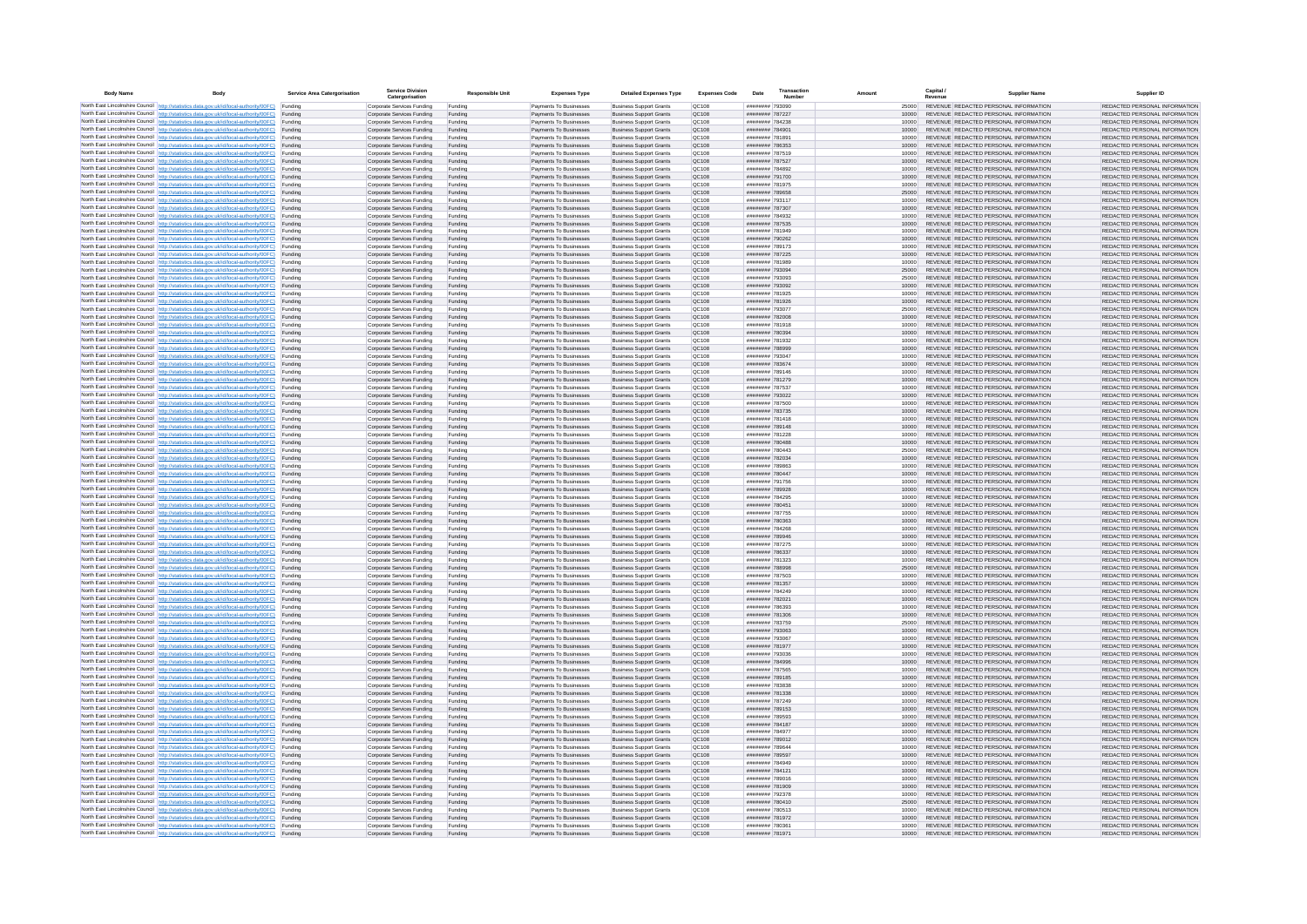| Body Name | Body | Service Area Catergorisation | Service Division Catergorisation | Responsible Unit | Expenses Type | Detailed Expenses Type | Expenses Code | Date | Transaction Number | Amount | Capital / Revenue | Supplier Name | Supplier ID |
|---|---|---|---|---|---|---|---|---|---|---|---|---|---|
| North East Lincolnshire Council | http://statistics.data.gov.uk/id/local-authority/00FC) | Funding | Corporate Services Funding | Funding | Payments To Businesses | Business Support Grants | QC108 | ######## | 793090 | 25000 | REVENUE | REDACTED PERSONAL INFORMATION | REDACTED PERSONAL INFORMATION |
| North East Lincolnshire Council | http://statistics.data.gov.uk/id/local-authority/00FC) | Funding | Corporate Services Funding | Funding | Payments To Businesses | Business Support Grants | QC108 | ######## | 787227 | 10000 | REVENUE | REDACTED PERSONAL INFORMATION | REDACTED PERSONAL INFORMATION |
| North East Lincolnshire Council | http://statistics.data.gov.uk/id/local-authority/00FC) | Funding | Corporate Services Funding | Funding | Payments To Businesses | Business Support Grants | QC108 | ######## | 784238 | 10000 | REVENUE | REDACTED PERSONAL INFORMATION | REDACTED PERSONAL INFORMATION |
| North East Lincolnshire Council | http://statistics.data.gov.uk/id/local-authority/00FC) | Funding | Corporate Services Funding | Funding | Payments To Businesses | Business Support Grants | QC108 | ######## | 784901 | 10000 | REVENUE | REDACTED PERSONAL INFORMATION | REDACTED PERSONAL INFORMATION |
| North East Lincolnshire Council | http://statistics.data.gov.uk/id/local-authority/00FC) | Funding | Corporate Services Funding | Funding | Payments To Businesses | Business Support Grants | QC108 | ######## | 781891 | 10000 | REVENUE | REDACTED PERSONAL INFORMATION | REDACTED PERSONAL INFORMATION |
| North East Lincolnshire Council | http://statistics.data.gov.uk/id/local-authority/00FC) | Funding | Corporate Services Funding | Funding | Payments To Businesses | Business Support Grants | QC108 | ######## | 786353 | 10000 | REVENUE | REDACTED PERSONAL INFORMATION | REDACTED PERSONAL INFORMATION |
| North East Lincolnshire Council | http://statistics.data.gov.uk/id/local-authority/00FC) | Funding | Corporate Services Funding | Funding | Payments To Businesses | Business Support Grants | QC108 | ######## | 787519 | 10000 | REVENUE | REDACTED PERSONAL INFORMATION | REDACTED PERSONAL INFORMATION |
| North East Lincolnshire Council | http://statistics.data.gov.uk/id/local-authority/00FC) | Funding | Corporate Services Funding | Funding | Payments To Businesses | Business Support Grants | QC108 | ######## | 787527 | 10000 | REVENUE | REDACTED PERSONAL INFORMATION | REDACTED PERSONAL INFORMATION |
| North East Lincolnshire Council | http://statistics.data.gov.uk/id/local-authority/00FC) | Funding | Corporate Services Funding | Funding | Payments To Businesses | Business Support Grants | QC108 | ######## | 784892 | 10000 | REVENUE | REDACTED PERSONAL INFORMATION | REDACTED PERSONAL INFORMATION |
| North East Lincolnshire Council | http://statistics.data.gov.uk/id/local-authority/00FC) | Funding | Corporate Services Funding | Funding | Payments To Businesses | Business Support Grants | QC108 | ######## | 791700 | 10000 | REVENUE | REDACTED PERSONAL INFORMATION | REDACTED PERSONAL INFORMATION |
| North East Lincolnshire Council | http://statistics.data.gov.uk/id/local-authority/00FC) | Funding | Corporate Services Funding | Funding | Payments To Businesses | Business Support Grants | QC108 | ######## | 781975 | 10000 | REVENUE | REDACTED PERSONAL INFORMATION | REDACTED PERSONAL INFORMATION |
| North East Lincolnshire Council | http://statistics.data.gov.uk/id/local-authority/00FC) | Funding | Corporate Services Funding | Funding | Payments To Businesses | Business Support Grants | QC108 | ######## | 786658 | 25000 | REVENUE | REDACTED PERSONAL INFORMATION | REDACTED PERSONAL INFORMATION |
| North East Lincolnshire Council | http://statistics.data.gov.uk/id/local-authority/00FC) | Funding | Corporate Services Funding | Funding | Payments To Businesses | Business Support Grants | QC108 | ######## | 793117 | 10000 | REVENUE | REDACTED PERSONAL INFORMATION | REDACTED PERSONAL INFORMATION |
| North East Lincolnshire Council | http://statistics.data.gov.uk/id/local-authority/00FC) | Funding | Corporate Services Funding | Funding | Payments To Businesses | Business Support Grants | QC108 | ######## | 787307 | 10000 | REVENUE | REDACTED PERSONAL INFORMATION | REDACTED PERSONAL INFORMATION |
| North East Lincolnshire Council | http://statistics.data.gov.uk/id/local-authority/00FC) | Funding | Corporate Services Funding | Funding | Payments To Businesses | Business Support Grants | QC108 | ######## | 784932 | 10000 | REVENUE | REDACTED PERSONAL INFORMATION | REDACTED PERSONAL INFORMATION |
| North East Lincolnshire Council | http://statistics.data.gov.uk/id/local-authority/00FC) | Funding | Corporate Services Funding | Funding | Payments To Businesses | Business Support Grants | QC108 | ######## | 787535 | 10000 | REVENUE | REDACTED PERSONAL INFORMATION | REDACTED PERSONAL INFORMATION |
| North East Lincolnshire Council | http://statistics.data.gov.uk/id/local-authority/00FC) | Funding | Corporate Services Funding | Funding | Payments To Businesses | Business Support Grants | QC108 | ######## | 781949 | 10000 | REVENUE | REDACTED PERSONAL INFORMATION | REDACTED PERSONAL INFORMATION |
| North East Lincolnshire Council | http://statistics.data.gov.uk/id/local-authority/00FC) | Funding | Corporate Services Funding | Funding | Payments To Businesses | Business Support Grants | QC108 | ######## | 790262 | 10000 | REVENUE | REDACTED PERSONAL INFORMATION | REDACTED PERSONAL INFORMATION |
| North East Lincolnshire Council | http://statistics.data.gov.uk/id/local-authority/00FC) | Funding | Corporate Services Funding | Funding | Payments To Businesses | Business Support Grants | QC108 | ######## | 789173 | 10000 | REVENUE | REDACTED PERSONAL INFORMATION | REDACTED PERSONAL INFORMATION |
| North East Lincolnshire Council | http://statistics.data.gov.uk/id/local-authority/00FC) | Funding | Corporate Services Funding | Funding | Payments To Businesses | Business Support Grants | QC108 | ######## | 787225 | 10000 | REVENUE | REDACTED PERSONAL INFORMATION | REDACTED PERSONAL INFORMATION |
| North East Lincolnshire Council | http://statistics.data.gov.uk/id/local-authority/00FC) | Funding | Corporate Services Funding | Funding | Payments To Businesses | Business Support Grants | QC108 | ######## | 781989 | 10000 | REVENUE | REDACTED PERSONAL INFORMATION | REDACTED PERSONAL INFORMATION |
| North East Lincolnshire Council | http://statistics.data.gov.uk/id/local-authority/00FC) | Funding | Corporate Services Funding | Funding | Payments To Businesses | Business Support Grants | QC108 | ######## | 793094 | 25000 | REVENUE | REDACTED PERSONAL INFORMATION | REDACTED PERSONAL INFORMATION |
| North East Lincolnshire Council | http://statistics.data.gov.uk/id/local-authority/00FC) | Funding | Corporate Services Funding | Funding | Payments To Businesses | Business Support Grants | QC108 | ######## | 793093 | 25000 | REVENUE | REDACTED PERSONAL INFORMATION | REDACTED PERSONAL INFORMATION |
| North East Lincolnshire Council | http://statistics.data.gov.uk/id/local-authority/00FC) | Funding | Corporate Services Funding | Funding | Payments To Businesses | Business Support Grants | QC108 | ######## | 793092 | 10000 | REVENUE | REDACTED PERSONAL INFORMATION | REDACTED PERSONAL INFORMATION |
| North East Lincolnshire Council | http://statistics.data.gov.uk/id/local-authority/00FC) | Funding | Corporate Services Funding | Funding | Payments To Businesses | Business Support Grants | QC108 | ######## | 781925 | 10000 | REVENUE | REDACTED PERSONAL INFORMATION | REDACTED PERSONAL INFORMATION |
| North East Lincolnshire Council | http://statistics.data.gov.uk/id/local-authority/00FC) | Funding | Corporate Services Funding | Funding | Payments To Businesses | Business Support Grants | QC108 | ######## | 781926 | 10000 | REVENUE | REDACTED PERSONAL INFORMATION | REDACTED PERSONAL INFORMATION |
| North East Lincolnshire Council | http://statistics.data.gov.uk/id/local-authority/00FC) | Funding | Corporate Services Funding | Funding | Payments To Businesses | Business Support Grants | QC108 | ######## | 793077 | 25000 | REVENUE | REDACTED PERSONAL INFORMATION | REDACTED PERSONAL INFORMATION |
| North East Lincolnshire Council | http://statistics.data.gov.uk/id/local-authority/00FC) | Funding | Corporate Services Funding | Funding | Payments To Businesses | Business Support Grants | QC108 | ######## | 782008 | 10000 | REVENUE | REDACTED PERSONAL INFORMATION | REDACTED PERSONAL INFORMATION |
| North East Lincolnshire Council | http://statistics.data.gov.uk/id/local-authority/00FC) | Funding | Corporate Services Funding | Funding | Payments To Businesses | Business Support Grants | QC108 | ######## | 781918 | 10000 | REVENUE | REDACTED PERSONAL INFORMATION | REDACTED PERSONAL INFORMATION |
| North East Lincolnshire Council | http://statistics.data.gov.uk/id/local-authority/00FC) | Funding | Corporate Services Funding | Funding | Payments To Businesses | Business Support Grants | QC108 | ######## | 780394 | 10000 | REVENUE | REDACTED PERSONAL INFORMATION | REDACTED PERSONAL INFORMATION |
| North East Lincolnshire Council | http://statistics.data.gov.uk/id/local-authority/00FC) | Funding | Corporate Services Funding | Funding | Payments To Businesses | Business Support Grants | QC108 | ######## | 781932 | 10000 | REVENUE | REDACTED PERSONAL INFORMATION | REDACTED PERSONAL INFORMATION |
| North East Lincolnshire Council | http://statistics.data.gov.uk/id/local-authority/00FC) | Funding | Corporate Services Funding | Funding | Payments To Businesses | Business Support Grants | QC108 | ######## | 788999 | 10000 | REVENUE | REDACTED PERSONAL INFORMATION | REDACTED PERSONAL INFORMATION |
| North East Lincolnshire Council | http://statistics.data.gov.uk/id/local-authority/00FC) | Funding | Corporate Services Funding | Funding | Payments To Businesses | Business Support Grants | QC108 | ######## | 793047 | 10000 | REVENUE | REDACTED PERSONAL INFORMATION | REDACTED PERSONAL INFORMATION |
| North East Lincolnshire Council | http://statistics.data.gov.uk/id/local-authority/00FC) | Funding | Corporate Services Funding | Funding | Payments To Businesses | Business Support Grants | QC108 | ######## | 783674 | 10000 | REVENUE | REDACTED PERSONAL INFORMATION | REDACTED PERSONAL INFORMATION |
| North East Lincolnshire Council | http://statistics.data.gov.uk/id/local-authority/00FC) | Funding | Corporate Services Funding | Funding | Payments To Businesses | Business Support Grants | QC108 | ######## | 789146 | 10000 | REVENUE | REDACTED PERSONAL INFORMATION | REDACTED PERSONAL INFORMATION |
| North East Lincolnshire Council | http://statistics.data.gov.uk/id/local-authority/00FC) | Funding | Corporate Services Funding | Funding | Payments To Businesses | Business Support Grants | QC108 | ######## | 781279 | 10000 | REVENUE | REDACTED PERSONAL INFORMATION | REDACTED PERSONAL INFORMATION |
| North East Lincolnshire Council | http://statistics.data.gov.uk/id/local-authority/00FC) | Funding | Corporate Services Funding | Funding | Payments To Businesses | Business Support Grants | QC108 | ######## | 787537 | 10000 | REVENUE | REDACTED PERSONAL INFORMATION | REDACTED PERSONAL INFORMATION |
| North East Lincolnshire Council | http://statistics.data.gov.uk/id/local-authority/00FC) | Funding | Corporate Services Funding | Funding | Payments To Businesses | Business Support Grants | QC108 | ######## | 793022 | 10000 | REVENUE | REDACTED PERSONAL INFORMATION | REDACTED PERSONAL INFORMATION |
| North East Lincolnshire Council | http://statistics.data.gov.uk/id/local-authority/00FC) | Funding | Corporate Services Funding | Funding | Payments To Businesses | Business Support Grants | QC108 | ######## | 787500 | 10000 | REVENUE | REDACTED PERSONAL INFORMATION | REDACTED PERSONAL INFORMATION |
| North East Lincolnshire Council | http://statistics.data.gov.uk/id/local-authority/00FC) | Funding | Corporate Services Funding | Funding | Payments To Businesses | Business Support Grants | QC108 | ######## | 783735 | 10000 | REVENUE | REDACTED PERSONAL INFORMATION | REDACTED PERSONAL INFORMATION |
| North East Lincolnshire Council | http://statistics.data.gov.uk/id/local-authority/00FC) | Funding | Corporate Services Funding | Funding | Payments To Businesses | Business Support Grants | QC108 | ######## | 781418 | 10000 | REVENUE | REDACTED PERSONAL INFORMATION | REDACTED PERSONAL INFORMATION |
| North East Lincolnshire Council | http://statistics.data.gov.uk/id/local-authority/00FC) | Funding | Corporate Services Funding | Funding | Payments To Businesses | Business Support Grants | QC108 | ######## | 789148 | 10000 | REVENUE | REDACTED PERSONAL INFORMATION | REDACTED PERSONAL INFORMATION |
| North East Lincolnshire Council | http://statistics.data.gov.uk/id/local-authority/00FC) | Funding | Corporate Services Funding | Funding | Payments To Businesses | Business Support Grants | QC108 | ######## | 781228 | 10000 | REVENUE | REDACTED PERSONAL INFORMATION | REDACTED PERSONAL INFORMATION |
| North East Lincolnshire Council | http://statistics.data.gov.uk/id/local-authority/00FC) | Funding | Corporate Services Funding | Funding | Payments To Businesses | Business Support Grants | QC108 | ######## | 780488 | 10000 | REVENUE | REDACTED PERSONAL INFORMATION | REDACTED PERSONAL INFORMATION |
| North East Lincolnshire Council | http://statistics.data.gov.uk/id/local-authority/00FC) | Funding | Corporate Services Funding | Funding | Payments To Businesses | Business Support Grants | QC108 | ######## | 780443 | 25000 | REVENUE | REDACTED PERSONAL INFORMATION | REDACTED PERSONAL INFORMATION |
| North East Lincolnshire Council | http://statistics.data.gov.uk/id/local-authority/00FC) | Funding | Corporate Services Funding | Funding | Payments To Businesses | Business Support Grants | QC108 | ######## | 782034 | 10000 | REVENUE | REDACTED PERSONAL INFORMATION | REDACTED PERSONAL INFORMATION |
| North East Lincolnshire Council | http://statistics.data.gov.uk/id/local-authority/00FC) | Funding | Corporate Services Funding | Funding | Payments To Businesses | Business Support Grants | QC108 | ######## | 789863 | 10000 | REVENUE | REDACTED PERSONAL INFORMATION | REDACTED PERSONAL INFORMATION |
| North East Lincolnshire Council | http://statistics.data.gov.uk/id/local-authority/00FC) | Funding | Corporate Services Funding | Funding | Payments To Businesses | Business Support Grants | QC108 | ######## | 780447 | 10000 | REVENUE | REDACTED PERSONAL INFORMATION | REDACTED PERSONAL INFORMATION |
| North East Lincolnshire Council | http://statistics.data.gov.uk/id/local-authority/00FC) | Funding | Corporate Services Funding | Funding | Payments To Businesses | Business Support Grants | QC108 | ######## | 791756 | 10000 | REVENUE | REDACTED PERSONAL INFORMATION | REDACTED PERSONAL INFORMATION |
| North East Lincolnshire Council | http://statistics.data.gov.uk/id/local-authority/00FC) | Funding | Corporate Services Funding | Funding | Payments To Businesses | Business Support Grants | QC108 | ######## | 789928 | 10000 | REVENUE | REDACTED PERSONAL INFORMATION | REDACTED PERSONAL INFORMATION |
| North East Lincolnshire Council | http://statistics.data.gov.uk/id/local-authority/00FC) | Funding | Corporate Services Funding | Funding | Payments To Businesses | Business Support Grants | QC108 | ######## | 784295 | 10000 | REVENUE | REDACTED PERSONAL INFORMATION | REDACTED PERSONAL INFORMATION |
| North East Lincolnshire Council | http://statistics.data.gov.uk/id/local-authority/00FC) | Funding | Corporate Services Funding | Funding | Payments To Businesses | Business Support Grants | QC108 | ######## | 780451 | 10000 | REVENUE | REDACTED PERSONAL INFORMATION | REDACTED PERSONAL INFORMATION |
| North East Lincolnshire Council | http://statistics.data.gov.uk/id/local-authority/00FC) | Funding | Corporate Services Funding | Funding | Payments To Businesses | Business Support Grants | QC108 | ######## | 787755 | 10000 | REVENUE | REDACTED PERSONAL INFORMATION | REDACTED PERSONAL INFORMATION |
| North East Lincolnshire Council | http://statistics.data.gov.uk/id/local-authority/00FC) | Funding | Corporate Services Funding | Funding | Payments To Businesses | Business Support Grants | QC108 | ######## | 780363 | 10000 | REVENUE | REDACTED PERSONAL INFORMATION | REDACTED PERSONAL INFORMATION |
| North East Lincolnshire Council | http://statistics.data.gov.uk/id/local-authority/00FC) | Funding | Corporate Services Funding | Funding | Payments To Businesses | Business Support Grants | QC108 | ######## | 784268 | 10000 | REVENUE | REDACTED PERSONAL INFORMATION | REDACTED PERSONAL INFORMATION |
| North East Lincolnshire Council | http://statistics.data.gov.uk/id/local-authority/00FC) | Funding | Corporate Services Funding | Funding | Payments To Businesses | Business Support Grants | QC108 | ######## | 789946 | 10000 | REVENUE | REDACTED PERSONAL INFORMATION | REDACTED PERSONAL INFORMATION |
| North East Lincolnshire Council | http://statistics.data.gov.uk/id/local-authority/00FC) | Funding | Corporate Services Funding | Funding | Payments To Businesses | Business Support Grants | QC108 | ######## | 787275 | 10000 | REVENUE | REDACTED PERSONAL INFORMATION | REDACTED PERSONAL INFORMATION |
| North East Lincolnshire Council | http://statistics.data.gov.uk/id/local-authority/00FC) | Funding | Corporate Services Funding | Funding | Payments To Businesses | Business Support Grants | QC108 | ######## | 786337 | 10000 | REVENUE | REDACTED PERSONAL INFORMATION | REDACTED PERSONAL INFORMATION |
| North East Lincolnshire Council | http://statistics.data.gov.uk/id/local-authority/00FC) | Funding | Corporate Services Funding | Funding | Payments To Businesses | Business Support Grants | QC108 | ######## | 781323 | 10000 | REVENUE | REDACTED PERSONAL INFORMATION | REDACTED PERSONAL INFORMATION |
| North East Lincolnshire Council | http://statistics.data.gov.uk/id/local-authority/00FC) | Funding | Corporate Services Funding | Funding | Payments To Businesses | Business Support Grants | QC108 | ######## | 788998 | 25000 | REVENUE | REDACTED PERSONAL INFORMATION | REDACTED PERSONAL INFORMATION |
| North East Lincolnshire Council | http://statistics.data.gov.uk/id/local-authority/00FC) | Funding | Corporate Services Funding | Funding | Payments To Businesses | Business Support Grants | QC108 | ######## | 787503 | 10000 | REVENUE | REDACTED PERSONAL INFORMATION | REDACTED PERSONAL INFORMATION |
| North East Lincolnshire Council | http://statistics.data.gov.uk/id/local-authority/00FC) | Funding | Corporate Services Funding | Funding | Payments To Businesses | Business Support Grants | QC108 | ######## | 781357 | 10000 | REVENUE | REDACTED PERSONAL INFORMATION | REDACTED PERSONAL INFORMATION |
| North East Lincolnshire Council | http://statistics.data.gov.uk/id/local-authority/00FC) | Funding | Corporate Services Funding | Funding | Payments To Businesses | Business Support Grants | QC108 | ######## | 784249 | 10000 | REVENUE | REDACTED PERSONAL INFORMATION | REDACTED PERSONAL INFORMATION |
| North East Lincolnshire Council | http://statistics.data.gov.uk/id/local-authority/00FC) | Funding | Corporate Services Funding | Funding | Payments To Businesses | Business Support Grants | QC108 | ######## | 782021 | 10000 | REVENUE | REDACTED PERSONAL INFORMATION | REDACTED PERSONAL INFORMATION |
| North East Lincolnshire Council | http://statistics.data.gov.uk/id/local-authority/00FC) | Funding | Corporate Services Funding | Funding | Payments To Businesses | Business Support Grants | QC108 | ######## | 786393 | 10000 | REVENUE | REDACTED PERSONAL INFORMATION | REDACTED PERSONAL INFORMATION |
| North East Lincolnshire Council | http://statistics.data.gov.uk/id/local-authority/00FC) | Funding | Corporate Services Funding | Funding | Payments To Businesses | Business Support Grants | QC108 | ######## | 781306 | 10000 | REVENUE | REDACTED PERSONAL INFORMATION | REDACTED PERSONAL INFORMATION |
| North East Lincolnshire Council | http://statistics.data.gov.uk/id/local-authority/00FC) | Funding | Corporate Services Funding | Funding | Payments To Businesses | Business Support Grants | QC108 | ######## | 783759 | 25000 | REVENUE | REDACTED PERSONAL INFORMATION | REDACTED PERSONAL INFORMATION |
| North East Lincolnshire Council | http://statistics.data.gov.uk/id/local-authority/00FC) | Funding | Corporate Services Funding | Funding | Payments To Businesses | Business Support Grants | QC108 | ######## | 793063 | 10000 | REVENUE | REDACTED PERSONAL INFORMATION | REDACTED PERSONAL INFORMATION |
| North East Lincolnshire Council | http://statistics.data.gov.uk/id/local-authority/00FC) | Funding | Corporate Services Funding | Funding | Payments To Businesses | Business Support Grants | QC108 | ######## | 793067 | 10000 | REVENUE | REDACTED PERSONAL INFORMATION | REDACTED PERSONAL INFORMATION |
| North East Lincolnshire Council | http://statistics.data.gov.uk/id/local-authority/00FC) | Funding | Corporate Services Funding | Funding | Payments To Businesses | Business Support Grants | QC108 | ######## | 781977 | 10000 | REVENUE | REDACTED PERSONAL INFORMATION | REDACTED PERSONAL INFORMATION |
| North East Lincolnshire Council | http://statistics.data.gov.uk/id/local-authority/00FC) | Funding | Corporate Services Funding | Funding | Payments To Businesses | Business Support Grants | QC108 | ######## | 793036 | 10000 | REVENUE | REDACTED PERSONAL INFORMATION | REDACTED PERSONAL INFORMATION |
| North East Lincolnshire Council | http://statistics.data.gov.uk/id/local-authority/00FC) | Funding | Corporate Services Funding | Funding | Payments To Businesses | Business Support Grants | QC108 | ######## | 784996 | 10000 | REVENUE | REDACTED PERSONAL INFORMATION | REDACTED PERSONAL INFORMATION |
| North East Lincolnshire Council | http://statistics.data.gov.uk/id/local-authority/00FC) | Funding | Corporate Services Funding | Funding | Payments To Businesses | Business Support Grants | QC108 | ######## | 787565 | 10000 | REVENUE | REDACTED PERSONAL INFORMATION | REDACTED PERSONAL INFORMATION |
| North East Lincolnshire Council | http://statistics.data.gov.uk/id/local-authority/00FC) | Funding | Corporate Services Funding | Funding | Payments To Businesses | Business Support Grants | QC108 | ######## | 789185 | 10000 | REVENUE | REDACTED PERSONAL INFORMATION | REDACTED PERSONAL INFORMATION |
| North East Lincolnshire Council | http://statistics.data.gov.uk/id/local-authority/00FC) | Funding | Corporate Services Funding | Funding | Payments To Businesses | Business Support Grants | QC108 | ######## | 783838 | 10000 | REVENUE | REDACTED PERSONAL INFORMATION | REDACTED PERSONAL INFORMATION |
| North East Lincolnshire Council | http://statistics.data.gov.uk/id/local-authority/00FC) | Funding | Corporate Services Funding | Funding | Payments To Businesses | Business Support Grants | QC108 | ######## | 781338 | 10000 | REVENUE | REDACTED PERSONAL INFORMATION | REDACTED PERSONAL INFORMATION |
| North East Lincolnshire Council | http://statistics.data.gov.uk/id/local-authority/00FC) | Funding | Corporate Services Funding | Funding | Payments To Businesses | Business Support Grants | QC108 | ######## | 787249 | 10000 | REVENUE | REDACTED PERSONAL INFORMATION | REDACTED PERSONAL INFORMATION |
| North East Lincolnshire Council | http://statistics.data.gov.uk/id/local-authority/00FC) | Funding | Corporate Services Funding | Funding | Payments To Businesses | Business Support Grants | QC108 | ######## | 789153 | 10000 | REVENUE | REDACTED PERSONAL INFORMATION | REDACTED PERSONAL INFORMATION |
| North East Lincolnshire Council | http://statistics.data.gov.uk/id/local-authority/00FC) | Funding | Corporate Services Funding | Funding | Payments To Businesses | Business Support Grants | QC108 | ######## | 789593 | 10000 | REVENUE | REDACTED PERSONAL INFORMATION | REDACTED PERSONAL INFORMATION |
| North East Lincolnshire Council | http://statistics.data.gov.uk/id/local-authority/00FC) | Funding | Corporate Services Funding | Funding | Payments To Businesses | Business Support Grants | QC108 | ######## | 784187 | 10000 | REVENUE | REDACTED PERSONAL INFORMATION | REDACTED PERSONAL INFORMATION |
| North East Lincolnshire Council | http://statistics.data.gov.uk/id/local-authority/00FC) | Funding | Corporate Services Funding | Funding | Payments To Businesses | Business Support Grants | QC108 | ######## | 784977 | 10000 | REVENUE | REDACTED PERSONAL INFORMATION | REDACTED PERSONAL INFORMATION |
| North East Lincolnshire Council | http://statistics.data.gov.uk/id/local-authority/00FC) | Funding | Corporate Services Funding | Funding | Payments To Businesses | Business Support Grants | QC108 | ######## | 789012 | 10000 | REVENUE | REDACTED PERSONAL INFORMATION | REDACTED PERSONAL INFORMATION |
| North East Lincolnshire Council | http://statistics.data.gov.uk/id/local-authority/00FC) | Funding | Corporate Services Funding | Funding | Payments To Businesses | Business Support Grants | QC108 | ######## | 789644 | 10000 | REVENUE | REDACTED PERSONAL INFORMATION | REDACTED PERSONAL INFORMATION |
| North East Lincolnshire Council | http://statistics.data.gov.uk/id/local-authority/00FC) | Funding | Corporate Services Funding | Funding | Payments To Businesses | Business Support Grants | QC108 | ######## | 789597 | 10000 | REVENUE | REDACTED PERSONAL INFORMATION | REDACTED PERSONAL INFORMATION |
| North East Lincolnshire Council | http://statistics.data.gov.uk/id/local-authority/00FC) | Funding | Corporate Services Funding | Funding | Payments To Businesses | Business Support Grants | QC108 | ######## | 784949 | 10000 | REVENUE | REDACTED PERSONAL INFORMATION | REDACTED PERSONAL INFORMATION |
| North East Lincolnshire Council | http://statistics.data.gov.uk/id/local-authority/00FC) | Funding | Corporate Services Funding | Funding | Payments To Businesses | Business Support Grants | QC108 | ######## | 784121 | 10000 | REVENUE | REDACTED PERSONAL INFORMATION | REDACTED PERSONAL INFORMATION |
| North East Lincolnshire Council | http://statistics.data.gov.uk/id/local-authority/00FC) | Funding | Corporate Services Funding | Funding | Payments To Businesses | Business Support Grants | QC108 | ######## | 789016 | 10000 | REVENUE | REDACTED PERSONAL INFORMATION | REDACTED PERSONAL INFORMATION |
| North East Lincolnshire Council | http://statistics.data.gov.uk/id/local-authority/00FC) | Funding | Corporate Services Funding | Funding | Payments To Businesses | Business Support Grants | QC108 | ######## | 781909 | 10000 | REVENUE | REDACTED PERSONAL INFORMATION | REDACTED PERSONAL INFORMATION |
| North East Lincolnshire Council | http://statistics.data.gov.uk/id/local-authority/00FC) | Funding | Corporate Services Funding | Funding | Payments To Businesses | Business Support Grants | QC108 | ######## | 792378 | 10000 | REVENUE | REDACTED PERSONAL INFORMATION | REDACTED PERSONAL INFORMATION |
| North East Lincolnshire Council | http://statistics.data.gov.uk/id/local-authority/00FC) | Funding | Corporate Services Funding | Funding | Payments To Businesses | Business Support Grants | QC108 | ######## | 780410 | 25000 | REVENUE | REDACTED PERSONAL INFORMATION | REDACTED PERSONAL INFORMATION |
| North East Lincolnshire Council | http://statistics.data.gov.uk/id/local-authority/00FC) | Funding | Corporate Services Funding | Funding | Payments To Businesses | Business Support Grants | QC108 | ######## | 780513 | 10000 | REVENUE | REDACTED PERSONAL INFORMATION | REDACTED PERSONAL INFORMATION |
| North East Lincolnshire Council | http://statistics.data.gov.uk/id/local-authority/00FC) | Funding | Corporate Services Funding | Funding | Payments To Businesses | Business Support Grants | QC108 | ######## | 781972 | 10000 | REVENUE | REDACTED PERSONAL INFORMATION | REDACTED PERSONAL INFORMATION |
| North East Lincolnshire Council | http://statistics.data.gov.uk/id/local-authority/00FC) | Funding | Corporate Services Funding | Funding | Payments To Businesses | Business Support Grants | QC108 | ######## | 780361 | 10000 | REVENUE | REDACTED PERSONAL INFORMATION | REDACTED PERSONAL INFORMATION |
| North East Lincolnshire Council | http://statistics.data.gov.uk/id/local-authority/00FC) | Funding | Corporate Services Funding | Funding | Payments To Businesses | Business Support Grants | QC108 | ######## | 781971 | 10000 | REVENUE | REDACTED PERSONAL INFORMATION | REDACTED PERSONAL INFORMATION |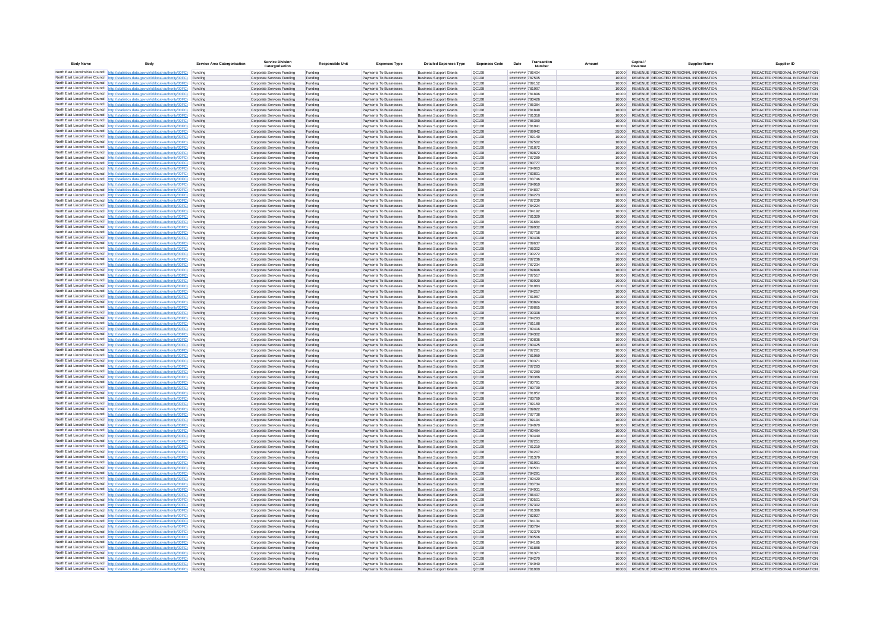| Body Name | Body | Service Area Catergorisation | Service Division Catergorisation | Responsible Unit | Expenses Type | Detailed Expenses Type | Expenses Code | Date | Transaction Number | Amount | Capital / Revenue | Supplier Name | Supplier ID |
|---|---|---|---|---|---|---|---|---|---|---|---|---|---|
| North East Lincolnshire Council | http://statistics.data.gov.uk/id/local-authority/00FC | Funding | Corporate Services Funding | Funding | Payments To Businesses | Business Support Grants | QC108 | ######## | 786404 | 10000 | REVENUE | REDACTED PERSONAL INFORMATION | REDACTED PERSONAL INFORMATION |
| North East Lincolnshire Council | http://statistics.data.gov.uk/id/local-authority/00FC | Funding | Corporate Services Funding | Funding | Payments To Businesses | Business Support Grants | QC108 | ######## | 787505 | 10000 | REVENUE | REDACTED PERSONAL INFORMATION | REDACTED PERSONAL INFORMATION |
| North East Lincolnshire Council | http://statistics.data.gov.uk/id/local-authority/00FC | Funding | Corporate Services Funding | Funding | Payments To Businesses | Business Support Grants | QC108 | ######## | 789152 | 10000 | REVENUE | REDACTED PERSONAL INFORMATION | REDACTED PERSONAL INFORMATION |
| North East Lincolnshire Council | http://statistics.data.gov.uk/id/local-authority/00FC | Funding | Corporate Services Funding | Funding | Payments To Businesses | Business Support Grants | QC108 | ######## | 781997 | 10000 | REVENUE | REDACTED PERSONAL INFORMATION | REDACTED PERSONAL INFORMATION |
| North East Lincolnshire Council | http://statistics.data.gov.uk/id/local-authority/00FC | Funding | Corporate Services Funding | Funding | Payments To Businesses | Business Support Grants | QC108 | ######## | 781896 | 10000 | REVENUE | REDACTED PERSONAL INFORMATION | REDACTED PERSONAL INFORMATION |
| North East Lincolnshire Council | http://statistics.data.gov.uk/id/local-authority/00FC | Funding | Corporate Services Funding | Funding | Payments To Businesses | Business Support Grants | QC108 | ######## | 780426 | 10000 | REVENUE | REDACTED PERSONAL INFORMATION | REDACTED PERSONAL INFORMATION |
| North East Lincolnshire Council | http://statistics.data.gov.uk/id/local-authority/00FC | Funding | Corporate Services Funding | Funding | Payments To Businesses | Business Support Grants | QC108 | ######## | 786384 | 10000 | REVENUE | REDACTED PERSONAL INFORMATION | REDACTED PERSONAL INFORMATION |
| North East Lincolnshire Council | http://statistics.data.gov.uk/id/local-authority/00FC | Funding | Corporate Services Funding | Funding | Payments To Businesses | Business Support Grants | QC108 | ######## | 781849 | 10000 | REVENUE | REDACTED PERSONAL INFORMATION | REDACTED PERSONAL INFORMATION |
| North East Lincolnshire Council | http://statistics.data.gov.uk/id/local-authority/00FC | Funding | Corporate Services Funding | Funding | Payments To Businesses | Business Support Grants | QC108 | ######## | 781318 | 10000 | REVENUE | REDACTED PERSONAL INFORMATION | REDACTED PERSONAL INFORMATION |
| North East Lincolnshire Council | http://statistics.data.gov.uk/id/local-authority/00FC | Funding | Corporate Services Funding | Funding | Payments To Businesses | Business Support Grants | QC108 | ######## | 786360 | 10000 | REVENUE | REDACTED PERSONAL INFORMATION | REDACTED PERSONAL INFORMATION |
| North East Lincolnshire Council | http://statistics.data.gov.uk/id/local-authority/00FC | Funding | Corporate Services Funding | Funding | Payments To Businesses | Business Support Grants | QC108 | ######## | 781941 | 10000 | REVENUE | REDACTED PERSONAL INFORMATION | REDACTED PERSONAL INFORMATION |
| North East Lincolnshire Council | http://statistics.data.gov.uk/id/local-authority/00FC | Funding | Corporate Services Funding | Funding | Payments To Businesses | Business Support Grants | QC108 | ######## | 789942 | 25000 | REVENUE | REDACTED PERSONAL INFORMATION | REDACTED PERSONAL INFORMATION |
| North East Lincolnshire Council | http://statistics.data.gov.uk/id/local-authority/00FC | Funding | Corporate Services Funding | Funding | Payments To Businesses | Business Support Grants | QC108 | ######## | 789149 | 10000 | REVENUE | REDACTED PERSONAL INFORMATION | REDACTED PERSONAL INFORMATION |
| North East Lincolnshire Council | http://statistics.data.gov.uk/id/local-authority/00FC | Funding | Corporate Services Funding | Funding | Payments To Businesses | Business Support Grants | QC108 | ######## | 787502 | 10000 | REVENUE | REDACTED PERSONAL INFORMATION | REDACTED PERSONAL INFORMATION |
| North East Lincolnshire Council | http://statistics.data.gov.uk/id/local-authority/00FC | Funding | Corporate Services Funding | Funding | Payments To Businesses | Business Support Grants | QC108 | ######## | 781872 | 10000 | REVENUE | REDACTED PERSONAL INFORMATION | REDACTED PERSONAL INFORMATION |
| North East Lincolnshire Council | http://statistics.data.gov.uk/id/local-authority/00FC | Funding | Corporate Services Funding | Funding | Payments To Businesses | Business Support Grants | QC108 | ######## | 789872 | 10000 | REVENUE | REDACTED PERSONAL INFORMATION | REDACTED PERSONAL INFORMATION |
| North East Lincolnshire Council | http://statistics.data.gov.uk/id/local-authority/00FC | Funding | Corporate Services Funding | Funding | Payments To Businesses | Business Support Grants | QC108 | ######## | 787289 | 10000 | REVENUE | REDACTED PERSONAL INFORMATION | REDACTED PERSONAL INFORMATION |
| North East Lincolnshire Council | http://statistics.data.gov.uk/id/local-authority/00FC | Funding | Corporate Services Funding | Funding | Payments To Businesses | Business Support Grants | QC108 | ######## | 780777 | 10000 | REVENUE | REDACTED PERSONAL INFORMATION | REDACTED PERSONAL INFORMATION |
| North East Lincolnshire Council | http://statistics.data.gov.uk/id/local-authority/00FC | Funding | Corporate Services Funding | Funding | Payments To Businesses | Business Support Grants | QC108 | ######## | 784963 | 10000 | REVENUE | REDACTED PERSONAL INFORMATION | REDACTED PERSONAL INFORMATION |
| North East Lincolnshire Council | http://statistics.data.gov.uk/id/local-authority/00FC | Funding | Corporate Services Funding | Funding | Payments To Businesses | Business Support Grants | QC108 | ######## | 783801 | 10000 | REVENUE | REDACTED PERSONAL INFORMATION | REDACTED PERSONAL INFORMATION |
| North East Lincolnshire Council | http://statistics.data.gov.uk/id/local-authority/00FC | Funding | Corporate Services Funding | Funding | Payments To Businesses | Business Support Grants | QC108 | ######## | 783746 | 10000 | REVENUE | REDACTED PERSONAL INFORMATION | REDACTED PERSONAL INFORMATION |
| North East Lincolnshire Council | http://statistics.data.gov.uk/id/local-authority/00FC | Funding | Corporate Services Funding | Funding | Payments To Businesses | Business Support Grants | QC108 | ######## | 784910 | 10000 | REVENUE | REDACTED PERSONAL INFORMATION | REDACTED PERSONAL INFORMATION |
| North East Lincolnshire Council | http://statistics.data.gov.uk/id/local-authority/00FC | Funding | Corporate Services Funding | Funding | Payments To Businesses | Business Support Grants | QC108 | ######## | 784897 | 10000 | REVENUE | REDACTED PERSONAL INFORMATION | REDACTED PERSONAL INFORMATION |
| North East Lincolnshire Council | http://statistics.data.gov.uk/id/local-authority/00FC | Funding | Corporate Services Funding | Funding | Payments To Businesses | Business Support Grants | QC108 | ######## | 784273 | 10000 | REVENUE | REDACTED PERSONAL INFORMATION | REDACTED PERSONAL INFORMATION |
| North East Lincolnshire Council | http://statistics.data.gov.uk/id/local-authority/00FC | Funding | Corporate Services Funding | Funding | Payments To Businesses | Business Support Grants | QC108 | ######## | 787239 | 10000 | REVENUE | REDACTED PERSONAL INFORMATION | REDACTED PERSONAL INFORMATION |
| North East Lincolnshire Council | http://statistics.data.gov.uk/id/local-authority/00FC | Funding | Corporate Services Funding | Funding | Payments To Businesses | Business Support Grants | QC108 | ######## | 784224 | 10000 | REVENUE | REDACTED PERSONAL INFORMATION | REDACTED PERSONAL INFORMATION |
| North East Lincolnshire Council | http://statistics.data.gov.uk/id/local-authority/00FC | Funding | Corporate Services Funding | Funding | Payments To Businesses | Business Support Grants | QC108 | ######## | 784192 | 10000 | REVENUE | REDACTED PERSONAL INFORMATION | REDACTED PERSONAL INFORMATION |
| North East Lincolnshire Council | http://statistics.data.gov.uk/id/local-authority/00FC | Funding | Corporate Services Funding | Funding | Payments To Businesses | Business Support Grants | QC108 | ######## | 781329 | 10000 | REVENUE | REDACTED PERSONAL INFORMATION | REDACTED PERSONAL INFORMATION |
| North East Lincolnshire Council | http://statistics.data.gov.uk/id/local-authority/00FC | Funding | Corporate Services Funding | Funding | Payments To Businesses | Business Support Grants | QC108 | ######## | 781684 | 10000 | REVENUE | REDACTED PERSONAL INFORMATION | REDACTED PERSONAL INFORMATION |
| North East Lincolnshire Council | http://statistics.data.gov.uk/id/local-authority/00FC | Funding | Corporate Services Funding | Funding | Payments To Businesses | Business Support Grants | QC108 | ######## | 789932 | 25000 | REVENUE | REDACTED PERSONAL INFORMATION | REDACTED PERSONAL INFORMATION |
| North East Lincolnshire Council | http://statistics.data.gov.uk/id/local-authority/00FC | Funding | Corporate Services Funding | Funding | Payments To Businesses | Business Support Grants | QC108 | ######## | 787718 | 10000 | REVENUE | REDACTED PERSONAL INFORMATION | REDACTED PERSONAL INFORMATION |
| North East Lincolnshire Council | http://statistics.data.gov.uk/id/local-authority/00FC | Funding | Corporate Services Funding | Funding | Payments To Businesses | Business Support Grants | QC108 | ######## | 780436 | 10000 | REVENUE | REDACTED PERSONAL INFORMATION | REDACTED PERSONAL INFORMATION |
| North East Lincolnshire Council | http://statistics.data.gov.uk/id/local-authority/00FC | Funding | Corporate Services Funding | Funding | Payments To Businesses | Business Support Grants | QC108 | ######## | 789637 | 25000 | REVENUE | REDACTED PERSONAL INFORMATION | REDACTED PERSONAL INFORMATION |
| North East Lincolnshire Council | http://statistics.data.gov.uk/id/local-authority/00FC | Funding | Corporate Services Funding | Funding | Payments To Businesses | Business Support Grants | QC108 | ######## | 786302 | 10000 | REVENUE | REDACTED PERSONAL INFORMATION | REDACTED PERSONAL INFORMATION |
| North East Lincolnshire Council | http://statistics.data.gov.uk/id/local-authority/00FC | Funding | Corporate Services Funding | Funding | Payments To Businesses | Business Support Grants | QC108 | ######## | 790272 | 25000 | REVENUE | REDACTED PERSONAL INFORMATION | REDACTED PERSONAL INFORMATION |
| North East Lincolnshire Council | http://statistics.data.gov.uk/id/local-authority/00FC | Funding | Corporate Services Funding | Funding | Payments To Businesses | Business Support Grants | QC108 | ######## | 787236 | 10000 | REVENUE | REDACTED PERSONAL INFORMATION | REDACTED PERSONAL INFORMATION |
| North East Lincolnshire Council | http://statistics.data.gov.uk/id/local-authority/00FC | Funding | Corporate Services Funding | Funding | Payments To Businesses | Business Support Grants | QC108 | ######## | 787234 | 10000 | REVENUE | REDACTED PERSONAL INFORMATION | REDACTED PERSONAL INFORMATION |
| North East Lincolnshire Council | http://statistics.data.gov.uk/id/local-authority/00FC | Funding | Corporate Services Funding | Funding | Payments To Businesses | Business Support Grants | QC108 | ######## | 789898 | 10000 | REVENUE | REDACTED PERSONAL INFORMATION | REDACTED PERSONAL INFORMATION |
| North East Lincolnshire Council | http://statistics.data.gov.uk/id/local-authority/00FC | Funding | Corporate Services Funding | Funding | Payments To Businesses | Business Support Grants | QC108 | ######## | 787517 | 10000 | REVENUE | REDACTED PERSONAL INFORMATION | REDACTED PERSONAL INFORMATION |
| North East Lincolnshire Council | http://statistics.data.gov.uk/id/local-authority/00FC | Funding | Corporate Services Funding | Funding | Payments To Businesses | Business Support Grants | QC108 | ######## | 789920 | 10000 | REVENUE | REDACTED PERSONAL INFORMATION | REDACTED PERSONAL INFORMATION |
| North East Lincolnshire Council | http://statistics.data.gov.uk/id/local-authority/00FC | Funding | Corporate Services Funding | Funding | Payments To Businesses | Business Support Grants | QC108 | ######## | 781983 | 25000 | REVENUE | REDACTED PERSONAL INFORMATION | REDACTED PERSONAL INFORMATION |
| North East Lincolnshire Council | http://statistics.data.gov.uk/id/local-authority/00FC | Funding | Corporate Services Funding | Funding | Payments To Businesses | Business Support Grants | QC108 | ######## | 784217 | 10000 | REVENUE | REDACTED PERSONAL INFORMATION | REDACTED PERSONAL INFORMATION |
| North East Lincolnshire Council | http://statistics.data.gov.uk/id/local-authority/00FC | Funding | Corporate Services Funding | Funding | Payments To Businesses | Business Support Grants | QC108 | ######## | 781987 | 10000 | REVENUE | REDACTED PERSONAL INFORMATION | REDACTED PERSONAL INFORMATION |
| North East Lincolnshire Council | http://statistics.data.gov.uk/id/local-authority/00FC | Funding | Corporate Services Funding | Funding | Payments To Businesses | Business Support Grants | QC108 | ######## | 780824 | 10000 | REVENUE | REDACTED PERSONAL INFORMATION | REDACTED PERSONAL INFORMATION |
| North East Lincolnshire Council | http://statistics.data.gov.uk/id/local-authority/00FC | Funding | Corporate Services Funding | Funding | Payments To Businesses | Business Support Grants | QC108 | ######## | 789865 | 10000 | REVENUE | REDACTED PERSONAL INFORMATION | REDACTED PERSONAL INFORMATION |
| North East Lincolnshire Council | http://statistics.data.gov.uk/id/local-authority/00FC | Funding | Corporate Services Funding | Funding | Payments To Businesses | Business Support Grants | QC108 | ######## | 790308 | 10000 | REVENUE | REDACTED PERSONAL INFORMATION | REDACTED PERSONAL INFORMATION |
| North East Lincolnshire Council | http://statistics.data.gov.uk/id/local-authority/00FC | Funding | Corporate Services Funding | Funding | Payments To Businesses | Business Support Grants | QC108 | ######## | 784293 | 10000 | REVENUE | REDACTED PERSONAL INFORMATION | REDACTED PERSONAL INFORMATION |
| North East Lincolnshire Council | http://statistics.data.gov.uk/id/local-authority/00FC | Funding | Corporate Services Funding | Funding | Payments To Businesses | Business Support Grants | QC108 | ######## | 781188 | 10000 | REVENUE | REDACTED PERSONAL INFORMATION | REDACTED PERSONAL INFORMATION |
| North East Lincolnshire Council | http://statistics.data.gov.uk/id/local-authority/00FC | Funding | Corporate Services Funding | Funding | Payments To Businesses | Business Support Grants | QC108 | ######## | 780416 | 10000 | REVENUE | REDACTED PERSONAL INFORMATION | REDACTED PERSONAL INFORMATION |
| North East Lincolnshire Council | http://statistics.data.gov.uk/id/local-authority/00FC | Funding | Corporate Services Funding | Funding | Payments To Businesses | Business Support Grants | QC108 | ######## | 784302 | 10000 | REVENUE | REDACTED PERSONAL INFORMATION | REDACTED PERSONAL INFORMATION |
| North East Lincolnshire Council | http://statistics.data.gov.uk/id/local-authority/00FC | Funding | Corporate Services Funding | Funding | Payments To Businesses | Business Support Grants | QC108 | ######## | 780836 | 10000 | REVENUE | REDACTED PERSONAL INFORMATION | REDACTED PERSONAL INFORMATION |
| North East Lincolnshire Council | http://statistics.data.gov.uk/id/local-authority/00FC | Funding | Corporate Services Funding | Funding | Payments To Businesses | Business Support Grants | QC108 | ######## | 780425 | 10000 | REVENUE | REDACTED PERSONAL INFORMATION | REDACTED PERSONAL INFORMATION |
| North East Lincolnshire Council | http://statistics.data.gov.uk/id/local-authority/00FC | Funding | Corporate Services Funding | Funding | Payments To Businesses | Business Support Grants | QC108 | ######## | 787281 | 10000 | REVENUE | REDACTED PERSONAL INFORMATION | REDACTED PERSONAL INFORMATION |
| North East Lincolnshire Council | http://statistics.data.gov.uk/id/local-authority/00FC | Funding | Corporate Services Funding | Funding | Payments To Businesses | Business Support Grants | QC108 | ######## | 781959 | 10000 | REVENUE | REDACTED PERSONAL INFORMATION | REDACTED PERSONAL INFORMATION |
| North East Lincolnshire Council | http://statistics.data.gov.uk/id/local-authority/00FC | Funding | Corporate Services Funding | Funding | Payments To Businesses | Business Support Grants | QC108 | ######## | 780371 | 10000 | REVENUE | REDACTED PERSONAL INFORMATION | REDACTED PERSONAL INFORMATION |
| North East Lincolnshire Council | http://statistics.data.gov.uk/id/local-authority/00FC | Funding | Corporate Services Funding | Funding | Payments To Businesses | Business Support Grants | QC108 | ######## | 787283 | 10000 | REVENUE | REDACTED PERSONAL INFORMATION | REDACTED PERSONAL INFORMATION |
| North East Lincolnshire Council | http://statistics.data.gov.uk/id/local-authority/00FC | Funding | Corporate Services Funding | Funding | Payments To Businesses | Business Support Grants | QC108 | ######## | 787280 | 10000 | REVENUE | REDACTED PERSONAL INFORMATION | REDACTED PERSONAL INFORMATION |
| North East Lincolnshire Council | http://statistics.data.gov.uk/id/local-authority/00FC | Funding | Corporate Services Funding | Funding | Payments To Businesses | Business Support Grants | QC108 | ######## | 780366 | 25000 | REVENUE | REDACTED PERSONAL INFORMATION | REDACTED PERSONAL INFORMATION |
| North East Lincolnshire Council | http://statistics.data.gov.uk/id/local-authority/00FC | Funding | Corporate Services Funding | Funding | Payments To Businesses | Business Support Grants | QC108 | ######## | 780791 | 10000 | REVENUE | REDACTED PERSONAL INFORMATION | REDACTED PERSONAL INFORMATION |
| North East Lincolnshire Council | http://statistics.data.gov.uk/id/local-authority/00FC | Funding | Corporate Services Funding | Funding | Payments To Businesses | Business Support Grants | QC108 | ######## | 780799 | 25000 | REVENUE | REDACTED PERSONAL INFORMATION | REDACTED PERSONAL INFORMATION |
| North East Lincolnshire Council | http://statistics.data.gov.uk/id/local-authority/00FC | Funding | Corporate Services Funding | Funding | Payments To Businesses | Business Support Grants | QC108 | ######## | 781952 | 10000 | REVENUE | REDACTED PERSONAL INFORMATION | REDACTED PERSONAL INFORMATION |
| North East Lincolnshire Council | http://statistics.data.gov.uk/id/local-authority/00FC | Funding | Corporate Services Funding | Funding | Payments To Businesses | Business Support Grants | QC108 | ######## | 783769 | 10000 | REVENUE | REDACTED PERSONAL INFORMATION | REDACTED PERSONAL INFORMATION |
| North East Lincolnshire Council | http://statistics.data.gov.uk/id/local-authority/00FC | Funding | Corporate Services Funding | Funding | Payments To Businesses | Business Support Grants | QC108 | ######## | 789150 | 25000 | REVENUE | REDACTED PERSONAL INFORMATION | REDACTED PERSONAL INFORMATION |
| North East Lincolnshire Council | http://statistics.data.gov.uk/id/local-authority/00FC | Funding | Corporate Services Funding | Funding | Payments To Businesses | Business Support Grants | QC108 | ######## | 789922 | 10000 | REVENUE | REDACTED PERSONAL INFORMATION | REDACTED PERSONAL INFORMATION |
| North East Lincolnshire Council | http://statistics.data.gov.uk/id/local-authority/00FC | Funding | Corporate Services Funding | Funding | Payments To Businesses | Business Support Grants | QC108 | ######## | 787738 | 10000 | REVENUE | REDACTED PERSONAL INFORMATION | REDACTED PERSONAL INFORMATION |
| North East Lincolnshire Council | http://statistics.data.gov.uk/id/local-authority/00FC | Funding | Corporate Services Funding | Funding | Payments To Businesses | Business Support Grants | QC108 | ######## | 789194 | 10000 | REVENUE | REDACTED PERSONAL INFORMATION | REDACTED PERSONAL INFORMATION |
| North East Lincolnshire Council | http://statistics.data.gov.uk/id/local-authority/00FC | Funding | Corporate Services Funding | Funding | Payments To Businesses | Business Support Grants | QC108 | ######## | 784970 | 10000 | REVENUE | REDACTED PERSONAL INFORMATION | REDACTED PERSONAL INFORMATION |
| North East Lincolnshire Council | http://statistics.data.gov.uk/id/local-authority/00FC | Funding | Corporate Services Funding | Funding | Payments To Businesses | Business Support Grants | QC108 | ######## | 780484 | 10000 | REVENUE | REDACTED PERSONAL INFORMATION | REDACTED PERSONAL INFORMATION |
| North East Lincolnshire Council | http://statistics.data.gov.uk/id/local-authority/00FC | Funding | Corporate Services Funding | Funding | Payments To Businesses | Business Support Grants | QC108 | ######## | 780440 | 10000 | REVENUE | REDACTED PERSONAL INFORMATION | REDACTED PERSONAL INFORMATION |
| North East Lincolnshire Council | http://statistics.data.gov.uk/id/local-authority/00FC | Funding | Corporate Services Funding | Funding | Payments To Businesses | Business Support Grants | QC108 | ######## | 787251 | 25000 | REVENUE | REDACTED PERSONAL INFORMATION | REDACTED PERSONAL INFORMATION |
| North East Lincolnshire Council | http://statistics.data.gov.uk/id/local-authority/00FC | Funding | Corporate Services Funding | Funding | Payments To Businesses | Business Support Grants | QC108 | ######## | 781219 | 10000 | REVENUE | REDACTED PERSONAL INFORMATION | REDACTED PERSONAL INFORMATION |
| North East Lincolnshire Council | http://statistics.data.gov.uk/id/local-authority/00FC | Funding | Corporate Services Funding | Funding | Payments To Businesses | Business Support Grants | QC108 | ######## | 781217 | 10000 | REVENUE | REDACTED PERSONAL INFORMATION | REDACTED PERSONAL INFORMATION |
| North East Lincolnshire Council | http://statistics.data.gov.uk/id/local-authority/00FC | Funding | Corporate Services Funding | Funding | Payments To Businesses | Business Support Grants | QC108 | ######## | 781379 | 10000 | REVENUE | REDACTED PERSONAL INFORMATION | REDACTED PERSONAL INFORMATION |
| North East Lincolnshire Council | http://statistics.data.gov.uk/id/local-authority/00FC | Funding | Corporate Services Funding | Funding | Payments To Businesses | Business Support Grants | QC108 | ######## | 781991 | 10000 | REVENUE | REDACTED PERSONAL INFORMATION | REDACTED PERSONAL INFORMATION |
| North East Lincolnshire Council | http://statistics.data.gov.uk/id/local-authority/00FC | Funding | Corporate Services Funding | Funding | Payments To Businesses | Business Support Grants | QC108 | ######## | 780531 | 10000 | REVENUE | REDACTED PERSONAL INFORMATION | REDACTED PERSONAL INFORMATION |
| North East Lincolnshire Council | http://statistics.data.gov.uk/id/local-authority/00FC | Funding | Corporate Services Funding | Funding | Payments To Businesses | Business Support Grants | QC108 | ######## | 784291 | 10000 | REVENUE | REDACTED PERSONAL INFORMATION | REDACTED PERSONAL INFORMATION |
| North East Lincolnshire Council | http://statistics.data.gov.uk/id/local-authority/00FC | Funding | Corporate Services Funding | Funding | Payments To Businesses | Business Support Grants | QC108 | ######## | 780420 | 10000 | REVENUE | REDACTED PERSONAL INFORMATION | REDACTED PERSONAL INFORMATION |
| North East Lincolnshire Council | http://statistics.data.gov.uk/id/local-authority/00FC | Funding | Corporate Services Funding | Funding | Payments To Businesses | Business Support Grants | QC108 | ######## | 783734 | 10000 | REVENUE | REDACTED PERSONAL INFORMATION | REDACTED PERSONAL INFORMATION |
| North East Lincolnshire Council | http://statistics.data.gov.uk/id/local-authority/00FC | Funding | Corporate Services Funding | Funding | Payments To Businesses | Business Support Grants | QC108 | ######## | 784931 | 10000 | REVENUE | REDACTED PERSONAL INFORMATION | REDACTED PERSONAL INFORMATION |
| North East Lincolnshire Council | http://statistics.data.gov.uk/id/local-authority/00FC | Funding | Corporate Services Funding | Funding | Payments To Businesses | Business Support Grants | QC108 | ######## | 786407 | 10000 | REVENUE | REDACTED PERSONAL INFORMATION | REDACTED PERSONAL INFORMATION |
| North East Lincolnshire Council | http://statistics.data.gov.uk/id/local-authority/00FC | Funding | Corporate Services Funding | Funding | Payments To Businesses | Business Support Grants | QC108 | ######## | 780501 | 10000 | REVENUE | REDACTED PERSONAL INFORMATION | REDACTED PERSONAL INFORMATION |
| North East Lincolnshire Council | http://statistics.data.gov.uk/id/local-authority/00FC | Funding | Corporate Services Funding | Funding | Payments To Businesses | Business Support Grants | QC108 | ######## | 787302 | 10000 | REVENUE | REDACTED PERSONAL INFORMATION | REDACTED PERSONAL INFORMATION |
| North East Lincolnshire Council | http://statistics.data.gov.uk/id/local-authority/00FC | Funding | Corporate Services Funding | Funding | Payments To Businesses | Business Support Grants | QC108 | ######## | 781386 | 10000 | REVENUE | REDACTED PERSONAL INFORMATION | REDACTED PERSONAL INFORMATION |
| North East Lincolnshire Council | http://statistics.data.gov.uk/id/local-authority/00FC | Funding | Corporate Services Funding | Funding | Payments To Businesses | Business Support Grants | QC108 | ######## | 782027 | 10000 | REVENUE | REDACTED PERSONAL INFORMATION | REDACTED PERSONAL INFORMATION |
| North East Lincolnshire Council | http://statistics.data.gov.uk/id/local-authority/00FC | Funding | Corporate Services Funding | Funding | Payments To Businesses | Business Support Grants | QC108 | ######## | 784134 | 10000 | REVENUE | REDACTED PERSONAL INFORMATION | REDACTED PERSONAL INFORMATION |
| North East Lincolnshire Council | http://statistics.data.gov.uk/id/local-authority/00FC | Funding | Corporate Services Funding | Funding | Payments To Businesses | Business Support Grants | QC108 | ######## | 780794 | 10000 | REVENUE | REDACTED PERSONAL INFORMATION | REDACTED PERSONAL INFORMATION |
| North East Lincolnshire Council | http://statistics.data.gov.uk/id/local-authority/00FC | Funding | Corporate Services Funding | Funding | Payments To Businesses | Business Support Grants | QC108 | ######## | 782379 | 10000 | REVENUE | REDACTED PERSONAL INFORMATION | REDACTED PERSONAL INFORMATION |
| North East Lincolnshire Council | http://statistics.data.gov.uk/id/local-authority/00FC | Funding | Corporate Services Funding | Funding | Payments To Businesses | Business Support Grants | QC108 | ######## | 780506 | 10000 | REVENUE | REDACTED PERSONAL INFORMATION | REDACTED PERSONAL INFORMATION |
| North East Lincolnshire Council | http://statistics.data.gov.uk/id/local-authority/00FC | Funding | Corporate Services Funding | Funding | Payments To Businesses | Business Support Grants | QC108 | ######## | 784185 | 10000 | REVENUE | REDACTED PERSONAL INFORMATION | REDACTED PERSONAL INFORMATION |
| North East Lincolnshire Council | http://statistics.data.gov.uk/id/local-authority/00FC | Funding | Corporate Services Funding | Funding | Payments To Businesses | Business Support Grants | QC108 | ######## | 781888 | 10000 | REVENUE | REDACTED PERSONAL INFORMATION | REDACTED PERSONAL INFORMATION |
| North East Lincolnshire Council | http://statistics.data.gov.uk/id/local-authority/00FC | Funding | Corporate Services Funding | Funding | Payments To Businesses | Business Support Grants | QC108 | ######## | 781371 | 10000 | REVENUE | REDACTED PERSONAL INFORMATION | REDACTED PERSONAL INFORMATION |
| North East Lincolnshire Council | http://statistics.data.gov.uk/id/local-authority/00FC | Funding | Corporate Services Funding | Funding | Payments To Businesses | Business Support Grants | QC108 | ######## | 784270 | 10000 | REVENUE | REDACTED PERSONAL INFORMATION | REDACTED PERSONAL INFORMATION |
| North East Lincolnshire Council | http://statistics.data.gov.uk/id/local-authority/00FC | Funding | Corporate Services Funding | Funding | Payments To Businesses | Business Support Grants | QC108 | ######## | 784940 | 10000 | REVENUE | REDACTED PERSONAL INFORMATION | REDACTED PERSONAL INFORMATION |
| North East Lincolnshire Council | http://statistics.data.gov.uk/id/local-authority/00FC | Funding | Corporate Services Funding | Funding | Payments To Businesses | Business Support Grants | QC108 | ######## | 781900 | 10000 | REVENUE | REDACTED PERSONAL INFORMATION | REDACTED PERSONAL INFORMATION |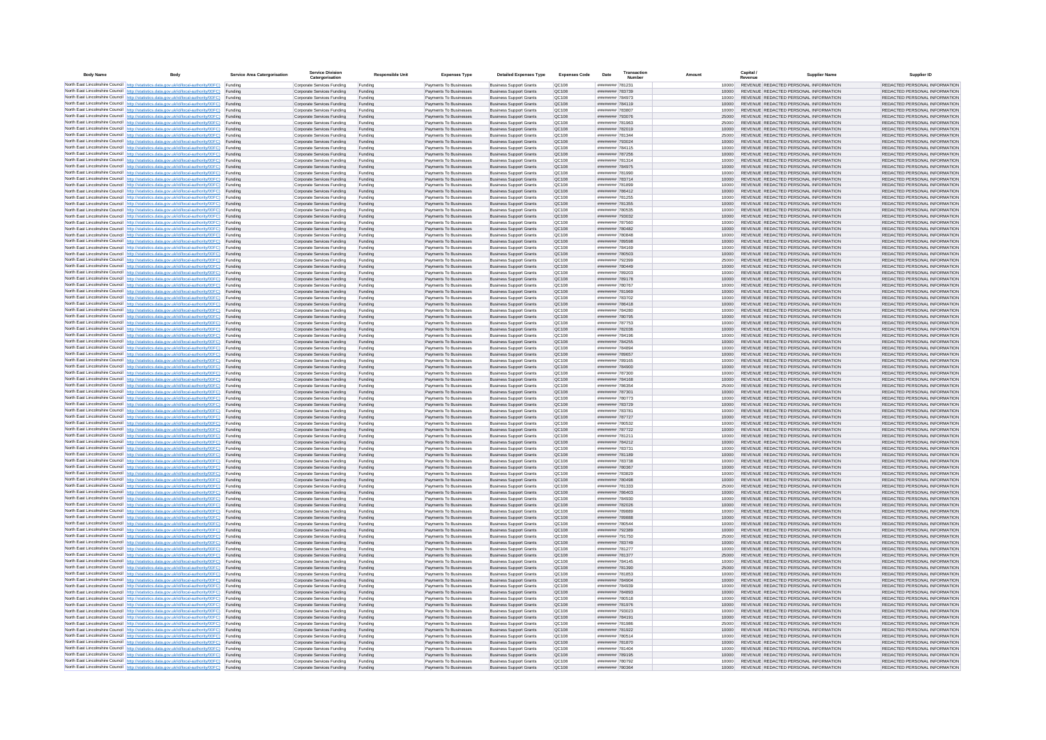| Body Name | Body | Service Area Catergorisation | Service Division Catergorisation | Responsible Unit | Expenses Type | Detailed Expenses Type | Expenses Code | Date | Transaction Number | Amount | Capital / Revenue | Supplier Name | Supplier ID |
|---|---|---|---|---|---|---|---|---|---|---|---|---|---|
| North East Lincolnshire Council | http://statistics.data.gov.uk/id/local-authority/00FC) | Funding | Corporate Services Funding | Funding | Payments To Businesses | Business Support Grants | QC108 | ######## | 781231 | 10000 | REVENUE | REDACTED PERSONAL INFORMATION | REDACTED PERSONAL INFORMATION |
| North East Lincolnshire Council | http://statistics.data.gov.uk/id/local-authority/00FC) | Funding | Corporate Services Funding | Funding | Payments To Businesses | Business Support Grants | QC108 | ######## | 783739 | 10000 | REVENUE | REDACTED PERSONAL INFORMATION | REDACTED PERSONAL INFORMATION |
| North East Lincolnshire Council | http://statistics.data.gov.uk/id/local-authority/00FC) | Funding | Corporate Services Funding | Funding | Payments To Businesses | Business Support Grants | QC108 | ######## | 784973 | 10000 | REVENUE | REDACTED PERSONAL INFORMATION | REDACTED PERSONAL INFORMATION |
| North East Lincolnshire Council | http://statistics.data.gov.uk/id/local-authority/00FC) | Funding | Corporate Services Funding | Funding | Payments To Businesses | Business Support Grants | QC108 | ######## | 784119 | 10000 | REVENUE | REDACTED PERSONAL INFORMATION | REDACTED PERSONAL INFORMATION |
| North East Lincolnshire Council | http://statistics.data.gov.uk/id/local-authority/00FC) | Funding | Corporate Services Funding | Funding | Payments To Businesses | Business Support Grants | QC108 | ######## | 783807 | 10000 | REVENUE | REDACTED PERSONAL INFORMATION | REDACTED PERSONAL INFORMATION |
| North East Lincolnshire Council | http://statistics.data.gov.uk/id/local-authority/00FC) | Funding | Corporate Services Funding | Funding | Payments To Businesses | Business Support Grants | QC108 | ######## | 793076 | 25000 | REVENUE | REDACTED PERSONAL INFORMATION | REDACTED PERSONAL INFORMATION |
| North East Lincolnshire Council | http://statistics.data.gov.uk/id/local-authority/00FC) | Funding | Corporate Services Funding | Funding | Payments To Businesses | Business Support Grants | QC108 | ######## | 781963 | 25000 | REVENUE | REDACTED PERSONAL INFORMATION | REDACTED PERSONAL INFORMATION |
| North East Lincolnshire Council | http://statistics.data.gov.uk/id/local-authority/00FC) | Funding | Corporate Services Funding | Funding | Payments To Businesses | Business Support Grants | QC108 | ######## | 782019 | 10000 | REVENUE | REDACTED PERSONAL INFORMATION | REDACTED PERSONAL INFORMATION |
| North East Lincolnshire Council | http://statistics.data.gov.uk/id/local-authority/00FC) | Funding | Corporate Services Funding | Funding | Payments To Businesses | Business Support Grants | QC108 | ######## | 781344 | 25000 | REVENUE | REDACTED PERSONAL INFORMATION | REDACTED PERSONAL INFORMATION |
| North East Lincolnshire Council | http://statistics.data.gov.uk/id/local-authority/00FC) | Funding | Corporate Services Funding | Funding | Payments To Businesses | Business Support Grants | QC108 | ######## | 793024 | 10000 | REVENUE | REDACTED PERSONAL INFORMATION | REDACTED PERSONAL INFORMATION |
| North East Lincolnshire Council | http://statistics.data.gov.uk/id/local-authority/00FC) | Funding | Corporate Services Funding | Funding | Payments To Businesses | Business Support Grants | QC108 | ######## | 784115 | 10000 | REVENUE | REDACTED PERSONAL INFORMATION | REDACTED PERSONAL INFORMATION |
| North East Lincolnshire Council | http://statistics.data.gov.uk/id/local-authority/00FC) | Funding | Corporate Services Funding | Funding | Payments To Businesses | Business Support Grants | QC108 | ######## | 787256 | 10000 | REVENUE | REDACTED PERSONAL INFORMATION | REDACTED PERSONAL INFORMATION |
| North East Lincolnshire Council | http://statistics.data.gov.uk/id/local-authority/00FC) | Funding | Corporate Services Funding | Funding | Payments To Businesses | Business Support Grants | QC108 | ######## | 781314 | 10000 | REVENUE | REDACTED PERSONAL INFORMATION | REDACTED PERSONAL INFORMATION |
| North East Lincolnshire Council | http://statistics.data.gov.uk/id/local-authority/00FC) | Funding | Corporate Services Funding | Funding | Payments To Businesses | Business Support Grants | QC108 | ######## | 784975 | 10000 | REVENUE | REDACTED PERSONAL INFORMATION | REDACTED PERSONAL INFORMATION |
| North East Lincolnshire Council | http://statistics.data.gov.uk/id/local-authority/00FC) | Funding | Corporate Services Funding | Funding | Payments To Businesses | Business Support Grants | QC108 | ######## | 781990 | 10000 | REVENUE | REDACTED PERSONAL INFORMATION | REDACTED PERSONAL INFORMATION |
| North East Lincolnshire Council | http://statistics.data.gov.uk/id/local-authority/00FC) | Funding | Corporate Services Funding | Funding | Payments To Businesses | Business Support Grants | QC108 | ######## | 783714 | 10000 | REVENUE | REDACTED PERSONAL INFORMATION | REDACTED PERSONAL INFORMATION |
| North East Lincolnshire Council | http://statistics.data.gov.uk/id/local-authority/00FC) | Funding | Corporate Services Funding | Funding | Payments To Businesses | Business Support Grants | QC108 | ######## | 781899 | 10000 | REVENUE | REDACTED PERSONAL INFORMATION | REDACTED PERSONAL INFORMATION |
| North East Lincolnshire Council | http://statistics.data.gov.uk/id/local-authority/00FC) | Funding | Corporate Services Funding | Funding | Payments To Businesses | Business Support Grants | QC108 | ######## | 786412 | 10000 | REVENUE | REDACTED PERSONAL INFORMATION | REDACTED PERSONAL INFORMATION |
| North East Lincolnshire Council | http://statistics.data.gov.uk/id/local-authority/00FC) | Funding | Corporate Services Funding | Funding | Payments To Businesses | Business Support Grants | QC108 | ######## | 781255 | 10000 | REVENUE | REDACTED PERSONAL INFORMATION | REDACTED PERSONAL INFORMATION |
| North East Lincolnshire Council | http://statistics.data.gov.uk/id/local-authority/00FC) | Funding | Corporate Services Funding | Funding | Payments To Businesses | Business Support Grants | QC108 | ######## | 781355 | 10000 | REVENUE | REDACTED PERSONAL INFORMATION | REDACTED PERSONAL INFORMATION |
| North East Lincolnshire Council | http://statistics.data.gov.uk/id/local-authority/00FC) | Funding | Corporate Services Funding | Funding | Payments To Businesses | Business Support Grants | QC108 | ######## | 780535 | 10000 | REVENUE | REDACTED PERSONAL INFORMATION | REDACTED PERSONAL INFORMATION |
| North East Lincolnshire Council | http://statistics.data.gov.uk/id/local-authority/00FC) | Funding | Corporate Services Funding | Funding | Payments To Businesses | Business Support Grants | QC108 | ######## | 793032 | 10000 | REVENUE | REDACTED PERSONAL INFORMATION | REDACTED PERSONAL INFORMATION |
| North East Lincolnshire Council | http://statistics.data.gov.uk/id/local-authority/00FC) | Funding | Corporate Services Funding | Funding | Payments To Businesses | Business Support Grants | QC108 | ######## | 787560 | 10000 | REVENUE | REDACTED PERSONAL INFORMATION | REDACTED PERSONAL INFORMATION |
| North East Lincolnshire Council | http://statistics.data.gov.uk/id/local-authority/00FC) | Funding | Corporate Services Funding | Funding | Payments To Businesses | Business Support Grants | QC108 | ######## | 780482 | 10000 | REVENUE | REDACTED PERSONAL INFORMATION | REDACTED PERSONAL INFORMATION |
| North East Lincolnshire Council | http://statistics.data.gov.uk/id/local-authority/00FC) | Funding | Corporate Services Funding | Funding | Payments To Businesses | Business Support Grants | QC108 | ######## | 780848 | 10000 | REVENUE | REDACTED PERSONAL INFORMATION | REDACTED PERSONAL INFORMATION |
| North East Lincolnshire Council | http://statistics.data.gov.uk/id/local-authority/00FC) | Funding | Corporate Services Funding | Funding | Payments To Businesses | Business Support Grants | QC108 | ######## | 789598 | 10000 | REVENUE | REDACTED PERSONAL INFORMATION | REDACTED PERSONAL INFORMATION |
| North East Lincolnshire Council | http://statistics.data.gov.uk/id/local-authority/00FC) | Funding | Corporate Services Funding | Funding | Payments To Businesses | Business Support Grants | QC108 | ######## | 784169 | 10000 | REVENUE | REDACTED PERSONAL INFORMATION | REDACTED PERSONAL INFORMATION |
| North East Lincolnshire Council | http://statistics.data.gov.uk/id/local-authority/00FC) | Funding | Corporate Services Funding | Funding | Payments To Businesses | Business Support Grants | QC108 | ######## | 780503 | 10000 | REVENUE | REDACTED PERSONAL INFORMATION | REDACTED PERSONAL INFORMATION |
| North East Lincolnshire Council | http://statistics.data.gov.uk/id/local-authority/00FC) | Funding | Corporate Services Funding | Funding | Payments To Businesses | Business Support Grants | QC108 | ######## | 792399 | 25000 | REVENUE | REDACTED PERSONAL INFORMATION | REDACTED PERSONAL INFORMATION |
| North East Lincolnshire Council | http://statistics.data.gov.uk/id/local-authority/00FC) | Funding | Corporate Services Funding | Funding | Payments To Businesses | Business Support Grants | QC108 | ######## | 780449 | 10000 | REVENUE | REDACTED PERSONAL INFORMATION | REDACTED PERSONAL INFORMATION |
| North East Lincolnshire Council | http://statistics.data.gov.uk/id/local-authority/00FC) | Funding | Corporate Services Funding | Funding | Payments To Businesses | Business Support Grants | QC108 | ######## | 789203 | 10000 | REVENUE | REDACTED PERSONAL INFORMATION | REDACTED PERSONAL INFORMATION |
| North East Lincolnshire Council | http://statistics.data.gov.uk/id/local-authority/00FC) | Funding | Corporate Services Funding | Funding | Payments To Businesses | Business Support Grants | QC108 | ######## | 789178 | 10000 | REVENUE | REDACTED PERSONAL INFORMATION | REDACTED PERSONAL INFORMATION |
| North East Lincolnshire Council | http://statistics.data.gov.uk/id/local-authority/00FC) | Funding | Corporate Services Funding | Funding | Payments To Businesses | Business Support Grants | QC108 | ######## | 780767 | 10000 | REVENUE | REDACTED PERSONAL INFORMATION | REDACTED PERSONAL INFORMATION |
| North East Lincolnshire Council | http://statistics.data.gov.uk/id/local-authority/00FC) | Funding | Corporate Services Funding | Funding | Payments To Businesses | Business Support Grants | QC108 | ######## | 781969 | 10000 | REVENUE | REDACTED PERSONAL INFORMATION | REDACTED PERSONAL INFORMATION |
| North East Lincolnshire Council | http://statistics.data.gov.uk/id/local-authority/00FC) | Funding | Corporate Services Funding | Funding | Payments To Businesses | Business Support Grants | QC108 | ######## | 783702 | 10000 | REVENUE | REDACTED PERSONAL INFORMATION | REDACTED PERSONAL INFORMATION |
| North East Lincolnshire Council | http://statistics.data.gov.uk/id/local-authority/00FC) | Funding | Corporate Services Funding | Funding | Payments To Businesses | Business Support Grants | QC108 | ######## | 786418 | 10000 | REVENUE | REDACTED PERSONAL INFORMATION | REDACTED PERSONAL INFORMATION |
| North East Lincolnshire Council | http://statistics.data.gov.uk/id/local-authority/00FC) | Funding | Corporate Services Funding | Funding | Payments To Businesses | Business Support Grants | QC108 | ######## | 784280 | 10000 | REVENUE | REDACTED PERSONAL INFORMATION | REDACTED PERSONAL INFORMATION |
| North East Lincolnshire Council | http://statistics.data.gov.uk/id/local-authority/00FC) | Funding | Corporate Services Funding | Funding | Payments To Businesses | Business Support Grants | QC108 | ######## | 780795 | 10000 | REVENUE | REDACTED PERSONAL INFORMATION | REDACTED PERSONAL INFORMATION |
| North East Lincolnshire Council | http://statistics.data.gov.uk/id/local-authority/00FC) | Funding | Corporate Services Funding | Funding | Payments To Businesses | Business Support Grants | QC108 | ######## | 787753 | 10000 | REVENUE | REDACTED PERSONAL INFORMATION | REDACTED PERSONAL INFORMATION |
| North East Lincolnshire Council | http://statistics.data.gov.uk/id/local-authority/00FC) | Funding | Corporate Services Funding | Funding | Payments To Businesses | Business Support Grants | QC108 | ######## | 782036 | 10000 | REVENUE | REDACTED PERSONAL INFORMATION | REDACTED PERSONAL INFORMATION |
| North East Lincolnshire Council | http://statistics.data.gov.uk/id/local-authority/00FC) | Funding | Corporate Services Funding | Funding | Payments To Businesses | Business Support Grants | QC108 | ######## | 784196 | 10000 | REVENUE | REDACTED PERSONAL INFORMATION | REDACTED PERSONAL INFORMATION |
| North East Lincolnshire Council | http://statistics.data.gov.uk/id/local-authority/00FC) | Funding | Corporate Services Funding | Funding | Payments To Businesses | Business Support Grants | QC108 | ######## | 784255 | 10000 | REVENUE | REDACTED PERSONAL INFORMATION | REDACTED PERSONAL INFORMATION |
| North East Lincolnshire Council | http://statistics.data.gov.uk/id/local-authority/00FC) | Funding | Corporate Services Funding | Funding | Payments To Businesses | Business Support Grants | QC108 | ######## | 784894 | 10000 | REVENUE | REDACTED PERSONAL INFORMATION | REDACTED PERSONAL INFORMATION |
| North East Lincolnshire Council | http://statistics.data.gov.uk/id/local-authority/00FC) | Funding | Corporate Services Funding | Funding | Payments To Businesses | Business Support Grants | QC108 | ######## | 789657 | 10000 | REVENUE | REDACTED PERSONAL INFORMATION | REDACTED PERSONAL INFORMATION |
| North East Lincolnshire Council | http://statistics.data.gov.uk/id/local-authority/00FC) | Funding | Corporate Services Funding | Funding | Payments To Businesses | Business Support Grants | QC108 | ######## | 789165 | 10000 | REVENUE | REDACTED PERSONAL INFORMATION | REDACTED PERSONAL INFORMATION |
| North East Lincolnshire Council | http://statistics.data.gov.uk/id/local-authority/00FC) | Funding | Corporate Services Funding | Funding | Payments To Businesses | Business Support Grants | QC108 | ######## | 784900 | 10000 | REVENUE | REDACTED PERSONAL INFORMATION | REDACTED PERSONAL INFORMATION |
| North East Lincolnshire Council | http://statistics.data.gov.uk/id/local-authority/00FC) | Funding | Corporate Services Funding | Funding | Payments To Businesses | Business Support Grants | QC108 | ######## | 787300 | 10000 | REVENUE | REDACTED PERSONAL INFORMATION | REDACTED PERSONAL INFORMATION |
| North East Lincolnshire Council | http://statistics.data.gov.uk/id/local-authority/00FC) | Funding | Corporate Services Funding | Funding | Payments To Businesses | Business Support Grants | QC108 | ######## | 784168 | 10000 | REVENUE | REDACTED PERSONAL INFORMATION | REDACTED PERSONAL INFORMATION |
| North East Lincolnshire Council | http://statistics.data.gov.uk/id/local-authority/00FC) | Funding | Corporate Services Funding | Funding | Payments To Businesses | Business Support Grants | QC108 | ######## | 786354 | 25000 | REVENUE | REDACTED PERSONAL INFORMATION | REDACTED PERSONAL INFORMATION |
| North East Lincolnshire Council | http://statistics.data.gov.uk/id/local-authority/00FC) | Funding | Corporate Services Funding | Funding | Payments To Businesses | Business Support Grants | QC108 | ######## | 787301 | 10000 | REVENUE | REDACTED PERSONAL INFORMATION | REDACTED PERSONAL INFORMATION |
| North East Lincolnshire Council | http://statistics.data.gov.uk/id/local-authority/00FC) | Funding | Corporate Services Funding | Funding | Payments To Businesses | Business Support Grants | QC108 | ######## | 780773 | 10000 | REVENUE | REDACTED PERSONAL INFORMATION | REDACTED PERSONAL INFORMATION |
| North East Lincolnshire Council | http://statistics.data.gov.uk/id/local-authority/00FC) | Funding | Corporate Services Funding | Funding | Payments To Businesses | Business Support Grants | QC108 | ######## | 783729 | 10000 | REVENUE | REDACTED PERSONAL INFORMATION | REDACTED PERSONAL INFORMATION |
| North East Lincolnshire Council | http://statistics.data.gov.uk/id/local-authority/00FC) | Funding | Corporate Services Funding | Funding | Payments To Businesses | Business Support Grants | QC108 | ######## | 783781 | 10000 | REVENUE | REDACTED PERSONAL INFORMATION | REDACTED PERSONAL INFORMATION |
| North East Lincolnshire Council | http://statistics.data.gov.uk/id/local-authority/00FC) | Funding | Corporate Services Funding | Funding | Payments To Businesses | Business Support Grants | QC108 | ######## | 787727 | 10000 | REVENUE | REDACTED PERSONAL INFORMATION | REDACTED PERSONAL INFORMATION |
| North East Lincolnshire Council | http://statistics.data.gov.uk/id/local-authority/00FC) | Funding | Corporate Services Funding | Funding | Payments To Businesses | Business Support Grants | QC108 | ######## | 780532 | 10000 | REVENUE | REDACTED PERSONAL INFORMATION | REDACTED PERSONAL INFORMATION |
| North East Lincolnshire Council | http://statistics.data.gov.uk/id/local-authority/00FC) | Funding | Corporate Services Funding | Funding | Payments To Businesses | Business Support Grants | QC108 | ######## | 787722 | 10000 | REVENUE | REDACTED PERSONAL INFORMATION | REDACTED PERSONAL INFORMATION |
| North East Lincolnshire Council | http://statistics.data.gov.uk/id/local-authority/00FC) | Funding | Corporate Services Funding | Funding | Payments To Businesses | Business Support Grants | QC108 | ######## | 781211 | 10000 | REVENUE | REDACTED PERSONAL INFORMATION | REDACTED PERSONAL INFORMATION |
| North East Lincolnshire Council | http://statistics.data.gov.uk/id/local-authority/00FC) | Funding | Corporate Services Funding | Funding | Payments To Businesses | Business Support Grants | QC108 | ######## | 784212 | 10000 | REVENUE | REDACTED PERSONAL INFORMATION | REDACTED PERSONAL INFORMATION |
| North East Lincolnshire Council | http://statistics.data.gov.uk/id/local-authority/00FC) | Funding | Corporate Services Funding | Funding | Payments To Businesses | Business Support Grants | QC108 | ######## | 783731 | 10000 | REVENUE | REDACTED PERSONAL INFORMATION | REDACTED PERSONAL INFORMATION |
| North East Lincolnshire Council | http://statistics.data.gov.uk/id/local-authority/00FC) | Funding | Corporate Services Funding | Funding | Payments To Businesses | Business Support Grants | QC108 | ######## | 781189 | 10000 | REVENUE | REDACTED PERSONAL INFORMATION | REDACTED PERSONAL INFORMATION |
| North East Lincolnshire Council | http://statistics.data.gov.uk/id/local-authority/00FC) | Funding | Corporate Services Funding | Funding | Payments To Businesses | Business Support Grants | QC108 | ######## | 783736 | 10000 | REVENUE | REDACTED PERSONAL INFORMATION | REDACTED PERSONAL INFORMATION |
| North East Lincolnshire Council | http://statistics.data.gov.uk/id/local-authority/00FC) | Funding | Corporate Services Funding | Funding | Payments To Businesses | Business Support Grants | QC108 | ######## | 780367 | 10000 | REVENUE | REDACTED PERSONAL INFORMATION | REDACTED PERSONAL INFORMATION |
| North East Lincolnshire Council | http://statistics.data.gov.uk/id/local-authority/00FC) | Funding | Corporate Services Funding | Funding | Payments To Businesses | Business Support Grants | QC108 | ######## | 783829 | 10000 | REVENUE | REDACTED PERSONAL INFORMATION | REDACTED PERSONAL INFORMATION |
| North East Lincolnshire Council | http://statistics.data.gov.uk/id/local-authority/00FC) | Funding | Corporate Services Funding | Funding | Payments To Businesses | Business Support Grants | QC108 | ######## | 780498 | 10000 | REVENUE | REDACTED PERSONAL INFORMATION | REDACTED PERSONAL INFORMATION |
| North East Lincolnshire Council | http://statistics.data.gov.uk/id/local-authority/00FC) | Funding | Corporate Services Funding | Funding | Payments To Businesses | Business Support Grants | QC108 | ######## | 781333 | 25000 | REVENUE | REDACTED PERSONAL INFORMATION | REDACTED PERSONAL INFORMATION |
| North East Lincolnshire Council | http://statistics.data.gov.uk/id/local-authority/00FC) | Funding | Corporate Services Funding | Funding | Payments To Businesses | Business Support Grants | QC108 | ######## | 786403 | 10000 | REVENUE | REDACTED PERSONAL INFORMATION | REDACTED PERSONAL INFORMATION |
| North East Lincolnshire Council | http://statistics.data.gov.uk/id/local-authority/00FC) | Funding | Corporate Services Funding | Funding | Payments To Businesses | Business Support Grants | QC108 | ######## | 784930 | 10000 | REVENUE | REDACTED PERSONAL INFORMATION | REDACTED PERSONAL INFORMATION |
| North East Lincolnshire Council | http://statistics.data.gov.uk/id/local-authority/00FC) | Funding | Corporate Services Funding | Funding | Payments To Businesses | Business Support Grants | QC108 | ######## | 782026 | 10000 | REVENUE | REDACTED PERSONAL INFORMATION | REDACTED PERSONAL INFORMATION |
| North East Lincolnshire Council | http://statistics.data.gov.uk/id/local-authority/00FC) | Funding | Corporate Services Funding | Funding | Payments To Businesses | Business Support Grants | QC108 | ######## | 789889 | 10000 | REVENUE | REDACTED PERSONAL INFORMATION | REDACTED PERSONAL INFORMATION |
| North East Lincolnshire Council | http://statistics.data.gov.uk/id/local-authority/00FC) | Funding | Corporate Services Funding | Funding | Payments To Businesses | Business Support Grants | QC108 | ######## | 789888 | 10000 | REVENUE | REDACTED PERSONAL INFORMATION | REDACTED PERSONAL INFORMATION |
| North East Lincolnshire Council | http://statistics.data.gov.uk/id/local-authority/00FC) | Funding | Corporate Services Funding | Funding | Payments To Businesses | Business Support Grants | QC108 | ######## | 780544 | 10000 | REVENUE | REDACTED PERSONAL INFORMATION | REDACTED PERSONAL INFORMATION |
| North East Lincolnshire Council | http://statistics.data.gov.uk/id/local-authority/00FC) | Funding | Corporate Services Funding | Funding | Payments To Businesses | Business Support Grants | QC108 | ######## | 792389 | 10000 | REVENUE | REDACTED PERSONAL INFORMATION | REDACTED PERSONAL INFORMATION |
| North East Lincolnshire Council | http://statistics.data.gov.uk/id/local-authority/00FC) | Funding | Corporate Services Funding | Funding | Payments To Businesses | Business Support Grants | QC108 | ######## | 791750 | 25000 | REVENUE | REDACTED PERSONAL INFORMATION | REDACTED PERSONAL INFORMATION |
| North East Lincolnshire Council | http://statistics.data.gov.uk/id/local-authority/00FC) | Funding | Corporate Services Funding | Funding | Payments To Businesses | Business Support Grants | QC108 | ######## | 783749 | 10000 | REVENUE | REDACTED PERSONAL INFORMATION | REDACTED PERSONAL INFORMATION |
| North East Lincolnshire Council | http://statistics.data.gov.uk/id/local-authority/00FC) | Funding | Corporate Services Funding | Funding | Payments To Businesses | Business Support Grants | QC108 | ######## | 781277 | 10000 | REVENUE | REDACTED PERSONAL INFORMATION | REDACTED PERSONAL INFORMATION |
| North East Lincolnshire Council | http://statistics.data.gov.uk/id/local-authority/00FC) | Funding | Corporate Services Funding | Funding | Payments To Businesses | Business Support Grants | QC108 | ######## | 781377 | 25000 | REVENUE | REDACTED PERSONAL INFORMATION | REDACTED PERSONAL INFORMATION |
| North East Lincolnshire Council | http://statistics.data.gov.uk/id/local-authority/00FC) | Funding | Corporate Services Funding | Funding | Payments To Businesses | Business Support Grants | QC108 | ######## | 784145 | 10000 | REVENUE | REDACTED PERSONAL INFORMATION | REDACTED PERSONAL INFORMATION |
| North East Lincolnshire Council | http://statistics.data.gov.uk/id/local-authority/00FC) | Funding | Corporate Services Funding | Funding | Payments To Businesses | Business Support Grants | QC108 | ######## | 781390 | 25000 | REVENUE | REDACTED PERSONAL INFORMATION | REDACTED PERSONAL INFORMATION |
| North East Lincolnshire Council | http://statistics.data.gov.uk/id/local-authority/00FC) | Funding | Corporate Services Funding | Funding | Payments To Businesses | Business Support Grants | QC108 | ######## | 781853 | 10000 | REVENUE | REDACTED PERSONAL INFORMATION | REDACTED PERSONAL INFORMATION |
| North East Lincolnshire Council | http://statistics.data.gov.uk/id/local-authority/00FC) | Funding | Corporate Services Funding | Funding | Payments To Businesses | Business Support Grants | QC108 | ######## | 784904 | 10000 | REVENUE | REDACTED PERSONAL INFORMATION | REDACTED PERSONAL INFORMATION |
| North East Lincolnshire Council | http://statistics.data.gov.uk/id/local-authority/00FC) | Funding | Corporate Services Funding | Funding | Payments To Businesses | Business Support Grants | QC108 | ######## | 784939 | 10000 | REVENUE | REDACTED PERSONAL INFORMATION | REDACTED PERSONAL INFORMATION |
| North East Lincolnshire Council | http://statistics.data.gov.uk/id/local-authority/00FC) | Funding | Corporate Services Funding | Funding | Payments To Businesses | Business Support Grants | QC108 | ######## | 784893 | 10000 | REVENUE | REDACTED PERSONAL INFORMATION | REDACTED PERSONAL INFORMATION |
| North East Lincolnshire Council | http://statistics.data.gov.uk/id/local-authority/00FC) | Funding | Corporate Services Funding | Funding | Payments To Businesses | Business Support Grants | QC108 | ######## | 780518 | 10000 | REVENUE | REDACTED PERSONAL INFORMATION | REDACTED PERSONAL INFORMATION |
| North East Lincolnshire Council | http://statistics.data.gov.uk/id/local-authority/00FC) | Funding | Corporate Services Funding | Funding | Payments To Businesses | Business Support Grants | QC108 | ######## | 781976 | 10000 | REVENUE | REDACTED PERSONAL INFORMATION | REDACTED PERSONAL INFORMATION |
| North East Lincolnshire Council | http://statistics.data.gov.uk/id/local-authority/00FC) | Funding | Corporate Services Funding | Funding | Payments To Businesses | Business Support Grants | QC108 | ######## | 793023 | 10000 | REVENUE | REDACTED PERSONAL INFORMATION | REDACTED PERSONAL INFORMATION |
| North East Lincolnshire Council | http://statistics.data.gov.uk/id/local-authority/00FC) | Funding | Corporate Services Funding | Funding | Payments To Businesses | Business Support Grants | QC108 | ######## | 784191 | 10000 | REVENUE | REDACTED PERSONAL INFORMATION | REDACTED PERSONAL INFORMATION |
| North East Lincolnshire Council | http://statistics.data.gov.uk/id/local-authority/00FC) | Funding | Corporate Services Funding | Funding | Payments To Businesses | Business Support Grants | QC108 | ######## | 781986 | 25000 | REVENUE | REDACTED PERSONAL INFORMATION | REDACTED PERSONAL INFORMATION |
| North East Lincolnshire Council | http://statistics.data.gov.uk/id/local-authority/00FC) | Funding | Corporate Services Funding | Funding | Payments To Businesses | Business Support Grants | QC108 | ######## | 781922 | 10000 | REVENUE | REDACTED PERSONAL INFORMATION | REDACTED PERSONAL INFORMATION |
| North East Lincolnshire Council | http://statistics.data.gov.uk/id/local-authority/00FC) | Funding | Corporate Services Funding | Funding | Payments To Businesses | Business Support Grants | QC108 | ######## | 780514 | 10000 | REVENUE | REDACTED PERSONAL INFORMATION | REDACTED PERSONAL INFORMATION |
| North East Lincolnshire Council | http://statistics.data.gov.uk/id/local-authority/00FC) | Funding | Corporate Services Funding | Funding | Payments To Businesses | Business Support Grants | QC108 | ######## | 781870 | 10000 | REVENUE | REDACTED PERSONAL INFORMATION | REDACTED PERSONAL INFORMATION |
| North East Lincolnshire Council | http://statistics.data.gov.uk/id/local-authority/00FC) | Funding | Corporate Services Funding | Funding | Payments To Businesses | Business Support Grants | QC108 | ######## | 781404 | 10000 | REVENUE | REDACTED PERSONAL INFORMATION | REDACTED PERSONAL INFORMATION |
| North East Lincolnshire Council | http://statistics.data.gov.uk/id/local-authority/00FC) | Funding | Corporate Services Funding | Funding | Payments To Businesses | Business Support Grants | QC108 | ######## | 789195 | 10000 | REVENUE | REDACTED PERSONAL INFORMATION | REDACTED PERSONAL INFORMATION |
| North East Lincolnshire Council | http://statistics.data.gov.uk/id/local-authority/00FC) | Funding | Corporate Services Funding | Funding | Payments To Businesses | Business Support Grants | QC108 | ######## | 780792 | 10000 | REVENUE | REDACTED PERSONAL INFORMATION | REDACTED PERSONAL INFORMATION |
| North East Lincolnshire Council | http://statistics.data.gov.uk/id/local-authority/00FC) | Funding | Corporate Services Funding | Funding | Payments To Businesses | Business Support Grants | QC108 | ######## | 780364 | 10000 | REVENUE | REDACTED PERSONAL INFORMATION | REDACTED PERSONAL INFORMATION |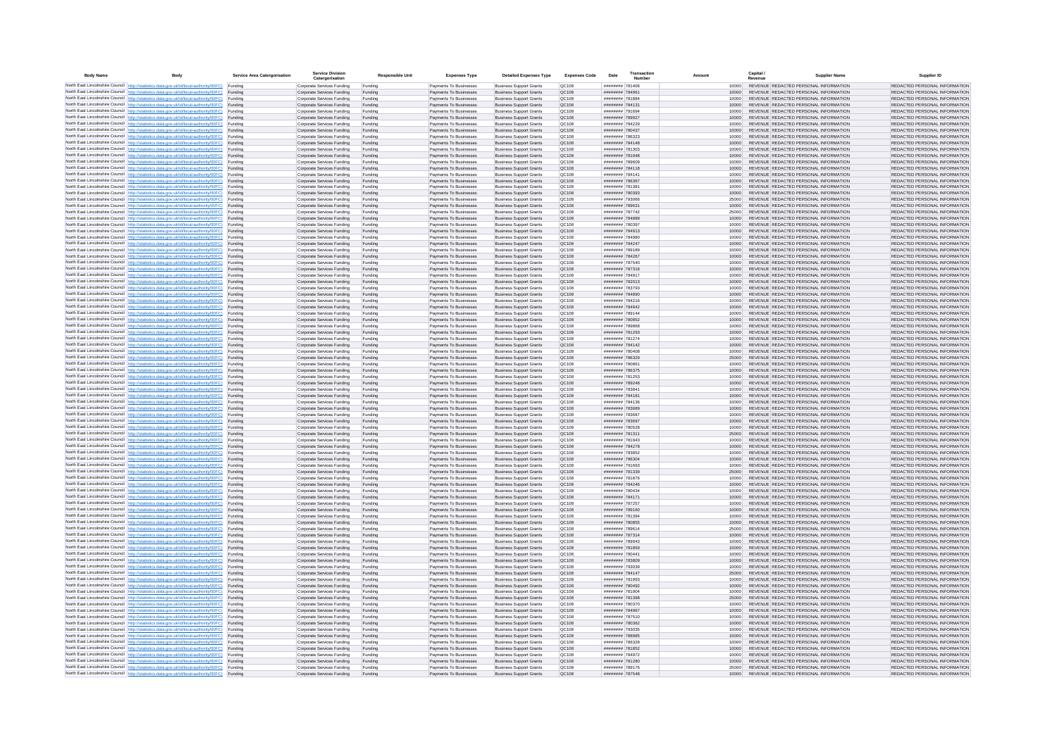| Body Name | Body | Service Area Catergorisation | Service Division Catergorisation | Responsible Unit | Expenses Type | Detailed Expenses Type | Expenses Code | Date | Transaction Number | Amount | Capital / Revenue | Supplier Name | Supplier ID |
|---|---|---|---|---|---|---|---|---|---|---|---|---|---|
| North East Lincolnshire Council | http://statistics.data.gov.uk/id/local-authority/00FC | Funding | Corporate Services Funding | Funding | Payments To Businesses | Business Support Grants | QC108 | ######## | 781406 | 10000 | REVENUE | REDACTED PERSONAL INFORMATION | REDACTED PERSONAL INFORMATION |
| North East Lincolnshire Council | http://statistics.data.gov.uk/id/local-authority/00FC | Funding | Corporate Services Funding | Funding | Payments To Businesses | Business Support Grants | QC108 | ######## | 784961 | 10000 | REVENUE | REDACTED PERSONAL INFORMATION | REDACTED PERSONAL INFORMATION |
| North East Lincolnshire Council | http://statistics.data.gov.uk/id/local-authority/00FC | Funding | Corporate Services Funding | Funding | Payments To Businesses | Business Support Grants | QC108 | ######## | 781884 | 10000 | REVENUE | REDACTED PERSONAL INFORMATION | REDACTED PERSONAL INFORMATION |
| North East Lincolnshire Council | http://statistics.data.gov.uk/id/local-authority/00FC | Funding | Corporate Services Funding | Funding | Payments To Businesses | Business Support Grants | QC108 | ######## | 784131 | 10000 | REVENUE | REDACTED PERSONAL INFORMATION | REDACTED PERSONAL INFORMATION |
| North East Lincolnshire Council | http://statistics.data.gov.uk/id/local-authority/00FC | Funding | Corporate Services Funding | Funding | Payments To Businesses | Business Support Grants | QC108 | ######## | 791694 | 10000 | REVENUE | REDACTED PERSONAL INFORMATION | REDACTED PERSONAL INFORMATION |
| North East Lincolnshire Council | http://statistics.data.gov.uk/id/local-authority/00FC | Funding | Corporate Services Funding | Funding | Payments To Businesses | Business Support Grants | QC108 | ######## | 789927 | 10000 | REVENUE | REDACTED PERSONAL INFORMATION | REDACTED PERSONAL INFORMATION |
| North East Lincolnshire Council | http://statistics.data.gov.uk/id/local-authority/00FC | Funding | Corporate Services Funding | Funding | Payments To Businesses | Business Support Grants | QC108 | ######## | 784229 | 10000 | REVENUE | REDACTED PERSONAL INFORMATION | REDACTED PERSONAL INFORMATION |
| North East Lincolnshire Council | http://statistics.data.gov.uk/id/local-authority/00FC | Funding | Corporate Services Funding | Funding | Payments To Businesses | Business Support Grants | QC108 | ######## | 780437 | 10000 | REVENUE | REDACTED PERSONAL INFORMATION | REDACTED PERSONAL INFORMATION |
| North East Lincolnshire Council | http://statistics.data.gov.uk/id/local-authority/00FC | Funding | Corporate Services Funding | Funding | Payments To Businesses | Business Support Grants | QC108 | ######## | 786323 | 10000 | REVENUE | REDACTED PERSONAL INFORMATION | REDACTED PERSONAL INFORMATION |
| North East Lincolnshire Council | http://statistics.data.gov.uk/id/local-authority/00FC | Funding | Corporate Services Funding | Funding | Payments To Businesses | Business Support Grants | QC108 | ######## | 784148 | 10000 | REVENUE | REDACTED PERSONAL INFORMATION | REDACTED PERSONAL INFORMATION |
| North East Lincolnshire Council | http://statistics.data.gov.uk/id/local-authority/00FC | Funding | Corporate Services Funding | Funding | Payments To Businesses | Business Support Grants | QC108 | ######## | 781303 | 10000 | REVENUE | REDACTED PERSONAL INFORMATION | REDACTED PERSONAL INFORMATION |
| North East Lincolnshire Council | http://statistics.data.gov.uk/id/local-authority/00FC | Funding | Corporate Services Funding | Funding | Payments To Businesses | Business Support Grants | QC108 | ######## | 781948 | 10000 | REVENUE | REDACTED PERSONAL INFORMATION | REDACTED PERSONAL INFORMATION |
| North East Lincolnshire Council | http://statistics.data.gov.uk/id/local-authority/00FC | Funding | Corporate Services Funding | Funding | Payments To Businesses | Business Support Grants | QC108 | ######## | 789609 | 10000 | REVENUE | REDACTED PERSONAL INFORMATION | REDACTED PERSONAL INFORMATION |
| North East Lincolnshire Council | http://statistics.data.gov.uk/id/local-authority/00FC | Funding | Corporate Services Funding | Funding | Payments To Businesses | Business Support Grants | QC108 | ######## | 784118 | 10000 | REVENUE | REDACTED PERSONAL INFORMATION | REDACTED PERSONAL INFORMATION |
| North East Lincolnshire Council | http://statistics.data.gov.uk/id/local-authority/00FC | Funding | Corporate Services Funding | Funding | Payments To Businesses | Business Support Grants | QC108 | ######## | 784141 | 10000 | REVENUE | REDACTED PERSONAL INFORMATION | REDACTED PERSONAL INFORMATION |
| North East Lincolnshire Council | http://statistics.data.gov.uk/id/local-authority/00FC | Funding | Corporate Services Funding | Funding | Payments To Businesses | Business Support Grants | QC108 | ######## | 786367 | 10000 | REVENUE | REDACTED PERSONAL INFORMATION | REDACTED PERSONAL INFORMATION |
| North East Lincolnshire Council | http://statistics.data.gov.uk/id/local-authority/00FC | Funding | Corporate Services Funding | Funding | Payments To Businesses | Business Support Grants | QC108 | ######## | 781381 | 10000 | REVENUE | REDACTED PERSONAL INFORMATION | REDACTED PERSONAL INFORMATION |
| North East Lincolnshire Council | http://statistics.data.gov.uk/id/local-authority/00FC | Funding | Corporate Services Funding | Funding | Payments To Businesses | Business Support Grants | QC108 | ######## | 780393 | 10000 | REVENUE | REDACTED PERSONAL INFORMATION | REDACTED PERSONAL INFORMATION |
| North East Lincolnshire Council | http://statistics.data.gov.uk/id/local-authority/00FC | Funding | Corporate Services Funding | Funding | Payments To Businesses | Business Support Grants | QC108 | ######## | 793066 | 25000 | REVENUE | REDACTED PERSONAL INFORMATION | REDACTED PERSONAL INFORMATION |
| North East Lincolnshire Council | http://statistics.data.gov.uk/id/local-authority/00FC | Funding | Corporate Services Funding | Funding | Payments To Businesses | Business Support Grants | QC108 | ######## | 789631 | 10000 | REVENUE | REDACTED PERSONAL INFORMATION | REDACTED PERSONAL INFORMATION |
| North East Lincolnshire Council | http://statistics.data.gov.uk/id/local-authority/00FC | Funding | Corporate Services Funding | Funding | Payments To Businesses | Business Support Grants | QC108 | ######## | 787742 | 25000 | REVENUE | REDACTED PERSONAL INFORMATION | REDACTED PERSONAL INFORMATION |
| North East Lincolnshire Council | http://statistics.data.gov.uk/id/local-authority/00FC | Funding | Corporate Services Funding | Funding | Payments To Businesses | Business Support Grants | QC108 | ######## | 784889 | 10000 | REVENUE | REDACTED PERSONAL INFORMATION | REDACTED PERSONAL INFORMATION |
| North East Lincolnshire Council | http://statistics.data.gov.uk/id/local-authority/00FC | Funding | Corporate Services Funding | Funding | Payments To Businesses | Business Support Grants | QC108 | ######## | 780397 | 10000 | REVENUE | REDACTED PERSONAL INFORMATION | REDACTED PERSONAL INFORMATION |
| North East Lincolnshire Council | http://statistics.data.gov.uk/id/local-authority/00FC | Funding | Corporate Services Funding | Funding | Payments To Businesses | Business Support Grants | QC108 | ######## | 784913 | 10000 | REVENUE | REDACTED PERSONAL INFORMATION | REDACTED PERSONAL INFORMATION |
| North East Lincolnshire Council | http://statistics.data.gov.uk/id/local-authority/00FC | Funding | Corporate Services Funding | Funding | Payments To Businesses | Business Support Grants | QC108 | ######## | 784980 | 10000 | REVENUE | REDACTED PERSONAL INFORMATION | REDACTED PERSONAL INFORMATION |
| North East Lincolnshire Council | http://statistics.data.gov.uk/id/local-authority/00FC | Funding | Corporate Services Funding | Funding | Payments To Businesses | Business Support Grants | QC108 | ######## | 784247 | 10000 | REVENUE | REDACTED PERSONAL INFORMATION | REDACTED PERSONAL INFORMATION |
| North East Lincolnshire Council | http://statistics.data.gov.uk/id/local-authority/00FC | Funding | Corporate Services Funding | Funding | Payments To Businesses | Business Support Grants | QC108 | ######## | 789189 | 10000 | REVENUE | REDACTED PERSONAL INFORMATION | REDACTED PERSONAL INFORMATION |
| North East Lincolnshire Council | http://statistics.data.gov.uk/id/local-authority/00FC | Funding | Corporate Services Funding | Funding | Payments To Businesses | Business Support Grants | QC108 | ######## | 784267 | 10000 | REVENUE | REDACTED PERSONAL INFORMATION | REDACTED PERSONAL INFORMATION |
| North East Lincolnshire Council | http://statistics.data.gov.uk/id/local-authority/00FC | Funding | Corporate Services Funding | Funding | Payments To Businesses | Business Support Grants | QC108 | ######## | 787540 | 10000 | REVENUE | REDACTED PERSONAL INFORMATION | REDACTED PERSONAL INFORMATION |
| North East Lincolnshire Council | http://statistics.data.gov.uk/id/local-authority/00FC | Funding | Corporate Services Funding | Funding | Payments To Businesses | Business Support Grants | QC108 | ######## | 787316 | 10000 | REVENUE | REDACTED PERSONAL INFORMATION | REDACTED PERSONAL INFORMATION |
| North East Lincolnshire Council | http://statistics.data.gov.uk/id/local-authority/00FC | Funding | Corporate Services Funding | Funding | Payments To Businesses | Business Support Grants | QC108 | ######## | 784917 | 10000 | REVENUE | REDACTED PERSONAL INFORMATION | REDACTED PERSONAL INFORMATION |
| North East Lincolnshire Council | http://statistics.data.gov.uk/id/local-authority/00FC | Funding | Corporate Services Funding | Funding | Payments To Businesses | Business Support Grants | QC108 | ######## | 782013 | 10000 | REVENUE | REDACTED PERSONAL INFORMATION | REDACTED PERSONAL INFORMATION |
| North East Lincolnshire Council | http://statistics.data.gov.uk/id/local-authority/00FC | Funding | Corporate Services Funding | Funding | Payments To Businesses | Business Support Grants | QC108 | ######## | 783793 | 10000 | REVENUE | REDACTED PERSONAL INFORMATION | REDACTED PERSONAL INFORMATION |
| North East Lincolnshire Council | http://statistics.data.gov.uk/id/local-authority/00FC | Funding | Corporate Services Funding | Funding | Payments To Businesses | Business Support Grants | QC108 | ######## | 784890 | 10000 | REVENUE | REDACTED PERSONAL INFORMATION | REDACTED PERSONAL INFORMATION |
| North East Lincolnshire Council | http://statistics.data.gov.uk/id/local-authority/00FC | Funding | Corporate Services Funding | Funding | Payments To Businesses | Business Support Grants | QC108 | ######## | 784216 | 10000 | REVENUE | REDACTED PERSONAL INFORMATION | REDACTED PERSONAL INFORMATION |
| North East Lincolnshire Council | http://statistics.data.gov.uk/id/local-authority/00FC | Funding | Corporate Services Funding | Funding | Payments To Businesses | Business Support Grants | QC108 | ######## | 784942 | 10000 | REVENUE | REDACTED PERSONAL INFORMATION | REDACTED PERSONAL INFORMATION |
| North East Lincolnshire Council | http://statistics.data.gov.uk/id/local-authority/00FC | Funding | Corporate Services Funding | Funding | Payments To Businesses | Business Support Grants | QC108 | ######## | 789144 | 10000 | REVENUE | REDACTED PERSONAL INFORMATION | REDACTED PERSONAL INFORMATION |
| North East Lincolnshire Council | http://statistics.data.gov.uk/id/local-authority/00FC | Funding | Corporate Services Funding | Funding | Payments To Businesses | Business Support Grants | QC108 | ######## | 780852 | 10000 | REVENUE | REDACTED PERSONAL INFORMATION | REDACTED PERSONAL INFORMATION |
| North East Lincolnshire Council | http://statistics.data.gov.uk/id/local-authority/00FC | Funding | Corporate Services Funding | Funding | Payments To Businesses | Business Support Grants | QC108 | ######## | 789868 | 10000 | REVENUE | REDACTED PERSONAL INFORMATION | REDACTED PERSONAL INFORMATION |
| North East Lincolnshire Council | http://statistics.data.gov.uk/id/local-authority/00FC | Funding | Corporate Services Funding | Funding | Payments To Businesses | Business Support Grants | QC108 | ######## | 781293 | 10000 | REVENUE | REDACTED PERSONAL INFORMATION | REDACTED PERSONAL INFORMATION |
| North East Lincolnshire Council | http://statistics.data.gov.uk/id/local-authority/00FC | Funding | Corporate Services Funding | Funding | Payments To Businesses | Business Support Grants | QC108 | ######## | 781274 | 10000 | REVENUE | REDACTED PERSONAL INFORMATION | REDACTED PERSONAL INFORMATION |
| North East Lincolnshire Council | http://statistics.data.gov.uk/id/local-authority/00FC | Funding | Corporate Services Funding | Funding | Payments To Businesses | Business Support Grants | QC108 | ######## | 784142 | 10000 | REVENUE | REDACTED PERSONAL INFORMATION | REDACTED PERSONAL INFORMATION |
| North East Lincolnshire Council | http://statistics.data.gov.uk/id/local-authority/00FC | Funding | Corporate Services Funding | Funding | Payments To Businesses | Business Support Grants | QC108 | ######## | 780408 | 10000 | REVENUE | REDACTED PERSONAL INFORMATION | REDACTED PERSONAL INFORMATION |
| North East Lincolnshire Council | http://statistics.data.gov.uk/id/local-authority/00FC | Funding | Corporate Services Funding | Funding | Payments To Businesses | Business Support Grants | QC108 | ######## | 786329 | 25000 | REVENUE | REDACTED PERSONAL INFORMATION | REDACTED PERSONAL INFORMATION |
| North East Lincolnshire Council | http://statistics.data.gov.uk/id/local-authority/00FC | Funding | Corporate Services Funding | Funding | Payments To Businesses | Business Support Grants | QC108 | ######## | 780861 | 10000 | REVENUE | REDACTED PERSONAL INFORMATION | REDACTED PERSONAL INFORMATION |
| North East Lincolnshire Council | http://statistics.data.gov.uk/id/local-authority/00FC | Funding | Corporate Services Funding | Funding | Payments To Businesses | Business Support Grants | QC108 | ######## | 786375 | 10000 | REVENUE | REDACTED PERSONAL INFORMATION | REDACTED PERSONAL INFORMATION |
| North East Lincolnshire Council | http://statistics.data.gov.uk/id/local-authority/00FC | Funding | Corporate Services Funding | Funding | Payments To Businesses | Business Support Grants | QC108 | ######## | 781253 | 10000 | REVENUE | REDACTED PERSONAL INFORMATION | REDACTED PERSONAL INFORMATION |
| North East Lincolnshire Council | http://statistics.data.gov.uk/id/local-authority/00FC | Funding | Corporate Services Funding | Funding | Payments To Businesses | Business Support Grants | QC108 | ######## | 789248 | 10000 | REVENUE | REDACTED PERSONAL INFORMATION | REDACTED PERSONAL INFORMATION |
| North East Lincolnshire Council | http://statistics.data.gov.uk/id/local-authority/00FC | Funding | Corporate Services Funding | Funding | Payments To Businesses | Business Support Grants | QC108 | ######## | 783841 | 10000 | REVENUE | REDACTED PERSONAL INFORMATION | REDACTED PERSONAL INFORMATION |
| North East Lincolnshire Council | http://statistics.data.gov.uk/id/local-authority/00FC | Funding | Corporate Services Funding | Funding | Payments To Businesses | Business Support Grants | QC108 | ######## | 784181 | 10000 | REVENUE | REDACTED PERSONAL INFORMATION | REDACTED PERSONAL INFORMATION |
| North East Lincolnshire Council | http://statistics.data.gov.uk/id/local-authority/00FC | Funding | Corporate Services Funding | Funding | Payments To Businesses | Business Support Grants | QC108 | ######## | 784136 | 10000 | REVENUE | REDACTED PERSONAL INFORMATION | REDACTED PERSONAL INFORMATION |
| North East Lincolnshire Council | http://statistics.data.gov.uk/id/local-authority/00FC | Funding | Corporate Services Funding | Funding | Payments To Businesses | Business Support Grants | QC108 | ######## | 783689 | 10000 | REVENUE | REDACTED PERSONAL INFORMATION | REDACTED PERSONAL INFORMATION |
| North East Lincolnshire Council | http://statistics.data.gov.uk/id/local-authority/00FC | Funding | Corporate Services Funding | Funding | Payments To Businesses | Business Support Grants | QC108 | ######## | 783687 | 10000 | REVENUE | REDACTED PERSONAL INFORMATION | REDACTED PERSONAL INFORMATION |
| North East Lincolnshire Council | http://statistics.data.gov.uk/id/local-authority/00FC | Funding | Corporate Services Funding | Funding | Payments To Businesses | Business Support Grants | QC108 | ######## | 783697 | 10000 | REVENUE | REDACTED PERSONAL INFORMATION | REDACTED PERSONAL INFORMATION |
| North East Lincolnshire Council | http://statistics.data.gov.uk/id/local-authority/00FC | Funding | Corporate Services Funding | Funding | Payments To Businesses | Business Support Grants | QC108 | ######## | 780528 | 10000 | REVENUE | REDACTED PERSONAL INFORMATION | REDACTED PERSONAL INFORMATION |
| North East Lincolnshire Council | http://statistics.data.gov.uk/id/local-authority/00FC | Funding | Corporate Services Funding | Funding | Payments To Businesses | Business Support Grants | QC108 | ######## | 781311 | 25000 | REVENUE | REDACTED PERSONAL INFORMATION | REDACTED PERSONAL INFORMATION |
| North East Lincolnshire Council | http://statistics.data.gov.uk/id/local-authority/00FC | Funding | Corporate Services Funding | Funding | Payments To Businesses | Business Support Grants | QC108 | ######## | 781943 | 10000 | REVENUE | REDACTED PERSONAL INFORMATION | REDACTED PERSONAL INFORMATION |
| North East Lincolnshire Council | http://statistics.data.gov.uk/id/local-authority/00FC | Funding | Corporate Services Funding | Funding | Payments To Businesses | Business Support Grants | QC108 | ######## | 784278 | 10000 | REVENUE | REDACTED PERSONAL INFORMATION | REDACTED PERSONAL INFORMATION |
| North East Lincolnshire Council | http://statistics.data.gov.uk/id/local-authority/00FC | Funding | Corporate Services Funding | Funding | Payments To Businesses | Business Support Grants | QC108 | ######## | 783852 | 10000 | REVENUE | REDACTED PERSONAL INFORMATION | REDACTED PERSONAL INFORMATION |
| North East Lincolnshire Council | http://statistics.data.gov.uk/id/local-authority/00FC | Funding | Corporate Services Funding | Funding | Payments To Businesses | Business Support Grants | QC108 | ######## | 786304 | 10000 | REVENUE | REDACTED PERSONAL INFORMATION | REDACTED PERSONAL INFORMATION |
| North East Lincolnshire Council | http://statistics.data.gov.uk/id/local-authority/00FC | Funding | Corporate Services Funding | Funding | Payments To Businesses | Business Support Grants | QC108 | ######## | 791693 | 10000 | REVENUE | REDACTED PERSONAL INFORMATION | REDACTED PERSONAL INFORMATION |
| North East Lincolnshire Council | http://statistics.data.gov.uk/id/local-authority/00FC | Funding | Corporate Services Funding | Funding | Payments To Businesses | Business Support Grants | QC108 | ######## | 781339 | 25000 | REVENUE | REDACTED PERSONAL INFORMATION | REDACTED PERSONAL INFORMATION |
| North East Lincolnshire Council | http://statistics.data.gov.uk/id/local-authority/00FC | Funding | Corporate Services Funding | Funding | Payments To Businesses | Business Support Grants | QC108 | ######## | 781876 | 10000 | REVENUE | REDACTED PERSONAL INFORMATION | REDACTED PERSONAL INFORMATION |
| North East Lincolnshire Council | http://statistics.data.gov.uk/id/local-authority/00FC | Funding | Corporate Services Funding | Funding | Payments To Businesses | Business Support Grants | QC108 | ######## | 784246 | 10000 | REVENUE | REDACTED PERSONAL INFORMATION | REDACTED PERSONAL INFORMATION |
| North East Lincolnshire Council | http://statistics.data.gov.uk/id/local-authority/00FC | Funding | Corporate Services Funding | Funding | Payments To Businesses | Business Support Grants | QC108 | ######## | 780434 | 10000 | REVENUE | REDACTED PERSONAL INFORMATION | REDACTED PERSONAL INFORMATION |
| North East Lincolnshire Council | http://statistics.data.gov.uk/id/local-authority/00FC | Funding | Corporate Services Funding | Funding | Payments To Businesses | Business Support Grants | QC108 | ######## | 784171 | 10000 | REVENUE | REDACTED PERSONAL INFORMATION | REDACTED PERSONAL INFORMATION |
| North East Lincolnshire Council | http://statistics.data.gov.uk/id/local-authority/00FC | Funding | Corporate Services Funding | Funding | Payments To Businesses | Business Support Grants | QC108 | ######## | 787257 | 10000 | REVENUE | REDACTED PERSONAL INFORMATION | REDACTED PERSONAL INFORMATION |
| North East Lincolnshire Council | http://statistics.data.gov.uk/id/local-authority/00FC | Funding | Corporate Services Funding | Funding | Payments To Businesses | Business Support Grants | QC108 | ######## | 789160 | 10000 | REVENUE | REDACTED PERSONAL INFORMATION | REDACTED PERSONAL INFORMATION |
| North East Lincolnshire Council | http://statistics.data.gov.uk/id/local-authority/00FC | Funding | Corporate Services Funding | Funding | Payments To Businesses | Business Support Grants | QC108 | ######## | 781394 | 10000 | REVENUE | REDACTED PERSONAL INFORMATION | REDACTED PERSONAL INFORMATION |
| North East Lincolnshire Council | http://statistics.data.gov.uk/id/local-authority/00FC | Funding | Corporate Services Funding | Funding | Payments To Businesses | Business Support Grants | QC108 | ######## | 780855 | 10000 | REVENUE | REDACTED PERSONAL INFORMATION | REDACTED PERSONAL INFORMATION |
| North East Lincolnshire Council | http://statistics.data.gov.uk/id/local-authority/00FC | Funding | Corporate Services Funding | Funding | Payments To Businesses | Business Support Grants | QC108 | ######## | 789614 | 25000 | REVENUE | REDACTED PERSONAL INFORMATION | REDACTED PERSONAL INFORMATION |
| North East Lincolnshire Council | http://statistics.data.gov.uk/id/local-authority/00FC | Funding | Corporate Services Funding | Funding | Payments To Businesses | Business Support Grants | QC108 | ######## | 787314 | 10000 | REVENUE | REDACTED PERSONAL INFORMATION | REDACTED PERSONAL INFORMATION |
| North East Lincolnshire Council | http://statistics.data.gov.uk/id/local-authority/00FC | Funding | Corporate Services Funding | Funding | Payments To Businesses | Business Support Grants | QC108 | ######## | 789943 | 10000 | REVENUE | REDACTED PERSONAL INFORMATION | REDACTED PERSONAL INFORMATION |
| North East Lincolnshire Council | http://statistics.data.gov.uk/id/local-authority/00FC | Funding | Corporate Services Funding | Funding | Payments To Businesses | Business Support Grants | QC108 | ######## | 781859 | 10000 | REVENUE | REDACTED PERSONAL INFORMATION | REDACTED PERSONAL INFORMATION |
| North East Lincolnshire Council | http://statistics.data.gov.uk/id/local-authority/00FC | Funding | Corporate Services Funding | Funding | Payments To Businesses | Business Support Grants | QC108 | ######## | 780441 | 10000 | REVENUE | REDACTED PERSONAL INFORMATION | REDACTED PERSONAL INFORMATION |
| North East Lincolnshire Council | http://statistics.data.gov.uk/id/local-authority/00FC | Funding | Corporate Services Funding | Funding | Payments To Businesses | Business Support Grants | QC108 | ######## | 783809 | 10000 | REVENUE | REDACTED PERSONAL INFORMATION | REDACTED PERSONAL INFORMATION |
| North East Lincolnshire Council | http://statistics.data.gov.uk/id/local-authority/00FC | Funding | Corporate Services Funding | Funding | Payments To Businesses | Business Support Grants | QC108 | ######## | 793039 | 10000 | REVENUE | REDACTED PERSONAL INFORMATION | REDACTED PERSONAL INFORMATION |
| North East Lincolnshire Council | http://statistics.data.gov.uk/id/local-authority/00FC | Funding | Corporate Services Funding | Funding | Payments To Businesses | Business Support Grants | QC108 | ######## | 784147 | 25000 | REVENUE | REDACTED PERSONAL INFORMATION | REDACTED PERSONAL INFORMATION |
| North East Lincolnshire Council | http://statistics.data.gov.uk/id/local-authority/00FC | Funding | Corporate Services Funding | Funding | Payments To Businesses | Business Support Grants | QC108 | ######## | 781993 | 10000 | REVENUE | REDACTED PERSONAL INFORMATION | REDACTED PERSONAL INFORMATION |
| North East Lincolnshire Council | http://statistics.data.gov.uk/id/local-authority/00FC | Funding | Corporate Services Funding | Funding | Payments To Businesses | Business Support Grants | QC108 | ######## | 780492 | 10000 | REVENUE | REDACTED PERSONAL INFORMATION | REDACTED PERSONAL INFORMATION |
| North East Lincolnshire Council | http://statistics.data.gov.uk/id/local-authority/00FC | Funding | Corporate Services Funding | Funding | Payments To Businesses | Business Support Grants | QC108 | ######## | 781904 | 10000 | REVENUE | REDACTED PERSONAL INFORMATION | REDACTED PERSONAL INFORMATION |
| North East Lincolnshire Council | http://statistics.data.gov.uk/id/local-authority/00FC | Funding | Corporate Services Funding | Funding | Payments To Businesses | Business Support Grants | QC108 | ######## | 781398 | 25000 | REVENUE | REDACTED PERSONAL INFORMATION | REDACTED PERSONAL INFORMATION |
| North East Lincolnshire Council | http://statistics.data.gov.uk/id/local-authority/00FC | Funding | Corporate Services Funding | Funding | Payments To Businesses | Business Support Grants | QC108 | ######## | 780370 | 10000 | REVENUE | REDACTED PERSONAL INFORMATION | REDACTED PERSONAL INFORMATION |
| North East Lincolnshire Council | http://statistics.data.gov.uk/id/local-authority/00FC | Funding | Corporate Services Funding | Funding | Payments To Businesses | Business Support Grants | QC108 | ######## | 784967 | 10000 | REVENUE | REDACTED PERSONAL INFORMATION | REDACTED PERSONAL INFORMATION |
| North East Lincolnshire Council | http://statistics.data.gov.uk/id/local-authority/00FC | Funding | Corporate Services Funding | Funding | Payments To Businesses | Business Support Grants | QC108 | ######## | 787510 | 10000 | REVENUE | REDACTED PERSONAL INFORMATION | REDACTED PERSONAL INFORMATION |
| North East Lincolnshire Council | http://statistics.data.gov.uk/id/local-authority/00FC | Funding | Corporate Services Funding | Funding | Payments To Businesses | Business Support Grants | QC108 | ######## | 780362 | 10000 | REVENUE | REDACTED PERSONAL INFORMATION | REDACTED PERSONAL INFORMATION |
| North East Lincolnshire Council | http://statistics.data.gov.uk/id/local-authority/00FC | Funding | Corporate Services Funding | Funding | Payments To Businesses | Business Support Grants | QC108 | ######## | 783035 | 10000 | REVENUE | REDACTED PERSONAL INFORMATION | REDACTED PERSONAL INFORMATION |
| North East Lincolnshire Council | http://statistics.data.gov.uk/id/local-authority/00FC | Funding | Corporate Services Funding | Funding | Payments To Businesses | Business Support Grants | QC108 | ######## | 788985 | 10000 | REVENUE | REDACTED PERSONAL INFORMATION | REDACTED PERSONAL INFORMATION |
| North East Lincolnshire Council | http://statistics.data.gov.uk/id/local-authority/00FC | Funding | Corporate Services Funding | Funding | Payments To Businesses | Business Support Grants | QC108 | ######## | 786328 | 10000 | REVENUE | REDACTED PERSONAL INFORMATION | REDACTED PERSONAL INFORMATION |
| North East Lincolnshire Council | http://statistics.data.gov.uk/id/local-authority/00FC | Funding | Corporate Services Funding | Funding | Payments To Businesses | Business Support Grants | QC108 | ######## | 781852 | 10000 | REVENUE | REDACTED PERSONAL INFORMATION | REDACTED PERSONAL INFORMATION |
| North East Lincolnshire Council | http://statistics.data.gov.uk/id/local-authority/00FC | Funding | Corporate Services Funding | Funding | Payments To Businesses | Business Support Grants | QC108 | ######## | 784972 | 10000 | REVENUE | REDACTED PERSONAL INFORMATION | REDACTED PERSONAL INFORMATION |
| North East Lincolnshire Council | http://statistics.data.gov.uk/id/local-authority/00FC | Funding | Corporate Services Funding | Funding | Payments To Businesses | Business Support Grants | QC108 | ######## | 781280 | 10000 | REVENUE | REDACTED PERSONAL INFORMATION | REDACTED PERSONAL INFORMATION |
| North East Lincolnshire Council | http://statistics.data.gov.uk/id/local-authority/00FC | Funding | Corporate Services Funding | Funding | Payments To Businesses | Business Support Grants | QC108 | ######## | 789176 | 25000 | REVENUE | REDACTED PERSONAL INFORMATION | REDACTED PERSONAL INFORMATION |
| North East Lincolnshire Council | http://statistics.data.gov.uk/id/local-authority/00FC | Funding | Corporate Services Funding | Funding | Payments To Businesses | Business Support Grants | QC108 | ######## | 787548 | 10000 | REVENUE | REDACTED PERSONAL INFORMATION | REDACTED PERSONAL INFORMATION |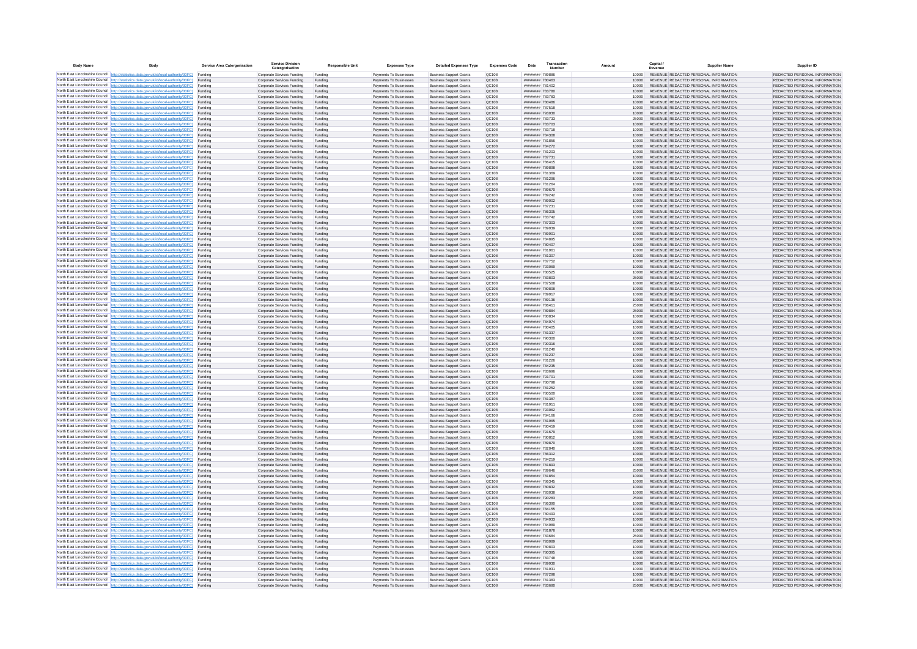| Body Name | Body | Service Area Catergorisation | Service Division Catergorisation | Responsible Unit | Expenses Type | Detailed Expenses Type | Expenses Code | Date | Transaction Number | Amount | Capital / Revenue | Supplier Name | Supplier ID |
|---|---|---|---|---|---|---|---|---|---|---|---|---|---|
| North East Lincolnshire Council | http://statistics.data.gov.uk/id/local-authority/00FC | Funding | Corporate Services Funding | Funding | Payments To Businesses | Business Support Grants | QC108 | ######## | 789886 | 10000 | REVENUE | REDACTED PERSONAL INFORMATION | REDACTED PERSONAL INFORMATION |
| North East Lincolnshire Council | http://statistics.data.gov.uk/id/local-authority/00FC | Funding | Corporate Services Funding | Funding | Payments To Businesses | Business Support Grants | QC108 | ######## | 780463 | 10000 | REVENUE | REDACTED PERSONAL INFORMATION | REDACTED PERSONAL INFORMATION |
| North East Lincolnshire Council | http://statistics.data.gov.uk/id/local-authority/00FC | Funding | Corporate Services Funding | Funding | Payments To Businesses | Business Support Grants | QC108 | ######## | 781402 | 10000 | REVENUE | REDACTED PERSONAL INFORMATION | REDACTED PERSONAL INFORMATION |
| North East Lincolnshire Council | http://statistics.data.gov.uk/id/local-authority/00FC | Funding | Corporate Services Funding | Funding | Payments To Businesses | Business Support Grants | QC108 | ######## | 783780 | 10000 | REVENUE | REDACTED PERSONAL INFORMATION | REDACTED PERSONAL INFORMATION |
| North East Lincolnshire Council | http://statistics.data.gov.uk/id/local-authority/00FC | Funding | Corporate Services Funding | Funding | Payments To Businesses | Business Support Grants | QC108 | ######## | 783783 | 10000 | REVENUE | REDACTED PERSONAL INFORMATION | REDACTED PERSONAL INFORMATION |
| North East Lincolnshire Council | http://statistics.data.gov.uk/id/local-authority/00FC | Funding | Corporate Services Funding | Funding | Payments To Businesses | Business Support Grants | QC108 | ######## | 780486 | 10000 | REVENUE | REDACTED PERSONAL INFORMATION | REDACTED PERSONAL INFORMATION |
| North East Lincolnshire Council | http://statistics.data.gov.uk/id/local-authority/00FC | Funding | Corporate Services Funding | Funding | Payments To Businesses | Business Support Grants | QC108 | ######## | 787518 | 10000 | REVENUE | REDACTED PERSONAL INFORMATION | REDACTED PERSONAL INFORMATION |
| North East Lincolnshire Council | http://statistics.data.gov.uk/id/local-authority/00FC | Funding | Corporate Services Funding | Funding | Payments To Businesses | Business Support Grants | QC108 | ######## | 793030 | 10000 | REVENUE | REDACTED PERSONAL INFORMATION | REDACTED PERSONAL INFORMATION |
| North East Lincolnshire Council | http://statistics.data.gov.uk/id/local-authority/00FC | Funding | Corporate Services Funding | Funding | Payments To Businesses | Business Support Grants | QC108 | ######## | 783733 | 25000 | REVENUE | REDACTED PERSONAL INFORMATION | REDACTED PERSONAL INFORMATION |
| North East Lincolnshire Council | http://statistics.data.gov.uk/id/local-authority/00FC | Funding | Corporate Services Funding | Funding | Payments To Businesses | Business Support Grants | QC108 | ######## | 783703 | 10000 | REVENUE | REDACTED PERSONAL INFORMATION | REDACTED PERSONAL INFORMATION |
| North East Lincolnshire Council | http://statistics.data.gov.uk/id/local-authority/00FC | Funding | Corporate Services Funding | Funding | Payments To Businesses | Business Support Grants | QC108 | ######## | 783718 | 10000 | REVENUE | REDACTED PERSONAL INFORMATION | REDACTED PERSONAL INFORMATION |
| North East Lincolnshire Council | http://statistics.data.gov.uk/id/local-authority/00FC | Funding | Corporate Services Funding | Funding | Payments To Businesses | Business Support Grants | QC108 | ######## | 784308 | 10000 | REVENUE | REDACTED PERSONAL INFORMATION | REDACTED PERSONAL INFORMATION |
| North East Lincolnshire Council | http://statistics.data.gov.uk/id/local-authority/00FC | Funding | Corporate Services Funding | Funding | Payments To Businesses | Business Support Grants | QC108 | ######## | 781858 | 10000 | REVENUE | REDACTED PERSONAL INFORMATION | REDACTED PERSONAL INFORMATION |
| North East Lincolnshire Council | http://statistics.data.gov.uk/id/local-authority/00FC | Funding | Corporate Services Funding | Funding | Payments To Businesses | Business Support Grants | QC108 | ######## | 784272 | 10000 | REVENUE | REDACTED PERSONAL INFORMATION | REDACTED PERSONAL INFORMATION |
| North East Lincolnshire Council | http://statistics.data.gov.uk/id/local-authority/00FC | Funding | Corporate Services Funding | Funding | Payments To Businesses | Business Support Grants | QC108 | ######## | 781203 | 10000 | REVENUE | REDACTED PERSONAL INFORMATION | REDACTED PERSONAL INFORMATION |
| North East Lincolnshire Council | http://statistics.data.gov.uk/id/local-authority/00FC | Funding | Corporate Services Funding | Funding | Payments To Businesses | Business Support Grants | QC108 | ######## | 787731 | 10000 | REVENUE | REDACTED PERSONAL INFORMATION | REDACTED PERSONAL INFORMATION |
| North East Lincolnshire Council | http://statistics.data.gov.uk/id/local-authority/00FC | Funding | Corporate Services Funding | Funding | Payments To Businesses | Business Support Grants | QC108 | ######## | 786415 | 10000 | REVENUE | REDACTED PERSONAL INFORMATION | REDACTED PERSONAL INFORMATION |
| North East Lincolnshire Council | http://statistics.data.gov.uk/id/local-authority/00FC | Funding | Corporate Services Funding | Funding | Payments To Businesses | Business Support Grants | QC108 | ######## | 789898 | 10000 | REVENUE | REDACTED PERSONAL INFORMATION | REDACTED PERSONAL INFORMATION |
| North East Lincolnshire Council | http://statistics.data.gov.uk/id/local-authority/00FC | Funding | Corporate Services Funding | Funding | Payments To Businesses | Business Support Grants | QC108 | ######## | 781369 | 10000 | REVENUE | REDACTED PERSONAL INFORMATION | REDACTED PERSONAL INFORMATION |
| North East Lincolnshire Council | http://statistics.data.gov.uk/id/local-authority/00FC | Funding | Corporate Services Funding | Funding | Payments To Businesses | Business Support Grants | QC108 | ######## | 781296 | 10000 | REVENUE | REDACTED PERSONAL INFORMATION | REDACTED PERSONAL INFORMATION |
| North East Lincolnshire Council | http://statistics.data.gov.uk/id/local-authority/00FC | Funding | Corporate Services Funding | Funding | Payments To Businesses | Business Support Grants | QC108 | ######## | 781264 | 10000 | REVENUE | REDACTED PERSONAL INFORMATION | REDACTED PERSONAL INFORMATION |
| North East Lincolnshire Council | http://statistics.data.gov.uk/id/local-authority/00FC | Funding | Corporate Services Funding | Funding | Payments To Businesses | Business Support Grants | QC108 | ######## | 789670 | 25000 | REVENUE | REDACTED PERSONAL INFORMATION | REDACTED PERSONAL INFORMATION |
| North East Lincolnshire Council | http://statistics.data.gov.uk/id/local-authority/00FC | Funding | Corporate Services Funding | Funding | Payments To Businesses | Business Support Grants | QC108 | ######## | 789242 | 10000 | REVENUE | REDACTED PERSONAL INFORMATION | REDACTED PERSONAL INFORMATION |
| North East Lincolnshire Council | http://statistics.data.gov.uk/id/local-authority/00FC | Funding | Corporate Services Funding | Funding | Payments To Businesses | Business Support Grants | QC108 | ######## | 789002 | 10000 | REVENUE | REDACTED PERSONAL INFORMATION | REDACTED PERSONAL INFORMATION |
| North East Lincolnshire Council | http://statistics.data.gov.uk/id/local-authority/00FC | Funding | Corporate Services Funding | Funding | Payments To Businesses | Business Support Grants | QC108 | ######## | 787231 | 10000 | REVENUE | REDACTED PERSONAL INFORMATION | REDACTED PERSONAL INFORMATION |
| North East Lincolnshire Council | http://statistics.data.gov.uk/id/local-authority/00FC | Funding | Corporate Services Funding | Funding | Payments To Businesses | Business Support Grants | QC108 | ######## | 786305 | 10000 | REVENUE | REDACTED PERSONAL INFORMATION | REDACTED PERSONAL INFORMATION |
| North East Lincolnshire Council | http://statistics.data.gov.uk/id/local-authority/00FC | Funding | Corporate Services Funding | Funding | Payments To Businesses | Business Support Grants | QC108 | ######## | 783742 | 10000 | REVENUE | REDACTED PERSONAL INFORMATION | REDACTED PERSONAL INFORMATION |
| North East Lincolnshire Council | http://statistics.data.gov.uk/id/local-authority/00FC | Funding | Corporate Services Funding | Funding | Payments To Businesses | Business Support Grants | QC108 | ######## | 787303 | 10000 | REVENUE | REDACTED PERSONAL INFORMATION | REDACTED PERSONAL INFORMATION |
| North East Lincolnshire Council | http://statistics.data.gov.uk/id/local-authority/00FC | Funding | Corporate Services Funding | Funding | Payments To Businesses | Business Support Grants | QC108 | ######## | 789939 | 10000 | REVENUE | REDACTED PERSONAL INFORMATION | REDACTED PERSONAL INFORMATION |
| North East Lincolnshire Council | http://statistics.data.gov.uk/id/local-authority/00FC | Funding | Corporate Services Funding | Funding | Payments To Businesses | Business Support Grants | QC108 | ######## | 789901 | 10000 | REVENUE | REDACTED PERSONAL INFORMATION | REDACTED PERSONAL INFORMATION |
| North East Lincolnshire Council | http://statistics.data.gov.uk/id/local-authority/00FC | Funding | Corporate Services Funding | Funding | Payments To Businesses | Business Support Grants | QC108 | ######## | 784895 | 10000 | REVENUE | REDACTED PERSONAL INFORMATION | REDACTED PERSONAL INFORMATION |
| North East Lincolnshire Council | http://statistics.data.gov.uk/id/local-authority/00FC | Funding | Corporate Services Funding | Funding | Payments To Businesses | Business Support Grants | QC108 | ######## | 780407 | 10000 | REVENUE | REDACTED PERSONAL INFORMATION | REDACTED PERSONAL INFORMATION |
| North East Lincolnshire Council | http://statistics.data.gov.uk/id/local-authority/00FC | Funding | Corporate Services Funding | Funding | Payments To Businesses | Business Support Grants | QC108 | ######## | 781961 | 10000 | REVENUE | REDACTED PERSONAL INFORMATION | REDACTED PERSONAL INFORMATION |
| North East Lincolnshire Council | http://statistics.data.gov.uk/id/local-authority/00FC | Funding | Corporate Services Funding | Funding | Payments To Businesses | Business Support Grants | QC108 | ######## | 781307 | 10000 | REVENUE | REDACTED PERSONAL INFORMATION | REDACTED PERSONAL INFORMATION |
| North East Lincolnshire Council | http://statistics.data.gov.uk/id/local-authority/00FC | Funding | Corporate Services Funding | Funding | Payments To Businesses | Business Support Grants | QC108 | ######## | 787752 | 10000 | REVENUE | REDACTED PERSONAL INFORMATION | REDACTED PERSONAL INFORMATION |
| North East Lincolnshire Council | http://statistics.data.gov.uk/id/local-authority/00FC | Funding | Corporate Services Funding | Funding | Payments To Businesses | Business Support Grants | QC108 | ######## | 793069 | 10000 | REVENUE | REDACTED PERSONAL INFORMATION | REDACTED PERSONAL INFORMATION |
| North East Lincolnshire Council | http://statistics.data.gov.uk/id/local-authority/00FC | Funding | Corporate Services Funding | Funding | Payments To Businesses | Business Support Grants | QC108 | ######## | 780525 | 10000 | REVENUE | REDACTED PERSONAL INFORMATION | REDACTED PERSONAL INFORMATION |
| North East Lincolnshire Council | http://statistics.data.gov.uk/id/local-authority/00FC | Funding | Corporate Services Funding | Funding | Payments To Businesses | Business Support Grants | QC108 | ######## | 783803 | 25000 | REVENUE | REDACTED PERSONAL INFORMATION | REDACTED PERSONAL INFORMATION |
| North East Lincolnshire Council | http://statistics.data.gov.uk/id/local-authority/00FC | Funding | Corporate Services Funding | Funding | Payments To Businesses | Business Support Grants | QC108 | ######## | 787508 | 10000 | REVENUE | REDACTED PERSONAL INFORMATION | REDACTED PERSONAL INFORMATION |
| North East Lincolnshire Council | http://statistics.data.gov.uk/id/local-authority/00FC | Funding | Corporate Services Funding | Funding | Payments To Businesses | Business Support Grants | QC108 | ######## | 780808 | 10000 | REVENUE | REDACTED PERSONAL INFORMATION | REDACTED PERSONAL INFORMATION |
| North East Lincolnshire Council | http://statistics.data.gov.uk/id/local-authority/00FC | Funding | Corporate Services Funding | Funding | Payments To Businesses | Business Support Grants | QC108 | ######## | 789917 | 10000 | REVENUE | REDACTED PERSONAL INFORMATION | REDACTED PERSONAL INFORMATION |
| North East Lincolnshire Council | http://statistics.data.gov.uk/id/local-authority/00FC | Funding | Corporate Services Funding | Funding | Payments To Businesses | Business Support Grants | QC108 | ######## | 789136 | 10000 | REVENUE | REDACTED PERSONAL INFORMATION | REDACTED PERSONAL INFORMATION |
| North East Lincolnshire Council | http://statistics.data.gov.uk/id/local-authority/00FC | Funding | Corporate Services Funding | Funding | Payments To Businesses | Business Support Grants | QC108 | ######## | 786411 | 25000 | REVENUE | REDACTED PERSONAL INFORMATION | REDACTED PERSONAL INFORMATION |
| North East Lincolnshire Council | http://statistics.data.gov.uk/id/local-authority/00FC | Funding | Corporate Services Funding | Funding | Payments To Businesses | Business Support Grants | QC108 | ######## | 789884 | 25000 | REVENUE | REDACTED PERSONAL INFORMATION | REDACTED PERSONAL INFORMATION |
| North East Lincolnshire Council | http://statistics.data.gov.uk/id/local-authority/00FC | Funding | Corporate Services Funding | Funding | Payments To Businesses | Business Support Grants | QC108 | ######## | 780834 | 10000 | REVENUE | REDACTED PERSONAL INFORMATION | REDACTED PERSONAL INFORMATION |
| North East Lincolnshire Council | http://statistics.data.gov.uk/id/local-authority/00FC | Funding | Corporate Services Funding | Funding | Payments To Businesses | Business Support Grants | QC108 | ######## | 784974 | 10000 | REVENUE | REDACTED PERSONAL INFORMATION | REDACTED PERSONAL INFORMATION |
| North East Lincolnshire Council | http://statistics.data.gov.uk/id/local-authority/00FC | Funding | Corporate Services Funding | Funding | Payments To Businesses | Business Support Grants | QC108 | ######## | 780405 | 10000 | REVENUE | REDACTED PERSONAL INFORMATION | REDACTED PERSONAL INFORMATION |
| North East Lincolnshire Council | http://statistics.data.gov.uk/id/local-authority/00FC | Funding | Corporate Services Funding | Funding | Payments To Businesses | Business Support Grants | QC108 | ######## | 781337 | 10000 | REVENUE | REDACTED PERSONAL INFORMATION | REDACTED PERSONAL INFORMATION |
| North East Lincolnshire Council | http://statistics.data.gov.uk/id/local-authority/00FC | Funding | Corporate Services Funding | Funding | Payments To Businesses | Business Support Grants | QC108 | ######## | 790300 | 10000 | REVENUE | REDACTED PERSONAL INFORMATION | REDACTED PERSONAL INFORMATION |
| North East Lincolnshire Council | http://statistics.data.gov.uk/id/local-authority/00FC | Funding | Corporate Services Funding | Funding | Payments To Businesses | Business Support Grants | QC108 | ######## | 790316 | 10000 | REVENUE | REDACTED PERSONAL INFORMATION | REDACTED PERSONAL INFORMATION |
| North East Lincolnshire Council | http://statistics.data.gov.uk/id/local-authority/00FC | Funding | Corporate Services Funding | Funding | Payments To Businesses | Business Support Grants | QC108 | ######## | 781240 | 10000 | REVENUE | REDACTED PERSONAL INFORMATION | REDACTED PERSONAL INFORMATION |
| North East Lincolnshire Council | http://statistics.data.gov.uk/id/local-authority/00FC | Funding | Corporate Services Funding | Funding | Payments To Businesses | Business Support Grants | QC108 | ######## | 781237 | 10000 | REVENUE | REDACTED PERSONAL INFORMATION | REDACTED PERSONAL INFORMATION |
| North East Lincolnshire Council | http://statistics.data.gov.uk/id/local-authority/00FC | Funding | Corporate Services Funding | Funding | Payments To Businesses | Business Support Grants | QC108 | ######## | 781226 | 10000 | REVENUE | REDACTED PERSONAL INFORMATION | REDACTED PERSONAL INFORMATION |
| North East Lincolnshire Council | http://statistics.data.gov.uk/id/local-authority/00FC | Funding | Corporate Services Funding | Funding | Payments To Businesses | Business Support Grants | QC108 | ######## | 784235 | 10000 | REVENUE | REDACTED PERSONAL INFORMATION | REDACTED PERSONAL INFORMATION |
| North East Lincolnshire Council | http://statistics.data.gov.uk/id/local-authority/00FC | Funding | Corporate Services Funding | Funding | Payments To Businesses | Business Support Grants | QC108 | ######## | 783696 | 10000 | REVENUE | REDACTED PERSONAL INFORMATION | REDACTED PERSONAL INFORMATION |
| North East Lincolnshire Council | http://statistics.data.gov.uk/id/local-authority/00FC | Funding | Corporate Services Funding | Funding | Payments To Businesses | Business Support Grants | QC108 | ######## | 791701 | 10000 | REVENUE | REDACTED PERSONAL INFORMATION | REDACTED PERSONAL INFORMATION |
| North East Lincolnshire Council | http://statistics.data.gov.uk/id/local-authority/00FC | Funding | Corporate Services Funding | Funding | Payments To Businesses | Business Support Grants | QC108 | ######## | 780798 | 10000 | REVENUE | REDACTED PERSONAL INFORMATION | REDACTED PERSONAL INFORMATION |
| North East Lincolnshire Council | http://statistics.data.gov.uk/id/local-authority/00FC | Funding | Corporate Services Funding | Funding | Payments To Businesses | Business Support Grants | QC108 | ######## | 781252 | 10000 | REVENUE | REDACTED PERSONAL INFORMATION | REDACTED PERSONAL INFORMATION |
| North East Lincolnshire Council | http://statistics.data.gov.uk/id/local-authority/00FC | Funding | Corporate Services Funding | Funding | Payments To Businesses | Business Support Grants | QC108 | ######## | 780500 | 10000 | REVENUE | REDACTED PERSONAL INFORMATION | REDACTED PERSONAL INFORMATION |
| North East Lincolnshire Council | http://statistics.data.gov.uk/id/local-authority/00FC | Funding | Corporate Services Funding | Funding | Payments To Businesses | Business Support Grants | QC108 | ######## | 781387 | 10000 | REVENUE | REDACTED PERSONAL INFORMATION | REDACTED PERSONAL INFORMATION |
| North East Lincolnshire Council | http://statistics.data.gov.uk/id/local-authority/00FC | Funding | Corporate Services Funding | Funding | Payments To Businesses | Business Support Grants | QC108 | ######## | 781911 | 10000 | REVENUE | REDACTED PERSONAL INFORMATION | REDACTED PERSONAL INFORMATION |
| North East Lincolnshire Council | http://statistics.data.gov.uk/id/local-authority/00FC | Funding | Corporate Services Funding | Funding | Payments To Businesses | Business Support Grants | QC108 | ######## | 793062 | 10000 | REVENUE | REDACTED PERSONAL INFORMATION | REDACTED PERSONAL INFORMATION |
| North East Lincolnshire Council | http://statistics.data.gov.uk/id/local-authority/00FC | Funding | Corporate Services Funding | Funding | Payments To Businesses | Business Support Grants | QC108 | ######## | 784166 | 25000 | REVENUE | REDACTED PERSONAL INFORMATION | REDACTED PERSONAL INFORMATION |
| North East Lincolnshire Council | http://statistics.data.gov.uk/id/local-authority/00FC | Funding | Corporate Services Funding | Funding | Payments To Businesses | Business Support Grants | QC108 | ######## | 781965 | 10000 | REVENUE | REDACTED PERSONAL INFORMATION | REDACTED PERSONAL INFORMATION |
| North East Lincolnshire Council | http://statistics.data.gov.uk/id/local-authority/00FC | Funding | Corporate Services Funding | Funding | Payments To Businesses | Business Support Grants | QC108 | ######## | 780459 | 10000 | REVENUE | REDACTED PERSONAL INFORMATION | REDACTED PERSONAL INFORMATION |
| North East Lincolnshire Council | http://statistics.data.gov.uk/id/local-authority/00FC | Funding | Corporate Services Funding | Funding | Payments To Businesses | Business Support Grants | QC108 | ######## | 791679 | 10000 | REVENUE | REDACTED PERSONAL INFORMATION | REDACTED PERSONAL INFORMATION |
| North East Lincolnshire Council | http://statistics.data.gov.uk/id/local-authority/00FC | Funding | Corporate Services Funding | Funding | Payments To Businesses | Business Support Grants | QC108 | ######## | 780812 | 10000 | REVENUE | REDACTED PERSONAL INFORMATION | REDACTED PERSONAL INFORMATION |
| North East Lincolnshire Council | http://statistics.data.gov.uk/id/local-authority/00FC | Funding | Corporate Services Funding | Funding | Payments To Businesses | Business Support Grants | QC108 | ######## | 789870 | 10000 | REVENUE | REDACTED PERSONAL INFORMATION | REDACTED PERSONAL INFORMATION |
| North East Lincolnshire Council | http://statistics.data.gov.uk/id/local-authority/00FC | Funding | Corporate Services Funding | Funding | Payments To Businesses | Business Support Grants | QC108 | ######## | 782040 | 10000 | REVENUE | REDACTED PERSONAL INFORMATION | REDACTED PERSONAL INFORMATION |
| North East Lincolnshire Council | http://statistics.data.gov.uk/id/local-authority/00FC | Funding | Corporate Services Funding | Funding | Payments To Businesses | Business Support Grants | QC108 | ######## | 786312 | 10000 | REVENUE | REDACTED PERSONAL INFORMATION | REDACTED PERSONAL INFORMATION |
| North East Lincolnshire Council | http://statistics.data.gov.uk/id/local-authority/00FC | Funding | Corporate Services Funding | Funding | Payments To Businesses | Business Support Grants | QC108 | ######## | 784219 | 10000 | REVENUE | REDACTED PERSONAL INFORMATION | REDACTED PERSONAL INFORMATION |
| North East Lincolnshire Council | http://statistics.data.gov.uk/id/local-authority/00FC | Funding | Corporate Services Funding | Funding | Payments To Businesses | Business Support Grants | QC108 | ######## | 781893 | 10000 | REVENUE | REDACTED PERSONAL INFORMATION | REDACTED PERSONAL INFORMATION |
| North East Lincolnshire Council | http://statistics.data.gov.uk/id/local-authority/00FC | Funding | Corporate Services Funding | Funding | Payments To Businesses | Business Support Grants | QC108 | ######## | 789646 | 25000 | REVENUE | REDACTED PERSONAL INFORMATION | REDACTED PERSONAL INFORMATION |
| North East Lincolnshire Council | http://statistics.data.gov.uk/id/local-authority/00FC | Funding | Corporate Services Funding | Funding | Payments To Businesses | Business Support Grants | QC108 | ######## | 781854 | 10000 | REVENUE | REDACTED PERSONAL INFORMATION | REDACTED PERSONAL INFORMATION |
| North East Lincolnshire Council | http://statistics.data.gov.uk/id/local-authority/00FC | Funding | Corporate Services Funding | Funding | Payments To Businesses | Business Support Grants | QC108 | ######## | 786345 | 10000 | REVENUE | REDACTED PERSONAL INFORMATION | REDACTED PERSONAL INFORMATION |
| North East Lincolnshire Council | http://statistics.data.gov.uk/id/local-authority/00FC | Funding | Corporate Services Funding | Funding | Payments To Businesses | Business Support Grants | QC108 | ######## | 780832 | 10000 | REVENUE | REDACTED PERSONAL INFORMATION | REDACTED PERSONAL INFORMATION |
| North East Lincolnshire Council | http://statistics.data.gov.uk/id/local-authority/00FC | Funding | Corporate Services Funding | Funding | Payments To Businesses | Business Support Grants | QC108 | ######## | 793036 | 10000 | REVENUE | REDACTED PERSONAL INFORMATION | REDACTED PERSONAL INFORMATION |
| North East Lincolnshire Council | http://statistics.data.gov.uk/id/local-authority/00FC | Funding | Corporate Services Funding | Funding | Payments To Businesses | Business Support Grants | QC108 | ######## | 790283 | 25000 | REVENUE | REDACTED PERSONAL INFORMATION | REDACTED PERSONAL INFORMATION |
| North East Lincolnshire Council | http://statistics.data.gov.uk/id/local-authority/00FC | Funding | Corporate Services Funding | Funding | Payments To Businesses | Business Support Grants | QC108 | ######## | 786390 | 10000 | REVENUE | REDACTED PERSONAL INFORMATION | REDACTED PERSONAL INFORMATION |
| North East Lincolnshire Council | http://statistics.data.gov.uk/id/local-authority/00FC | Funding | Corporate Services Funding | Funding | Payments To Businesses | Business Support Grants | QC108 | ######## | 784155 | 10000 | REVENUE | REDACTED PERSONAL INFORMATION | REDACTED PERSONAL INFORMATION |
| North East Lincolnshire Council | http://statistics.data.gov.uk/id/local-authority/00FC | Funding | Corporate Services Funding | Funding | Payments To Businesses | Business Support Grants | QC108 | ######## | 780493 | 10000 | REVENUE | REDACTED PERSONAL INFORMATION | REDACTED PERSONAL INFORMATION |
| North East Lincolnshire Council | http://statistics.data.gov.uk/id/local-authority/00FC | Funding | Corporate Services Funding | Funding | Payments To Businesses | Business Support Grants | QC108 | ######## | 784933 | 10000 | REVENUE | REDACTED PERSONAL INFORMATION | REDACTED PERSONAL INFORMATION |
| North East Lincolnshire Council | http://statistics.data.gov.uk/id/local-authority/00FC | Funding | Corporate Services Funding | Funding | Payments To Businesses | Business Support Grants | QC108 | ######## | 784989 | 10000 | REVENUE | REDACTED PERSONAL INFORMATION | REDACTED PERSONAL INFORMATION |
| North East Lincolnshire Council | http://statistics.data.gov.uk/id/local-authority/00FC | Funding | Corporate Services Funding | Funding | Payments To Businesses | Business Support Grants | QC108 | ######## | 781878 | 10000 | REVENUE | REDACTED PERSONAL INFORMATION | REDACTED PERSONAL INFORMATION |
| North East Lincolnshire Council | http://statistics.data.gov.uk/id/local-authority/00FC | Funding | Corporate Services Funding | Funding | Payments To Businesses | Business Support Grants | QC108 | ######## | 783684 | 25000 | REVENUE | REDACTED PERSONAL INFORMATION | REDACTED PERSONAL INFORMATION |
| North East Lincolnshire Council | http://statistics.data.gov.uk/id/local-authority/00FC | Funding | Corporate Services Funding | Funding | Payments To Businesses | Business Support Grants | QC108 | ######## | 793089 | 25000 | REVENUE | REDACTED PERSONAL INFORMATION | REDACTED PERSONAL INFORMATION |
| North East Lincolnshire Council | http://statistics.data.gov.uk/id/local-authority/00FC | Funding | Corporate Services Funding | Funding | Payments To Businesses | Business Support Grants | QC108 | ######## | 780803 | 10000 | REVENUE | REDACTED PERSONAL INFORMATION | REDACTED PERSONAL INFORMATION |
| North East Lincolnshire Council | http://statistics.data.gov.uk/id/local-authority/00FC | Funding | Corporate Services Funding | Funding | Payments To Businesses | Business Support Grants | QC108 | ######## | 780395 | 10000 | REVENUE | REDACTED PERSONAL INFORMATION | REDACTED PERSONAL INFORMATION |
| North East Lincolnshire Council | http://statistics.data.gov.uk/id/local-authority/00FC | Funding | Corporate Services Funding | Funding | Payments To Businesses | Business Support Grants | QC108 | ######## | 783748 | 10000 | REVENUE | REDACTED PERSONAL INFORMATION | REDACTED PERSONAL INFORMATION |
| North East Lincolnshire Council | http://statistics.data.gov.uk/id/local-authority/00FC | Funding | Corporate Services Funding | Funding | Payments To Businesses | Business Support Grants | QC108 | ######## | 789930 | 10000 | REVENUE | REDACTED PERSONAL INFORMATION | REDACTED PERSONAL INFORMATION |
| North East Lincolnshire Council | http://statistics.data.gov.uk/id/local-authority/00FC | Funding | Corporate Services Funding | Funding | Payments To Businesses | Business Support Grants | QC108 | ######## | 781931 | 10000 | REVENUE | REDACTED PERSONAL INFORMATION | REDACTED PERSONAL INFORMATION |
| North East Lincolnshire Council | http://statistics.data.gov.uk/id/local-authority/00FC | Funding | Corporate Services Funding | Funding | Payments To Businesses | Business Support Grants | QC108 | ######## | 787298 | 10000 | REVENUE | REDACTED PERSONAL INFORMATION | REDACTED PERSONAL INFORMATION |
| North East Lincolnshire Council | http://statistics.data.gov.uk/id/local-authority/00FC | Funding | Corporate Services Funding | Funding | Payments To Businesses | Business Support Grants | QC108 | ######## | 781383 | 10000 | REVENUE | REDACTED PERSONAL INFORMATION | REDACTED PERSONAL INFORMATION |
| North East Lincolnshire Council | http://statistics.data.gov.uk/id/local-authority/00FC | Funding | Corporate Services Funding | Funding | Payments To Businesses | Business Support Grants | QC108 | ######## | 783680 | 25000 | REVENUE | REDACTED PERSONAL INFORMATION | REDACTED PERSONAL INFORMATION |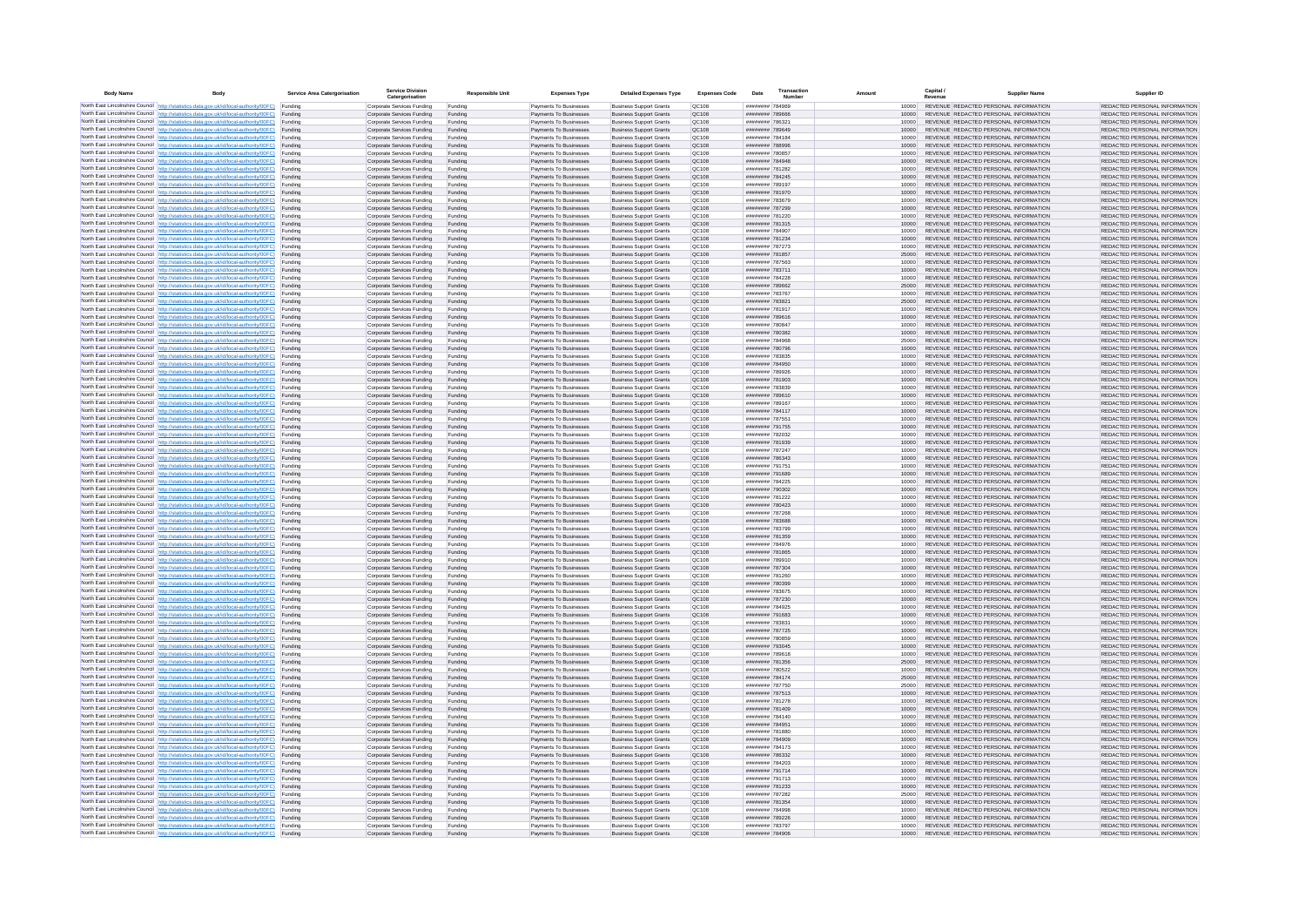| Body Name | Body | Service Area Catergorisation | Service Division Catergorisation | Responsible Unit | Expenses Type | Detailed Expenses Type | Expenses Code | Date | Transaction Number | Amount | Capital / Revenue | Supplier Name | Supplier ID |
|---|---|---|---|---|---|---|---|---|---|---|---|---|---|
| North East Lincolnshire Council | http://statistics.data.gov.uk/id/local-authority/00FC | Funding | Corporate Services Funding | Funding | Payments To Businesses | Business Support Grants | QC108 | ######## | 784969 | 10000 | REVENUE | REDACTED PERSONAL INFORMATION | REDACTED PERSONAL INFORMATION |
| North East Lincolnshire Council | http://statistics.data.gov.uk/id/local-authority/00FC | Funding | Corporate Services Funding | Funding | Payments To Businesses | Business Support Grants | QC108 | ######## | 789666 | 10000 | REVENUE | REDACTED PERSONAL INFORMATION | REDACTED PERSONAL INFORMATION |
| North East Lincolnshire Council | http://statistics.data.gov.uk/id/local-authority/00FC | Funding | Corporate Services Funding | Funding | Payments To Businesses | Business Support Grants | QC108 | ######## | 786321 | 10000 | REVENUE | REDACTED PERSONAL INFORMATION | REDACTED PERSONAL INFORMATION |
| North East Lincolnshire Council | http://statistics.data.gov.uk/id/local-authority/00FC | Funding | Corporate Services Funding | Funding | Payments To Businesses | Business Support Grants | QC108 | ######## | 789649 | 10000 | REVENUE | REDACTED PERSONAL INFORMATION | REDACTED PERSONAL INFORMATION |
| North East Lincolnshire Council | http://statistics.data.gov.uk/id/local-authority/00FC | Funding | Corporate Services Funding | Funding | Payments To Businesses | Business Support Grants | QC108 | ######## | 784184 | 10000 | REVENUE | REDACTED PERSONAL INFORMATION | REDACTED PERSONAL INFORMATION |
| North East Lincolnshire Council | http://statistics.data.gov.uk/id/local-authority/00FC | Funding | Corporate Services Funding | Funding | Payments To Businesses | Business Support Grants | QC108 | ######## | 788996 | 10000 | REVENUE | REDACTED PERSONAL INFORMATION | REDACTED PERSONAL INFORMATION |
| North East Lincolnshire Council | http://statistics.data.gov.uk/id/local-authority/00FC | Funding | Corporate Services Funding | Funding | Payments To Businesses | Business Support Grants | QC108 | ######## | 780857 | 10000 | REVENUE | REDACTED PERSONAL INFORMATION | REDACTED PERSONAL INFORMATION |
| North East Lincolnshire Council | http://statistics.data.gov.uk/id/local-authority/00FC | Funding | Corporate Services Funding | Funding | Payments To Businesses | Business Support Grants | QC108 | ######## | 784948 | 10000 | REVENUE | REDACTED PERSONAL INFORMATION | REDACTED PERSONAL INFORMATION |
| North East Lincolnshire Council | http://statistics.data.gov.uk/id/local-authority/00FC | Funding | Corporate Services Funding | Funding | Payments To Businesses | Business Support Grants | QC108 | ######## | 781282 | 10000 | REVENUE | REDACTED PERSONAL INFORMATION | REDACTED PERSONAL INFORMATION |
| North East Lincolnshire Council | http://statistics.data.gov.uk/id/local-authority/00FC | Funding | Corporate Services Funding | Funding | Payments To Businesses | Business Support Grants | QC108 | ######## | 784245 | 10000 | REVENUE | REDACTED PERSONAL INFORMATION | REDACTED PERSONAL INFORMATION |
| North East Lincolnshire Council | http://statistics.data.gov.uk/id/local-authority/00FC | Funding | Corporate Services Funding | Funding | Payments To Businesses | Business Support Grants | QC108 | ######## | 789197 | 10000 | REVENUE | REDACTED PERSONAL INFORMATION | REDACTED PERSONAL INFORMATION |
| North East Lincolnshire Council | http://statistics.data.gov.uk/id/local-authority/00FC | Funding | Corporate Services Funding | Funding | Payments To Businesses | Business Support Grants | QC108 | ######## | 781970 | 10000 | REVENUE | REDACTED PERSONAL INFORMATION | REDACTED PERSONAL INFORMATION |
| North East Lincolnshire Council | http://statistics.data.gov.uk/id/local-authority/00FC | Funding | Corporate Services Funding | Funding | Payments To Businesses | Business Support Grants | QC108 | ######## | 783679 | 10000 | REVENUE | REDACTED PERSONAL INFORMATION | REDACTED PERSONAL INFORMATION |
| North East Lincolnshire Council | http://statistics.data.gov.uk/id/local-authority/00FC | Funding | Corporate Services Funding | Funding | Payments To Businesses | Business Support Grants | QC108 | ######## | 787299 | 10000 | REVENUE | REDACTED PERSONAL INFORMATION | REDACTED PERSONAL INFORMATION |
| North East Lincolnshire Council | http://statistics.data.gov.uk/id/local-authority/00FC | Funding | Corporate Services Funding | Funding | Payments To Businesses | Business Support Grants | QC108 | ######## | 781220 | 10000 | REVENUE | REDACTED PERSONAL INFORMATION | REDACTED PERSONAL INFORMATION |
| North East Lincolnshire Council | http://statistics.data.gov.uk/id/local-authority/00FC | Funding | Corporate Services Funding | Funding | Payments To Businesses | Business Support Grants | QC108 | ######## | 781315 | 10000 | REVENUE | REDACTED PERSONAL INFORMATION | REDACTED PERSONAL INFORMATION |
| North East Lincolnshire Council | http://statistics.data.gov.uk/id/local-authority/00FC | Funding | Corporate Services Funding | Funding | Payments To Businesses | Business Support Grants | QC108 | ######## | 784907 | 10000 | REVENUE | REDACTED PERSONAL INFORMATION | REDACTED PERSONAL INFORMATION |
| North East Lincolnshire Council | http://statistics.data.gov.uk/id/local-authority/00FC | Funding | Corporate Services Funding | Funding | Payments To Businesses | Business Support Grants | QC108 | ######## | 781234 | 10000 | REVENUE | REDACTED PERSONAL INFORMATION | REDACTED PERSONAL INFORMATION |
| North East Lincolnshire Council | http://statistics.data.gov.uk/id/local-authority/00FC | Funding | Corporate Services Funding | Funding | Payments To Businesses | Business Support Grants | QC108 | ######## | 787273 | 10000 | REVENUE | REDACTED PERSONAL INFORMATION | REDACTED PERSONAL INFORMATION |
| North East Lincolnshire Council | http://statistics.data.gov.uk/id/local-authority/00FC | Funding | Corporate Services Funding | Funding | Payments To Businesses | Business Support Grants | QC108 | ######## | 781857 | 25000 | REVENUE | REDACTED PERSONAL INFORMATION | REDACTED PERSONAL INFORMATION |
| North East Lincolnshire Council | http://statistics.data.gov.uk/id/local-authority/00FC | Funding | Corporate Services Funding | Funding | Payments To Businesses | Business Support Grants | QC108 | ######## | 787563 | 10000 | REVENUE | REDACTED PERSONAL INFORMATION | REDACTED PERSONAL INFORMATION |
| North East Lincolnshire Council | http://statistics.data.gov.uk/id/local-authority/00FC | Funding | Corporate Services Funding | Funding | Payments To Businesses | Business Support Grants | QC108 | ######## | 783711 | 10000 | REVENUE | REDACTED PERSONAL INFORMATION | REDACTED PERSONAL INFORMATION |
| North East Lincolnshire Council | http://statistics.data.gov.uk/id/local-authority/00FC | Funding | Corporate Services Funding | Funding | Payments To Businesses | Business Support Grants | QC108 | ######## | 784228 | 10000 | REVENUE | REDACTED PERSONAL INFORMATION | REDACTED PERSONAL INFORMATION |
| North East Lincolnshire Council | http://statistics.data.gov.uk/id/local-authority/00FC | Funding | Corporate Services Funding | Funding | Payments To Businesses | Business Support Grants | QC108 | ######## | 789662 | 25000 | REVENUE | REDACTED PERSONAL INFORMATION | REDACTED PERSONAL INFORMATION |
| North East Lincolnshire Council | http://statistics.data.gov.uk/id/local-authority/00FC | Funding | Corporate Services Funding | Funding | Payments To Businesses | Business Support Grants | QC108 | ######## | 783767 | 10000 | REVENUE | REDACTED PERSONAL INFORMATION | REDACTED PERSONAL INFORMATION |
| North East Lincolnshire Council | http://statistics.data.gov.uk/id/local-authority/00FC | Funding | Corporate Services Funding | Funding | Payments To Businesses | Business Support Grants | QC108 | ######## | 783821 | 25000 | REVENUE | REDACTED PERSONAL INFORMATION | REDACTED PERSONAL INFORMATION |
| North East Lincolnshire Council | http://statistics.data.gov.uk/id/local-authority/00FC | Funding | Corporate Services Funding | Funding | Payments To Businesses | Business Support Grants | QC108 | ######## | 781917 | 10000 | REVENUE | REDACTED PERSONAL INFORMATION | REDACTED PERSONAL INFORMATION |
| North East Lincolnshire Council | http://statistics.data.gov.uk/id/local-authority/00FC | Funding | Corporate Services Funding | Funding | Payments To Businesses | Business Support Grants | QC108 | ######## | 789616 | 10000 | REVENUE | REDACTED PERSONAL INFORMATION | REDACTED PERSONAL INFORMATION |
| North East Lincolnshire Council | http://statistics.data.gov.uk/id/local-authority/00FC | Funding | Corporate Services Funding | Funding | Payments To Businesses | Business Support Grants | QC108 | ######## | 780847 | 10000 | REVENUE | REDACTED PERSONAL INFORMATION | REDACTED PERSONAL INFORMATION |
| North East Lincolnshire Council | http://statistics.data.gov.uk/id/local-authority/00FC | Funding | Corporate Services Funding | Funding | Payments To Businesses | Business Support Grants | QC108 | ######## | 780382 | 10000 | REVENUE | REDACTED PERSONAL INFORMATION | REDACTED PERSONAL INFORMATION |
| North East Lincolnshire Council | http://statistics.data.gov.uk/id/local-authority/00FC | Funding | Corporate Services Funding | Funding | Payments To Businesses | Business Support Grants | QC108 | ######## | 784968 | 25000 | REVENUE | REDACTED PERSONAL INFORMATION | REDACTED PERSONAL INFORMATION |
| North East Lincolnshire Council | http://statistics.data.gov.uk/id/local-authority/00FC | Funding | Corporate Services Funding | Funding | Payments To Businesses | Business Support Grants | QC108 | ######## | 780796 | 10000 | REVENUE | REDACTED PERSONAL INFORMATION | REDACTED PERSONAL INFORMATION |
| North East Lincolnshire Council | http://statistics.data.gov.uk/id/local-authority/00FC | Funding | Corporate Services Funding | Funding | Payments To Businesses | Business Support Grants | QC108 | ######## | 783835 | 10000 | REVENUE | REDACTED PERSONAL INFORMATION | REDACTED PERSONAL INFORMATION |
| North East Lincolnshire Council | http://statistics.data.gov.uk/id/local-authority/00FC | Funding | Corporate Services Funding | Funding | Payments To Businesses | Business Support Grants | QC108 | ######## | 784950 | 10000 | REVENUE | REDACTED PERSONAL INFORMATION | REDACTED PERSONAL INFORMATION |
| North East Lincolnshire Council | http://statistics.data.gov.uk/id/local-authority/00FC | Funding | Corporate Services Funding | Funding | Payments To Businesses | Business Support Grants | QC108 | ######## | 789926 | 10000 | REVENUE | REDACTED PERSONAL INFORMATION | REDACTED PERSONAL INFORMATION |
| North East Lincolnshire Council | http://statistics.data.gov.uk/id/local-authority/00FC | Funding | Corporate Services Funding | Funding | Payments To Businesses | Business Support Grants | QC108 | ######## | 781903 | 10000 | REVENUE | REDACTED PERSONAL INFORMATION | REDACTED PERSONAL INFORMATION |
| North East Lincolnshire Council | http://statistics.data.gov.uk/id/local-authority/00FC | Funding | Corporate Services Funding | Funding | Payments To Businesses | Business Support Grants | QC108 | ######## | 783839 | 10000 | REVENUE | REDACTED PERSONAL INFORMATION | REDACTED PERSONAL INFORMATION |
| North East Lincolnshire Council | http://statistics.data.gov.uk/id/local-authority/00FC | Funding | Corporate Services Funding | Funding | Payments To Businesses | Business Support Grants | QC108 | ######## | 789610 | 10000 | REVENUE | REDACTED PERSONAL INFORMATION | REDACTED PERSONAL INFORMATION |
| North East Lincolnshire Council | http://statistics.data.gov.uk/id/local-authority/00FC | Funding | Corporate Services Funding | Funding | Payments To Businesses | Business Support Grants | QC108 | ######## | 789167 | 10000 | REVENUE | REDACTED PERSONAL INFORMATION | REDACTED PERSONAL INFORMATION |
| North East Lincolnshire Council | http://statistics.data.gov.uk/id/local-authority/00FC | Funding | Corporate Services Funding | Funding | Payments To Businesses | Business Support Grants | QC108 | ######## | 784117 | 10000 | REVENUE | REDACTED PERSONAL INFORMATION | REDACTED PERSONAL INFORMATION |
| North East Lincolnshire Council | http://statistics.data.gov.uk/id/local-authority/00FC | Funding | Corporate Services Funding | Funding | Payments To Businesses | Business Support Grants | QC108 | ######## | 787551 | 10000 | REVENUE | REDACTED PERSONAL INFORMATION | REDACTED PERSONAL INFORMATION |
| North East Lincolnshire Council | http://statistics.data.gov.uk/id/local-authority/00FC | Funding | Corporate Services Funding | Funding | Payments To Businesses | Business Support Grants | QC108 | ######## | 791755 | 10000 | REVENUE | REDACTED PERSONAL INFORMATION | REDACTED PERSONAL INFORMATION |
| North East Lincolnshire Council | http://statistics.data.gov.uk/id/local-authority/00FC | Funding | Corporate Services Funding | Funding | Payments To Businesses | Business Support Grants | QC108 | ######## | 782032 | 10000 | REVENUE | REDACTED PERSONAL INFORMATION | REDACTED PERSONAL INFORMATION |
| North East Lincolnshire Council | http://statistics.data.gov.uk/id/local-authority/00FC | Funding | Corporate Services Funding | Funding | Payments To Businesses | Business Support Grants | QC108 | ######## | 781939 | 10000 | REVENUE | REDACTED PERSONAL INFORMATION | REDACTED PERSONAL INFORMATION |
| North East Lincolnshire Council | http://statistics.data.gov.uk/id/local-authority/00FC | Funding | Corporate Services Funding | Funding | Payments To Businesses | Business Support Grants | QC108 | ######## | 787247 | 10000 | REVENUE | REDACTED PERSONAL INFORMATION | REDACTED PERSONAL INFORMATION |
| North East Lincolnshire Council | http://statistics.data.gov.uk/id/local-authority/00FC | Funding | Corporate Services Funding | Funding | Payments To Businesses | Business Support Grants | QC108 | ######## | 786343 | 10000 | REVENUE | REDACTED PERSONAL INFORMATION | REDACTED PERSONAL INFORMATION |
| North East Lincolnshire Council | http://statistics.data.gov.uk/id/local-authority/00FC | Funding | Corporate Services Funding | Funding | Payments To Businesses | Business Support Grants | QC108 | ######## | 791751 | 10000 | REVENUE | REDACTED PERSONAL INFORMATION | REDACTED PERSONAL INFORMATION |
| North East Lincolnshire Council | http://statistics.data.gov.uk/id/local-authority/00FC | Funding | Corporate Services Funding | Funding | Payments To Businesses | Business Support Grants | QC108 | ######## | 791689 | 10000 | REVENUE | REDACTED PERSONAL INFORMATION | REDACTED PERSONAL INFORMATION |
| North East Lincolnshire Council | http://statistics.data.gov.uk/id/local-authority/00FC | Funding | Corporate Services Funding | Funding | Payments To Businesses | Business Support Grants | QC108 | ######## | 784225 | 10000 | REVENUE | REDACTED PERSONAL INFORMATION | REDACTED PERSONAL INFORMATION |
| North East Lincolnshire Council | http://statistics.data.gov.uk/id/local-authority/00FC | Funding | Corporate Services Funding | Funding | Payments To Businesses | Business Support Grants | QC108 | ######## | 790302 | 10000 | REVENUE | REDACTED PERSONAL INFORMATION | REDACTED PERSONAL INFORMATION |
| North East Lincolnshire Council | http://statistics.data.gov.uk/id/local-authority/00FC | Funding | Corporate Services Funding | Funding | Payments To Businesses | Business Support Grants | QC108 | ######## | 781222 | 10000 | REVENUE | REDACTED PERSONAL INFORMATION | REDACTED PERSONAL INFORMATION |
| North East Lincolnshire Council | http://statistics.data.gov.uk/id/local-authority/00FC | Funding | Corporate Services Funding | Funding | Payments To Businesses | Business Support Grants | QC108 | ######## | 780423 | 10000 | REVENUE | REDACTED PERSONAL INFORMATION | REDACTED PERSONAL INFORMATION |
| North East Lincolnshire Council | http://statistics.data.gov.uk/id/local-authority/00FC | Funding | Corporate Services Funding | Funding | Payments To Businesses | Business Support Grants | QC108 | ######## | 787268 | 10000 | REVENUE | REDACTED PERSONAL INFORMATION | REDACTED PERSONAL INFORMATION |
| North East Lincolnshire Council | http://statistics.data.gov.uk/id/local-authority/00FC | Funding | Corporate Services Funding | Funding | Payments To Businesses | Business Support Grants | QC108 | ######## | 783688 | 10000 | REVENUE | REDACTED PERSONAL INFORMATION | REDACTED PERSONAL INFORMATION |
| North East Lincolnshire Council | http://statistics.data.gov.uk/id/local-authority/00FC | Funding | Corporate Services Funding | Funding | Payments To Businesses | Business Support Grants | QC108 | ######## | 783799 | 10000 | REVENUE | REDACTED PERSONAL INFORMATION | REDACTED PERSONAL INFORMATION |
| North East Lincolnshire Council | http://statistics.data.gov.uk/id/local-authority/00FC | Funding | Corporate Services Funding | Funding | Payments To Businesses | Business Support Grants | QC108 | ######## | 781359 | 10000 | REVENUE | REDACTED PERSONAL INFORMATION | REDACTED PERSONAL INFORMATION |
| North East Lincolnshire Council | http://statistics.data.gov.uk/id/local-authority/00FC | Funding | Corporate Services Funding | Funding | Payments To Businesses | Business Support Grants | QC108 | ######## | 784976 | 10000 | REVENUE | REDACTED PERSONAL INFORMATION | REDACTED PERSONAL INFORMATION |
| North East Lincolnshire Council | http://statistics.data.gov.uk/id/local-authority/00FC | Funding | Corporate Services Funding | Funding | Payments To Businesses | Business Support Grants | QC108 | ######## | 781865 | 10000 | REVENUE | REDACTED PERSONAL INFORMATION | REDACTED PERSONAL INFORMATION |
| North East Lincolnshire Council | http://statistics.data.gov.uk/id/local-authority/00FC | Funding | Corporate Services Funding | Funding | Payments To Businesses | Business Support Grants | QC108 | ######## | 789910 | 10000 | REVENUE | REDACTED PERSONAL INFORMATION | REDACTED PERSONAL INFORMATION |
| North East Lincolnshire Council | http://statistics.data.gov.uk/id/local-authority/00FC | Funding | Corporate Services Funding | Funding | Payments To Businesses | Business Support Grants | QC108 | ######## | 787304 | 10000 | REVENUE | REDACTED PERSONAL INFORMATION | REDACTED PERSONAL INFORMATION |
| North East Lincolnshire Council | http://statistics.data.gov.uk/id/local-authority/00FC | Funding | Corporate Services Funding | Funding | Payments To Businesses | Business Support Grants | QC108 | ######## | 781260 | 10000 | REVENUE | REDACTED PERSONAL INFORMATION | REDACTED PERSONAL INFORMATION |
| North East Lincolnshire Council | http://statistics.data.gov.uk/id/local-authority/00FC | Funding | Corporate Services Funding | Funding | Payments To Businesses | Business Support Grants | QC108 | ######## | 780399 | 10000 | REVENUE | REDACTED PERSONAL INFORMATION | REDACTED PERSONAL INFORMATION |
| North East Lincolnshire Council | http://statistics.data.gov.uk/id/local-authority/00FC | Funding | Corporate Services Funding | Funding | Payments To Businesses | Business Support Grants | QC108 | ######## | 783675 | 10000 | REVENUE | REDACTED PERSONAL INFORMATION | REDACTED PERSONAL INFORMATION |
| North East Lincolnshire Council | http://statistics.data.gov.uk/id/local-authority/00FC | Funding | Corporate Services Funding | Funding | Payments To Businesses | Business Support Grants | QC108 | ######## | 787230 | 10000 | REVENUE | REDACTED PERSONAL INFORMATION | REDACTED PERSONAL INFORMATION |
| North East Lincolnshire Council | http://statistics.data.gov.uk/id/local-authority/00FC | Funding | Corporate Services Funding | Funding | Payments To Businesses | Business Support Grants | QC108 | ######## | 784925 | 10000 | REVENUE | REDACTED PERSONAL INFORMATION | REDACTED PERSONAL INFORMATION |
| North East Lincolnshire Council | http://statistics.data.gov.uk/id/local-authority/00FC | Funding | Corporate Services Funding | Funding | Payments To Businesses | Business Support Grants | QC108 | ######## | 791683 | 10000 | REVENUE | REDACTED PERSONAL INFORMATION | REDACTED PERSONAL INFORMATION |
| North East Lincolnshire Council | http://statistics.data.gov.uk/id/local-authority/00FC | Funding | Corporate Services Funding | Funding | Payments To Businesses | Business Support Grants | QC108 | ######## | 783831 | 10000 | REVENUE | REDACTED PERSONAL INFORMATION | REDACTED PERSONAL INFORMATION |
| North East Lincolnshire Council | http://statistics.data.gov.uk/id/local-authority/00FC | Funding | Corporate Services Funding | Funding | Payments To Businesses | Business Support Grants | QC108 | ######## | 787725 | 10000 | REVENUE | REDACTED PERSONAL INFORMATION | REDACTED PERSONAL INFORMATION |
| North East Lincolnshire Council | http://statistics.data.gov.uk/id/local-authority/00FC | Funding | Corporate Services Funding | Funding | Payments To Businesses | Business Support Grants | QC108 | ######## | 790859 | 10000 | REVENUE | REDACTED PERSONAL INFORMATION | REDACTED PERSONAL INFORMATION |
| North East Lincolnshire Council | http://statistics.data.gov.uk/id/local-authority/00FC | Funding | Corporate Services Funding | Funding | Payments To Businesses | Business Support Grants | QC108 | ######## | 793045 | 10000 | REVENUE | REDACTED PERSONAL INFORMATION | REDACTED PERSONAL INFORMATION |
| North East Lincolnshire Council | http://statistics.data.gov.uk/id/local-authority/00FC | Funding | Corporate Services Funding | Funding | Payments To Businesses | Business Support Grants | QC108 | ######## | 789618 | 10000 | REVENUE | REDACTED PERSONAL INFORMATION | REDACTED PERSONAL INFORMATION |
| North East Lincolnshire Council | http://statistics.data.gov.uk/id/local-authority/00FC | Funding | Corporate Services Funding | Funding | Payments To Businesses | Business Support Grants | QC108 | ######## | 781356 | 25000 | REVENUE | REDACTED PERSONAL INFORMATION | REDACTED PERSONAL INFORMATION |
| North East Lincolnshire Council | http://statistics.data.gov.uk/id/local-authority/00FC | Funding | Corporate Services Funding | Funding | Payments To Businesses | Business Support Grants | QC108 | ######## | 780522 | 10000 | REVENUE | REDACTED PERSONAL INFORMATION | REDACTED PERSONAL INFORMATION |
| North East Lincolnshire Council | http://statistics.data.gov.uk/id/local-authority/00FC | Funding | Corporate Services Funding | Funding | Payments To Businesses | Business Support Grants | QC108 | ######## | 784174 | 25000 | REVENUE | REDACTED PERSONAL INFORMATION | REDACTED PERSONAL INFORMATION |
| North East Lincolnshire Council | http://statistics.data.gov.uk/id/local-authority/00FC | Funding | Corporate Services Funding | Funding | Payments To Businesses | Business Support Grants | QC108 | ######## | 787750 | 25000 | REVENUE | REDACTED PERSONAL INFORMATION | REDACTED PERSONAL INFORMATION |
| North East Lincolnshire Council | http://statistics.data.gov.uk/id/local-authority/00FC | Funding | Corporate Services Funding | Funding | Payments To Businesses | Business Support Grants | QC108 | ######## | 787513 | 10000 | REVENUE | REDACTED PERSONAL INFORMATION | REDACTED PERSONAL INFORMATION |
| North East Lincolnshire Council | http://statistics.data.gov.uk/id/local-authority/00FC | Funding | Corporate Services Funding | Funding | Payments To Businesses | Business Support Grants | QC108 | ######## | 781278 | 10000 | REVENUE | REDACTED PERSONAL INFORMATION | REDACTED PERSONAL INFORMATION |
| North East Lincolnshire Council | http://statistics.data.gov.uk/id/local-authority/00FC | Funding | Corporate Services Funding | Funding | Payments To Businesses | Business Support Grants | QC108 | ######## | 781409 | 10000 | REVENUE | REDACTED PERSONAL INFORMATION | REDACTED PERSONAL INFORMATION |
| North East Lincolnshire Council | http://statistics.data.gov.uk/id/local-authority/00FC | Funding | Corporate Services Funding | Funding | Payments To Businesses | Business Support Grants | QC108 | ######## | 784140 | 10000 | REVENUE | REDACTED PERSONAL INFORMATION | REDACTED PERSONAL INFORMATION |
| North East Lincolnshire Council | http://statistics.data.gov.uk/id/local-authority/00FC | Funding | Corporate Services Funding | Funding | Payments To Businesses | Business Support Grants | QC108 | ######## | 784951 | 10000 | REVENUE | REDACTED PERSONAL INFORMATION | REDACTED PERSONAL INFORMATION |
| North East Lincolnshire Council | http://statistics.data.gov.uk/id/local-authority/00FC | Funding | Corporate Services Funding | Funding | Payments To Businesses | Business Support Grants | QC108 | ######## | 781880 | 10000 | REVENUE | REDACTED PERSONAL INFORMATION | REDACTED PERSONAL INFORMATION |
| North East Lincolnshire Council | http://statistics.data.gov.uk/id/local-authority/00FC | Funding | Corporate Services Funding | Funding | Payments To Businesses | Business Support Grants | QC108 | ######## | 784909 | 10000 | REVENUE | REDACTED PERSONAL INFORMATION | REDACTED PERSONAL INFORMATION |
| North East Lincolnshire Council | http://statistics.data.gov.uk/id/local-authority/00FC | Funding | Corporate Services Funding | Funding | Payments To Businesses | Business Support Grants | QC108 | ######## | 784173 | 10000 | REVENUE | REDACTED PERSONAL INFORMATION | REDACTED PERSONAL INFORMATION |
| North East Lincolnshire Council | http://statistics.data.gov.uk/id/local-authority/00FC | Funding | Corporate Services Funding | Funding | Payments To Businesses | Business Support Grants | QC108 | ######## | 786332 | 10000 | REVENUE | REDACTED PERSONAL INFORMATION | REDACTED PERSONAL INFORMATION |
| North East Lincolnshire Council | http://statistics.data.gov.uk/id/local-authority/00FC | Funding | Corporate Services Funding | Funding | Payments To Businesses | Business Support Grants | QC108 | ######## | 784203 | 10000 | REVENUE | REDACTED PERSONAL INFORMATION | REDACTED PERSONAL INFORMATION |
| North East Lincolnshire Council | http://statistics.data.gov.uk/id/local-authority/00FC | Funding | Corporate Services Funding | Funding | Payments To Businesses | Business Support Grants | QC108 | ######## | 791714 | 10000 | REVENUE | REDACTED PERSONAL INFORMATION | REDACTED PERSONAL INFORMATION |
| North East Lincolnshire Council | http://statistics.data.gov.uk/id/local-authority/00FC | Funding | Corporate Services Funding | Funding | Payments To Businesses | Business Support Grants | QC108 | ######## | 791713 | 10000 | REVENUE | REDACTED PERSONAL INFORMATION | REDACTED PERSONAL INFORMATION |
| North East Lincolnshire Council | http://statistics.data.gov.uk/id/local-authority/00FC | Funding | Corporate Services Funding | Funding | Payments To Businesses | Business Support Grants | QC108 | ######## | 781233 | 10000 | REVENUE | REDACTED PERSONAL INFORMATION | REDACTED PERSONAL INFORMATION |
| North East Lincolnshire Council | http://statistics.data.gov.uk/id/local-authority/00FC | Funding | Corporate Services Funding | Funding | Payments To Businesses | Business Support Grants | QC108 | ######## | 787282 | 25000 | REVENUE | REDACTED PERSONAL INFORMATION | REDACTED PERSONAL INFORMATION |
| North East Lincolnshire Council | http://statistics.data.gov.uk/id/local-authority/00FC | Funding | Corporate Services Funding | Funding | Payments To Businesses | Business Support Grants | QC108 | ######## | 781354 | 10000 | REVENUE | REDACTED PERSONAL INFORMATION | REDACTED PERSONAL INFORMATION |
| North East Lincolnshire Council | http://statistics.data.gov.uk/id/local-authority/00FC | Funding | Corporate Services Funding | Funding | Payments To Businesses | Business Support Grants | QC108 | ######## | 784998 | 10000 | REVENUE | REDACTED PERSONAL INFORMATION | REDACTED PERSONAL INFORMATION |
| North East Lincolnshire Council | http://statistics.data.gov.uk/id/local-authority/00FC | Funding | Corporate Services Funding | Funding | Payments To Businesses | Business Support Grants | QC108 | ######## | 789226 | 10000 | REVENUE | REDACTED PERSONAL INFORMATION | REDACTED PERSONAL INFORMATION |
| North East Lincolnshire Council | http://statistics.data.gov.uk/id/local-authority/00FC | Funding | Corporate Services Funding | Funding | Payments To Businesses | Business Support Grants | QC108 | ######## | 783797 | 10000 | REVENUE | REDACTED PERSONAL INFORMATION | REDACTED PERSONAL INFORMATION |
| North East Lincolnshire Council | http://statistics.data.gov.uk/id/local-authority/00FC | Funding | Corporate Services Funding | Funding | Payments To Businesses | Business Support Grants | QC108 | ######## | 784906 | 10000 | REVENUE | REDACTED PERSONAL INFORMATION | REDACTED PERSONAL INFORMATION |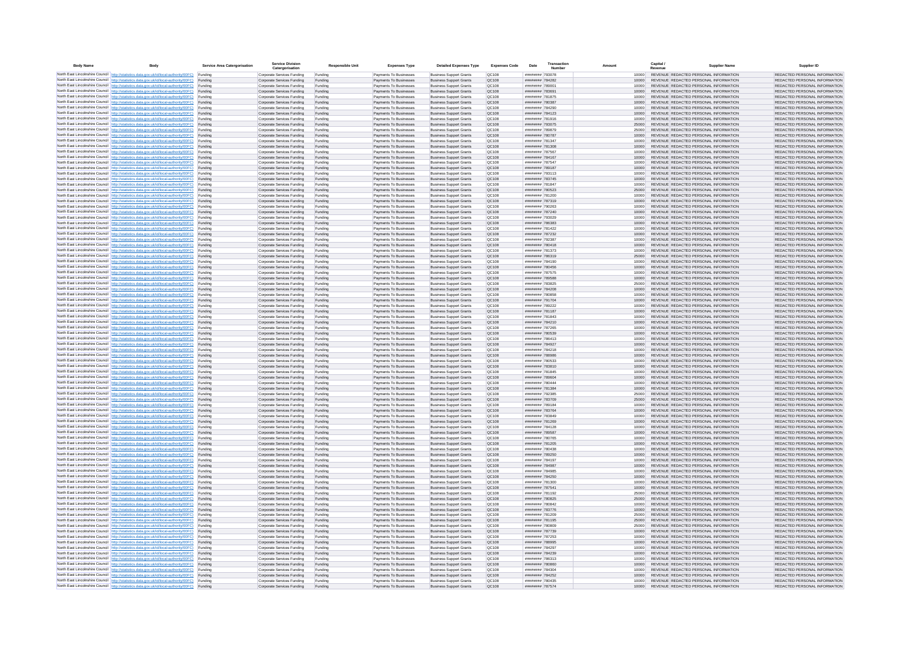| Body Name | Body | Service Area Catergorisation | Service Division Catergorisation | Responsible Unit | Expenses Type | Detailed Expenses Type | Expenses Code | Date | Transaction Number | Amount | Capital / Revenue | Supplier Name | Supplier ID |
|---|---|---|---|---|---|---|---|---|---|---|---|---|---|
| North East Lincolnshire Council | http://statistics.data.gov.uk/id/local-authority/00FC | Funding | Corporate Services Funding | Funding | Payments To Businesses | Business Support Grants | QC108 | ######## | 793078 | 10000 | REVENUE | REDACTED PERSONAL INFORMATION | REDACTED PERSONAL INFORMATION |
| North East Lincolnshire Council | http://statistics.data.gov.uk/id/local-authority/00FC | Funding | Corporate Services Funding | Funding | Payments To Businesses | Business Support Grants | QC108 | ######## | 784282 | 10000 | REVENUE | REDACTED PERSONAL INFORMATION | REDACTED PERSONAL INFORMATION |
| North East Lincolnshire Council | http://statistics.data.gov.uk/id/local-authority/00FC | Funding | Corporate Services Funding | Funding | Payments To Businesses | Business Support Grants | QC108 | ######## | 789001 | 10000 | REVENUE | REDACTED PERSONAL INFORMATION | REDACTED PERSONAL INFORMATION |
| North East Lincolnshire Council | http://statistics.data.gov.uk/id/local-authority/00FC | Funding | Corporate Services Funding | Funding | Payments To Businesses | Business Support Grants | QC108 | ######## | 783691 | 10000 | REVENUE | REDACTED PERSONAL INFORMATION | REDACTED PERSONAL INFORMATION |
| North East Lincolnshire Council | http://statistics.data.gov.uk/id/local-authority/00FC | Funding | Corporate Services Funding | Funding | Payments To Businesses | Business Support Grants | QC108 | ######## | 781875 | 10000 | REVENUE | REDACTED PERSONAL INFORMATION | REDACTED PERSONAL INFORMATION |
| North East Lincolnshire Council | http://statistics.data.gov.uk/id/local-authority/00FC | Funding | Corporate Services Funding | Funding | Payments To Businesses | Business Support Grants | QC108 | ######## | 780387 | 10000 | REVENUE | REDACTED PERSONAL INFORMATION | REDACTED PERSONAL INFORMATION |
| North East Lincolnshire Council | http://statistics.data.gov.uk/id/local-authority/00FC | Funding | Corporate Services Funding | Funding | Payments To Businesses | Business Support Grants | QC108 | ######## | 784290 | 10000 | REVENUE | REDACTED PERSONAL INFORMATION | REDACTED PERSONAL INFORMATION |
| North East Lincolnshire Council | http://statistics.data.gov.uk/id/local-authority/00FC | Funding | Corporate Services Funding | Funding | Payments To Businesses | Business Support Grants | QC108 | ######## | 784123 | 10000 | REVENUE | REDACTED PERSONAL INFORMATION | REDACTED PERSONAL INFORMATION |
| North East Lincolnshire Council | http://statistics.data.gov.uk/id/local-authority/00FC | Funding | Corporate Services Funding | Funding | Payments To Businesses | Business Support Grants | QC108 | ######## | 781916 | 10000 | REVENUE | REDACTED PERSONAL INFORMATION | REDACTED PERSONAL INFORMATION |
| North East Lincolnshire Council | http://statistics.data.gov.uk/id/local-authority/00FC | Funding | Corporate Services Funding | Funding | Payments To Businesses | Business Support Grants | QC108 | ######## | 793075 | 25000 | REVENUE | REDACTED PERSONAL INFORMATION | REDACTED PERSONAL INFORMATION |
| North East Lincolnshire Council | http://statistics.data.gov.uk/id/local-authority/00FC | Funding | Corporate Services Funding | Funding | Payments To Businesses | Business Support Grants | QC108 | ######## | 789879 | 25000 | REVENUE | REDACTED PERSONAL INFORMATION | REDACTED PERSONAL INFORMATION |
| North East Lincolnshire Council | http://statistics.data.gov.uk/id/local-authority/00FC | Funding | Corporate Services Funding | Funding | Payments To Businesses | Business Support Grants | QC108 | ######## | 780787 | 10000 | REVENUE | REDACTED PERSONAL INFORMATION | REDACTED PERSONAL INFORMATION |
| North East Lincolnshire Council | http://statistics.data.gov.uk/id/local-authority/00FC | Funding | Corporate Services Funding | Funding | Payments To Businesses | Business Support Grants | QC108 | ######## | 781347 | 10000 | REVENUE | REDACTED PERSONAL INFORMATION | REDACTED PERSONAL INFORMATION |
| North East Lincolnshire Council | http://statistics.data.gov.uk/id/local-authority/00FC | Funding | Corporate Services Funding | Funding | Payments To Businesses | Business Support Grants | QC108 | ######## | 781308 | 10000 | REVENUE | REDACTED PERSONAL INFORMATION | REDACTED PERSONAL INFORMATION |
| North East Lincolnshire Council | http://statistics.data.gov.uk/id/local-authority/00FC | Funding | Corporate Services Funding | Funding | Payments To Businesses | Business Support Grants | QC108 | ######## | 787567 | 10000 | REVENUE | REDACTED PERSONAL INFORMATION | REDACTED PERSONAL INFORMATION |
| North East Lincolnshire Council | http://statistics.data.gov.uk/id/local-authority/00FC | Funding | Corporate Services Funding | Funding | Payments To Businesses | Business Support Grants | QC108 | ######## | 784167 | 10000 | REVENUE | REDACTED PERSONAL INFORMATION | REDACTED PERSONAL INFORMATION |
| North East Lincolnshire Council | http://statistics.data.gov.uk/id/local-authority/00FC | Funding | Corporate Services Funding | Funding | Payments To Businesses | Business Support Grants | QC108 | ######## | 787547 | 10000 | REVENUE | REDACTED PERSONAL INFORMATION | REDACTED PERSONAL INFORMATION |
| North East Lincolnshire Council | http://statistics.data.gov.uk/id/local-authority/00FC | Funding | Corporate Services Funding | Funding | Payments To Businesses | Business Support Grants | QC108 | ######## | 789187 | 10000 | REVENUE | REDACTED PERSONAL INFORMATION | REDACTED PERSONAL INFORMATION |
| North East Lincolnshire Council | http://statistics.data.gov.uk/id/local-authority/00FC | Funding | Corporate Services Funding | Funding | Payments To Businesses | Business Support Grants | QC108 | ######## | 793113 | 10000 | REVENUE | REDACTED PERSONAL INFORMATION | REDACTED PERSONAL INFORMATION |
| North East Lincolnshire Council | http://statistics.data.gov.uk/id/local-authority/00FC | Funding | Corporate Services Funding | Funding | Payments To Businesses | Business Support Grants | QC108 | ######## | 783745 | 10000 | REVENUE | REDACTED PERSONAL INFORMATION | REDACTED PERSONAL INFORMATION |
| North East Lincolnshire Council | http://statistics.data.gov.uk/id/local-authority/00FC | Funding | Corporate Services Funding | Funding | Payments To Businesses | Business Support Grants | QC108 | ######## | 781847 | 10000 | REVENUE | REDACTED PERSONAL INFORMATION | REDACTED PERSONAL INFORMATION |
| North East Lincolnshire Council | http://statistics.data.gov.uk/id/local-authority/00FC | Funding | Corporate Services Funding | Funding | Payments To Businesses | Business Support Grants | QC108 | ######## | 780523 | 25000 | REVENUE | REDACTED PERSONAL INFORMATION | REDACTED PERSONAL INFORMATION |
| North East Lincolnshire Council | http://statistics.data.gov.uk/id/local-authority/00FC | Funding | Corporate Services Funding | Funding | Payments To Businesses | Business Support Grants | QC108 | ######## | 781200 | 10000 | REVENUE | REDACTED PERSONAL INFORMATION | REDACTED PERSONAL INFORMATION |
| North East Lincolnshire Council | http://statistics.data.gov.uk/id/local-authority/00FC | Funding | Corporate Services Funding | Funding | Payments To Businesses | Business Support Grants | QC108 | ######## | 787319 | 10000 | REVENUE | REDACTED PERSONAL INFORMATION | REDACTED PERSONAL INFORMATION |
| North East Lincolnshire Council | http://statistics.data.gov.uk/id/local-authority/00FC | Funding | Corporate Services Funding | Funding | Payments To Businesses | Business Support Grants | QC108 | ######## | 790263 | 10000 | REVENUE | REDACTED PERSONAL INFORMATION | REDACTED PERSONAL INFORMATION |
| North East Lincolnshire Council | http://statistics.data.gov.uk/id/local-authority/00FC | Funding | Corporate Services Funding | Funding | Payments To Businesses | Business Support Grants | QC108 | ######## | 787240 | 10000 | REVENUE | REDACTED PERSONAL INFORMATION | REDACTED PERSONAL INFORMATION |
| North East Lincolnshire Council | http://statistics.data.gov.uk/id/local-authority/00FC | Funding | Corporate Services Funding | Funding | Payments To Businesses | Business Support Grants | QC108 | ######## | 793029 | 10000 | REVENUE | REDACTED PERSONAL INFORMATION | REDACTED PERSONAL INFORMATION |
| North East Lincolnshire Council | http://statistics.data.gov.uk/id/local-authority/00FC | Funding | Corporate Services Funding | Funding | Payments To Businesses | Business Support Grants | QC108 | ######## | 786383 | 10000 | REVENUE | REDACTED PERSONAL INFORMATION | REDACTED PERSONAL INFORMATION |
| North East Lincolnshire Council | http://statistics.data.gov.uk/id/local-authority/00FC | Funding | Corporate Services Funding | Funding | Payments To Businesses | Business Support Grants | QC108 | ######## | 781422 | 10000 | REVENUE | REDACTED PERSONAL INFORMATION | REDACTED PERSONAL INFORMATION |
| North East Lincolnshire Council | http://statistics.data.gov.uk/id/local-authority/00FC | Funding | Corporate Services Funding | Funding | Payments To Businesses | Business Support Grants | QC108 | ######## | 787232 | 10000 | REVENUE | REDACTED PERSONAL INFORMATION | REDACTED PERSONAL INFORMATION |
| North East Lincolnshire Council | http://statistics.data.gov.uk/id/local-authority/00FC | Funding | Corporate Services Funding | Funding | Payments To Businesses | Business Support Grants | QC108 | ######## | 792387 | 10000 | REVENUE | REDACTED PERSONAL INFORMATION | REDACTED PERSONAL INFORMATION |
| North East Lincolnshire Council | http://statistics.data.gov.uk/id/local-authority/00FC | Funding | Corporate Services Funding | Funding | Payments To Businesses | Business Support Grants | QC108 | ######## | 780418 | 10000 | REVENUE | REDACTED PERSONAL INFORMATION | REDACTED PERSONAL INFORMATION |
| North East Lincolnshire Council | http://statistics.data.gov.uk/id/local-authority/00FC | Funding | Corporate Services Funding | Funding | Payments To Businesses | Business Support Grants | QC108 | ######## | 781371 | 10000 | REVENUE | REDACTED PERSONAL INFORMATION | REDACTED PERSONAL INFORMATION |
| North East Lincolnshire Council | http://statistics.data.gov.uk/id/local-authority/00FC | Funding | Corporate Services Funding | Funding | Payments To Businesses | Business Support Grants | QC108 | ######## | 786319 | 25000 | REVENUE | REDACTED PERSONAL INFORMATION | REDACTED PERSONAL INFORMATION |
| North East Lincolnshire Council | http://statistics.data.gov.uk/id/local-authority/00FC | Funding | Corporate Services Funding | Funding | Payments To Businesses | Business Support Grants | QC108 | ######## | 784190 | 10000 | REVENUE | REDACTED PERSONAL INFORMATION | REDACTED PERSONAL INFORMATION |
| North East Lincolnshire Council | http://statistics.data.gov.uk/id/local-authority/00FC | Funding | Corporate Services Funding | Funding | Payments To Businesses | Business Support Grants | QC108 | ######## | 780456 | 10000 | REVENUE | REDACTED PERSONAL INFORMATION | REDACTED PERSONAL INFORMATION |
| North East Lincolnshire Council | http://statistics.data.gov.uk/id/local-authority/00FC | Funding | Corporate Services Funding | Funding | Payments To Businesses | Business Support Grants | QC108 | ######## | 787575 | 10000 | REVENUE | REDACTED PERSONAL INFORMATION | REDACTED PERSONAL INFORMATION |
| North East Lincolnshire Council | http://statistics.data.gov.uk/id/local-authority/00FC | Funding | Corporate Services Funding | Funding | Payments To Businesses | Business Support Grants | QC108 | ######## | 789588 | 10000 | REVENUE | REDACTED PERSONAL INFORMATION | REDACTED PERSONAL INFORMATION |
| North East Lincolnshire Council | http://statistics.data.gov.uk/id/local-authority/00FC | Funding | Corporate Services Funding | Funding | Payments To Businesses | Business Support Grants | QC108 | ######## | 783825 | 25000 | REVENUE | REDACTED PERSONAL INFORMATION | REDACTED PERSONAL INFORMATION |
| North East Lincolnshire Council | http://statistics.data.gov.uk/id/local-authority/00FC | Funding | Corporate Services Funding | Funding | Payments To Businesses | Business Support Grants | QC108 | ######## | 784208 | 10000 | REVENUE | REDACTED PERSONAL INFORMATION | REDACTED PERSONAL INFORMATION |
| North East Lincolnshire Council | http://statistics.data.gov.uk/id/local-authority/00FC | Funding | Corporate Services Funding | Funding | Payments To Businesses | Business Support Grants | QC108 | ######## | 780858 | 10000 | REVENUE | REDACTED PERSONAL INFORMATION | REDACTED PERSONAL INFORMATION |
| North East Lincolnshire Council | http://statistics.data.gov.uk/id/local-authority/00FC | Funding | Corporate Services Funding | Funding | Payments To Businesses | Business Support Grants | QC108 | ######## | 791704 | 10000 | REVENUE | REDACTED PERSONAL INFORMATION | REDACTED PERSONAL INFORMATION |
| North East Lincolnshire Council | http://statistics.data.gov.uk/id/local-authority/00FC | Funding | Corporate Services Funding | Funding | Payments To Businesses | Business Support Grants | QC108 | ######## | 789222 | 10000 | REVENUE | REDACTED PERSONAL INFORMATION | REDACTED PERSONAL INFORMATION |
| North East Lincolnshire Council | http://statistics.data.gov.uk/id/local-authority/00FC | Funding | Corporate Services Funding | Funding | Payments To Businesses | Business Support Grants | QC108 | ######## | 781187 | 10000 | REVENUE | REDACTED PERSONAL INFORMATION | REDACTED PERSONAL INFORMATION |
| North East Lincolnshire Council | http://statistics.data.gov.uk/id/local-authority/00FC | Funding | Corporate Services Funding | Funding | Payments To Businesses | Business Support Grants | QC108 | ######## | 781843 | 10000 | REVENUE | REDACTED PERSONAL INFORMATION | REDACTED PERSONAL INFORMATION |
| North East Lincolnshire Council | http://statistics.data.gov.uk/id/local-authority/00FC | Funding | Corporate Services Funding | Funding | Payments To Businesses | Business Support Grants | QC108 | ######## | 784210 | 10000 | REVENUE | REDACTED PERSONAL INFORMATION | REDACTED PERSONAL INFORMATION |
| North East Lincolnshire Council | http://statistics.data.gov.uk/id/local-authority/00FC | Funding | Corporate Services Funding | Funding | Payments To Businesses | Business Support Grants | QC108 | ######## | 787265 | 10000 | REVENUE | REDACTED PERSONAL INFORMATION | REDACTED PERSONAL INFORMATION |
| North East Lincolnshire Council | http://statistics.data.gov.uk/id/local-authority/00FC | Funding | Corporate Services Funding | Funding | Payments To Businesses | Business Support Grants | QC108 | ######## | 780539 | 10000 | REVENUE | REDACTED PERSONAL INFORMATION | REDACTED PERSONAL INFORMATION |
| North East Lincolnshire Council | http://statistics.data.gov.uk/id/local-authority/00FC | Funding | Corporate Services Funding | Funding | Payments To Businesses | Business Support Grants | QC108 | ######## | 786413 | 10000 | REVENUE | REDACTED PERSONAL INFORMATION | REDACTED PERSONAL INFORMATION |
| North East Lincolnshire Council | http://statistics.data.gov.uk/id/local-authority/00FC | Funding | Corporate Services Funding | Funding | Payments To Businesses | Business Support Grants | QC108 | ######## | 784927 | 10000 | REVENUE | REDACTED PERSONAL INFORMATION | REDACTED PERSONAL INFORMATION |
| North East Lincolnshire Council | http://statistics.data.gov.uk/id/local-authority/00FC | Funding | Corporate Services Funding | Funding | Payments To Businesses | Business Support Grants | QC108 | ######## | 784218 | 10000 | REVENUE | REDACTED PERSONAL INFORMATION | REDACTED PERSONAL INFORMATION |
| North East Lincolnshire Council | http://statistics.data.gov.uk/id/local-authority/00FC | Funding | Corporate Services Funding | Funding | Payments To Businesses | Business Support Grants | QC108 | ######## | 788986 | 10000 | REVENUE | REDACTED PERSONAL INFORMATION | REDACTED PERSONAL INFORMATION |
| North East Lincolnshire Council | http://statistics.data.gov.uk/id/local-authority/00FC | Funding | Corporate Services Funding | Funding | Payments To Businesses | Business Support Grants | QC108 | ######## | 780533 | 10000 | REVENUE | REDACTED PERSONAL INFORMATION | REDACTED PERSONAL INFORMATION |
| North East Lincolnshire Council | http://statistics.data.gov.uk/id/local-authority/00FC | Funding | Corporate Services Funding | Funding | Payments To Businesses | Business Support Grants | QC108 | ######## | 783810 | 10000 | REVENUE | REDACTED PERSONAL INFORMATION | REDACTED PERSONAL INFORMATION |
| North East Lincolnshire Council | http://statistics.data.gov.uk/id/local-authority/00FC | Funding | Corporate Services Funding | Funding | Payments To Businesses | Business Support Grants | QC108 | ######## | 781845 | 10000 | REVENUE | REDACTED PERSONAL INFORMATION | REDACTED PERSONAL INFORMATION |
| North East Lincolnshire Council | http://statistics.data.gov.uk/id/local-authority/00FC | Funding | Corporate Services Funding | Funding | Payments To Businesses | Business Support Grants | QC108 | ######## | 789604 | 10000 | REVENUE | REDACTED PERSONAL INFORMATION | REDACTED PERSONAL INFORMATION |
| North East Lincolnshire Council | http://statistics.data.gov.uk/id/local-authority/00FC | Funding | Corporate Services Funding | Funding | Payments To Businesses | Business Support Grants | QC108 | ######## | 780444 | 10000 | REVENUE | REDACTED PERSONAL INFORMATION | REDACTED PERSONAL INFORMATION |
| North East Lincolnshire Council | http://statistics.data.gov.uk/id/local-authority/00FC | Funding | Corporate Services Funding | Funding | Payments To Businesses | Business Support Grants | QC108 | ######## | 781384 | 10000 | REVENUE | REDACTED PERSONAL INFORMATION | REDACTED PERSONAL INFORMATION |
| North East Lincolnshire Council | http://statistics.data.gov.uk/id/local-authority/00FC | Funding | Corporate Services Funding | Funding | Payments To Businesses | Business Support Grants | QC108 | ######## | 792385 | 25000 | REVENUE | REDACTED PERSONAL INFORMATION | REDACTED PERSONAL INFORMATION |
| North East Lincolnshire Council | http://statistics.data.gov.uk/id/local-authority/00FC | Funding | Corporate Services Funding | Funding | Payments To Businesses | Business Support Grants | QC108 | ######## | 783709 | 25000 | REVENUE | REDACTED PERSONAL INFORMATION | REDACTED PERSONAL INFORMATION |
| North East Lincolnshire Council | http://statistics.data.gov.uk/id/local-authority/00FC | Funding | Corporate Services Funding | Funding | Payments To Businesses | Business Support Grants | QC108 | ######## | 789184 | 10000 | REVENUE | REDACTED PERSONAL INFORMATION | REDACTED PERSONAL INFORMATION |
| North East Lincolnshire Council | http://statistics.data.gov.uk/id/local-authority/00FC | Funding | Corporate Services Funding | Funding | Payments To Businesses | Business Support Grants | QC108 | ######## | 783764 | 10000 | REVENUE | REDACTED PERSONAL INFORMATION | REDACTED PERSONAL INFORMATION |
| North East Lincolnshire Council | http://statistics.data.gov.uk/id/local-authority/00FC | Funding | Corporate Services Funding | Funding | Payments To Businesses | Business Support Grants | QC108 | ######## | 783849 | 10000 | REVENUE | REDACTED PERSONAL INFORMATION | REDACTED PERSONAL INFORMATION |
| North East Lincolnshire Council | http://statistics.data.gov.uk/id/local-authority/00FC | Funding | Corporate Services Funding | Funding | Payments To Businesses | Business Support Grants | QC108 | ######## | 781269 | 10000 | REVENUE | REDACTED PERSONAL INFORMATION | REDACTED PERSONAL INFORMATION |
| North East Lincolnshire Council | http://statistics.data.gov.uk/id/local-authority/00FC | Funding | Corporate Services Funding | Funding | Payments To Businesses | Business Support Grants | QC108 | ######## | 784128 | 10000 | REVENUE | REDACTED PERSONAL INFORMATION | REDACTED PERSONAL INFORMATION |
| North East Lincolnshire Council | http://statistics.data.gov.uk/id/local-authority/00FC | Funding | Corporate Services Funding | Funding | Payments To Businesses | Business Support Grants | QC108 | ######## | 789587 | 10000 | REVENUE | REDACTED PERSONAL INFORMATION | REDACTED PERSONAL INFORMATION |
| North East Lincolnshire Council | http://statistics.data.gov.uk/id/local-authority/00FC | Funding | Corporate Services Funding | Funding | Payments To Businesses | Business Support Grants | QC108 | ######## | 780765 | 10000 | REVENUE | REDACTED PERSONAL INFORMATION | REDACTED PERSONAL INFORMATION |
| North East Lincolnshire Council | http://statistics.data.gov.uk/id/local-authority/00FC | Funding | Corporate Services Funding | Funding | Payments To Businesses | Business Support Grants | QC108 | ######## | 781205 | 10000 | REVENUE | REDACTED PERSONAL INFORMATION | REDACTED PERSONAL INFORMATION |
| North East Lincolnshire Council | http://statistics.data.gov.uk/id/local-authority/00FC | Funding | Corporate Services Funding | Funding | Payments To Businesses | Business Support Grants | QC108 | ######## | 780436 | 10000 | REVENUE | REDACTED PERSONAL INFORMATION | REDACTED PERSONAL INFORMATION |
| North East Lincolnshire Council | http://statistics.data.gov.uk/id/local-authority/00FC | Funding | Corporate Services Funding | Funding | Payments To Businesses | Business Support Grants | QC108 | ######## | 789250 | 10000 | REVENUE | REDACTED PERSONAL INFORMATION | REDACTED PERSONAL INFORMATION |
| North East Lincolnshire Council | http://statistics.data.gov.uk/id/local-authority/00FC | Funding | Corporate Services Funding | Funding | Payments To Businesses | Business Support Grants | QC108 | ######## | 784197 | 10000 | REVENUE | REDACTED PERSONAL INFORMATION | REDACTED PERSONAL INFORMATION |
| North East Lincolnshire Council | http://statistics.data.gov.uk/id/local-authority/00FC | Funding | Corporate Services Funding | Funding | Payments To Businesses | Business Support Grants | QC108 | ######## | 784987 | 10000 | REVENUE | REDACTED PERSONAL INFORMATION | REDACTED PERSONAL INFORMATION |
| North East Lincolnshire Council | http://statistics.data.gov.uk/id/local-authority/00FC | Funding | Corporate Services Funding | Funding | Payments To Businesses | Business Support Grants | QC108 | ######## | 784985 | 10000 | REVENUE | REDACTED PERSONAL INFORMATION | REDACTED PERSONAL INFORMATION |
| North East Lincolnshire Council | http://statistics.data.gov.uk/id/local-authority/00FC | Funding | Corporate Services Funding | Funding | Payments To Businesses | Business Support Grants | QC108 | ######## | 784250 | 10000 | REVENUE | REDACTED PERSONAL INFORMATION | REDACTED PERSONAL INFORMATION |
| North East Lincolnshire Council | http://statistics.data.gov.uk/id/local-authority/00FC | Funding | Corporate Services Funding | Funding | Payments To Businesses | Business Support Grants | QC108 | ######## | 781300 | 10000 | REVENUE | REDACTED PERSONAL INFORMATION | REDACTED PERSONAL INFORMATION |
| North East Lincolnshire Council | http://statistics.data.gov.uk/id/local-authority/00FC | Funding | Corporate Services Funding | Funding | Payments To Businesses | Business Support Grants | QC108 | ######## | 787541 | 10000 | REVENUE | REDACTED PERSONAL INFORMATION | REDACTED PERSONAL INFORMATION |
| North East Lincolnshire Council | http://statistics.data.gov.uk/id/local-authority/00FC | Funding | Corporate Services Funding | Funding | Payments To Businesses | Business Support Grants | QC108 | ######## | 781192 | 25000 | REVENUE | REDACTED PERSONAL INFORMATION | REDACTED PERSONAL INFORMATION |
| North East Lincolnshire Council | http://statistics.data.gov.uk/id/local-authority/00FC | Funding | Corporate Services Funding | Funding | Payments To Businesses | Business Support Grants | QC108 | ######## | 780825 | 25000 | REVENUE | REDACTED PERSONAL INFORMATION | REDACTED PERSONAL INFORMATION |
| North East Lincolnshire Council | http://statistics.data.gov.uk/id/local-authority/00FC | Funding | Corporate Services Funding | Funding | Payments To Businesses | Business Support Grants | QC108 | ######## | 780842 | 10000 | REVENUE | REDACTED PERSONAL INFORMATION | REDACTED PERSONAL INFORMATION |
| North East Lincolnshire Council | http://statistics.data.gov.uk/id/local-authority/00FC | Funding | Corporate Services Funding | Funding | Payments To Businesses | Business Support Grants | QC108 | ######## | 783776 | 10000 | REVENUE | REDACTED PERSONAL INFORMATION | REDACTED PERSONAL INFORMATION |
| North East Lincolnshire Council | http://statistics.data.gov.uk/id/local-authority/00FC | Funding | Corporate Services Funding | Funding | Payments To Businesses | Business Support Grants | QC108 | ######## | 781209 | 25000 | REVENUE | REDACTED PERSONAL INFORMATION | REDACTED PERSONAL INFORMATION |
| North East Lincolnshire Council | http://statistics.data.gov.uk/id/local-authority/00FC | Funding | Corporate Services Funding | Funding | Payments To Businesses | Business Support Grants | QC108 | ######## | 781195 | 25000 | REVENUE | REDACTED PERSONAL INFORMATION | REDACTED PERSONAL INFORMATION |
| North East Lincolnshire Council | http://statistics.data.gov.uk/id/local-authority/00FC | Funding | Corporate Services Funding | Funding | Payments To Businesses | Business Support Grants | QC108 | ######## | 780809 | 25000 | REVENUE | REDACTED PERSONAL INFORMATION | REDACTED PERSONAL INFORMATION |
| North East Lincolnshire Council | http://statistics.data.gov.uk/id/local-authority/00FC | Funding | Corporate Services Funding | Funding | Payments To Businesses | Business Support Grants | QC108 | ######## | 787739 | 10000 | REVENUE | REDACTED PERSONAL INFORMATION | REDACTED PERSONAL INFORMATION |
| North East Lincolnshire Council | http://statistics.data.gov.uk/id/local-authority/00FC | Funding | Corporate Services Funding | Funding | Payments To Businesses | Business Support Grants | QC108 | ######## | 787253 | 10000 | REVENUE | REDACTED PERSONAL INFORMATION | REDACTED PERSONAL INFORMATION |
| North East Lincolnshire Council | http://statistics.data.gov.uk/id/local-authority/00FC | Funding | Corporate Services Funding | Funding | Payments To Businesses | Business Support Grants | QC108 | ######## | 788995 | 10000 | REVENUE | REDACTED PERSONAL INFORMATION | REDACTED PERSONAL INFORMATION |
| North East Lincolnshire Council | http://statistics.data.gov.uk/id/local-authority/00FC | Funding | Corporate Services Funding | Funding | Payments To Businesses | Business Support Grants | QC108 | ######## | 784297 | 10000 | REVENUE | REDACTED PERSONAL INFORMATION | REDACTED PERSONAL INFORMATION |
| North East Lincolnshire Council | http://statistics.data.gov.uk/id/local-authority/00FC | Funding | Corporate Services Funding | Funding | Payments To Businesses | Business Support Grants | QC108 | ######## | 784239 | 10000 | REVENUE | REDACTED PERSONAL INFORMATION | REDACTED PERSONAL INFORMATION |
| North East Lincolnshire Council | http://statistics.data.gov.uk/id/local-authority/00FC | Funding | Corporate Services Funding | Funding | Payments To Businesses | Business Support Grants | QC108 | ######## | 786313 | 10000 | REVENUE | REDACTED PERSONAL INFORMATION | REDACTED PERSONAL INFORMATION |
| North East Lincolnshire Council | http://statistics.data.gov.uk/id/local-authority/00FC | Funding | Corporate Services Funding | Funding | Payments To Businesses | Business Support Grants | QC108 | ######## | 780860 | 10000 | REVENUE | REDACTED PERSONAL INFORMATION | REDACTED PERSONAL INFORMATION |
| North East Lincolnshire Council | http://statistics.data.gov.uk/id/local-authority/00FC | Funding | Corporate Services Funding | Funding | Payments To Businesses | Business Support Grants | QC108 | ######## | 784304 | 10000 | REVENUE | REDACTED PERSONAL INFORMATION | REDACTED PERSONAL INFORMATION |
| North East Lincolnshire Council | http://statistics.data.gov.uk/id/local-authority/00FC | Funding | Corporate Services Funding | Funding | Payments To Businesses | Business Support Grants | QC108 | ######## | 784252 | 10000 | REVENUE | REDACTED PERSONAL INFORMATION | REDACTED PERSONAL INFORMATION |
| North East Lincolnshire Council | http://statistics.data.gov.uk/id/local-authority/00FC | Funding | Corporate Services Funding | Funding | Payments To Businesses | Business Support Grants | QC108 | ######## | 780435 | 10000 | REVENUE | REDACTED PERSONAL INFORMATION | REDACTED PERSONAL INFORMATION |
| North East Lincolnshire Council | http://statistics.data.gov.uk/id/local-authority/00FC | Funding | Corporate Services Funding | Funding | Payments To Businesses | Business Support Grants | QC108 | ######## | 787574 | 10000 | REVENUE | REDACTED PERSONAL INFORMATION | REDACTED PERSONAL INFORMATION |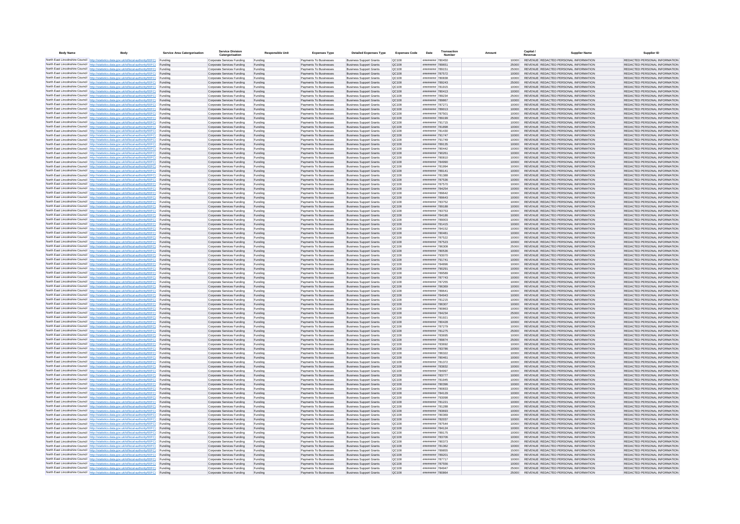| Body Name | Body | Service Area Catergorisation | Service Division Catergorisation | Responsible Unit | Expenses Type | Detailed Expenses Type | Expenses Code | Date | Transaction Number | Amount | Capital / Revenue | Supplier Name | Supplier ID |
|---|---|---|---|---|---|---|---|---|---|---|---|---|---|
| North East Lincolnshire Council | http://statistics.data.gov.uk/id/local-authority/00FC) | Funding | Corporate Services Funding | Funding | Payments To Businesses | Business Support Grants | QC108 | ######## | 780450 | 10000 | REVENUE | REDACTED PERSONAL INFORMATION | REDACTED PERSONAL INFORMATION |
| North East Lincolnshire Council | http://statistics.data.gov.uk/id/local-authority/00FC) | Funding | Corporate Services Funding | Funding | Payments To Businesses | Business Support Grants | QC108 | ######## | 789651 | 25000 | REVENUE | REDACTED PERSONAL INFORMATION | REDACTED PERSONAL INFORMATION |
| North East Lincolnshire Council | http://statistics.data.gov.uk/id/local-authority/00FC) | Funding | Corporate Services Funding | Funding | Payments To Businesses | Business Support Grants | QC108 | ######## | 789151 | 25000 | REVENUE | REDACTED PERSONAL INFORMATION | REDACTED PERSONAL INFORMATION |
| North East Lincolnshire Council | http://statistics.data.gov.uk/id/local-authority/00FC) | Funding | Corporate Services Funding | Funding | Payments To Businesses | Business Support Grants | QC108 | ######## | 787572 | 10000 | REVENUE | REDACTED PERSONAL INFORMATION | REDACTED PERSONAL INFORMATION |
| North East Lincolnshire Council | http://statistics.data.gov.uk/id/local-authority/00FC) | Funding | Corporate Services Funding | Funding | Payments To Businesses | Business Support Grants | QC108 | ######## | 780838 | 10000 | REVENUE | REDACTED PERSONAL INFORMATION | REDACTED PERSONAL INFORMATION |
| North East Lincolnshire Council | http://statistics.data.gov.uk/id/local-authority/00FC) | Funding | Corporate Services Funding | Funding | Payments To Businesses | Business Support Grants | QC108 | ######## | 789243 | 25000 | REVENUE | REDACTED PERSONAL INFORMATION | REDACTED PERSONAL INFORMATION |
| North East Lincolnshire Council | http://statistics.data.gov.uk/id/local-authority/00FC) | Funding | Corporate Services Funding | Funding | Payments To Businesses | Business Support Grants | QC108 | ######## | 781915 | 10000 | REVENUE | REDACTED PERSONAL INFORMATION | REDACTED PERSONAL INFORMATION |
| North East Lincolnshire Council | http://statistics.data.gov.uk/id/local-authority/00FC) | Funding | Corporate Services Funding | Funding | Payments To Businesses | Business Support Grants | QC108 | ######## | 780413 | 10000 | REVENUE | REDACTED PERSONAL INFORMATION | REDACTED PERSONAL INFORMATION |
| North East Lincolnshire Council | http://statistics.data.gov.uk/id/local-authority/00FC) | Funding | Corporate Services Funding | Funding | Payments To Businesses | Business Support Grants | QC108 | ######## | 789234 | 25000 | REVENUE | REDACTED PERSONAL INFORMATION | REDACTED PERSONAL INFORMATION |
| North East Lincolnshire Council | http://statistics.data.gov.uk/id/local-authority/00FC) | Funding | Corporate Services Funding | Funding | Payments To Businesses | Business Support Grants | QC108 | ######## | 789867 | 10000 | REVENUE | REDACTED PERSONAL INFORMATION | REDACTED PERSONAL INFORMATION |
| North East Lincolnshire Council | http://statistics.data.gov.uk/id/local-authority/00FC) | Funding | Corporate Services Funding | Funding | Payments To Businesses | Business Support Grants | QC108 | ######## | 787271 | 10000 | REVENUE | REDACTED PERSONAL INFORMATION | REDACTED PERSONAL INFORMATION |
| North East Lincolnshire Council | http://statistics.data.gov.uk/id/local-authority/00FC) | Funding | Corporate Services Funding | Funding | Payments To Businesses | Business Support Grants | QC108 | ######## | 786013 | 10000 | REVENUE | REDACTED PERSONAL INFORMATION | REDACTED PERSONAL INFORMATION |
| North East Lincolnshire Council | http://statistics.data.gov.uk/id/local-authority/00FC) | Funding | Corporate Services Funding | Funding | Payments To Businesses | Business Support Grants | QC108 | ######## | 787501 | 10000 | REVENUE | REDACTED PERSONAL INFORMATION | REDACTED PERSONAL INFORMATION |
| North East Lincolnshire Council | http://statistics.data.gov.uk/id/local-authority/00FC) | Funding | Corporate Services Funding | Funding | Payments To Businesses | Business Support Grants | QC108 | ######## | 789199 | 25000 | REVENUE | REDACTED PERSONAL INFORMATION | REDACTED PERSONAL INFORMATION |
| North East Lincolnshire Council | http://statistics.data.gov.uk/id/local-authority/00FC) | Funding | Corporate Services Funding | Funding | Payments To Businesses | Business Support Grants | QC108 | ######## | 791715 | 10000 | REVENUE | REDACTED PERSONAL INFORMATION | REDACTED PERSONAL INFORMATION |
| North East Lincolnshire Council | http://statistics.data.gov.uk/id/local-authority/00FC) | Funding | Corporate Services Funding | Funding | Payments To Businesses | Business Support Grants | QC108 | ######## | 781898 | 10000 | REVENUE | REDACTED PERSONAL INFORMATION | REDACTED PERSONAL INFORMATION |
| North East Lincolnshire Council | http://statistics.data.gov.uk/id/local-authority/00FC) | Funding | Corporate Services Funding | Funding | Payments To Businesses | Business Support Grants | QC108 | ######## | 781430 | 10000 | REVENUE | REDACTED PERSONAL INFORMATION | REDACTED PERSONAL INFORMATION |
| North East Lincolnshire Council | http://statistics.data.gov.uk/id/local-authority/00FC) | Funding | Corporate Services Funding | Funding | Payments To Businesses | Business Support Grants | QC108 | ######## | 791747 | 10000 | REVENUE | REDACTED PERSONAL INFORMATION | REDACTED PERSONAL INFORMATION |
| North East Lincolnshire Council | http://statistics.data.gov.uk/id/local-authority/00FC) | Funding | Corporate Services Funding | Funding | Payments To Businesses | Business Support Grants | QC108 | ######## | 791749 | 10000 | REVENUE | REDACTED PERSONAL INFORMATION | REDACTED PERSONAL INFORMATION |
| North East Lincolnshire Council | http://statistics.data.gov.uk/id/local-authority/00FC) | Funding | Corporate Services Funding | Funding | Payments To Businesses | Business Support Grants | QC108 | ######## | 789135 | 10000 | REVENUE | REDACTED PERSONAL INFORMATION | REDACTED PERSONAL INFORMATION |
| North East Lincolnshire Council | http://statistics.data.gov.uk/id/local-authority/00FC) | Funding | Corporate Services Funding | Funding | Payments To Businesses | Business Support Grants | QC108 | ######## | 780442 | 10000 | REVENUE | REDACTED PERSONAL INFORMATION | REDACTED PERSONAL INFORMATION |
| North East Lincolnshire Council | http://statistics.data.gov.uk/id/local-authority/00FC) | Funding | Corporate Services Funding | Funding | Payments To Businesses | Business Support Grants | QC108 | ######## | 790261 | 10000 | REVENUE | REDACTED PERSONAL INFORMATION | REDACTED PERSONAL INFORMATION |
| North East Lincolnshire Council | http://statistics.data.gov.uk/id/local-authority/00FC) | Funding | Corporate Services Funding | Funding | Payments To Businesses | Business Support Grants | QC108 | ######## | 780810 | 10000 | REVENUE | REDACTED PERSONAL INFORMATION | REDACTED PERSONAL INFORMATION |
| North East Lincolnshire Council | http://statistics.data.gov.uk/id/local-authority/00FC) | Funding | Corporate Services Funding | Funding | Payments To Businesses | Business Support Grants | QC108 | ######## | 784990 | 10000 | REVENUE | REDACTED PERSONAL INFORMATION | REDACTED PERSONAL INFORMATION |
| North East Lincolnshire Council | http://statistics.data.gov.uk/id/local-authority/00FC) | Funding | Corporate Services Funding | Funding | Payments To Businesses | Business Support Grants | QC108 | ######## | 781994 | 10000 | REVENUE | REDACTED PERSONAL INFORMATION | REDACTED PERSONAL INFORMATION |
| North East Lincolnshire Council | http://statistics.data.gov.uk/id/local-authority/00FC) | Funding | Corporate Services Funding | Funding | Payments To Businesses | Business Support Grants | QC108 | ######## | 789141 | 10000 | REVENUE | REDACTED PERSONAL INFORMATION | REDACTED PERSONAL INFORMATION |
| North East Lincolnshire Council | http://statistics.data.gov.uk/id/local-authority/00FC) | Funding | Corporate Services Funding | Funding | Payments To Businesses | Business Support Grants | QC108 | ######## | 781388 | 10000 | REVENUE | REDACTED PERSONAL INFORMATION | REDACTED PERSONAL INFORMATION |
| North East Lincolnshire Council | http://statistics.data.gov.uk/id/local-authority/00FC) | Funding | Corporate Services Funding | Funding | Payments To Businesses | Business Support Grants | QC108 | ######## | 787536 | 10000 | REVENUE | REDACTED PERSONAL INFORMATION | REDACTED PERSONAL INFORMATION |
| North East Lincolnshire Council | http://statistics.data.gov.uk/id/local-authority/00FC) | Funding | Corporate Services Funding | Funding | Payments To Businesses | Business Support Grants | QC108 | ######## | 787570 | 10000 | REVENUE | REDACTED PERSONAL INFORMATION | REDACTED PERSONAL INFORMATION |
| North East Lincolnshire Council | http://statistics.data.gov.uk/id/local-authority/00FC) | Funding | Corporate Services Funding | Funding | Payments To Businesses | Business Support Grants | QC108 | ######## | 784254 | 10000 | REVENUE | REDACTED PERSONAL INFORMATION | REDACTED PERSONAL INFORMATION |
| North East Lincolnshire Council | http://statistics.data.gov.uk/id/local-authority/00FC) | Funding | Corporate Services Funding | Funding | Payments To Businesses | Business Support Grants | QC108 | ######## | 789642 | 10000 | REVENUE | REDACTED PERSONAL INFORMATION | REDACTED PERSONAL INFORMATION |
| North East Lincolnshire Council | http://statistics.data.gov.uk/id/local-authority/00FC) | Funding | Corporate Services Funding | Funding | Payments To Businesses | Business Support Grants | QC108 | ######## | 789643 | 10000 | REVENUE | REDACTED PERSONAL INFORMATION | REDACTED PERSONAL INFORMATION |
| North East Lincolnshire Council | http://statistics.data.gov.uk/id/local-authority/00FC) | Funding | Corporate Services Funding | Funding | Payments To Businesses | Business Support Grants | QC108 | ######## | 783752 | 10000 | REVENUE | REDACTED PERSONAL INFORMATION | REDACTED PERSONAL INFORMATION |
| North East Lincolnshire Council | http://statistics.data.gov.uk/id/local-authority/00FC) | Funding | Corporate Services Funding | Funding | Payments To Businesses | Business Support Grants | QC108 | ######## | 789188 | 10000 | REVENUE | REDACTED PERSONAL INFORMATION | REDACTED PERSONAL INFORMATION |
| North East Lincolnshire Council | http://statistics.data.gov.uk/id/local-authority/00FC) | Funding | Corporate Services Funding | Funding | Payments To Businesses | Business Support Grants | QC108 | ######## | 783753 | 10000 | REVENUE | REDACTED PERSONAL INFORMATION | REDACTED PERSONAL INFORMATION |
| North East Lincolnshire Council | http://statistics.data.gov.uk/id/local-authority/00FC) | Funding | Corporate Services Funding | Funding | Payments To Businesses | Business Support Grants | QC108 | ######## | 784186 | 10000 | REVENUE | REDACTED PERSONAL INFORMATION | REDACTED PERSONAL INFORMATION |
| North East Lincolnshire Council | http://statistics.data.gov.uk/id/local-authority/00FC) | Funding | Corporate Services Funding | Funding | Payments To Businesses | Business Support Grants | QC108 | ######## | 786003 | 10000 | REVENUE | REDACTED PERSONAL INFORMATION | REDACTED PERSONAL INFORMATION |
| North East Lincolnshire Council | http://statistics.data.gov.uk/id/local-authority/00FC) | Funding | Corporate Services Funding | Funding | Payments To Businesses | Business Support Grants | QC108 | ######## | 781415 | 10000 | REVENUE | REDACTED PERSONAL INFORMATION | REDACTED PERSONAL INFORMATION |
| North East Lincolnshire Council | http://statistics.data.gov.uk/id/local-authority/00FC) | Funding | Corporate Services Funding | Funding | Payments To Businesses | Business Support Grants | QC108 | ######## | 784152 | 10000 | REVENUE | REDACTED PERSONAL INFORMATION | REDACTED PERSONAL INFORMATION |
| North East Lincolnshire Council | http://statistics.data.gov.uk/id/local-authority/00FC) | Funding | Corporate Services Funding | Funding | Payments To Businesses | Business Support Grants | QC108 | ######## | 780481 | 10000 | REVENUE | REDACTED PERSONAL INFORMATION | REDACTED PERSONAL INFORMATION |
| North East Lincolnshire Council | http://statistics.data.gov.uk/id/local-authority/00FC) | Funding | Corporate Services Funding | Funding | Payments To Businesses | Business Support Grants | QC108 | ######## | 787522 | 10000 | REVENUE | REDACTED PERSONAL INFORMATION | REDACTED PERSONAL INFORMATION |
| North East Lincolnshire Council | http://statistics.data.gov.uk/id/local-authority/00FC) | Funding | Corporate Services Funding | Funding | Payments To Businesses | Business Support Grants | QC108 | ######## | 787523 | 10000 | REVENUE | REDACTED PERSONAL INFORMATION | REDACTED PERSONAL INFORMATION |
| North East Lincolnshire Council | http://statistics.data.gov.uk/id/local-authority/00FC) | Funding | Corporate Services Funding | Funding | Payments To Businesses | Business Support Grants | QC108 | ######## | 786308 | 25000 | REVENUE | REDACTED PERSONAL INFORMATION | REDACTED PERSONAL INFORMATION |
| North East Lincolnshire Council | http://statistics.data.gov.uk/id/local-authority/00FC) | Funding | Corporate Services Funding | Funding | Payments To Businesses | Business Support Grants | QC108 | ######## | 780536 | 10000 | REVENUE | REDACTED PERSONAL INFORMATION | REDACTED PERSONAL INFORMATION |
| North East Lincolnshire Council | http://statistics.data.gov.uk/id/local-authority/00FC) | Funding | Corporate Services Funding | Funding | Payments To Businesses | Business Support Grants | QC108 | ######## | 793070 | 10000 | REVENUE | REDACTED PERSONAL INFORMATION | REDACTED PERSONAL INFORMATION |
| North East Lincolnshire Council | http://statistics.data.gov.uk/id/local-authority/00FC) | Funding | Corporate Services Funding | Funding | Payments To Businesses | Business Support Grants | QC108 | ######## | 791741 | 10000 | REVENUE | REDACTED PERSONAL INFORMATION | REDACTED PERSONAL INFORMATION |
| North East Lincolnshire Council | http://statistics.data.gov.uk/id/local-authority/00FC) | Funding | Corporate Services Funding | Funding | Payments To Businesses | Business Support Grants | QC108 | ######## | 784896 | 10000 | REVENUE | REDACTED PERSONAL INFORMATION | REDACTED PERSONAL INFORMATION |
| North East Lincolnshire Council | http://statistics.data.gov.uk/id/local-authority/00FC) | Funding | Corporate Services Funding | Funding | Payments To Businesses | Business Support Grants | QC108 | ######## | 790291 | 10000 | REVENUE | REDACTED PERSONAL INFORMATION | REDACTED PERSONAL INFORMATION |
| North East Lincolnshire Council | http://statistics.data.gov.uk/id/local-authority/00FC) | Funding | Corporate Services Funding | Funding | Payments To Businesses | Business Support Grants | QC108 | ######## | 789589 | 10000 | REVENUE | REDACTED PERSONAL INFORMATION | REDACTED PERSONAL INFORMATION |
| North East Lincolnshire Council | http://statistics.data.gov.uk/id/local-authority/00FC) | Funding | Corporate Services Funding | Funding | Payments To Businesses | Business Support Grants | QC108 | ######## | 787743 | 10000 | REVENUE | REDACTED PERSONAL INFORMATION | REDACTED PERSONAL INFORMATION |
| North East Lincolnshire Council | http://statistics.data.gov.uk/id/local-authority/00FC) | Funding | Corporate Services Funding | Funding | Payments To Businesses | Business Support Grants | QC108 | ######## | 787255 | 10000 | REVENUE | REDACTED PERSONAL INFORMATION | REDACTED PERSONAL INFORMATION |
| North East Lincolnshire Council | http://statistics.data.gov.uk/id/local-authority/00FC) | Funding | Corporate Services Funding | Funding | Payments To Businesses | Business Support Grants | QC108 | ######## | 786369 | 10000 | REVENUE | REDACTED PERSONAL INFORMATION | REDACTED PERSONAL INFORMATION |
| North East Lincolnshire Council | http://statistics.data.gov.uk/id/local-authority/00FC) | Funding | Corporate Services Funding | Funding | Payments To Businesses | Business Support Grants | QC108 | ######## | 789641 | 10000 | REVENUE | REDACTED PERSONAL INFORMATION | REDACTED PERSONAL INFORMATION |
| North East Lincolnshire Council | http://statistics.data.gov.uk/id/local-authority/00FC) | Funding | Corporate Services Funding | Funding | Payments To Businesses | Business Support Grants | QC108 | ######## | 784943 | 10000 | REVENUE | REDACTED PERSONAL INFORMATION | REDACTED PERSONAL INFORMATION |
| North East Lincolnshire Council | http://statistics.data.gov.uk/id/local-authority/00FC) | Funding | Corporate Services Funding | Funding | Payments To Businesses | Business Support Grants | QC108 | ######## | 781215 | 10000 | REVENUE | REDACTED PERSONAL INFORMATION | REDACTED PERSONAL INFORMATION |
| North East Lincolnshire Council | http://statistics.data.gov.uk/id/local-authority/00FC) | Funding | Corporate Services Funding | Funding | Payments To Businesses | Business Support Grants | QC108 | ######## | 786307 | 10000 | REVENUE | REDACTED PERSONAL INFORMATION | REDACTED PERSONAL INFORMATION |
| North East Lincolnshire Council | http://statistics.data.gov.uk/id/local-authority/00FC) | Funding | Corporate Services Funding | Funding | Payments To Businesses | Business Support Grants | QC108 | ######## | 780863 | 10000 | REVENUE | REDACTED PERSONAL INFORMATION | REDACTED PERSONAL INFORMATION |
| North East Lincolnshire Council | http://statistics.data.gov.uk/id/local-authority/00FC) | Funding | Corporate Services Funding | Funding | Payments To Businesses | Business Support Grants | QC108 | ######## | 784234 | 25000 | REVENUE | REDACTED PERSONAL INFORMATION | REDACTED PERSONAL INFORMATION |
| North East Lincolnshire Council | http://statistics.data.gov.uk/id/local-authority/00FC) | Funding | Corporate Services Funding | Funding | Payments To Businesses | Business Support Grants | QC108 | ######## | 781921 | 10000 | REVENUE | REDACTED PERSONAL INFORMATION | REDACTED PERSONAL INFORMATION |
| North East Lincolnshire Council | http://statistics.data.gov.uk/id/local-authority/00FC) | Funding | Corporate Services Funding | Funding | Payments To Businesses | Business Support Grants | QC108 | ######## | 780428 | 10000 | REVENUE | REDACTED PERSONAL INFORMATION | REDACTED PERSONAL INFORMATION |
| North East Lincolnshire Council | http://statistics.data.gov.uk/id/local-authority/00FC) | Funding | Corporate Services Funding | Funding | Payments To Businesses | Business Support Grants | QC108 | ######## | 787279 | 10000 | REVENUE | REDACTED PERSONAL INFORMATION | REDACTED PERSONAL INFORMATION |
| North East Lincolnshire Council | http://statistics.data.gov.uk/id/local-authority/00FC) | Funding | Corporate Services Funding | Funding | Payments To Businesses | Business Support Grants | QC108 | ######## | 781275 | 25000 | REVENUE | REDACTED PERSONAL INFORMATION | REDACTED PERSONAL INFORMATION |
| North East Lincolnshire Council | http://statistics.data.gov.uk/id/local-authority/00FC) | Funding | Corporate Services Funding | Funding | Payments To Businesses | Business Support Grants | QC108 | ######## | 783695 | 10000 | REVENUE | REDACTED PERSONAL INFORMATION | REDACTED PERSONAL INFORMATION |
| North East Lincolnshire Council | http://statistics.data.gov.uk/id/local-authority/00FC) | Funding | Corporate Services Funding | Funding | Payments To Businesses | Business Support Grants | QC108 | ######## | 789874 | 25000 | REVENUE | REDACTED PERSONAL INFORMATION | REDACTED PERSONAL INFORMATION |
| North East Lincolnshire Council | http://statistics.data.gov.uk/id/local-authority/00FC) | Funding | Corporate Services Funding | Funding | Payments To Businesses | Business Support Grants | QC108 | ######## | 783692 | 10000 | REVENUE | REDACTED PERSONAL INFORMATION | REDACTED PERSONAL INFORMATION |
| North East Lincolnshire Council | http://statistics.data.gov.uk/id/local-authority/00FC) | Funding | Corporate Services Funding | Funding | Payments To Businesses | Business Support Grants | QC108 | ######## | 783786 | 10000 | REVENUE | REDACTED PERSONAL INFORMATION | REDACTED PERSONAL INFORMATION |
| North East Lincolnshire Council | http://statistics.data.gov.uk/id/local-authority/00FC) | Funding | Corporate Services Funding | Funding | Payments To Businesses | Business Support Grants | QC108 | ######## | 786322 | 10000 | REVENUE | REDACTED PERSONAL INFORMATION | REDACTED PERSONAL INFORMATION |
| North East Lincolnshire Council | http://statistics.data.gov.uk/id/local-authority/00FC) | Funding | Corporate Services Funding | Funding | Payments To Businesses | Business Support Grants | QC108 | ######## | 780461 | 10000 | REVENUE | REDACTED PERSONAL INFORMATION | REDACTED PERSONAL INFORMATION |
| North East Lincolnshire Council | http://statistics.data.gov.uk/id/local-authority/00FC) | Funding | Corporate Services Funding | Funding | Payments To Businesses | Business Support Grants | QC108 | ######## | 781372 | 10000 | REVENUE | REDACTED PERSONAL INFORMATION | REDACTED PERSONAL INFORMATION |
| North East Lincolnshire Council | http://statistics.data.gov.uk/id/local-authority/00FC) | Funding | Corporate Services Funding | Funding | Payments To Businesses | Business Support Grants | QC108 | ######## | 783832 | 10000 | REVENUE | REDACTED PERSONAL INFORMATION | REDACTED PERSONAL INFORMATION |
| North East Lincolnshire Council | http://statistics.data.gov.uk/id/local-authority/00FC) | Funding | Corporate Services Funding | Funding | Payments To Businesses | Business Support Grants | QC108 | ######## | 784997 | 10000 | REVENUE | REDACTED PERSONAL INFORMATION | REDACTED PERSONAL INFORMATION |
| North East Lincolnshire Council | http://statistics.data.gov.uk/id/local-authority/00FC) | Funding | Corporate Services Funding | Funding | Payments To Businesses | Business Support Grants | QC108 | ######## | 783777 | 10000 | REVENUE | REDACTED PERSONAL INFORMATION | REDACTED PERSONAL INFORMATION |
| North East Lincolnshire Council | http://statistics.data.gov.uk/id/local-authority/00FC) | Funding | Corporate Services Funding | Funding | Payments To Businesses | Business Support Grants | QC108 | ######## | 781945 | 10000 | REVENUE | REDACTED PERSONAL INFORMATION | REDACTED PERSONAL INFORMATION |
| North East Lincolnshire Council | http://statistics.data.gov.uk/id/local-authority/00FC) | Funding | Corporate Services Funding | Funding | Payments To Businesses | Business Support Grants | QC108 | ######## | 780396 | 10000 | REVENUE | REDACTED PERSONAL INFORMATION | REDACTED PERSONAL INFORMATION |
| North East Lincolnshire Council | http://statistics.data.gov.uk/id/local-authority/00FC) | Funding | Corporate Services Funding | Funding | Payments To Businesses | Business Support Grants | QC108 | ######## | 780833 | 10000 | REVENUE | REDACTED PERSONAL INFORMATION | REDACTED PERSONAL INFORMATION |
| North East Lincolnshire Council | http://statistics.data.gov.uk/id/local-authority/00FC) | Funding | Corporate Services Funding | Funding | Payments To Businesses | Business Support Grants | QC108 | ######## | 784129 | 10000 | REVENUE | REDACTED PERSONAL INFORMATION | REDACTED PERSONAL INFORMATION |
| North East Lincolnshire Council | http://statistics.data.gov.uk/id/local-authority/00FC) | Funding | Corporate Services Funding | Funding | Payments To Businesses | Business Support Grants | QC108 | ######## | 793098 | 10000 | REVENUE | REDACTED PERSONAL INFORMATION | REDACTED PERSONAL INFORMATION |
| North East Lincolnshire Council | http://statistics.data.gov.uk/id/local-authority/00FC) | Funding | Corporate Services Funding | Funding | Payments To Businesses | Business Support Grants | QC108 | ######## | 781221 | 10000 | REVENUE | REDACTED PERSONAL INFORMATION | REDACTED PERSONAL INFORMATION |
| North East Lincolnshire Council | http://statistics.data.gov.uk/id/local-authority/00FC) | Funding | Corporate Services Funding | Funding | Payments To Businesses | Business Support Grants | QC108 | ######## | 781288 | 10000 | REVENUE | REDACTED PERSONAL INFORMATION | REDACTED PERSONAL INFORMATION |
| North East Lincolnshire Council | http://statistics.data.gov.uk/id/local-authority/00FC) | Funding | Corporate Services Funding | Funding | Payments To Businesses | Business Support Grants | QC108 | ######## | 783693 | 10000 | REVENUE | REDACTED PERSONAL INFORMATION | REDACTED PERSONAL INFORMATION |
| North East Lincolnshire Council | http://statistics.data.gov.uk/id/local-authority/00FC) | Funding | Corporate Services Funding | Funding | Payments To Businesses | Business Support Grants | QC108 | ######## | 780369 | 10000 | REVENUE | REDACTED PERSONAL INFORMATION | REDACTED PERSONAL INFORMATION |
| North East Lincolnshire Council | http://statistics.data.gov.uk/id/local-authority/00FC) | Funding | Corporate Services Funding | Funding | Payments To Businesses | Business Support Grants | QC108 | ######## | 782037 | 10000 | REVENUE | REDACTED PERSONAL INFORMATION | REDACTED PERSONAL INFORMATION |
| North East Lincolnshire Council | http://statistics.data.gov.uk/id/local-authority/00FC) | Funding | Corporate Services Funding | Funding | Payments To Businesses | Business Support Grants | QC108 | ######## | 787544 | 10000 | REVENUE | REDACTED PERSONAL INFORMATION | REDACTED PERSONAL INFORMATION |
| North East Lincolnshire Council | http://statistics.data.gov.uk/id/local-authority/00FC) | Funding | Corporate Services Funding | Funding | Payments To Businesses | Business Support Grants | QC108 | ######## | 784124 | 10000 | REVENUE | REDACTED PERSONAL INFORMATION | REDACTED PERSONAL INFORMATION |
| North East Lincolnshire Council | http://statistics.data.gov.uk/id/local-authority/00FC) | Funding | Corporate Services Funding | Funding | Payments To Businesses | Business Support Grants | QC108 | ######## | 789175 | 10000 | REVENUE | REDACTED PERSONAL INFORMATION | REDACTED PERSONAL INFORMATION |
| North East Lincolnshire Council | http://statistics.data.gov.uk/id/local-authority/00FC) | Funding | Corporate Services Funding | Funding | Payments To Businesses | Business Support Grants | QC108 | ######## | 783706 | 10000 | REVENUE | REDACTED PERSONAL INFORMATION | REDACTED PERSONAL INFORMATION |
| North East Lincolnshire Council | http://statistics.data.gov.uk/id/local-authority/00FC) | Funding | Corporate Services Funding | Funding | Payments To Businesses | Business Support Grants | QC108 | ######## | 780373 | 25000 | REVENUE | REDACTED PERSONAL INFORMATION | REDACTED PERSONAL INFORMATION |
| North East Lincolnshire Council | http://statistics.data.gov.uk/id/local-authority/00FC) | Funding | Corporate Services Funding | Funding | Payments To Businesses | Business Support Grants | QC108 | ######## | 781362 | 10000 | REVENUE | REDACTED PERSONAL INFORMATION | REDACTED PERSONAL INFORMATION |
| North East Lincolnshire Council | http://statistics.data.gov.uk/id/local-authority/00FC) | Funding | Corporate Services Funding | Funding | Payments To Businesses | Business Support Grants | QC108 | ######## | 789855 | 15000 | REVENUE | REDACTED PERSONAL INFORMATION | REDACTED PERSONAL INFORMATION |
| North East Lincolnshire Council | http://statistics.data.gov.uk/id/local-authority/00FC) | Funding | Corporate Services Funding | Funding | Payments To Businesses | Business Support Grants | QC108 | ######## | 789201 | 25000 | REVENUE | REDACTED PERSONAL INFORMATION | REDACTED PERSONAL INFORMATION |
| North East Lincolnshire Council | http://statistics.data.gov.uk/id/local-authority/00FC) | Funding | Corporate Services Funding | Funding | Payments To Businesses | Business Support Grants | QC108 | ######## | 787717 | 10000 | REVENUE | REDACTED PERSONAL INFORMATION | REDACTED PERSONAL INFORMATION |
| North East Lincolnshire Council | http://statistics.data.gov.uk/id/local-authority/00FC) | Funding | Corporate Services Funding | Funding | Payments To Businesses | Business Support Grants | QC108 | ######## | 787556 | 10000 | REVENUE | REDACTED PERSONAL INFORMATION | REDACTED PERSONAL INFORMATION |
| North East Lincolnshire Council | http://statistics.data.gov.uk/id/local-authority/00FC) | Funding | Corporate Services Funding | Funding | Payments To Businesses | Business Support Grants | QC108 | ######## | 784947 | 25000 | REVENUE | REDACTED PERSONAL INFORMATION | REDACTED PERSONAL INFORMATION |
| North East Lincolnshire Council | http://statistics.data.gov.uk/id/local-authority/00FC) | Funding | Corporate Services Funding | Funding | Payments To Businesses | Business Support Grants | QC108 | ######## | 780864 | 25000 | REVENUE | REDACTED PERSONAL INFORMATION | REDACTED PERSONAL INFORMATION |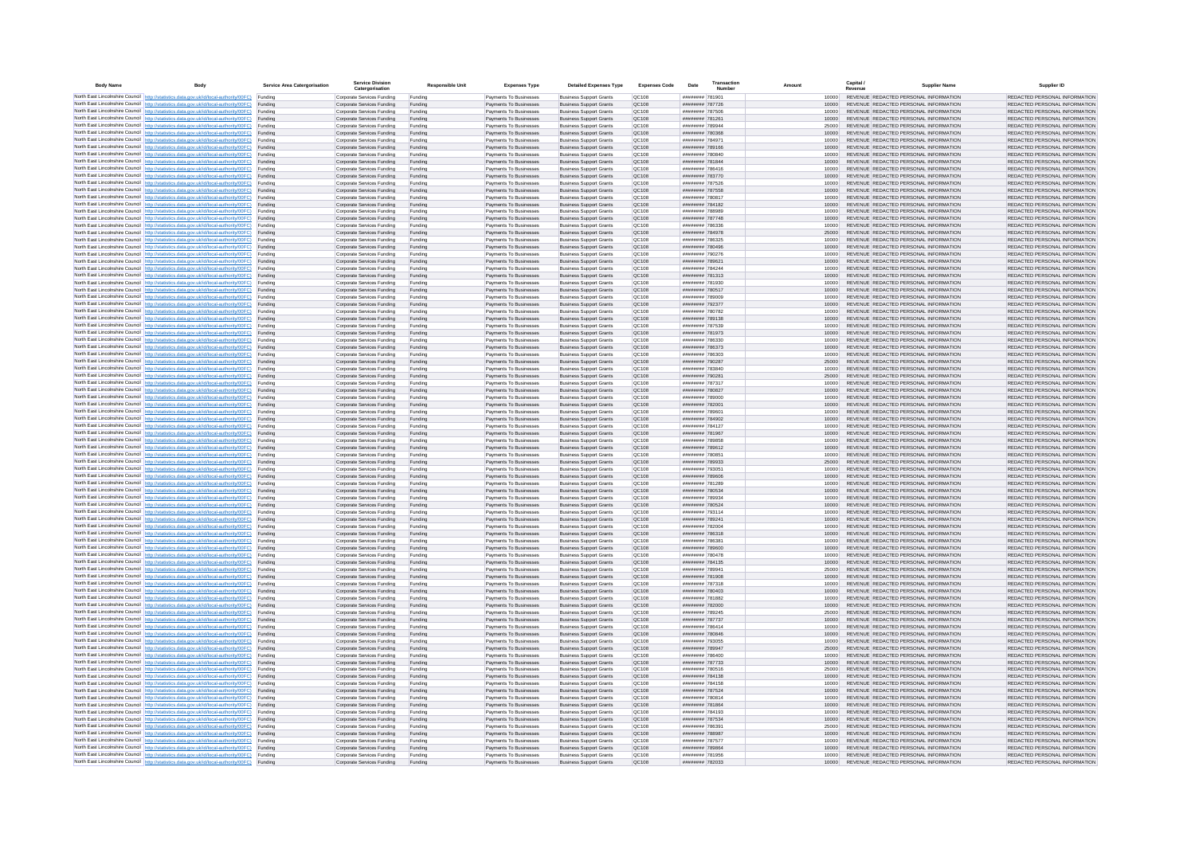| Body Name | Body | Service Area Catergorisation | Service Division Catergorisation | Responsible Unit | Expenses Type | Detailed Expenses Type | Expenses Code | Date | Transaction Number | Amount | Capital / Revenue | Supplier Name | Supplier ID |
|---|---|---|---|---|---|---|---|---|---|---|---|---|---|
| North East Lincolnshire Council | http://statistics.data.gov.uk/id/local-authority/00FC | Funding | Corporate Services Funding | Funding | Payments To Businesses | Business Support Grants | QC108 | ######## | 781901 | 10000 | REVENUE | REDACTED PERSONAL INFORMATION | REDACTED PERSONAL INFORMATION |
| North East Lincolnshire Council | http://statistics.data.gov.uk/id/local-authority/00FC | Funding | Corporate Services Funding | Funding | Payments To Businesses | Business Support Grants | QC108 | ######## | 787726 | 10000 | REVENUE | REDACTED PERSONAL INFORMATION | REDACTED PERSONAL INFORMATION |
| North East Lincolnshire Council | http://statistics.data.gov.uk/id/local-authority/00FC | Funding | Corporate Services Funding | Funding | Payments To Businesses | Business Support Grants | QC108 | ######## | 787506 | 10000 | REVENUE | REDACTED PERSONAL INFORMATION | REDACTED PERSONAL INFORMATION |
| North East Lincolnshire Council | http://statistics.data.gov.uk/id/local-authority/00FC | Funding | Corporate Services Funding | Funding | Payments To Businesses | Business Support Grants | QC108 | ######## | 781261 | 10000 | REVENUE | REDACTED PERSONAL INFORMATION | REDACTED PERSONAL INFORMATION |
| North East Lincolnshire Council | http://statistics.data.gov.uk/id/local-authority/00FC | Funding | Corporate Services Funding | Funding | Payments To Businesses | Business Support Grants | QC108 | ######## | 789944 | 25000 | REVENUE | REDACTED PERSONAL INFORMATION | REDACTED PERSONAL INFORMATION |
| North East Lincolnshire Council | http://statistics.data.gov.uk/id/local-authority/00FC | Funding | Corporate Services Funding | Funding | Payments To Businesses | Business Support Grants | QC108 | ######## | 780368 | 10000 | REVENUE | REDACTED PERSONAL INFORMATION | REDACTED PERSONAL INFORMATION |
| North East Lincolnshire Council | http://statistics.data.gov.uk/id/local-authority/00FC | Funding | Corporate Services Funding | Funding | Payments To Businesses | Business Support Grants | QC108 | ######## | 784971 | 10000 | REVENUE | REDACTED PERSONAL INFORMATION | REDACTED PERSONAL INFORMATION |
| North East Lincolnshire Council | http://statistics.data.gov.uk/id/local-authority/00FC | Funding | Corporate Services Funding | Funding | Payments To Businesses | Business Support Grants | QC108 | ######## | 789166 | 10000 | REVENUE | REDACTED PERSONAL INFORMATION | REDACTED PERSONAL INFORMATION |
| North East Lincolnshire Council | http://statistics.data.gov.uk/id/local-authority/00FC | Funding | Corporate Services Funding | Funding | Payments To Businesses | Business Support Grants | QC108 | ######## | 780840 | 10000 | REVENUE | REDACTED PERSONAL INFORMATION | REDACTED PERSONAL INFORMATION |
| North East Lincolnshire Council | http://statistics.data.gov.uk/id/local-authority/00FC | Funding | Corporate Services Funding | Funding | Payments To Businesses | Business Support Grants | QC108 | ######## | 781844 | 10000 | REVENUE | REDACTED PERSONAL INFORMATION | REDACTED PERSONAL INFORMATION |
| North East Lincolnshire Council | http://statistics.data.gov.uk/id/local-authority/00FC | Funding | Corporate Services Funding | Funding | Payments To Businesses | Business Support Grants | QC108 | ######## | 786416 | 10000 | REVENUE | REDACTED PERSONAL INFORMATION | REDACTED PERSONAL INFORMATION |
| North East Lincolnshire Council | http://statistics.data.gov.uk/id/local-authority/00FC | Funding | Corporate Services Funding | Funding | Payments To Businesses | Business Support Grants | QC108 | ######## | 783770 | 10000 | REVENUE | REDACTED PERSONAL INFORMATION | REDACTED PERSONAL INFORMATION |
| North East Lincolnshire Council | http://statistics.data.gov.uk/id/local-authority/00FC | Funding | Corporate Services Funding | Funding | Payments To Businesses | Business Support Grants | QC108 | ######## | 787526 | 10000 | REVENUE | REDACTED PERSONAL INFORMATION | REDACTED PERSONAL INFORMATION |
| North East Lincolnshire Council | http://statistics.data.gov.uk/id/local-authority/00FC | Funding | Corporate Services Funding | Funding | Payments To Businesses | Business Support Grants | QC108 | ######## | 787558 | 10000 | REVENUE | REDACTED PERSONAL INFORMATION | REDACTED PERSONAL INFORMATION |
| North East Lincolnshire Council | http://statistics.data.gov.uk/id/local-authority/00FC | Funding | Corporate Services Funding | Funding | Payments To Businesses | Business Support Grants | QC108 | ######## | 780817 | 10000 | REVENUE | REDACTED PERSONAL INFORMATION | REDACTED PERSONAL INFORMATION |
| North East Lincolnshire Council | http://statistics.data.gov.uk/id/local-authority/00FC | Funding | Corporate Services Funding | Funding | Payments To Businesses | Business Support Grants | QC108 | ######## | 784182 | 10000 | REVENUE | REDACTED PERSONAL INFORMATION | REDACTED PERSONAL INFORMATION |
| North East Lincolnshire Council | http://statistics.data.gov.uk/id/local-authority/00FC | Funding | Corporate Services Funding | Funding | Payments To Businesses | Business Support Grants | QC108 | ######## | 788989 | 10000 | REVENUE | REDACTED PERSONAL INFORMATION | REDACTED PERSONAL INFORMATION |
| North East Lincolnshire Council | http://statistics.data.gov.uk/id/local-authority/00FC | Funding | Corporate Services Funding | Funding | Payments To Businesses | Business Support Grants | QC108 | ######## | 787748 | 10000 | REVENUE | REDACTED PERSONAL INFORMATION | REDACTED PERSONAL INFORMATION |
| North East Lincolnshire Council | http://statistics.data.gov.uk/id/local-authority/00FC | Funding | Corporate Services Funding | Funding | Payments To Businesses | Business Support Grants | QC108 | ######## | 786336 | 10000 | REVENUE | REDACTED PERSONAL INFORMATION | REDACTED PERSONAL INFORMATION |
| North East Lincolnshire Council | http://statistics.data.gov.uk/id/local-authority/00FC | Funding | Corporate Services Funding | Funding | Payments To Businesses | Business Support Grants | QC108 | ######## | 784978 | 25000 | REVENUE | REDACTED PERSONAL INFORMATION | REDACTED PERSONAL INFORMATION |
| North East Lincolnshire Council | http://statistics.data.gov.uk/id/local-authority/00FC | Funding | Corporate Services Funding | Funding | Payments To Businesses | Business Support Grants | QC108 | ######## | 786325 | 10000 | REVENUE | REDACTED PERSONAL INFORMATION | REDACTED PERSONAL INFORMATION |
| North East Lincolnshire Council | http://statistics.data.gov.uk/id/local-authority/00FC | Funding | Corporate Services Funding | Funding | Payments To Businesses | Business Support Grants | QC108 | ######## | 780496 | 10000 | REVENUE | REDACTED PERSONAL INFORMATION | REDACTED PERSONAL INFORMATION |
| North East Lincolnshire Council | http://statistics.data.gov.uk/id/local-authority/00FC | Funding | Corporate Services Funding | Funding | Payments To Businesses | Business Support Grants | QC108 | ######## | 790276 | 10000 | REVENUE | REDACTED PERSONAL INFORMATION | REDACTED PERSONAL INFORMATION |
| North East Lincolnshire Council | http://statistics.data.gov.uk/id/local-authority/00FC | Funding | Corporate Services Funding | Funding | Payments To Businesses | Business Support Grants | QC108 | ######## | 789621 | 10000 | REVENUE | REDACTED PERSONAL INFORMATION | REDACTED PERSONAL INFORMATION |
| North East Lincolnshire Council | http://statistics.data.gov.uk/id/local-authority/00FC | Funding | Corporate Services Funding | Funding | Payments To Businesses | Business Support Grants | QC108 | ######## | 784244 | 10000 | REVENUE | REDACTED PERSONAL INFORMATION | REDACTED PERSONAL INFORMATION |
| North East Lincolnshire Council | http://statistics.data.gov.uk/id/local-authority/00FC | Funding | Corporate Services Funding | Funding | Payments To Businesses | Business Support Grants | QC108 | ######## | 781313 | 10000 | REVENUE | REDACTED PERSONAL INFORMATION | REDACTED PERSONAL INFORMATION |
| North East Lincolnshire Council | http://statistics.data.gov.uk/id/local-authority/00FC | Funding | Corporate Services Funding | Funding | Payments To Businesses | Business Support Grants | QC108 | ######## | 781930 | 10000 | REVENUE | REDACTED PERSONAL INFORMATION | REDACTED PERSONAL INFORMATION |
| North East Lincolnshire Council | http://statistics.data.gov.uk/id/local-authority/00FC | Funding | Corporate Services Funding | Funding | Payments To Businesses | Business Support Grants | QC108 | ######## | 780517 | 10000 | REVENUE | REDACTED PERSONAL INFORMATION | REDACTED PERSONAL INFORMATION |
| North East Lincolnshire Council | http://statistics.data.gov.uk/id/local-authority/00FC | Funding | Corporate Services Funding | Funding | Payments To Businesses | Business Support Grants | QC108 | ######## | 786009 | 10000 | REVENUE | REDACTED PERSONAL INFORMATION | REDACTED PERSONAL INFORMATION |
| North East Lincolnshire Council | http://statistics.data.gov.uk/id/local-authority/00FC | Funding | Corporate Services Funding | Funding | Payments To Businesses | Business Support Grants | QC108 | ######## | 792377 | 10000 | REVENUE | REDACTED PERSONAL INFORMATION | REDACTED PERSONAL INFORMATION |
| North East Lincolnshire Council | http://statistics.data.gov.uk/id/local-authority/00FC | Funding | Corporate Services Funding | Funding | Payments To Businesses | Business Support Grants | QC108 | ######## | 780782 | 10000 | REVENUE | REDACTED PERSONAL INFORMATION | REDACTED PERSONAL INFORMATION |
| North East Lincolnshire Council | http://statistics.data.gov.uk/id/local-authority/00FC | Funding | Corporate Services Funding | Funding | Payments To Businesses | Business Support Grants | QC108 | ######## | 789138 | 10000 | REVENUE | REDACTED PERSONAL INFORMATION | REDACTED PERSONAL INFORMATION |
| North East Lincolnshire Council | http://statistics.data.gov.uk/id/local-authority/00FC | Funding | Corporate Services Funding | Funding | Payments To Businesses | Business Support Grants | QC108 | ######## | 787539 | 10000 | REVENUE | REDACTED PERSONAL INFORMATION | REDACTED PERSONAL INFORMATION |
| North East Lincolnshire Council | http://statistics.data.gov.uk/id/local-authority/00FC | Funding | Corporate Services Funding | Funding | Payments To Businesses | Business Support Grants | QC108 | ######## | 781973 | 10000 | REVENUE | REDACTED PERSONAL INFORMATION | REDACTED PERSONAL INFORMATION |
| North East Lincolnshire Council | http://statistics.data.gov.uk/id/local-authority/00FC | Funding | Corporate Services Funding | Funding | Payments To Businesses | Business Support Grants | QC108 | ######## | 786330 | 10000 | REVENUE | REDACTED PERSONAL INFORMATION | REDACTED PERSONAL INFORMATION |
| North East Lincolnshire Council | http://statistics.data.gov.uk/id/local-authority/00FC | Funding | Corporate Services Funding | Funding | Payments To Businesses | Business Support Grants | QC108 | ######## | 786373 | 10000 | REVENUE | REDACTED PERSONAL INFORMATION | REDACTED PERSONAL INFORMATION |
| North East Lincolnshire Council | http://statistics.data.gov.uk/id/local-authority/00FC | Funding | Corporate Services Funding | Funding | Payments To Businesses | Business Support Grants | QC108 | ######## | 786303 | 10000 | REVENUE | REDACTED PERSONAL INFORMATION | REDACTED PERSONAL INFORMATION |
| North East Lincolnshire Council | http://statistics.data.gov.uk/id/local-authority/00FC | Funding | Corporate Services Funding | Funding | Payments To Businesses | Business Support Grants | QC108 | ######## | 790287 | 25000 | REVENUE | REDACTED PERSONAL INFORMATION | REDACTED PERSONAL INFORMATION |
| North East Lincolnshire Council | http://statistics.data.gov.uk/id/local-authority/00FC | Funding | Corporate Services Funding | Funding | Payments To Businesses | Business Support Grants | QC108 | ######## | 783840 | 10000 | REVENUE | REDACTED PERSONAL INFORMATION | REDACTED PERSONAL INFORMATION |
| North East Lincolnshire Council | http://statistics.data.gov.uk/id/local-authority/00FC | Funding | Corporate Services Funding | Funding | Payments To Businesses | Business Support Grants | QC108 | ######## | 790281 | 25000 | REVENUE | REDACTED PERSONAL INFORMATION | REDACTED PERSONAL INFORMATION |
| North East Lincolnshire Council | http://statistics.data.gov.uk/id/local-authority/00FC | Funding | Corporate Services Funding | Funding | Payments To Businesses | Business Support Grants | QC108 | ######## | 787317 | 10000 | REVENUE | REDACTED PERSONAL INFORMATION | REDACTED PERSONAL INFORMATION |
| North East Lincolnshire Council | http://statistics.data.gov.uk/id/local-authority/00FC | Funding | Corporate Services Funding | Funding | Payments To Businesses | Business Support Grants | QC108 | ######## | 780827 | 10000 | REVENUE | REDACTED PERSONAL INFORMATION | REDACTED PERSONAL INFORMATION |
| North East Lincolnshire Council | http://statistics.data.gov.uk/id/local-authority/00FC | Funding | Corporate Services Funding | Funding | Payments To Businesses | Business Support Grants | QC108 | ######## | 789000 | 10000 | REVENUE | REDACTED PERSONAL INFORMATION | REDACTED PERSONAL INFORMATION |
| North East Lincolnshire Council | http://statistics.data.gov.uk/id/local-authority/00FC | Funding | Corporate Services Funding | Funding | Payments To Businesses | Business Support Grants | QC108 | ######## | 782001 | 10000 | REVENUE | REDACTED PERSONAL INFORMATION | REDACTED PERSONAL INFORMATION |
| North East Lincolnshire Council | http://statistics.data.gov.uk/id/local-authority/00FC | Funding | Corporate Services Funding | Funding | Payments To Businesses | Business Support Grants | QC108 | ######## | 789601 | 10000 | REVENUE | REDACTED PERSONAL INFORMATION | REDACTED PERSONAL INFORMATION |
| North East Lincolnshire Council | http://statistics.data.gov.uk/id/local-authority/00FC | Funding | Corporate Services Funding | Funding | Payments To Businesses | Business Support Grants | QC108 | ######## | 784902 | 10000 | REVENUE | REDACTED PERSONAL INFORMATION | REDACTED PERSONAL INFORMATION |
| North East Lincolnshire Council | http://statistics.data.gov.uk/id/local-authority/00FC | Funding | Corporate Services Funding | Funding | Payments To Businesses | Business Support Grants | QC108 | ######## | 784127 | 10000 | REVENUE | REDACTED PERSONAL INFORMATION | REDACTED PERSONAL INFORMATION |
| North East Lincolnshire Council | http://statistics.data.gov.uk/id/local-authority/00FC | Funding | Corporate Services Funding | Funding | Payments To Businesses | Business Support Grants | QC108 | ######## | 781967 | 10000 | REVENUE | REDACTED PERSONAL INFORMATION | REDACTED PERSONAL INFORMATION |
| North East Lincolnshire Council | http://statistics.data.gov.uk/id/local-authority/00FC | Funding | Corporate Services Funding | Funding | Payments To Businesses | Business Support Grants | QC108 | ######## | 789858 | 10000 | REVENUE | REDACTED PERSONAL INFORMATION | REDACTED PERSONAL INFORMATION |
| North East Lincolnshire Council | http://statistics.data.gov.uk/id/local-authority/00FC | Funding | Corporate Services Funding | Funding | Payments To Businesses | Business Support Grants | QC108 | ######## | 789612 | 10000 | REVENUE | REDACTED PERSONAL INFORMATION | REDACTED PERSONAL INFORMATION |
| North East Lincolnshire Council | http://statistics.data.gov.uk/id/local-authority/00FC | Funding | Corporate Services Funding | Funding | Payments To Businesses | Business Support Grants | QC108 | ######## | 780851 | 10000 | REVENUE | REDACTED PERSONAL INFORMATION | REDACTED PERSONAL INFORMATION |
| North East Lincolnshire Council | http://statistics.data.gov.uk/id/local-authority/00FC | Funding | Corporate Services Funding | Funding | Payments To Businesses | Business Support Grants | QC108 | ######## | 789933 | 25000 | REVENUE | REDACTED PERSONAL INFORMATION | REDACTED PERSONAL INFORMATION |
| North East Lincolnshire Council | http://statistics.data.gov.uk/id/local-authority/00FC | Funding | Corporate Services Funding | Funding | Payments To Businesses | Business Support Grants | QC108 | ######## | 793051 | 10000 | REVENUE | REDACTED PERSONAL INFORMATION | REDACTED PERSONAL INFORMATION |
| North East Lincolnshire Council | http://statistics.data.gov.uk/id/local-authority/00FC | Funding | Corporate Services Funding | Funding | Payments To Businesses | Business Support Grants | QC108 | ######## | 789606 | 10000 | REVENUE | REDACTED PERSONAL INFORMATION | REDACTED PERSONAL INFORMATION |
| North East Lincolnshire Council | http://statistics.data.gov.uk/id/local-authority/00FC | Funding | Corporate Services Funding | Funding | Payments To Businesses | Business Support Grants | QC108 | ######## | 781289 | 10000 | REVENUE | REDACTED PERSONAL INFORMATION | REDACTED PERSONAL INFORMATION |
| North East Lincolnshire Council | http://statistics.data.gov.uk/id/local-authority/00FC | Funding | Corporate Services Funding | Funding | Payments To Businesses | Business Support Grants | QC108 | ######## | 780534 | 10000 | REVENUE | REDACTED PERSONAL INFORMATION | REDACTED PERSONAL INFORMATION |
| North East Lincolnshire Council | http://statistics.data.gov.uk/id/local-authority/00FC | Funding | Corporate Services Funding | Funding | Payments To Businesses | Business Support Grants | QC108 | ######## | 789934 | 10000 | REVENUE | REDACTED PERSONAL INFORMATION | REDACTED PERSONAL INFORMATION |
| North East Lincolnshire Council | http://statistics.data.gov.uk/id/local-authority/00FC | Funding | Corporate Services Funding | Funding | Payments To Businesses | Business Support Grants | QC108 | ######## | 780524 | 10000 | REVENUE | REDACTED PERSONAL INFORMATION | REDACTED PERSONAL INFORMATION |
| North East Lincolnshire Council | http://statistics.data.gov.uk/id/local-authority/00FC | Funding | Corporate Services Funding | Funding | Payments To Businesses | Business Support Grants | QC108 | ######## | 793114 | 10000 | REVENUE | REDACTED PERSONAL INFORMATION | REDACTED PERSONAL INFORMATION |
| North East Lincolnshire Council | http://statistics.data.gov.uk/id/local-authority/00FC | Funding | Corporate Services Funding | Funding | Payments To Businesses | Business Support Grants | QC108 | ######## | 789241 | 10000 | REVENUE | REDACTED PERSONAL INFORMATION | REDACTED PERSONAL INFORMATION |
| North East Lincolnshire Council | http://statistics.data.gov.uk/id/local-authority/00FC | Funding | Corporate Services Funding | Funding | Payments To Businesses | Business Support Grants | QC108 | ######## | 782004 | 10000 | REVENUE | REDACTED PERSONAL INFORMATION | REDACTED PERSONAL INFORMATION |
| North East Lincolnshire Council | http://statistics.data.gov.uk/id/local-authority/00FC | Funding | Corporate Services Funding | Funding | Payments To Businesses | Business Support Grants | QC108 | ######## | 786318 | 10000 | REVENUE | REDACTED PERSONAL INFORMATION | REDACTED PERSONAL INFORMATION |
| North East Lincolnshire Council | http://statistics.data.gov.uk/id/local-authority/00FC | Funding | Corporate Services Funding | Funding | Payments To Businesses | Business Support Grants | QC108 | ######## | 786381 | 10000 | REVENUE | REDACTED PERSONAL INFORMATION | REDACTED PERSONAL INFORMATION |
| North East Lincolnshire Council | http://statistics.data.gov.uk/id/local-authority/00FC | Funding | Corporate Services Funding | Funding | Payments To Businesses | Business Support Grants | QC108 | ######## | 789600 | 10000 | REVENUE | REDACTED PERSONAL INFORMATION | REDACTED PERSONAL INFORMATION |
| North East Lincolnshire Council | http://statistics.data.gov.uk/id/local-authority/00FC | Funding | Corporate Services Funding | Funding | Payments To Businesses | Business Support Grants | QC108 | ######## | 780478 | 10000 | REVENUE | REDACTED PERSONAL INFORMATION | REDACTED PERSONAL INFORMATION |
| North East Lincolnshire Council | http://statistics.data.gov.uk/id/local-authority/00FC | Funding | Corporate Services Funding | Funding | Payments To Businesses | Business Support Grants | QC108 | ######## | 784135 | 10000 | REVENUE | REDACTED PERSONAL INFORMATION | REDACTED PERSONAL INFORMATION |
| North East Lincolnshire Council | http://statistics.data.gov.uk/id/local-authority/00FC | Funding | Corporate Services Funding | Funding | Payments To Businesses | Business Support Grants | QC108 | ######## | 789941 | 25000 | REVENUE | REDACTED PERSONAL INFORMATION | REDACTED PERSONAL INFORMATION |
| North East Lincolnshire Council | http://statistics.data.gov.uk/id/local-authority/00FC | Funding | Corporate Services Funding | Funding | Payments To Businesses | Business Support Grants | QC108 | ######## | 781908 | 10000 | REVENUE | REDACTED PERSONAL INFORMATION | REDACTED PERSONAL INFORMATION |
| North East Lincolnshire Council | http://statistics.data.gov.uk/id/local-authority/00FC | Funding | Corporate Services Funding | Funding | Payments To Businesses | Business Support Grants | QC108 | ######## | 787318 | 10000 | REVENUE | REDACTED PERSONAL INFORMATION | REDACTED PERSONAL INFORMATION |
| North East Lincolnshire Council | http://statistics.data.gov.uk/id/local-authority/00FC | Funding | Corporate Services Funding | Funding | Payments To Businesses | Business Support Grants | QC108 | ######## | 780403 | 10000 | REVENUE | REDACTED PERSONAL INFORMATION | REDACTED PERSONAL INFORMATION |
| North East Lincolnshire Council | http://statistics.data.gov.uk/id/local-authority/00FC | Funding | Corporate Services Funding | Funding | Payments To Businesses | Business Support Grants | QC108 | ######## | 781882 | 10000 | REVENUE | REDACTED PERSONAL INFORMATION | REDACTED PERSONAL INFORMATION |
| North East Lincolnshire Council | http://statistics.data.gov.uk/id/local-authority/00FC | Funding | Corporate Services Funding | Funding | Payments To Businesses | Business Support Grants | QC108 | ######## | 782000 | 10000 | REVENUE | REDACTED PERSONAL INFORMATION | REDACTED PERSONAL INFORMATION |
| North East Lincolnshire Council | http://statistics.data.gov.uk/id/local-authority/00FC | Funding | Corporate Services Funding | Funding | Payments To Businesses | Business Support Grants | QC108 | ######## | 789245 | 25000 | REVENUE | REDACTED PERSONAL INFORMATION | REDACTED PERSONAL INFORMATION |
| North East Lincolnshire Council | http://statistics.data.gov.uk/id/local-authority/00FC | Funding | Corporate Services Funding | Funding | Payments To Businesses | Business Support Grants | QC108 | ######## | 787737 | 10000 | REVENUE | REDACTED PERSONAL INFORMATION | REDACTED PERSONAL INFORMATION |
| North East Lincolnshire Council | http://statistics.data.gov.uk/id/local-authority/00FC | Funding | Corporate Services Funding | Funding | Payments To Businesses | Business Support Grants | QC108 | ######## | 786414 | 10000 | REVENUE | REDACTED PERSONAL INFORMATION | REDACTED PERSONAL INFORMATION |
| North East Lincolnshire Council | http://statistics.data.gov.uk/id/local-authority/00FC | Funding | Corporate Services Funding | Funding | Payments To Businesses | Business Support Grants | QC108 | ######## | 780846 | 10000 | REVENUE | REDACTED PERSONAL INFORMATION | REDACTED PERSONAL INFORMATION |
| North East Lincolnshire Council | http://statistics.data.gov.uk/id/local-authority/00FC | Funding | Corporate Services Funding | Funding | Payments To Businesses | Business Support Grants | QC108 | ######## | 793055 | 10000 | REVENUE | REDACTED PERSONAL INFORMATION | REDACTED PERSONAL INFORMATION |
| North East Lincolnshire Council | http://statistics.data.gov.uk/id/local-authority/00FC | Funding | Corporate Services Funding | Funding | Payments To Businesses | Business Support Grants | QC108 | ######## | 789947 | 25000 | REVENUE | REDACTED PERSONAL INFORMATION | REDACTED PERSONAL INFORMATION |
| North East Lincolnshire Council | http://statistics.data.gov.uk/id/local-authority/00FC | Funding | Corporate Services Funding | Funding | Payments To Businesses | Business Support Grants | QC108 | ######## | 786400 | 10000 | REVENUE | REDACTED PERSONAL INFORMATION | REDACTED PERSONAL INFORMATION |
| North East Lincolnshire Council | http://statistics.data.gov.uk/id/local-authority/00FC | Funding | Corporate Services Funding | Funding | Payments To Businesses | Business Support Grants | QC108 | ######## | 787733 | 10000 | REVENUE | REDACTED PERSONAL INFORMATION | REDACTED PERSONAL INFORMATION |
| North East Lincolnshire Council | http://statistics.data.gov.uk/id/local-authority/00FC | Funding | Corporate Services Funding | Funding | Payments To Businesses | Business Support Grants | QC108 | ######## | 780516 | 25000 | REVENUE | REDACTED PERSONAL INFORMATION | REDACTED PERSONAL INFORMATION |
| North East Lincolnshire Council | http://statistics.data.gov.uk/id/local-authority/00FC | Funding | Corporate Services Funding | Funding | Payments To Businesses | Business Support Grants | QC108 | ######## | 784138 | 10000 | REVENUE | REDACTED PERSONAL INFORMATION | REDACTED PERSONAL INFORMATION |
| North East Lincolnshire Council | http://statistics.data.gov.uk/id/local-authority/00FC | Funding | Corporate Services Funding | Funding | Payments To Businesses | Business Support Grants | QC108 | ######## | 784158 | 10000 | REVENUE | REDACTED PERSONAL INFORMATION | REDACTED PERSONAL INFORMATION |
| North East Lincolnshire Council | http://statistics.data.gov.uk/id/local-authority/00FC | Funding | Corporate Services Funding | Funding | Payments To Businesses | Business Support Grants | QC108 | ######## | 787524 | 10000 | REVENUE | REDACTED PERSONAL INFORMATION | REDACTED PERSONAL INFORMATION |
| North East Lincolnshire Council | http://statistics.data.gov.uk/id/local-authority/00FC | Funding | Corporate Services Funding | Funding | Payments To Businesses | Business Support Grants | QC108 | ######## | 780814 | 10000 | REVENUE | REDACTED PERSONAL INFORMATION | REDACTED PERSONAL INFORMATION |
| North East Lincolnshire Council | http://statistics.data.gov.uk/id/local-authority/00FC | Funding | Corporate Services Funding | Funding | Payments To Businesses | Business Support Grants | QC108 | ######## | 781864 | 10000 | REVENUE | REDACTED PERSONAL INFORMATION | REDACTED PERSONAL INFORMATION |
| North East Lincolnshire Council | http://statistics.data.gov.uk/id/local-authority/00FC | Funding | Corporate Services Funding | Funding | Payments To Businesses | Business Support Grants | QC108 | ######## | 784193 | 10000 | REVENUE | REDACTED PERSONAL INFORMATION | REDACTED PERSONAL INFORMATION |
| North East Lincolnshire Council | http://statistics.data.gov.uk/id/local-authority/00FC | Funding | Corporate Services Funding | Funding | Payments To Businesses | Business Support Grants | QC108 | ######## | 787534 | 10000 | REVENUE | REDACTED PERSONAL INFORMATION | REDACTED PERSONAL INFORMATION |
| North East Lincolnshire Council | http://statistics.data.gov.uk/id/local-authority/00FC | Funding | Corporate Services Funding | Funding | Payments To Businesses | Business Support Grants | QC108 | ######## | 786391 | 25000 | REVENUE | REDACTED PERSONAL INFORMATION | REDACTED PERSONAL INFORMATION |
| North East Lincolnshire Council | http://statistics.data.gov.uk/id/local-authority/00FC | Funding | Corporate Services Funding | Funding | Payments To Businesses | Business Support Grants | QC108 | ######## | 788987 | 10000 | REVENUE | REDACTED PERSONAL INFORMATION | REDACTED PERSONAL INFORMATION |
| North East Lincolnshire Council | http://statistics.data.gov.uk/id/local-authority/00FC | Funding | Corporate Services Funding | Funding | Payments To Businesses | Business Support Grants | QC108 | ######## | 787577 | 10000 | REVENUE | REDACTED PERSONAL INFORMATION | REDACTED PERSONAL INFORMATION |
| North East Lincolnshire Council | http://statistics.data.gov.uk/id/local-authority/00FC | Funding | Corporate Services Funding | Funding | Payments To Businesses | Business Support Grants | QC108 | ######## | 789864 | 10000 | REVENUE | REDACTED PERSONAL INFORMATION | REDACTED PERSONAL INFORMATION |
| North East Lincolnshire Council | http://statistics.data.gov.uk/id/local-authority/00FC | Funding | Corporate Services Funding | Funding | Payments To Businesses | Business Support Grants | QC108 | ######## | 781956 | 10000 | REVENUE | REDACTED PERSONAL INFORMATION | REDACTED PERSONAL INFORMATION |
| North East Lincolnshire Council | http://statistics.data.gov.uk/id/local-authority/00FC | Funding | Corporate Services Funding | Funding | Payments To Businesses | Business Support Grants | QC108 | ######## | 782033 | 10000 | REVENUE | REDACTED PERSONAL INFORMATION | REDACTED PERSONAL INFORMATION |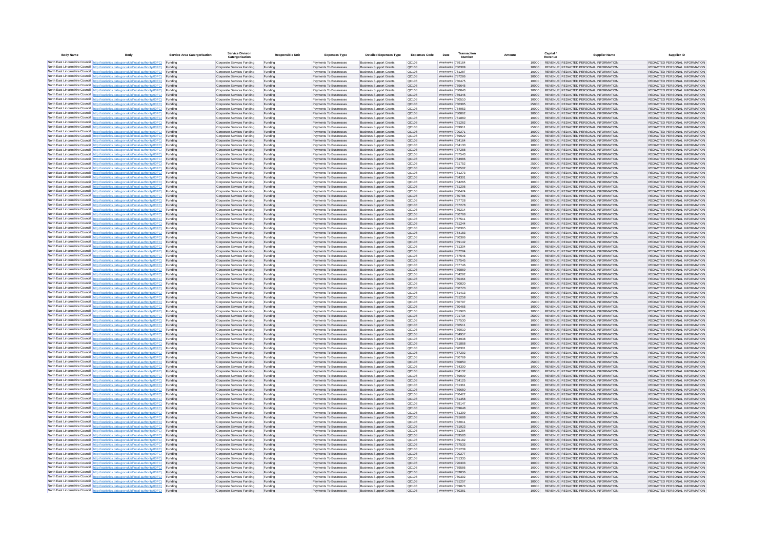| Body Name | Body | Service Area Catergorisation | Service Division Catergorisation | Responsible Unit | Expenses Type | Detailed Expenses Type | Expenses Code | Date | Transaction Number | Amount | Capital / Revenue | Supplier Name | Supplier ID |
|---|---|---|---|---|---|---|---|---|---|---|---|---|---|
| North East Lincolnshire Council | http://statistics.data.gov.uk/id/local-authority/00FC | Funding | Corporate Services Funding | Funding | Payments To Businesses | Business Support Grants | QC108 | ######## | 789164 | 10000 | REVENUE | REDACTED PERSONAL INFORMATION | REDACTED PERSONAL INFORMATION |
| North East Lincolnshire Council | http://statistics.data.gov.uk/id/local-authority/00FC | Funding | Corporate Services Funding | Funding | Payments To Businesses | Business Support Grants | QC108 | ######## | 780389 | 10000 | REVENUE | REDACTED PERSONAL INFORMATION | REDACTED PERSONAL INFORMATION |
| North East Lincolnshire Council | http://statistics.data.gov.uk/id/local-authority/00FC | Funding | Corporate Services Funding | Funding | Payments To Businesses | Business Support Grants | QC108 | ######## | 781287 | 10000 | REVENUE | REDACTED PERSONAL INFORMATION | REDACTED PERSONAL INFORMATION |
| North East Lincolnshire Council | http://statistics.data.gov.uk/id/local-authority/00FC | Funding | Corporate Services Funding | Funding | Payments To Businesses | Business Support Grants | QC108 | ######## | 787286 | 10000 | REVENUE | REDACTED PERSONAL INFORMATION | REDACTED PERSONAL INFORMATION |
| North East Lincolnshire Council | http://statistics.data.gov.uk/id/local-authority/00FC | Funding | Corporate Services Funding | Funding | Payments To Businesses | Business Support Grants | QC108 | ######## | 780475 | 10000 | REVENUE | REDACTED PERSONAL INFORMATION | REDACTED PERSONAL INFORMATION |
| North East Lincolnshire Council | http://statistics.data.gov.uk/id/local-authority/00FC | Funding | Corporate Services Funding | Funding | Payments To Businesses | Business Support Grants | QC108 | ######## | 789645 | 10000 | REVENUE | REDACTED PERSONAL INFORMATION | REDACTED PERSONAL INFORMATION |
| North East Lincolnshire Council | http://statistics.data.gov.uk/id/local-authority/00FC | Funding | Corporate Services Funding | Funding | Payments To Businesses | Business Support Grants | QC108 | ######## | 780843 | 10000 | REVENUE | REDACTED PERSONAL INFORMATION | REDACTED PERSONAL INFORMATION |
| North East Lincolnshire Council | http://statistics.data.gov.uk/id/local-authority/00FC | Funding | Corporate Services Funding | Funding | Payments To Businesses | Business Support Grants | QC108 | ######## | 786346 | 10000 | REVENUE | REDACTED PERSONAL INFORMATION | REDACTED PERSONAL INFORMATION |
| North East Lincolnshire Council | http://statistics.data.gov.uk/id/local-authority/00FC | Funding | Corporate Services Funding | Funding | Payments To Businesses | Business Support Grants | QC108 | ######## | 780510 | 10000 | REVENUE | REDACTED PERSONAL INFORMATION | REDACTED PERSONAL INFORMATION |
| North East Lincolnshire Council | http://statistics.data.gov.uk/id/local-authority/00FC | Funding | Corporate Services Funding | Funding | Payments To Businesses | Business Support Grants | QC108 | ######## | 780385 | 25000 | REVENUE | REDACTED PERSONAL INFORMATION | REDACTED PERSONAL INFORMATION |
| North East Lincolnshire Council | http://statistics.data.gov.uk/id/local-authority/00FC | Funding | Corporate Services Funding | Funding | Payments To Businesses | Business Support Grants | QC108 | ######## | 784953 | 10000 | REVENUE | REDACTED PERSONAL INFORMATION | REDACTED PERSONAL INFORMATION |
| North East Lincolnshire Council | http://statistics.data.gov.uk/id/local-authority/00FC | Funding | Corporate Services Funding | Funding | Payments To Businesses | Business Support Grants | QC108 | ######## | 780862 | 10000 | REVENUE | REDACTED PERSONAL INFORMATION | REDACTED PERSONAL INFORMATION |
| North East Lincolnshire Council | http://statistics.data.gov.uk/id/local-authority/00FC | Funding | Corporate Services Funding | Funding | Payments To Businesses | Business Support Grants | QC108 | ######## | 781860 | 10000 | REVENUE | REDACTED PERSONAL INFORMATION | REDACTED PERSONAL INFORMATION |
| North East Lincolnshire Council | http://statistics.data.gov.uk/id/local-authority/00FC | Funding | Corporate Services Funding | Funding | Payments To Businesses | Business Support Grants | QC108 | ######## | 781262 | 10000 | REVENUE | REDACTED PERSONAL INFORMATION | REDACTED PERSONAL INFORMATION |
| North East Lincolnshire Council | http://statistics.data.gov.uk/id/local-authority/00FC | Funding | Corporate Services Funding | Funding | Payments To Businesses | Business Support Grants | QC108 | ######## | 789911 | 25000 | REVENUE | REDACTED PERSONAL INFORMATION | REDACTED PERSONAL INFORMATION |
| North East Lincolnshire Council | http://statistics.data.gov.uk/id/local-authority/00FC | Funding | Corporate Services Funding | Funding | Payments To Businesses | Business Support Grants | QC108 | ######## | 790271 | 10000 | REVENUE | REDACTED PERSONAL INFORMATION | REDACTED PERSONAL INFORMATION |
| North East Lincolnshire Council | http://statistics.data.gov.uk/id/local-authority/00FC | Funding | Corporate Services Funding | Funding | Payments To Businesses | Business Support Grants | QC108 | ######## | 789929 | 25000 | REVENUE | REDACTED PERSONAL INFORMATION | REDACTED PERSONAL INFORMATION |
| North East Lincolnshire Council | http://statistics.data.gov.uk/id/local-authority/00FC | Funding | Corporate Services Funding | Funding | Payments To Businesses | Business Support Grants | QC108 | ######## | 784164 | 10000 | REVENUE | REDACTED PERSONAL INFORMATION | REDACTED PERSONAL INFORMATION |
| North East Lincolnshire Council | http://statistics.data.gov.uk/id/local-authority/00FC | Funding | Corporate Services Funding | Funding | Payments To Businesses | Business Support Grants | QC108 | ######## | 784130 | 10000 | REVENUE | REDACTED PERSONAL INFORMATION | REDACTED PERSONAL INFORMATION |
| North East Lincolnshire Council | http://statistics.data.gov.uk/id/local-authority/00FC | Funding | Corporate Services Funding | Funding | Payments To Businesses | Business Support Grants | QC108 | ######## | 787288 | 10000 | REVENUE | REDACTED PERSONAL INFORMATION | REDACTED PERSONAL INFORMATION |
| North East Lincolnshire Council | http://statistics.data.gov.uk/id/local-authority/00FC | Funding | Corporate Services Funding | Funding | Payments To Businesses | Business Support Grants | QC108 | ######## | 787543 | 10000 | REVENUE | REDACTED PERSONAL INFORMATION | REDACTED PERSONAL INFORMATION |
| North East Lincolnshire Council | http://statistics.data.gov.uk/id/local-authority/00FC | Funding | Corporate Services Funding | Funding | Payments To Businesses | Business Support Grants | QC108 | ######## | 784986 | 10000 | REVENUE | REDACTED PERSONAL INFORMATION | REDACTED PERSONAL INFORMATION |
| North East Lincolnshire Council | http://statistics.data.gov.uk/id/local-authority/00FC | Funding | Corporate Services Funding | Funding | Payments To Businesses | Business Support Grants | QC108 | ######## | 791752 | 25000 | REVENUE | REDACTED PERSONAL INFORMATION | REDACTED PERSONAL INFORMATION |
| North East Lincolnshire Council | http://statistics.data.gov.uk/id/local-authority/00FC | Funding | Corporate Services Funding | Funding | Payments To Businesses | Business Support Grants | QC108 | ######## | 780502 | 25000 | REVENUE | REDACTED PERSONAL INFORMATION | REDACTED PERSONAL INFORMATION |
| North East Lincolnshire Council | http://statistics.data.gov.uk/id/local-authority/00FC | Funding | Corporate Services Funding | Funding | Payments To Businesses | Business Support Grants | QC108 | ######## | 781273 | 10000 | REVENUE | REDACTED PERSONAL INFORMATION | REDACTED PERSONAL INFORMATION |
| North East Lincolnshire Council | http://statistics.data.gov.uk/id/local-authority/00FC | Funding | Corporate Services Funding | Funding | Payments To Businesses | Business Support Grants | QC108 | ######## | 784301 | 10000 | REVENUE | REDACTED PERSONAL INFORMATION | REDACTED PERSONAL INFORMATION |
| North East Lincolnshire Council | http://statistics.data.gov.uk/id/local-authority/00FC | Funding | Corporate Services Funding | Funding | Payments To Businesses | Business Support Grants | QC108 | ######## | 784265 | 10000 | REVENUE | REDACTED PERSONAL INFORMATION | REDACTED PERSONAL INFORMATION |
| North East Lincolnshire Council | http://statistics.data.gov.uk/id/local-authority/00FC | Funding | Corporate Services Funding | Funding | Payments To Businesses | Business Support Grants | QC108 | ######## | 781206 | 10000 | REVENUE | REDACTED PERSONAL INFORMATION | REDACTED PERSONAL INFORMATION |
| North East Lincolnshire Council | http://statistics.data.gov.uk/id/local-authority/00FC | Funding | Corporate Services Funding | Funding | Payments To Businesses | Business Support Grants | QC108 | ######## | 780474 | 10000 | REVENUE | REDACTED PERSONAL INFORMATION | REDACTED PERSONAL INFORMATION |
| North East Lincolnshire Council | http://statistics.data.gov.uk/id/local-authority/00FC | Funding | Corporate Services Funding | Funding | Payments To Businesses | Business Support Grants | QC108 | ######## | 780786 | 10000 | REVENUE | REDACTED PERSONAL INFORMATION | REDACTED PERSONAL INFORMATION |
| North East Lincolnshire Council | http://statistics.data.gov.uk/id/local-authority/00FC | Funding | Corporate Services Funding | Funding | Payments To Businesses | Business Support Grants | QC108 | ######## | 787728 | 10000 | REVENUE | REDACTED PERSONAL INFORMATION | REDACTED PERSONAL INFORMATION |
| North East Lincolnshire Council | http://statistics.data.gov.uk/id/local-authority/00FC | Funding | Corporate Services Funding | Funding | Payments To Businesses | Business Support Grants | QC108 | ######## | 787278 | 10000 | REVENUE | REDACTED PERSONAL INFORMATION | REDACTED PERSONAL INFORMATION |
| North East Lincolnshire Council | http://statistics.data.gov.uk/id/local-authority/00FC | Funding | Corporate Services Funding | Funding | Payments To Businesses | Business Support Grants | QC108 | ######## | 789214 | 10000 | REVENUE | REDACTED PERSONAL INFORMATION | REDACTED PERSONAL INFORMATION |
| North East Lincolnshire Council | http://statistics.data.gov.uk/id/local-authority/00FC | Funding | Corporate Services Funding | Funding | Payments To Businesses | Business Support Grants | QC108 | ######## | 780768 | 10000 | REVENUE | REDACTED PERSONAL INFORMATION | REDACTED PERSONAL INFORMATION |
| North East Lincolnshire Council | http://statistics.data.gov.uk/id/local-authority/00FC | Funding | Corporate Services Funding | Funding | Payments To Businesses | Business Support Grants | QC108 | ######## | 787511 | 10000 | REVENUE | REDACTED PERSONAL INFORMATION | REDACTED PERSONAL INFORMATION |
| North East Lincolnshire Council | http://statistics.data.gov.uk/id/local-authority/00FC | Funding | Corporate Services Funding | Funding | Payments To Businesses | Business Support Grants | QC108 | ######## | 781244 | 10000 | REVENUE | REDACTED PERSONAL INFORMATION | REDACTED PERSONAL INFORMATION |
| North East Lincolnshire Council | http://statistics.data.gov.uk/id/local-authority/00FC | Funding | Corporate Services Funding | Funding | Payments To Businesses | Business Support Grants | QC108 | ######## | 780365 | 10000 | REVENUE | REDACTED PERSONAL INFORMATION | REDACTED PERSONAL INFORMATION |
| North East Lincolnshire Council | http://statistics.data.gov.uk/id/local-authority/00FC | Funding | Corporate Services Funding | Funding | Payments To Businesses | Business Support Grants | QC108 | ######## | 784183 | 10000 | REVENUE | REDACTED PERSONAL INFORMATION | REDACTED PERSONAL INFORMATION |
| North East Lincolnshire Council | http://statistics.data.gov.uk/id/local-authority/00FC | Funding | Corporate Services Funding | Funding | Payments To Businesses | Business Support Grants | QC108 | ######## | 780386 | 10000 | REVENUE | REDACTED PERSONAL INFORMATION | REDACTED PERSONAL INFORMATION |
| North East Lincolnshire Council | http://statistics.data.gov.uk/id/local-authority/00FC | Funding | Corporate Services Funding | Funding | Payments To Businesses | Business Support Grants | QC108 | ######## | 789142 | 10000 | REVENUE | REDACTED PERSONAL INFORMATION | REDACTED PERSONAL INFORMATION |
| North East Lincolnshire Council | http://statistics.data.gov.uk/id/local-authority/00FC | Funding | Corporate Services Funding | Funding | Payments To Businesses | Business Support Grants | QC108 | ######## | 781304 | 10000 | REVENUE | REDACTED PERSONAL INFORMATION | REDACTED PERSONAL INFORMATION |
| North East Lincolnshire Council | http://statistics.data.gov.uk/id/local-authority/00FC | Funding | Corporate Services Funding | Funding | Payments To Businesses | Business Support Grants | QC108 | ######## | 787284 | 10000 | REVENUE | REDACTED PERSONAL INFORMATION | REDACTED PERSONAL INFORMATION |
| North East Lincolnshire Council | http://statistics.data.gov.uk/id/local-authority/00FC | Funding | Corporate Services Funding | Funding | Payments To Businesses | Business Support Grants | QC108 | ######## | 787546 | 10000 | REVENUE | REDACTED PERSONAL INFORMATION | REDACTED PERSONAL INFORMATION |
| North East Lincolnshire Council | http://statistics.data.gov.uk/id/local-authority/00FC | Funding | Corporate Services Funding | Funding | Payments To Businesses | Business Support Grants | QC108 | ######## | 787545 | 10000 | REVENUE | REDACTED PERSONAL INFORMATION | REDACTED PERSONAL INFORMATION |
| North East Lincolnshire Council | http://statistics.data.gov.uk/id/local-authority/00FC | Funding | Corporate Services Funding | Funding | Payments To Businesses | Business Support Grants | QC108 | ######## | 787746 | 10000 | REVENUE | REDACTED PERSONAL INFORMATION | REDACTED PERSONAL INFORMATION |
| North East Lincolnshire Council | http://statistics.data.gov.uk/id/local-authority/00FC | Funding | Corporate Services Funding | Funding | Payments To Businesses | Business Support Grants | QC108 | ######## | 789869 | 10000 | REVENUE | REDACTED PERSONAL INFORMATION | REDACTED PERSONAL INFORMATION |
| North East Lincolnshire Council | http://statistics.data.gov.uk/id/local-authority/00FC | Funding | Corporate Services Funding | Funding | Payments To Businesses | Business Support Grants | QC108 | ######## | 784292 | 10000 | REVENUE | REDACTED PERSONAL INFORMATION | REDACTED PERSONAL INFORMATION |
| North East Lincolnshire Council | http://statistics.data.gov.uk/id/local-authority/00FC | Funding | Corporate Services Funding | Funding | Payments To Businesses | Business Support Grants | QC108 | ######## | 780464 | 10000 | REVENUE | REDACTED PERSONAL INFORMATION | REDACTED PERSONAL INFORMATION |
| North East Lincolnshire Council | http://statistics.data.gov.uk/id/local-authority/00FC | Funding | Corporate Services Funding | Funding | Payments To Businesses | Business Support Grants | QC108 | ######## | 780820 | 10000 | REVENUE | REDACTED PERSONAL INFORMATION | REDACTED PERSONAL INFORMATION |
| North East Lincolnshire Council | http://statistics.data.gov.uk/id/local-authority/00FC | Funding | Corporate Services Funding | Funding | Payments To Businesses | Business Support Grants | QC108 | ######## | 780770 | 10000 | REVENUE | REDACTED PERSONAL INFORMATION | REDACTED PERSONAL INFORMATION |
| North East Lincolnshire Council | http://statistics.data.gov.uk/id/local-authority/00FC | Funding | Corporate Services Funding | Funding | Payments To Businesses | Business Support Grants | QC108 | ######## | 781413 | 10000 | REVENUE | REDACTED PERSONAL INFORMATION | REDACTED PERSONAL INFORMATION |
| North East Lincolnshire Council | http://statistics.data.gov.uk/id/local-authority/00FC | Funding | Corporate Services Funding | Funding | Payments To Businesses | Business Support Grants | QC108 | ######## | 781258 | 10000 | REVENUE | REDACTED PERSONAL INFORMATION | REDACTED PERSONAL INFORMATION |
| North East Lincolnshire Council | http://statistics.data.gov.uk/id/local-authority/00FC | Funding | Corporate Services Funding | Funding | Payments To Businesses | Business Support Grants | QC108 | ######## | 780797 | 25000 | REVENUE | REDACTED PERSONAL INFORMATION | REDACTED PERSONAL INFORMATION |
| North East Lincolnshire Council | http://statistics.data.gov.uk/id/local-authority/00FC | Funding | Corporate Services Funding | Funding | Payments To Businesses | Business Support Grants | QC108 | ######## | 780465 | 10000 | REVENUE | REDACTED PERSONAL INFORMATION | REDACTED PERSONAL INFORMATION |
| North East Lincolnshire Council | http://statistics.data.gov.uk/id/local-authority/00FC | Funding | Corporate Services Funding | Funding | Payments To Businesses | Business Support Grants | QC108 | ######## | 781920 | 10000 | REVENUE | REDACTED PERSONAL INFORMATION | REDACTED PERSONAL INFORMATION |
| North East Lincolnshire Council | http://statistics.data.gov.uk/id/local-authority/00FC | Funding | Corporate Services Funding | Funding | Payments To Businesses | Business Support Grants | QC108 | ######## | 791734 | 25000 | REVENUE | REDACTED PERSONAL INFORMATION | REDACTED PERSONAL INFORMATION |
| North East Lincolnshire Council | http://statistics.data.gov.uk/id/local-authority/00FC | Funding | Corporate Services Funding | Funding | Payments To Businesses | Business Support Grants | QC108 | ######## | 787530 | 10000 | REVENUE | REDACTED PERSONAL INFORMATION | REDACTED PERSONAL INFORMATION |
| North East Lincolnshire Council | http://statistics.data.gov.uk/id/local-authority/00FC | Funding | Corporate Services Funding | Funding | Payments To Businesses | Business Support Grants | QC108 | ######## | 780511 | 10000 | REVENUE | REDACTED PERSONAL INFORMATION | REDACTED PERSONAL INFORMATION |
| North East Lincolnshire Council | http://statistics.data.gov.uk/id/local-authority/00FC | Funding | Corporate Services Funding | Funding | Payments To Businesses | Business Support Grants | QC108 | ######## | 789010 | 10000 | REVENUE | REDACTED PERSONAL INFORMATION | REDACTED PERSONAL INFORMATION |
| North East Lincolnshire Council | http://statistics.data.gov.uk/id/local-authority/00FC | Funding | Corporate Services Funding | Funding | Payments To Businesses | Business Support Grants | QC108 | ######## | 784957 | 10000 | REVENUE | REDACTED PERSONAL INFORMATION | REDACTED PERSONAL INFORMATION |
| North East Lincolnshire Council | http://statistics.data.gov.uk/id/local-authority/00FC | Funding | Corporate Services Funding | Funding | Payments To Businesses | Business Support Grants | QC108 | ######## | 784938 | 10000 | REVENUE | REDACTED PERSONAL INFORMATION | REDACTED PERSONAL INFORMATION |
| North East Lincolnshire Council | http://statistics.data.gov.uk/id/local-authority/00FC | Funding | Corporate Services Funding | Funding | Payments To Businesses | Business Support Grants | QC108 | ######## | 781868 | 10000 | REVENUE | REDACTED PERSONAL INFORMATION | REDACTED PERSONAL INFORMATION |
| North East Lincolnshire Council | http://statistics.data.gov.uk/id/local-authority/00FC | Funding | Corporate Services Funding | Funding | Payments To Businesses | Business Support Grants | QC108 | ######## | 790301 | 10000 | REVENUE | REDACTED PERSONAL INFORMATION | REDACTED PERSONAL INFORMATION |
| North East Lincolnshire Council | http://statistics.data.gov.uk/id/local-authority/00FC | Funding | Corporate Services Funding | Funding | Payments To Businesses | Business Support Grants | QC108 | ######## | 787292 | 10000 | REVENUE | REDACTED PERSONAL INFORMATION | REDACTED PERSONAL INFORMATION |
| North East Lincolnshire Council | http://statistics.data.gov.uk/id/local-authority/00FC | Funding | Corporate Services Funding | Funding | Payments To Businesses | Business Support Grants | QC108 | ######## | 780769 | 10000 | REVENUE | REDACTED PERSONAL INFORMATION | REDACTED PERSONAL INFORMATION |
| North East Lincolnshire Council | http://statistics.data.gov.uk/id/local-authority/00FC | Funding | Corporate Services Funding | Funding | Payments To Businesses | Business Support Grants | QC108 | ######## | 780850 | 25000 | REVENUE | REDACTED PERSONAL INFORMATION | REDACTED PERSONAL INFORMATION |
| North East Lincolnshire Council | http://statistics.data.gov.uk/id/local-authority/00FC | Funding | Corporate Services Funding | Funding | Payments To Businesses | Business Support Grants | QC108 | ######## | 784300 | 10000 | REVENUE | REDACTED PERSONAL INFORMATION | REDACTED PERSONAL INFORMATION |
| North East Lincolnshire Council | http://statistics.data.gov.uk/id/local-authority/00FC | Funding | Corporate Services Funding | Funding | Payments To Businesses | Business Support Grants | QC108 | ######## | 784132 | 10000 | REVENUE | REDACTED PERSONAL INFORMATION | REDACTED PERSONAL INFORMATION |
| North East Lincolnshire Council | http://statistics.data.gov.uk/id/local-authority/00FC | Funding | Corporate Services Funding | Funding | Payments To Businesses | Business Support Grants | QC108 | ######## | 789909 | 10000 | REVENUE | REDACTED PERSONAL INFORMATION | REDACTED PERSONAL INFORMATION |
| North East Lincolnshire Council | http://statistics.data.gov.uk/id/local-authority/00FC | Funding | Corporate Services Funding | Funding | Payments To Businesses | Business Support Grants | QC108 | ######## | 784125 | 10000 | REVENUE | REDACTED PERSONAL INFORMATION | REDACTED PERSONAL INFORMATION |
| North East Lincolnshire Council | http://statistics.data.gov.uk/id/local-authority/00FC | Funding | Corporate Services Funding | Funding | Payments To Businesses | Business Support Grants | QC108 | ######## | 781361 | 10000 | REVENUE | REDACTED PERSONAL INFORMATION | REDACTED PERSONAL INFORMATION |
| North East Lincolnshire Council | http://statistics.data.gov.uk/id/local-authority/00FC | Funding | Corporate Services Funding | Funding | Payments To Businesses | Business Support Grants | QC108 | ######## | 789650 | 10000 | REVENUE | REDACTED PERSONAL INFORMATION | REDACTED PERSONAL INFORMATION |
| North East Lincolnshire Council | http://statistics.data.gov.uk/id/local-authority/00FC | Funding | Corporate Services Funding | Funding | Payments To Businesses | Business Support Grants | QC108 | ######## | 780422 | 10000 | REVENUE | REDACTED PERSONAL INFORMATION | REDACTED PERSONAL INFORMATION |
| North East Lincolnshire Council | http://statistics.data.gov.uk/id/local-authority/00FC | Funding | Corporate Services Funding | Funding | Payments To Businesses | Business Support Grants | QC108 | ######## | 781358 | 10000 | REVENUE | REDACTED PERSONAL INFORMATION | REDACTED PERSONAL INFORMATION |
| North East Lincolnshire Council | http://statistics.data.gov.uk/id/local-authority/00FC | Funding | Corporate Services Funding | Funding | Payments To Businesses | Business Support Grants | QC108 | ######## | 789147 | 10000 | REVENUE | REDACTED PERSONAL INFORMATION | REDACTED PERSONAL INFORMATION |
| North East Lincolnshire Council | http://statistics.data.gov.uk/id/local-authority/00FC | Funding | Corporate Services Funding | Funding | Payments To Businesses | Business Support Grants | QC108 | ######## | 789648 | 10000 | REVENUE | REDACTED PERSONAL INFORMATION | REDACTED PERSONAL INFORMATION |
| North East Lincolnshire Council | http://statistics.data.gov.uk/id/local-authority/00FC | Funding | Corporate Services Funding | Funding | Payments To Businesses | Business Support Grants | QC108 | ######## | 781399 | 10000 | REVENUE | REDACTED PERSONAL INFORMATION | REDACTED PERSONAL INFORMATION |
| North East Lincolnshire Council | http://statistics.data.gov.uk/id/local-authority/00FC | Funding | Corporate Services Funding | Funding | Payments To Businesses | Business Support Grants | QC108 | ######## | 791888 | 10000 | REVENUE | REDACTED PERSONAL INFORMATION | REDACTED PERSONAL INFORMATION |
| North East Lincolnshire Council | http://statistics.data.gov.uk/id/local-authority/00FC | Funding | Corporate Services Funding | Funding | Payments To Businesses | Business Support Grants | QC108 | ######## | 782011 | 10000 | REVENUE | REDACTED PERSONAL INFORMATION | REDACTED PERSONAL INFORMATION |
| North East Lincolnshire Council | http://statistics.data.gov.uk/id/local-authority/00FC | Funding | Corporate Services Funding | Funding | Payments To Businesses | Business Support Grants | QC108 | ######## | 781923 | 10000 | REVENUE | REDACTED PERSONAL INFORMATION | REDACTED PERSONAL INFORMATION |
| North East Lincolnshire Council | http://statistics.data.gov.uk/id/local-authority/00FC | Funding | Corporate Services Funding | Funding | Payments To Businesses | Business Support Grants | QC108 | ######## | 781284 | 10000 | REVENUE | REDACTED PERSONAL INFORMATION | REDACTED PERSONAL INFORMATION |
| North East Lincolnshire Council | http://statistics.data.gov.uk/id/local-authority/00FC | Funding | Corporate Services Funding | Funding | Payments To Businesses | Business Support Grants | QC108 | ######## | 789583 | 10000 | REVENUE | REDACTED PERSONAL INFORMATION | REDACTED PERSONAL INFORMATION |
| North East Lincolnshire Council | http://statistics.data.gov.uk/id/local-authority/00FC | Funding | Corporate Services Funding | Funding | Payments To Businesses | Business Support Grants | QC108 | ######## | 789182 | 10000 | REVENUE | REDACTED PERSONAL INFORMATION | REDACTED PERSONAL INFORMATION |
| North East Lincolnshire Council | http://statistics.data.gov.uk/id/local-authority/00FC | Funding | Corporate Services Funding | Funding | Payments To Businesses | Business Support Grants | QC108 | ######## | 787533 | 10000 | REVENUE | REDACTED PERSONAL INFORMATION | REDACTED PERSONAL INFORMATION |
| North East Lincolnshire Council | http://statistics.data.gov.uk/id/local-authority/00FC | Funding | Corporate Services Funding | Funding | Payments To Businesses | Business Support Grants | QC108 | ######## | 781239 | 10000 | REVENUE | REDACTED PERSONAL INFORMATION | REDACTED PERSONAL INFORMATION |
| North East Lincolnshire Council | http://statistics.data.gov.uk/id/local-authority/00FC | Funding | Corporate Services Funding | Funding | Payments To Businesses | Business Support Grants | QC108 | ######## | 790277 | 10000 | REVENUE | REDACTED PERSONAL INFORMATION | REDACTED PERSONAL INFORMATION |
| North East Lincolnshire Council | http://statistics.data.gov.uk/id/local-authority/00FC | Funding | Corporate Services Funding | Funding | Payments To Businesses | Business Support Grants | QC108 | ######## | 781335 | 10000 | REVENUE | REDACTED PERSONAL INFORMATION | REDACTED PERSONAL INFORMATION |
| North East Lincolnshire Council | http://statistics.data.gov.uk/id/local-authority/00FC | Funding | Corporate Services Funding | Funding | Payments To Businesses | Business Support Grants | QC108 | ######## | 790303 | 10000 | REVENUE | REDACTED PERSONAL INFORMATION | REDACTED PERSONAL INFORMATION |
| North East Lincolnshire Council | http://statistics.data.gov.uk/id/local-authority/00FC | Funding | Corporate Services Funding | Funding | Payments To Businesses | Business Support Grants | QC108 | ######## | 789586 | 10000 | REVENUE | REDACTED PERSONAL INFORMATION | REDACTED PERSONAL INFORMATION |
| North East Lincolnshire Council | http://statistics.data.gov.uk/id/local-authority/00FC | Funding | Corporate Services Funding | Funding | Payments To Businesses | Business Support Grants | QC108 | ######## | 783836 | 10000 | REVENUE | REDACTED PERSONAL INFORMATION | REDACTED PERSONAL INFORMATION |
| North East Lincolnshire Council | http://statistics.data.gov.uk/id/local-authority/00FC | Funding | Corporate Services Funding | Funding | Payments To Businesses | Business Support Grants | QC108 | ######## | 780392 | 10000 | REVENUE | REDACTED PERSONAL INFORMATION | REDACTED PERSONAL INFORMATION |
| North East Lincolnshire Council | http://statistics.data.gov.uk/id/local-authority/00FC | Funding | Corporate Services Funding | Funding | Payments To Businesses | Business Support Grants | QC108 | ######## | 781257 | 10000 | REVENUE | REDACTED PERSONAL INFORMATION | REDACTED PERSONAL INFORMATION |
| North East Lincolnshire Council | http://statistics.data.gov.uk/id/local-authority/00FC | Funding | Corporate Services Funding | Funding | Payments To Businesses | Business Support Grants | QC108 | ######## | 789873 | 10000 | REVENUE | REDACTED PERSONAL INFORMATION | REDACTED PERSONAL INFORMATION |
| North East Lincolnshire Council | http://statistics.data.gov.uk/id/local-authority/00FC | Funding | Corporate Services Funding | Funding | Payments To Businesses | Business Support Grants | QC108 | ######## | 780361 | 10000 | REVENUE | REDACTED PERSONAL INFORMATION | REDACTED PERSONAL INFORMATION |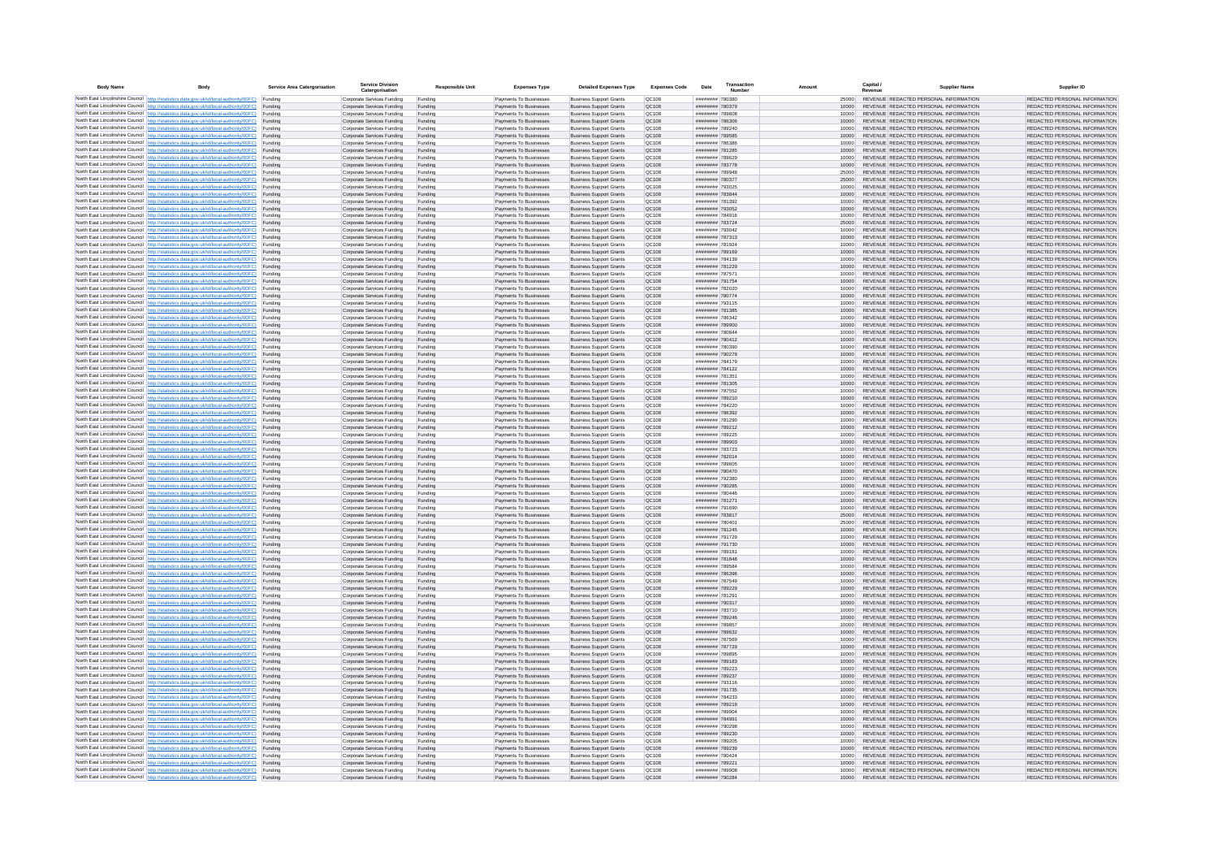| Body Name | Body | Service Area Catergorisation | Service Division Catergorisation | Responsible Unit | Expenses Type | Detailed Expenses Type | Expenses Code | Date | Transaction Number | Amount | Capital / Revenue | Supplier Name | Supplier ID |
|---|---|---|---|---|---|---|---|---|---|---|---|---|---|
| North East Lincolnshire Council | http://statistics.data.gov.uk/id/local-authority/00FC | Funding | Corporate Services Funding | Funding | Payments To Businesses | Business Support Grants | QC108 | ######## | 780380 | 25000 | REVENUE | REDACTED PERSONAL INFORMATION | REDACTED PERSONAL INFORMATION |
| North East Lincolnshire Council | http://statistics.data.gov.uk/id/local-authority/00FC | Funding | Corporate Services Funding | Funding | Payments To Businesses | Business Support Grants | QC108 | ######## | 780379 | 10000 | REVENUE | REDACTED PERSONAL INFORMATION | REDACTED PERSONAL INFORMATION |
| North East Lincolnshire Council | http://statistics.data.gov.uk/id/local-authority/00FC | Funding | Corporate Services Funding | Funding | Payments To Businesses | Business Support Grants | QC108 | ######## | 789608 | 10000 | REVENUE | REDACTED PERSONAL INFORMATION | REDACTED PERSONAL INFORMATION |
| North East Lincolnshire Council | http://statistics.data.gov.uk/id/local-authority/00FC | Funding | Corporate Services Funding | Funding | Payments To Businesses | Business Support Grants | QC108 | ######## | 786306 | 10000 | REVENUE | REDACTED PERSONAL INFORMATION | REDACTED PERSONAL INFORMATION |
| North East Lincolnshire Council | http://statistics.data.gov.uk/id/local-authority/00FC | Funding | Corporate Services Funding | Funding | Payments To Businesses | Business Support Grants | QC108 | ######## | 789240 | 10000 | REVENUE | REDACTED PERSONAL INFORMATION | REDACTED PERSONAL INFORMATION |
| North East Lincolnshire Council | http://statistics.data.gov.uk/id/local-authority/00FC | Funding | Corporate Services Funding | Funding | Payments To Businesses | Business Support Grants | QC108 | ######## | 789585 | 10000 | REVENUE | REDACTED PERSONAL INFORMATION | REDACTED PERSONAL INFORMATION |
| North East Lincolnshire Council | http://statistics.data.gov.uk/id/local-authority/00FC | Funding | Corporate Services Funding | Funding | Payments To Businesses | Business Support Grants | QC108 | ######## | 786386 | 10000 | REVENUE | REDACTED PERSONAL INFORMATION | REDACTED PERSONAL INFORMATION |
| North East Lincolnshire Council | http://statistics.data.gov.uk/id/local-authority/00FC | Funding | Corporate Services Funding | Funding | Payments To Businesses | Business Support Grants | QC108 | ######## | 781285 | 10000 | REVENUE | REDACTED PERSONAL INFORMATION | REDACTED PERSONAL INFORMATION |
| North East Lincolnshire Council | http://statistics.data.gov.uk/id/local-authority/00FC | Funding | Corporate Services Funding | Funding | Payments To Businesses | Business Support Grants | QC108 | ######## | 789629 | 10000 | REVENUE | REDACTED PERSONAL INFORMATION | REDACTED PERSONAL INFORMATION |
| North East Lincolnshire Council | http://statistics.data.gov.uk/id/local-authority/00FC | Funding | Corporate Services Funding | Funding | Payments To Businesses | Business Support Grants | QC108 | ######## | 783778 | 10000 | REVENUE | REDACTED PERSONAL INFORMATION | REDACTED PERSONAL INFORMATION |
| North East Lincolnshire Council | http://statistics.data.gov.uk/id/local-authority/00FC | Funding | Corporate Services Funding | Funding | Payments To Businesses | Business Support Grants | QC108 | ######## | 789948 | 25000 | REVENUE | REDACTED PERSONAL INFORMATION | REDACTED PERSONAL INFORMATION |
| North East Lincolnshire Council | http://statistics.data.gov.uk/id/local-authority/00FC | Funding | Corporate Services Funding | Funding | Payments To Businesses | Business Support Grants | QC108 | ######## | 780377 | 25000 | REVENUE | REDACTED PERSONAL INFORMATION | REDACTED PERSONAL INFORMATION |
| North East Lincolnshire Council | http://statistics.data.gov.uk/id/local-authority/00FC | Funding | Corporate Services Funding | Funding | Payments To Businesses | Business Support Grants | QC108 | ######## | 793025 | 10000 | REVENUE | REDACTED PERSONAL INFORMATION | REDACTED PERSONAL INFORMATION |
| North East Lincolnshire Council | http://statistics.data.gov.uk/id/local-authority/00FC | Funding | Corporate Services Funding | Funding | Payments To Businesses | Business Support Grants | QC108 | ######## | 783844 | 10000 | REVENUE | REDACTED PERSONAL INFORMATION | REDACTED PERSONAL INFORMATION |
| North East Lincolnshire Council | http://statistics.data.gov.uk/id/local-authority/00FC | Funding | Corporate Services Funding | Funding | Payments To Businesses | Business Support Grants | QC108 | ######## | 781392 | 10000 | REVENUE | REDACTED PERSONAL INFORMATION | REDACTED PERSONAL INFORMATION |
| North East Lincolnshire Council | http://statistics.data.gov.uk/id/local-authority/00FC | Funding | Corporate Services Funding | Funding | Payments To Businesses | Business Support Grants | QC108 | ######## | 793052 | 10000 | REVENUE | REDACTED PERSONAL INFORMATION | REDACTED PERSONAL INFORMATION |
| North East Lincolnshire Council | http://statistics.data.gov.uk/id/local-authority/00FC | Funding | Corporate Services Funding | Funding | Payments To Businesses | Business Support Grants | QC108 | ######## | 784916 | 10000 | REVENUE | REDACTED PERSONAL INFORMATION | REDACTED PERSONAL INFORMATION |
| North East Lincolnshire Council | http://statistics.data.gov.uk/id/local-authority/00FC | Funding | Corporate Services Funding | Funding | Payments To Businesses | Business Support Grants | QC108 | ######## | 783724 | 25000 | REVENUE | REDACTED PERSONAL INFORMATION | REDACTED PERSONAL INFORMATION |
| North East Lincolnshire Council | http://statistics.data.gov.uk/id/local-authority/00FC | Funding | Corporate Services Funding | Funding | Payments To Businesses | Business Support Grants | QC108 | ######## | 793042 | 10000 | REVENUE | REDACTED PERSONAL INFORMATION | REDACTED PERSONAL INFORMATION |
| North East Lincolnshire Council | http://statistics.data.gov.uk/id/local-authority/00FC | Funding | Corporate Services Funding | Funding | Payments To Businesses | Business Support Grants | QC108 | ######## | 787313 | 10000 | REVENUE | REDACTED PERSONAL INFORMATION | REDACTED PERSONAL INFORMATION |
| North East Lincolnshire Council | http://statistics.data.gov.uk/id/local-authority/00FC | Funding | Corporate Services Funding | Funding | Payments To Businesses | Business Support Grants | QC108 | ######## | 781924 | 10000 | REVENUE | REDACTED PERSONAL INFORMATION | REDACTED PERSONAL INFORMATION |
| North East Lincolnshire Council | http://statistics.data.gov.uk/id/local-authority/00FC | Funding | Corporate Services Funding | Funding | Payments To Businesses | Business Support Grants | QC108 | ######## | 789169 | 10000 | REVENUE | REDACTED PERSONAL INFORMATION | REDACTED PERSONAL INFORMATION |
| North East Lincolnshire Council | http://statistics.data.gov.uk/id/local-authority/00FC | Funding | Corporate Services Funding | Funding | Payments To Businesses | Business Support Grants | QC108 | ######## | 784139 | 10000 | REVENUE | REDACTED PERSONAL INFORMATION | REDACTED PERSONAL INFORMATION |
| North East Lincolnshire Council | http://statistics.data.gov.uk/id/local-authority/00FC | Funding | Corporate Services Funding | Funding | Payments To Businesses | Business Support Grants | QC108 | ######## | 781229 | 10000 | REVENUE | REDACTED PERSONAL INFORMATION | REDACTED PERSONAL INFORMATION |
| North East Lincolnshire Council | http://statistics.data.gov.uk/id/local-authority/00FC | Funding | Corporate Services Funding | Funding | Payments To Businesses | Business Support Grants | QC108 | ######## | 787571 | 10000 | REVENUE | REDACTED PERSONAL INFORMATION | REDACTED PERSONAL INFORMATION |
| North East Lincolnshire Council | http://statistics.data.gov.uk/id/local-authority/00FC | Funding | Corporate Services Funding | Funding | Payments To Businesses | Business Support Grants | QC108 | ######## | 791754 | 10000 | REVENUE | REDACTED PERSONAL INFORMATION | REDACTED PERSONAL INFORMATION |
| North East Lincolnshire Council | http://statistics.data.gov.uk/id/local-authority/00FC | Funding | Corporate Services Funding | Funding | Payments To Businesses | Business Support Grants | QC108 | ######## | 782020 | 10000 | REVENUE | REDACTED PERSONAL INFORMATION | REDACTED PERSONAL INFORMATION |
| North East Lincolnshire Council | http://statistics.data.gov.uk/id/local-authority/00FC | Funding | Corporate Services Funding | Funding | Payments To Businesses | Business Support Grants | QC108 | ######## | 780774 | 10000 | REVENUE | REDACTED PERSONAL INFORMATION | REDACTED PERSONAL INFORMATION |
| North East Lincolnshire Council | http://statistics.data.gov.uk/id/local-authority/00FC | Funding | Corporate Services Funding | Funding | Payments To Businesses | Business Support Grants | QC108 | ######## | 793115 | 10000 | REVENUE | REDACTED PERSONAL INFORMATION | REDACTED PERSONAL INFORMATION |
| North East Lincolnshire Council | http://statistics.data.gov.uk/id/local-authority/00FC | Funding | Corporate Services Funding | Funding | Payments To Businesses | Business Support Grants | QC108 | ######## | 781385 | 10000 | REVENUE | REDACTED PERSONAL INFORMATION | REDACTED PERSONAL INFORMATION |
| North East Lincolnshire Council | http://statistics.data.gov.uk/id/local-authority/00FC | Funding | Corporate Services Funding | Funding | Payments To Businesses | Business Support Grants | QC108 | ######## | 786342 | 10000 | REVENUE | REDACTED PERSONAL INFORMATION | REDACTED PERSONAL INFORMATION |
| North East Lincolnshire Council | http://statistics.data.gov.uk/id/local-authority/00FC | Funding | Corporate Services Funding | Funding | Payments To Businesses | Business Support Grants | QC108 | ######## | 789900 | 10000 | REVENUE | REDACTED PERSONAL INFORMATION | REDACTED PERSONAL INFORMATION |
| North East Lincolnshire Council | http://statistics.data.gov.uk/id/local-authority/00FC | Funding | Corporate Services Funding | Funding | Payments To Businesses | Business Support Grants | QC108 | ######## | 780844 | 10000 | REVENUE | REDACTED PERSONAL INFORMATION | REDACTED PERSONAL INFORMATION |
| North East Lincolnshire Council | http://statistics.data.gov.uk/id/local-authority/00FC | Funding | Corporate Services Funding | Funding | Payments To Businesses | Business Support Grants | QC108 | ######## | 780412 | 10000 | REVENUE | REDACTED PERSONAL INFORMATION | REDACTED PERSONAL INFORMATION |
| North East Lincolnshire Council | http://statistics.data.gov.uk/id/local-authority/00FC | Funding | Corporate Services Funding | Funding | Payments To Businesses | Business Support Grants | QC108 | ######## | 780390 | 10000 | REVENUE | REDACTED PERSONAL INFORMATION | REDACTED PERSONAL INFORMATION |
| North East Lincolnshire Council | http://statistics.data.gov.uk/id/local-authority/00FC | Funding | Corporate Services Funding | Funding | Payments To Businesses | Business Support Grants | QC108 | ######## | 790279 | 10000 | REVENUE | REDACTED PERSONAL INFORMATION | REDACTED PERSONAL INFORMATION |
| North East Lincolnshire Council | http://statistics.data.gov.uk/id/local-authority/00FC | Funding | Corporate Services Funding | Funding | Payments To Businesses | Business Support Grants | QC108 | ######## | 784179 | 10000 | REVENUE | REDACTED PERSONAL INFORMATION | REDACTED PERSONAL INFORMATION |
| North East Lincolnshire Council | http://statistics.data.gov.uk/id/local-authority/00FC | Funding | Corporate Services Funding | Funding | Payments To Businesses | Business Support Grants | QC108 | ######## | 784122 | 10000 | REVENUE | REDACTED PERSONAL INFORMATION | REDACTED PERSONAL INFORMATION |
| North East Lincolnshire Council | http://statistics.data.gov.uk/id/local-authority/00FC | Funding | Corporate Services Funding | Funding | Payments To Businesses | Business Support Grants | QC108 | ######## | 781351 | 10000 | REVENUE | REDACTED PERSONAL INFORMATION | REDACTED PERSONAL INFORMATION |
| North East Lincolnshire Council | http://statistics.data.gov.uk/id/local-authority/00FC | Funding | Corporate Services Funding | Funding | Payments To Businesses | Business Support Grants | QC108 | ######## | 781305 | 10000 | REVENUE | REDACTED PERSONAL INFORMATION | REDACTED PERSONAL INFORMATION |
| North East Lincolnshire Council | http://statistics.data.gov.uk/id/local-authority/00FC | Funding | Corporate Services Funding | Funding | Payments To Businesses | Business Support Grants | QC108 | ######## | 787552 | 10000 | REVENUE | REDACTED PERSONAL INFORMATION | REDACTED PERSONAL INFORMATION |
| North East Lincolnshire Council | http://statistics.data.gov.uk/id/local-authority/00FC | Funding | Corporate Services Funding | Funding | Payments To Businesses | Business Support Grants | QC108 | ######## | 789210 | 10000 | REVENUE | REDACTED PERSONAL INFORMATION | REDACTED PERSONAL INFORMATION |
| North East Lincolnshire Council | http://statistics.data.gov.uk/id/local-authority/00FC | Funding | Corporate Services Funding | Funding | Payments To Businesses | Business Support Grants | QC108 | ######## | 784220 | 10000 | REVENUE | REDACTED PERSONAL INFORMATION | REDACTED PERSONAL INFORMATION |
| North East Lincolnshire Council | http://statistics.data.gov.uk/id/local-authority/00FC | Funding | Corporate Services Funding | Funding | Payments To Businesses | Business Support Grants | QC108 | ######## | 786392 | 10000 | REVENUE | REDACTED PERSONAL INFORMATION | REDACTED PERSONAL INFORMATION |
| North East Lincolnshire Council | http://statistics.data.gov.uk/id/local-authority/00FC | Funding | Corporate Services Funding | Funding | Payments To Businesses | Business Support Grants | QC108 | ######## | 781290 | 10000 | REVENUE | REDACTED PERSONAL INFORMATION | REDACTED PERSONAL INFORMATION |
| North East Lincolnshire Council | http://statistics.data.gov.uk/id/local-authority/00FC | Funding | Corporate Services Funding | Funding | Payments To Businesses | Business Support Grants | QC108 | ######## | 789212 | 10000 | REVENUE | REDACTED PERSONAL INFORMATION | REDACTED PERSONAL INFORMATION |
| North East Lincolnshire Council | http://statistics.data.gov.uk/id/local-authority/00FC | Funding | Corporate Services Funding | Funding | Payments To Businesses | Business Support Grants | QC108 | ######## | 789225 | 10000 | REVENUE | REDACTED PERSONAL INFORMATION | REDACTED PERSONAL INFORMATION |
| North East Lincolnshire Council | http://statistics.data.gov.uk/id/local-authority/00FC | Funding | Corporate Services Funding | Funding | Payments To Businesses | Business Support Grants | QC108 | ######## | 789903 | 10000 | REVENUE | REDACTED PERSONAL INFORMATION | REDACTED PERSONAL INFORMATION |
| North East Lincolnshire Council | http://statistics.data.gov.uk/id/local-authority/00FC | Funding | Corporate Services Funding | Funding | Payments To Businesses | Business Support Grants | QC108 | ######## | 783723 | 10000 | REVENUE | REDACTED PERSONAL INFORMATION | REDACTED PERSONAL INFORMATION |
| North East Lincolnshire Council | http://statistics.data.gov.uk/id/local-authority/00FC | Funding | Corporate Services Funding | Funding | Payments To Businesses | Business Support Grants | QC108 | ######## | 782014 | 10000 | REVENUE | REDACTED PERSONAL INFORMATION | REDACTED PERSONAL INFORMATION |
| North East Lincolnshire Council | http://statistics.data.gov.uk/id/local-authority/00FC | Funding | Corporate Services Funding | Funding | Payments To Businesses | Business Support Grants | QC108 | ######## | 789605 | 10000 | REVENUE | REDACTED PERSONAL INFORMATION | REDACTED PERSONAL INFORMATION |
| North East Lincolnshire Council | http://statistics.data.gov.uk/id/local-authority/00FC | Funding | Corporate Services Funding | Funding | Payments To Businesses | Business Support Grants | QC108 | ######## | 780470 | 10000 | REVENUE | REDACTED PERSONAL INFORMATION | REDACTED PERSONAL INFORMATION |
| North East Lincolnshire Council | http://statistics.data.gov.uk/id/local-authority/00FC | Funding | Corporate Services Funding | Funding | Payments To Businesses | Business Support Grants | QC108 | ######## | 792380 | 10000 | REVENUE | REDACTED PERSONAL INFORMATION | REDACTED PERSONAL INFORMATION |
| North East Lincolnshire Council | http://statistics.data.gov.uk/id/local-authority/00FC | Funding | Corporate Services Funding | Funding | Payments To Businesses | Business Support Grants | QC108 | ######## | 790285 | 10000 | REVENUE | REDACTED PERSONAL INFORMATION | REDACTED PERSONAL INFORMATION |
| North East Lincolnshire Council | http://statistics.data.gov.uk/id/local-authority/00FC | Funding | Corporate Services Funding | Funding | Payments To Businesses | Business Support Grants | QC108 | ######## | 780446 | 10000 | REVENUE | REDACTED PERSONAL INFORMATION | REDACTED PERSONAL INFORMATION |
| North East Lincolnshire Council | http://statistics.data.gov.uk/id/local-authority/00FC | Funding | Corporate Services Funding | Funding | Payments To Businesses | Business Support Grants | QC108 | ######## | 781271 | 10000 | REVENUE | REDACTED PERSONAL INFORMATION | REDACTED PERSONAL INFORMATION |
| North East Lincolnshire Council | http://statistics.data.gov.uk/id/local-authority/00FC | Funding | Corporate Services Funding | Funding | Payments To Businesses | Business Support Grants | QC108 | ######## | 791690 | 10000 | REVENUE | REDACTED PERSONAL INFORMATION | REDACTED PERSONAL INFORMATION |
| North East Lincolnshire Council | http://statistics.data.gov.uk/id/local-authority/00FC | Funding | Corporate Services Funding | Funding | Payments To Businesses | Business Support Grants | QC108 | ######## | 783817 | 25000 | REVENUE | REDACTED PERSONAL INFORMATION | REDACTED PERSONAL INFORMATION |
| North East Lincolnshire Council | http://statistics.data.gov.uk/id/local-authority/00FC | Funding | Corporate Services Funding | Funding | Payments To Businesses | Business Support Grants | QC108 | ######## | 780401 | 25000 | REVENUE | REDACTED PERSONAL INFORMATION | REDACTED PERSONAL INFORMATION |
| North East Lincolnshire Council | http://statistics.data.gov.uk/id/local-authority/00FC | Funding | Corporate Services Funding | Funding | Payments To Businesses | Business Support Grants | QC108 | ######## | 781245 | 10000 | REVENUE | REDACTED PERSONAL INFORMATION | REDACTED PERSONAL INFORMATION |
| North East Lincolnshire Council | http://statistics.data.gov.uk/id/local-authority/00FC | Funding | Corporate Services Funding | Funding | Payments To Businesses | Business Support Grants | QC108 | ######## | 791729 | 10000 | REVENUE | REDACTED PERSONAL INFORMATION | REDACTED PERSONAL INFORMATION |
| North East Lincolnshire Council | http://statistics.data.gov.uk/id/local-authority/00FC | Funding | Corporate Services Funding | Funding | Payments To Businesses | Business Support Grants | QC108 | ######## | 791730 | 10000 | REVENUE | REDACTED PERSONAL INFORMATION | REDACTED PERSONAL INFORMATION |
| North East Lincolnshire Council | http://statistics.data.gov.uk/id/local-authority/00FC | Funding | Corporate Services Funding | Funding | Payments To Businesses | Business Support Grants | QC108 | ######## | 789181 | 10000 | REVENUE | REDACTED PERSONAL INFORMATION | REDACTED PERSONAL INFORMATION |
| North East Lincolnshire Council | http://statistics.data.gov.uk/id/local-authority/00FC | Funding | Corporate Services Funding | Funding | Payments To Businesses | Business Support Grants | QC108 | ######## | 781848 | 10000 | REVENUE | REDACTED PERSONAL INFORMATION | REDACTED PERSONAL INFORMATION |
| North East Lincolnshire Council | http://statistics.data.gov.uk/id/local-authority/00FC | Funding | Corporate Services Funding | Funding | Payments To Businesses | Business Support Grants | QC108 | ######## | 789584 | 10000 | REVENUE | REDACTED PERSONAL INFORMATION | REDACTED PERSONAL INFORMATION |
| North East Lincolnshire Council | http://statistics.data.gov.uk/id/local-authority/00FC | Funding | Corporate Services Funding | Funding | Payments To Businesses | Business Support Grants | QC108 | ######## | 786396 | 10000 | REVENUE | REDACTED PERSONAL INFORMATION | REDACTED PERSONAL INFORMATION |
| North East Lincolnshire Council | http://statistics.data.gov.uk/id/local-authority/00FC | Funding | Corporate Services Funding | Funding | Payments To Businesses | Business Support Grants | QC108 | ######## | 787549 | 10000 | REVENUE | REDACTED PERSONAL INFORMATION | REDACTED PERSONAL INFORMATION |
| North East Lincolnshire Council | http://statistics.data.gov.uk/id/local-authority/00FC | Funding | Corporate Services Funding | Funding | Payments To Businesses | Business Support Grants | QC108 | ######## | 789229 | 10000 | REVENUE | REDACTED PERSONAL INFORMATION | REDACTED PERSONAL INFORMATION |
| North East Lincolnshire Council | http://statistics.data.gov.uk/id/local-authority/00FC | Funding | Corporate Services Funding | Funding | Payments To Businesses | Business Support Grants | QC108 | ######## | 781291 | 10000 | REVENUE | REDACTED PERSONAL INFORMATION | REDACTED PERSONAL INFORMATION |
| North East Lincolnshire Council | http://statistics.data.gov.uk/id/local-authority/00FC | Funding | Corporate Services Funding | Funding | Payments To Businesses | Business Support Grants | QC108 | ######## | 790317 | 10000 | REVENUE | REDACTED PERSONAL INFORMATION | REDACTED PERSONAL INFORMATION |
| North East Lincolnshire Council | http://statistics.data.gov.uk/id/local-authority/00FC | Funding | Corporate Services Funding | Funding | Payments To Businesses | Business Support Grants | QC108 | ######## | 783710 | 10000 | REVENUE | REDACTED PERSONAL INFORMATION | REDACTED PERSONAL INFORMATION |
| North East Lincolnshire Council | http://statistics.data.gov.uk/id/local-authority/00FC | Funding | Corporate Services Funding | Funding | Payments To Businesses | Business Support Grants | QC108 | ######## | 789246 | 10000 | REVENUE | REDACTED PERSONAL INFORMATION | REDACTED PERSONAL INFORMATION |
| North East Lincolnshire Council | http://statistics.data.gov.uk/id/local-authority/00FC | Funding | Corporate Services Funding | Funding | Payments To Businesses | Business Support Grants | QC108 | ######## | 789857 | 10000 | REVENUE | REDACTED PERSONAL INFORMATION | REDACTED PERSONAL INFORMATION |
| North East Lincolnshire Council | http://statistics.data.gov.uk/id/local-authority/00FC | Funding | Corporate Services Funding | Funding | Payments To Businesses | Business Support Grants | QC108 | ######## | 789632 | 10000 | REVENUE | REDACTED PERSONAL INFORMATION | REDACTED PERSONAL INFORMATION |
| North East Lincolnshire Council | http://statistics.data.gov.uk/id/local-authority/00FC | Funding | Corporate Services Funding | Funding | Payments To Businesses | Business Support Grants | QC108 | ######## | 787569 | 10000 | REVENUE | REDACTED PERSONAL INFORMATION | REDACTED PERSONAL INFORMATION |
| North East Lincolnshire Council | http://statistics.data.gov.uk/id/local-authority/00FC | Funding | Corporate Services Funding | Funding | Payments To Businesses | Business Support Grants | QC108 | ######## | 787729 | 10000 | REVENUE | REDACTED PERSONAL INFORMATION | REDACTED PERSONAL INFORMATION |
| North East Lincolnshire Council | http://statistics.data.gov.uk/id/local-authority/00FC | Funding | Corporate Services Funding | Funding | Payments To Businesses | Business Support Grants | QC108 | ######## | 789895 | 10000 | REVENUE | REDACTED PERSONAL INFORMATION | REDACTED PERSONAL INFORMATION |
| North East Lincolnshire Council | http://statistics.data.gov.uk/id/local-authority/00FC | Funding | Corporate Services Funding | Funding | Payments To Businesses | Business Support Grants | QC108 | ######## | 789183 | 10000 | REVENUE | REDACTED PERSONAL INFORMATION | REDACTED PERSONAL INFORMATION |
| North East Lincolnshire Council | http://statistics.data.gov.uk/id/local-authority/00FC | Funding | Corporate Services Funding | Funding | Payments To Businesses | Business Support Grants | QC108 | ######## | 789223 | 10000 | REVENUE | REDACTED PERSONAL INFORMATION | REDACTED PERSONAL INFORMATION |
| North East Lincolnshire Council | http://statistics.data.gov.uk/id/local-authority/00FC | Funding | Corporate Services Funding | Funding | Payments To Businesses | Business Support Grants | QC108 | ######## | 789237 | 10000 | REVENUE | REDACTED PERSONAL INFORMATION | REDACTED PERSONAL INFORMATION |
| North East Lincolnshire Council | http://statistics.data.gov.uk/id/local-authority/00FC | Funding | Corporate Services Funding | Funding | Payments To Businesses | Business Support Grants | QC108 | ######## | 793116 | 10000 | REVENUE | REDACTED PERSONAL INFORMATION | REDACTED PERSONAL INFORMATION |
| North East Lincolnshire Council | http://statistics.data.gov.uk/id/local-authority/00FC | Funding | Corporate Services Funding | Funding | Payments To Businesses | Business Support Grants | QC108 | ######## | 791735 | 10000 | REVENUE | REDACTED PERSONAL INFORMATION | REDACTED PERSONAL INFORMATION |
| North East Lincolnshire Council | http://statistics.data.gov.uk/id/local-authority/00FC | Funding | Corporate Services Funding | Funding | Payments To Businesses | Business Support Grants | QC108 | ######## | 784233 | 10000 | REVENUE | REDACTED PERSONAL INFORMATION | REDACTED PERSONAL INFORMATION |
| North East Lincolnshire Council | http://statistics.data.gov.uk/id/local-authority/00FC | Funding | Corporate Services Funding | Funding | Payments To Businesses | Business Support Grants | QC108 | ######## | 789219 | 10000 | REVENUE | REDACTED PERSONAL INFORMATION | REDACTED PERSONAL INFORMATION |
| North East Lincolnshire Council | http://statistics.data.gov.uk/id/local-authority/00FC | Funding | Corporate Services Funding | Funding | Payments To Businesses | Business Support Grants | QC108 | ######## | 789904 | 10000 | REVENUE | REDACTED PERSONAL INFORMATION | REDACTED PERSONAL INFORMATION |
| North East Lincolnshire Council | http://statistics.data.gov.uk/id/local-authority/00FC | Funding | Corporate Services Funding | Funding | Payments To Businesses | Business Support Grants | QC108 | ######## | 784991 | 10000 | REVENUE | REDACTED PERSONAL INFORMATION | REDACTED PERSONAL INFORMATION |
| North East Lincolnshire Council | http://statistics.data.gov.uk/id/local-authority/00FC | Funding | Corporate Services Funding | Funding | Payments To Businesses | Business Support Grants | QC108 | ######## | 790298 | 10000 | REVENUE | REDACTED PERSONAL INFORMATION | REDACTED PERSONAL INFORMATION |
| North East Lincolnshire Council | http://statistics.data.gov.uk/id/local-authority/00FC | Funding | Corporate Services Funding | Funding | Payments To Businesses | Business Support Grants | QC108 | ######## | 789230 | 10000 | REVENUE | REDACTED PERSONAL INFORMATION | REDACTED PERSONAL INFORMATION |
| North East Lincolnshire Council | http://statistics.data.gov.uk/id/local-authority/00FC | Funding | Corporate Services Funding | Funding | Payments To Businesses | Business Support Grants | QC108 | ######## | 789205 | 10000 | REVENUE | REDACTED PERSONAL INFORMATION | REDACTED PERSONAL INFORMATION |
| North East Lincolnshire Council | http://statistics.data.gov.uk/id/local-authority/00FC | Funding | Corporate Services Funding | Funding | Payments To Businesses | Business Support Grants | QC108 | ######## | 789239 | 10000 | REVENUE | REDACTED PERSONAL INFORMATION | REDACTED PERSONAL INFORMATION |
| North East Lincolnshire Council | http://statistics.data.gov.uk/id/local-authority/00FC | Funding | Corporate Services Funding | Funding | Payments To Businesses | Business Support Grants | QC108 | ######## | 780424 | 10000 | REVENUE | REDACTED PERSONAL INFORMATION | REDACTED PERSONAL INFORMATION |
| North East Lincolnshire Council | http://statistics.data.gov.uk/id/local-authority/00FC | Funding | Corporate Services Funding | Funding | Payments To Businesses | Business Support Grants | QC108 | ######## | 789221 | 10000 | REVENUE | REDACTED PERSONAL INFORMATION | REDACTED PERSONAL INFORMATION |
| North East Lincolnshire Council | http://statistics.data.gov.uk/id/local-authority/00FC | Funding | Corporate Services Funding | Funding | Payments To Businesses | Business Support Grants | QC108 | ######## | 789906 | 10000 | REVENUE | REDACTED PERSONAL INFORMATION | REDACTED PERSONAL INFORMATION |
| North East Lincolnshire Council | http://statistics.data.gov.uk/id/local-authority/00FC | Funding | Corporate Services Funding | Funding | Payments To Businesses | Business Support Grants | QC108 | ######## | 790284 | 10000 | REVENUE | REDACTED PERSONAL INFORMATION | REDACTED PERSONAL INFORMATION |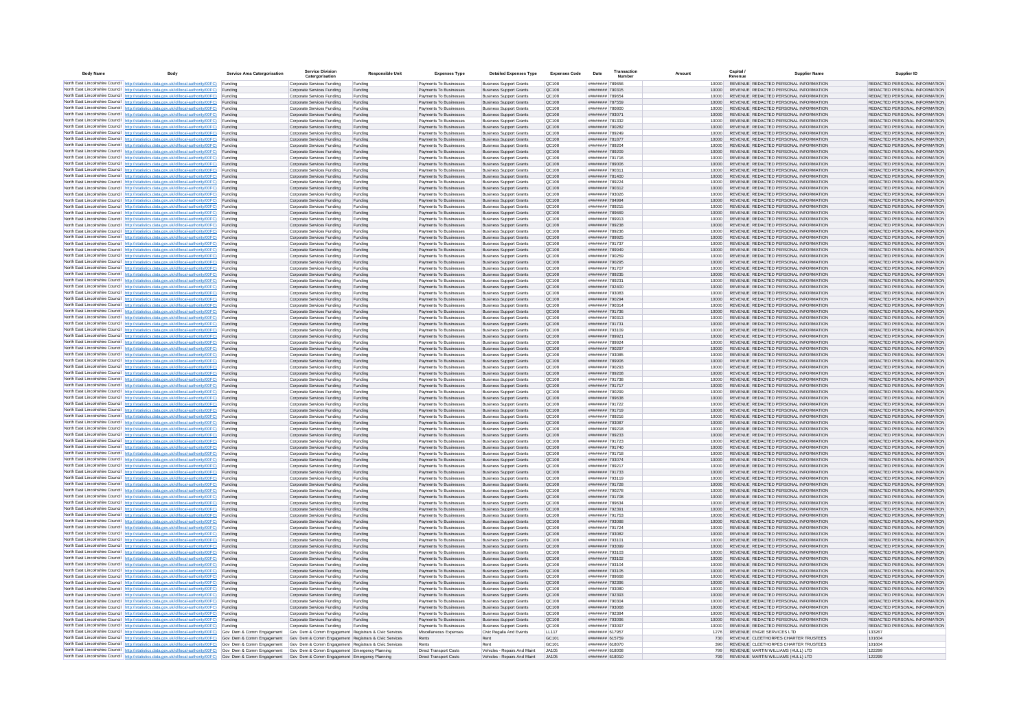| Body Name | Body | Service Area Catergorisation | Service Division Catergorisation | Responsible Unit | Expenses Type | Detailed Expenses Type | Expenses Code | Date | Transaction Number | Amount | Capital / Revenue | Supplier Name | Supplier ID |
|---|---|---|---|---|---|---|---|---|---|---|---|---|---|
| North East Lincolnshire Council | http://statistics.data.gov.uk/id/local-authority/00FC) | Funding | Corporate Services Funding | Funding | Payments To Businesses | Business Support Grants | QC108 | ######## | 789656 | 10000 | REVENUE | REDACTED PERSONAL INFORMATION | REDACTED PERSONAL INFORMATION |
| North East Lincolnshire Council | http://statistics.data.gov.uk/id/local-authority/00FC) | Funding | Corporate Services Funding | Funding | Payments To Businesses | Business Support Grants | QC108 | ######## | 790315 | 10000 | REVENUE | REDACTED PERSONAL INFORMATION | REDACTED PERSONAL INFORMATION |
| North East Lincolnshire Council | http://statistics.data.gov.uk/id/local-authority/00FC) | Funding | Corporate Services Funding | Funding | Payments To Businesses | Business Support Grants | QC108 | ######## | 789654 | 10000 | REVENUE | REDACTED PERSONAL INFORMATION | REDACTED PERSONAL INFORMATION |
| North East Lincolnshire Council | http://statistics.data.gov.uk/id/local-authority/00FC) | Funding | Corporate Services Funding | Funding | Payments To Businesses | Business Support Grants | QC108 | ######## | 787559 | 10000 | REVENUE | REDACTED PERSONAL INFORMATION | REDACTED PERSONAL INFORMATION |
| North East Lincolnshire Council | http://statistics.data.gov.uk/id/local-authority/00FC) | Funding | Corporate Services Funding | Funding | Payments To Businesses | Business Support Grants | QC108 | ######## | 780800 | 10000 | REVENUE | REDACTED PERSONAL INFORMATION | REDACTED PERSONAL INFORMATION |
| North East Lincolnshire Council | http://statistics.data.gov.uk/id/local-authority/00FC) | Funding | Corporate Services Funding | Funding | Payments To Businesses | Business Support Grants | QC108 | ######## | 793071 | 10000 | REVENUE | REDACTED PERSONAL INFORMATION | REDACTED PERSONAL INFORMATION |
| North East Lincolnshire Council | http://statistics.data.gov.uk/id/local-authority/00FC) | Funding | Corporate Services Funding | Funding | Payments To Businesses | Business Support Grants | QC108 | ######## | 781332 | 10000 | REVENUE | REDACTED PERSONAL INFORMATION | REDACTED PERSONAL INFORMATION |
| North East Lincolnshire Council | http://statistics.data.gov.uk/id/local-authority/00FC) | Funding | Corporate Services Funding | Funding | Payments To Businesses | Business Support Grants | QC108 | ######## | 790282 | 10000 | REVENUE | REDACTED PERSONAL INFORMATION | REDACTED PERSONAL INFORMATION |
| North East Lincolnshire Council | http://statistics.data.gov.uk/id/local-authority/00FC) | Funding | Corporate Services Funding | Funding | Payments To Businesses | Business Support Grants | QC108 | ######## | 789249 | 10000 | REVENUE | REDACTED PERSONAL INFORMATION | REDACTED PERSONAL INFORMATION |
| North East Lincolnshire Council | http://statistics.data.gov.uk/id/local-authority/00FC) | Funding | Corporate Services Funding | Funding | Payments To Businesses | Business Support Grants | QC108 | ######## | 781877 | 10000 | REVENUE | REDACTED PERSONAL INFORMATION | REDACTED PERSONAL INFORMATION |
| North East Lincolnshire Council | http://statistics.data.gov.uk/id/local-authority/00FC) | Funding | Corporate Services Funding | Funding | Payments To Businesses | Business Support Grants | QC108 | ######## | 789204 | 10000 | REVENUE | REDACTED PERSONAL INFORMATION | REDACTED PERSONAL INFORMATION |
| North East Lincolnshire Council | http://statistics.data.gov.uk/id/local-authority/00FC) | Funding | Corporate Services Funding | Funding | Payments To Businesses | Business Support Grants | QC108 | ######## | 789209 | 10000 | REVENUE | REDACTED PERSONAL INFORMATION | REDACTED PERSONAL INFORMATION |
| North East Lincolnshire Council | http://statistics.data.gov.uk/id/local-authority/00FC) | Funding | Corporate Services Funding | Funding | Payments To Businesses | Business Support Grants | QC108 | ######## | 791716 | 10000 | REVENUE | REDACTED PERSONAL INFORMATION | REDACTED PERSONAL INFORMATION |
| North East Lincolnshire Council | http://statistics.data.gov.uk/id/local-authority/00FC) | Funding | Corporate Services Funding | Funding | Payments To Businesses | Business Support Grants | QC108 | ######## | 789906 | 10000 | REVENUE | REDACTED PERSONAL INFORMATION | REDACTED PERSONAL INFORMATION |
| North East Lincolnshire Council | http://statistics.data.gov.uk/id/local-authority/00FC) | Funding | Corporate Services Funding | Funding | Payments To Businesses | Business Support Grants | QC108 | ######## | 790311 | 10000 | REVENUE | REDACTED PERSONAL INFORMATION | REDACTED PERSONAL INFORMATION |
| North East Lincolnshire Council | http://statistics.data.gov.uk/id/local-authority/00FC) | Funding | Corporate Services Funding | Funding | Payments To Businesses | Business Support Grants | QC108 | ######## | 781400 | 10000 | REVENUE | REDACTED PERSONAL INFORMATION | REDACTED PERSONAL INFORMATION |
| North East Lincolnshire Council | http://statistics.data.gov.uk/id/local-authority/00FC) | Funding | Corporate Services Funding | Funding | Payments To Businesses | Business Support Grants | QC108 | ######## | 789224 | 10000 | REVENUE | REDACTED PERSONAL INFORMATION | REDACTED PERSONAL INFORMATION |
| North East Lincolnshire Council | http://statistics.data.gov.uk/id/local-authority/00FC) | Funding | Corporate Services Funding | Funding | Payments To Businesses | Business Support Grants | QC108 | ######## | 790312 | 10000 | REVENUE | REDACTED PERSONAL INFORMATION | REDACTED PERSONAL INFORMATION |
| North East Lincolnshire Council | http://statistics.data.gov.uk/id/local-authority/00FC) | Funding | Corporate Services Funding | Funding | Payments To Businesses | Business Support Grants | QC108 | ######## | 793026 | 10000 | REVENUE | REDACTED PERSONAL INFORMATION | REDACTED PERSONAL INFORMATION |
| North East Lincolnshire Council | http://statistics.data.gov.uk/id/local-authority/00FC) | Funding | Corporate Services Funding | Funding | Payments To Businesses | Business Support Grants | QC108 | ######## | 784994 | 10000 | REVENUE | REDACTED PERSONAL INFORMATION | REDACTED PERSONAL INFORMATION |
| North East Lincolnshire Council | http://statistics.data.gov.uk/id/local-authority/00FC) | Funding | Corporate Services Funding | Funding | Payments To Businesses | Business Support Grants | QC108 | ######## | 789215 | 10000 | REVENUE | REDACTED PERSONAL INFORMATION | REDACTED PERSONAL INFORMATION |
| North East Lincolnshire Council | http://statistics.data.gov.uk/id/local-authority/00FC) | Funding | Corporate Services Funding | Funding | Payments To Businesses | Business Support Grants | QC108 | ######## | 789669 | 10000 | REVENUE | REDACTED PERSONAL INFORMATION | REDACTED PERSONAL INFORMATION |
| North East Lincolnshire Council | http://statistics.data.gov.uk/id/local-authority/00FC) | Funding | Corporate Services Funding | Funding | Payments To Businesses | Business Support Grants | QC108 | ######## | 789913 | 10000 | REVENUE | REDACTED PERSONAL INFORMATION | REDACTED PERSONAL INFORMATION |
| North East Lincolnshire Council | http://statistics.data.gov.uk/id/local-authority/00FC) | Funding | Corporate Services Funding | Funding | Payments To Businesses | Business Support Grants | QC108 | ######## | 789238 | 10000 | REVENUE | REDACTED PERSONAL INFORMATION | REDACTED PERSONAL INFORMATION |
| North East Lincolnshire Council | http://statistics.data.gov.uk/id/local-authority/00FC) | Funding | Corporate Services Funding | Funding | Payments To Businesses | Business Support Grants | QC108 | ######## | 789236 | 10000 | REVENUE | REDACTED PERSONAL INFORMATION | REDACTED PERSONAL INFORMATION |
| North East Lincolnshire Council | http://statistics.data.gov.uk/id/local-authority/00FC) | Funding | Corporate Services Funding | Funding | Payments To Businesses | Business Support Grants | QC108 | ######## | 789925 | 10000 | REVENUE | REDACTED PERSONAL INFORMATION | REDACTED PERSONAL INFORMATION |
| North East Lincolnshire Council | http://statistics.data.gov.uk/id/local-authority/00FC) | Funding | Corporate Services Funding | Funding | Payments To Businesses | Business Support Grants | QC108 | ######## | 791737 | 10000 | REVENUE | REDACTED PERSONAL INFORMATION | REDACTED PERSONAL INFORMATION |
| North East Lincolnshire Council | http://statistics.data.gov.uk/id/local-authority/00FC) | Funding | Corporate Services Funding | Funding | Payments To Businesses | Business Support Grants | QC108 | ######## | 789949 | 10000 | REVENUE | REDACTED PERSONAL INFORMATION | REDACTED PERSONAL INFORMATION |
| North East Lincolnshire Council | http://statistics.data.gov.uk/id/local-authority/00FC) | Funding | Corporate Services Funding | Funding | Payments To Businesses | Business Support Grants | QC108 | ######## | 790259 | 10000 | REVENUE | REDACTED PERSONAL INFORMATION | REDACTED PERSONAL INFORMATION |
| North East Lincolnshire Council | http://statistics.data.gov.uk/id/local-authority/00FC) | Funding | Corporate Services Funding | Funding | Payments To Businesses | Business Support Grants | QC108 | ######## | 790295 | 10000 | REVENUE | REDACTED PERSONAL INFORMATION | REDACTED PERSONAL INFORMATION |
| North East Lincolnshire Council | http://statistics.data.gov.uk/id/local-authority/00FC) | Funding | Corporate Services Funding | Funding | Payments To Businesses | Business Support Grants | QC108 | ######## | 791707 | 10000 | REVENUE | REDACTED PERSONAL INFORMATION | REDACTED PERSONAL INFORMATION |
| North East Lincolnshire Council | http://statistics.data.gov.uk/id/local-authority/00FC) | Funding | Corporate Services Funding | Funding | Payments To Businesses | Business Support Grants | QC108 | ######## | 789235 | 10000 | REVENUE | REDACTED PERSONAL INFORMATION | REDACTED PERSONAL INFORMATION |
| North East Lincolnshire Council | http://statistics.data.gov.uk/id/local-authority/00FC) | Funding | Corporate Services Funding | Funding | Payments To Businesses | Business Support Grants | QC108 | ######## | 789231 | 10000 | REVENUE | REDACTED PERSONAL INFORMATION | REDACTED PERSONAL INFORMATION |
| North East Lincolnshire Council | http://statistics.data.gov.uk/id/local-authority/00FC) | Funding | Corporate Services Funding | Funding | Payments To Businesses | Business Support Grants | QC108 | ######## | 792400 | 10000 | REVENUE | REDACTED PERSONAL INFORMATION | REDACTED PERSONAL INFORMATION |
| North East Lincolnshire Council | http://statistics.data.gov.uk/id/local-authority/00FC) | Funding | Corporate Services Funding | Funding | Payments To Businesses | Business Support Grants | QC108 | ######## | 793083 | 10000 | REVENUE | REDACTED PERSONAL INFORMATION | REDACTED PERSONAL INFORMATION |
| North East Lincolnshire Council | http://statistics.data.gov.uk/id/local-authority/00FC) | Funding | Corporate Services Funding | Funding | Payments To Businesses | Business Support Grants | QC108 | ######## | 790294 | 10000 | REVENUE | REDACTED PERSONAL INFORMATION | REDACTED PERSONAL INFORMATION |
| North East Lincolnshire Council | http://statistics.data.gov.uk/id/local-authority/00FC) | Funding | Corporate Services Funding | Funding | Payments To Businesses | Business Support Grants | QC108 | ######## | 790314 | 10000 | REVENUE | REDACTED PERSONAL INFORMATION | REDACTED PERSONAL INFORMATION |
| North East Lincolnshire Council | http://statistics.data.gov.uk/id/local-authority/00FC) | Funding | Corporate Services Funding | Funding | Payments To Businesses | Business Support Grants | QC108 | ######## | 791736 | 10000 | REVENUE | REDACTED PERSONAL INFORMATION | REDACTED PERSONAL INFORMATION |
| North East Lincolnshire Council | http://statistics.data.gov.uk/id/local-authority/00FC) | Funding | Corporate Services Funding | Funding | Payments To Businesses | Business Support Grants | QC108 | ######## | 790313 | 10000 | REVENUE | REDACTED PERSONAL INFORMATION | REDACTED PERSONAL INFORMATION |
| North East Lincolnshire Council | http://statistics.data.gov.uk/id/local-authority/00FC) | Funding | Corporate Services Funding | Funding | Payments To Businesses | Business Support Grants | QC108 | ######## | 791731 | 10000 | REVENUE | REDACTED PERSONAL INFORMATION | REDACTED PERSONAL INFORMATION |
| North East Lincolnshire Council | http://statistics.data.gov.uk/id/local-authority/00FC) | Funding | Corporate Services Funding | Funding | Payments To Businesses | Business Support Grants | QC108 | ######## | 793109 | 10000 | REVENUE | REDACTED PERSONAL INFORMATION | REDACTED PERSONAL INFORMATION |
| North East Lincolnshire Council | http://statistics.data.gov.uk/id/local-authority/00FC) | Funding | Corporate Services Funding | Funding | Payments To Businesses | Business Support Grants | QC108 | ######## | 789921 | 10000 | REVENUE | REDACTED PERSONAL INFORMATION | REDACTED PERSONAL INFORMATION |
| North East Lincolnshire Council | http://statistics.data.gov.uk/id/local-authority/00FC) | Funding | Corporate Services Funding | Funding | Payments To Businesses | Business Support Grants | QC108 | ######## | 789924 | 10000 | REVENUE | REDACTED PERSONAL INFORMATION | REDACTED PERSONAL INFORMATION |
| North East Lincolnshire Council | http://statistics.data.gov.uk/id/local-authority/00FC) | Funding | Corporate Services Funding | Funding | Payments To Businesses | Business Support Grants | QC108 | ######## | 790297 | 10000 | REVENUE | REDACTED PERSONAL INFORMATION | REDACTED PERSONAL INFORMATION |
| North East Lincolnshire Council | http://statistics.data.gov.uk/id/local-authority/00FC) | Funding | Corporate Services Funding | Funding | Payments To Businesses | Business Support Grants | QC108 | ######## | 793085 | 10000 | REVENUE | REDACTED PERSONAL INFORMATION | REDACTED PERSONAL INFORMATION |
| North East Lincolnshire Council | http://statistics.data.gov.uk/id/local-authority/00FC) | Funding | Corporate Services Funding | Funding | Payments To Businesses | Business Support Grants | QC108 | ######## | 789906 | 10000 | REVENUE | REDACTED PERSONAL INFORMATION | REDACTED PERSONAL INFORMATION |
| North East Lincolnshire Council | http://statistics.data.gov.uk/id/local-authority/00FC) | Funding | Corporate Services Funding | Funding | Payments To Businesses | Business Support Grants | QC108 | ######## | 790293 | 10000 | REVENUE | REDACTED PERSONAL INFORMATION | REDACTED PERSONAL INFORMATION |
| North East Lincolnshire Council | http://statistics.data.gov.uk/id/local-authority/00FC) | Funding | Corporate Services Funding | Funding | Payments To Businesses | Business Support Grants | QC108 | ######## | 789208 | 10000 | REVENUE | REDACTED PERSONAL INFORMATION | REDACTED PERSONAL INFORMATION |
| North East Lincolnshire Council | http://statistics.data.gov.uk/id/local-authority/00FC) | Funding | Corporate Services Funding | Funding | Payments To Businesses | Business Support Grants | QC108 | ######## | 791738 | 10000 | REVENUE | REDACTED PERSONAL INFORMATION | REDACTED PERSONAL INFORMATION |
| North East Lincolnshire Council | http://statistics.data.gov.uk/id/local-authority/00FC) | Funding | Corporate Services Funding | Funding | Payments To Businesses | Business Support Grants | QC108 | ######## | 791717 | 10000 | REVENUE | REDACTED PERSONAL INFORMATION | REDACTED PERSONAL INFORMATION |
| North East Lincolnshire Council | http://statistics.data.gov.uk/id/local-authority/00FC) | Funding | Corporate Services Funding | Funding | Payments To Businesses | Business Support Grants | QC108 | ######## | 790299 | 10000 | REVENUE | REDACTED PERSONAL INFORMATION | REDACTED PERSONAL INFORMATION |
| North East Lincolnshire Council | http://statistics.data.gov.uk/id/local-authority/00FC) | Funding | Corporate Services Funding | Funding | Payments To Businesses | Business Support Grants | QC108 | ######## | 789638 | 10000 | REVENUE | REDACTED PERSONAL INFORMATION | REDACTED PERSONAL INFORMATION |
| North East Lincolnshire Council | http://statistics.data.gov.uk/id/local-authority/00FC) | Funding | Corporate Services Funding | Funding | Payments To Businesses | Business Support Grants | QC108 | ######## | 791722 | 10000 | REVENUE | REDACTED PERSONAL INFORMATION | REDACTED PERSONAL INFORMATION |
| North East Lincolnshire Council | http://statistics.data.gov.uk/id/local-authority/00FC) | Funding | Corporate Services Funding | Funding | Payments To Businesses | Business Support Grants | QC108 | ######## | 791719 | 10000 | REVENUE | REDACTED PERSONAL INFORMATION | REDACTED PERSONAL INFORMATION |
| North East Lincolnshire Council | http://statistics.data.gov.uk/id/local-authority/00FC) | Funding | Corporate Services Funding | Funding | Payments To Businesses | Business Support Grants | QC108 | ######## | 789216 | 10000 | REVENUE | REDACTED PERSONAL INFORMATION | REDACTED PERSONAL INFORMATION |
| North East Lincolnshire Council | http://statistics.data.gov.uk/id/local-authority/00FC) | Funding | Corporate Services Funding | Funding | Payments To Businesses | Business Support Grants | QC108 | ######## | 793087 | 10000 | REVENUE | REDACTED PERSONAL INFORMATION | REDACTED PERSONAL INFORMATION |
| North East Lincolnshire Council | http://statistics.data.gov.uk/id/local-authority/00FC) | Funding | Corporate Services Funding | Funding | Payments To Businesses | Business Support Grants | QC108 | ######## | 789218 | 10000 | REVENUE | REDACTED PERSONAL INFORMATION | REDACTED PERSONAL INFORMATION |
| North East Lincolnshire Council | http://statistics.data.gov.uk/id/local-authority/00FC) | Funding | Corporate Services Funding | Funding | Payments To Businesses | Business Support Grants | QC108 | ######## | 789233 | 10000 | REVENUE | REDACTED PERSONAL INFORMATION | REDACTED PERSONAL INFORMATION |
| North East Lincolnshire Council | http://statistics.data.gov.uk/id/local-authority/00FC) | Funding | Corporate Services Funding | Funding | Payments To Businesses | Business Support Grants | QC108 | ######## | 791723 | 10000 | REVENUE | REDACTED PERSONAL INFORMATION | REDACTED PERSONAL INFORMATION |
| North East Lincolnshire Council | http://statistics.data.gov.uk/id/local-authority/00FC) | Funding | Corporate Services Funding | Funding | Payments To Businesses | Business Support Grants | QC108 | ######## | 791740 | 10000 | REVENUE | REDACTED PERSONAL INFORMATION | REDACTED PERSONAL INFORMATION |
| North East Lincolnshire Council | http://statistics.data.gov.uk/id/local-authority/00FC) | Funding | Corporate Services Funding | Funding | Payments To Businesses | Business Support Grants | QC108 | ######## | 791718 | 10000 | REVENUE | REDACTED PERSONAL INFORMATION | REDACTED PERSONAL INFORMATION |
| North East Lincolnshire Council | http://statistics.data.gov.uk/id/local-authority/00FC) | Funding | Corporate Services Funding | Funding | Payments To Businesses | Business Support Grants | QC108 | ######## | 793074 | 10000 | REVENUE | REDACTED PERSONAL INFORMATION | REDACTED PERSONAL INFORMATION |
| North East Lincolnshire Council | http://statistics.data.gov.uk/id/local-authority/00FC) | Funding | Corporate Services Funding | Funding | Payments To Businesses | Business Support Grants | QC108 | ######## | 789217 | 10000 | REVENUE | REDACTED PERSONAL INFORMATION | REDACTED PERSONAL INFORMATION |
| North East Lincolnshire Council | http://statistics.data.gov.uk/id/local-authority/00FC) | Funding | Corporate Services Funding | Funding | Payments To Businesses | Business Support Grants | QC108 | ######## | 791733 | 10000 | REVENUE | REDACTED PERSONAL INFORMATION | REDACTED PERSONAL INFORMATION |
| North East Lincolnshire Council | http://statistics.data.gov.uk/id/local-authority/00FC) | Funding | Corporate Services Funding | Funding | Payments To Businesses | Business Support Grants | QC108 | ######## | 793119 | 10000 | REVENUE | REDACTED PERSONAL INFORMATION | REDACTED PERSONAL INFORMATION |
| North East Lincolnshire Council | http://statistics.data.gov.uk/id/local-authority/00FC) | Funding | Corporate Services Funding | Funding | Payments To Businesses | Business Support Grants | QC108 | ######## | 791728 | 10000 | REVENUE | REDACTED PERSONAL INFORMATION | REDACTED PERSONAL INFORMATION |
| North East Lincolnshire Council | http://statistics.data.gov.uk/id/local-authority/00FC) | Funding | Corporate Services Funding | Funding | Payments To Businesses | Business Support Grants | QC108 | ######## | 790278 | 10000 | REVENUE | REDACTED PERSONAL INFORMATION | REDACTED PERSONAL INFORMATION |
| North East Lincolnshire Council | http://statistics.data.gov.uk/id/local-authority/00FC) | Funding | Corporate Services Funding | Funding | Payments To Businesses | Business Support Grants | QC108 | ######## | 791708 | 10000 | REVENUE | REDACTED PERSONAL INFORMATION | REDACTED PERSONAL INFORMATION |
| North East Lincolnshire Council | http://statistics.data.gov.uk/id/local-authority/00FC) | Funding | Corporate Services Funding | Funding | Payments To Businesses | Business Support Grants | QC108 | ######## | 789634 | 10000 | REVENUE | REDACTED PERSONAL INFORMATION | REDACTED PERSONAL INFORMATION |
| North East Lincolnshire Council | http://statistics.data.gov.uk/id/local-authority/00FC) | Funding | Corporate Services Funding | Funding | Payments To Businesses | Business Support Grants | QC108 | ######## | 792391 | 10000 | REVENUE | REDACTED PERSONAL INFORMATION | REDACTED PERSONAL INFORMATION |
| North East Lincolnshire Council | http://statistics.data.gov.uk/id/local-authority/00FC) | Funding | Corporate Services Funding | Funding | Payments To Businesses | Business Support Grants | QC108 | ######## | 791753 | 10000 | REVENUE | REDACTED PERSONAL INFORMATION | REDACTED PERSONAL INFORMATION |
| North East Lincolnshire Council | http://statistics.data.gov.uk/id/local-authority/00FC) | Funding | Corporate Services Funding | Funding | Payments To Businesses | Business Support Grants | QC108 | ######## | 793088 | 10000 | REVENUE | REDACTED PERSONAL INFORMATION | REDACTED PERSONAL INFORMATION |
| North East Lincolnshire Council | http://statistics.data.gov.uk/id/local-authority/00FC) | Funding | Corporate Services Funding | Funding | Payments To Businesses | Business Support Grants | QC108 | ######## | 791724 | 10000 | REVENUE | REDACTED PERSONAL INFORMATION | REDACTED PERSONAL INFORMATION |
| North East Lincolnshire Council | http://statistics.data.gov.uk/id/local-authority/00FC) | Funding | Corporate Services Funding | Funding | Payments To Businesses | Business Support Grants | QC108 | ######## | 793082 | 10000 | REVENUE | REDACTED PERSONAL INFORMATION | REDACTED PERSONAL INFORMATION |
| North East Lincolnshire Council | http://statistics.data.gov.uk/id/local-authority/00FC) | Funding | Corporate Services Funding | Funding | Payments To Businesses | Business Support Grants | QC108 | ######## | 793101 | 10000 | REVENUE | REDACTED PERSONAL INFORMATION | REDACTED PERSONAL INFORMATION |
| North East Lincolnshire Council | http://statistics.data.gov.uk/id/local-authority/00FC) | Funding | Corporate Services Funding | Funding | Payments To Businesses | Business Support Grants | QC108 | ######## | 793099 | 10000 | REVENUE | REDACTED PERSONAL INFORMATION | REDACTED PERSONAL INFORMATION |
| North East Lincolnshire Council | http://statistics.data.gov.uk/id/local-authority/00FC) | Funding | Corporate Services Funding | Funding | Payments To Businesses | Business Support Grants | QC108 | ######## | 793103 | 10000 | REVENUE | REDACTED PERSONAL INFORMATION | REDACTED PERSONAL INFORMATION |
| North East Lincolnshire Council | http://statistics.data.gov.uk/id/local-authority/00FC) | Funding | Corporate Services Funding | Funding | Payments To Businesses | Business Support Grants | QC108 | ######## | 793102 | 10000 | REVENUE | REDACTED PERSONAL INFORMATION | REDACTED PERSONAL INFORMATION |
| North East Lincolnshire Council | http://statistics.data.gov.uk/id/local-authority/00FC) | Funding | Corporate Services Funding | Funding | Payments To Businesses | Business Support Grants | QC108 | ######## | 793104 | 10000 | REVENUE | REDACTED PERSONAL INFORMATION | REDACTED PERSONAL INFORMATION |
| North East Lincolnshire Council | http://statistics.data.gov.uk/id/local-authority/00FC) | Funding | Corporate Services Funding | Funding | Payments To Businesses | Business Support Grants | QC108 | ######## | 793105 | 10000 | REVENUE | REDACTED PERSONAL INFORMATION | REDACTED PERSONAL INFORMATION |
| North East Lincolnshire Council | http://statistics.data.gov.uk/id/local-authority/00FC) | Funding | Corporate Services Funding | Funding | Payments To Businesses | Business Support Grants | QC108 | ######## | 789668 | 10000 | REVENUE | REDACTED PERSONAL INFORMATION | REDACTED PERSONAL INFORMATION |
| North East Lincolnshire Council | http://statistics.data.gov.uk/id/local-authority/00FC) | Funding | Corporate Services Funding | Funding | Payments To Businesses | Business Support Grants | QC108 | ######## | 792396 | 10000 | REVENUE | REDACTED PERSONAL INFORMATION | REDACTED PERSONAL INFORMATION |
| North East Lincolnshire Council | http://statistics.data.gov.uk/id/local-authority/00FC) | Funding | Corporate Services Funding | Funding | Payments To Businesses | Business Support Grants | QC108 | ######## | 793080 | 10000 | REVENUE | REDACTED PERSONAL INFORMATION | REDACTED PERSONAL INFORMATION |
| North East Lincolnshire Council | http://statistics.data.gov.uk/id/local-authority/00FC) | Funding | Corporate Services Funding | Funding | Payments To Businesses | Business Support Grants | QC108 | ######## | 792393 | 10000 | REVENUE | REDACTED PERSONAL INFORMATION | REDACTED PERSONAL INFORMATION |
| North East Lincolnshire Council | http://statistics.data.gov.uk/id/local-authority/00FC) | Funding | Corporate Services Funding | Funding | Payments To Businesses | Business Support Grants | QC108 | ######## | 790304 | 10000 | REVENUE | REDACTED PERSONAL INFORMATION | REDACTED PERSONAL INFORMATION |
| North East Lincolnshire Council | http://statistics.data.gov.uk/id/local-authority/00FC) | Funding | Corporate Services Funding | Funding | Payments To Businesses | Business Support Grants | QC108 | ######## | 793068 | 10000 | REVENUE | REDACTED PERSONAL INFORMATION | REDACTED PERSONAL INFORMATION |
| North East Lincolnshire Council | http://statistics.data.gov.uk/id/local-authority/00FC) | Funding | Corporate Services Funding | Funding | Payments To Businesses | Business Support Grants | QC108 | ######## | 792394 | 10000 | REVENUE | REDACTED PERSONAL INFORMATION | REDACTED PERSONAL INFORMATION |
| North East Lincolnshire Council | http://statistics.data.gov.uk/id/local-authority/00FC) | Funding | Corporate Services Funding | Funding | Payments To Businesses | Business Support Grants | QC108 | ######## | 793096 | 10000 | REVENUE | REDACTED PERSONAL INFORMATION | REDACTED PERSONAL INFORMATION |
| North East Lincolnshire Council | http://statistics.data.gov.uk/id/local-authority/00FC) | Funding | Corporate Services Funding | Funding | Payments To Businesses | Business Support Grants | QC108 | ######## | 793097 | 10000 | REVENUE | REDACTED PERSONAL INFORMATION | REDACTED PERSONAL INFORMATION |
| North East Lincolnshire Council | http://statistics.data.gov.uk/id/local-authority/00FC) | Gov Dem & Comm Engagement | Gov Dem & Comm Engagement | Registrars & Civic Services | Miscellaneous Expenses | Civic Regalia And Events | LL117 | ######## | 617957 | 1276 | REVENUE | ENGIE SERVICES LTD | 133267 |
| North East Lincolnshire Council | http://statistics.data.gov.uk/id/local-authority/00FC) | Gov Dem & Comm Engagement | Gov Dem & Comm Engagement | Registrars & Civic Services | Rents | Rent | GC101 | ######## | 615759 | 730 | REVENUE | CLEETHORPES CHARTER TRUSTEES | 101604 |
| North East Lincolnshire Council | http://statistics.data.gov.uk/id/local-authority/00FC) | Gov Dem & Comm Engagement | Gov Dem & Comm Engagement | Registrars & Civic Services | Rents | Rent | GC101 | ######## | 618070 | 390 | REVENUE | CLEETHORPES CHARTER TRUSTEES | 101604 |
| North East Lincolnshire Council | http://statistics.data.gov.uk/id/local-authority/00FC) | Gov Dem & Comm Engagement | Gov Dem & Comm Engagement | Emergency Planning | Direct Transport Costs | Vehicles - Repairs And Maint | JA105 | ######## | 618008 | 799 | REVENUE | MARTIN WILLIAMS (HULL) LTD | 122299 |
| North East Lincolnshire Council | http://statistics.data.gov.uk/id/local-authority/00FC) | Gov Dem & Comm Engagement | Gov Dem & Comm Engagement | Emergency Planning | Direct Transport Costs | Vehicles - Repairs And Maint | JA105 | ######## | 618010 | 799 | REVENUE | MARTIN WILLIAMS (HULL) LTD | 122299 |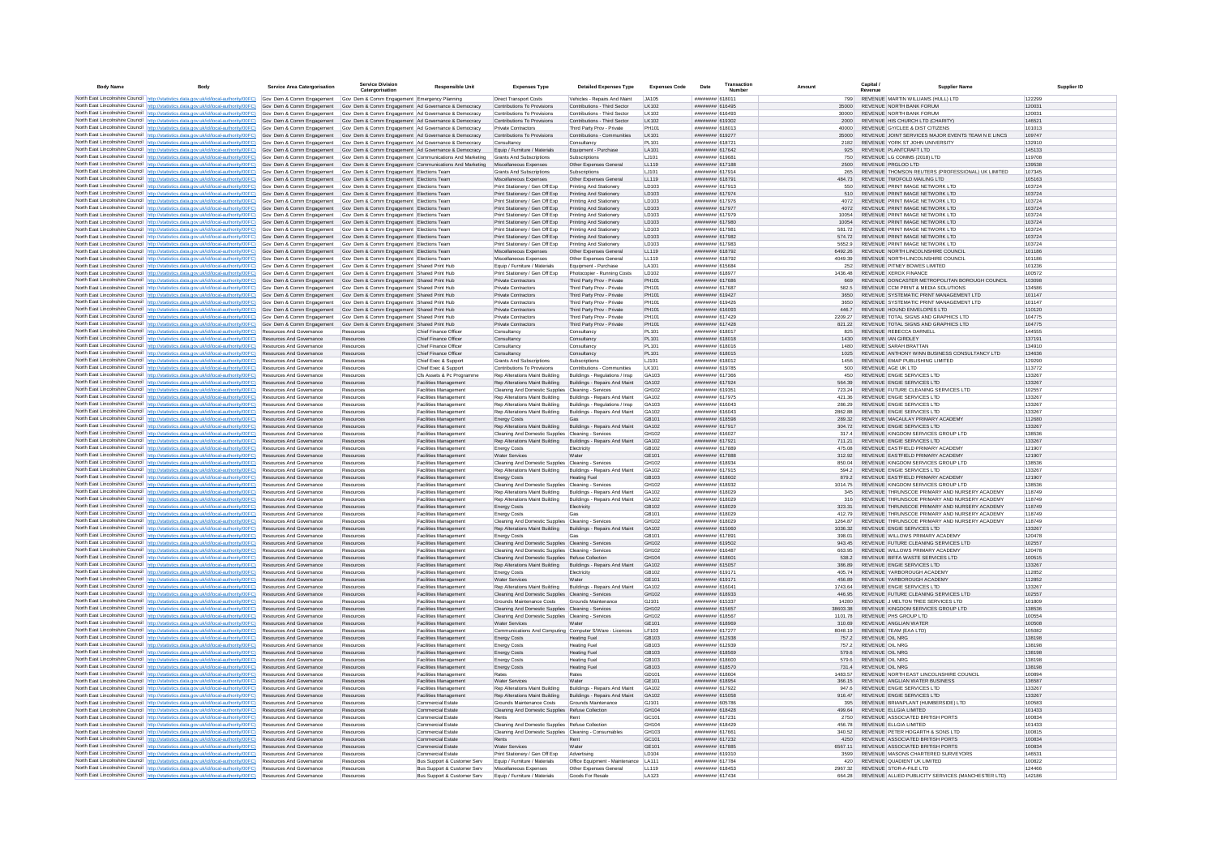| Body Name | Body | Service Area Catergorisation | Service Division Catergorisation | Responsible Unit | Expenses Type | Detailed Expenses Type | Expenses Code | Date | Transaction Number | Amount | Capital / Revenue | Supplier Name | Supplier ID |
|---|---|---|---|---|---|---|---|---|---|---|---|---|---|
| North East Lincolnshire Council | http://statistics.data.gov.uk/id/local-authority/00FC) | Gov Dem & Comm Engagement | Gov Dem & Comm Engagement | Emergency Planning | Direct Transport Costs | Vehicles - Repairs And Maint | JA105 | ######## | 618011 | 799 | REVENUE | MARTIN WILLIAMS (HULL) LTD | 122299 |
| North East Lincolnshire Council | http://statistics.data.gov.uk/id/local-authority/00FC) | Gov Dem & Comm Engagement | Gov Dem & Comm Engagement | Ad Governance & Democracy | Contributions To Provisions | Contributions - Third Sector | LK102 | ######## | 616495 | 35000 | REVENUE | NORTH BANK FORUM | 120031 |
| North East Lincolnshire Council | http://statistics.data.gov.uk/id/local-authority/00FC) | Gov Dem & Comm Engagement | Gov Dem & Comm Engagement | Ad Governance & Democracy | Contributions To Provisions | Contributions - Third Sector | LK102 | ######## | 616493 | 30000 | REVENUE | NORTH BANK FORUM | 120031 |
| North East Lincolnshire Council | http://statistics.data.gov.uk/id/local-authority/00FC) | Gov Dem & Comm Engagement | Gov Dem & Comm Engagement | Ad Governance & Democracy | Contributions To Provisions | Contributions - Third Sector | LK102 | ######## | 619302 | 2000 | REVENUE | HIS CHURCH LTD (CHARITY) | 146521 |
| North East Lincolnshire Council | http://statistics.data.gov.uk/id/local-authority/00FC) | Gov Dem & Comm Engagement | Gov Dem & Comm Engagement | Ad Governance & Democracy | Private Contractors | Third Party Prov - Private | PH101 | ######## | 618013 | 40000 | REVENUE | GYCLEE & DIST CITIZENS | 101013 |
| North East Lincolnshire Council | http://statistics.data.gov.uk/id/local-authority/00FC) | Gov Dem & Comm Engagement | Gov Dem & Comm Engagement | Ad Governance & Democracy | Contributions To Provisions | Contributions - Communities | LK101 | ######## | 619277 | 35000 | REVENUE | JOINT SERVICES MAJOR EVENTS TEAM N E LINCS | 109747 |
| North East Lincolnshire Council | http://statistics.data.gov.uk/id/local-authority/00FC) | Gov Dem & Comm Engagement | Gov Dem & Comm Engagement | Ad Governance & Democracy | Consultancy | Consultancy | PL101 | ######## | 618721 | 2182 | REVENUE | YORK ST JOHN UNIVERSITY | 132910 |
| North East Lincolnshire Council | http://statistics.data.gov.uk/id/local-authority/00FC) | Gov Dem & Comm Engagement | Gov Dem & Comm Engagement | Ad Governance & Democracy | Equip / Furniture / Materials | Equipment - Purchase | LA101 | ######## | 617642 | 925 | REVENUE | PLANTCRAFT LTD | 145133 |
| North East Lincolnshire Council | http://statistics.data.gov.uk/id/local-authority/00FC) | Gov Dem & Comm Engagement | Gov Dem & Comm Engagement | Communications And Marketing | Grants And Subscriptions | Subscriptions | LJ101 | ######## | 616681 | 750 | REVENUE | LG COMMS (2018) LTD | 119708 |
| North East Lincolnshire Council | http://statistics.data.gov.uk/id/local-authority/00FC) | Gov Dem & Comm Engagement | Gov Dem & Comm Engagement | Communications And Marketing | Miscellaneous Expenses | Other Expenses General | LL119 | ######## | 617188 | 2500 | REVENUE | PRGLOO LTD | 139538 |
| North East Lincolnshire Council | http://statistics.data.gov.uk/id/local-authority/00FC) | Gov Dem & Comm Engagement | Gov Dem & Comm Engagement | Elections Team | Grants And Subscriptions | Subscriptions | LJ101 | ######## | 617914 | 265 | REVENUE | THOMSON REUTERS (PROFESSIONAL) UK LIMITED | 107345 |
| North East Lincolnshire Council | http://statistics.data.gov.uk/id/local-authority/00FC) | Gov Dem & Comm Engagement | Gov Dem & Comm Engagement | Elections Team | Miscellaneous Expenses | Other Expenses General | LL119 | ######## | 618791 | 484.73 | REVENUE | TWOFOLD MAILING LTD | 105163 |
| North East Lincolnshire Council | http://statistics.data.gov.uk/id/local-authority/00FC) | Gov Dem & Comm Engagement | Gov Dem & Comm Engagement | Elections Team | Print Stationery / Gen Off Exp | Printing And Stationery | LD103 | ######## | 617913 | 550 | REVENUE | PRINT IMAGE NETWORK LTD | 103724 |
| North East Lincolnshire Council | http://statistics.data.gov.uk/id/local-authority/00FC) | Gov Dem & Comm Engagement | Gov Dem & Comm Engagement | Elections Team | Print Stationery / Gen Off Exp | Printing And Stationery | LD103 | ######## | 617974 | 510 | REVENUE | PRINT IMAGE NETWORK LTD | 103724 |
| North East Lincolnshire Council | http://statistics.data.gov.uk/id/local-authority/00FC) | Gov Dem & Comm Engagement | Gov Dem & Comm Engagement | Elections Team | Print Stationery / Gen Off Exp | Printing And Stationery | LD103 | ######## | 617976 | 4072 | REVENUE | PRINT IMAGE NETWORK LTD | 103724 |
| North East Lincolnshire Council | http://statistics.data.gov.uk/id/local-authority/00FC) | Gov Dem & Comm Engagement | Gov Dem & Comm Engagement | Elections Team | Print Stationery / Gen Off Exp | Printing And Stationery | LD103 | ######## | 617977 | 4072 | REVENUE | PRINT IMAGE NETWORK LTD | 103724 |
| North East Lincolnshire Council | http://statistics.data.gov.uk/id/local-authority/00FC) | Gov Dem & Comm Engagement | Gov Dem & Comm Engagement | Elections Team | Print Stationery / Gen Off Exp | Printing And Stationery | LD103 | ######## | 617979 | 10054 | REVENUE | PRINT IMAGE NETWORK LTD | 103724 |
| North East Lincolnshire Council | http://statistics.data.gov.uk/id/local-authority/00FC) | Gov Dem & Comm Engagement | Gov Dem & Comm Engagement | Elections Team | Print Stationery / Gen Off Exp | Printing And Stationery | LD103 | ######## | 617980 | 10054 | REVENUE | PRINT IMAGE NETWORK LTD | 103724 |
| North East Lincolnshire Council | http://statistics.data.gov.uk/id/local-authority/00FC) | Gov Dem & Comm Engagement | Gov Dem & Comm Engagement | Elections Team | Print Stationery / Gen Off Exp | Printing And Stationery | LD103 | ######## | 617981 | 581.72 | REVENUE | PRINT IMAGE NETWORK LTD | 103724 |
| North East Lincolnshire Council | http://statistics.data.gov.uk/id/local-authority/00FC) | Gov Dem & Comm Engagement | Gov Dem & Comm Engagement | Elections Team | Print Stationery / Gen Off Exp | Printing And Stationery | LD103 | ######## | 617982 | 574.72 | REVENUE | PRINT IMAGE NETWORK LTD | 103724 |
| North East Lincolnshire Council | http://statistics.data.gov.uk/id/local-authority/00FC) | Gov Dem & Comm Engagement | Gov Dem & Comm Engagement | Elections Team | Print Stationery / Gen Off Exp | Printing And Stationery | LD103 | ######## | 617983 | 5652.9 | REVENUE | PRINT IMAGE NETWORK LTD | 103724 |
| North East Lincolnshire Council | http://statistics.data.gov.uk/id/local-authority/00FC) | Gov Dem & Comm Engagement | Gov Dem & Comm Engagement | Elections Team | Miscellaneous Expenses | Other Expenses General | LL119 | ######## | 618792 | 6492.26 | REVENUE | NORTH LINCOLNSHIRE COUNCIL | 101186 |
| North East Lincolnshire Council | http://statistics.data.gov.uk/id/local-authority/00FC) | Gov Dem & Comm Engagement | Gov Dem & Comm Engagement | Elections Team | Miscellaneous Expenses | Other Expenses General | LL119 | ######## | 618792 | 4049.39 | REVENUE | NORTH LINCOLNSHIRE COUNCIL | 101186 |
| North East Lincolnshire Council | http://statistics.data.gov.uk/id/local-authority/00FC) | Gov Dem & Comm Engagement | Gov Dem & Comm Engagement | Shared Print Hub | Equip / Furniture / Materials | Equipment - Purchase | LA101 | ######## | 615684 | 252 | REVENUE | PITNEY BOWES LIMITED | 101236 |
| North East Lincolnshire Council | http://statistics.data.gov.uk/id/local-authority/00FC) | Gov Dem & Comm Engagement | Gov Dem & Comm Engagement | Shared Print Hub | Print Stationery / Gen Off Exp | Photocopier - Running Costs | LD102 | ######## | 618977 | 1436.48 | REVENUE | XEROX FINANCE | 100572 |
| North East Lincolnshire Council | http://statistics.data.gov.uk/id/local-authority/00FC) | Gov Dem & Comm Engagement | Gov Dem & Comm Engagement | Shared Print Hub | Private Contractors | Third Party Prov - Private | PH101 | ######## | 617686 | 669 | REVENUE | DONCASTER METROPOLITAN BOROUGH COUNCIL | 103098 |
| North East Lincolnshire Council | http://statistics.data.gov.uk/id/local-authority/00FC) | Gov Dem & Comm Engagement | Gov Dem & Comm Engagement | Shared Print Hub | Private Contractors | Third Party Prov - Private | PH101 | ######## | 617687 | 582.5 | REVENUE | CCM PRINT & MEDIA SOLUTIONS | 134586 |
| North East Lincolnshire Council | http://statistics.data.gov.uk/id/local-authority/00FC) | Gov Dem & Comm Engagement | Gov Dem & Comm Engagement | Shared Print Hub | Private Contractors | Third Party Prov - Private | PH101 | ######## | 619427 | 3650 | REVENUE | SYSTEMATIC PRINT MANAGEMENT LTD | 101147 |
| North East Lincolnshire Council | http://statistics.data.gov.uk/id/local-authority/00FC) | Gov Dem & Comm Engagement | Gov Dem & Comm Engagement | Shared Print Hub | Private Contractors | Third Party Prov - Private | PH101 | ######## | 619426 | 3650 | REVENUE | SYSTEMATIC PRINT MANAGEMENT LTD | 101147 |
| North East Lincolnshire Council | http://statistics.data.gov.uk/id/local-authority/00FC) | Gov Dem & Comm Engagement | Gov Dem & Comm Engagement | Shared Print Hub | Private Contractors | Third Party Prov - Private | PH101 | ######## | 616093 | 446.7 | REVENUE | HOUND ENVELOPES LTD | 110120 |
| North East Lincolnshire Council | http://statistics.data.gov.uk/id/local-authority/00FC) | Gov Dem & Comm Engagement | Gov Dem & Comm Engagement | Shared Print Hub | Private Contractors | Third Party Prov - Private | PH101 | ######## | 617429 | 2209.27 | REVENUE | TOTAL SIGNS AND GRAPHICS LTD | 104775 |
| North East Lincolnshire Council | http://statistics.data.gov.uk/id/local-authority/00FC) | Gov Dem & Comm Engagement | Gov Dem & Comm Engagement | Shared Print Hub | Private Contractors | Third Party Prov - Private | PH101 | ######## | 617428 | 821.22 | REVENUE | TOTAL SIGNS AND GRAPHICS LTD | 104775 |
| North East Lincolnshire Council | http://statistics.data.gov.uk/id/local-authority/00FC) | Resources And Governance | Resources | Chief Finance Officer | Consultancy | Consultancy | PL101 | ######## | 618017 | 825 | REVENUE | REBECCA DARNELL | 144555 |
| North East Lincolnshire Council | http://statistics.data.gov.uk/id/local-authority/00FC) | Resources And Governance | Resources | Chief Finance Officer | Consultancy | Consultancy | PL101 | ######## | 618018 | 1430 | REVENUE | IAN GIRDLEY | 137191 |
| North East Lincolnshire Council | http://statistics.data.gov.uk/id/local-authority/00FC) | Resources And Governance | Resources | Chief Finance Officer | Consultancy | Consultancy | PL101 | ######## | 618016 | 1480 | REVENUE | SARAH BRATTAN | 134910 |
| North East Lincolnshire Council | http://statistics.data.gov.uk/id/local-authority/00FC) | Resources And Governance | Resources | Chief Finance Officer | Consultancy | Consultancy | PL101 | ######## | 618015 | 1025 | REVENUE | ANTHONY WINN BUSINESS CONSULTANCY LTD | 134636 |
| North East Lincolnshire Council | http://statistics.data.gov.uk/id/local-authority/00FC) | Resources And Governance | Resources | Chief Exec & Support | Grants And Subscriptions | Subscriptions | LJ101 | ######## | 618012 | 1456 | REVENUE | EMAP PUBLISHING LIMITED | 129290 |
| North East Lincolnshire Council | http://statistics.data.gov.uk/id/local-authority/00FC) | Resources And Governance | Resources | Chief Exec & Support | Contributions To Provisions | Contributions - Communities | LK101 | ######## | 619785 | 500 | REVENUE | AGE UK LTD | 113772 |
| North East Lincolnshire Council | http://statistics.data.gov.uk/id/local-authority/00FC) | Resources And Governance | Resources | Cfs Assets & Pc Programme | Rep Alterations Maint Building | Buildings - Regulations / Insp | GA103 | ######## | 617366 | 450 | REVENUE | ENGIE SERVICES LTD | 133267 |
| North East Lincolnshire Council | http://statistics.data.gov.uk/id/local-authority/00FC) | Resources And Governance | Resources | Facilities Management | Rep Alterations Maint Building | Buildings - Repairs And Maint | GA102 | ######## | 617924 | 564.39 | REVENUE | ENGIE SERVICES LTD | 133267 |
| North East Lincolnshire Council | http://statistics.data.gov.uk/id/local-authority/00FC) | Resources And Governance | Resources | Facilities Management | Cleaning And Domestic Supplies | Cleaning - Services | GH102 | ######## | 619351 | 723.24 | REVENUE | FUTURE CLEANING SERVICES LTD | 102557 |
| North East Lincolnshire Council | http://statistics.data.gov.uk/id/local-authority/00FC) | Resources And Governance | Resources | Facilities Management | Rep Alterations Maint Building | Buildings - Repairs And Maint | GA102 | ######## | 617975 | 421.36 | REVENUE | ENGIE SERVICES LTD | 133267 |
| North East Lincolnshire Council | http://statistics.data.gov.uk/id/local-authority/00FC) | Resources And Governance | Resources | Facilities Management | Rep Alterations Maint Building | Buildings - Regulations / Insp | GA103 | ######## | 616043 | 286.29 | REVENUE | ENGIE SERVICES LTD | 133267 |
| North East Lincolnshire Council | http://statistics.data.gov.uk/id/local-authority/00FC) | Resources And Governance | Resources | Facilities Management | Rep Alterations Maint Building | Buildings - Repairs And Maint | GA102 | ######## | 616043 | 2862.88 | REVENUE | ENGIE SERVICES LTD | 133267 |
| North East Lincolnshire Council | http://statistics.data.gov.uk/id/local-authority/00FC) | Resources And Governance | Resources | Facilities Management | Energy Costs | Gas | GB101 | ######## | 618598 | 289.32 | REVENUE | MACAULAY PRIMARY ACADEMY | 112680 |
| North East Lincolnshire Council | http://statistics.data.gov.uk/id/local-authority/00FC) | Resources And Governance | Resources | Facilities Management | Rep Alterations Maint Building | Buildings - Repairs And Maint | GA102 | ######## | 617917 | 304.72 | REVENUE | ENGIE SERVICES LTD | 133267 |
| North East Lincolnshire Council | http://statistics.data.gov.uk/id/local-authority/00FC) | Resources And Governance | Resources | Facilities Management | Cleaning And Domestic Supplies | Cleaning - Services | GH102 | ######## | 616027 | 317.4 | REVENUE | KINGDOM SERVICES GROUP LTD | 138536 |
| North East Lincolnshire Council | http://statistics.data.gov.uk/id/local-authority/00FC) | Resources And Governance | Resources | Facilities Management | Rep Alterations Maint Building | Buildings - Repairs And Maint | GA102 | ######## | 617921 | 711.21 | REVENUE | ENGIE SERVICES LTD | 133267 |
| North East Lincolnshire Council | http://statistics.data.gov.uk/id/local-authority/00FC) | Resources And Governance | Resources | Facilities Management | Energy Costs | Electricity | GB102 | ######## | 617889 | 475.08 | REVENUE | EASTFIELD PRIMARY ACADEMY | 121907 |
| North East Lincolnshire Council | http://statistics.data.gov.uk/id/local-authority/00FC) | Resources And Governance | Resources | Facilities Management | Water Services | Water | GE101 | ######## | 617888 | 312.92 | REVENUE | EASTFIELD PRIMARY ACADEMY | 121907 |
| North East Lincolnshire Council | http://statistics.data.gov.uk/id/local-authority/00FC) | Resources And Governance | Resources | Facilities Management | Cleaning And Domestic Supplies | Cleaning - Services | GH102 | ######## | 618934 | 850.04 | REVENUE | KINGDOM SERVICES GROUP LTD | 138536 |
| North East Lincolnshire Council | http://statistics.data.gov.uk/id/local-authority/00FC) | Resources And Governance | Resources | Facilities Management | Rep Alterations Maint Building | Buildings - Repairs And Maint | GA102 | ######## | 617915 | 594.2 | REVENUE | ENGIE SERVICES LTD | 133267 |
| North East Lincolnshire Council | http://statistics.data.gov.uk/id/local-authority/00FC) | Resources And Governance | Resources | Facilities Management | Energy Costs | Heating Fuel | GB103 | ######## | 618602 | 879.2 | REVENUE | EASTFIELD PRIMARY ACADEMY | 121907 |
| North East Lincolnshire Council | http://statistics.data.gov.uk/id/local-authority/00FC) | Resources And Governance | Resources | Facilities Management | Cleaning And Domestic Supplies | Cleaning - Services | GH102 | ######## | 618932 | 1014.75 | REVENUE | KINGDOM SERVICES GROUP LTD | 138536 |
| North East Lincolnshire Council | http://statistics.data.gov.uk/id/local-authority/00FC) | Resources And Governance | Resources | Facilities Management | Rep Alterations Maint Building | Buildings - Repairs And Maint | GA102 | ######## | 618029 | 345 | REVENUE | THRUNSCOE PRIMARY AND NURSERY ACADEMY | 118749 |
| North East Lincolnshire Council | http://statistics.data.gov.uk/id/local-authority/00FC) | Resources And Governance | Resources | Facilities Management | Rep Alterations Maint Building | Buildings - Repairs And Maint | GA102 | ######## | 618029 | 316 | REVENUE | THRUNSCOE PRIMARY AND NURSERY ACADEMY | 118749 |
| North East Lincolnshire Council | http://statistics.data.gov.uk/id/local-authority/00FC) | Resources And Governance | Resources | Facilities Management | Energy Costs | Electricity | GB102 | ######## | 618029 | 323.31 | REVENUE | THRUNSCOE PRIMARY AND NURSERY ACADEMY | 118749 |
| North East Lincolnshire Council | http://statistics.data.gov.uk/id/local-authority/00FC) | Resources And Governance | Resources | Facilities Management | Energy Costs | Gas | GB101 | ######## | 618029 | 412.79 | REVENUE | THRUNSCOE PRIMARY AND NURSERY ACADEMY | 118749 |
| North East Lincolnshire Council | http://statistics.data.gov.uk/id/local-authority/00FC) | Resources And Governance | Resources | Facilities Management | Cleaning And Domestic Supplies | Cleaning - Services | GH102 | ######## | 618029 | 1264.87 | REVENUE | THRUNSCOE PRIMARY AND NURSERY ACADEMY | 118749 |
| North East Lincolnshire Council | http://statistics.data.gov.uk/id/local-authority/00FC) | Resources And Governance | Resources | Facilities Management | Rep Alterations Maint Building | Buildings - Repairs And Maint | GA102 | ######## | 615060 | 1036.32 | REVENUE | ENGIE SERVICES LTD | 133267 |
| North East Lincolnshire Council | http://statistics.data.gov.uk/id/local-authority/00FC) | Resources And Governance | Resources | Facilities Management | Energy Costs | Gas | GB101 | ######## | 617891 | 398.01 | REVENUE | WILLOWS PRIMARY ACADEMY | 120478 |
| North East Lincolnshire Council | http://statistics.data.gov.uk/id/local-authority/00FC) | Resources And Governance | Resources | Facilities Management | Cleaning And Domestic Supplies | Cleaning - Services | GH102 | ######## | 619502 | 943.45 | REVENUE | FUTURE CLEANING SERVICES LTD | 102557 |
| North East Lincolnshire Council | http://statistics.data.gov.uk/id/local-authority/00FC) | Resources And Governance | Resources | Facilities Management | Cleaning And Domestic Supplies | Cleaning - Services | GH102 | ######## | 616487 | 663.95 | REVENUE | WILLOWS PRIMARY ACADEMY | 120478 |
| North East Lincolnshire Council | http://statistics.data.gov.uk/id/local-authority/00FC) | Resources And Governance | Resources | Facilities Management | Cleaning And Domestic Supplies | Refuse Collection | GH104 | ######## | 618601 | 538.2 | REVENUE | BIFFA WASTE SERVICES LTD | 100515 |
| North East Lincolnshire Council | http://statistics.data.gov.uk/id/local-authority/00FC) | Resources And Governance | Resources | Facilities Management | Rep Alterations Maint Building | Buildings - Repairs And Maint | GA102 | ######## | 615057 | 386.89 | REVENUE | ENGIE SERVICES LTD | 133267 |
| North East Lincolnshire Council | http://statistics.data.gov.uk/id/local-authority/00FC) | Resources And Governance | Resources | Facilities Management | Energy Costs | Electricity | GB102 | ######## | 619171 | 405.74 | REVENUE | YARBOROUGH ACADEMY | 112852 |
| North East Lincolnshire Council | http://statistics.data.gov.uk/id/local-authority/00FC) | Resources And Governance | Resources | Facilities Management | Water Services | Water | GE101 | ######## | 619171 | 456.89 | REVENUE | YARBOROUGH ACADEMY | 112852 |
| North East Lincolnshire Council | http://statistics.data.gov.uk/id/local-authority/00FC) | Resources And Governance | Resources | Facilities Management | Rep Alterations Maint Building | Buildings - Repairs And Maint | GA102 | ######## | 616041 | 1743.64 | REVENUE | ENGIE SERVICES LTD | 133267 |
| North East Lincolnshire Council | http://statistics.data.gov.uk/id/local-authority/00FC) | Resources And Governance | Resources | Facilities Management | Cleaning And Domestic Supplies | Cleaning - Services | GH102 | ######## | 618933 | 446.95 | REVENUE | FUTURE CLEANING SERVICES LTD | 102557 |
| North East Lincolnshire Council | http://statistics.data.gov.uk/id/local-authority/00FC) | Resources And Governance | Resources | Facilities Management | Grounds Maintenance Costs | Grounds Maintenance | GJ101 | ######## | 615337 | 14280 | REVENUE | J MELTON TREE SERVICES LTD | 101809 |
| North East Lincolnshire Council | http://statistics.data.gov.uk/id/local-authority/00FC) | Resources And Governance | Resources | Facilities Management | Cleaning And Domestic Supplies | Cleaning - Services | GH102 | ######## | 615657 | 38603.38 | REVENUE | KINGDOM SERVICES GROUP LTD | 138536 |
| North East Lincolnshire Council | http://statistics.data.gov.uk/id/local-authority/00FC) | Resources And Governance | Resources | Facilities Management | Cleaning And Domestic Supplies | Cleaning - Services | GH102 | ######## | 618567 | 1101.76 | REVENUE | PHS GROUP LTD | 100554 |
| North East Lincolnshire Council | http://statistics.data.gov.uk/id/local-authority/00FC) | Resources And Governance | Resources | Facilities Management | Water Services | Water | GE101 | ######## | 618969 | 310.69 | REVENUE | ANGLIAN WATER | 100508 |
| North East Lincolnshire Council | http://statistics.data.gov.uk/id/local-authority/00FC) | Resources And Governance | Resources | Facilities Management | Communications And Computing | Computer S/Ware - Licences | LF103 | ######## | 617277 | 8048.19 | REVENUE | TEAM (EAA LTD) | 105082 |
| North East Lincolnshire Council | http://statistics.data.gov.uk/id/local-authority/00FC) | Resources And Governance | Resources | Facilities Management | Energy Costs | Heating Fuel | GB103 | ######## | 612938 | 757.2 | REVENUE | OIL NRG | 138198 |
| North East Lincolnshire Council | http://statistics.data.gov.uk/id/local-authority/00FC) | Resources And Governance | Resources | Facilities Management | Energy Costs | Heating Fuel | GB103 | ######## | 612939 | 757.2 | REVENUE | OIL NRG | 138198 |
| North East Lincolnshire Council | http://statistics.data.gov.uk/id/local-authority/00FC) | Resources And Governance | Resources | Facilities Management | Energy Costs | Heating Fuel | GB103 | ######## | 618569 | 579.6 | REVENUE | OIL NRG | 138198 |
| North East Lincolnshire Council | http://statistics.data.gov.uk/id/local-authority/00FC) | Resources And Governance | Resources | Facilities Management | Energy Costs | Heating Fuel | GB103 | ######## | 618600 | 579.6 | REVENUE | OIL NRG | 138198 |
| North East Lincolnshire Council | http://statistics.data.gov.uk/id/local-authority/00FC) | Resources And Governance | Resources | Facilities Management | Energy Costs | Heating Fuel | GB103 | ######## | 618570 | 731.4 | REVENUE | OIL NRG | 138198 |
| North East Lincolnshire Council | http://statistics.data.gov.uk/id/local-authority/00FC) | Resources And Governance | Resources | Facilities Management | Rates | Rates | GD101 | ######## | 618604 | 1483.57 | REVENUE | NORTH EAST LINCOLNSHIRE COUNCIL | 100894 |
| North East Lincolnshire Council | http://statistics.data.gov.uk/id/local-authority/00FC) | Resources And Governance | Resources | Facilities Management | Water Services | Water | GE101 | ######## | 618954 | 366.15 | REVENUE | ANGLIAN WATER BUSINESS | 136587 |
| North East Lincolnshire Council | http://statistics.data.gov.uk/id/local-authority/00FC) | Resources And Governance | Resources | Facilities Management | Rep Alterations Maint Building | Buildings - Repairs And Maint | GA102 | ######## | 617922 | 947.6 | REVENUE | ENGIE SERVICES LTD | 133267 |
| North East Lincolnshire Council | http://statistics.data.gov.uk/id/local-authority/00FC) | Resources And Governance | Resources | Facilities Management | Rep Alterations Maint Building | Buildings - Repairs And Maint | GA102 | ######## | 615058 | 916.47 | REVENUE | ENGIE SERVICES LTD | 133267 |
| North East Lincolnshire Council | http://statistics.data.gov.uk/id/local-authority/00FC) | Resources And Governance | Resources | Commercial Estate | Grounds Maintenance Costs | Grounds Maintenance | GJ101 | ######## | 605786 | 395 | REVENUE | BRIANPLANT (HUMBERSIDE) LTD | 100583 |
| North East Lincolnshire Council | http://statistics.data.gov.uk/id/local-authority/00FC) | Resources And Governance | Resources | Commercial Estate | Cleaning And Domestic Supplies | Refuse Collection | GH104 | ######## | 618428 | 499.64 | REVENUE | ELLGIA LIMITED | 101433 |
| North East Lincolnshire Council | http://statistics.data.gov.uk/id/local-authority/00FC) | Resources And Governance | Resources | Commercial Estate | Rents | Rent | GC101 | ######## | 617231 | 2750 | REVENUE | ASSOCIATED BRITISH PORTS | 100834 |
| North East Lincolnshire Council | http://statistics.data.gov.uk/id/local-authority/00FC) | Resources And Governance | Resources | Commercial Estate | Cleaning And Domestic Supplies | Refuse Collection | GH104 | ######## | 618429 | 456.78 | REVENUE | ELLGIA LIMITED | 101433 |
| North East Lincolnshire Council | http://statistics.data.gov.uk/id/local-authority/00FC) | Resources And Governance | Resources | Commercial Estate | Cleaning And Domestic Supplies | Cleaning - Consumables | GH103 | ######## | 617661 | 340.52 | REVENUE | PETER HOGARTH & SONS LTD | 100815 |
| North East Lincolnshire Council | http://statistics.data.gov.uk/id/local-authority/00FC) | Resources And Governance | Resources | Commercial Estate | Rents | Rent | GC101 | ######## | 617232 | 4250 | REVENUE | ASSOCIATED BRITISH PORTS | 100834 |
| North East Lincolnshire Council | http://statistics.data.gov.uk/id/local-authority/00FC) | Resources And Governance | Resources | Commercial Estate | Water Services | Water | GE101 | ######## | 617885 | 6567.11 | REVENUE | ASSOCIATED BRITISH PORTS | 100834 |
| North East Lincolnshire Council | http://statistics.data.gov.uk/id/local-authority/00FC) | Resources And Governance | Resources | Commercial Estate | Print Stationery / Gen Off Exp | Advertising | LD104 | ######## | 619310 | 3599 | REVENUE | MASONS CHARTERED SURVEYORS | 146531 |
| North East Lincolnshire Council | http://statistics.data.gov.uk/id/local-authority/00FC) | Resources And Governance | Resources | Bus Support & Customer Serv | Equip / Furniture / Materials | Office Equipment - Maintenance | LA111 | ######## | 617784 | 420 | REVENUE | QUADIENT UK LIMITED | 100822 |
| North East Lincolnshire Council | http://statistics.data.gov.uk/id/local-authority/00FC) | Resources And Governance | Resources | Bus Support & Customer Serv | Miscellaneous Expenses | Other Expenses General | LL119 | ######## | 618453 | 2967.32 | REVENUE | STOR-A-FILE LTD | 124466 |
| North East Lincolnshire Council | http://statistics.data.gov.uk/id/local-authority/00FC) | Resources And Governance | Resources | Bus Support & Customer Serv | Equip / Furniture / Materials | Goods For Resale | LA123 | ######## | 617434 | 664.28 | REVENUE | ALLIED PUBLICITY SERVICES (MANCHESTER LTD) | 142186 |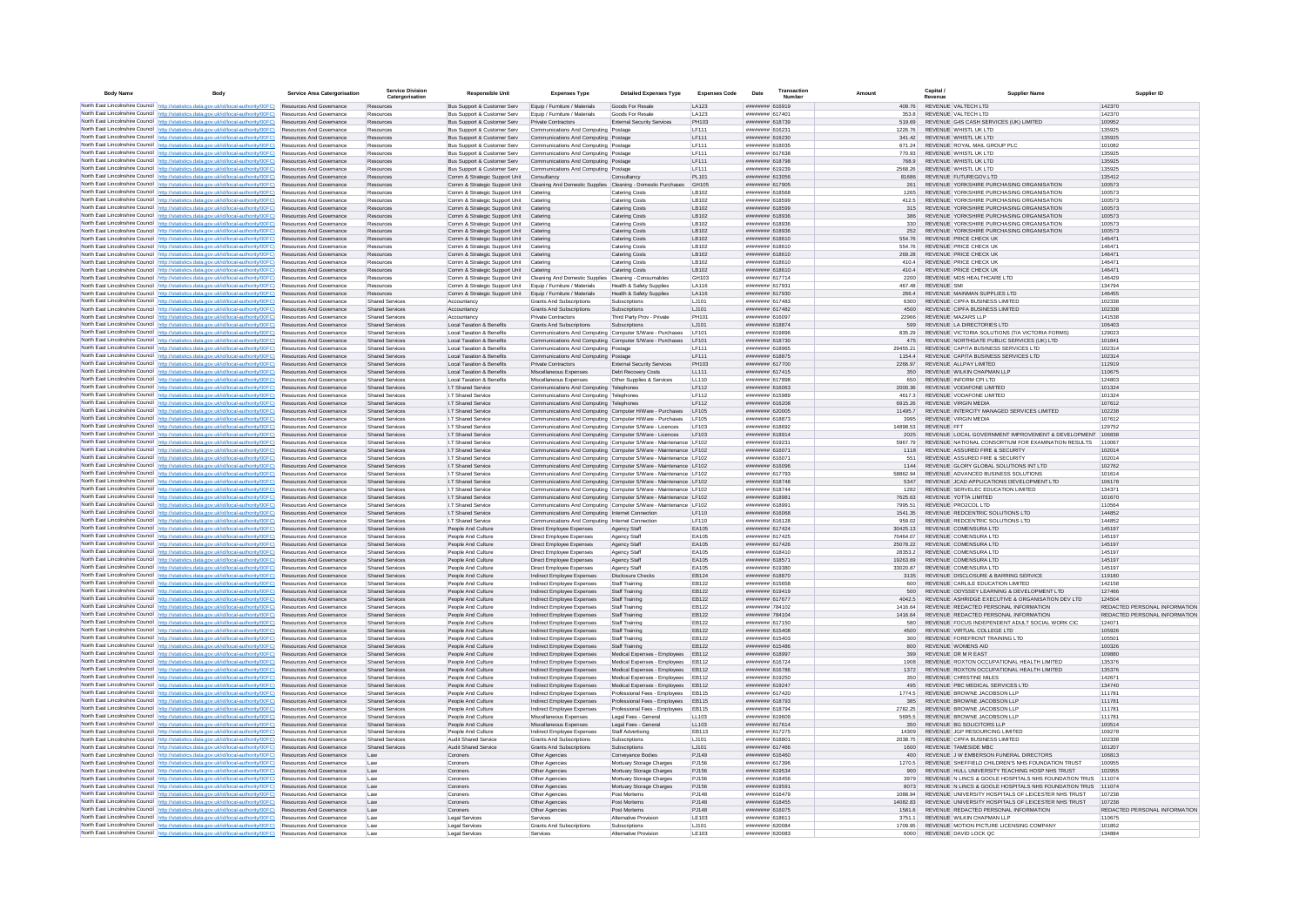| Body Name | Body | Service Area Catergorisation | Service Division Catergorisation | Responsible Unit | Expenses Type | Detailed Expenses Type | Expenses Code | Date | Transaction Number | Amount | Capital / Revenue | Supplier Name | Supplier ID |
|---|---|---|---|---|---|---|---|---|---|---|---|---|---|
| North East Lincolnshire Council | http://statistics.data.gov.uk/id/local-authority/00FC | Resources And Governance | Resources | Bus Support & Customer Serv | Equip / Furniture / Materials | Goods For Resale | LA123 | ######## | 616919 | 409.76 | REVENUE | VALTECH LTD | 142370 |
| North East Lincolnshire Council | http://statistics.data.gov.uk/id/local-authority/00FC | Resources And Governance | Resources | Bus Support & Customer Serv | Equip / Furniture / Materials | Goods For Resale | LA123 | ######## | 617401 | 353.8 | REVENUE | VALTECH LTD | 142370 |
| North East Lincolnshire Council | http://statistics.data.gov.uk/id/local-authority/00FC | Resources And Governance | Resources | Bus Support & Customer Serv | Private Contractors | External Security Services | PH103 | ######## | 618739 | 519.69 | REVENUE | G4S CASH SERVICES (UK) LIMITED | 100952 |
| North East Lincolnshire Council | http://statistics.data.gov.uk/id/local-authority/00FC | Resources And Governance | Resources | Bus Support & Customer Serv | Communications And Computing | Postage | LF111 | ######## | 616231 | 1226.76 | REVENUE | WHISTL UK LTD | 135925 |
| North East Lincolnshire Council | http://statistics.data.gov.uk/id/local-authority/00FC | Resources And Governance | Resources | Bus Support & Customer Serv | Communications And Computing | Postage | LF111 | ######## | 616230 | 341.42 | REVENUE | WHISTL UK LTD | 135925 |
| North East Lincolnshire Council | http://statistics.data.gov.uk/id/local-authority/00FC | Resources And Governance | Resources | Bus Support & Customer Serv | Communications And Computing | Postage | LF111 | ######## | 618035 | 671.24 | REVENUE | ROYAL MAIL GROUP PLC | 101082 |
| North East Lincolnshire Council | http://statistics.data.gov.uk/id/local-authority/00FC | Resources And Governance | Resources | Bus Support & Customer Serv | Communications And Computing | Postage | LF111 | ######## | 617638 | 770.93 | REVENUE | WHISTL UK LTD | 135925 |
| North East Lincolnshire Council | http://statistics.data.gov.uk/id/local-authority/00FC | Resources And Governance | Resources | Bus Support & Customer Serv | Communications And Computing | Postage | LF111 | ######## | 618798 | 768.9 | REVENUE | WHISTL UK LTD | 135925 |
| North East Lincolnshire Council | http://statistics.data.gov.uk/id/local-authority/00FC | Resources And Governance | Resources | Bus Support & Customer Serv | Communications And Computing | Postage | LF111 | ######## | 619239 | 2568.26 | REVENUE | WHISTL UK LTD | 135925 |
| North East Lincolnshire Council | http://statistics.data.gov.uk/id/local-authority/00FC | Resources And Governance | Resources | Comm & Strategic Support Unit | Consultancy | Consultancy | PL101 | ######## | 613056 | 81686 | REVENUE | FUTUREGOV.LTD | 135412 |
| North East Lincolnshire Council | http://statistics.data.gov.uk/id/local-authority/00FC | Resources And Governance | Resources | Comm & Strategic Support Unit | Cleaning And Domestic Supplies | Cleaning - Domestic Purchases | GH105 | ######## | 617905 | 261 | REVENUE | YORKSHIRE PURCHASING ORGANISATION | 100573 |
| North East Lincolnshire Council | http://statistics.data.gov.uk/id/local-authority/00FC | Resources And Governance | Resources | Comm & Strategic Support Unit | Catering | Catering Costs | LB102 | ######## | 618568 | 1265 | REVENUE | YORKSHIRE PURCHASING ORGANISATION | 100573 |
| North East Lincolnshire Council | http://statistics.data.gov.uk/id/local-authority/00FC | Resources And Governance | Resources | Comm & Strategic Support Unit | Catering | Catering Costs | LB102 | ######## | 618599 | 412.5 | REVENUE | YORKSHIRE PURCHASING ORGANISATION | 100573 |
| North East Lincolnshire Council | http://statistics.data.gov.uk/id/local-authority/00FC | Resources And Governance | Resources | Comm & Strategic Support Unit | Catering | Catering Costs | LB102 | ######## | 618599 | 315 | REVENUE | YORKSHIRE PURCHASING ORGANISATION | 100573 |
| North East Lincolnshire Council | http://statistics.data.gov.uk/id/local-authority/00FC | Resources And Governance | Resources | Comm & Strategic Support Unit | Catering | Catering Costs | LB102 | ######## | 618936 | 386 | REVENUE | YORKSHIRE PURCHASING ORGANISATION | 100573 |
| North East Lincolnshire Council | http://statistics.data.gov.uk/id/local-authority/00FC | Resources And Governance | Resources | Comm & Strategic Support Unit | Catering | Catering Costs | LB102 | ######## | 618936 | 330 | REVENUE | YORKSHIRE PURCHASING ORGANISATION | 100573 |
| North East Lincolnshire Council | http://statistics.data.gov.uk/id/local-authority/00FC | Resources And Governance | Resources | Comm & Strategic Support Unit | Catering | Catering Costs | LB102 | ######## | 618936 | 252 | REVENUE | YORKSHIRE PURCHASING ORGANISATION | 100573 |
| North East Lincolnshire Council | http://statistics.data.gov.uk/id/local-authority/00FC | Resources And Governance | Resources | Comm & Strategic Support Unit | Catering | Catering Costs | LB102 | ######## | 618610 | 554.76 | REVENUE | PRICE CHECK UK | 146471 |
| North East Lincolnshire Council | http://statistics.data.gov.uk/id/local-authority/00FC | Resources And Governance | Resources | Comm & Strategic Support Unit | Catering | Catering Costs | LB102 | ######## | 618610 | 554.76 | REVENUE | PRICE CHECK UK | 146471 |
| North East Lincolnshire Council | http://statistics.data.gov.uk/id/local-authority/00FC | Resources And Governance | Resources | Comm & Strategic Support Unit | Catering | Catering Costs | LB102 | ######## | 618610 | 269.28 | REVENUE | PRICE CHECK UK | 146471 |
| North East Lincolnshire Council | http://statistics.data.gov.uk/id/local-authority/00FC | Resources And Governance | Resources | Comm & Strategic Support Unit | Catering | Catering Costs | LB102 | ######## | 618610 | 410.4 | REVENUE | PRICE CHECK UK | 146471 |
| North East Lincolnshire Council | http://statistics.data.gov.uk/id/local-authority/00FC | Resources And Governance | Resources | Comm & Strategic Support Unit | Catering | Catering Costs | LB102 | ######## | 618610 | 410.4 | REVENUE | PRICE CHECK UK | 146471 |
| North East Lincolnshire Council | http://statistics.data.gov.uk/id/local-authority/00FC | Resources And Governance | Resources | Comm & Strategic Support Unit | Cleaning And Domestic Supplies | Cleaning - Consumables | GH103 | ######## | 617714 | 2200 | REVENUE | MDS HEALTHCARE LTD | 146429 |
| North East Lincolnshire Council | http://statistics.data.gov.uk/id/local-authority/00FC | Resources And Governance | Resources | Comm & Strategic Support Unit | Equip / Furniture / Materials | Health & Safety Supplies | LA116 | ######## | 617931 | 467.48 | REVENUE | SMI | 134794 |
| North East Lincolnshire Council | http://statistics.data.gov.uk/id/local-authority/00FC | Resources And Governance | Resources | Comm & Strategic Support Unit | Equip / Furniture / Materials | Health & Safety Supplies | LA116 | ######## | 617930 | 266.4 | REVENUE | MAINMAN SUPPLIES LTD | 146455 |
| North East Lincolnshire Council | http://statistics.data.gov.uk/id/local-authority/00FC | Resources And Governance | Shared Services | Accountancy | Grants And Subscriptions | Subscriptions | LJ101 | ######## | 617483 | 6300 | REVENUE | CIPFA BUSINESS LIMITED | 102338 |
| North East Lincolnshire Council | http://statistics.data.gov.uk/id/local-authority/00FC | Resources And Governance | Shared Services | Accountancy | Grants And Subscriptions | Subscriptions | LJ101 | ######## | 617482 | 4500 | REVENUE | CIPFA BUSINESS LIMITED | 102338 |
| North East Lincolnshire Council | http://statistics.data.gov.uk/id/local-authority/00FC | Resources And Governance | Shared Services | Accountancy | Private Contractors | Third Party Prov - Private | PH101 | ######## | 618097 | 22965 | REVENUE | MAZARS LLP | 141538 |
| North East Lincolnshire Council | http://statistics.data.gov.uk/id/local-authority/00FC | Resources And Governance | Shared Services | Local Taxation & Benefits | Grants And Subscriptions | Subscriptions | LJ101 | ######## | 618874 | 599 | REVENUE | LA DIRECTORIES LTD | 108403 |
| North East Lincolnshire Council | http://statistics.data.gov.uk/id/local-authority/00FC | Resources And Governance | Shared Services | Local Taxation & Benefits | Communications And Computing | Computer S/Ware - Purchases | LF101 | ######## | 619896 | 835.29 | REVENUE | VICTORIA SOLUTIONS (T/A VICTORIA FORMS) | 129023 |
| North East Lincolnshire Council | http://statistics.data.gov.uk/id/local-authority/00FC | Resources And Governance | Shared Services | Local Taxation & Benefits | Communications And Computing | Computer S/Ware - Purchases | LF101 | ######## | 618730 | 475 | REVENUE | NORTHGATE PUBLIC SERVICES (UK) LTD | 101841 |
| North East Lincolnshire Council | http://statistics.data.gov.uk/id/local-authority/00FC | Resources And Governance | Shared Services | Local Taxation & Benefits | Communications And Computing | Postage | LF111 | ######## | 618965 | 29455.21 | REVENUE | CAPITA BUSINESS SERVICES LTD | 102314 |
| North East Lincolnshire Council | http://statistics.data.gov.uk/id/local-authority/00FC | Resources And Governance | Shared Services | Local Taxation & Benefits | Communications And Computing | Postage | LF111 | ######## | 618875 | 1154.4 | REVENUE | CAPITA BUSINESS SERVICES LTD | 102314 |
| North East Lincolnshire Council | http://statistics.data.gov.uk/id/local-authority/00FC | Resources And Governance | Shared Services | Local Taxation & Benefits | Private Contractors | External Security Services | PH103 | ######## | 617700 | 2266.97 | REVENUE | ALLPAY LIMITED | 112919 |
| North East Lincolnshire Council | http://statistics.data.gov.uk/id/local-authority/00FC | Resources And Governance | Shared Services | Local Taxation & Benefits | Miscellaneous Expenses | Debt Recovery Costs | LL111 | ######## | 617415 | 350 | REVENUE | WILKIN CHAPMAN LLP | 110675 |
| North East Lincolnshire Council | http://statistics.data.gov.uk/id/local-authority/00FC | Resources And Governance | Shared Services | Local Taxation & Benefits | Miscellaneous Expenses | Other Supplies & Services | LL110 | ######## | 617898 | 650 | REVENUE | INFORM CPI LTD | 124803 |
| North East Lincolnshire Council | http://statistics.data.gov.uk/id/local-authority/00FC | Resources And Governance | Shared Services | I.T Shared Service | Communications And Computing | Telephones | LF112 | ######## | 616063 | 2000.36 | REVENUE | VODAFONE LIMITED | 101324 |
| North East Lincolnshire Council | http://statistics.data.gov.uk/id/local-authority/00FC | Resources And Governance | Shared Services | I.T Shared Service | Communications And Computing | Telephones | LF112 | ######## | 615989 | 4617.3 | REVENUE | VODAFONE LIMITED | 101324 |
| North East Lincolnshire Council | http://statistics.data.gov.uk/id/local-authority/00FC | Resources And Governance | Shared Services | I.T Shared Service | Communications And Computing | Telephones | LF112 | ######## | 616208 | 6915.26 | REVENUE | VIRGIN MEDIA | 107612 |
| North East Lincolnshire Council | http://statistics.data.gov.uk/id/local-authority/00FC | Resources And Governance | Shared Services | I.T Shared Service | Communications And Computing | Computer H/Ware - Purchases | LF105 | ######## | 620005 | 11495.7 | REVENUE | INTERCITY MANAGED SERVICES LIMITED | 102238 |
| North East Lincolnshire Council | http://statistics.data.gov.uk/id/local-authority/00FC | Resources And Governance | Shared Services | I.T Shared Service | Communications And Computing | Computer H/Ware - Purchases | LF105 | ######## | 618873 | 3995 | REVENUE | VIRGIN MEDIA | 107612 |
| North East Lincolnshire Council | http://statistics.data.gov.uk/id/local-authority/00FC | Resources And Governance | Shared Services | I.T Shared Service | Communications And Computing | Computer S/Ware - Licences | LF103 | ######## | 618892 | 14898.53 | REVENUE | FFT | 129752 |
| North East Lincolnshire Council | http://statistics.data.gov.uk/id/local-authority/00FC | Resources And Governance | Shared Services | I.T Shared Service | Communications And Computing | Computer S/Ware - Licences | LF103 | ######## | 618914 | 2025 | REVENUE | LOCAL GOVERNMENT IMPROVEMENT & DEVELOPMENT | 106838 |
| North East Lincolnshire Council | http://statistics.data.gov.uk/id/local-authority/00FC | Resources And Governance | Shared Services | I.T Shared Service | Communications And Computing | Computer S/Ware - Maintenance | LF102 | ######## | 619231 | 5957.79 | REVENUE | NATIONAL CONSORTIUM FOR EXAMINATION RESULTS | 110067 |
| North East Lincolnshire Council | http://statistics.data.gov.uk/id/local-authority/00FC | Resources And Governance | Shared Services | I.T Shared Service | Communications And Computing | Computer S/Ware - Maintenance | LF102 | ######## | 616071 | 1118 | REVENUE | ASSURED FIRE & SECURITY | 102014 |
| North East Lincolnshire Council | http://statistics.data.gov.uk/id/local-authority/00FC | Resources And Governance | Shared Services | I.T Shared Service | Communications And Computing | Computer S/Ware - Maintenance | LF102 | ######## | 616071 | 551 | REVENUE | ASSURED FIRE & SECURITY | 102014 |
| North East Lincolnshire Council | http://statistics.data.gov.uk/id/local-authority/00FC | Resources And Governance | Shared Services | I.T Shared Service | Communications And Computing | Computer S/Ware - Maintenance | LF102 | ######## | 616096 | 1144 | REVENUE | GLORY GLOBAL SOLUTIONS INT LTD | 102762 |
| North East Lincolnshire Council | http://statistics.data.gov.uk/id/local-authority/00FC | Resources And Governance | Shared Services | I.T Shared Service | Communications And Computing | Computer S/Ware - Maintenance | LF102 | ######## | 617793 | 58862.94 | REVENUE | ADVANCED BUSINESS SOLUTIONS | 101614 |
| North East Lincolnshire Council | http://statistics.data.gov.uk/id/local-authority/00FC | Resources And Governance | Shared Services | I.T Shared Service | Communications And Computing | Computer S/Ware - Maintenance | LF102 | ######## | 618748 | 5347 | REVENUE | JCAD APPLICATIONS DEVELOPMENT LTD | 106178 |
| North East Lincolnshire Council | http://statistics.data.gov.uk/id/local-authority/00FC | Resources And Governance | Shared Services | I.T Shared Service | Communications And Computing | Computer S/Ware - Maintenance | LF102 | ######## | 618744 | 1282 | REVENUE | SERVELEC EDUCATION LIMITED | 134371 |
| North East Lincolnshire Council | http://statistics.data.gov.uk/id/local-authority/00FC | Resources And Governance | Shared Services | I.T Shared Service | Communications And Computing | Computer S/Ware - Maintenance | LF102 | ######## | 618981 | 7625.63 | REVENUE | YOTTA LIMITED | 101670 |
| North East Lincolnshire Council | http://statistics.data.gov.uk/id/local-authority/00FC | Resources And Governance | Shared Services | I.T Shared Service | Communications And Computing | Computer S/Ware - Maintenance | LF102 | ######## | 618991 | 7995.51 | REVENUE | PRO2COL LTD | 110564 |
| North East Lincolnshire Council | http://statistics.data.gov.uk/id/local-authority/00FC | Resources And Governance | Shared Services | I.T Shared Service | Communications And Computing | Internet Connection | LF110 | ######## | 616068 | 1541.35 | REVENUE | REDCENTRIC SOLUTIONS LTD | 144852 |
| North East Lincolnshire Council | http://statistics.data.gov.uk/id/local-authority/00FC | Resources And Governance | Shared Services | I.T Shared Service | Communications And Computing | Internet Connection | LF110 | ######## | 616128 | 959.02 | REVENUE | REDCENTRIC SOLUTIONS LTD | 144852 |
| North East Lincolnshire Council | http://statistics.data.gov.uk/id/local-authority/00FC | Resources And Governance | Shared Services | People And Culture | Direct Employee Expenses | Agency Staff | EA105 | ######## | 617424 | 30425.13 | REVENUE | COMENSURA LTD | 145197 |
| North East Lincolnshire Council | http://statistics.data.gov.uk/id/local-authority/00FC | Resources And Governance | Shared Services | People And Culture | Direct Employee Expenses | Agency Staff | EA105 | ######## | 617425 | 70464.07 | REVENUE | COMENSURA LTD | 145197 |
| North East Lincolnshire Council | http://statistics.data.gov.uk/id/local-authority/00FC | Resources And Governance | Shared Services | People And Culture | Direct Employee Expenses | Agency Staff | EA105 | ######## | 617426 | 25078.22 | REVENUE | COMENSURA LTD | 145197 |
| North East Lincolnshire Council | http://statistics.data.gov.uk/id/local-authority/00FC | Resources And Governance | Shared Services | People And Culture | Direct Employee Expenses | Agency Staff | EA105 | ######## | 618410 | 28353.2 | REVENUE | COMENSURA LTD | 145197 |
| North East Lincolnshire Council | http://statistics.data.gov.uk/id/local-authority/00FC | Resources And Governance | Shared Services | People And Culture | Direct Employee Expenses | Agency Staff | EA105 | ######## | 618571 | 19263.69 | REVENUE | COMENSURA LTD | 145197 |
| North East Lincolnshire Council | http://statistics.data.gov.uk/id/local-authority/00FC | Resources And Governance | Shared Services | People And Culture | Direct Employee Expenses | Agency Staff | EA105 | ######## | 619380 | 33020.87 | REVENUE | COMENSURA LTD | 145197 |
| North East Lincolnshire Council | http://statistics.data.gov.uk/id/local-authority/00FC | Resources And Governance | Shared Services | People And Culture | Indirect Employee Expenses | Disclosure Checks | EB124 | ######## | 618870 | 3135 | REVENUE | DISCLOSURE & BARRING SERVICE | 119180 |
| North East Lincolnshire Council | http://statistics.data.gov.uk/id/local-authority/00FC | Resources And Governance | Shared Services | People And Culture | Indirect Employee Expenses | Staff Training | EB122 | ######## | 615658 | 600 | REVENUE | CARLILE EDUCATION LIMITED | 142158 |
| North East Lincolnshire Council | http://statistics.data.gov.uk/id/local-authority/00FC | Resources And Governance | Shared Services | People And Culture | Indirect Employee Expenses | Staff Training | EB122 | ######## | 619419 | 500 | REVENUE | ODYSSEY LEARNING & DEVELOPMENT LTD | 127466 |
| North East Lincolnshire Council | http://statistics.data.gov.uk/id/local-authority/00FC | Resources And Governance | Shared Services | People And Culture | Indirect Employee Expenses | Staff Training | EB122 | ######## | 617677 | 4042.5 | REVENUE | ASHRIDGE EXECUTIVE & ORGANISATION DEV LTD | 124504 |
| North East Lincolnshire Council | http://statistics.data.gov.uk/id/local-authority/00FC | Resources And Governance | Shared Services | People And Culture | Indirect Employee Expenses | Staff Training | EB122 | ######## | 784102 | 1416.64 | REVENUE | REDACTED PERSONAL INFORMATION | REDACTED PERSONAL INFORMATION |
| North East Lincolnshire Council | http://statistics.data.gov.uk/id/local-authority/00FC | Resources And Governance | Shared Services | People And Culture | Indirect Employee Expenses | Staff Training | EB122 | ######## | 784104 | 1416.64 | REVENUE | REDACTED PERSONAL INFORMATION | REDACTED PERSONAL INFORMATION |
| North East Lincolnshire Council | http://statistics.data.gov.uk/id/local-authority/00FC | Resources And Governance | Shared Services | People And Culture | Indirect Employee Expenses | Staff Training | EB122 | ######## | 617150 | 580 | REVENUE | FOCUS INDEPENDENT ADULT SOCIAL WORK CIC | 124071 |
| North East Lincolnshire Council | http://statistics.data.gov.uk/id/local-authority/00FC | Resources And Governance | Shared Services | People And Culture | Indirect Employee Expenses | Staff Training | EB122 | ######## | 615408 | 4500 | REVENUE | VIRTUAL COLLEGE LTD | 105926 |
| North East Lincolnshire Council | http://statistics.data.gov.uk/id/local-authority/00FC | Resources And Governance | Shared Services | People And Culture | Indirect Employee Expenses | Staff Training | EB122 | ######## | 615403 | 300 | REVENUE | FOREFRONT TRAINING LTD | 105501 |
| North East Lincolnshire Council | http://statistics.data.gov.uk/id/local-authority/00FC | Resources And Governance | Shared Services | People And Culture | Indirect Employee Expenses | Staff Training | EB122 | ######## | 615488 | 800 | REVENUE | WOMENS AID | 100326 |
| North East Lincolnshire Council | http://statistics.data.gov.uk/id/local-authority/00FC | Resources And Governance | Shared Services | People And Culture | Indirect Employee Expenses | Medical Expenses - Employees | EB112 | ######## | 618997 | 399 | REVENUE | DR M R EAST | 109880 |
| North East Lincolnshire Council | http://statistics.data.gov.uk/id/local-authority/00FC | Resources And Governance | Shared Services | People And Culture | Indirect Employee Expenses | Medical Expenses - Employees | EB112 | ######## | 616724 | 1908 | REVENUE | ROXTON OCCUPATIONAL HEALTH LIMITED | 135376 |
| North East Lincolnshire Council | http://statistics.data.gov.uk/id/local-authority/00FC | Resources And Governance | Shared Services | People And Culture | Indirect Employee Expenses | Medical Expenses - Employees | EB112 | ######## | 616788 | 1372 | REVENUE | ROXTON OCCUPATIONAL HEALTH LIMITED | 135376 |
| North East Lincolnshire Council | http://statistics.data.gov.uk/id/local-authority/00FC | Resources And Governance | Shared Services | People And Culture | Indirect Employee Expenses | Medical Expenses - Employees | EB112 | ######## | 619250 | 350 | REVENUE | CHRISTINE MILES | 142671 |
| North East Lincolnshire Council | http://statistics.data.gov.uk/id/local-authority/00FC | Resources And Governance | Shared Services | People And Culture | Indirect Employee Expenses | Medical Expenses - Employees | EB112 | ######## | 619247 | 495 | REVENUE | PBC MEDICAL SERVICES LTD | 134740 |
| North East Lincolnshire Council | http://statistics.data.gov.uk/id/local-authority/00FC | Resources And Governance | Shared Services | People And Culture | Indirect Employee Expenses | Professional Fees - Employees | EB115 | ######## | 617420 | 1774.5 | REVENUE | BROWNE JACOBSON LLP | 111781 |
| North East Lincolnshire Council | http://statistics.data.gov.uk/id/local-authority/00FC | Resources And Governance | Shared Services | People And Culture | Indirect Employee Expenses | Professional Fees - Employees | EB115 | ######## | 618793 | 385 | REVENUE | BROWNE JACOBSON LLP | 111781 |
| North East Lincolnshire Council | http://statistics.data.gov.uk/id/local-authority/00FC | Resources And Governance | Shared Services | People And Culture | Indirect Employee Expenses | Professional Fees - Employees | EB115 | ######## | 618794 | 2782.25 | REVENUE | BROWNE JACOBSON LLP | 111781 |
| North East Lincolnshire Council | http://statistics.data.gov.uk/id/local-authority/00FC | Resources And Governance | Shared Services | People And Culture | Miscellaneous Expenses | Legal Fees - General | LL103 | ######## | 619609 | 5695.5 | REVENUE | BROWNE JACOBSON LLP | 111781 |
| North East Lincolnshire Council | http://statistics.data.gov.uk/id/local-authority/00FC | Resources And Governance | Shared Services | People And Culture | Miscellaneous Expenses | Legal Fees - General | LL103 | ######## | 617614 | 350 | REVENUE | BG SOLICITORS LLP | 100514 |
| North East Lincolnshire Council | http://statistics.data.gov.uk/id/local-authority/00FC | Resources And Governance | Shared Services | People And Culture | Indirect Employee Expenses | Staff Advertising | EB113 | ######## | 617275 | 14309 | REVENUE | JGP RESOURCING LIMITED | 109278 |
| North East Lincolnshire Council | http://statistics.data.gov.uk/id/local-authority/00FC | Resources And Governance | Shared Services | Audit Shared Service | Grants And Subscriptions | Subscriptions | LJ101 | ######## | 618801 | 2038.75 | REVENUE | CIPFA BUSINESS LIMITED | 102338 |
| North East Lincolnshire Council | http://statistics.data.gov.uk/id/local-authority/00FC | Resources And Governance | Shared Services | Audit Shared Service | Grants And Subscriptions | Subscriptions | LJ101 | ######## | 617466 | 1600 | REVENUE | TAMESIDE MBC | 101207 |
| North East Lincolnshire Council | http://statistics.data.gov.uk/id/local-authority/00FC | Resources And Governance | Law | Coroners | Other Agencies | Conveyance Bodies | PJ149 | ######## | 616460 | 400 | REVENUE | J W EMBERSON FUNERAL DIRECTORS | 106813 |
| North East Lincolnshire Council | http://statistics.data.gov.uk/id/local-authority/00FC | Resources And Governance | Law | Coroners | Other Agencies | Mortuary Storage Charges | PJ156 | ######## | 617396 | 1270.5 | REVENUE | SHEFFIELD CHILDREN'S NHS FOUNDATION TRUST | 100955 |
| North East Lincolnshire Council | http://statistics.data.gov.uk/id/local-authority/00FC | Resources And Governance | Law | Coroners | Other Agencies | Mortuary Storage Charges | PJ156 | ######## | 619534 | 900 | REVENUE | HULL UNIVERSITY TEACHING HOSP NHS TRUST | 102955 |
| North East Lincolnshire Council | http://statistics.data.gov.uk/id/local-authority/00FC | Resources And Governance | Law | Coroners | Other Agencies | Mortuary Storage Charges | PJ156 | ######## | 618456 | 3979 | REVENUE | N LINCS & GOOLE HOSPITALS NHS FOUNDATION TRUS | 111074 |
| North East Lincolnshire Council | http://statistics.data.gov.uk/id/local-authority/00FC | Resources And Governance | Law | Coroners | Other Agencies | Mortuary Storage Charges | PJ156 | ######## | 619591 | 8073 | REVENUE | N LINCS & GOOLE HOSPITALS NHS FOUNDATION TRUS | 111074 |
| North East Lincolnshire Council | http://statistics.data.gov.uk/id/local-authority/00FC | Resources And Governance | Law | Coroners | Other Agencies | Post Mortems | PJ148 | ######## | 616479 | 1088.94 | REVENUE | UNIVERSITY HOSPITALS OF LEICESTER NHS TRUST | 107238 |
| North East Lincolnshire Council | http://statistics.data.gov.uk/id/local-authority/00FC | Resources And Governance | Law | Coroners | Other Agencies | Post Mortems | PJ148 | ######## | 618455 | 14082.83 | REVENUE | UNIVERSITY HOSPITALS OF LEICESTER NHS TRUST | 107238 |
| North East Lincolnshire Council | http://statistics.data.gov.uk/id/local-authority/00FC | Resources And Governance | Law | Coroners | Other Agencies | Post Mortems | PJ148 | ######## | 616075 | 1581.6 | REVENUE | REDACTED PERSONAL INFORMATION | REDACTED PERSONAL INFORMATION |
| North East Lincolnshire Council | http://statistics.data.gov.uk/id/local-authority/00FC | Resources And Governance | Law | Legal Services | Services | Alternative Provision | LE103 | ######## | 618611 | 3751.1 | REVENUE | WILKIN CHAPMAN LLP | 110675 |
| North East Lincolnshire Council | http://statistics.data.gov.uk/id/local-authority/00FC | Resources And Governance | Law | Legal Services | Grants And Subscriptions | Subscriptions | LJ101 | ######## | 620084 | 1709.95 | REVENUE | MOTION PICTURE LICENSING COMPANY | 101852 |
| North East Lincolnshire Council | http://statistics.data.gov.uk/id/local-authority/00FC | Resources And Governance | Law | Legal Services | Services | Alternative Provision | LE103 | ######## | 620083 | 6000 | REVENUE | DAVID LOCK QC | 134884 |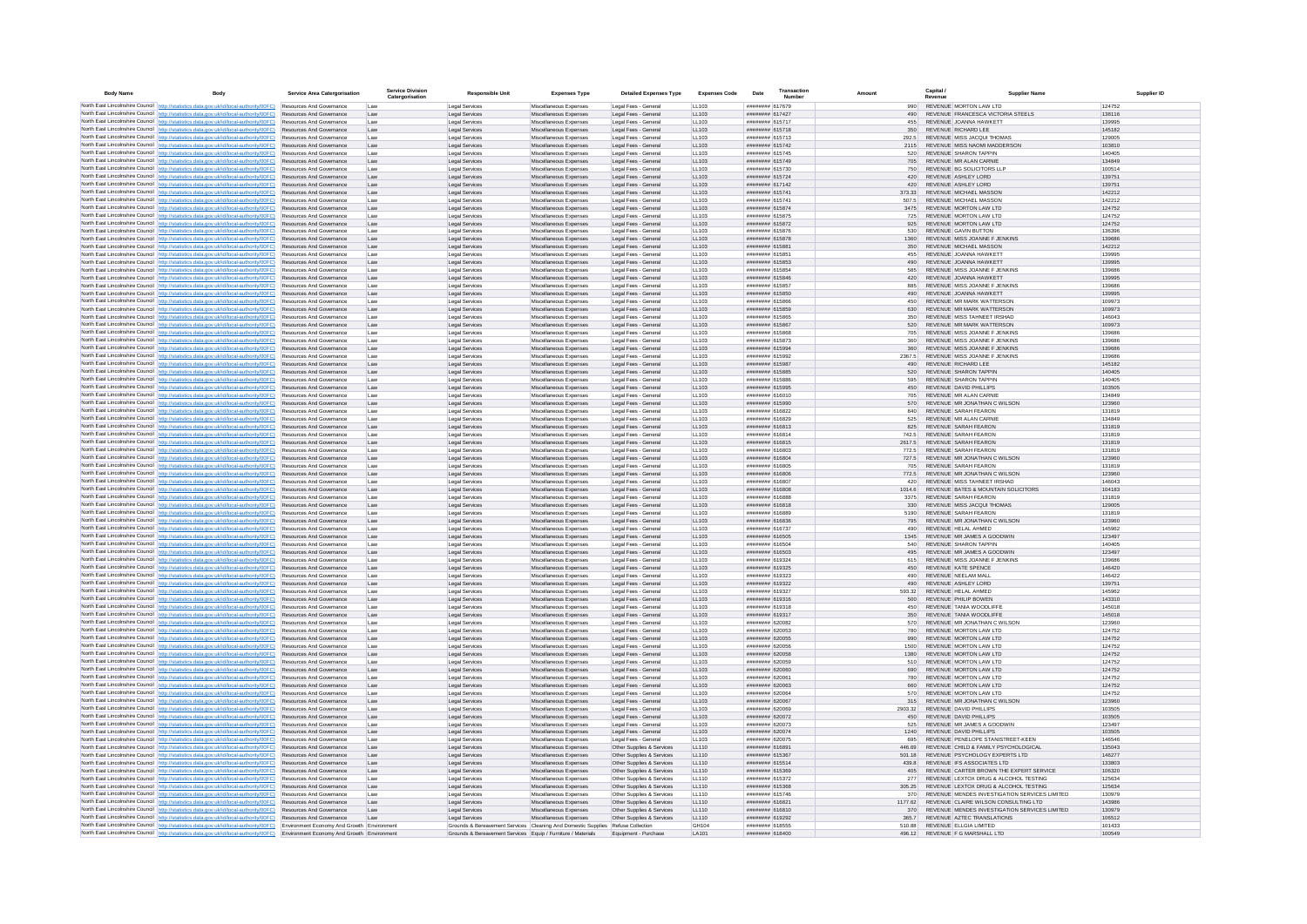| Body Name | Body | Service Area Catergorisation | Service Division Catergorisation | Responsible Unit | Expenses Type | Detailed Expenses Type | Expenses Code | Date | Transaction Number | Amount | Capital / Revenue | Supplier Name | Supplier ID |
|---|---|---|---|---|---|---|---|---|---|---|---|---|---|
| North East Lincolnshire Council | http://statistics.data.gov.uk/id/local-authority/00FC) | Resources And Governance | Law | Legal Services | Miscellaneous Expenses | Legal Fees - General | LL103 | ######## | 617679 | 990 | REVENUE | MORTON LAW LTD | 124752 |
| North East Lincolnshire Council | http://statistics.data.gov.uk/id/local-authority/00FC) | Resources And Governance | Law | Legal Services | Miscellaneous Expenses | Legal Fees - General | LL103 | ######## | 617427 | 490 | REVENUE | FRANCESCA VICTORIA STEELS | 138116 |
| North East Lincolnshire Council | http://statistics.data.gov.uk/id/local-authority/00FC) | Resources And Governance | Law | Legal Services | Miscellaneous Expenses | Legal Fees - General | LL103 | ######## | 615717 | 455 | REVENUE | JOANNA HAWKETT | 139995 |
| North East Lincolnshire Council | http://statistics.data.gov.uk/id/local-authority/00FC) | Resources And Governance | Law | Legal Services | Miscellaneous Expenses | Legal Fees - General | LL103 | ######## | 615718 | 350 | REVENUE | RICHARD LEE | 145182 |
| North East Lincolnshire Council | http://statistics.data.gov.uk/id/local-authority/00FC) | Resources And Governance | Law | Legal Services | Miscellaneous Expenses | Legal Fees - General | LL103 | ######## | 615713 | 292.5 | REVENUE | MISS JACQUI THOMAS | 129005 |
| North East Lincolnshire Council | http://statistics.data.gov.uk/id/local-authority/00FC) | Resources And Governance | Law | Legal Services | Miscellaneous Expenses | Legal Fees - General | LL103 | ######## | 615742 | 2115 | REVENUE | MISS NAOMI MADDERSON | 103810 |
| North East Lincolnshire Council | http://statistics.data.gov.uk/id/local-authority/00FC) | Resources And Governance | Law | Legal Services | Miscellaneous Expenses | Legal Fees - General | LL103 | ######## | 615745 | 520 | REVENUE | SHARON TAPPIN | 140405 |
| North East Lincolnshire Council | http://statistics.data.gov.uk/id/local-authority/00FC) | Resources And Governance | Law | Legal Services | Miscellaneous Expenses | Legal Fees - General | LL103 | ######## | 615749 | 705 | REVENUE | MR ALAN CARNIE | 134849 |
| North East Lincolnshire Council | http://statistics.data.gov.uk/id/local-authority/00FC) | Resources And Governance | Law | Legal Services | Miscellaneous Expenses | Legal Fees - General | LL103 | ######## | 615730 | 750 | REVENUE | BG SOLICITORS LLP | 100514 |
| North East Lincolnshire Council | http://statistics.data.gov.uk/id/local-authority/00FC) | Resources And Governance | Law | Legal Services | Miscellaneous Expenses | Legal Fees - General | LL103 | ######## | 615724 | 420 | REVENUE | ASHLEY LORD | 139751 |
| North East Lincolnshire Council | http://statistics.data.gov.uk/id/local-authority/00FC) | Resources And Governance | Law | Legal Services | Miscellaneous Expenses | Legal Fees - General | LL103 | ######## | 617142 | 420 | REVENUE | ASHLEY LORD | 139751 |
| North East Lincolnshire Council | http://statistics.data.gov.uk/id/local-authority/00FC) | Resources And Governance | Law | Legal Services | Miscellaneous Expenses | Legal Fees - General | LL103 | ######## | 615741 | 373.33 | REVENUE | MICHAEL MASSON | 142212 |
| North East Lincolnshire Council | http://statistics.data.gov.uk/id/local-authority/00FC) | Resources And Governance | Law | Legal Services | Miscellaneous Expenses | Legal Fees - General | LL103 | ######## | 615741 | 507.5 | REVENUE | MICHAEL MASSON | 142212 |
| North East Lincolnshire Council | http://statistics.data.gov.uk/id/local-authority/00FC) | Resources And Governance | Law | Legal Services | Miscellaneous Expenses | Legal Fees - General | LL103 | ######## | 615874 | 3475 | REVENUE | MORTON LAW LTD | 124752 |
| North East Lincolnshire Council | http://statistics.data.gov.uk/id/local-authority/00FC) | Resources And Governance | Law | Legal Services | Miscellaneous Expenses | Legal Fees - General | LL103 | ######## | 615875 | 725 | REVENUE | MORTON LAW LTD | 124752 |
| North East Lincolnshire Council | http://statistics.data.gov.uk/id/local-authority/00FC) | Resources And Governance | Law | Legal Services | Miscellaneous Expenses | Legal Fees - General | LL103 | ######## | 615872 | 925 | REVENUE | MORTON LAW LTD | 124752 |
| North East Lincolnshire Council | http://statistics.data.gov.uk/id/local-authority/00FC) | Resources And Governance | Law | Legal Services | Miscellaneous Expenses | Legal Fees - General | LL103 | ######## | 615876 | 530 | REVENUE | GAVIN BUTTON | 136396 |
| North East Lincolnshire Council | http://statistics.data.gov.uk/id/local-authority/00FC) | Resources And Governance | Law | Legal Services | Miscellaneous Expenses | Legal Fees - General | LL103 | ######## | 615878 | 1360 | REVENUE | MISS JOANNE F JENKINS | 139686 |
| North East Lincolnshire Council | http://statistics.data.gov.uk/id/local-authority/00FC) | Resources And Governance | Law | Legal Services | Miscellaneous Expenses | Legal Fees - General | LL103 | ######## | 615881 | 350 | REVENUE | MICHAEL MASSON | 142212 |
| North East Lincolnshire Council | http://statistics.data.gov.uk/id/local-authority/00FC) | Resources And Governance | Law | Legal Services | Miscellaneous Expenses | Legal Fees - General | LL103 | ######## | 615851 | 455 | REVENUE | JOANNA HAWKETT | 139995 |
| North East Lincolnshire Council | http://statistics.data.gov.uk/id/local-authority/00FC) | Resources And Governance | Law | Legal Services | Miscellaneous Expenses | Legal Fees - General | LL103 | ######## | 615853 | 490 | REVENUE | JOANNA HAWKETT | 139995 |
| North East Lincolnshire Council | http://statistics.data.gov.uk/id/local-authority/00FC) | Resources And Governance | Law | Legal Services | Miscellaneous Expenses | Legal Fees - General | LL103 | ######## | 615854 | 585 | REVENUE | MISS JOANNE F JENKINS | 139686 |
| North East Lincolnshire Council | http://statistics.data.gov.uk/id/local-authority/00FC) | Resources And Governance | Law | Legal Services | Miscellaneous Expenses | Legal Fees - General | LL103 | ######## | 615846 | 420 | REVENUE | JOANNA HAWKETT | 139995 |
| North East Lincolnshire Council | http://statistics.data.gov.uk/id/local-authority/00FC) | Resources And Governance | Law | Legal Services | Miscellaneous Expenses | Legal Fees - General | LL103 | ######## | 615857 | 885 | REVENUE | MISS JOANNE F JENKINS | 139686 |
| North East Lincolnshire Council | http://statistics.data.gov.uk/id/local-authority/00FC) | Resources And Governance | Law | Legal Services | Miscellaneous Expenses | Legal Fees - General | LL103 | ######## | 615850 | 490 | REVENUE | JOANNA HAWKETT | 139995 |
| North East Lincolnshire Council | http://statistics.data.gov.uk/id/local-authority/00FC) | Resources And Governance | Law | Legal Services | Miscellaneous Expenses | Legal Fees - General | LL103 | ######## | 615866 | 450 | REVENUE | MR MARK WATTERSON | 109973 |
| North East Lincolnshire Council | http://statistics.data.gov.uk/id/local-authority/00FC) | Resources And Governance | Law | Legal Services | Miscellaneous Expenses | Legal Fees - General | LL103 | ######## | 615859 | 630 | REVENUE | MR MARK WATTERSON | 109973 |
| North East Lincolnshire Council | http://statistics.data.gov.uk/id/local-authority/00FC) | Resources And Governance | Law | Legal Services | Miscellaneous Expenses | Legal Fees - General | LL103 | ######## | 615865 | 350 | REVENUE | MISS TAHNEET IRSHAD | 146043 |
| North East Lincolnshire Council | http://statistics.data.gov.uk/id/local-authority/00FC) | Resources And Governance | Law | Legal Services | Miscellaneous Expenses | Legal Fees - General | LL103 | ######## | 615867 | 520 | REVENUE | MR MARK WATTERSON | 109973 |
| North East Lincolnshire Council | http://statistics.data.gov.uk/id/local-authority/00FC) | Resources And Governance | Law | Legal Services | Miscellaneous Expenses | Legal Fees - General | LL103 | ######## | 615868 | 705 | REVENUE | MISS JOANNE F JENKINS | 139686 |
| North East Lincolnshire Council | http://statistics.data.gov.uk/id/local-authority/00FC) | Resources And Governance | Law | Legal Services | Miscellaneous Expenses | Legal Fees - General | LL103 | ######## | 615873 | 360 | REVENUE | MISS JOANNE F JENKINS | 139686 |
| North East Lincolnshire Council | http://statistics.data.gov.uk/id/local-authority/00FC) | Resources And Governance | Law | Legal Services | Miscellaneous Expenses | Legal Fees - General | LL103 | ######## | 615994 | 360 | REVENUE | MISS JOANNE F JENKINS | 139686 |
| North East Lincolnshire Council | http://statistics.data.gov.uk/id/local-authority/00FC) | Resources And Governance | Law | Legal Services | Miscellaneous Expenses | Legal Fees - General | LL103 | ######## | 615992 | 2367.5 | REVENUE | MISS JOANNE F JENKINS | 139686 |
| North East Lincolnshire Council | http://statistics.data.gov.uk/id/local-authority/00FC) | Resources And Governance | Law | Legal Services | Miscellaneous Expenses | Legal Fees - General | LL103 | ######## | 615987 | 490 | REVENUE | RICHARD LEE | 145182 |
| North East Lincolnshire Council | http://statistics.data.gov.uk/id/local-authority/00FC) | Resources And Governance | Law | Legal Services | Miscellaneous Expenses | Legal Fees - General | LL103 | ######## | 615885 | 520 | REVENUE | SHARON TAPPIN | 140405 |
| North East Lincolnshire Council | http://statistics.data.gov.uk/id/local-authority/00FC) | Resources And Governance | Law | Legal Services | Miscellaneous Expenses | Legal Fees - General | LL103 | ######## | 615886 | 595 | REVENUE | SHARON TAPPIN | 140405 |
| North East Lincolnshire Council | http://statistics.data.gov.uk/id/local-authority/00FC) | Resources And Governance | Law | Legal Services | Miscellaneous Expenses | Legal Fees - General | LL103 | ######## | 615995 | 450 | REVENUE | DAVID PHILLIPS | 103505 |
| North East Lincolnshire Council | http://statistics.data.gov.uk/id/local-authority/00FC) | Resources And Governance | Law | Legal Services | Miscellaneous Expenses | Legal Fees - General | LL103 | ######## | 616010 | 705 | REVENUE | MR ALAN CARNIE | 134849 |
| North East Lincolnshire Council | http://statistics.data.gov.uk/id/local-authority/00FC) | Resources And Governance | Law | Legal Services | Miscellaneous Expenses | Legal Fees - General | LL103 | ######## | 615990 | 570 | REVENUE | MR JONATHAN C WILSON | 123960 |
| North East Lincolnshire Council | http://statistics.data.gov.uk/id/local-authority/00FC) | Resources And Governance | Law | Legal Services | Miscellaneous Expenses | Legal Fees - General | LL103 | ######## | 616822 | 840 | REVENUE | SARAH FEARON | 131819 |
| North East Lincolnshire Council | http://statistics.data.gov.uk/id/local-authority/00FC) | Resources And Governance | Law | Legal Services | Miscellaneous Expenses | Legal Fees - General | LL103 | ######## | 616829 | 525 | REVENUE | MR ALAN CARNIE | 134849 |
| North East Lincolnshire Council | http://statistics.data.gov.uk/id/local-authority/00FC) | Resources And Governance | Law | Legal Services | Miscellaneous Expenses | Legal Fees - General | LL103 | ######## | 616813 | 825 | REVENUE | SARAH FEARON | 131819 |
| North East Lincolnshire Council | http://statistics.data.gov.uk/id/local-authority/00FC) | Resources And Governance | Law | Legal Services | Miscellaneous Expenses | Legal Fees - General | LL103 | ######## | 616814 | 742.5 | REVENUE | SARAH FEARON | 131819 |
| North East Lincolnshire Council | http://statistics.data.gov.uk/id/local-authority/00FC) | Resources And Governance | Law | Legal Services | Miscellaneous Expenses | Legal Fees - General | LL103 | ######## | 616815 | 2617.5 | REVENUE | SARAH FEARON | 131819 |
| North East Lincolnshire Council | http://statistics.data.gov.uk/id/local-authority/00FC) | Resources And Governance | Law | Legal Services | Miscellaneous Expenses | Legal Fees - General | LL103 | ######## | 616803 | 772.5 | REVENUE | SARAH FEARON | 131819 |
| North East Lincolnshire Council | http://statistics.data.gov.uk/id/local-authority/00FC) | Resources And Governance | Law | Legal Services | Miscellaneous Expenses | Legal Fees - General | LL103 | ######## | 616804 | 727.5 | REVENUE | MR JONATHAN C WILSON | 123960 |
| North East Lincolnshire Council | http://statistics.data.gov.uk/id/local-authority/00FC) | Resources And Governance | Law | Legal Services | Miscellaneous Expenses | Legal Fees - General | LL103 | ######## | 616805 | 705 | REVENUE | SARAH FEARON | 131819 |
| North East Lincolnshire Council | http://statistics.data.gov.uk/id/local-authority/00FC) | Resources And Governance | Law | Legal Services | Miscellaneous Expenses | Legal Fees - General | LL103 | ######## | 616806 | 772.5 | REVENUE | MR JONATHAN C WILSON | 123960 |
| North East Lincolnshire Council | http://statistics.data.gov.uk/id/local-authority/00FC) | Resources And Governance | Law | Legal Services | Miscellaneous Expenses | Legal Fees - General | LL103 | ######## | 616807 | 420 | REVENUE | MISS TAHNEET IRSHAD | 146043 |
| North East Lincolnshire Council | http://statistics.data.gov.uk/id/local-authority/00FC) | Resources And Governance | Law | Legal Services | Miscellaneous Expenses | Legal Fees - General | LL103 | ######## | 616808 | 1014.6 | REVENUE | BATES & MOUNTAIN SOLICITORS | 104183 |
| North East Lincolnshire Council | http://statistics.data.gov.uk/id/local-authority/00FC) | Resources And Governance | Law | Legal Services | Miscellaneous Expenses | Legal Fees - General | LL103 | ######## | 616888 | 3375 | REVENUE | SARAH FEARON | 131819 |
| North East Lincolnshire Council | http://statistics.data.gov.uk/id/local-authority/00FC) | Resources And Governance | Law | Legal Services | Miscellaneous Expenses | Legal Fees - General | LL103 | ######## | 616818 | 330 | REVENUE | MISS JACQUI THOMAS | 129005 |
| North East Lincolnshire Council | http://statistics.data.gov.uk/id/local-authority/00FC) | Resources And Governance | Law | Legal Services | Miscellaneous Expenses | Legal Fees - General | LL103 | ######## | 616889 | 5190 | REVENUE | SARAH FEARON | 131819 |
| North East Lincolnshire Council | http://statistics.data.gov.uk/id/local-authority/00FC) | Resources And Governance | Law | Legal Services | Miscellaneous Expenses | Legal Fees - General | LL103 | ######## | 616836 | 795 | REVENUE | MR JONATHAN C WILSON | 123960 |
| North East Lincolnshire Council | http://statistics.data.gov.uk/id/local-authority/00FC) | Resources And Governance | Law | Legal Services | Miscellaneous Expenses | Legal Fees - General | LL103 | ######## | 616737 | 490 | REVENUE | HELAL AHMED | 145962 |
| North East Lincolnshire Council | http://statistics.data.gov.uk/id/local-authority/00FC) | Resources And Governance | Law | Legal Services | Miscellaneous Expenses | Legal Fees - General | LL103 | ######## | 616505 | 1345 | REVENUE | MR JAMES A GOODWIN | 123497 |
| North East Lincolnshire Council | http://statistics.data.gov.uk/id/local-authority/00FC) | Resources And Governance | Law | Legal Services | Miscellaneous Expenses | Legal Fees - General | LL103 | ######## | 616504 | 540 | REVENUE | SHARON TAPPIN | 140405 |
| North East Lincolnshire Council | http://statistics.data.gov.uk/id/local-authority/00FC) | Resources And Governance | Law | Legal Services | Miscellaneous Expenses | Legal Fees - General | LL103 | ######## | 616503 | 495 | REVENUE | MR JAMES A GOODWIN | 123497 |
| North East Lincolnshire Council | http://statistics.data.gov.uk/id/local-authority/00FC) | Resources And Governance | Law | Legal Services | Miscellaneous Expenses | Legal Fees - General | LL103 | ######## | 619324 | 615 | REVENUE | MISS JOANNE F JENKINS | 139686 |
| North East Lincolnshire Council | http://statistics.data.gov.uk/id/local-authority/00FC) | Resources And Governance | Law | Legal Services | Miscellaneous Expenses | Legal Fees - General | LL103 | ######## | 619325 | 450 | REVENUE | KATE SPENCE | 146420 |
| North East Lincolnshire Council | http://statistics.data.gov.uk/id/local-authority/00FC) | Resources And Governance | Law | Legal Services | Miscellaneous Expenses | Legal Fees - General | LL103 | ######## | 619323 | 490 | REVENUE | NEELAM MALL | 146422 |
| North East Lincolnshire Council | http://statistics.data.gov.uk/id/local-authority/00FC) | Resources And Governance | Law | Legal Services | Miscellaneous Expenses | Legal Fees - General | LL103 | ######## | 619322 | 490 | REVENUE | ASHLEY LORD | 139751 |
| North East Lincolnshire Council | http://statistics.data.gov.uk/id/local-authority/00FC) | Resources And Governance | Law | Legal Services | Miscellaneous Expenses | Legal Fees - General | LL103 | ######## | 619327 | 593.32 | REVENUE | HELAL AHMED | 145962 |
| North East Lincolnshire Council | http://statistics.data.gov.uk/id/local-authority/00FC) | Resources And Governance | Law | Legal Services | Miscellaneous Expenses | Legal Fees - General | LL103 | ######## | 619316 | 500 | REVENUE | PHILIP BOWEN | 143310 |
| North East Lincolnshire Council | http://statistics.data.gov.uk/id/local-authority/00FC) | Resources And Governance | Law | Legal Services | Miscellaneous Expenses | Legal Fees - General | LL103 | ######## | 619318 | 450 | REVENUE | TANIA WOODLIFFE | 145018 |
| North East Lincolnshire Council | http://statistics.data.gov.uk/id/local-authority/00FC) | Resources And Governance | Law | Legal Services | Miscellaneous Expenses | Legal Fees - General | LL103 | ######## | 619317 | 350 | REVENUE | TANIA WOODLIFFE | 145018 |
| North East Lincolnshire Council | http://statistics.data.gov.uk/id/local-authority/00FC) | Resources And Governance | Law | Legal Services | Miscellaneous Expenses | Legal Fees - General | LL103 | ######## | 620082 | 570 | REVENUE | MR JONATHAN C WILSON | 123960 |
| North East Lincolnshire Council | http://statistics.data.gov.uk/id/local-authority/00FC) | Resources And Governance | Law | Legal Services | Miscellaneous Expenses | Legal Fees - General | LL103 | ######## | 620053 | 780 | REVENUE | MORTON LAW LTD | 124752 |
| North East Lincolnshire Council | http://statistics.data.gov.uk/id/local-authority/00FC) | Resources And Governance | Law | Legal Services | Miscellaneous Expenses | Legal Fees - General | LL103 | ######## | 620055 | 990 | REVENUE | MORTON LAW LTD | 124752 |
| North East Lincolnshire Council | http://statistics.data.gov.uk/id/local-authority/00FC) | Resources And Governance | Law | Legal Services | Miscellaneous Expenses | Legal Fees - General | LL103 | ######## | 620056 | 1500 | REVENUE | MORTON LAW LTD | 124752 |
| North East Lincolnshire Council | http://statistics.data.gov.uk/id/local-authority/00FC) | Resources And Governance | Law | Legal Services | Miscellaneous Expenses | Legal Fees - General | LL103 | ######## | 620058 | 1380 | REVENUE | MORTON LAW LTD | 124752 |
| North East Lincolnshire Council | http://statistics.data.gov.uk/id/local-authority/00FC) | Resources And Governance | Law | Legal Services | Miscellaneous Expenses | Legal Fees - General | LL103 | ######## | 620059 | 510 | REVENUE | MORTON LAW LTD | 124752 |
| North East Lincolnshire Council | http://statistics.data.gov.uk/id/local-authority/00FC) | Resources And Governance | Law | Legal Services | Miscellaneous Expenses | Legal Fees - General | LL103 | ######## | 620060 | 690 | REVENUE | MORTON LAW LTD | 124752 |
| North East Lincolnshire Council | http://statistics.data.gov.uk/id/local-authority/00FC) | Resources And Governance | Law | Legal Services | Miscellaneous Expenses | Legal Fees - General | LL103 | ######## | 620061 | 780 | REVENUE | MORTON LAW LTD | 124752 |
| North East Lincolnshire Council | http://statistics.data.gov.uk/id/local-authority/00FC) | Resources And Governance | Law | Legal Services | Miscellaneous Expenses | Legal Fees - General | LL103 | ######## | 620063 | 660 | REVENUE | MORTON LAW LTD | 124752 |
| North East Lincolnshire Council | http://statistics.data.gov.uk/id/local-authority/00FC) | Resources And Governance | Law | Legal Services | Miscellaneous Expenses | Legal Fees - General | LL103 | ######## | 620064 | 570 | REVENUE | MORTON LAW LTD | 124752 |
| North East Lincolnshire Council | http://statistics.data.gov.uk/id/local-authority/00FC) | Resources And Governance | Law | Legal Services | Miscellaneous Expenses | Legal Fees - General | LL103 | ######## | 620067 | 315 | REVENUE | MR JONATHAN C WILSON | 123960 |
| North East Lincolnshire Council | http://statistics.data.gov.uk/id/local-authority/00FC) | Resources And Governance | Law | Legal Services | Miscellaneous Expenses | Legal Fees - General | LL103 | ######## | 620069 | 2903.32 | REVENUE | DAVID PHILLIPS | 103505 |
| North East Lincolnshire Council | http://statistics.data.gov.uk/id/local-authority/00FC) | Resources And Governance | Law | Legal Services | Miscellaneous Expenses | Legal Fees - General | LL103 | ######## | 620072 | 450 | REVENUE | DAVID PHILLIPS | 103505 |
| North East Lincolnshire Council | http://statistics.data.gov.uk/id/local-authority/00FC) | Resources And Governance | Law | Legal Services | Miscellaneous Expenses | Legal Fees - General | LL103 | ######## | 620073 | 525 | REVENUE | MR JAMES A GOODWIN | 123497 |
| North East Lincolnshire Council | http://statistics.data.gov.uk/id/local-authority/00FC) | Resources And Governance | Law | Legal Services | Miscellaneous Expenses | Legal Fees - General | LL103 | ######## | 620074 | 1240 | REVENUE | DAVID PHILLIPS | 103505 |
| North East Lincolnshire Council | http://statistics.data.gov.uk/id/local-authority/00FC) | Resources And Governance | Law | Legal Services | Miscellaneous Expenses | Legal Fees - General | LL103 | ######## | 620075 | 695 | REVENUE | PENELOPE STANISTREET-KEEN | 146546 |
| North East Lincolnshire Council | http://statistics.data.gov.uk/id/local-authority/00FC) | Resources And Governance | Law | Legal Services | Miscellaneous Expenses | Other Supplies & Services | LL110 | ######## | 616891 | 446.69 | REVENUE | CHILD & FAMILY PSYCHOLOGICAL | 135043 |
| North East Lincolnshire Council | http://statistics.data.gov.uk/id/local-authority/00FC) | Resources And Governance | Law | Legal Services | Miscellaneous Expenses | Other Supplies & Services | LL110 | ######## | 615367 | 501.18 | REVENUE | PSYCHOLOGY EXPERTS LTD | 146277 |
| North East Lincolnshire Council | http://statistics.data.gov.uk/id/local-authority/00FC) | Resources And Governance | Law | Legal Services | Miscellaneous Expenses | Other Supplies & Services | LL110 | ######## | 615514 | 439.8 | REVENUE | IFS ASSOCIATES LTD | 133803 |
| North East Lincolnshire Council | http://statistics.data.gov.uk/id/local-authority/00FC) | Resources And Governance | Law | Legal Services | Miscellaneous Expenses | Other Supplies & Services | LL110 | ######## | 615369 | 405 | REVENUE | CARTER BROWN THE EXPERT SERVICE | 106320 |
| North East Lincolnshire Council | http://statistics.data.gov.uk/id/local-authority/00FC) | Resources And Governance | Law | Legal Services | Miscellaneous Expenses | Other Supplies & Services | LL110 | ######## | 615372 | 277 | REVENUE | LEXTOX DRUG & ALCOHOL TESTING | 125634 |
| North East Lincolnshire Council | http://statistics.data.gov.uk/id/local-authority/00FC) | Resources And Governance | Law | Legal Services | Miscellaneous Expenses | Other Supplies & Services | LL110 | ######## | 615368 | 305.25 | REVENUE | LEXTOX DRUG & ALCOHOL TESTING | 125634 |
| North East Lincolnshire Council | http://statistics.data.gov.uk/id/local-authority/00FC) | Resources And Governance | Law | Legal Services | Miscellaneous Expenses | Other Supplies & Services | LL110 | ######## | 615746 | 370 | REVENUE | MENDES INVESTIGATION SERVICES LIMITED | 130979 |
| North East Lincolnshire Council | http://statistics.data.gov.uk/id/local-authority/00FC) | Resources And Governance | Law | Legal Services | Miscellaneous Expenses | Other Supplies & Services | LL110 | ######## | 616821 | 1177.62 | REVENUE | CLAIRE WILSON CONSULTING LTD | 143986 |
| North East Lincolnshire Council | http://statistics.data.gov.uk/id/local-authority/00FC) | Resources And Governance | Law | Legal Services | Miscellaneous Expenses | Other Supplies & Services | LL110 | ######## | 616810 | 370 | REVENUE | MENDES INVESTIGATION SERVICES LIMITED | 130979 |
| North East Lincolnshire Council | http://statistics.data.gov.uk/id/local-authority/00FC) | Resources And Governance | Law | Legal Services | Miscellaneous Expenses | Other Supplies & Services | LL110 | ######## | 619292 | 365.7 | REVENUE | AZTEC TRANSLATIONS | 106512 |
| North East Lincolnshire Council | http://statistics.data.gov.uk/id/local-authority/00FC) | Environment Economy And Growth | Environment | Grounds & Bereavement Services | Cleaning And Domestic Supplies | Refuse Collection | GH104 | ######## | 618555 | 510.88 | REVENUE | ELLGIA LIMITED | 101433 |
| North East Lincolnshire Council | http://statistics.data.gov.uk/id/local-authority/00FC) | Environment Economy And Growth | Environment | Grounds & Bereavement Services | Equip / Furniture / Materials | Equipment - Purchase | LA101 | ######## | 618400 | 496.12 | REVENUE | F G MARSHALL LTD | 100549 |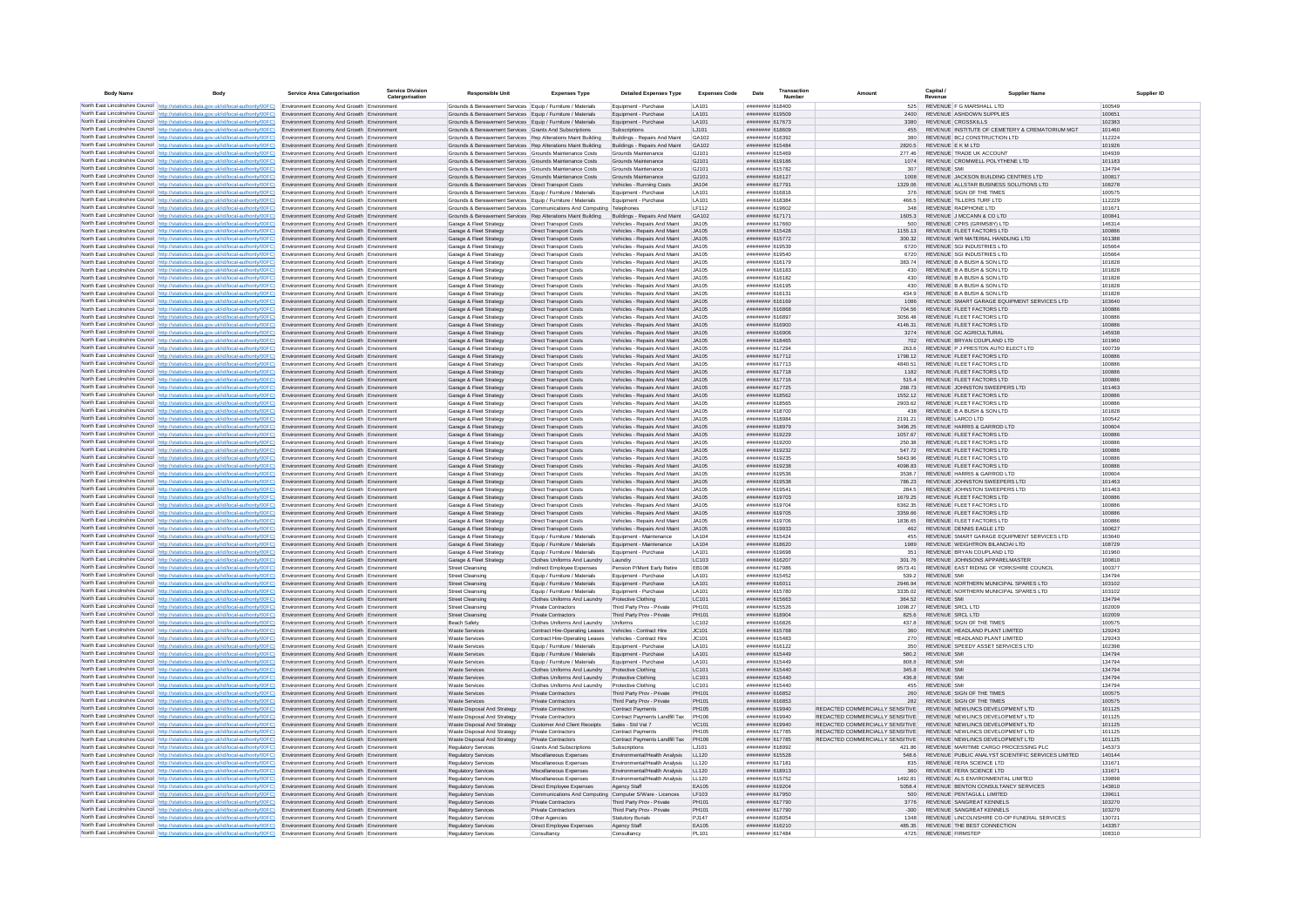| Body Name | Body | Service Area Catergorisation | Service Division Catergorisation | Responsible Unit | Expenses Type | Detailed Expenses Type | Expenses Code | Date | Transaction Number | Amount | Capital / Revenue | Supplier Name | Supplier ID |
|---|---|---|---|---|---|---|---|---|---|---|---|---|---|
| North East Lincolnshire Council | http://statistics.data.gov.uk/id/local-authority/00FC) | Environment Economy And Growth | Environment | Grounds & Bereavement Services | Equip / Furniture / Materials | Equipment - Purchase | LA101 | ######## | 618400 | 525 | REVENUE | F G MARSHALL LTD | 100549 |
| North East Lincolnshire Council | http://statistics.data.gov.uk/id/local-authority/00FC) | Environment Economy And Growth | Environment | Grounds & Bereavement Services | Equip / Furniture / Materials | Equipment - Purchase | LA101 | ######## | 619509 | 2400 | REVENUE | ASHDOWN SUPPLIES | 100651 |
| North East Lincolnshire Council | http://statistics.data.gov.uk/id/local-authority/00FC) | Environment Economy And Growth | Environment | Grounds & Bereavement Services | Equip / Furniture / Materials | Equipment - Purchase | LA101 | ######## | 617673 | 3380 | REVENUE | CROSSKILLS | 102383 |
| North East Lincolnshire Council | http://statistics.data.gov.uk/id/local-authority/00FC) | Environment Economy And Growth | Environment | Grounds & Bereavement Services | Grants And Subscriptions | Subscriptions | LJ101 | ######## | 618609 | 455 | REVENUE | INSTITUTE OF CEMETERY & CREMATORIUM MGT | 101460 |
| North East Lincolnshire Council | http://statistics.data.gov.uk/id/local-authority/00FC) | Environment Economy And Growth | Environment | Grounds & Bereavement Services | Rep Alterations Maint Building | Buildings - Repairs And Maint | GA102 | ######## | 616392 | 380 | REVENUE | BCJ CONSTRUCTION LTD | 112224 |
| North East Lincolnshire Council | http://statistics.data.gov.uk/id/local-authority/00FC) | Environment Economy And Growth | Environment | Grounds & Bereavement Services | Rep Alterations Maint Building | Buildings - Repairs And Maint | GA102 | ######## | 615484 | 2820.5 | REVENUE | E K M LTD | 101926 |
| North East Lincolnshire Council | http://statistics.data.gov.uk/id/local-authority/00FC) | Environment Economy And Growth | Environment | Grounds & Bereavement Services | Grounds Maintenance Costs | Grounds Maintenance | GJ101 | ######## | 615469 | 277.46 | REVENUE | TRADE UK ACCOUNT | 104939 |
| North East Lincolnshire Council | http://statistics.data.gov.uk/id/local-authority/00FC) | Environment Economy And Growth | Environment | Grounds & Bereavement Services | Grounds Maintenance Costs | Grounds Maintenance | GJ101 | ######## | 619186 | 1074 | REVENUE | CROMWELL POLYTHENE LTD | 101183 |
| North East Lincolnshire Council | http://statistics.data.gov.uk/id/local-authority/00FC) | Environment Economy And Growth | Environment | Grounds & Bereavement Services | Grounds Maintenance Costs | Grounds Maintenance | GJ101 | ######## | 615782 | 307 | REVENUE | SMI | 134794 |
| North East Lincolnshire Council | http://statistics.data.gov.uk/id/local-authority/00FC) | Environment Economy And Growth | Environment | Grounds & Bereavement Services | Grounds Maintenance Costs | Grounds Maintenance | GJ101 | ######## | 616127 | 1008 | REVENUE | JACKSON BUILDING CENTRES LTD | 100817 |
| North East Lincolnshire Council | http://statistics.data.gov.uk/id/local-authority/00FC) | Environment Economy And Growth | Environment | Grounds & Bereavement Services | Direct Transport Costs | Vehicles - Running Costs | JA104 | ######## | 617791 | 1329.06 | REVENUE | ALLSTAR BUSINESS SOLUTIONS LTD | 108278 |
| North East Lincolnshire Council | http://statistics.data.gov.uk/id/local-authority/00FC) | Environment Economy And Growth | Environment | Grounds & Bereavement Services | Equip / Furniture / Materials | Equipment - Purchase | LA101 | ######## | 616816 | 376 | REVENUE | SIGN OF THE TIMES | 100575 |
| North East Lincolnshire Council | http://statistics.data.gov.uk/id/local-authority/00FC) | Environment Economy And Growth | Environment | Grounds & Bereavement Services | Equip / Furniture / Materials | Equipment - Purchase | LA101 | ######## | 618384 | 466.5 | REVENUE | TILLERS TURF LTD | 112229 |
| North East Lincolnshire Council | http://statistics.data.gov.uk/id/local-authority/00FC) | Environment Economy And Growth | Environment | Grounds & Bereavement Services | Communications And Computing | Telephones | LF112 | ######## | 619602 | 348 | REVENUE | RADPHONE LTD | 101671 |
| North East Lincolnshire Council | http://statistics.data.gov.uk/id/local-authority/00FC) | Environment Economy And Growth | Environment | Grounds & Bereavement Services | Rep Alterations Maint Building | Buildings - Repairs And Maint | GA102 | ######## | 617171 | 1605.3 | REVENUE | J MCCANN & CO LTD | 100841 |
| North East Lincolnshire Council | http://statistics.data.gov.uk/id/local-authority/00FC) | Environment Economy And Growth | Environment | Garage & Fleet Strategy | Direct Transport Costs | Vehicles - Repairs And Maint | JA105 | ######## | 617660 | 500 | REVENUE | CPRS (GRIMSBY) LTD | 146314 |
| North East Lincolnshire Council | http://statistics.data.gov.uk/id/local-authority/00FC) | Environment Economy And Growth | Environment | Garage & Fleet Strategy | Direct Transport Costs | Vehicles - Repairs And Maint | JA105 | ######## | 615428 | 1155.13 | REVENUE | FLEET FACTORS LTD | 100886 |
| North East Lincolnshire Council | http://statistics.data.gov.uk/id/local-authority/00FC) | Environment Economy And Growth | Environment | Garage & Fleet Strategy | Direct Transport Costs | Vehicles - Repairs And Maint | JA105 | ######## | 615772 | 300.32 | REVENUE | WR MATERIAL HANDLING LTD | 101388 |
| North East Lincolnshire Council | http://statistics.data.gov.uk/id/local-authority/00FC) | Environment Economy And Growth | Environment | Garage & Fleet Strategy | Direct Transport Costs | Vehicles - Repairs And Maint | JA105 | ######## | 619539 | 6720 | REVENUE | SGI INDUSTRIES LTD | 105664 |
| North East Lincolnshire Council | http://statistics.data.gov.uk/id/local-authority/00FC) | Environment Economy And Growth | Environment | Garage & Fleet Strategy | Direct Transport Costs | Vehicles - Repairs And Maint | JA105 | ######## | 619540 | 6720 | REVENUE | SGI INDUSTRIES LTD | 105664 |
| North East Lincolnshire Council | http://statistics.data.gov.uk/id/local-authority/00FC) | Environment Economy And Growth | Environment | Garage & Fleet Strategy | Direct Transport Costs | Vehicles - Repairs And Maint | JA105 | ######## | 616179 | 383.74 | REVENUE | B A BUSH & SON LTD | 101828 |
| North East Lincolnshire Council | http://statistics.data.gov.uk/id/local-authority/00FC) | Environment Economy And Growth | Environment | Garage & Fleet Strategy | Direct Transport Costs | Vehicles - Repairs And Maint | JA105 | ######## | 616183 | 430 | REVENUE | B A BUSH & SON LTD | 101828 |
| North East Lincolnshire Council | http://statistics.data.gov.uk/id/local-authority/00FC) | Environment Economy And Growth | Environment | Garage & Fleet Strategy | Direct Transport Costs | Vehicles - Repairs And Maint | JA105 | ######## | 616182 | 430 | REVENUE | B A BUSH & SON LTD | 101828 |
| North East Lincolnshire Council | http://statistics.data.gov.uk/id/local-authority/00FC) | Environment Economy And Growth | Environment | Garage & Fleet Strategy | Direct Transport Costs | Vehicles - Repairs And Maint | JA105 | ######## | 616195 | 430 | REVENUE | B A BUSH & SON LTD | 101828 |
| North East Lincolnshire Council | http://statistics.data.gov.uk/id/local-authority/00FC) | Environment Economy And Growth | Environment | Garage & Fleet Strategy | Direct Transport Costs | Vehicles - Repairs And Maint | JA105 | ######## | 616131 | 434.9 | REVENUE | B A BUSH & SON LTD | 101828 |
| North East Lincolnshire Council | http://statistics.data.gov.uk/id/local-authority/00FC) | Environment Economy And Growth | Environment | Garage & Fleet Strategy | Direct Transport Costs | Vehicles - Repairs And Maint | JA105 | ######## | 616169 | 1086 | REVENUE | SMART GARAGE EQUIPMENT SERVICES LTD | 103640 |
| North East Lincolnshire Council | http://statistics.data.gov.uk/id/local-authority/00FC) | Environment Economy And Growth | Environment | Garage & Fleet Strategy | Direct Transport Costs | Vehicles - Repairs And Maint | JA105 | ######## | 616868 | 704.56 | REVENUE | FLEET FACTORS LTD | 100886 |
| North East Lincolnshire Council | http://statistics.data.gov.uk/id/local-authority/00FC) | Environment Economy And Growth | Environment | Garage & Fleet Strategy | Direct Transport Costs | Vehicles - Repairs And Maint | JA105 | ######## | 616897 | 3056.48 | REVENUE | FLEET FACTORS LTD | 100886 |
| North East Lincolnshire Council | http://statistics.data.gov.uk/id/local-authority/00FC) | Environment Economy And Growth | Environment | Garage & Fleet Strategy | Direct Transport Costs | Vehicles - Repairs And Maint | JA105 | ######## | 616900 | 4146.31 | REVENUE | FLEET FACTORS LTD | 100886 |
| North East Lincolnshire Council | http://statistics.data.gov.uk/id/local-authority/00FC) | Environment Economy And Growth | Environment | Garage & Fleet Strategy | Direct Transport Costs | Vehicles - Repairs And Maint | JA105 | ######## | 616906 | 3274 | REVENUE | GC AGRICULTURAL | 145938 |
| North East Lincolnshire Council | http://statistics.data.gov.uk/id/local-authority/00FC) | Environment Economy And Growth | Environment | Garage & Fleet Strategy | Direct Transport Costs | Vehicles - Repairs And Maint | JA105 | ######## | 618465 | 702 | REVENUE | BRYAN COUPLAND LTD | 101960 |
| North East Lincolnshire Council | http://statistics.data.gov.uk/id/local-authority/00FC) | Environment Economy And Growth | Environment | Garage & Fleet Strategy | Direct Transport Costs | Vehicles - Repairs And Maint | JA105 | ######## | 617294 | 263.6 | REVENUE | P J PRESTON AUTO ELECT LTD | 100739 |
| North East Lincolnshire Council | http://statistics.data.gov.uk/id/local-authority/00FC) | Environment Economy And Growth | Environment | Garage & Fleet Strategy | Direct Transport Costs | Vehicles - Repairs And Maint | JA105 | ######## | 617712 | 1798.12 | REVENUE | FLEET FACTORS LTD | 100886 |
| North East Lincolnshire Council | http://statistics.data.gov.uk/id/local-authority/00FC) | Environment Economy And Growth | Environment | Garage & Fleet Strategy | Direct Transport Costs | Vehicles - Repairs And Maint | JA105 | ######## | 617713 | 4840.51 | REVENUE | FLEET FACTORS LTD | 100886 |
| North East Lincolnshire Council | http://statistics.data.gov.uk/id/local-authority/00FC) | Environment Economy And Growth | Environment | Garage & Fleet Strategy | Direct Transport Costs | Vehicles - Repairs And Maint | JA105 | ######## | 617718 | 1182 | REVENUE | FLEET FACTORS LTD | 100886 |
| North East Lincolnshire Council | http://statistics.data.gov.uk/id/local-authority/00FC) | Environment Economy And Growth | Environment | Garage & Fleet Strategy | Direct Transport Costs | Vehicles - Repairs And Maint | JA105 | ######## | 617716 | 515.4 | REVENUE | FLEET FACTORS LTD | 100886 |
| North East Lincolnshire Council | http://statistics.data.gov.uk/id/local-authority/00FC) | Environment Economy And Growth | Environment | Garage & Fleet Strategy | Direct Transport Costs | Vehicles - Repairs And Maint | JA105 | ######## | 617725 | 288.73 | REVENUE | JOHNSTON SWEEPERS LTD | 101463 |
| North East Lincolnshire Council | http://statistics.data.gov.uk/id/local-authority/00FC) | Environment Economy And Growth | Environment | Garage & Fleet Strategy | Direct Transport Costs | Vehicles - Repairs And Maint | JA105 | ######## | 618562 | 1552.12 | REVENUE | FLEET FACTORS LTD | 100886 |
| North East Lincolnshire Council | http://statistics.data.gov.uk/id/local-authority/00FC) | Environment Economy And Growth | Environment | Garage & Fleet Strategy | Direct Transport Costs | Vehicles - Repairs And Maint | JA105 | ######## | 618565 | 2903.62 | REVENUE | FLEET FACTORS LTD | 100886 |
| North East Lincolnshire Council | http://statistics.data.gov.uk/id/local-authority/00FC) | Environment Economy And Growth | Environment | Garage & Fleet Strategy | Direct Transport Costs | Vehicles - Repairs And Maint | JA105 | ######## | 618700 | 438 | REVENUE | B A BUSH & SON LTD | 101828 |
| North East Lincolnshire Council | http://statistics.data.gov.uk/id/local-authority/00FC) | Environment Economy And Growth | Environment | Garage & Fleet Strategy | Direct Transport Costs | Vehicles - Repairs And Maint | JA105 | ######## | 618984 | 2191.21 | REVENUE | LARCO LTD | 100542 |
| North East Lincolnshire Council | http://statistics.data.gov.uk/id/local-authority/00FC) | Environment Economy And Growth | Environment | Garage & Fleet Strategy | Direct Transport Costs | Vehicles - Repairs And Maint | JA105 | ######## | 618979 | 3496.25 | REVENUE | HARRIS & GARROD LTD | 100604 |
| North East Lincolnshire Council | http://statistics.data.gov.uk/id/local-authority/00FC) | Environment Economy And Growth | Environment | Garage & Fleet Strategy | Direct Transport Costs | Vehicles - Repairs And Maint | JA105 | ######## | 619229 | 1057.67 | REVENUE | FLEET FACTORS LTD | 100886 |
| North East Lincolnshire Council | http://statistics.data.gov.uk/id/local-authority/00FC) | Environment Economy And Growth | Environment | Garage & Fleet Strategy | Direct Transport Costs | Vehicles - Repairs And Maint | JA105 | ######## | 619200 | 250.38 | REVENUE | FLEET FACTORS LTD | 100886 |
| North East Lincolnshire Council | http://statistics.data.gov.uk/id/local-authority/00FC) | Environment Economy And Growth | Environment | Garage & Fleet Strategy | Direct Transport Costs | Vehicles - Repairs And Maint | JA105 | ######## | 619232 | 547.72 | REVENUE | FLEET FACTORS LTD | 100886 |
| North East Lincolnshire Council | http://statistics.data.gov.uk/id/local-authority/00FC) | Environment Economy And Growth | Environment | Garage & Fleet Strategy | Direct Transport Costs | Vehicles - Repairs And Maint | JA105 | ######## | 619235 | 5843.96 | REVENUE | FLEET FACTORS LTD | 100886 |
| North East Lincolnshire Council | http://statistics.data.gov.uk/id/local-authority/00FC) | Environment Economy And Growth | Environment | Garage & Fleet Strategy | Direct Transport Costs | Vehicles - Repairs And Maint | JA105 | ######## | 619236 | 4098.83 | REVENUE | FLEET FACTORS LTD | 100886 |
| North East Lincolnshire Council | http://statistics.data.gov.uk/id/local-authority/00FC) | Environment Economy And Growth | Environment | Garage & Fleet Strategy | Direct Transport Costs | Vehicles - Repairs And Maint | JA105 | ######## | 619536 | 3538.7 | REVENUE | HARRIS & GARROD LTD | 100604 |
| North East Lincolnshire Council | http://statistics.data.gov.uk/id/local-authority/00FC) | Environment Economy And Growth | Environment | Garage & Fleet Strategy | Direct Transport Costs | Vehicles - Repairs And Maint | JA105 | ######## | 619538 | 786.23 | REVENUE | JOHNSTON SWEEPERS LTD | 101463 |
| North East Lincolnshire Council | http://statistics.data.gov.uk/id/local-authority/00FC) | Environment Economy And Growth | Environment | Garage & Fleet Strategy | Direct Transport Costs | Vehicles - Repairs And Maint | JA105 | ######## | 619541 | 284.5 | REVENUE | JOHNSTON SWEEPERS LTD | 101463 |
| North East Lincolnshire Council | http://statistics.data.gov.uk/id/local-authority/00FC) | Environment Economy And Growth | Environment | Garage & Fleet Strategy | Direct Transport Costs | Vehicles - Repairs And Maint | JA105 | ######## | 619703 | 1679.25 | REVENUE | FLEET FACTORS LTD | 100886 |
| North East Lincolnshire Council | http://statistics.data.gov.uk/id/local-authority/00FC) | Environment Economy And Growth | Environment | Garage & Fleet Strategy | Direct Transport Costs | Vehicles - Repairs And Maint | JA105 | ######## | 619704 | 6362.35 | REVENUE | FLEET FACTORS LTD | 100886 |
| North East Lincolnshire Council | http://statistics.data.gov.uk/id/local-authority/00FC) | Environment Economy And Growth | Environment | Garage & Fleet Strategy | Direct Transport Costs | Vehicles - Repairs And Maint | JA105 | ######## | 619705 | 3359.66 | REVENUE | FLEET FACTORS LTD | 100886 |
| North East Lincolnshire Council | http://statistics.data.gov.uk/id/local-authority/00FC) | Environment Economy And Growth | Environment | Garage & Fleet Strategy | Direct Transport Costs | Vehicles - Repairs And Maint | JA105 | ######## | 619706 | 1836.65 | REVENUE | FLEET FACTORS LTD | 100886 |
| North East Lincolnshire Council | http://statistics.data.gov.uk/id/local-authority/00FC) | Environment Economy And Growth | Environment | Garage & Fleet Strategy | Direct Transport Costs | Vehicles - Repairs And Maint | JA105 | ######## | 619933 | 462 | REVENUE | DENNIS EAGLE LTD | 100627 |
| North East Lincolnshire Council | http://statistics.data.gov.uk/id/local-authority/00FC) | Environment Economy And Growth | Environment | Garage & Fleet Strategy | Equip / Furniture / Materials | Equipment - Maintenance | LA104 | ######## | 615424 | 455 | REVENUE | SMART GARAGE EQUIPMENT SERVICES LTD | 103640 |
| North East Lincolnshire Council | http://statistics.data.gov.uk/id/local-authority/00FC) | Environment Economy And Growth | Environment | Garage & Fleet Strategy | Equip / Furniture / Materials | Equipment - Maintenance | LA104 | ######## | 618620 | 1989 | REVENUE | WEIGHTRON BILANCIAI LTD | 108729 |
| North East Lincolnshire Council | http://statistics.data.gov.uk/id/local-authority/00FC) | Environment Economy And Growth | Environment | Garage & Fleet Strategy | Equip / Furniture / Materials | Equipment - Purchase | LA101 | ######## | 619698 | 351 | REVENUE | BRYAN COUPLAND LTD | 101960 |
| North East Lincolnshire Council | http://statistics.data.gov.uk/id/local-authority/00FC) | Environment Economy And Growth | Environment | Garage & Fleet Strategy | Clothes Uniforms And Laundry | Laundry | LC103 | ######## | 616207 | 301.76 | REVENUE | JOHNSONS APPARELMASTER | 100810 |
| North East Lincolnshire Council | http://statistics.data.gov.uk/id/local-authority/00FC) | Environment Economy And Growth | Environment | Street Cleansing | Indirect Employee Expenses | Pension P/Ment Early Retire | EB108 | ######## | 617986 | 9573.41 | REVENUE | EAST RIDING OF YORKSHIRE COUNCIL | 100377 |
| North East Lincolnshire Council | http://statistics.data.gov.uk/id/local-authority/00FC) | Environment Economy And Growth | Environment | Street Cleansing | Equip / Furniture / Materials | Equipment - Purchase | LA101 | ######## | 615452 | 539.2 | REVENUE | SMI | 134794 |
| North East Lincolnshire Council | http://statistics.data.gov.uk/id/local-authority/00FC) | Environment Economy And Growth | Environment | Street Cleansing | Equip / Furniture / Materials | Equipment - Purchase | LA101 | ######## | 616011 | 2946.94 | REVENUE | NORTHERN MUNICIPAL SPARES LTD | 103102 |
| North East Lincolnshire Council | http://statistics.data.gov.uk/id/local-authority/00FC) | Environment Economy And Growth | Environment | Street Cleansing | Equip / Furniture / Materials | Equipment - Purchase | LA101 | ######## | 615780 | 3335.02 | REVENUE | NORTHERN MUNICIPAL SPARES LTD | 103102 |
| North East Lincolnshire Council | http://statistics.data.gov.uk/id/local-authority/00FC) | Environment Economy And Growth | Environment | Street Cleansing | Clothes Uniforms And Laundry | Protective Clothing | LC101 | ######## | 615663 | 364.52 | REVENUE | SMI | 134794 |
| North East Lincolnshire Council | http://statistics.data.gov.uk/id/local-authority/00FC) | Environment Economy And Growth | Environment | Street Cleansing | Private Contractors | Third Party Prov - Private | PH101 | ######## | 615526 | 1098.27 | REVENUE | SRCL LTD | 102009 |
| North East Lincolnshire Council | http://statistics.data.gov.uk/id/local-authority/00FC) | Environment Economy And Growth | Environment | Street Cleansing | Private Contractors | Third Party Prov - Private | PH101 | ######## | 618904 | 825.6 | REVENUE | SRCL LTD | 102009 |
| North East Lincolnshire Council | http://statistics.data.gov.uk/id/local-authority/00FC) | Environment Economy And Growth | Environment | Beach Safety | Clothes Uniforms And Laundry | Uniforms | LC102 | ######## | 616826 | 437.8 | REVENUE | SIGN OF THE TIMES | 100575 |
| North East Lincolnshire Council | http://statistics.data.gov.uk/id/local-authority/00FC) | Environment Economy And Growth | Environment | Waste Services | Contract Hire-Operating Leases | Vehicles - Contract Hire | JC101 | ######## | 615768 | 360 | REVENUE | HEADLAND PLANT LIMITED | 129243 |
| North East Lincolnshire Council | http://statistics.data.gov.uk/id/local-authority/00FC) | Environment Economy And Growth | Environment | Waste Services | Contract Hire-Operating Leases | Vehicles - Contract Hire | JC101 | ######## | 615483 | 270 | REVENUE | HEADLAND PLANT LIMITED | 129243 |
| North East Lincolnshire Council | http://statistics.data.gov.uk/id/local-authority/00FC) | Environment Economy And Growth | Environment | Waste Services | Equip / Furniture / Materials | Equipment - Purchase | LA101 | ######## | 616122 | 350 | REVENUE | SPEEDY ASSET SERVICES LTD | 102398 |
| North East Lincolnshire Council | http://statistics.data.gov.uk/id/local-authority/00FC) | Environment Economy And Growth | Environment | Waste Services | Equip / Furniture / Materials | Equipment - Purchase | LA101 | ######## | 615449 | 580.2 | REVENUE | SMI | 134794 |
| North East Lincolnshire Council | http://statistics.data.gov.uk/id/local-authority/00FC) | Environment Economy And Growth | Environment | Waste Services | Equip / Furniture / Materials | Equipment - Purchase | LA101 | ######## | 615449 | 808.8 | REVENUE | SMI | 134794 |
| North East Lincolnshire Council | http://statistics.data.gov.uk/id/local-authority/00FC) | Environment Economy And Growth | Environment | Waste Services | Clothes Uniforms And Laundry | Protective Clothing | LC101 | ######## | 615440 | 345.8 | REVENUE | SMI | 134794 |
| North East Lincolnshire Council | http://statistics.data.gov.uk/id/local-authority/00FC) | Environment Economy And Growth | Environment | Waste Services | Clothes Uniforms And Laundry | Protective Clothing | LC101 | ######## | 615440 | 436.8 | REVENUE | SMI | 134794 |
| North East Lincolnshire Council | http://statistics.data.gov.uk/id/local-authority/00FC) | Environment Economy And Growth | Environment | Waste Services | Clothes Uniforms And Laundry | Protective Clothing | LC101 | ######## | 615440 | 455 | REVENUE | SMI | 134794 |
| North East Lincolnshire Council | http://statistics.data.gov.uk/id/local-authority/00FC) | Environment Economy And Growth | Environment | Waste Services | Private Contractors | Third Party Prov - Private | PH101 | ######## | 616852 | 260 | REVENUE | SIGN OF THE TIMES | 100575 |
| North East Lincolnshire Council | http://statistics.data.gov.uk/id/local-authority/00FC) | Environment Economy And Growth | Environment | Waste Services | Private Contractors | Third Party Prov - Private | PH101 | ######## | 616853 | 282 | REVENUE | SIGN OF THE TIMES | 100575 |
| North East Lincolnshire Council | http://statistics.data.gov.uk/id/local-authority/00FC) | Environment Economy And Growth | Environment | Waste Disposal And Strategy | Private Contractors | Contract Payments | PH105 | ######## | 619940 | REDACTED COMMERCIALLY SENSITIVE | REVENUE | NEWLINCS DEVELOPMENT LTD | 101125 |
| North East Lincolnshire Council | http://statistics.data.gov.uk/id/local-authority/00FC) | Environment Economy And Growth | Environment | Waste Disposal And Strategy | Private Contractors | Contract Payments Landfill Tax | PH106 | ######## | 619940 | REDACTED COMMERCIALLY SENSITIVE | REVENUE | NEWLINCS DEVELOPMENT LTD | 101125 |
| North East Lincolnshire Council | http://statistics.data.gov.uk/id/local-authority/00FC) | Environment Economy And Growth | Environment | Waste Disposal And Strategy | Customer And Client Receipts | Sales - Std Vat 7 | VC101 | ######## | 619940 | REDACTED COMMERCIALLY SENSITIVE | REVENUE | NEWLINCS DEVELOPMENT LTD | 101125 |
| North East Lincolnshire Council | http://statistics.data.gov.uk/id/local-authority/00FC) | Environment Economy And Growth | Environment | Waste Disposal And Strategy | Private Contractors | Contract Payments | PH105 | ######## | 617785 | REDACTED COMMERCIALLY SENSITIVE | REVENUE | NEWLINCS DEVELOPMENT LTD | 101125 |
| North East Lincolnshire Council | http://statistics.data.gov.uk/id/local-authority/00FC) | Environment Economy And Growth | Environment | Waste Disposal And Strategy | Private Contractors | Contract Payments Landfill Tax | PH106 | ######## | 617785 | REDACTED COMMERCIALLY SENSITIVE | REVENUE | NEWLINCS DEVELOPMENT LTD | 101125 |
| North East Lincolnshire Council | http://statistics.data.gov.uk/id/local-authority/00FC) | Environment Economy And Growth | Environment | Regulatory Services | Grants And Subscriptions | Subscriptions | LJ101 | ######## | 618992 | 421.86 | REVENUE | MARITIME CARGO PROCESSING PLC | 145373 |
| North East Lincolnshire Council | http://statistics.data.gov.uk/id/local-authority/00FC) | Environment Economy And Growth | Environment | Regulatory Services | Miscellaneous Expenses | Environmental/Health Analysis | LL120 | ######## | 615528 | 548.6 | REVENUE | PUBLIC ANALYST SCIENTIFIC SERVICES LIMITED | 140144 |
| North East Lincolnshire Council | http://statistics.data.gov.uk/id/local-authority/00FC) | Environment Economy And Growth | Environment | Regulatory Services | Miscellaneous Expenses | Environmental/Health Analysis | LL120 | ######## | 617181 | 835 | REVENUE | FERA SCIENCE LTD | 131671 |
| North East Lincolnshire Council | http://statistics.data.gov.uk/id/local-authority/00FC) | Environment Economy And Growth | Environment | Regulatory Services | Miscellaneous Expenses | Environmental/Health Analysis | LL120 | ######## | 618913 | 360 | REVENUE | FERA SCIENCE LTD | 131671 |
| North East Lincolnshire Council | http://statistics.data.gov.uk/id/local-authority/00FC) | Environment Economy And Growth | Environment | Regulatory Services | Miscellaneous Expenses | Environmental/Health Analysis | LL120 | ######## | 615752 | 1492.81 | REVENUE | ALS ENVIRONMENTAL LIMITED | 139898 |
| North East Lincolnshire Council | http://statistics.data.gov.uk/id/local-authority/00FC) | Environment Economy And Growth | Environment | Regulatory Services | Direct Employee Expenses | Agency Staff | EA105 | ######## | 619204 | 5058.4 | REVENUE | BENTON CONSULTANCY SERVICES | 143810 |
| North East Lincolnshire Council | http://statistics.data.gov.uk/id/local-authority/00FC) | Environment Economy And Growth | Environment | Regulatory Services | Communications And Computing | Computer S/Ware - Licences | LF103 | ######## | 617950 | 500 | REVENUE | PENTAGULL LIMITED | 139611 |
| North East Lincolnshire Council | http://statistics.data.gov.uk/id/local-authority/00FC) | Environment Economy And Growth | Environment | Regulatory Services | Private Contractors | Third Party Prov - Private | PH101 | ######## | 617790 | 3776 | REVENUE | SANGREAT KENNELS | 103270 |
| North East Lincolnshire Council | http://statistics.data.gov.uk/id/local-authority/00FC) | Environment Economy And Growth | Environment | Regulatory Services | Private Contractors | Third Party Prov - Private | PH101 | ######## | 617790 | -300 | REVENUE | SANGREAT KENNELS | 103270 |
| North East Lincolnshire Council | http://statistics.data.gov.uk/id/local-authority/00FC) | Environment Economy And Growth | Environment | Regulatory Services | Other Agencies | Statutory Burials | PJ147 | ######## | 618054 | 1348 | REVENUE | LINCOLNSHIRE CO-OP FUNERAL SERVICES | 130721 |
| North East Lincolnshire Council | http://statistics.data.gov.uk/id/local-authority/00FC) | Environment Economy And Growth | Environment | Regulatory Services | Direct Employee Expenses | Agency Staff | EA105 | ######## | 616210 | 485.35 | REVENUE | THE BEST CONNECTION | 143357 |
| North East Lincolnshire Council | http://statistics.data.gov.uk/id/local-authority/00FC) | Environment Economy And Growth | Environment | Regulatory Services | Consultancy | Consultancy | PL101 | ######## | 617484 | 4725 | REVENUE | FIRMSTEP | 108310 |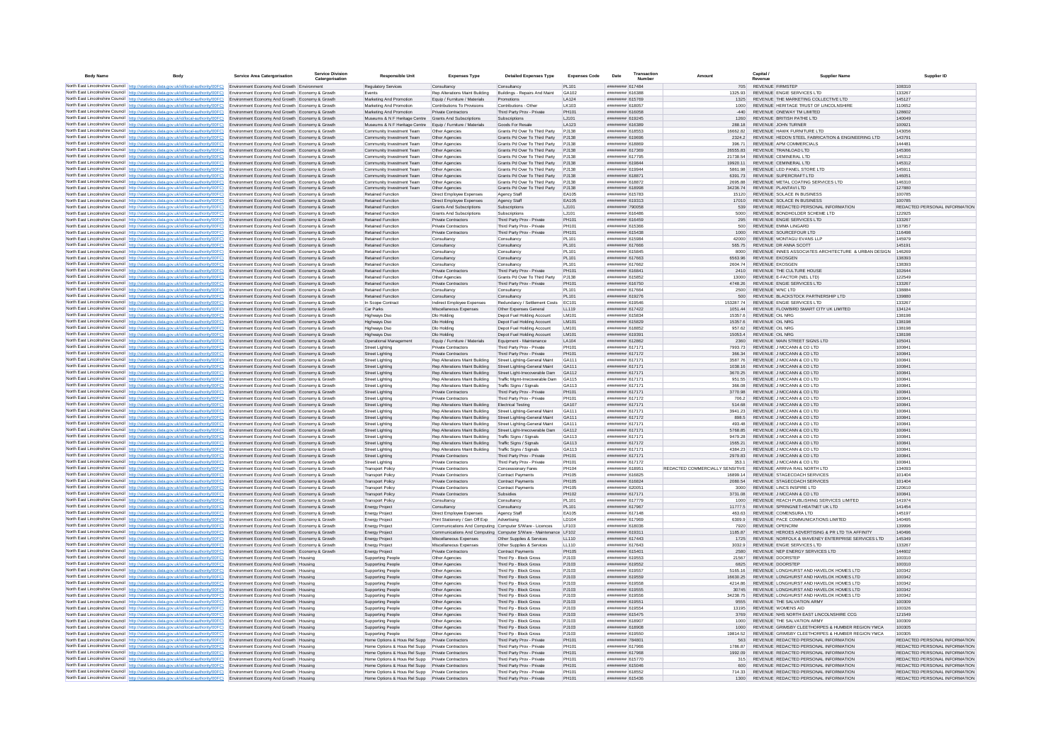| Body Name | Body | Service Area Catergorisation | Service Division Catergorisation | Responsible Unit | Expenses Type | Detailed Expenses Type | Expenses Code | Date | Transaction Number | Amount | Capital / Revenue | Supplier Name | Supplier ID |
|---|---|---|---|---|---|---|---|---|---|---|---|---|---|
| North East Lincolnshire Council | http://statistics.data.gov.uk/id/local-authority/00FC) | Environment Economy And Growth | Environment | Regulatory Services | Consultancy | Consultancy | PL101 | ######## | 617484 | 705 | REVENUE | FIRMSTEP | 108310 |
| North East Lincolnshire Council | http://statistics.data.gov.uk/id/local-authority/00FC) | Environment Economy And Growth | Economy & Growth | Events | Rep Alterations Maint Building | Buildings - Repairs And Maint | GA102 | ######## | 616388 | 1325.93 | REVENUE | ENGIE SERVICES LTD | 133267 |
| North East Lincolnshire Council | http://statistics.data.gov.uk/id/local-authority/00FC) | Environment Economy And Growth | Economy & Growth | Marketing And Promotion | Equip / Furniture / Materials | Promotions | LA124 | ######## | 615769 | 1325 | REVENUE | THE MARKETING COLLECTIVE LTD | 145127 |
| North East Lincolnshire Council | http://statistics.data.gov.uk/id/local-authority/00FC) | Environment Economy And Growth | Economy & Growth | Marketing And Promotion | Contributions To Provisions | Contributions - Other | LK103 | ######## | 618057 | 1000 | REVENUE | HERITAGE TRUST OF LINCOLNSHIRE | 110652 |
| North East Lincolnshire Council | http://statistics.data.gov.uk/id/local-authority/00FC) | Environment Economy And Growth | Economy & Growth | Marketing And Promotion | Private Contractors | Third Party Prov - Private | PH101 | ######## | 616058 | 440 | REVENUE | ONEWAY TM LIMITED | 128602 |
| North East Lincolnshire Council | http://statistics.data.gov.uk/id/local-authority/00FC) | Environment Economy And Growth | Economy & Growth | Museums & N F Heritage Centre | Grants And Subscriptions | Subscriptions | LJ101 | ######## | 619245 | 1260 | REVENUE | BRITISH PATHE LTD | 140049 |
| North East Lincolnshire Council | http://statistics.data.gov.uk/id/local-authority/00FC) | Environment Economy And Growth | Economy & Growth | Museums & N F Heritage Centre | Equip / Furniture / Materials | Goods For Resale | LA123 | ######## | 616389 | 288.18 | REVENUE | JOHN TURNER | 100921 |
| North East Lincolnshire Council | http://statistics.data.gov.uk/id/local-authority/00FC) | Environment Economy And Growth | Economy & Growth | Community Investment Team | Other Agencies | Grants Pd Over To Third Party | PJ138 | ######## | 618553 | 16662.82 | REVENUE | HAWK FURNITURE LTD | 143056 |
| North East Lincolnshire Council | http://statistics.data.gov.uk/id/local-authority/00FC) | Environment Economy And Growth | Economy & Growth | Community Investment Team | Other Agencies | Grants Pd Over To Third Party | PJ138 | ######## | 618696 | 2324.2 | REVENUE | HEDON STEEL FABRICATION & ENGINEERING LTD | 143791 |
| North East Lincolnshire Council | http://statistics.data.gov.uk/id/local-authority/00FC) | Environment Economy And Growth | Economy & Growth | Community Investment Team | Other Agencies | Grants Pd Over To Third Party | PJ138 | ######## | 618869 | 396.71 | REVENUE | APM COMMERCIALS | 144481 |
| North East Lincolnshire Council | http://statistics.data.gov.uk/id/local-authority/00FC) | Environment Economy And Growth | Economy & Growth | Community Investment Team | Other Agencies | Grants Pd Over To Third Party | PJ138 | ######## | 617369 | 26555.83 | REVENUE | TRAINLOAD LTD | 145366 |
| North East Lincolnshire Council | http://statistics.data.gov.uk/id/local-authority/00FC) | Environment Economy And Growth | Economy & Growth | Community Investment Team | Other Agencies | Grants Pd Over To Third Party | PJ138 | ######## | 617795 | 21738.54 | REVENUE | CEMINERAL LTD | 145312 |
| North East Lincolnshire Council | http://statistics.data.gov.uk/id/local-authority/00FC) | Environment Economy And Growth | Economy & Growth | Community Investment Team | Other Agencies | Grants Pd Over To Third Party | PJ138 | ######## | 619844 | 19920.11 | REVENUE | CEMINERAL LTD | 145312 |
| North East Lincolnshire Council | http://statistics.data.gov.uk/id/local-authority/00FC) | Environment Economy And Growth | Economy & Growth | Community Investment Team | Other Agencies | Grants Pd Over To Third Party | PJ138 | ######## | 619944 | 5861.98 | REVENUE | LED PANEL STORE LTD | 145911 |
| North East Lincolnshire Council | http://statistics.data.gov.uk/id/local-authority/00FC) | Environment Economy And Growth | Economy & Growth | Community Investment Team | Other Agencies | Grants Pd Over To Third Party | PJ138 | ######## | 618871 | 6391.73 | REVENUE | SUPERCRAFT LTD | 146051 |
| North East Lincolnshire Council | http://statistics.data.gov.uk/id/local-authority/00FC) | Environment Economy And Growth | Economy & Growth | Community Investment Team | Other Agencies | Grants Pd Over To Third Party | PJ138 | ######## | 618872 | 2695.88 | REVENUE | METAL COATING SERVICES LTD | 146310 |
| North East Lincolnshire Council | http://statistics.data.gov.uk/id/local-authority/00FC) | Environment Economy And Growth | Economy & Growth | Community Investment Team | Other Agencies | Grants Pd Over To Third Party | PJ138 | ######## | 618998 | 34236.74 | REVENUE | PLANTAVI LTD | 127880 |
| North East Lincolnshire Council | http://statistics.data.gov.uk/id/local-authority/00FC) | Environment Economy And Growth | Economy & Growth | Retained Function | Direct Employee Expenses | Agency Staff | EA105 | ######## | 615783 | 15120 | REVENUE | SOLACE IN BUSINESS | 100785 |
| North East Lincolnshire Council | http://statistics.data.gov.uk/id/local-authority/00FC) | Environment Economy And Growth | Economy & Growth | Retained Function | Direct Employee Expenses | Agency Staff | EA105 | ######## | 619313 | 17010 | REVENUE | SOLACE IN BUSINESS | 100785 |
| North East Lincolnshire Council | http://statistics.data.gov.uk/id/local-authority/00FC) | Environment Economy And Growth | Economy & Growth | Retained Function | Grants And Subscriptions | Subscriptions | LJ101 | ######## | 790058 | 539 | REVENUE | REDACTED PERSONAL INFORMATION | REDACTED PERSONAL INFORMATION |
| North East Lincolnshire Council | http://statistics.data.gov.uk/id/local-authority/00FC) | Environment Economy And Growth | Economy & Growth | Retained Function | Grants And Subscriptions | Subscriptions | LJ101 | ######## | 616486 | 5000 | REVENUE | BONDHOLDER SCHEME LTD | 122925 |
| North East Lincolnshire Council | http://statistics.data.gov.uk/id/local-authority/00FC) | Environment Economy And Growth | Economy & Growth | Retained Function | Private Contractors | Third Party Prov - Private | PH101 | ######## | 616459 | 295 | REVENUE | ENGIE SERVICES LTD | 133267 |
| North East Lincolnshire Council | http://statistics.data.gov.uk/id/local-authority/00FC) | Environment Economy And Growth | Economy & Growth | Retained Function | Private Contractors | Third Party Prov - Private | PH101 | ######## | 615366 | 500 | REVENUE | EMMA LINGARD | 137957 |
| North East Lincolnshire Council | http://statistics.data.gov.uk/id/local-authority/00FC) | Environment Economy And Growth | Economy & Growth | Retained Function | Private Contractors | Third Party Prov - Private | PH101 | ######## | 615438 | 1000 | REVENUE | SOURCEFOUR LTD | 116498 |
| North East Lincolnshire Council | http://statistics.data.gov.uk/id/local-authority/00FC) | Environment Economy And Growth | Economy & Growth | Retained Function | Consultancy | Consultancy | PL101 | ######## | 615984 | 42000 | REVENUE | MONTAGU EVANS LLP | 145979 |
| North East Lincolnshire Council | http://statistics.data.gov.uk/id/local-authority/00FC) | Environment Economy And Growth | Economy & Growth | Retained Function | Consultancy | Consultancy | PL101 | ######## | 617666 | 565.75 | REVENUE | DR ANNA SCOTT | 145191 |
| North East Lincolnshire Council | http://statistics.data.gov.uk/id/local-authority/00FC) | Environment Economy And Growth | Economy & Growth | Retained Function | Consultancy | Consultancy | PL101 | ######## | 615845 | 8000 | REVENUE | INNES ASSOCIATES ARCHITECTURE & URBAN DESIGN | 146269 |
| North East Lincolnshire Council | http://statistics.data.gov.uk/id/local-authority/00FC) | Environment Economy And Growth | Economy & Growth | Retained Function | Consultancy | Consultancy | PL101 | ######## | 617663 | 6563.96 | REVENUE | EKOSGEN | 138393 |
| North East Lincolnshire Council | http://statistics.data.gov.uk/id/local-authority/00FC) | Environment Economy And Growth | Economy & Growth | Retained Function | Consultancy | Consultancy | PL101 | ######## | 617662 | 2604.74 | REVENUE | EKOSGEN | 138393 |
| North East Lincolnshire Council | http://statistics.data.gov.uk/id/local-authority/00FC) | Environment Economy And Growth | Economy & Growth | Retained Function | Private Contractors | Third Party Prov - Private | PH101 | ######## | 616841 | 2410 | REVENUE | THE CULTURE HOUSE | 102644 |
| North East Lincolnshire Council | http://statistics.data.gov.uk/id/local-authority/00FC) | Environment Economy And Growth | Economy & Growth | Retained Function | Other Agencies | Grants Pd Over To Third Party | PJ138 | ######## | 615852 | 13000 | REVENUE | E-FACTOR (NEL LTD) | 122549 |
| North East Lincolnshire Council | http://statistics.data.gov.uk/id/local-authority/00FC) | Environment Economy And Growth | Economy & Growth | Retained Function | Private Contractors | Third Party Prov - Private | PH101 | ######## | 616750 | 4748.26 | REVENUE | ENGIE SERVICES LTD | 133267 |
| North East Lincolnshire Council | http://statistics.data.gov.uk/id/local-authority/00FC) | Environment Economy And Growth | Economy & Growth | Retained Function | Consultancy | Consultancy | PL101 | ######## | 617664 | 2500 | REVENUE | WNC LTD | 138884 |
| North East Lincolnshire Council | http://statistics.data.gov.uk/id/local-authority/00FC) | Environment Economy And Growth | Economy & Growth | Retained Function | Consultancy | Consultancy | PL101 | ######## | 619276 | 500 | REVENUE | BLACKSTOCK PARTNERSHIP LTD | 139880 |
| North East Lincolnshire Council | http://statistics.data.gov.uk/id/local-authority/00FC) | Environment Economy And Growth | Economy & Growth | In Scope Contract | Indirect Employee Expenses | Redundancy / Settlement Costs | EC101 | ######## | 619546 | 153287.74 | REVENUE | ENGIE SERVICES LTD | 133267 |
| North East Lincolnshire Council | http://statistics.data.gov.uk/id/local-authority/00FC) | Environment Economy And Growth | Economy & Growth | Car Parks | Miscellaneous Expenses | Other Expenses General | LL119 | ######## | 617422 | 1051.44 | REVENUE | FLOWBIRD SMART CITY UK LIMITED | 134124 |
| North East Lincolnshire Council | http://statistics.data.gov.uk/id/local-authority/00FC) | Environment Economy And Growth | Economy & Growth | Highways Dso | Dlo Holding | Depot Fuel Holding Account | LM101 | ######## | 615834 | 15357.6 | REVENUE | OIL NRG | 138198 |
| North East Lincolnshire Council | http://statistics.data.gov.uk/id/local-authority/00FC) | Environment Economy And Growth | Economy & Growth | Highways Dso | Dlo Holding | Depot Fuel Holding Account | LM101 | ######## | 615829 | 15357.6 | REVENUE | OIL NRG | 138198 |
| North East Lincolnshire Council | http://statistics.data.gov.uk/id/local-authority/00FC) | Environment Economy And Growth | Economy & Growth | Highways Dso | Dlo Holding | Depot Fuel Holding Account | LM101 | ######## | 618852 | 957.62 | REVENUE | OIL NRG | 138198 |
| North East Lincolnshire Council | http://statistics.data.gov.uk/id/local-authority/00FC) | Environment Economy And Growth | Economy & Growth | Highways Dso | Dlo Holding | Depot Fuel Holding Account | LM101 | ######## | 619391 | 15053.4 | REVENUE | OIL NRG | 138198 |
| North East Lincolnshire Council | http://statistics.data.gov.uk/id/local-authority/00FC) | Environment Economy And Growth | Economy & Growth | Operational Management | Equip / Furniture / Materials | Equipment - Maintenance | LA104 | ######## | 612862 | 2360 | REVENUE | MAIN STREET SIGNS LTD | 105041 |
| North East Lincolnshire Council | http://statistics.data.gov.uk/id/local-authority/00FC) | Environment Economy And Growth | Economy & Growth | Street Lighting | Private Contractors | Third Party Prov - Private | PH101 | ######## | 617171 | 7993.73 | REVENUE | J MCCANN & CO LTD | 100841 |
| North East Lincolnshire Council | http://statistics.data.gov.uk/id/local-authority/00FC) | Environment Economy And Growth | Economy & Growth | Street Lighting | Private Contractors | Third Party Prov - Private | PH101 | ######## | 617172 | 366.34 | REVENUE | J MCCANN & CO LTD | 100841 |
| North East Lincolnshire Council | http://statistics.data.gov.uk/id/local-authority/00FC) | Environment Economy And Growth | Economy & Growth | Street Lighting | Rep Alterations Maint Building | Street Lighting-General Maint | GA111 | ######## | 617171 | 3587.76 | REVENUE | J MCCANN & CO LTD | 100841 |
| North East Lincolnshire Council | http://statistics.data.gov.uk/id/local-authority/00FC) | Environment Economy And Growth | Economy & Growth | Street Lighting | Rep Alterations Maint Building | Street Lighting-General Maint | GA111 | ######## | 617171 | 1038.16 | REVENUE | J MCCANN & CO LTD | 100841 |
| North East Lincolnshire Council | http://statistics.data.gov.uk/id/local-authority/00FC) | Environment Economy And Growth | Economy & Growth | Street Lighting | Rep Alterations Maint Building | Street Light-Irrecoverable Dam | GA112 | ######## | 617171 | 3670.25 | REVENUE | J MCCANN & CO LTD | 100841 |
| North East Lincolnshire Council | http://statistics.data.gov.uk/id/local-authority/00FC) | Environment Economy And Growth | Economy & Growth | Street Lighting | Rep Alterations Maint Building | Traffic Mgmt-Irrecoverable Dam | GA115 | ######## | 617171 | 951.55 | REVENUE | J MCCANN & CO LTD | 100841 |
| North East Lincolnshire Council | http://statistics.data.gov.uk/id/local-authority/00FC) | Environment Economy And Growth | Economy & Growth | Street Lighting | Rep Alterations Maint Building | Traffic Signs / Signals | GA113 | ######## | 617171 | 366.08 | REVENUE | J MCCANN & CO LTD | 100841 |
| North East Lincolnshire Council | http://statistics.data.gov.uk/id/local-authority/00FC) | Environment Economy And Growth | Economy & Growth | Street Lighting | Private Contractors | Third Party Prov - Private | PH101 | ######## | 617171 | 3770.98 | REVENUE | J MCCANN & CO LTD | 100841 |
| North East Lincolnshire Council | http://statistics.data.gov.uk/id/local-authority/00FC) | Environment Economy And Growth | Economy & Growth | Street Lighting | Private Contractors | Third Party Prov - Private | PH101 | ######## | 617172 | 706.2 | REVENUE | J MCCANN & CO LTD | 100841 |
| North East Lincolnshire Council | http://statistics.data.gov.uk/id/local-authority/00FC) | Environment Economy And Growth | Economy & Growth | Street Lighting | Rep Alterations Maint Building | Electrical Testing | GA107 | ######## | 617171 | 514.68 | REVENUE | J MCCANN & CO LTD | 100841 |
| North East Lincolnshire Council | http://statistics.data.gov.uk/id/local-authority/00FC) | Environment Economy And Growth | Economy & Growth | Street Lighting | Rep Alterations Maint Building | Street Lighting-General Maint | GA111 | ######## | 617171 | 3941.23 | REVENUE | J MCCANN & CO LTD | 100841 |
| North East Lincolnshire Council | http://statistics.data.gov.uk/id/local-authority/00FC) | Environment Economy And Growth | Economy & Growth | Street Lighting | Rep Alterations Maint Building | Street Lighting-General Maint | GA111 | ######## | 617172 | 898.5 | REVENUE | J MCCANN & CO LTD | 100841 |
| North East Lincolnshire Council | http://statistics.data.gov.uk/id/local-authority/00FC) | Environment Economy And Growth | Economy & Growth | Street Lighting | Rep Alterations Maint Building | Street Lighting-General Maint | GA111 | ######## | 617171 | 493.48 | REVENUE | J MCCANN & CO LTD | 100841 |
| North East Lincolnshire Council | http://statistics.data.gov.uk/id/local-authority/00FC) | Environment Economy And Growth | Economy & Growth | Street Lighting | Rep Alterations Maint Building | Street Light-Irrecoverable Dam | GA112 | ######## | 617171 | 5768.85 | REVENUE | J MCCANN & CO LTD | 100841 |
| North East Lincolnshire Council | http://statistics.data.gov.uk/id/local-authority/00FC) | Environment Economy And Growth | Economy & Growth | Street Lighting | Rep Alterations Maint Building | Traffic Signs / Signals | GA113 | ######## | 617171 | 9479.28 | REVENUE | J MCCANN & CO LTD | 100841 |
| North East Lincolnshire Council | http://statistics.data.gov.uk/id/local-authority/00FC) | Environment Economy And Growth | Economy & Growth | Street Lighting | Rep Alterations Maint Building | Traffic Signs / Signals | GA113 | ######## | 617172 | 1565.21 | REVENUE | J MCCANN & CO LTD | 100841 |
| North East Lincolnshire Council | http://statistics.data.gov.uk/id/local-authority/00FC) | Environment Economy And Growth | Economy & Growth | Street Lighting | Rep Alterations Maint Building | Traffic Signs / Signals | GA113 | ######## | 617171 | 4364.23 | REVENUE | J MCCANN & CO LTD | 100841 |
| North East Lincolnshire Council | http://statistics.data.gov.uk/id/local-authority/00FC) | Environment Economy And Growth | Economy & Growth | Street Lighting | Private Contractors | Third Party Prov - Private | PH101 | ######## | 617171 | 2979.83 | REVENUE | J MCCANN & CO LTD | 100841 |
| North East Lincolnshire Council | http://statistics.data.gov.uk/id/local-authority/00FC) | Environment Economy And Growth | Economy & Growth | Street Lighting | Private Contractors | Third Party Prov - Private | PH101 | ######## | 617172 | 353.1 | REVENUE | J MCCANN & CO LTD | 100841 |
| North East Lincolnshire Council | http://statistics.data.gov.uk/id/local-authority/00FC) | Environment Economy And Growth | Economy & Growth | Transport Policy | Private Contractors | Concessionary Fares | PH104 | ######## | 618951 | REDACTED COMMERCIALLY SENSITIVE | REVENUE | ARRIVA RAIL NORTH LTD | 134093 |
| North East Lincolnshire Council | http://statistics.data.gov.uk/id/local-authority/00FC) | Environment Economy And Growth | Economy & Growth | Transport Policy | Private Contractors | Contract Payments | PH105 | ######## | 616825 | 16899.14 | REVENUE | STAGECOACH SERVICES | 101404 |
| North East Lincolnshire Council | http://statistics.data.gov.uk/id/local-authority/00FC) | Environment Economy And Growth | Economy & Growth | Transport Policy | Private Contractors | Contract Payments | PH105 | ######## | 616824 | 2080.54 | REVENUE | STAGECOACH SERVICES | 101404 |
| North East Lincolnshire Council | http://statistics.data.gov.uk/id/local-authority/00FC) | Environment Economy And Growth | Economy & Growth | Transport Policy | Private Contractors | Contract Payments | PH105 | ######## | 620051 | 3000 | REVENUE | LINCS INSPIRE LTD | 120610 |
| North East Lincolnshire Council | http://statistics.data.gov.uk/id/local-authority/00FC) | Environment Economy And Growth | Economy & Growth | Transport Policy | Private Contractors | Subsidies | PH102 | ######## | 617171 | 3731.08 | REVENUE | J MCCANN & CO LTD | 100841 |
| North East Lincolnshire Council | http://statistics.data.gov.uk/id/local-authority/00FC) | Environment Economy And Growth | Economy & Growth | Transport Policy | Consultancy | Consultancy | PL101 | ######## | 617779 | 1000 | REVENUE | REACH PUBLISHING SERVICES LIMITED | 141974 |
| North East Lincolnshire Council | http://statistics.data.gov.uk/id/local-authority/00FC) | Environment Economy And Growth | Economy & Growth | Energy Project | Consultancy | Consultancy | PL101 | ######## | 617967 | 11777.5 | REVENUE | SPRINGNET-HEATNET UK LTD | 141454 |
| North East Lincolnshire Council | http://statistics.data.gov.uk/id/local-authority/00FC) | Environment Economy And Growth | Economy & Growth | Energy Project | Direct Employee Expenses | Agency Staff | EA105 | ######## | 617148 | 463.63 | REVENUE | COMENSURA LTD | 145197 |
| North East Lincolnshire Council | http://statistics.data.gov.uk/id/local-authority/00FC) | Environment Economy And Growth | Economy & Growth | Energy Project | Print Stationery / Gen Off Exp | Advertising | LD104 | ######## | 617969 | 6309.9 | REVENUE | PACE COMMUNICATIONS LIMITED | 140495 |
| North East Lincolnshire Council | http://statistics.data.gov.uk/id/local-authority/00FC) | Environment Economy And Growth | Economy & Growth | Energy Project | Communications And Computing | Computer S/Ware - Licences | LF103 | ######## | 618036 | 7920 | REVENUE | OPENCRM | 139996 |
| North East Lincolnshire Council | http://statistics.data.gov.uk/id/local-authority/00FC) | Environment Economy And Growth | Economy & Growth | Energy Project | Communications And Computing | Computer S/Ware - Maintenance | LF102 | ######## | 619311 | 1185.87 | REVENUE | HEROES ADVERTISING & PR LTD T/A AFFINITY | 140496 |
| North East Lincolnshire Council | http://statistics.data.gov.uk/id/local-authority/00FC) | Environment Economy And Growth | Economy & Growth | Energy Project | Miscellaneous Expenses | Other Supplies & Services | LL110 | ######## | 617443 | 1725 | REVENUE | NORFOLK & WAVENEY ENTERPRISE SERVICES LTD | 145349 |
| North East Lincolnshire Council | http://statistics.data.gov.uk/id/local-authority/00FC) | Environment Economy And Growth | Economy & Growth | Energy Project | Miscellaneous Expenses | Other Supplies & Services | LL110 | ######## | 617643 | 3032.9 | REVENUE | ENGIE SERVICES LTD | 133267 |
| North East Lincolnshire Council | http://statistics.data.gov.uk/id/local-authority/00FC) | Environment Economy And Growth | Economy & Growth | Energy Project | Private Contractors | Contract Payments | PH105 | ######## | 615401 | 2580 | REVENUE | NEP ENERGY SERVICES LTD | 144602 |
| North East Lincolnshire Council | http://statistics.data.gov.uk/id/local-authority/00FC) | Environment Economy And Growth | Housing | Supporting People | Other Agencies | Third Pp - Block Gross | PJ103 | ######## | 619553 | 21567 | REVENUE | DOORSTEP | 100310 |
| North East Lincolnshire Council | http://statistics.data.gov.uk/id/local-authority/00FC) | Environment Economy And Growth | Housing | Supporting People | Other Agencies | Third Pp - Block Gross | PJ103 | ######## | 619552 | 6825 | REVENUE | DOORSTEP | 100310 |
| North East Lincolnshire Council | http://statistics.data.gov.uk/id/local-authority/00FC) | Environment Economy And Growth | Housing | Supporting People | Other Agencies | Third Pp - Block Gross | PJ103 | ######## | 619557 | 5165.16 | REVENUE | LONGHURST AND HAVELOK HOMES LTD | 100342 |
| North East Lincolnshire Council | http://statistics.data.gov.uk/id/local-authority/00FC) | Environment Economy And Growth | Housing | Supporting People | Other Agencies | Third Pp - Block Gross | PJ103 | ######## | 619559 | 16630.25 | REVENUE | LONGHURST AND HAVELOK HOMES LTD | 100342 |
| North East Lincolnshire Council | http://statistics.data.gov.uk/id/local-authority/00FC) | Environment Economy And Growth | Housing | Supporting People | Other Agencies | Third Pp - Block Gross | PJ103 | ######## | 619558 | 4214.86 | REVENUE | LONGHURST AND HAVELOK HOMES LTD | 100342 |
| North East Lincolnshire Council | http://statistics.data.gov.uk/id/local-authority/00FC) | Environment Economy And Growth | Housing | Supporting People | Other Agencies | Third Pp - Block Gross | PJ103 | ######## | 619555 | 30745 | REVENUE | LONGHURST AND HAVELOK HOMES LTD | 100342 |
| North East Lincolnshire Council | http://statistics.data.gov.uk/id/local-authority/00FC) | Environment Economy And Growth | Housing | Supporting People | Other Agencies | Third Pp - Block Gross | PJ103 | ######## | 619556 | 34238.75 | REVENUE | LONGHURST AND HAVELOK HOMES LTD | 100342 |
| North East Lincolnshire Council | http://statistics.data.gov.uk/id/local-authority/00FC) | Environment Economy And Growth | Housing | Supporting People | Other Agencies | Third Pp - Block Gross | PJ103 | ######## | 619551 | 9555 | REVENUE | THE SALVATION ARMY | 100309 |
| North East Lincolnshire Council | http://statistics.data.gov.uk/id/local-authority/00FC) | Environment Economy And Growth | Housing | Supporting People | Other Agencies | Third Pp - Block Gross | PJ103 | ######## | 619554 | 13195 | REVENUE | WOMENS AID | 100326 |
| North East Lincolnshire Council | http://statistics.data.gov.uk/id/local-authority/00FC) | Environment Economy And Growth | Housing | Supporting People | Other Agencies | Third Pp - Block Gross | PJ103 | ######## | 615475 | 3769 | REVENUE | NHS NORTH EAST LINCOLNSHIRE CCG | 121549 |
| North East Lincolnshire Council | http://statistics.data.gov.uk/id/local-authority/00FC) | Environment Economy And Growth | Housing | Supporting People | Other Agencies | Third Pp - Block Gross | PJ103 | ######## | 618907 | 1000 | REVENUE | THE SALVATION ARMY | 100309 |
| North East Lincolnshire Council | http://statistics.data.gov.uk/id/local-authority/00FC) | Environment Economy And Growth | Housing | Supporting People | Other Agencies | Third Pp - Block Gross | PJ103 | ######## | 618908 | 1000 | REVENUE | GRIMSBY CLEETHORPES & HUMBER REGION YMCA | 100305 |
| North East Lincolnshire Council | http://statistics.data.gov.uk/id/local-authority/00FC) | Environment Economy And Growth | Housing | Supporting People | Other Agencies | Third Pp - Block Gross | PJ103 | ######## | 619550 | 19814.52 | REVENUE | GRIMSBY CLEETHORPES & HUMBER REGION YMCA | 100305 |
| North East Lincolnshire Council | http://statistics.data.gov.uk/id/local-authority/00FC) | Environment Economy And Growth | Housing | Home Options & Hous Rel Supp | Private Contractors | Third Party Prov - Private | PH101 | ######## | 784801 | 563 | REVENUE | REDACTED PERSONAL INFORMATION | REDACTED PERSONAL INFORMATION |
| North East Lincolnshire Council | http://statistics.data.gov.uk/id/local-authority/00FC) | Environment Economy And Growth | Housing | Home Options & Hous Rel Supp | Private Contractors | Third Party Prov - Private | PH101 | ######## | 617966 | 1786.87 | REVENUE | REDACTED PERSONAL INFORMATION | REDACTED PERSONAL INFORMATION |
| North East Lincolnshire Council | http://statistics.data.gov.uk/id/local-authority/00FC) | Environment Economy And Growth | Housing | Home Options & Hous Rel Supp | Private Contractors | Third Party Prov - Private | PH101 | ######## | 617968 | 1932.09 | REVENUE | REDACTED PERSONAL INFORMATION | REDACTED PERSONAL INFORMATION |
| North East Lincolnshire Council | http://statistics.data.gov.uk/id/local-authority/00FC) | Environment Economy And Growth | Housing | Home Options & Hous Rel Supp | Private Contractors | Third Party Prov - Private | PH101 | ######## | 615770 | 315 | REVENUE | REDACTED PERSONAL INFORMATION | REDACTED PERSONAL INFORMATION |
| North East Lincolnshire Council | http://statistics.data.gov.uk/id/local-authority/00FC) | Environment Economy And Growth | Housing | Home Options & Hous Rel Supp | Private Contractors | Third Party Prov - Private | PH101 | ######## | 615046 | 600 | REVENUE | REDACTED PERSONAL INFORMATION | REDACTED PERSONAL INFORMATION |
| North East Lincolnshire Council | http://statistics.data.gov.uk/id/local-authority/00FC) | Environment Economy And Growth | Housing | Home Options & Hous Rel Supp | Private Contractors | Third Party Prov - Private | PH101 | ######## | 616552 | 714.33 | REVENUE | REDACTED PERSONAL INFORMATION | REDACTED PERSONAL INFORMATION |
| North East Lincolnshire Council | http://statistics.data.gov.uk/id/local-authority/00FC) | Environment Economy And Growth | Housing | Home Options & Hous Rel Supp | Private Contractors | Third Party Prov - Private | PH101 | ######## | 615436 | 1300 | REVENUE | REDACTED PERSONAL INFORMATION | REDACTED PERSONAL INFORMATION |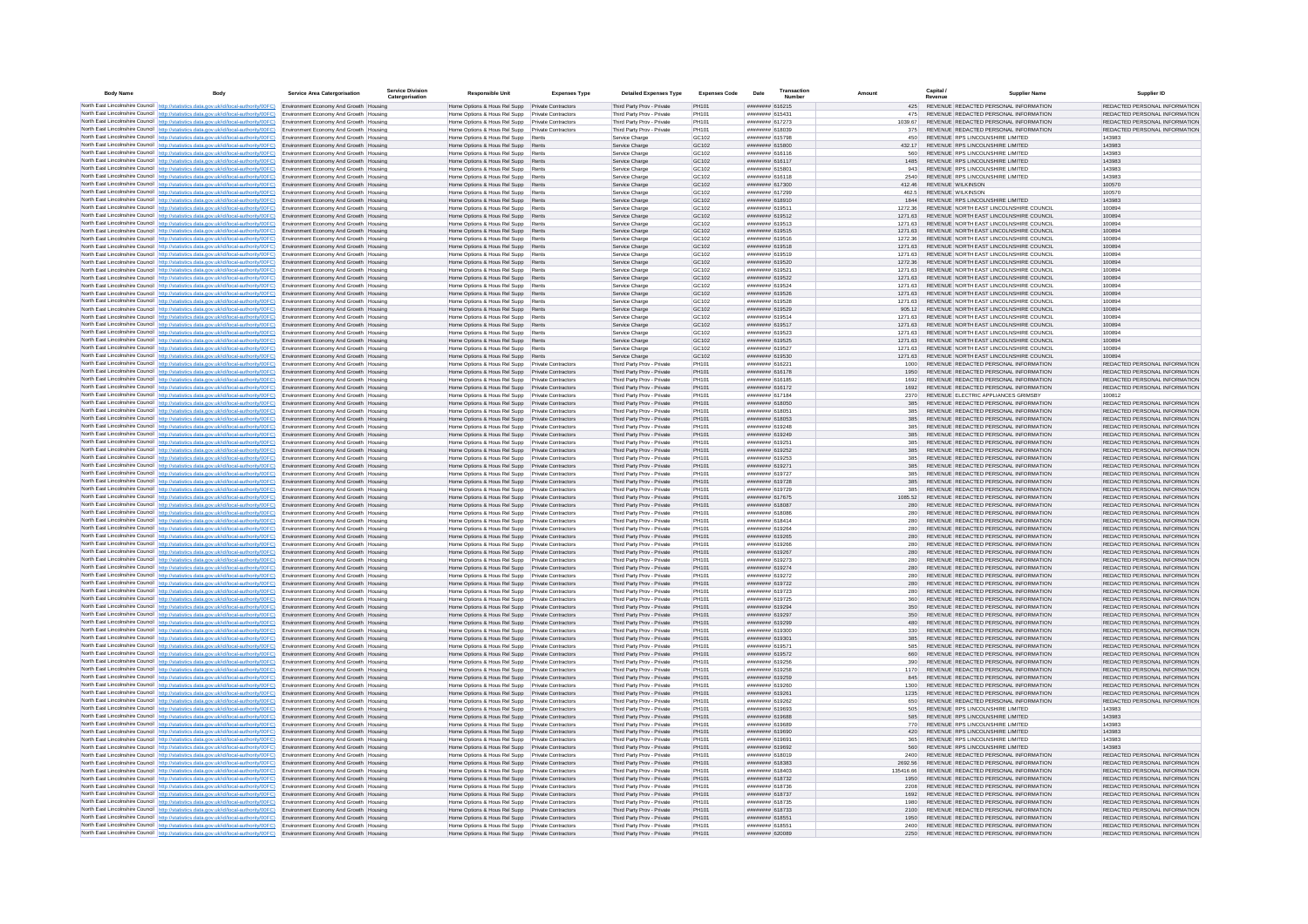| Body Name | Body | Service Area Catergorisation | Service Division Catergorisation | Responsible Unit | Expenses Type | Detailed Expenses Type | Expenses Code | Date | Transaction Number | Amount | Capital / Revenue | Supplier Name | Supplier ID |
|---|---|---|---|---|---|---|---|---|---|---|---|---|---|
| North East Lincolnshire Council | http://statistics.data.gov.uk/id/local-authority/00FC | Environment Economy And Growth | Housing | Home Options & Hous Rel Supp | Private Contractors | Third Party Prov - Private | PH101 | ######## | 616215 | 425 | REVENUE | REDACTED PERSONAL INFORMATION | REDACTED PERSONAL INFORMATION |
| North East Lincolnshire Council | http://statistics.data.gov.uk/id/local-authority/00FC | Environment Economy And Growth | Housing | Home Options & Hous Rel Supp | Private Contractors | Third Party Prov - Private | PH101 | ######## | 615431 | 475 | REVENUE | REDACTED PERSONAL INFORMATION | REDACTED PERSONAL INFORMATION |
| North East Lincolnshire Council | http://statistics.data.gov.uk/id/local-authority/00FC | Environment Economy And Growth | Housing | Home Options & Hous Rel Supp | Private Contractors | Third Party Prov - Private | PH101 | ######## | 617273 | 1039.67 | REVENUE | REDACTED PERSONAL INFORMATION | REDACTED PERSONAL INFORMATION |
| North East Lincolnshire Council | http://statistics.data.gov.uk/id/local-authority/00FC | Environment Economy And Growth | Housing | Home Options & Hous Rel Supp | Private Contractors | Third Party Prov - Private | PH101 | ######## | 618039 | 375 | REVENUE | REDACTED PERSONAL INFORMATION | REDACTED PERSONAL INFORMATION |
| North East Lincolnshire Council | http://statistics.data.gov.uk/id/local-authority/00FC | Environment Economy And Growth | Housing | Home Options & Hous Rel Supp | Rents | Service Charge | GC102 | ######## | 615798 | 450 | REVENUE | RPS LINCOLNSHIRE LIMITED | 143983 |
| North East Lincolnshire Council | http://statistics.data.gov.uk/id/local-authority/00FC | Environment Economy And Growth | Housing | Home Options & Hous Rel Supp | Rents | Service Charge | GC102 | ######## | 615800 | 432.17 | REVENUE | RPS LINCOLNSHIRE LIMITED | 143983 |
| North East Lincolnshire Council | http://statistics.data.gov.uk/id/local-authority/00FC | Environment Economy And Growth | Housing | Home Options & Hous Rel Supp | Rents | Service Charge | GC102 | ######## | 616116 | 560 | REVENUE | RPS LINCOLNSHIRE LIMITED | 143983 |
| North East Lincolnshire Council | http://statistics.data.gov.uk/id/local-authority/00FC | Environment Economy And Growth | Housing | Home Options & Hous Rel Supp | Rents | Service Charge | GC102 | ######## | 616117 | 1485 | REVENUE | RPS LINCOLNSHIRE LIMITED | 143983 |
| North East Lincolnshire Council | http://statistics.data.gov.uk/id/local-authority/00FC | Environment Economy And Growth | Housing | Home Options & Hous Rel Supp | Rents | Service Charge | GC102 | ######## | 615801 | 943 | REVENUE | RPS LINCOLNSHIRE LIMITED | 143983 |
| North East Lincolnshire Council | http://statistics.data.gov.uk/id/local-authority/00FC | Environment Economy And Growth | Housing | Home Options & Hous Rel Supp | Rents | Service Charge | GC102 | ######## | 616118 | 2540 | REVENUE | RPS LINCOLNSHIRE LIMITED | 143983 |
| North East Lincolnshire Council | http://statistics.data.gov.uk/id/local-authority/00FC | Environment Economy And Growth | Housing | Home Options & Hous Rel Supp | Rents | Service Charge | GC102 | ######## | 617300 | 412.46 | REVENUE | WILKINSON | 100570 |
| North East Lincolnshire Council | http://statistics.data.gov.uk/id/local-authority/00FC | Environment Economy And Growth | Housing | Home Options & Hous Rel Supp | Rents | Service Charge | GC102 | ######## | 617299 | 462.5 | REVENUE | WILKINSON | 100570 |
| North East Lincolnshire Council | http://statistics.data.gov.uk/id/local-authority/00FC | Environment Economy And Growth | Housing | Home Options & Hous Rel Supp | Rents | Service Charge | GC102 | ######## | 618910 | 1844 | REVENUE | RPS LINCOLNSHIRE LIMITED | 143983 |
| North East Lincolnshire Council | http://statistics.data.gov.uk/id/local-authority/00FC | Environment Economy And Growth | Housing | Home Options & Hous Rel Supp | Rents | Service Charge | GC102 | ######## | 619511 | 1272.36 | REVENUE | NORTH EAST LINCOLNSHIRE COUNCIL | 100894 |
| North East Lincolnshire Council | http://statistics.data.gov.uk/id/local-authority/00FC | Environment Economy And Growth | Housing | Home Options & Hous Rel Supp | Rents | Service Charge | GC102 | ######## | 619512 | 1271.63 | REVENUE | NORTH EAST LINCOLNSHIRE COUNCIL | 100894 |
| North East Lincolnshire Council | http://statistics.data.gov.uk/id/local-authority/00FC | Environment Economy And Growth | Housing | Home Options & Hous Rel Supp | Rents | Service Charge | GC102 | ######## | 619513 | 1271.63 | REVENUE | NORTH EAST LINCOLNSHIRE COUNCIL | 100894 |
| North East Lincolnshire Council | http://statistics.data.gov.uk/id/local-authority/00FC | Environment Economy And Growth | Housing | Home Options & Hous Rel Supp | Rents | Service Charge | GC102 | ######## | 619515 | 1271.63 | REVENUE | NORTH EAST LINCOLNSHIRE COUNCIL | 100894 |
| North East Lincolnshire Council | http://statistics.data.gov.uk/id/local-authority/00FC | Environment Economy And Growth | Housing | Home Options & Hous Rel Supp | Rents | Service Charge | GC102 | ######## | 619516 | 1272.36 | REVENUE | NORTH EAST LINCOLNSHIRE COUNCIL | 100894 |
| North East Lincolnshire Council | http://statistics.data.gov.uk/id/local-authority/00FC | Environment Economy And Growth | Housing | Home Options & Hous Rel Supp | Rents | Service Charge | GC102 | ######## | 619518 | 1271.63 | REVENUE | NORTH EAST LINCOLNSHIRE COUNCIL | 100894 |
| North East Lincolnshire Council | http://statistics.data.gov.uk/id/local-authority/00FC | Environment Economy And Growth | Housing | Home Options & Hous Rel Supp | Rents | Service Charge | GC102 | ######## | 619519 | 1271.63 | REVENUE | NORTH EAST LINCOLNSHIRE COUNCIL | 100894 |
| North East Lincolnshire Council | http://statistics.data.gov.uk/id/local-authority/00FC | Environment Economy And Growth | Housing | Home Options & Hous Rel Supp | Rents | Service Charge | GC102 | ######## | 619520 | 1272.36 | REVENUE | NORTH EAST LINCOLNSHIRE COUNCIL | 100894 |
| North East Lincolnshire Council | http://statistics.data.gov.uk/id/local-authority/00FC | Environment Economy And Growth | Housing | Home Options & Hous Rel Supp | Rents | Service Charge | GC102 | ######## | 619521 | 1271.63 | REVENUE | NORTH EAST LINCOLNSHIRE COUNCIL | 100894 |
| North East Lincolnshire Council | http://statistics.data.gov.uk/id/local-authority/00FC | Environment Economy And Growth | Housing | Home Options & Hous Rel Supp | Rents | Service Charge | GC102 | ######## | 619522 | 1271.63 | REVENUE | NORTH EAST LINCOLNSHIRE COUNCIL | 100894 |
| North East Lincolnshire Council | http://statistics.data.gov.uk/id/local-authority/00FC | Environment Economy And Growth | Housing | Home Options & Hous Rel Supp | Rents | Service Charge | GC102 | ######## | 619524 | 1271.63 | REVENUE | NORTH EAST LINCOLNSHIRE COUNCIL | 100894 |
| North East Lincolnshire Council | http://statistics.data.gov.uk/id/local-authority/00FC | Environment Economy And Growth | Housing | Home Options & Hous Rel Supp | Rents | Service Charge | GC102 | ######## | 619526 | 1271.63 | REVENUE | NORTH EAST LINCOLNSHIRE COUNCIL | 100894 |
| North East Lincolnshire Council | http://statistics.data.gov.uk/id/local-authority/00FC | Environment Economy And Growth | Housing | Home Options & Hous Rel Supp | Rents | Service Charge | GC102 | ######## | 619528 | 1271.63 | REVENUE | NORTH EAST LINCOLNSHIRE COUNCIL | 100894 |
| North East Lincolnshire Council | http://statistics.data.gov.uk/id/local-authority/00FC | Environment Economy And Growth | Housing | Home Options & Hous Rel Supp | Rents | Service Charge | GC102 | ######## | 619529 | 905.12 | REVENUE | NORTH EAST LINCOLNSHIRE COUNCIL | 100894 |
| North East Lincolnshire Council | http://statistics.data.gov.uk/id/local-authority/00FC | Environment Economy And Growth | Housing | Home Options & Hous Rel Supp | Rents | Service Charge | GC102 | ######## | 619514 | 1271.63 | REVENUE | NORTH EAST LINCOLNSHIRE COUNCIL | 100894 |
| North East Lincolnshire Council | http://statistics.data.gov.uk/id/local-authority/00FC | Environment Economy And Growth | Housing | Home Options & Hous Rel Supp | Rents | Service Charge | GC102 | ######## | 619517 | 1271.63 | REVENUE | NORTH EAST LINCOLNSHIRE COUNCIL | 100894 |
| North East Lincolnshire Council | http://statistics.data.gov.uk/id/local-authority/00FC | Environment Economy And Growth | Housing | Home Options & Hous Rel Supp | Rents | Service Charge | GC102 | ######## | 619523 | 1271.63 | REVENUE | NORTH EAST LINCOLNSHIRE COUNCIL | 100894 |
| North East Lincolnshire Council | http://statistics.data.gov.uk/id/local-authority/00FC | Environment Economy And Growth | Housing | Home Options & Hous Rel Supp | Rents | Service Charge | GC102 | ######## | 619525 | 1271.63 | REVENUE | NORTH EAST LINCOLNSHIRE COUNCIL | 100894 |
| North East Lincolnshire Council | http://statistics.data.gov.uk/id/local-authority/00FC | Environment Economy And Growth | Housing | Home Options & Hous Rel Supp | Rents | Service Charge | GC102 | ######## | 619527 | 1271.63 | REVENUE | NORTH EAST LINCOLNSHIRE COUNCIL | 100894 |
| North East Lincolnshire Council | http://statistics.data.gov.uk/id/local-authority/00FC | Environment Economy And Growth | Housing | Home Options & Hous Rel Supp | Rents | Service Charge | GC102 | ######## | 619530 | 1271.63 | REVENUE | NORTH EAST LINCOLNSHIRE COUNCIL | 100894 |
| North East Lincolnshire Council | http://statistics.data.gov.uk/id/local-authority/00FC | Environment Economy And Growth | Housing | Home Options & Hous Rel Supp | Private Contractors | Third Party Prov - Private | PH101 | ######## | 616221 | 1000 | REVENUE | REDACTED PERSONAL INFORMATION | REDACTED PERSONAL INFORMATION |
| North East Lincolnshire Council | http://statistics.data.gov.uk/id/local-authority/00FC | Environment Economy And Growth | Housing | Home Options & Hous Rel Supp | Private Contractors | Third Party Prov - Private | PH101 | ######## | 616178 | 1950 | REVENUE | REDACTED PERSONAL INFORMATION | REDACTED PERSONAL INFORMATION |
| North East Lincolnshire Council | http://statistics.data.gov.uk/id/local-authority/00FC | Environment Economy And Growth | Housing | Home Options & Hous Rel Supp | Private Contractors | Third Party Prov - Private | PH101 | ######## | 616185 | 1692 | REVENUE | REDACTED PERSONAL INFORMATION | REDACTED PERSONAL INFORMATION |
| North East Lincolnshire Council | http://statistics.data.gov.uk/id/local-authority/00FC | Environment Economy And Growth | Housing | Home Options & Hous Rel Supp | Private Contractors | Third Party Prov - Private | PH101 | ######## | 616172 | 1692 | REVENUE | REDACTED PERSONAL INFORMATION | REDACTED PERSONAL INFORMATION |
| North East Lincolnshire Council | http://statistics.data.gov.uk/id/local-authority/00FC | Environment Economy And Growth | Housing | Home Options & Hous Rel Supp | Private Contractors | Third Party Prov - Private | PH101 | ######## | 617184 | 2370 | REVENUE | ELECTRIC APPLIANCES GRIMSBY | 100812 |
| North East Lincolnshire Council | http://statistics.data.gov.uk/id/local-authority/00FC | Environment Economy And Growth | Housing | Home Options & Hous Rel Supp | Private Contractors | Third Party Prov - Private | PH101 | ######## | 618050 | 385 | REVENUE | REDACTED PERSONAL INFORMATION | REDACTED PERSONAL INFORMATION |
| North East Lincolnshire Council | http://statistics.data.gov.uk/id/local-authority/00FC | Environment Economy And Growth | Housing | Home Options & Hous Rel Supp | Private Contractors | Third Party Prov - Private | PH101 | ######## | 618051 | 385 | REVENUE | REDACTED PERSONAL INFORMATION | REDACTED PERSONAL INFORMATION |
| North East Lincolnshire Council | http://statistics.data.gov.uk/id/local-authority/00FC | Environment Economy And Growth | Housing | Home Options & Hous Rel Supp | Private Contractors | Third Party Prov - Private | PH101 | ######## | 618053 | 385 | REVENUE | REDACTED PERSONAL INFORMATION | REDACTED PERSONAL INFORMATION |
| North East Lincolnshire Council | http://statistics.data.gov.uk/id/local-authority/00FC | Environment Economy And Growth | Housing | Home Options & Hous Rel Supp | Private Contractors | Third Party Prov - Private | PH101 | ######## | 619248 | 385 | REVENUE | REDACTED PERSONAL INFORMATION | REDACTED PERSONAL INFORMATION |
| North East Lincolnshire Council | http://statistics.data.gov.uk/id/local-authority/00FC | Environment Economy And Growth | Housing | Home Options & Hous Rel Supp | Private Contractors | Third Party Prov - Private | PH101 | ######## | 619249 | 385 | REVENUE | REDACTED PERSONAL INFORMATION | REDACTED PERSONAL INFORMATION |
| North East Lincolnshire Council | http://statistics.data.gov.uk/id/local-authority/00FC | Environment Economy And Growth | Housing | Home Options & Hous Rel Supp | Private Contractors | Third Party Prov - Private | PH101 | ######## | 619251 | 385 | REVENUE | REDACTED PERSONAL INFORMATION | REDACTED PERSONAL INFORMATION |
| North East Lincolnshire Council | http://statistics.data.gov.uk/id/local-authority/00FC | Environment Economy And Growth | Housing | Home Options & Hous Rel Supp | Private Contractors | Third Party Prov - Private | PH101 | ######## | 619252 | 385 | REVENUE | REDACTED PERSONAL INFORMATION | REDACTED PERSONAL INFORMATION |
| North East Lincolnshire Council | http://statistics.data.gov.uk/id/local-authority/00FC | Environment Economy And Growth | Housing | Home Options & Hous Rel Supp | Private Contractors | Third Party Prov - Private | PH101 | ######## | 619253 | 385 | REVENUE | REDACTED PERSONAL INFORMATION | REDACTED PERSONAL INFORMATION |
| North East Lincolnshire Council | http://statistics.data.gov.uk/id/local-authority/00FC | Environment Economy And Growth | Housing | Home Options & Hous Rel Supp | Private Contractors | Third Party Prov - Private | PH101 | ######## | 619271 | 385 | REVENUE | REDACTED PERSONAL INFORMATION | REDACTED PERSONAL INFORMATION |
| North East Lincolnshire Council | http://statistics.data.gov.uk/id/local-authority/00FC | Environment Economy And Growth | Housing | Home Options & Hous Rel Supp | Private Contractors | Third Party Prov - Private | PH101 | ######## | 619727 | 385 | REVENUE | REDACTED PERSONAL INFORMATION | REDACTED PERSONAL INFORMATION |
| North East Lincolnshire Council | http://statistics.data.gov.uk/id/local-authority/00FC | Environment Economy And Growth | Housing | Home Options & Hous Rel Supp | Private Contractors | Third Party Prov - Private | PH101 | ######## | 619728 | 385 | REVENUE | REDACTED PERSONAL INFORMATION | REDACTED PERSONAL INFORMATION |
| North East Lincolnshire Council | http://statistics.data.gov.uk/id/local-authority/00FC | Environment Economy And Growth | Housing | Home Options & Hous Rel Supp | Private Contractors | Third Party Prov - Private | PH101 | ######## | 619729 | 385 | REVENUE | REDACTED PERSONAL INFORMATION | REDACTED PERSONAL INFORMATION |
| North East Lincolnshire Council | http://statistics.data.gov.uk/id/local-authority/00FC | Environment Economy And Growth | Housing | Home Options & Hous Rel Supp | Private Contractors | Third Party Prov - Private | PH101 | ######## | 617675 | 1085.52 | REVENUE | REDACTED PERSONAL INFORMATION | REDACTED PERSONAL INFORMATION |
| North East Lincolnshire Council | http://statistics.data.gov.uk/id/local-authority/00FC | Environment Economy And Growth | Housing | Home Options & Hous Rel Supp | Private Contractors | Third Party Prov - Private | PH101 | ######## | 618087 | 280 | REVENUE | REDACTED PERSONAL INFORMATION | REDACTED PERSONAL INFORMATION |
| North East Lincolnshire Council | http://statistics.data.gov.uk/id/local-authority/00FC | Environment Economy And Growth | Housing | Home Options & Hous Rel Supp | Private Contractors | Third Party Prov - Private | PH101 | ######## | 618086 | 280 | REVENUE | REDACTED PERSONAL INFORMATION | REDACTED PERSONAL INFORMATION |
| North East Lincolnshire Council | http://statistics.data.gov.uk/id/local-authority/00FC | Environment Economy And Growth | Housing | Home Options & Hous Rel Supp | Private Contractors | Third Party Prov - Private | PH101 | ######## | 618414 | 280 | REVENUE | REDACTED PERSONAL INFORMATION | REDACTED PERSONAL INFORMATION |
| North East Lincolnshire Council | http://statistics.data.gov.uk/id/local-authority/00FC | Environment Economy And Growth | Housing | Home Options & Hous Rel Supp | Private Contractors | Third Party Prov - Private | PH101 | ######## | 619264 | 280 | REVENUE | REDACTED PERSONAL INFORMATION | REDACTED PERSONAL INFORMATION |
| North East Lincolnshire Council | http://statistics.data.gov.uk/id/local-authority/00FC | Environment Economy And Growth | Housing | Home Options & Hous Rel Supp | Private Contractors | Third Party Prov - Private | PH101 | ######## | 619265 | 280 | REVENUE | REDACTED PERSONAL INFORMATION | REDACTED PERSONAL INFORMATION |
| North East Lincolnshire Council | http://statistics.data.gov.uk/id/local-authority/00FC | Environment Economy And Growth | Housing | Home Options & Hous Rel Supp | Private Contractors | Third Party Prov - Private | PH101 | ######## | 619266 | 280 | REVENUE | REDACTED PERSONAL INFORMATION | REDACTED PERSONAL INFORMATION |
| North East Lincolnshire Council | http://statistics.data.gov.uk/id/local-authority/00FC | Environment Economy And Growth | Housing | Home Options & Hous Rel Supp | Private Contractors | Third Party Prov - Private | PH101 | ######## | 619267 | 280 | REVENUE | REDACTED PERSONAL INFORMATION | REDACTED PERSONAL INFORMATION |
| North East Lincolnshire Council | http://statistics.data.gov.uk/id/local-authority/00FC | Environment Economy And Growth | Housing | Home Options & Hous Rel Supp | Private Contractors | Third Party Prov - Private | PH101 | ######## | 619273 | 280 | REVENUE | REDACTED PERSONAL INFORMATION | REDACTED PERSONAL INFORMATION |
| North East Lincolnshire Council | http://statistics.data.gov.uk/id/local-authority/00FC | Environment Economy And Growth | Housing | Home Options & Hous Rel Supp | Private Contractors | Third Party Prov - Private | PH101 | ######## | 619274 | 280 | REVENUE | REDACTED PERSONAL INFORMATION | REDACTED PERSONAL INFORMATION |
| North East Lincolnshire Council | http://statistics.data.gov.uk/id/local-authority/00FC | Environment Economy And Growth | Housing | Home Options & Hous Rel Supp | Private Contractors | Third Party Prov - Private | PH101 | ######## | 619272 | 280 | REVENUE | REDACTED PERSONAL INFORMATION | REDACTED PERSONAL INFORMATION |
| North East Lincolnshire Council | http://statistics.data.gov.uk/id/local-authority/00FC | Environment Economy And Growth | Housing | Home Options & Hous Rel Supp | Private Contractors | Third Party Prov - Private | PH101 | ######## | 619722 | 280 | REVENUE | REDACTED PERSONAL INFORMATION | REDACTED PERSONAL INFORMATION |
| North East Lincolnshire Council | http://statistics.data.gov.uk/id/local-authority/00FC | Environment Economy And Growth | Housing | Home Options & Hous Rel Supp | Private Contractors | Third Party Prov - Private | PH101 | ######## | 619723 | 280 | REVENUE | REDACTED PERSONAL INFORMATION | REDACTED PERSONAL INFORMATION |
| North East Lincolnshire Council | http://statistics.data.gov.uk/id/local-authority/00FC | Environment Economy And Growth | Housing | Home Options & Hous Rel Supp | Private Contractors | Third Party Prov - Private | PH101 | ######## | 619725 | 360 | REVENUE | REDACTED PERSONAL INFORMATION | REDACTED PERSONAL INFORMATION |
| North East Lincolnshire Council | http://statistics.data.gov.uk/id/local-authority/00FC | Environment Economy And Growth | Housing | Home Options & Hous Rel Supp | Private Contractors | Third Party Prov - Private | PH101 | ######## | 619294 | 350 | REVENUE | REDACTED PERSONAL INFORMATION | REDACTED PERSONAL INFORMATION |
| North East Lincolnshire Council | http://statistics.data.gov.uk/id/local-authority/00FC | Environment Economy And Growth | Housing | Home Options & Hous Rel Supp | Private Contractors | Third Party Prov - Private | PH101 | ######## | 619297 | 350 | REVENUE | REDACTED PERSONAL INFORMATION | REDACTED PERSONAL INFORMATION |
| North East Lincolnshire Council | http://statistics.data.gov.uk/id/local-authority/00FC | Environment Economy And Growth | Housing | Home Options & Hous Rel Supp | Private Contractors | Third Party Prov - Private | PH101 | ######## | 619299 | 480 | REVENUE | REDACTED PERSONAL INFORMATION | REDACTED PERSONAL INFORMATION |
| North East Lincolnshire Council | http://statistics.data.gov.uk/id/local-authority/00FC | Environment Economy And Growth | Housing | Home Options & Hous Rel Supp | Private Contractors | Third Party Prov - Private | PH101 | ######## | 619300 | 330 | REVENUE | REDACTED PERSONAL INFORMATION | REDACTED PERSONAL INFORMATION |
| North East Lincolnshire Council | http://statistics.data.gov.uk/id/local-authority/00FC | Environment Economy And Growth | Housing | Home Options & Hous Rel Supp | Private Contractors | Third Party Prov - Private | PH101 | ######## | 619301 | 385 | REVENUE | REDACTED PERSONAL INFORMATION | REDACTED PERSONAL INFORMATION |
| North East Lincolnshire Council | http://statistics.data.gov.uk/id/local-authority/00FC | Environment Economy And Growth | Housing | Home Options & Hous Rel Supp | Private Contractors | Third Party Prov - Private | PH101 | ######## | 619571 | 585 | REVENUE | REDACTED PERSONAL INFORMATION | REDACTED PERSONAL INFORMATION |
| North East Lincolnshire Council | http://statistics.data.gov.uk/id/local-authority/00FC | Environment Economy And Growth | Housing | Home Options & Hous Rel Supp | Private Contractors | Third Party Prov - Private | PH101 | ######## | 619572 | 660 | REVENUE | REDACTED PERSONAL INFORMATION | REDACTED PERSONAL INFORMATION |
| North East Lincolnshire Council | http://statistics.data.gov.uk/id/local-authority/00FC | Environment Economy And Growth | Housing | Home Options & Hous Rel Supp | Private Contractors | Third Party Prov - Private | PH101 | ######## | 619256 | 390 | REVENUE | REDACTED PERSONAL INFORMATION | REDACTED PERSONAL INFORMATION |
| North East Lincolnshire Council | http://statistics.data.gov.uk/id/local-authority/00FC | Environment Economy And Growth | Housing | Home Options & Hous Rel Supp | Private Contractors | Third Party Prov - Private | PH101 | ######## | 619258 | 1170 | REVENUE | REDACTED PERSONAL INFORMATION | REDACTED PERSONAL INFORMATION |
| North East Lincolnshire Council | http://statistics.data.gov.uk/id/local-authority/00FC | Environment Economy And Growth | Housing | Home Options & Hous Rel Supp | Private Contractors | Third Party Prov - Private | PH101 | ######## | 619259 | 845 | REVENUE | REDACTED PERSONAL INFORMATION | REDACTED PERSONAL INFORMATION |
| North East Lincolnshire Council | http://statistics.data.gov.uk/id/local-authority/00FC | Environment Economy And Growth | Housing | Home Options & Hous Rel Supp | Private Contractors | Third Party Prov - Private | PH101 | ######## | 619260 | 1300 | REVENUE | REDACTED PERSONAL INFORMATION | REDACTED PERSONAL INFORMATION |
| North East Lincolnshire Council | http://statistics.data.gov.uk/id/local-authority/00FC | Environment Economy And Growth | Housing | Home Options & Hous Rel Supp | Private Contractors | Third Party Prov - Private | PH101 | ######## | 619261 | 1235 | REVENUE | REDACTED PERSONAL INFORMATION | REDACTED PERSONAL INFORMATION |
| North East Lincolnshire Council | http://statistics.data.gov.uk/id/local-authority/00FC | Environment Economy And Growth | Housing | Home Options & Hous Rel Supp | Private Contractors | Third Party Prov - Private | PH101 | ######## | 619262 | 650 | REVENUE | REDACTED PERSONAL INFORMATION | REDACTED PERSONAL INFORMATION |
| North East Lincolnshire Council | http://statistics.data.gov.uk/id/local-authority/00FC | Environment Economy And Growth | Housing | Home Options & Hous Rel Supp | Private Contractors | Third Party Prov - Private | PH101 | ######## | 619693 | 505 | REVENUE | RPS LINCOLNSHIRE LIMITED | 143983 |
| North East Lincolnshire Council | http://statistics.data.gov.uk/id/local-authority/00FC | Environment Economy And Growth | Housing | Home Options & Hous Rel Supp | Private Contractors | Third Party Prov - Private | PH101 | ######## | 619688 | 585 | REVENUE | RPS LINCOLNSHIRE LIMITED | 143983 |
| North East Lincolnshire Council | http://statistics.data.gov.uk/id/local-authority/00FC | Environment Economy And Growth | Housing | Home Options & Hous Rel Supp | Private Contractors | Third Party Prov - Private | PH101 | ######## | 619689 | 770 | REVENUE | RPS LINCOLNSHIRE LIMITED | 143983 |
| North East Lincolnshire Council | http://statistics.data.gov.uk/id/local-authority/00FC | Environment Economy And Growth | Housing | Home Options & Hous Rel Supp | Private Contractors | Third Party Prov - Private | PH101 | ######## | 619690 | 420 | REVENUE | RPS LINCOLNSHIRE LIMITED | 143983 |
| North East Lincolnshire Council | http://statistics.data.gov.uk/id/local-authority/00FC | Environment Economy And Growth | Housing | Home Options & Hous Rel Supp | Private Contractors | Third Party Prov - Private | PH101 | ######## | 619691 | 365 | REVENUE | RPS LINCOLNSHIRE LIMITED | 143983 |
| North East Lincolnshire Council | http://statistics.data.gov.uk/id/local-authority/00FC | Environment Economy And Growth | Housing | Home Options & Hous Rel Supp | Private Contractors | Third Party Prov - Private | PH101 | ######## | 619692 | 560 | REVENUE | RPS LINCOLNSHIRE LIMITED | 143983 |
| North East Lincolnshire Council | http://statistics.data.gov.uk/id/local-authority/00FC | Environment Economy And Growth | Housing | Home Options & Hous Rel Supp | Private Contractors | Third Party Prov - Private | PH101 | ######## | 618019 | 2400 | REVENUE | REDACTED PERSONAL INFORMATION | REDACTED PERSONAL INFORMATION |
| North East Lincolnshire Council | http://statistics.data.gov.uk/id/local-authority/00FC | Environment Economy And Growth | Housing | Home Options & Hous Rel Supp | Private Contractors | Third Party Prov - Private | PH101 | ######## | 618383 | 2692.56 | REVENUE | REDACTED PERSONAL INFORMATION | REDACTED PERSONAL INFORMATION |
| North East Lincolnshire Council | http://statistics.data.gov.uk/id/local-authority/00FC | Environment Economy And Growth | Housing | Home Options & Hous Rel Supp | Private Contractors | Third Party Prov - Private | PH101 | ######## | 618403 | 135416.66 | REVENUE | REDACTED PERSONAL INFORMATION | REDACTED PERSONAL INFORMATION |
| North East Lincolnshire Council | http://statistics.data.gov.uk/id/local-authority/00FC | Environment Economy And Growth | Housing | Home Options & Hous Rel Supp | Private Contractors | Third Party Prov - Private | PH101 | ######## | 618732 | 1950 | REVENUE | REDACTED PERSONAL INFORMATION | REDACTED PERSONAL INFORMATION |
| North East Lincolnshire Council | http://statistics.data.gov.uk/id/local-authority/00FC | Environment Economy And Growth | Housing | Home Options & Hous Rel Supp | Private Contractors | Third Party Prov - Private | PH101 | ######## | 618736 | 2208 | REVENUE | REDACTED PERSONAL INFORMATION | REDACTED PERSONAL INFORMATION |
| North East Lincolnshire Council | http://statistics.data.gov.uk/id/local-authority/00FC | Environment Economy And Growth | Housing | Home Options & Hous Rel Supp | Private Contractors | Third Party Prov - Private | PH101 | ######## | 618737 | 1692 | REVENUE | REDACTED PERSONAL INFORMATION | REDACTED PERSONAL INFORMATION |
| North East Lincolnshire Council | http://statistics.data.gov.uk/id/local-authority/00FC | Environment Economy And Growth | Housing | Home Options & Hous Rel Supp | Private Contractors | Third Party Prov - Private | PH101 | ######## | 618735 | 1980 | REVENUE | REDACTED PERSONAL INFORMATION | REDACTED PERSONAL INFORMATION |
| North East Lincolnshire Council | http://statistics.data.gov.uk/id/local-authority/00FC | Environment Economy And Growth | Housing | Home Options & Hous Rel Supp | Private Contractors | Third Party Prov - Private | PH101 | ######## | 618733 | 2100 | REVENUE | REDACTED PERSONAL INFORMATION | REDACTED PERSONAL INFORMATION |
| North East Lincolnshire Council | http://statistics.data.gov.uk/id/local-authority/00FC | Environment Economy And Growth | Housing | Home Options & Hous Rel Supp | Private Contractors | Third Party Prov - Private | PH101 | ######## | 618551 | 1950 | REVENUE | REDACTED PERSONAL INFORMATION | REDACTED PERSONAL INFORMATION |
| North East Lincolnshire Council | http://statistics.data.gov.uk/id/local-authority/00FC | Environment Economy And Growth | Housing | Home Options & Hous Rel Supp | Private Contractors | Third Party Prov - Private | PH101 | ######## | 618551 | 2400 | REVENUE | REDACTED PERSONAL INFORMATION | REDACTED PERSONAL INFORMATION |
| North East Lincolnshire Council | http://statistics.data.gov.uk/id/local-authority/00FC | Environment Economy And Growth | Housing | Home Options & Hous Rel Supp | Private Contractors | Third Party Prov - Private | PH101 | ######## | 620089 | 2250 | REVENUE | REDACTED PERSONAL INFORMATION | REDACTED PERSONAL INFORMATION |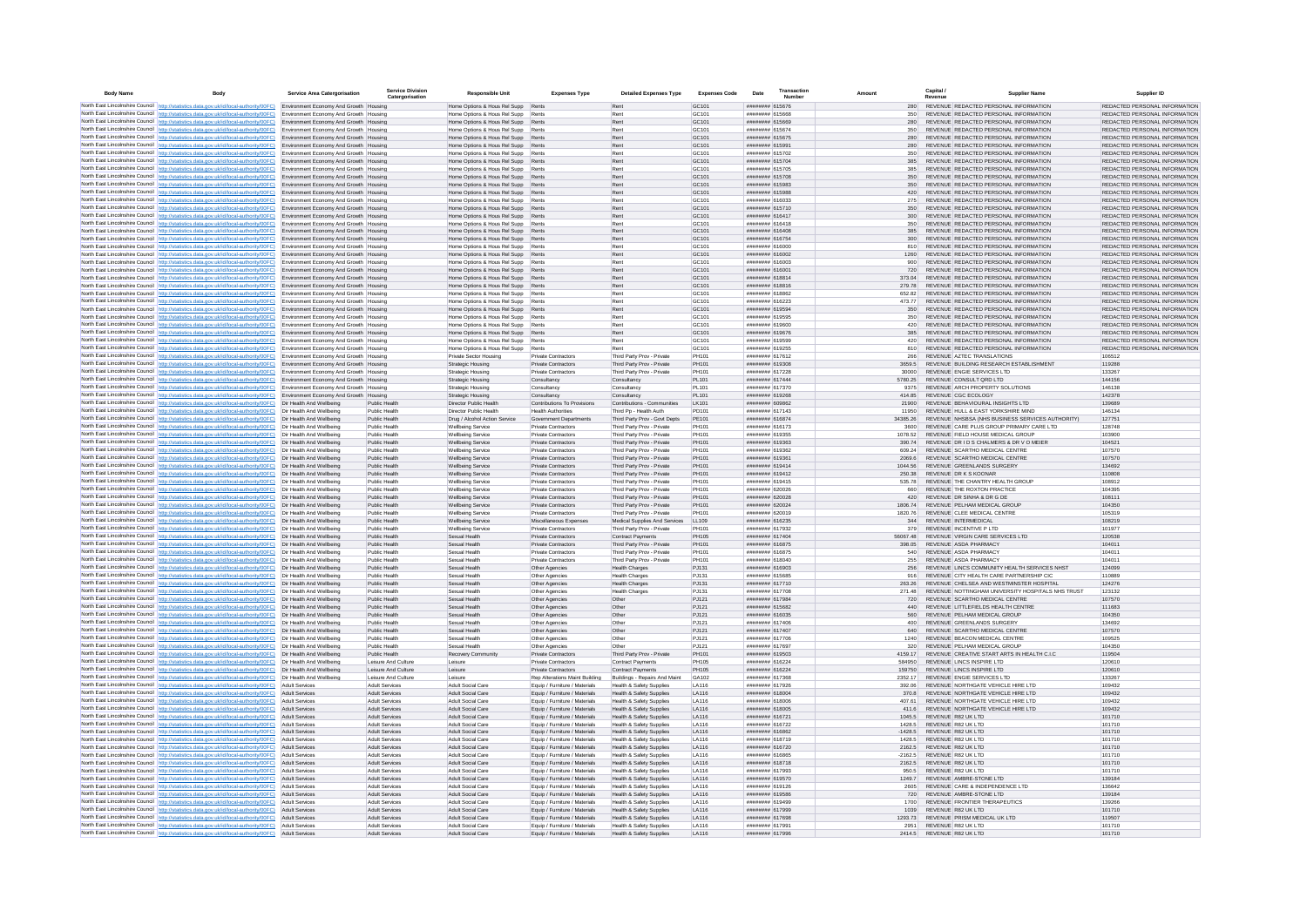| Body Name | Body | Service Area Catergorisation | Service Division Catergorisation | Responsible Unit | Expenses Type | Detailed Expenses Type | Expenses Code | Date | Transaction Number | Amount | Capital / Revenue | Supplier Name | Supplier ID |
|---|---|---|---|---|---|---|---|---|---|---|---|---|---|
| North East Lincolnshire Council | http://statistics.data.gov.uk/id/local-authority/00FC | Environment Economy And Growth | Housing | Home Options & Hous Rel Supp | Rents | Rent | GC101 | ######## | 615676 | 280 | REVENUE | REDACTED PERSONAL INFORMATION | REDACTED PERSONAL INFORMATION |
| North East Lincolnshire Council | http://statistics.data.gov.uk/id/local-authority/00FC | Environment Economy And Growth | Housing | Home Options & Hous Rel Supp | Rents | Rent | GC101 | ######## | 615668 | 350 | REVENUE | REDACTED PERSONAL INFORMATION | REDACTED PERSONAL INFORMATION |
| North East Lincolnshire Council | http://statistics.data.gov.uk/id/local-authority/00FC | Environment Economy And Growth | Housing | Home Options & Hous Rel Supp | Rents | Rent | GC101 | ######## | 615669 | 280 | REVENUE | REDACTED PERSONAL INFORMATION | REDACTED PERSONAL INFORMATION |
| North East Lincolnshire Council | http://statistics.data.gov.uk/id/local-authority/00FC | Environment Economy And Growth | Housing | Home Options & Hous Rel Supp | Rents | Rent | GC101 | ######## | 615674 | 350 | REVENUE | REDACTED PERSONAL INFORMATION | REDACTED PERSONAL INFORMATION |
| North East Lincolnshire Council | http://statistics.data.gov.uk/id/local-authority/00FC | Environment Economy And Growth | Housing | Home Options & Hous Rel Supp | Rents | Rent | GC101 | ######## | 615675 | 280 | REVENUE | REDACTED PERSONAL INFORMATION | REDACTED PERSONAL INFORMATION |
| North East Lincolnshire Council | http://statistics.data.gov.uk/id/local-authority/00FC | Environment Economy And Growth | Housing | Home Options & Hous Rel Supp | Rents | Rent | GC101 | ######## | 615991 | 280 | REVENUE | REDACTED PERSONAL INFORMATION | REDACTED PERSONAL INFORMATION |
| North East Lincolnshire Council | http://statistics.data.gov.uk/id/local-authority/00FC | Environment Economy And Growth | Housing | Home Options & Hous Rel Supp | Rents | Rent | GC101 | ######## | 615702 | 350 | REVENUE | REDACTED PERSONAL INFORMATION | REDACTED PERSONAL INFORMATION |
| North East Lincolnshire Council | http://statistics.data.gov.uk/id/local-authority/00FC | Environment Economy And Growth | Housing | Home Options & Hous Rel Supp | Rents | Rent | GC101 | ######## | 615704 | 385 | REVENUE | REDACTED PERSONAL INFORMATION | REDACTED PERSONAL INFORMATION |
| North East Lincolnshire Council | http://statistics.data.gov.uk/id/local-authority/00FC | Environment Economy And Growth | Housing | Home Options & Hous Rel Supp | Rents | Rent | GC101 | ######## | 615705 | 385 | REVENUE | REDACTED PERSONAL INFORMATION | REDACTED PERSONAL INFORMATION |
| North East Lincolnshire Council | http://statistics.data.gov.uk/id/local-authority/00FC | Environment Economy And Growth | Housing | Home Options & Hous Rel Supp | Rents | Rent | GC101 | ######## | 615708 | 350 | REVENUE | REDACTED PERSONAL INFORMATION | REDACTED PERSONAL INFORMATION |
| North East Lincolnshire Council | http://statistics.data.gov.uk/id/local-authority/00FC | Environment Economy And Growth | Housing | Home Options & Hous Rel Supp | Rents | Rent | GC101 | ######## | 615983 | 350 | REVENUE | REDACTED PERSONAL INFORMATION | REDACTED PERSONAL INFORMATION |
| North East Lincolnshire Council | http://statistics.data.gov.uk/id/local-authority/00FC | Environment Economy And Growth | Housing | Home Options & Hous Rel Supp | Rents | Rent | GC101 | ######## | 615988 | 420 | REVENUE | REDACTED PERSONAL INFORMATION | REDACTED PERSONAL INFORMATION |
| North East Lincolnshire Council | http://statistics.data.gov.uk/id/local-authority/00FC | Environment Economy And Growth | Housing | Home Options & Hous Rel Supp | Rents | Rent | GC101 | ######## | 616033 | 275 | REVENUE | REDACTED PERSONAL INFORMATION | REDACTED PERSONAL INFORMATION |
| North East Lincolnshire Council | http://statistics.data.gov.uk/id/local-authority/00FC | Environment Economy And Growth | Housing | Home Options & Hous Rel Supp | Rents | Rent | GC101 | ######## | 615710 | 350 | REVENUE | REDACTED PERSONAL INFORMATION | REDACTED PERSONAL INFORMATION |
| North East Lincolnshire Council | http://statistics.data.gov.uk/id/local-authority/00FC | Environment Economy And Growth | Housing | Home Options & Hous Rel Supp | Rents | Rent | GC101 | ######## | 616417 | 300 | REVENUE | REDACTED PERSONAL INFORMATION | REDACTED PERSONAL INFORMATION |
| North East Lincolnshire Council | http://statistics.data.gov.uk/id/local-authority/00FC | Environment Economy And Growth | Housing | Home Options & Hous Rel Supp | Rents | Rent | GC101 | ######## | 616418 | 350 | REVENUE | REDACTED PERSONAL INFORMATION | REDACTED PERSONAL INFORMATION |
| North East Lincolnshire Council | http://statistics.data.gov.uk/id/local-authority/00FC | Environment Economy And Growth | Housing | Home Options & Hous Rel Supp | Rents | Rent | GC101 | ######## | 616408 | 385 | REVENUE | REDACTED PERSONAL INFORMATION | REDACTED PERSONAL INFORMATION |
| North East Lincolnshire Council | http://statistics.data.gov.uk/id/local-authority/00FC | Environment Economy And Growth | Housing | Home Options & Hous Rel Supp | Rents | Rent | GC101 | ######## | 616754 | 300 | REVENUE | REDACTED PERSONAL INFORMATION | REDACTED PERSONAL INFORMATION |
| North East Lincolnshire Council | http://statistics.data.gov.uk/id/local-authority/00FC | Environment Economy And Growth | Housing | Home Options & Hous Rel Supp | Rents | Rent | GC101 | ######## | 616000 | 810 | REVENUE | REDACTED PERSONAL INFORMATION | REDACTED PERSONAL INFORMATION |
| North East Lincolnshire Council | http://statistics.data.gov.uk/id/local-authority/00FC | Environment Economy And Growth | Housing | Home Options & Hous Rel Supp | Rents | Rent | GC101 | ######## | 616002 | 1260 | REVENUE | REDACTED PERSONAL INFORMATION | REDACTED PERSONAL INFORMATION |
| North East Lincolnshire Council | http://statistics.data.gov.uk/id/local-authority/00FC | Environment Economy And Growth | Housing | Home Options & Hous Rel Supp | Rents | Rent | GC101 | ######## | 616003 | 900 | REVENUE | REDACTED PERSONAL INFORMATION | REDACTED PERSONAL INFORMATION |
| North East Lincolnshire Council | http://statistics.data.gov.uk/id/local-authority/00FC | Environment Economy And Growth | Housing | Home Options & Hous Rel Supp | Rents | Rent | GC101 | ######## | 616001 | 720 | REVENUE | REDACTED PERSONAL INFORMATION | REDACTED PERSONAL INFORMATION |
| North East Lincolnshire Council | http://statistics.data.gov.uk/id/local-authority/00FC | Environment Economy And Growth | Housing | Home Options & Hous Rel Supp | Rents | Rent | GC101 | ######## | 618814 | 373.04 | REVENUE | REDACTED PERSONAL INFORMATION | REDACTED PERSONAL INFORMATION |
| North East Lincolnshire Council | http://statistics.data.gov.uk/id/local-authority/00FC | Environment Economy And Growth | Housing | Home Options & Hous Rel Supp | Rents | Rent | GC101 | ######## | 618816 | 279.78 | REVENUE | REDACTED PERSONAL INFORMATION | REDACTED PERSONAL INFORMATION |
| North East Lincolnshire Council | http://statistics.data.gov.uk/id/local-authority/00FC | Environment Economy And Growth | Housing | Home Options & Hous Rel Supp | Rents | Rent | GC101 | ######## | 618862 | 652.82 | REVENUE | REDACTED PERSONAL INFORMATION | REDACTED PERSONAL INFORMATION |
| North East Lincolnshire Council | http://statistics.data.gov.uk/id/local-authority/00FC | Environment Economy And Growth | Housing | Home Options & Hous Rel Supp | Rents | Rent | GC101 | ######## | 616223 | 473.77 | REVENUE | REDACTED PERSONAL INFORMATION | REDACTED PERSONAL INFORMATION |
| North East Lincolnshire Council | http://statistics.data.gov.uk/id/local-authority/00FC | Environment Economy And Growth | Housing | Home Options & Hous Rel Supp | Rents | Rent | GC101 | ######## | 619594 | 350 | REVENUE | REDACTED PERSONAL INFORMATION | REDACTED PERSONAL INFORMATION |
| North East Lincolnshire Council | http://statistics.data.gov.uk/id/local-authority/00FC | Environment Economy And Growth | Housing | Home Options & Hous Rel Supp | Rents | Rent | GC101 | ######## | 619595 | 350 | REVENUE | REDACTED PERSONAL INFORMATION | REDACTED PERSONAL INFORMATION |
| North East Lincolnshire Council | http://statistics.data.gov.uk/id/local-authority/00FC | Environment Economy And Growth | Housing | Home Options & Hous Rel Supp | Rents | Rent | GC101 | ######## | 619600 | 420 | REVENUE | REDACTED PERSONAL INFORMATION | REDACTED PERSONAL INFORMATION |
| North East Lincolnshire Council | http://statistics.data.gov.uk/id/local-authority/00FC | Environment Economy And Growth | Housing | Home Options & Hous Rel Supp | Rents | Rent | GC101 | ######## | 619676 | 385 | REVENUE | REDACTED PERSONAL INFORMATION | REDACTED PERSONAL INFORMATION |
| North East Lincolnshire Council | http://statistics.data.gov.uk/id/local-authority/00FC | Environment Economy And Growth | Housing | Home Options & Hous Rel Supp | Rents | Rent | GC101 | ######## | 619599 | 420 | REVENUE | REDACTED PERSONAL INFORMATION | REDACTED PERSONAL INFORMATION |
| North East Lincolnshire Council | http://statistics.data.gov.uk/id/local-authority/00FC | Environment Economy And Growth | Housing | Home Options & Hous Rel Supp | Rents | Rent | GC101 | ######## | 619255 | 810 | REVENUE | REDACTED PERSONAL INFORMATION | REDACTED PERSONAL INFORMATION |
| North East Lincolnshire Council | http://statistics.data.gov.uk/id/local-authority/00FC | Environment Economy And Growth | Housing | Private Sector Housing | Private Contractors | Third Party Prov - Private | PH101 | ######## | 617612 | 266 | REVENUE | AZTEC TRANSLATIONS | 106512 |
| North East Lincolnshire Council | http://statistics.data.gov.uk/id/local-authority/00FC | Environment Economy And Growth | Housing | Strategic Housing | Private Contractors | Third Party Prov - Private | PH101 | ######## | 619308 | 3659.5 | REVENUE | BUILDING RESEARCH ESTABLISHMENT | 110288 |
| North East Lincolnshire Council | http://statistics.data.gov.uk/id/local-authority/00FC | Environment Economy And Growth | Housing | Strategic Housing | Private Contractors | Third Party Prov - Private | PH101 | ######## | 617228 | 30000 | REVENUE | ENGIE SERVICES LTD | 133267 |
| North East Lincolnshire Council | http://statistics.data.gov.uk/id/local-authority/00FC | Environment Economy And Growth | Housing | Strategic Housing | Consultancy | Consultancy | PL101 | ######## | 617444 | 5780.25 | REVENUE | CONSULT QRD LTD | 144156 |
| North East Lincolnshire Council | http://statistics.data.gov.uk/id/local-authority/00FC | Environment Economy And Growth | Housing | Strategic Housing | Consultancy | Consultancy | PL101 | ######## | 617370 | 9375 | REVENUE | ARCH PROPERTY SOLUTIONS | 146138 |
| North East Lincolnshire Council | http://statistics.data.gov.uk/id/local-authority/00FC | Environment Economy And Growth | Housing | Strategic Housing | Consultancy | Consultancy | PL101 | ######## | 619268 | 414.85 | REVENUE | CGC ECOLOGY | 142378 |
| North East Lincolnshire Council | http://statistics.data.gov.uk/id/local-authority/00FC | Dir Health And Wellbeing | Public Health | Director Public Health | Contributions To Provisions | Contributions - Communities | LK101 | ######## | 609862 | 21900 | REVENUE | BEHAVIOURAL INSIGHTS LTD | 139689 |
| North East Lincolnshire Council | http://statistics.data.gov.uk/id/local-authority/00FC | Dir Health And Wellbeing | Public Health | Director Public Health | Health Authorities | Third Pp - Health Auth | PD101 | ######## | 617143 | 11950 | REVENUE | HULL & EAST YORKSHIRE MIND | 146134 |
| North East Lincolnshire Council | http://statistics.data.gov.uk/id/local-authority/00FC | Dir Health And Wellbeing | Public Health | Drug / Alcohol Action Service | Government Departments | Third Party Prov - Govt Depts | PE101 | ######## | 616874 | 34385.26 | REVENUE | NHSBSA (NHS BUSINESS SERVICES AUTHORITY) | 127751 |
| North East Lincolnshire Council | http://statistics.data.gov.uk/id/local-authority/00FC | Dir Health And Wellbeing | Public Health | Wellbeing Service | Private Contractors | Third Party Prov - Private | PH101 | ######## | 616173 | 3600 | REVENUE | CARE PLUS GROUP PRIMARY CARE LTD | 128748 |
| North East Lincolnshire Council | http://statistics.data.gov.uk/id/local-authority/00FC | Dir Health And Wellbeing | Public Health | Wellbeing Service | Private Contractors | Third Party Prov - Private | PH101 | ######## | 619355 | 1078.52 | REVENUE | FIELD HOUSE MEDICAL GROUP | 103900 |
| North East Lincolnshire Council | http://statistics.data.gov.uk/id/local-authority/00FC | Dir Health And Wellbeing | Public Health | Wellbeing Service | Private Contractors | Third Party Prov - Private | PH101 | ######## | 619363 | 390.74 | REVENUE | DR I D S CHALMERS & DR V O MEIER | 104521 |
| North East Lincolnshire Council | http://statistics.data.gov.uk/id/local-authority/00FC | Dir Health And Wellbeing | Public Health | Wellbeing Service | Private Contractors | Third Party Prov - Private | PH101 | ######## | 619362 | 609.24 | REVENUE | SCARTHO MEDICAL CENTRE | 107570 |
| North East Lincolnshire Council | http://statistics.data.gov.uk/id/local-authority/00FC | Dir Health And Wellbeing | Public Health | Wellbeing Service | Private Contractors | Third Party Prov - Private | PH101 | ######## | 619361 | 2069.6 | REVENUE | SCARTHO MEDICAL CENTRE | 107570 |
| North East Lincolnshire Council | http://statistics.data.gov.uk/id/local-authority/00FC | Dir Health And Wellbeing | Public Health | Wellbeing Service | Private Contractors | Third Party Prov - Private | PH101 | ######## | 619414 | 1044.56 | REVENUE | GREENLANDS SURGERY | 134692 |
| North East Lincolnshire Council | http://statistics.data.gov.uk/id/local-authority/00FC | Dir Health And Wellbeing | Public Health | Wellbeing Service | Private Contractors | Third Party Prov - Private | PH101 | ######## | 619412 | 250.38 | REVENUE | DR K S KOONAR | 110808 |
| North East Lincolnshire Council | http://statistics.data.gov.uk/id/local-authority/00FC | Dir Health And Wellbeing | Public Health | Wellbeing Service | Private Contractors | Third Party Prov - Private | PH101 | ######## | 619415 | 535.78 | REVENUE | THE CHANTRY HEALTH GROUP | 108912 |
| North East Lincolnshire Council | http://statistics.data.gov.uk/id/local-authority/00FC | Dir Health And Wellbeing | Public Health | Wellbeing Service | Private Contractors | Third Party Prov - Private | PH101 | ######## | 620026 | 660 | REVENUE | THE ROXTON PRACTICE | 104395 |
| North East Lincolnshire Council | http://statistics.data.gov.uk/id/local-authority/00FC | Dir Health And Wellbeing | Public Health | Wellbeing Service | Private Contractors | Third Party Prov - Private | PH101 | ######## | 620028 | 420 | REVENUE | DR SINHA & DR G DE | 108111 |
| North East Lincolnshire Council | http://statistics.data.gov.uk/id/local-authority/00FC | Dir Health And Wellbeing | Public Health | Wellbeing Service | Private Contractors | Third Party Prov - Private | PH101 | ######## | 620024 | 1806.74 | REVENUE | PELHAM MEDICAL GROUP | 104350 |
| North East Lincolnshire Council | http://statistics.data.gov.uk/id/local-authority/00FC | Dir Health And Wellbeing | Public Health | Wellbeing Service | Private Contractors | Third Party Prov - Private | PH101 | ######## | 620019 | 1820.76 | REVENUE | CLEE MEDICAL CENTRE | 105319 |
| North East Lincolnshire Council | http://statistics.data.gov.uk/id/local-authority/00FC | Dir Health And Wellbeing | Public Health | Wellbeing Service | Miscellaneous Expenses | Medical Supplies And Services | LL109 | ######## | 616235 | 344 | REVENUE | INTERMEDICAL | 108219 |
| North East Lincolnshire Council | http://statistics.data.gov.uk/id/local-authority/00FC | Dir Health And Wellbeing | Public Health | Wellbeing Service | Private Contractors | Third Party Prov - Private | PH101 | ######## | 617932 | 379 | REVENUE | INCENTIVE P LTD | 101977 |
| North East Lincolnshire Council | http://statistics.data.gov.uk/id/local-authority/00FC | Dir Health And Wellbeing | Public Health | Sexual Health | Private Contractors | Contract Payments | PH105 | ######## | 617404 | 56067.48 | REVENUE | VIRGIN CARE SERVICES LTD | 120538 |
| North East Lincolnshire Council | http://statistics.data.gov.uk/id/local-authority/00FC | Dir Health And Wellbeing | Public Health | Sexual Health | Private Contractors | Third Party Prov - Private | PH101 | ######## | 616875 | 398.05 | REVENUE | ASDA PHARMACY | 104011 |
| North East Lincolnshire Council | http://statistics.data.gov.uk/id/local-authority/00FC | Dir Health And Wellbeing | Public Health | Sexual Health | Private Contractors | Third Party Prov - Private | PH101 | ######## | 616875 | 540 | REVENUE | ASDA PHARMACY | 104011 |
| North East Lincolnshire Council | http://statistics.data.gov.uk/id/local-authority/00FC | Dir Health And Wellbeing | Public Health | Sexual Health | Private Contractors | Third Party Prov - Private | PH101 | ######## | 618040 | 255 | REVENUE | ASDA PHARMACY | 104011 |
| North East Lincolnshire Council | http://statistics.data.gov.uk/id/local-authority/00FC | Dir Health And Wellbeing | Public Health | Sexual Health | Other Agencies | Health Charges | PJ131 | ######## | 616903 | 256 | REVENUE | LINCS COMMUNITY HEALTH SERVICES NHST | 124099 |
| North East Lincolnshire Council | http://statistics.data.gov.uk/id/local-authority/00FC | Dir Health And Wellbeing | Public Health | Sexual Health | Other Agencies | Health Charges | PJ131 | ######## | 615685 | 916 | REVENUE | CITY HEALTH CARE PARTNERSHIP CIC | 110889 |
| North East Lincolnshire Council | http://statistics.data.gov.uk/id/local-authority/00FC | Dir Health And Wellbeing | Public Health | Sexual Health | Other Agencies | Health Charges | PJ131 | ######## | 617710 | 263.26 | REVENUE | CHELSEA AND WESTMINSTER HOSPITAL | 124276 |
| North East Lincolnshire Council | http://statistics.data.gov.uk/id/local-authority/00FC | Dir Health And Wellbeing | Public Health | Sexual Health | Other Agencies | Health Charges | PJ131 | ######## | 617708 | 271.48 | REVENUE | NOTTINGHAM UNIVERSITY HOSPITALS NHS TRUST | 123132 |
| North East Lincolnshire Council | http://statistics.data.gov.uk/id/local-authority/00FC | Dir Health And Wellbeing | Public Health | Sexual Health | Other Agencies | Other | PJ121 | ######## | 617984 | 720 | REVENUE | SCARTHO MEDICAL CENTRE | 107570 |
| North East Lincolnshire Council | http://statistics.data.gov.uk/id/local-authority/00FC | Dir Health And Wellbeing | Public Health | Sexual Health | Other Agencies | Other | PJ121 | ######## | 615682 | 440 | REVENUE | LITTLEFIELDS HEALTH CENTRE | 111683 |
| North East Lincolnshire Council | http://statistics.data.gov.uk/id/local-authority/00FC | Dir Health And Wellbeing | Public Health | Sexual Health | Other Agencies | Other | PJ121 | ######## | 616035 | 560 | REVENUE | PELHAM MEDICAL GROUP | 104350 |
| North East Lincolnshire Council | http://statistics.data.gov.uk/id/local-authority/00FC | Dir Health And Wellbeing | Public Health | Sexual Health | Other Agencies | Other | PJ121 | ######## | 617405 | 400 | REVENUE | GREENLANDS SURGERY | 134692 |
| North East Lincolnshire Council | http://statistics.data.gov.uk/id/local-authority/00FC | Dir Health And Wellbeing | Public Health | Sexual Health | Other Agencies | Other | PJ121 | ######## | 617407 | 640 | REVENUE | SCARTHO MEDICAL CENTRE | 107570 |
| North East Lincolnshire Council | http://statistics.data.gov.uk/id/local-authority/00FC | Dir Health And Wellbeing | Public Health | Sexual Health | Other Agencies | Other | PJ121 | ######## | 617706 | 1240 | REVENUE | BEACON MEDICAL CENTRE | 109525 |
| North East Lincolnshire Council | http://statistics.data.gov.uk/id/local-authority/00FC | Dir Health And Wellbeing | Public Health | Sexual Health | Other Agencies | Other | PJ121 | ######## | 617697 | 320 | REVENUE | PELHAM MEDICAL GROUP | 104350 |
| North East Lincolnshire Council | http://statistics.data.gov.uk/id/local-authority/00FC | Dir Health And Wellbeing | Public Health | Recovery Community | Private Contractors | Third Party Prov - Private | PH101 | ######## | 619503 | 4159.17 | REVENUE | CREATIVE START ARTS IN HEALTH C.I.C | 119504 |
| North East Lincolnshire Council | http://statistics.data.gov.uk/id/local-authority/00FC | Dir Health And Wellbeing | Leisure And Culture | Leisure | Private Contractors | Contract Payments | PH105 | ######## | 616224 | 584950 | REVENUE | LINCS INSPIRE LTD | 120610 |
| North East Lincolnshire Council | http://statistics.data.gov.uk/id/local-authority/00FC | Dir Health And Wellbeing | Leisure And Culture | Leisure | Private Contractors | Contract Payments | PH105 | ######## | 616224 | 159750 | REVENUE | LINCS INSPIRE LTD | 120610 |
| North East Lincolnshire Council | http://statistics.data.gov.uk/id/local-authority/00FC | Dir Health And Wellbeing | Leisure And Culture | Leisure | Rep Alterations Maint Building | Buildings - Repairs And Maint | GA102 | ######## | 617368 | 2352.17 | REVENUE | ENGIE SERVICES LTD | 133267 |
| North East Lincolnshire Council | http://statistics.data.gov.uk/id/local-authority/00FC | Adult Services | Adult Services | Adult Social Care | Equip / Furniture / Materials | Health & Safety Supplies | LA116 | ######## | 617926 | 392.06 | REVENUE | NORTHGATE VEHICLE HIRE LTD | 109432 |
| North East Lincolnshire Council | http://statistics.data.gov.uk/id/local-authority/00FC | Adult Services | Adult Services | Adult Social Care | Equip / Furniture / Materials | Health & Safety Supplies | LA116 | ######## | 618004 | 370.8 | REVENUE | NORTHGATE VEHICLE HIRE LTD | 109432 |
| North East Lincolnshire Council | http://statistics.data.gov.uk/id/local-authority/00FC | Adult Services | Adult Services | Adult Social Care | Equip / Furniture / Materials | Health & Safety Supplies | LA116 | ######## | 618006 | 407.61 | REVENUE | NORTHGATE VEHICLE HIRE LTD | 109432 |
| North East Lincolnshire Council | http://statistics.data.gov.uk/id/local-authority/00FC | Adult Services | Adult Services | Adult Social Care | Equip / Furniture / Materials | Health & Safety Supplies | LA116 | ######## | 618005 | 411.6 | REVENUE | NORTHGATE VEHICLE HIRE LTD | 109432 |
| North East Lincolnshire Council | http://statistics.data.gov.uk/id/local-authority/00FC | Adult Services | Adult Services | Adult Social Care | Equip / Furniture / Materials | Health & Safety Supplies | LA116 | ######## | 616721 | 1045.5 | REVENUE | R82 UK LTD | 101710 |
| North East Lincolnshire Council | http://statistics.data.gov.uk/id/local-authority/00FC | Adult Services | Adult Services | Adult Social Care | Equip / Furniture / Materials | Health & Safety Supplies | LA116 | ######## | 616722 | 1428.5 | REVENUE | R82 UK LTD | 101710 |
| North East Lincolnshire Council | http://statistics.data.gov.uk/id/local-authority/00FC | Adult Services | Adult Services | Adult Social Care | Equip / Furniture / Materials | Health & Safety Supplies | LA116 | ######## | 616862 | -1428.5 | REVENUE | R82 UK LTD | 101710 |
| North East Lincolnshire Council | http://statistics.data.gov.uk/id/local-authority/00FC | Adult Services | Adult Services | Adult Social Care | Equip / Furniture / Materials | Health & Safety Supplies | LA116 | ######## | 618719 | 1428.5 | REVENUE | R82 UK LTD | 101710 |
| North East Lincolnshire Council | http://statistics.data.gov.uk/id/local-authority/00FC | Adult Services | Adult Services | Adult Social Care | Equip / Furniture / Materials | Health & Safety Supplies | LA116 | ######## | 616720 | 2162.5 | REVENUE | R82 UK LTD | 101710 |
| North East Lincolnshire Council | http://statistics.data.gov.uk/id/local-authority/00FC | Adult Services | Adult Services | Adult Social Care | Equip / Furniture / Materials | Health & Safety Supplies | LA116 | ######## | 616865 | -2162.5 | REVENUE | R82 UK LTD | 101710 |
| North East Lincolnshire Council | http://statistics.data.gov.uk/id/local-authority/00FC | Adult Services | Adult Services | Adult Social Care | Equip / Furniture / Materials | Health & Safety Supplies | LA116 | ######## | 618718 | 2162.5 | REVENUE | R82 UK LTD | 101710 |
| North East Lincolnshire Council | http://statistics.data.gov.uk/id/local-authority/00FC | Adult Services | Adult Services | Adult Social Care | Equip / Furniture / Materials | Health & Safety Supplies | LA116 | ######## | 617993 | 950.5 | REVENUE | R82 UK LTD | 101710 |
| North East Lincolnshire Council | http://statistics.data.gov.uk/id/local-authority/00FC | Adult Services | Adult Services | Adult Social Care | Equip / Furniture / Materials | Health & Safety Supplies | LA116 | ######## | 619570 | 1249.7 | REVENUE | AMBRE-STONE LTD | 139184 |
| North East Lincolnshire Council | http://statistics.data.gov.uk/id/local-authority/00FC | Adult Services | Adult Services | Adult Social Care | Equip / Furniture / Materials | Health & Safety Supplies | LA116 | ######## | 619126 | 2605 | REVENUE | CARE & INDEPENDENCE LTD | 136642 |
| North East Lincolnshire Council | http://statistics.data.gov.uk/id/local-authority/00FC | Adult Services | Adult Services | Adult Social Care | Equip / Furniture / Materials | Health & Safety Supplies | LA116 | ######## | 619586 | 720 | REVENUE | AMBRE-STONE LTD | 139184 |
| North East Lincolnshire Council | http://statistics.data.gov.uk/id/local-authority/00FC | Adult Services | Adult Services | Adult Social Care | Equip / Furniture / Materials | Health & Safety Supplies | LA116 | ######## | 619499 | 1700 | REVENUE | FRONTIER THERAPEUTICS | 139266 |
| North East Lincolnshire Council | http://statistics.data.gov.uk/id/local-authority/00FC | Adult Services | Adult Services | Adult Social Care | Equip / Furniture / Materials | Health & Safety Supplies | LA116 | ######## | 617999 | 1039 | REVENUE | R82 UK LTD | 101710 |
| North East Lincolnshire Council | http://statistics.data.gov.uk/id/local-authority/00FC | Adult Services | Adult Services | Adult Social Care | Equip / Furniture / Materials | Health & Safety Supplies | LA116 | ######## | 617698 | 1293.73 | REVENUE | PRISM MEDICAL UK LTD | 119507 |
| North East Lincolnshire Council | http://statistics.data.gov.uk/id/local-authority/00FC | Adult Services | Adult Services | Adult Social Care | Equip / Furniture / Materials | Health & Safety Supplies | LA116 | ######## | 617991 | 2951 | REVENUE | R82 UK LTD | 101710 |
| North East Lincolnshire Council | http://statistics.data.gov.uk/id/local-authority/00FC | Adult Services | Adult Services | Adult Social Care | Equip / Furniture / Materials | Health & Safety Supplies | LA116 | ######## | 617996 | 2414.5 | REVENUE | R82 UK LTD | 101710 |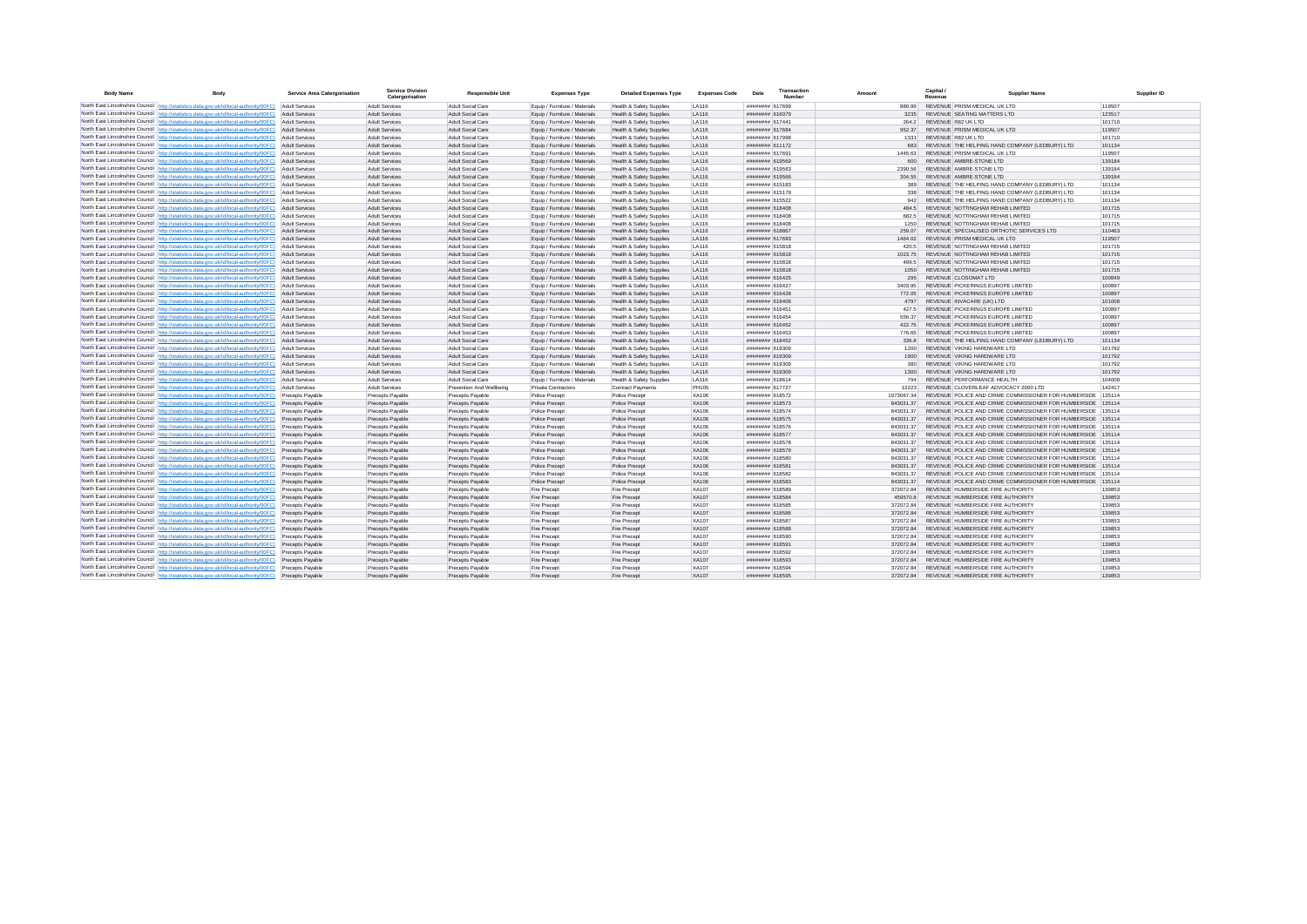| Body Name | Body | Service Area Catergorisation | Service Division Catergorisation | Responsible Unit | Expenses Type | Detailed Expenses Type | Expenses Code | Date | Transaction Number | Amount | Capital / Revenue | Supplier Name | Supplier ID |
|---|---|---|---|---|---|---|---|---|---|---|---|---|---|
| North East Lincolnshire Council | http://statistics.data.gov.uk/id/local-authority/00FC) | Adult Services | Adult Services | Adult Social Care | Equip / Furniture / Materials | Health & Safety Supplies | LA116 | ######## | 617699 | 880.99 | REVENUE | PRISM MEDICAL UK LTD | 119507 |
| North East Lincolnshire Council | http://statistics.data.gov.uk/id/local-authority/00FC) | Adult Services | Adult Services | Adult Social Care | Equip / Furniture / Materials | Health & Safety Supplies | LA116 | ######## | 618079 | 3235 | REVENUE | SEATING MATTERS LTD | 123517 |
| North East Lincolnshire Council | http://statistics.data.gov.uk/id/local-authority/00FC) | Adult Services | Adult Services | Adult Social Care | Equip / Furniture / Materials | Health & Safety Supplies | LA116 | ######## | 617441 | 264.2 | REVENUE | R82 UK LTD | 101710 |
| North East Lincolnshire Council | http://statistics.data.gov.uk/id/local-authority/00FC) | Adult Services | Adult Services | Adult Social Care | Equip / Furniture / Materials | Health & Safety Supplies | LA116 | ######## | 617684 | 952.37 | REVENUE | PRISM MEDICAL UK LTD | 119507 |
| North East Lincolnshire Council | http://statistics.data.gov.uk/id/local-authority/00FC) | Adult Services | Adult Services | Adult Social Care | Equip / Furniture / Materials | Health & Safety Supplies | LA116 | ######## | 617998 | 1331 | REVENUE | R82 UK LTD | 101710 |
| North East Lincolnshire Council | http://statistics.data.gov.uk/id/local-authority/00FC) | Adult Services | Adult Services | Adult Social Care | Equip / Furniture / Materials | Health & Safety Supplies | LA116 | ######## | 611172 | 683 | REVENUE | THE HELPING HAND COMPANY (LEDBURY) LTD | 101134 |
| North East Lincolnshire Council | http://statistics.data.gov.uk/id/local-authority/00FC) | Adult Services | Adult Services | Adult Social Care | Equip / Furniture / Materials | Health & Safety Supplies | LA116 | ######## | 617691 | 1445.63 | REVENUE | PRISM MEDICAL UK LTD | 119507 |
| North East Lincolnshire Council | http://statistics.data.gov.uk/id/local-authority/00FC) | Adult Services | Adult Services | Adult Social Care | Equip / Furniture / Materials | Health & Safety Supplies | LA116 | ######## | 619569 | 600 | REVENUE | AMBRE-STONE LTD | 139184 |
| North East Lincolnshire Council | http://statistics.data.gov.uk/id/local-authority/00FC) | Adult Services | Adult Services | Adult Social Care | Equip / Furniture / Materials | Health & Safety Supplies | LA116 | ######## | 619563 | 2390.56 | REVENUE | AMBRE-STONE LTD | 139184 |
| North East Lincolnshire Council | http://statistics.data.gov.uk/id/local-authority/00FC) | Adult Services | Adult Services | Adult Social Care | Equip / Furniture / Materials | Health & Safety Supplies | LA116 | ######## | 619566 | 304.55 | REVENUE | AMBRE-STONE LTD | 139184 |
| North East Lincolnshire Council | http://statistics.data.gov.uk/id/local-authority/00FC) | Adult Services | Adult Services | Adult Social Care | Equip / Furniture / Materials | Health & Safety Supplies | LA116 | ######## | 615183 | 389 | REVENUE | THE HELPING HAND COMPANY (LEDBURY) LTD | 101134 |
| North East Lincolnshire Council | http://statistics.data.gov.uk/id/local-authority/00FC) | Adult Services | Adult Services | Adult Social Care | Equip / Furniture / Materials | Health & Safety Supplies | LA116 | ######## | 615179 | 336 | REVENUE | THE HELPING HAND COMPANY (LEDBURY) LTD | 101134 |
| North East Lincolnshire Council | http://statistics.data.gov.uk/id/local-authority/00FC) | Adult Services | Adult Services | Adult Social Care | Equip / Furniture / Materials | Health & Safety Supplies | LA116 | ######## | 615522 | 942 | REVENUE | THE HELPING HAND COMPANY (LEDBURY) LTD | 101134 |
| North East Lincolnshire Council | http://statistics.data.gov.uk/id/local-authority/00FC) | Adult Services | Adult Services | Adult Social Care | Equip / Furniture / Materials | Health & Safety Supplies | LA116 | ######## | 618408 | 484.5 | REVENUE | NOTTINGHAM REHAB LIMITED | 101715 |
| North East Lincolnshire Council | http://statistics.data.gov.uk/id/local-authority/00FC) | Adult Services | Adult Services | Adult Social Care | Equip / Furniture / Materials | Health & Safety Supplies | LA116 | ######## | 618408 | 682.5 | REVENUE | NOTTINGHAM REHAB LIMITED | 101715 |
| North East Lincolnshire Council | http://statistics.data.gov.uk/id/local-authority/00FC) | Adult Services | Adult Services | Adult Social Care | Equip / Furniture / Materials | Health & Safety Supplies | LA116 | ######## | 618408 | 1250 | REVENUE | NOTTINGHAM REHAB LIMITED | 101715 |
| North East Lincolnshire Council | http://statistics.data.gov.uk/id/local-authority/00FC) | Adult Services | Adult Services | Adult Social Care | Equip / Furniture / Materials | Health & Safety Supplies | LA116 | ######## | 618867 | 259.07 | REVENUE | SPECIALISED ORTHOTIC SERVICES LTD | 110463 |
| North East Lincolnshire Council | http://statistics.data.gov.uk/id/local-authority/00FC) | Adult Services | Adult Services | Adult Social Care | Equip / Furniture / Materials | Health & Safety Supplies | LA116 | ######## | 617693 | 1464.02 | REVENUE | PRISM MEDICAL UK LTD | 119507 |
| North East Lincolnshire Council | http://statistics.data.gov.uk/id/local-authority/00FC) | Adult Services | Adult Services | Adult Social Care | Equip / Furniture / Materials | Health & Safety Supplies | LA116 | ######## | 615818 | 420.5 | REVENUE | NOTTINGHAM REHAB LIMITED | 101715 |
| North East Lincolnshire Council | http://statistics.data.gov.uk/id/local-authority/00FC) | Adult Services | Adult Services | Adult Social Care | Equip / Furniture / Materials | Health & Safety Supplies | LA116 | ######## | 615818 | 1023.75 | REVENUE | NOTTINGHAM REHAB LIMITED | 101715 |
| North East Lincolnshire Council | http://statistics.data.gov.uk/id/local-authority/00FC) | Adult Services | Adult Services | Adult Social Care | Equip / Furniture / Materials | Health & Safety Supplies | LA116 | ######## | 615818 | 499.5 | REVENUE | NOTTINGHAM REHAB LIMITED | 101715 |
| North East Lincolnshire Council | http://statistics.data.gov.uk/id/local-authority/00FC) | Adult Services | Adult Services | Adult Social Care | Equip / Furniture / Materials | Health & Safety Supplies | LA116 | ######## | 615818 | 1050 | REVENUE | NOTTINGHAM REHAB LIMITED | 101715 |
| North East Lincolnshire Council | http://statistics.data.gov.uk/id/local-authority/00FC) | Adult Services | Adult Services | Adult Social Care | Equip / Furniture / Materials | Health & Safety Supplies | LA116 | ######## | 616425 | 295 | REVENUE | CLOSOMAT LTD | 100849 |
| North East Lincolnshire Council | http://statistics.data.gov.uk/id/local-authority/00FC) | Adult Services | Adult Services | Adult Social Care | Equip / Furniture / Materials | Health & Safety Supplies | LA116 | ######## | 616427 | 3403.95 | REVENUE | PICKERINGS EUROPE LIMITED | 100897 |
| North East Lincolnshire Council | http://statistics.data.gov.uk/id/local-authority/00FC) | Adult Services | Adult Services | Adult Social Care | Equip / Furniture / Materials | Health & Safety Supplies | LA116 | ######## | 616428 | 772.05 | REVENUE | PICKERINGS EUROPE LIMITED | 100897 |
| North East Lincolnshire Council | http://statistics.data.gov.uk/id/local-authority/00FC) | Adult Services | Adult Services | Adult Social Care | Equip / Furniture / Materials | Health & Safety Supplies | LA116 | ######## | 618406 | 4797 | REVENUE | INVACARE (UK) LTD | 101008 |
| North East Lincolnshire Council | http://statistics.data.gov.uk/id/local-authority/00FC) | Adult Services | Adult Services | Adult Social Care | Equip / Furniture / Materials | Health & Safety Supplies | LA116 | ######## | 616451 | 427.5 | REVENUE | PICKERINGS EUROPE LIMITED | 100897 |
| North East Lincolnshire Council | http://statistics.data.gov.uk/id/local-authority/00FC) | Adult Services | Adult Services | Adult Social Care | Equip / Furniture / Materials | Health & Safety Supplies | LA116 | ######## | 616454 | 556.37 | REVENUE | PICKERINGS EUROPE LIMITED | 100897 |
| North East Lincolnshire Council | http://statistics.data.gov.uk/id/local-authority/00FC) | Adult Services | Adult Services | Adult Social Care | Equip / Furniture / Materials | Health & Safety Supplies | LA116 | ######## | 616452 | 422.75 | REVENUE | PICKERINGS EUROPE LIMITED | 100897 |
| North East Lincolnshire Council | http://statistics.data.gov.uk/id/local-authority/00FC) | Adult Services | Adult Services | Adult Social Care | Equip / Furniture / Materials | Health & Safety Supplies | LA116 | ######## | 616453 | 776.65 | REVENUE | PICKERINGS EUROPE LIMITED | 100897 |
| North East Lincolnshire Council | http://statistics.data.gov.uk/id/local-authority/00FC) | Adult Services | Adult Services | Adult Social Care | Equip / Furniture / Materials | Health & Safety Supplies | LA116 | ######## | 618452 | 336.8 | REVENUE | THE HELPING HAND COMPANY (LEDBURY) LTD | 101134 |
| North East Lincolnshire Council | http://statistics.data.gov.uk/id/local-authority/00FC) | Adult Services | Adult Services | Adult Social Care | Equip / Furniture / Materials | Health & Safety Supplies | LA116 | ######## | 619309 | 1200 | REVENUE | VIKING HARDWARE LTD | 101792 |
| North East Lincolnshire Council | http://statistics.data.gov.uk/id/local-authority/00FC) | Adult Services | Adult Services | Adult Social Care | Equip / Furniture / Materials | Health & Safety Supplies | LA116 | ######## | 619309 | 1900 | REVENUE | VIKING HARDWARE LTD | 101792 |
| North East Lincolnshire Council | http://statistics.data.gov.uk/id/local-authority/00FC) | Adult Services | Adult Services | Adult Social Care | Equip / Furniture / Materials | Health & Safety Supplies | LA116 | ######## | 619309 | 380 | REVENUE | VIKING HARDWARE LTD | 101792 |
| North East Lincolnshire Council | http://statistics.data.gov.uk/id/local-authority/00FC) | Adult Services | Adult Services | Adult Social Care | Equip / Furniture / Materials | Health & Safety Supplies | LA116 | ######## | 619309 | 1300 | REVENUE | VIKING HARDWARE LTD | 101792 |
| North East Lincolnshire Council | http://statistics.data.gov.uk/id/local-authority/00FC) | Adult Services | Adult Services | Adult Social Care | Equip / Furniture / Materials | Health & Safety Supplies | LA116 | ######## | 618614 | 794 | REVENUE | PERFORMANCE HEALTH | 104008 |
| North East Lincolnshire Council | http://statistics.data.gov.uk/id/local-authority/00FC) | Adult Services | Adult Services | Prevention And Wellbeing | Private Contractors | Contract Payments | PH105 | ######## | 617727 | 12223 | REVENUE | CLOVERLEAF ADVOCACY 2000 LTD | 142417 |
| North East Lincolnshire Council | http://statistics.data.gov.uk/id/local-authority/00FC) | Precepts Payable | Precepts Payable | Precepts Payable | Police Precept | Police Precept | XA106 | ######## | 618572 | 1073067.34 | REVENUE | POLICE AND CRIME COMMISSIONER FOR HUMBERSIDE | 135114 |
| North East Lincolnshire Council | http://statistics.data.gov.uk/id/local-authority/00FC) | Precepts Payable | Precepts Payable | Precepts Payable | Police Precept | Police Precept | XA106 | ######## | 618573 | 843031.37 | REVENUE | POLICE AND CRIME COMMISSIONER FOR HUMBERSIDE | 135114 |
| North East Lincolnshire Council | http://statistics.data.gov.uk/id/local-authority/00FC) | Precepts Payable | Precepts Payable | Precepts Payable | Police Precept | Police Precept | XA106 | ######## | 618574 | 843031.37 | REVENUE | POLICE AND CRIME COMMISSIONER FOR HUMBERSIDE | 135114 |
| North East Lincolnshire Council | http://statistics.data.gov.uk/id/local-authority/00FC) | Precepts Payable | Precepts Payable | Precepts Payable | Police Precept | Police Precept | XA106 | ######## | 618575 | 843031.37 | REVENUE | POLICE AND CRIME COMMISSIONER FOR HUMBERSIDE | 135114 |
| North East Lincolnshire Council | http://statistics.data.gov.uk/id/local-authority/00FC) | Precepts Payable | Precepts Payable | Precepts Payable | Police Precept | Police Precept | XA106 | ######## | 618576 | 843031.37 | REVENUE | POLICE AND CRIME COMMISSIONER FOR HUMBERSIDE | 135114 |
| North East Lincolnshire Council | http://statistics.data.gov.uk/id/local-authority/00FC) | Precepts Payable | Precepts Payable | Precepts Payable | Police Precept | Police Precept | XA106 | ######## | 618577 | 843031.37 | REVENUE | POLICE AND CRIME COMMISSIONER FOR HUMBERSIDE | 135114 |
| North East Lincolnshire Council | http://statistics.data.gov.uk/id/local-authority/00FC) | Precepts Payable | Precepts Payable | Precepts Payable | Police Precept | Police Precept | XA106 | ######## | 618578 | 843031.37 | REVENUE | POLICE AND CRIME COMMISSIONER FOR HUMBERSIDE | 135114 |
| North East Lincolnshire Council | http://statistics.data.gov.uk/id/local-authority/00FC) | Precepts Payable | Precepts Payable | Precepts Payable | Police Precept | Police Precept | XA106 | ######## | 618579 | 843031.37 | REVENUE | POLICE AND CRIME COMMISSIONER FOR HUMBERSIDE | 135114 |
| North East Lincolnshire Council | http://statistics.data.gov.uk/id/local-authority/00FC) | Precepts Payable | Precepts Payable | Precepts Payable | Police Precept | Police Precept | XA106 | ######## | 618580 | 843031.37 | REVENUE | POLICE AND CRIME COMMISSIONER FOR HUMBERSIDE | 135114 |
| North East Lincolnshire Council | http://statistics.data.gov.uk/id/local-authority/00FC) | Precepts Payable | Precepts Payable | Precepts Payable | Police Precept | Police Precept | XA106 | ######## | 618581 | 843031.37 | REVENUE | POLICE AND CRIME COMMISSIONER FOR HUMBERSIDE | 135114 |
| North East Lincolnshire Council | http://statistics.data.gov.uk/id/local-authority/00FC) | Precepts Payable | Precepts Payable | Precepts Payable | Police Precept | Police Precept | XA106 | ######## | 618582 | 843031.37 | REVENUE | POLICE AND CRIME COMMISSIONER FOR HUMBERSIDE | 135114 |
| North East Lincolnshire Council | http://statistics.data.gov.uk/id/local-authority/00FC) | Precepts Payable | Precepts Payable | Precepts Payable | Police Precept | Police Precept | XA106 | ######## | 618583 | 843031.37 | REVENUE | POLICE AND CRIME COMMISSIONER FOR HUMBERSIDE | 135114 |
| North East Lincolnshire Council | http://statistics.data.gov.uk/id/local-authority/00FC) | Precepts Payable | Precepts Payable | Precepts Payable | Fire Precept | Fire Precept | XA107 | ######## | 618589 | 372072.84 | REVENUE | HUMBERSIDE FIRE AUTHORITY | 139853 |
| North East Lincolnshire Council | http://statistics.data.gov.uk/id/local-authority/00FC) | Precepts Payable | Precepts Payable | Precepts Payable | Fire Precept | Fire Precept | XA107 | ######## | 618584 | 459570.8 | REVENUE | HUMBERSIDE FIRE AUTHORITY | 139853 |
| North East Lincolnshire Council | http://statistics.data.gov.uk/id/local-authority/00FC) | Precepts Payable | Precepts Payable | Precepts Payable | Fire Precept | Fire Precept | XA107 | ######## | 618585 | 372072.84 | REVENUE | HUMBERSIDE FIRE AUTHORITY | 139853 |
| North East Lincolnshire Council | http://statistics.data.gov.uk/id/local-authority/00FC) | Precepts Payable | Precepts Payable | Precepts Payable | Fire Precept | Fire Precept | XA107 | ######## | 618586 | 372072.84 | REVENUE | HUMBERSIDE FIRE AUTHORITY | 139853 |
| North East Lincolnshire Council | http://statistics.data.gov.uk/id/local-authority/00FC) | Precepts Payable | Precepts Payable | Precepts Payable | Fire Precept | Fire Precept | XA107 | ######## | 618587 | 372072.84 | REVENUE | HUMBERSIDE FIRE AUTHORITY | 139853 |
| North East Lincolnshire Council | http://statistics.data.gov.uk/id/local-authority/00FC) | Precepts Payable | Precepts Payable | Precepts Payable | Fire Precept | Fire Precept | XA107 | ######## | 618588 | 372072.84 | REVENUE | HUMBERSIDE FIRE AUTHORITY | 139853 |
| North East Lincolnshire Council | http://statistics.data.gov.uk/id/local-authority/00FC) | Precepts Payable | Precepts Payable | Precepts Payable | Fire Precept | Fire Precept | XA107 | ######## | 618590 | 372072.84 | REVENUE | HUMBERSIDE FIRE AUTHORITY | 139853 |
| North East Lincolnshire Council | http://statistics.data.gov.uk/id/local-authority/00FC) | Precepts Payable | Precepts Payable | Precepts Payable | Fire Precept | Fire Precept | XA107 | ######## | 618591 | 372072.84 | REVENUE | HUMBERSIDE FIRE AUTHORITY | 139853 |
| North East Lincolnshire Council | http://statistics.data.gov.uk/id/local-authority/00FC) | Precepts Payable | Precepts Payable | Precepts Payable | Fire Precept | Fire Precept | XA107 | ######## | 618592 | 372072.84 | REVENUE | HUMBERSIDE FIRE AUTHORITY | 139853 |
| North East Lincolnshire Council | http://statistics.data.gov.uk/id/local-authority/00FC) | Precepts Payable | Precepts Payable | Precepts Payable | Fire Precept | Fire Precept | XA107 | ######## | 618593 | 372072.84 | REVENUE | HUMBERSIDE FIRE AUTHORITY | 139853 |
| North East Lincolnshire Council | http://statistics.data.gov.uk/id/local-authority/00FC) | Precepts Payable | Precepts Payable | Precepts Payable | Fire Precept | Fire Precept | XA107 | ######## | 618594 | 372072.84 | REVENUE | HUMBERSIDE FIRE AUTHORITY | 139853 |
| North East Lincolnshire Council | http://statistics.data.gov.uk/id/local-authority/00FC) | Precepts Payable | Precepts Payable | Precepts Payable | Fire Precept | Fire Precept | XA107 | ######## | 618595 | 372072.84 | REVENUE | HUMBERSIDE FIRE AUTHORITY | 139853 |